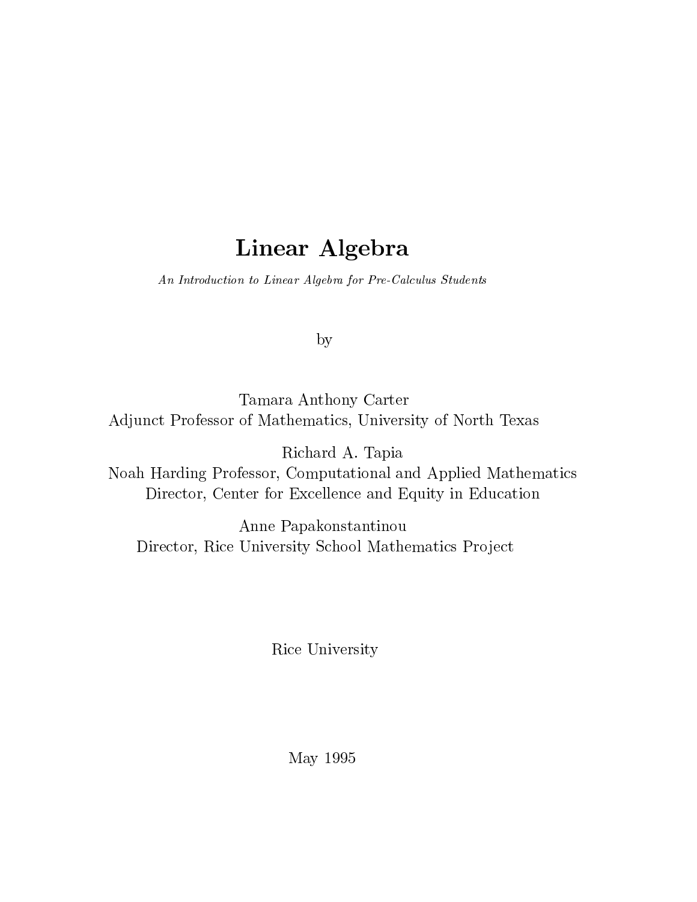# Linear Algebra

*An Introduction to Linear Algebra for Pre-Calculus Students*

by

Tamara Anthony Carter
Adjunct Professor of Mathematics, University of North Texas

Richard A. Tapia
Noah Harding Professor, Computational and Applied Mathematics
Director, Center for Excellence and Equity in Education

Anne Papakonstantinou
Director, Rice University School Mathematics Project

Rice University

May 1995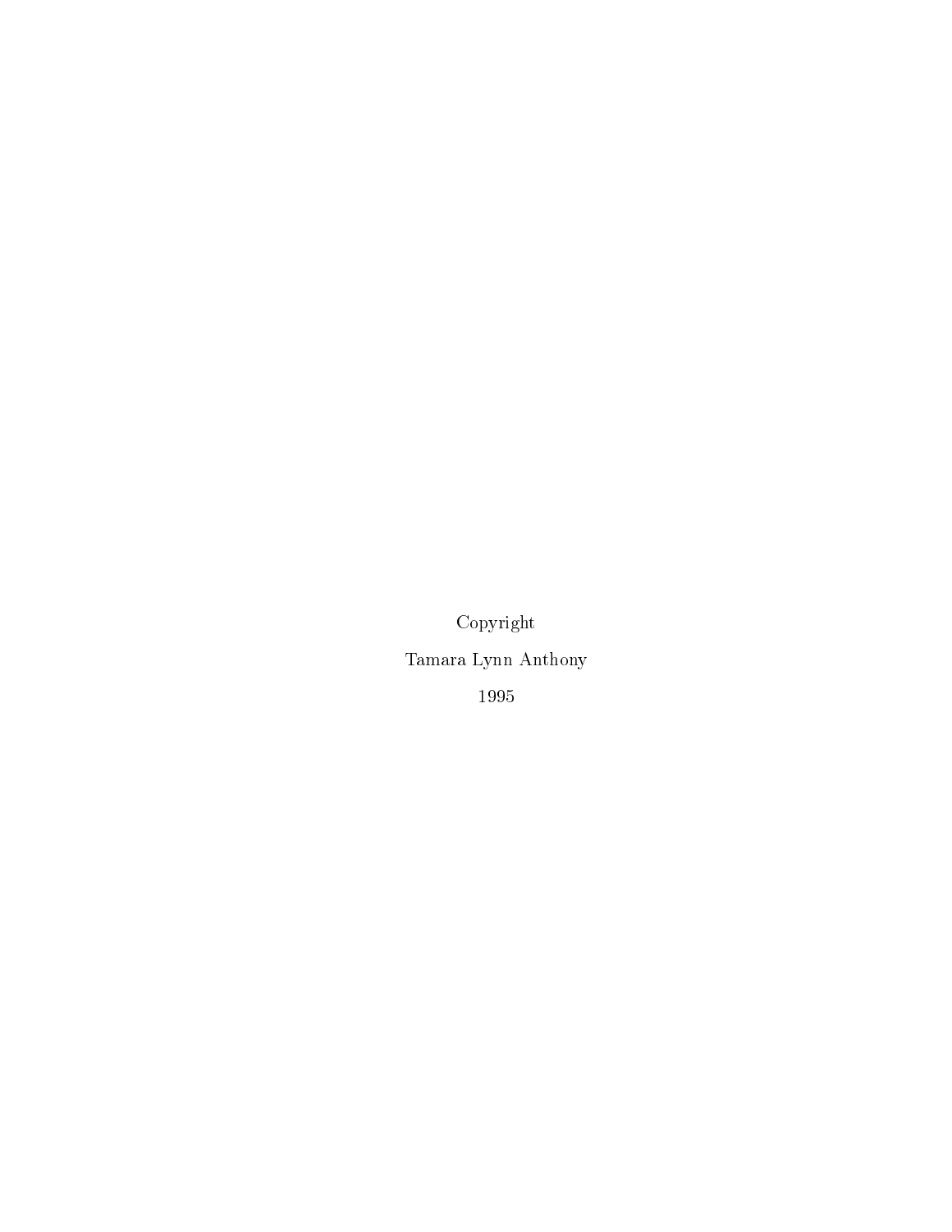Copyright

Tamara Lynn Anthony

1995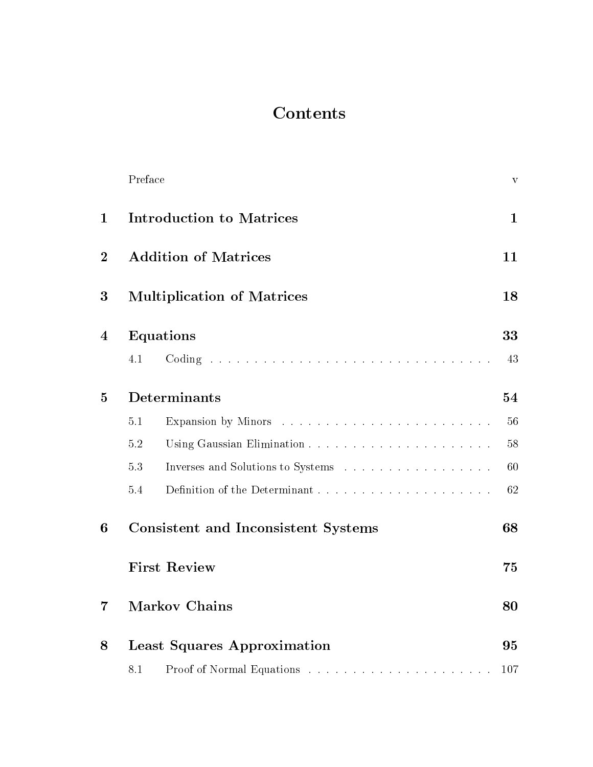# Contents

| | | |
|---|---|---|
| | Preface | v |
| **1** | **Introduction to Matrices** | **1** |
| **2** | **Addition of Matrices** | **11** |
| **3** | **Multiplication of Matrices** | **18** |
| **4** | **Equations** | **33** |
| | 4.1 Coding | 43 |
| **5** | **Determinants** | **54** |
| | 5.1 Expansion by Minors | 56 |
| | 5.2 Using Gaussian Elimination | 58 |
| | 5.3 Inverses and Solutions to Systems | 60 |
| | 5.4 Definition of the Determinant | 62 |
| **6** | **Consistent and Inconsistent Systems** | **68** |
| | **First Review** | **75** |
| **7** | **Markov Chains** | **80** |
| **8** | **Least Squares Approximation** | **95** |
| | 8.1 Proof of Normal Equations | 107 |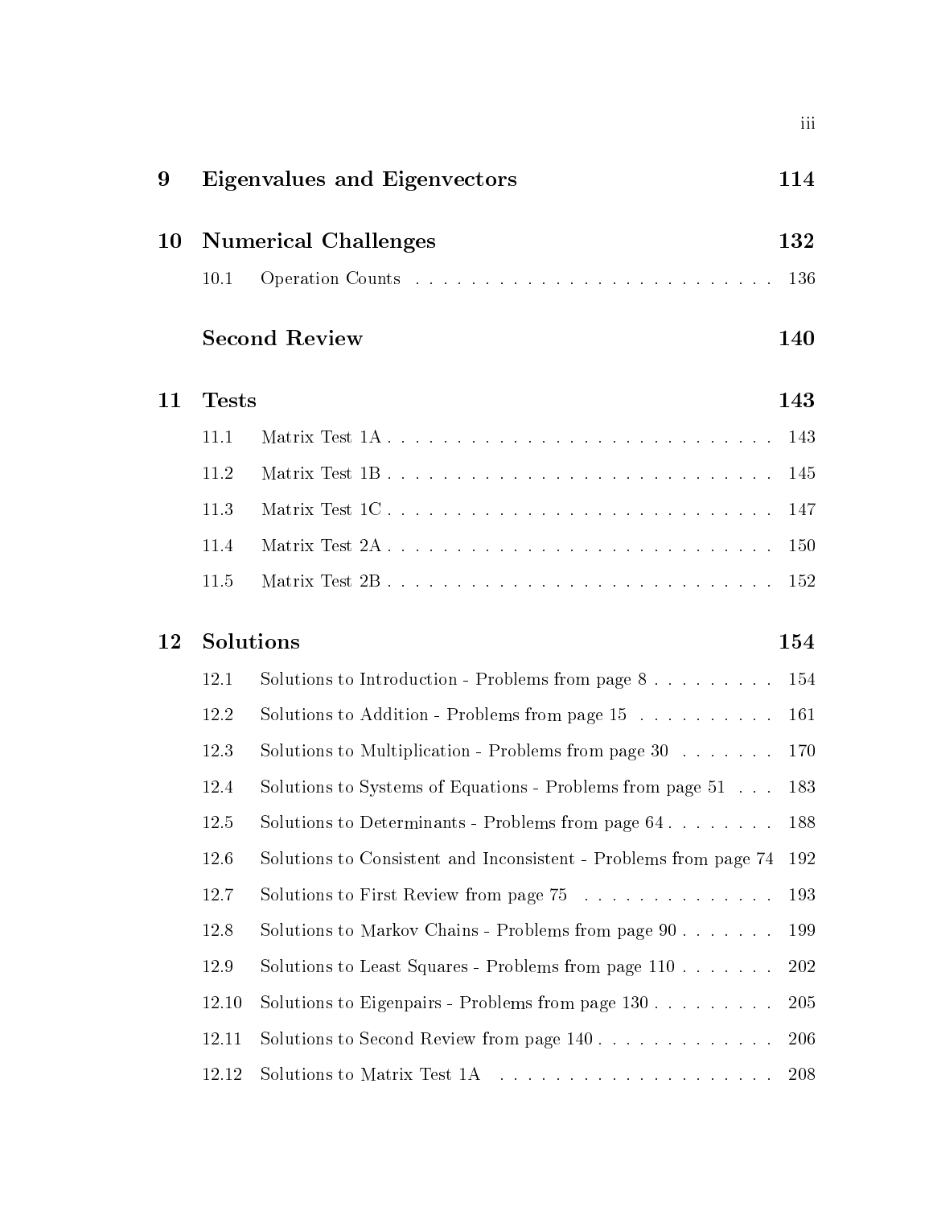**9 Eigenvalues and Eigenvectors** 114

**10 Numerical Challenges** 132

- 10.1 Operation Counts . . . . . . . . . . . . . . . . . . . . . . . . . . 136

**Second Review** 140

**11 Tests** 143

- 11.1 Matrix Test 1A . . . . . . . . . . . . . . . . . . . . . . . . . . . 143
- 11.2 Matrix Test 1B . . . . . . . . . . . . . . . . . . . . . . . . . . . 145
- 11.3 Matrix Test 1C . . . . . . . . . . . . . . . . . . . . . . . . . . . 147
- 11.4 Matrix Test 2A . . . . . . . . . . . . . . . . . . . . . . . . . . . 150
- 11.5 Matrix Test 2B . . . . . . . . . . . . . . . . . . . . . . . . . . . 152

**12 Solutions** 154

- 12.1 Solutions to Introduction - Problems from page 8 . . . . . . . . . 154
- 12.2 Solutions to Addition - Problems from page 15 . . . . . . . . . . 161
- 12.3 Solutions to Multiplication - Problems from page 30 . . . . . . . 170
- 12.4 Solutions to Systems of Equations - Problems from page 51 . . . 183
- 12.5 Solutions to Determinants - Problems from page 64 . . . . . . . . 188
- 12.6 Solutions to Consistent and Inconsistent - Problems from page 74 192
- 12.7 Solutions to First Review from page 75 . . . . . . . . . . . . . . 193
- 12.8 Solutions to Markov Chains - Problems from page 90 . . . . . . . 199
- 12.9 Solutions to Least Squares - Problems from page 110 . . . . . . . 202
- 12.10 Solutions to Eigenpairs - Problems from page 130 . . . . . . . . . 205
- 12.11 Solutions to Second Review from page 140 . . . . . . . . . . . . . 206
- 12.12 Solutions to Matrix Test 1A . . . . . . . . . . . . . . . . . . . . 208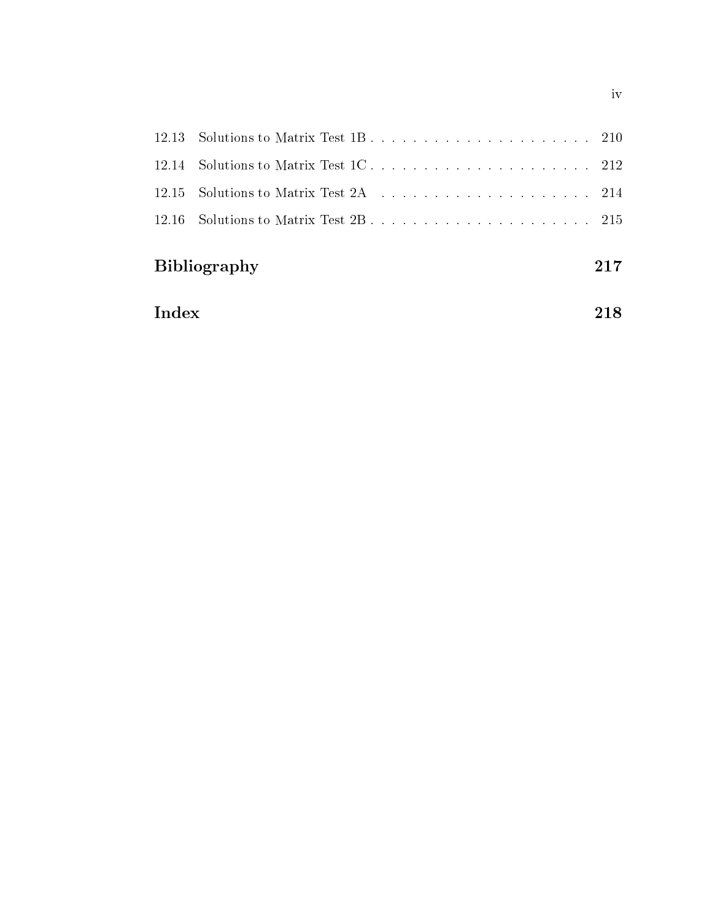12.13 Solutions to Matrix Test 1B . . . . . . . . . . . . . . . . . . . . . 210

12.14 Solutions to Matrix Test 1C . . . . . . . . . . . . . . . . . . . . . 212

12.15 Solutions to Matrix Test 2A . . . . . . . . . . . . . . . . . . . . . 214

12.16 Solutions to Matrix Test 2B . . . . . . . . . . . . . . . . . . . . . 215

**Bibliography** **217**

**Index** **218**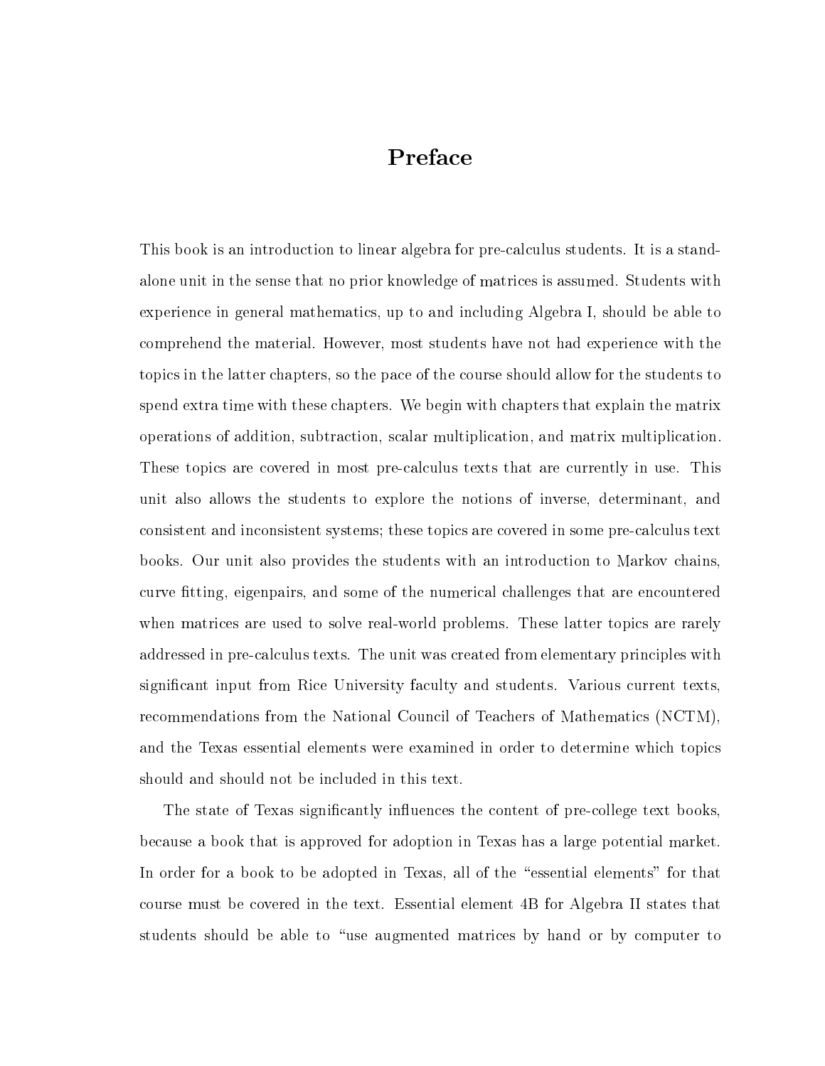# Preface

This book is an introduction to linear algebra for pre-calculus students. It is a stand-alone unit in the sense that no prior knowledge of matrices is assumed. Students with experience in general mathematics, up to and including Algebra I, should be able to comprehend the material. However, most students have not had experience with the topics in the latter chapters, so the pace of the course should allow for the students to spend extra time with these chapters. We begin with chapters that explain the matrix operations of addition, subtraction, scalar multiplication, and matrix multiplication. These topics are covered in most pre-calculus texts that are currently in use. This unit also allows the students to explore the notions of inverse, determinant, and consistent and inconsistent systems; these topics are covered in some pre-calculus text books. Our unit also provides the students with an introduction to Markov chains, curve fitting, eigenpairs, and some of the numerical challenges that are encountered when matrices are used to solve real-world problems. These latter topics are rarely addressed in pre-calculus texts. The unit was created from elementary principles with significant input from Rice University faculty and students. Various current texts, recommendations from the National Council of Teachers of Mathematics (NCTM), and the Texas essential elements were examined in order to determine which topics should and should not be included in this text.

The state of Texas significantly influences the content of pre-college text books, because a book that is approved for adoption in Texas has a large potential market. In order for a book to be adopted in Texas, all of the "essential elements" for that course must be covered in the text. Essential element 4B for Algebra II states that students should be able to "use augmented matrices by hand or by computer to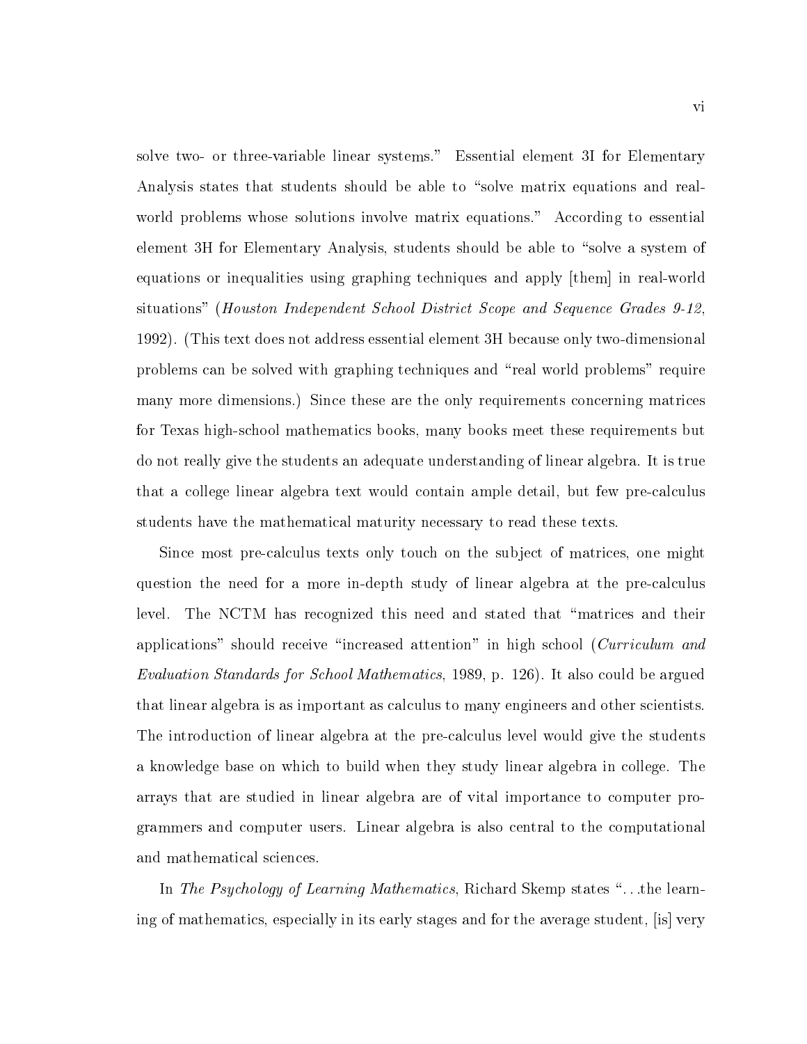solve two- or three-variable linear systems." Essential element 3I for Elementary Analysis states that students should be able to "solve matrix equations and real-world problems whose solutions involve matrix equations." According to essential element 3H for Elementary Analysis, students should be able to "solve a system of equations or inequalities using graphing techniques and apply [them] in real-world situations" (*Houston Independent School District Scope and Sequence Grades 9-12*, 1992). (This text does not address essential element 3H because only two-dimensional problems can be solved with graphing techniques and "real world problems" require many more dimensions.) Since these are the only requirements concerning matrices for Texas high-school mathematics books, many books meet these requirements but do not really give the students an adequate understanding of linear algebra. It is true that a college linear algebra text would contain ample detail, but few pre-calculus students have the mathematical maturity necessary to read these texts.

Since most pre-calculus texts only touch on the subject of matrices, one might question the need for a more in-depth study of linear algebra at the pre-calculus level. The NCTM has recognized this need and stated that "matrices and their applications" should receive "increased attention" in high school (*Curriculum and Evaluation Standards for School Mathematics*, 1989, p. 126). It also could be argued that linear algebra is as important as calculus to many engineers and other scientists. The introduction of linear algebra at the pre-calculus level would give the students a knowledge base on which to build when they study linear algebra in college. The arrays that are studied in linear algebra are of vital importance to computer programmers and computer users. Linear algebra is also central to the computational and mathematical sciences.

In *The Psychology of Learning Mathematics*, Richard Skemp states "...the learning of mathematics, especially in its early stages and for the average student, [is] very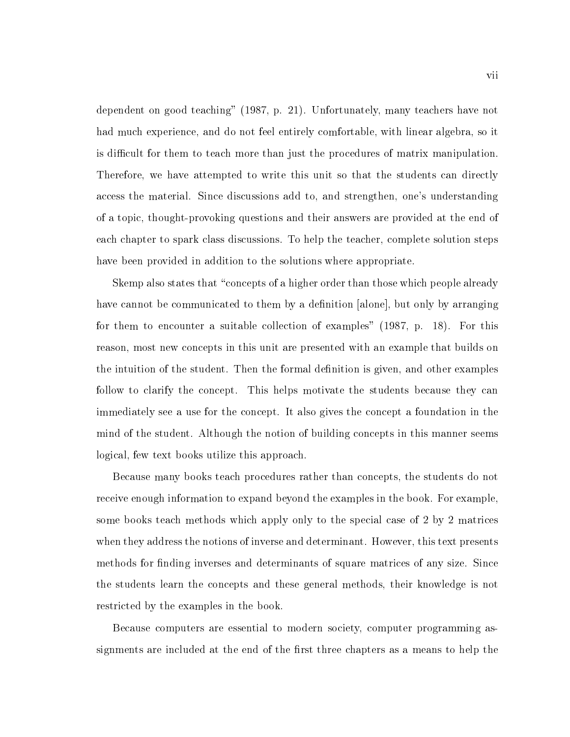dependent on good teaching" (1987, p. 21). Unfortunately, many teachers have not had much experience, and do not feel entirely comfortable, with linear algebra, so it is difficult for them to teach more than just the procedures of matrix manipulation. Therefore, we have attempted to write this unit so that the students can directly access the material. Since discussions add to, and strengthen, one's understanding of a topic, thought-provoking questions and their answers are provided at the end of each chapter to spark class discussions. To help the teacher, complete solution steps have been provided in addition to the solutions where appropriate.

Skemp also states that "concepts of a higher order than those which people already have cannot be communicated to them by a definition [alone], but only by arranging for them to encounter a suitable collection of examples" (1987, p. 18). For this reason, most new concepts in this unit are presented with an example that builds on the intuition of the student. Then the formal definition is given, and other examples follow to clarify the concept. This helps motivate the students because they can immediately see a use for the concept. It also gives the concept a foundation in the mind of the student. Although the notion of building concepts in this manner seems logical, few text books utilize this approach.

Because many books teach procedures rather than concepts, the students do not receive enough information to expand beyond the examples in the book. For example, some books teach methods which apply only to the special case of 2 by 2 matrices when they address the notions of inverse and determinant. However, this text presents methods for finding inverses and determinants of square matrices of any size. Since the students learn the concepts and these general methods, their knowledge is not restricted by the examples in the book.

Because computers are essential to modern society, computer programming assignments are included at the end of the first three chapters as a means to help the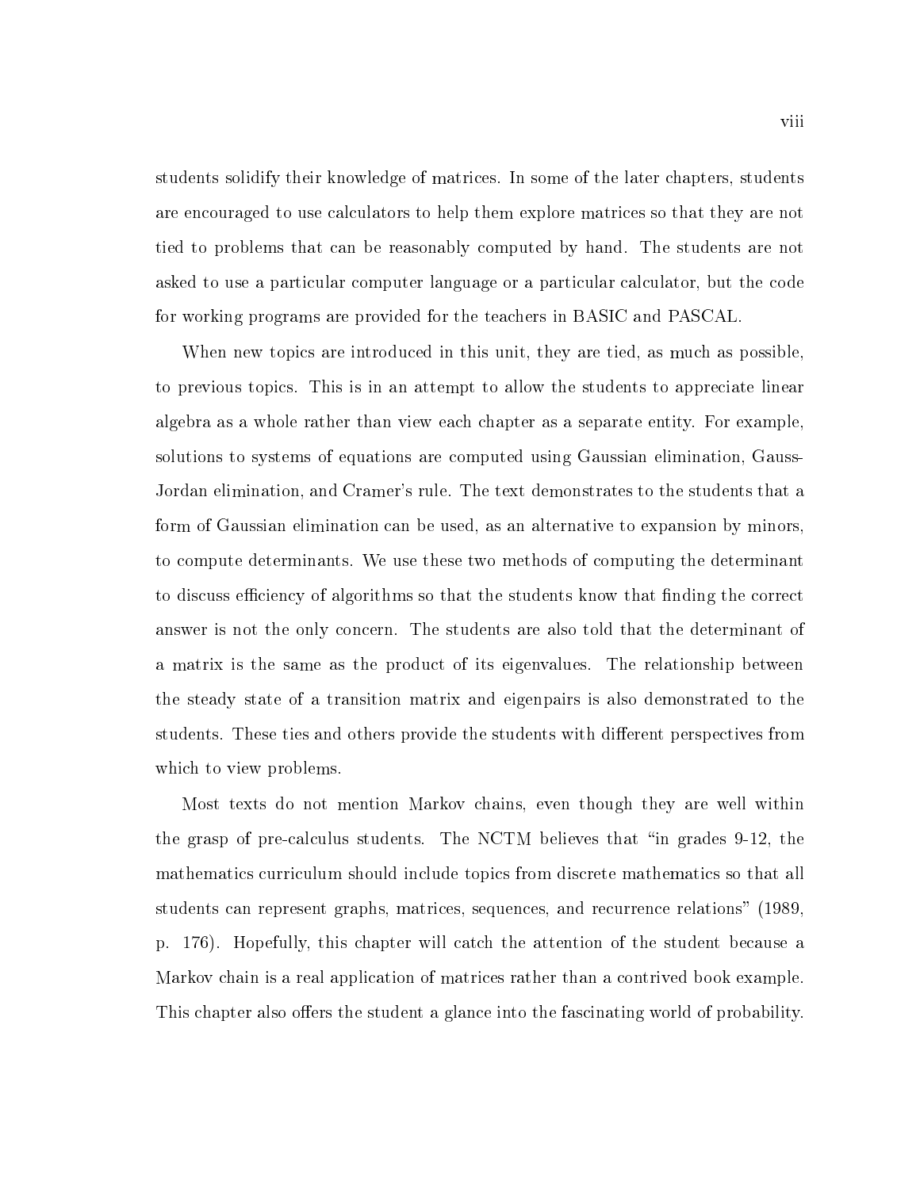students solidify their knowledge of matrices. In some of the later chapters, students are encouraged to use calculators to help them explore matrices so that they are not tied to problems that can be reasonably computed by hand. The students are not asked to use a particular computer language or a particular calculator, but the code for working programs are provided for the teachers in BASIC and PASCAL.

When new topics are introduced in this unit, they are tied, as much as possible, to previous topics. This is in an attempt to allow the students to appreciate linear algebra as a whole rather than view each chapter as a separate entity. For example, solutions to systems of equations are computed using Gaussian elimination, Gauss-Jordan elimination, and Cramer's rule. The text demonstrates to the students that a form of Gaussian elimination can be used, as an alternative to expansion by minors, to compute determinants. We use these two methods of computing the determinant to discuss efficiency of algorithms so that the students know that finding the correct answer is not the only concern. The students are also told that the determinant of a matrix is the same as the product of its eigenvalues. The relationship between the steady state of a transition matrix and eigenpairs is also demonstrated to the students. These ties and others provide the students with different perspectives from which to view problems.

Most texts do not mention Markov chains, even though they are well within the grasp of pre-calculus students. The NCTM believes that "in grades 9-12, the mathematics curriculum should include topics from discrete mathematics so that all students can represent graphs, matrices, sequences, and recurrence relations" (1989, p. 176). Hopefully, this chapter will catch the attention of the student because a Markov chain is a real application of matrices rather than a contrived book example. This chapter also offers the student a glance into the fascinating world of probability.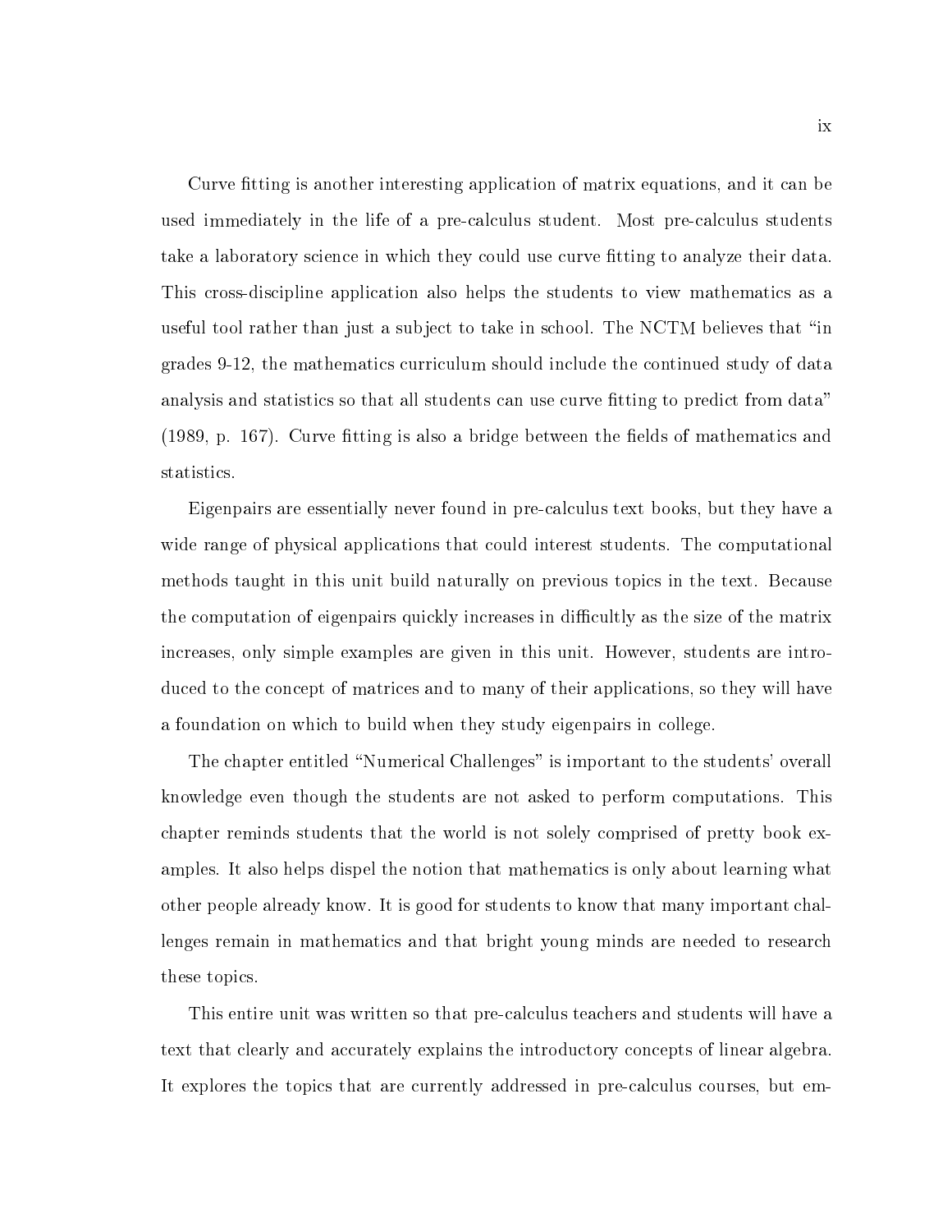Curve fitting is another interesting application of matrix equations, and it can be used immediately in the life of a pre-calculus student. Most pre-calculus students take a laboratory science in which they could use curve fitting to analyze their data. This cross-discipline application also helps the students to view mathematics as a useful tool rather than just a subject to take in school. The NCTM believes that "in grades 9-12, the mathematics curriculum should include the continued study of data analysis and statistics so that all students can use curve fitting to predict from data" (1989, p. 167). Curve fitting is also a bridge between the fields of mathematics and statistics.

Eigenpairs are essentially never found in pre-calculus text books, but they have a wide range of physical applications that could interest students. The computational methods taught in this unit build naturally on previous topics in the text. Because the computation of eigenpairs quickly increases in difficultly as the size of the matrix increases, only simple examples are given in this unit. However, students are introduced to the concept of matrices and to many of their applications, so they will have a foundation on which to build when they study eigenpairs in college.

The chapter entitled "Numerical Challenges" is important to the students' overall knowledge even though the students are not asked to perform computations. This chapter reminds students that the world is not solely comprised of pretty book examples. It also helps dispel the notion that mathematics is only about learning what other people already know. It is good for students to know that many important challenges remain in mathematics and that bright young minds are needed to research these topics.

This entire unit was written so that pre-calculus teachers and students will have a text that clearly and accurately explains the introductory concepts of linear algebra. It explores the topics that are currently addressed in pre-calculus courses, but em-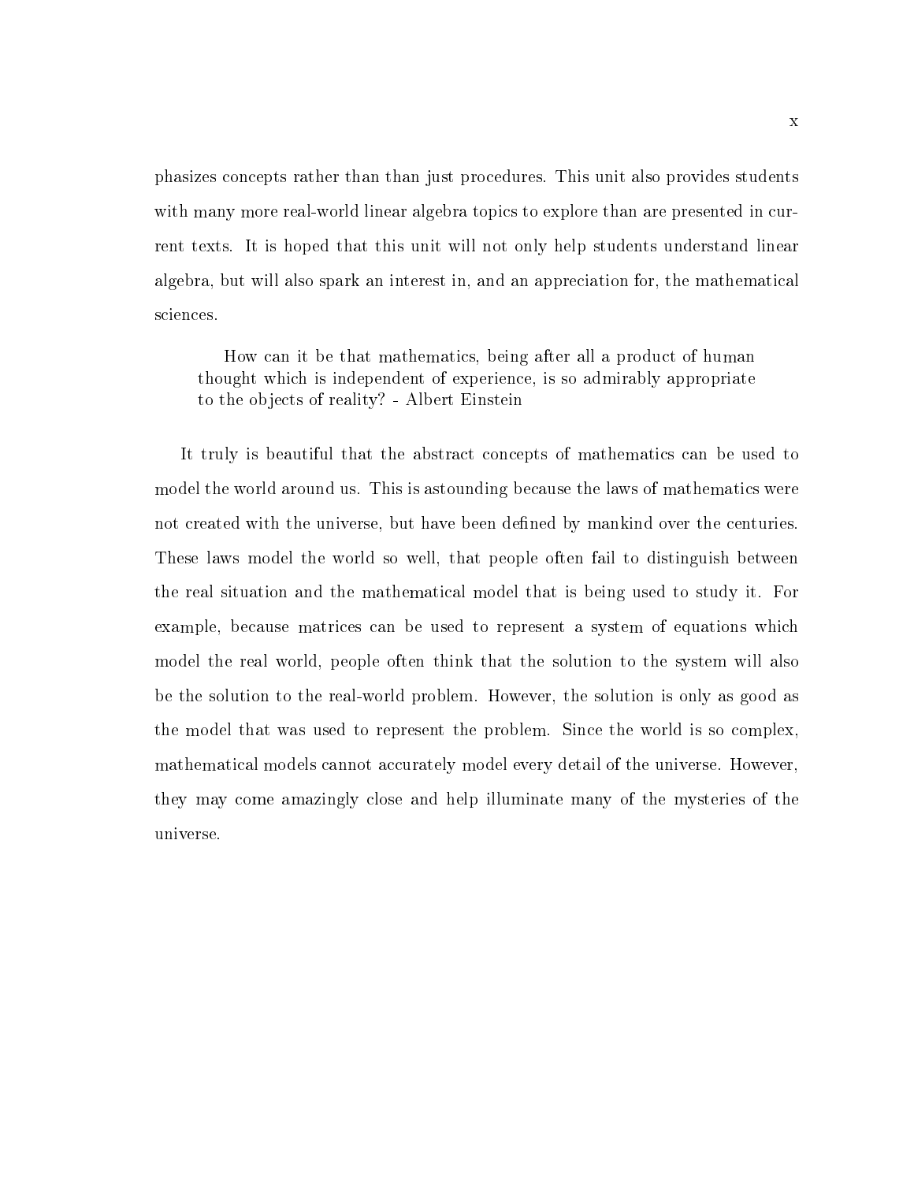phasizes concepts rather than than just procedures. This unit also provides students with many more real-world linear algebra topics to explore than are presented in current texts. It is hoped that this unit will not only help students understand linear algebra, but will also spark an interest in, and an appreciation for, the mathematical sciences.

> How can it be that mathematics, being after all a product of human thought which is independent of experience, is so admirably appropriate to the objects of reality? - Albert Einstein

It truly is beautiful that the abstract concepts of mathematics can be used to model the world around us. This is astounding because the laws of mathematics were not created with the universe, but have been defined by mankind over the centuries. These laws model the world so well, that people often fail to distinguish between the real situation and the mathematical model that is being used to study it. For example, because matrices can be used to represent a system of equations which model the real world, people often think that the solution to the system will also be the solution to the real-world problem. However, the solution is only as good as the model that was used to represent the problem. Since the world is so complex, mathematical models cannot accurately model every detail of the universe. However, they may come amazingly close and help illuminate many of the mysteries of the universe.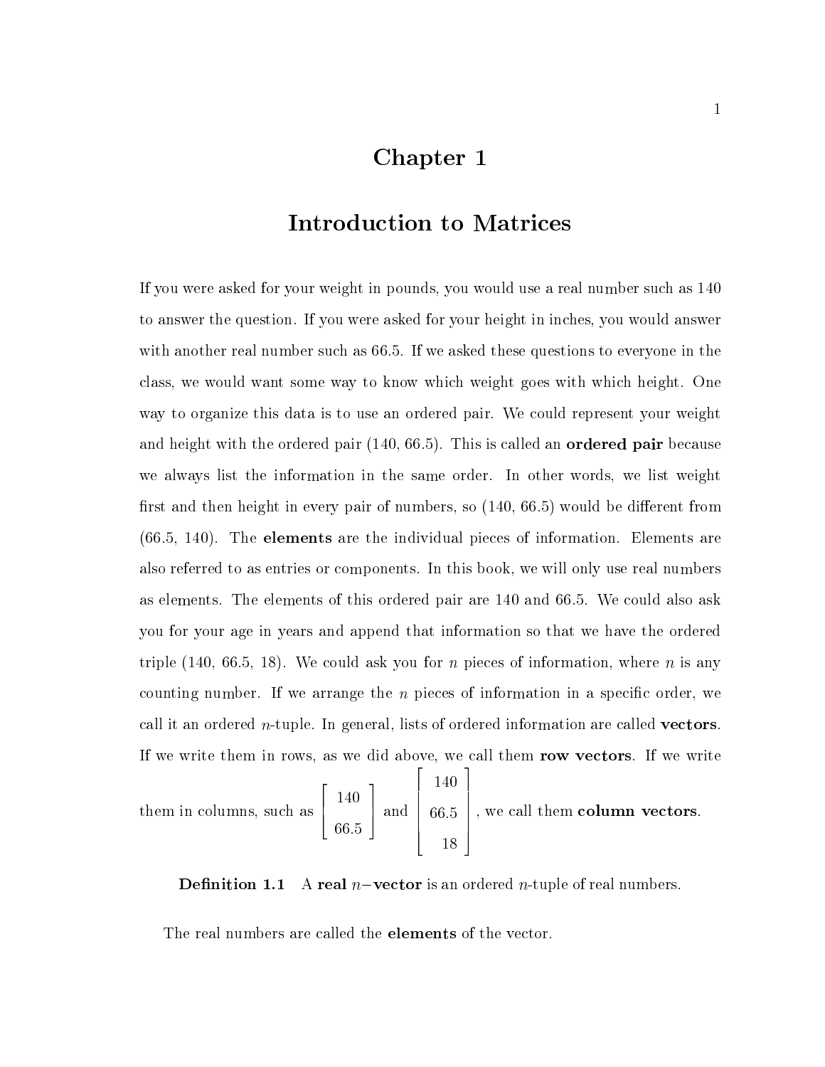# Chapter 1

## Introduction to Matrices

If you were asked for your weight in pounds, you would use a real number such as 140 to answer the question. If you were asked for your height in inches, you would answer with another real number such as 66.5. If we asked these questions to everyone in the class, we would want some way to know which weight goes with which height. One way to organize this data is to use an ordered pair. We could represent your weight and height with the ordered pair (140, 66.5). This is called an **ordered pair** because we always list the information in the same order. In other words, we list weight first and then height in every pair of numbers, so (140, 66.5) would be different from (66.5, 140). The **elements** are the individual pieces of information. Elements are also referred to as entries or components. In this book, we will only use real numbers as elements. The elements of this ordered pair are 140 and 66.5. We could also ask you for your age in years and append that information so that we have the ordered triple (140, 66.5, 18). We could ask you for $n$ pieces of information, where $n$ is any counting number. If we arrange the $n$ pieces of information in a specific order, we call it an ordered $n$-tuple. In general, lists of ordered information are called **vectors**. If we write them in rows, as we did above, we call them **row vectors**. If we write them in columns, such as $\begin{bmatrix} 140 \\ 66.5 \end{bmatrix}$ and $\begin{bmatrix} 140 \\ 66.5 \\ 18 \end{bmatrix}$, we call them **column vectors**.

**Definition 1.1** A **real $n-$vector** is an ordered $n$-tuple of real numbers.

The real numbers are called the **elements** of the vector.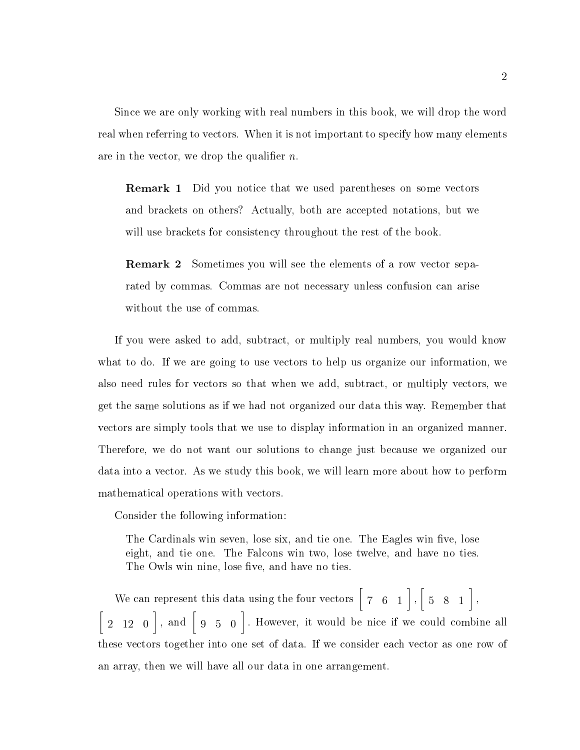Since we are only working with real numbers in this book, we will drop the word real when referring to vectors. When it is not important to specify how many elements are in the vector, we drop the qualifier $n$.

> **Remark 1** Did you notice that we used parentheses on some vectors and brackets on others? Actually, both are accepted notations, but we will use brackets for consistency throughout the rest of the book.

> **Remark 2** Sometimes you will see the elements of a row vector separated by commas. Commas are not necessary unless confusion can arise without the use of commas.

If you were asked to add, subtract, or multiply real numbers, you would know what to do. If we are going to use vectors to help us organize our information, we also need rules for vectors so that when we add, subtract, or multiply vectors, we get the same solutions as if we had not organized our data this way. Remember that vectors are simply tools that we use to display information in an organized manner. Therefore, we do not want our solutions to change just because we organized our data into a vector. As we study this book, we will learn more about how to perform mathematical operations with vectors.

Consider the following information:

> The Cardinals win seven, lose six, and tie one. The Eagles win five, lose eight, and tie one. The Falcons win two, lose twelve, and have no ties. The Owls win nine, lose five, and have no ties.

We can represent this data using the four vectors $\begin{bmatrix} 7 & 6 & 1 \end{bmatrix}$, $\begin{bmatrix} 5 & 8 & 1 \end{bmatrix}$, $\begin{bmatrix} 2 & 12 & 0 \end{bmatrix}$, and $\begin{bmatrix} 9 & 5 & 0 \end{bmatrix}$. However, it would be nice if we could combine all these vectors together into one set of data. If we consider each vector as one row of an array, then we will have all our data in one arrangement.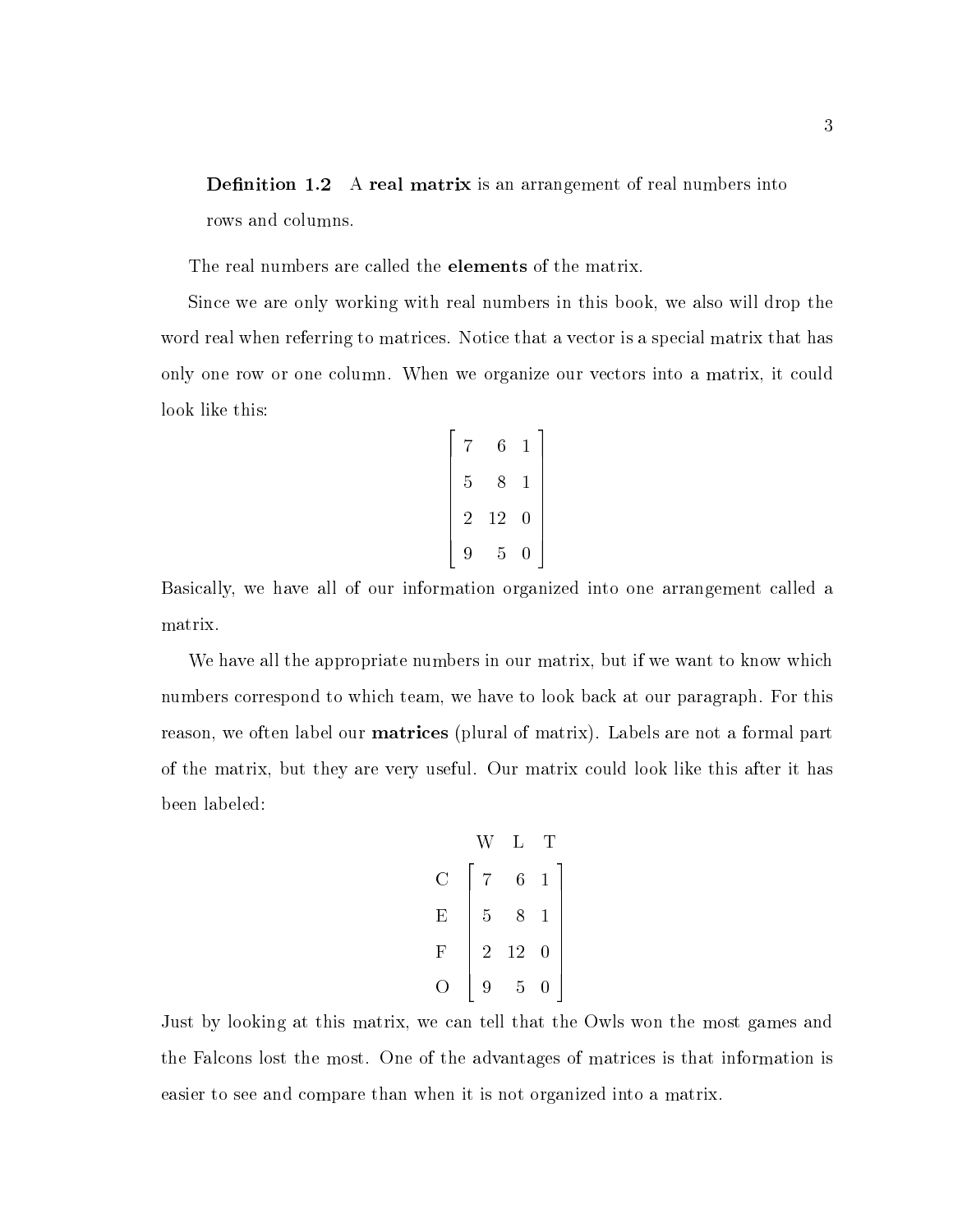**Definition 1.2** A **real matrix** is an arrangement of real numbers into rows and columns.

The real numbers are called the **elements** of the matrix.

Since we are only working with real numbers in this book, we also will drop the word real when referring to matrices. Notice that a vector is a special matrix that has only one row or one column. When we organize our vectors into a matrix, it could look like this:

$$\begin{bmatrix} 7 & 6 & 1 \\ 5 & 8 & 1 \\ 2 & 12 & 0 \\ 9 & 5 & 0 \end{bmatrix}$$

Basically, we have all of our information organized into one arrangement called a matrix.

We have all the appropriate numbers in our matrix, but if we want to know which numbers correspond to which team, we have to look back at our paragraph. For this reason, we often label our **matrices** (plural of matrix). Labels are not a formal part of the matrix, but they are very useful. Our matrix could look like this after it has been labeled:

$$\begin{array}{c} \\ \text{C} \\ \text{E} \\ \text{F} \\ \text{O} \end{array} \begin{array}{c} \begin{array}{ccc} \text{W} & \text{L} & \text{T} \end{array} \\ \begin{bmatrix} 7 & 6 & 1 \\ 5 & 8 & 1 \\ 2 & 12 & 0 \\ 9 & 5 & 0 \end{bmatrix} \end{array}$$

Just by looking at this matrix, we can tell that the Owls won the most games and the Falcons lost the most. One of the advantages of matrices is that information is easier to see and compare than when it is not organized into a matrix.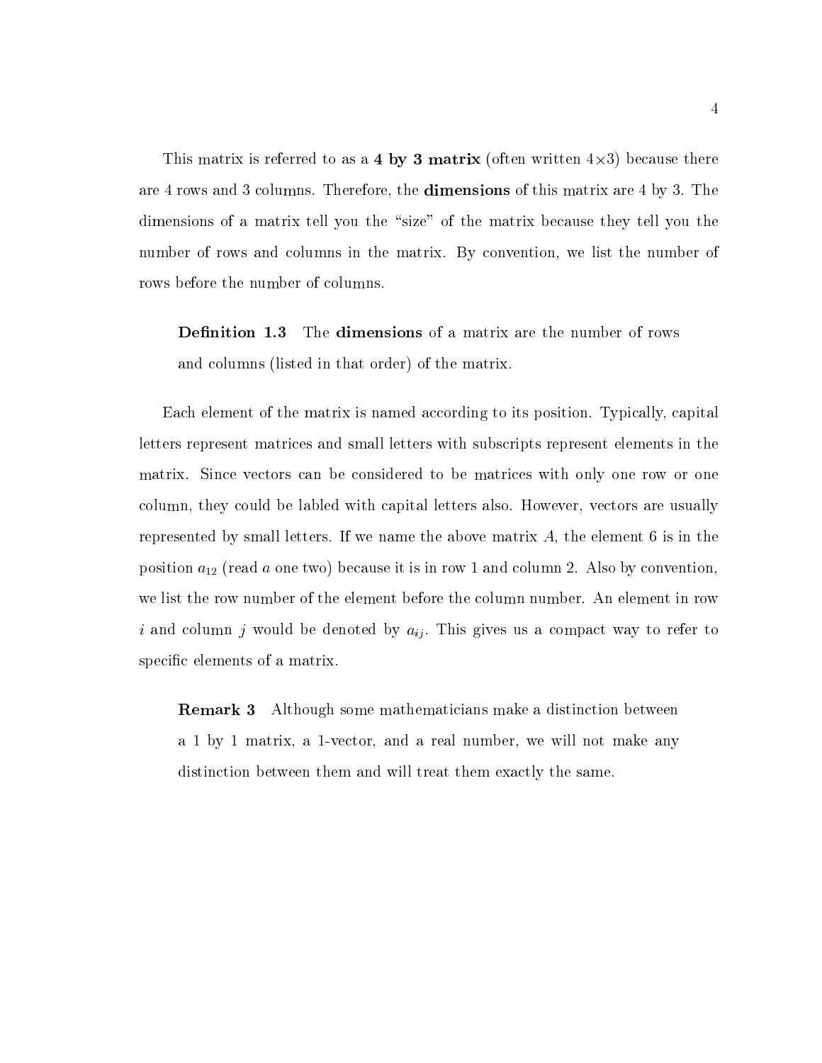This matrix is referred to as a **4 by 3 matrix** (often written $4 \times 3$) because there are 4 rows and 3 columns. Therefore, the **dimensions** of this matrix are 4 by 3. The dimensions of a matrix tell you the "size" of the matrix because they tell you the number of rows and columns in the matrix. By convention, we list the number of rows before the number of columns.

> **Definition 1.3** The **dimensions** of a matrix are the number of rows and columns (listed in that order) of the matrix.

Each element of the matrix is named according to its position. Typically, capital letters represent matrices and small letters with subscripts represent elements in the matrix. Since vectors can be considered to be matrices with only one row or one column, they could be labled with capital letters also. However, vectors are usually represented by small letters. If we name the above matrix $A$, the element 6 is in the position $a_{12}$ (read $a$ one two) because it is in row 1 and column 2. Also by convention, we list the row number of the element before the column number. An element in row $i$ and column $j$ would be denoted by $a_{ij}$. This gives us a compact way to refer to specific elements of a matrix.

> **Remark 3** Although some mathematicians make a distinction between a 1 by 1 matrix, a 1-vector, and a real number, we will not make any distinction between them and will treat them exactly the same.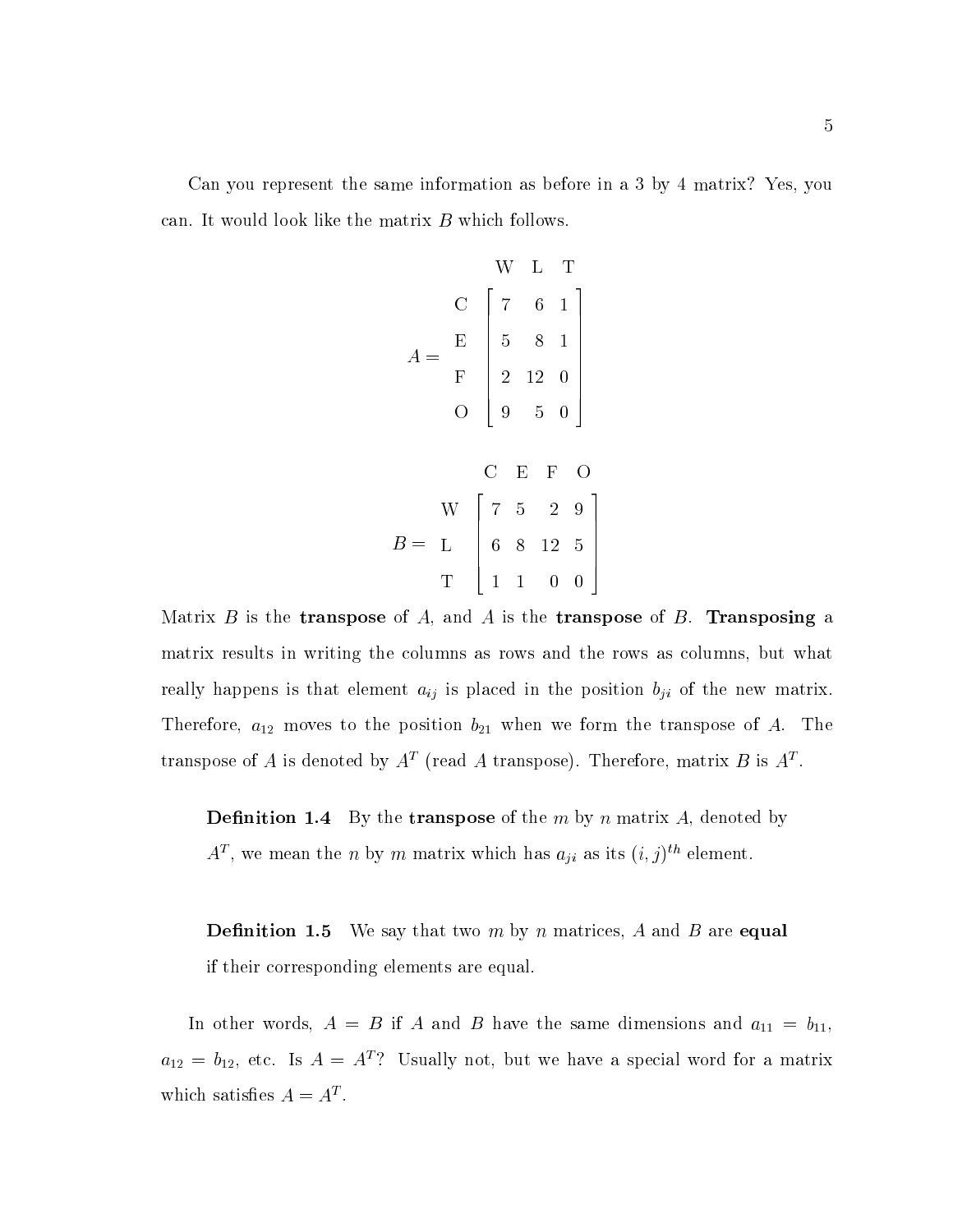Can you represent the same information as before in a 3 by 4 matrix? Yes, you can. It would look like the matrix $B$ which follows.

$$A = \begin{array}{c} \\ C \\ E \\ F \\ O \end{array} \begin{array}{c} \begin{array}{ccc} W & L & T \end{array} \\ \begin{bmatrix} 7 & 6 & 1 \\ 5 & 8 & 1 \\ 2 & 12 & 0 \\ 9 & 5 & 0 \end{bmatrix} \end{array}$$

$$B = \begin{array}{c} \\ W \\ L \\ T \end{array} \begin{array}{c} \begin{array}{cccc} C & E & F & O \end{array} \\ \begin{bmatrix} 7 & 5 & 2 & 9 \\ 6 & 8 & 12 & 5 \\ 1 & 1 & 0 & 0 \end{bmatrix} \end{array}$$

Matrix $B$ is the **transpose** of $A$, and $A$ is the **transpose** of $B$. **Transposing** a matrix results in writing the columns as rows and the rows as columns, but what really happens is that element $a_{ij}$ is placed in the position $b_{ji}$ of the new matrix. Therefore, $a_{12}$ moves to the position $b_{21}$ when we form the transpose of $A$. The transpose of $A$ is denoted by $A^T$ (read $A$ transpose). Therefore, matrix $B$ is $A^T$.

**Definition 1.4** By the **transpose** of the $m$ by $n$ matrix $A$, denoted by $A^T$, we mean the $n$ by $m$ matrix which has $a_{ji}$ as its $(i, j)^{th}$ element.

**Definition 1.5** We say that two $m$ by $n$ matrices, $A$ and $B$ are **equal** if their corresponding elements are equal.

In other words, $A = B$ if $A$ and $B$ have the same dimensions and $a_{11} = b_{11}$, $a_{12} = b_{12}$, etc. Is $A = A^T$? Usually not, but we have a special word for a matrix which satisfies $A = A^T$.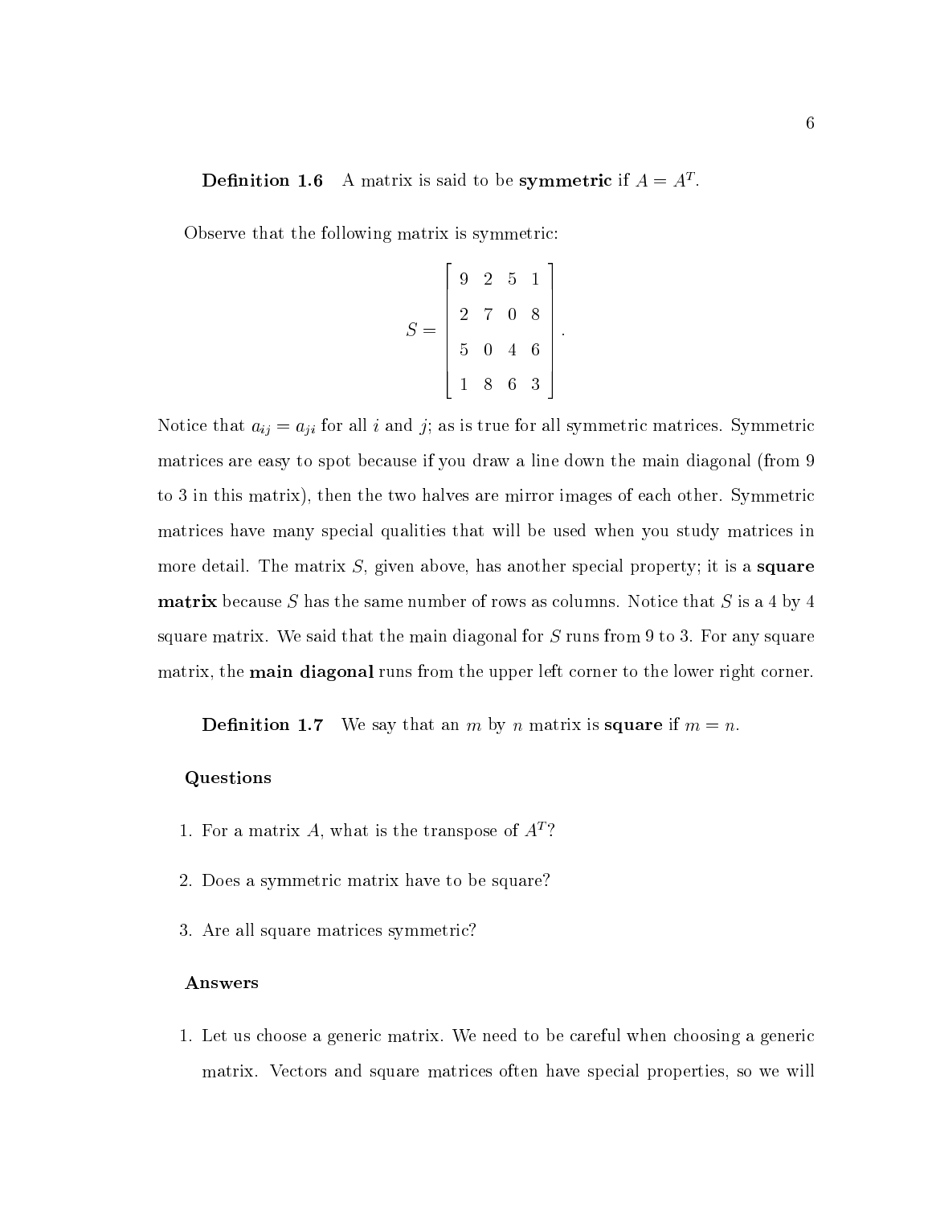**Definition 1.6** A matrix is said to be **symmetric** if $A = A^T$.

Observe that the following matrix is symmetric:

$$S = \begin{bmatrix} 9 & 2 & 5 & 1 \\ 2 & 7 & 0 & 8 \\ 5 & 0 & 4 & 6 \\ 1 & 8 & 6 & 3 \end{bmatrix}.$$

Notice that $a_{ij} = a_{ji}$ for all $i$ and $j$; as is true for all symmetric matrices. Symmetric matrices are easy to spot because if you draw a line down the main diagonal (from 9 to 3 in this matrix), then the two halves are mirror images of each other. Symmetric matrices have many special qualities that will be used when you study matrices in more detail. The matrix $S$, given above, has another special property; it is a **square matrix** because $S$ has the same number of rows as columns. Notice that $S$ is a 4 by 4 square matrix. We said that the main diagonal for $S$ runs from 9 to 3. For any square matrix, the **main diagonal** runs from the upper left corner to the lower right corner.

**Definition 1.7** We say that an $m$ by $n$ matrix is **square** if $m = n$.

### Questions

1. For a matrix $A$, what is the transpose of $A^T$?
2. Does a symmetric matrix have to be square?
3. Are all square matrices symmetric?

### Answers

1. Let us choose a generic matrix. We need to be careful when choosing a generic matrix. Vectors and square matrices often have special properties, so we will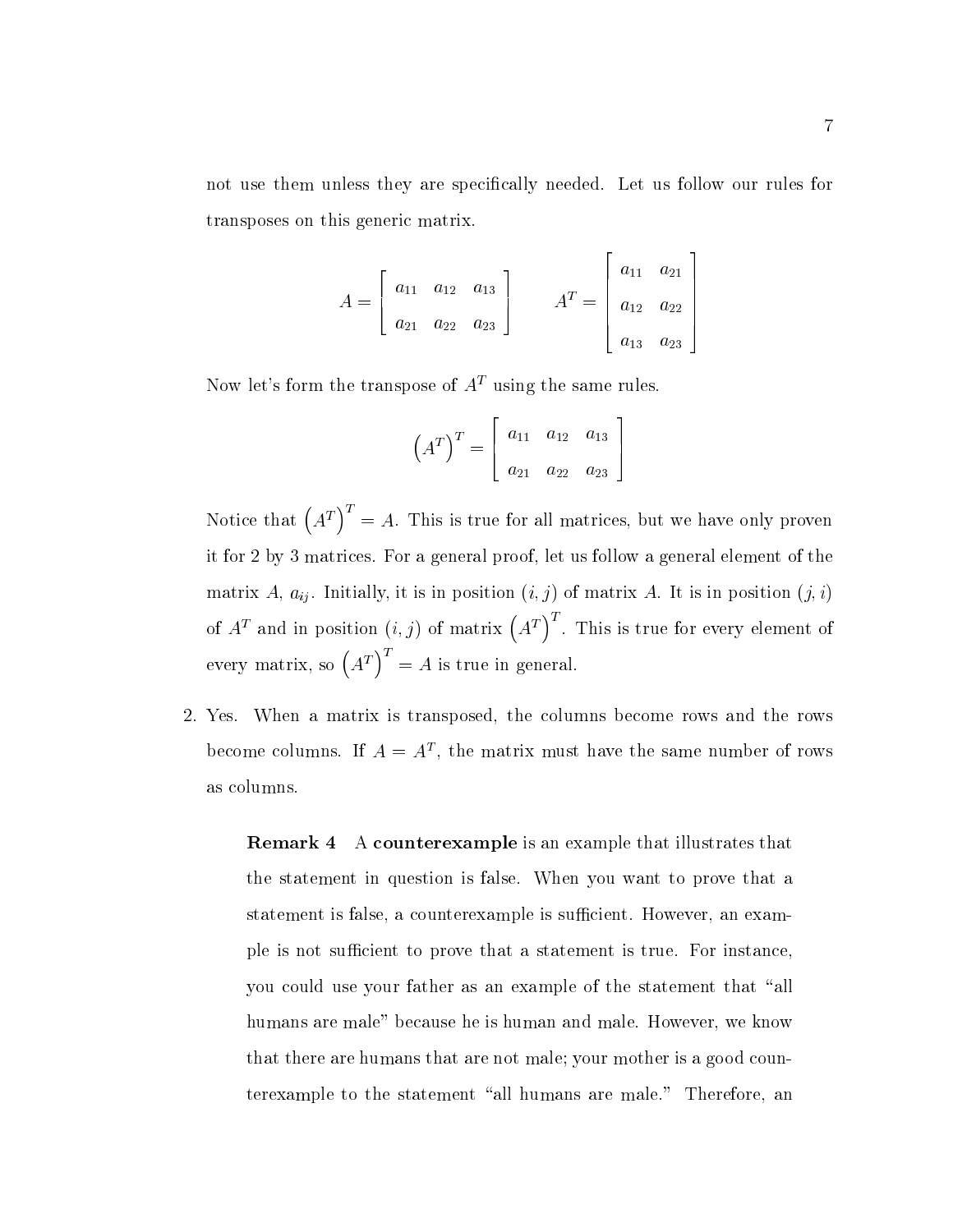not use them unless they are specifically needed. Let us follow our rules for transposes on this generic matrix.

$$A = \begin{bmatrix} a_{11} & a_{12} & a_{13} \\ a_{21} & a_{22} & a_{23} \end{bmatrix} \qquad A^T = \begin{bmatrix} a_{11} & a_{21} \\ a_{12} & a_{22} \\ a_{13} & a_{23} \end{bmatrix}$$

Now let's form the transpose of $A^T$ using the same rules.

$$\left(A^T\right)^T = \begin{bmatrix} a_{11} & a_{12} & a_{13} \\ a_{21} & a_{22} & a_{23} \end{bmatrix}$$

Notice that $\left(A^T\right)^T = A$. This is true for all matrices, but we have only proven it for 2 by 3 matrices. For a general proof, let us follow a general element of the matrix $A$, $a_{ij}$. Initially, it is in position $(i, j)$ of matrix $A$. It is in position $(j, i)$ of $A^T$ and in position $(i, j)$ of matrix $\left(A^T\right)^T$. This is true for every element of every matrix, so $\left(A^T\right)^T = A$ is true in general.

2. Yes. When a matrix is transposed, the columns become rows and the rows become columns. If $A = A^T$, the matrix must have the same number of rows as columns.

   **Remark 4** A **counterexample** is an example that illustrates that the statement in question is false. When you want to prove that a statement is false, a counterexample is sufficient. However, an example is not sufficient to prove that a statement is true. For instance, you could use your father as an example of the statement that "all humans are male" because he is human and male. However, we know that there are humans that are not male; your mother is a good counterexample to the statement "all humans are male." Therefore, an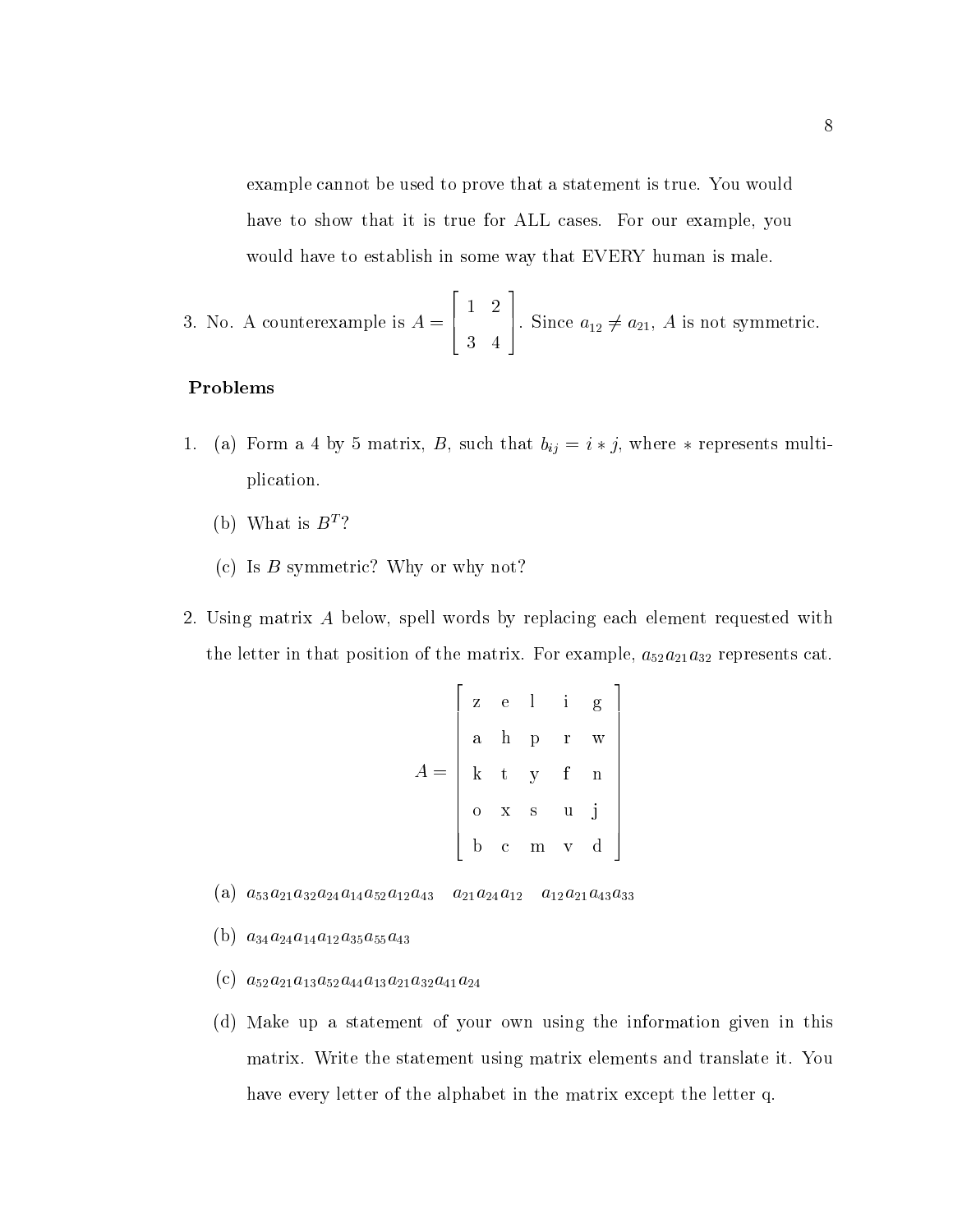example cannot be used to prove that a statement is true. You would have to show that it is true for ALL cases. For our example, you would have to establish in some way that EVERY human is male.

3. No. A counterexample is $A = \begin{bmatrix} 1 & 2 \\ 3 & 4 \end{bmatrix}$. Since $a_{12} \neq a_{21}$, $A$ is not symmetric.

**Problems**

1. (a) Form a 4 by 5 matrix, $B$, such that $b_{ij} = i * j$, where $*$ represents multiplication.

   (b) What is $B^T$?

   (c) Is $B$ symmetric? Why or why not?

2. Using matrix $A$ below, spell words by replacing each element requested with the letter in that position of the matrix. For example, $a_{52}a_{21}a_{32}$ represents cat.

$$A = \begin{bmatrix} \text{z} & \text{e} & \text{l} & \text{i} & \text{g} \\ \text{a} & \text{h} & \text{p} & \text{r} & \text{w} \\ \text{k} & \text{t} & \text{y} & \text{f} & \text{n} \\ \text{o} & \text{x} & \text{s} & \text{u} & \text{j} \\ \text{b} & \text{c} & \text{m} & \text{v} & \text{d} \end{bmatrix}$$

   (a) $a_{53}a_{21}a_{32}a_{24}a_{14}a_{52}a_{12}a_{43} \quad a_{21}a_{24}a_{12} \quad a_{12}a_{21}a_{43}a_{33}$

   (b) $a_{34}a_{24}a_{14}a_{12}a_{35}a_{55}a_{43}$

   (c) $a_{52}a_{21}a_{13}a_{52}a_{44}a_{13}a_{21}a_{32}a_{41}a_{24}$

   (d) Make up a statement of your own using the information given in this matrix. Write the statement using matrix elements and translate it. You have every letter of the alphabet in the matrix except the letter q.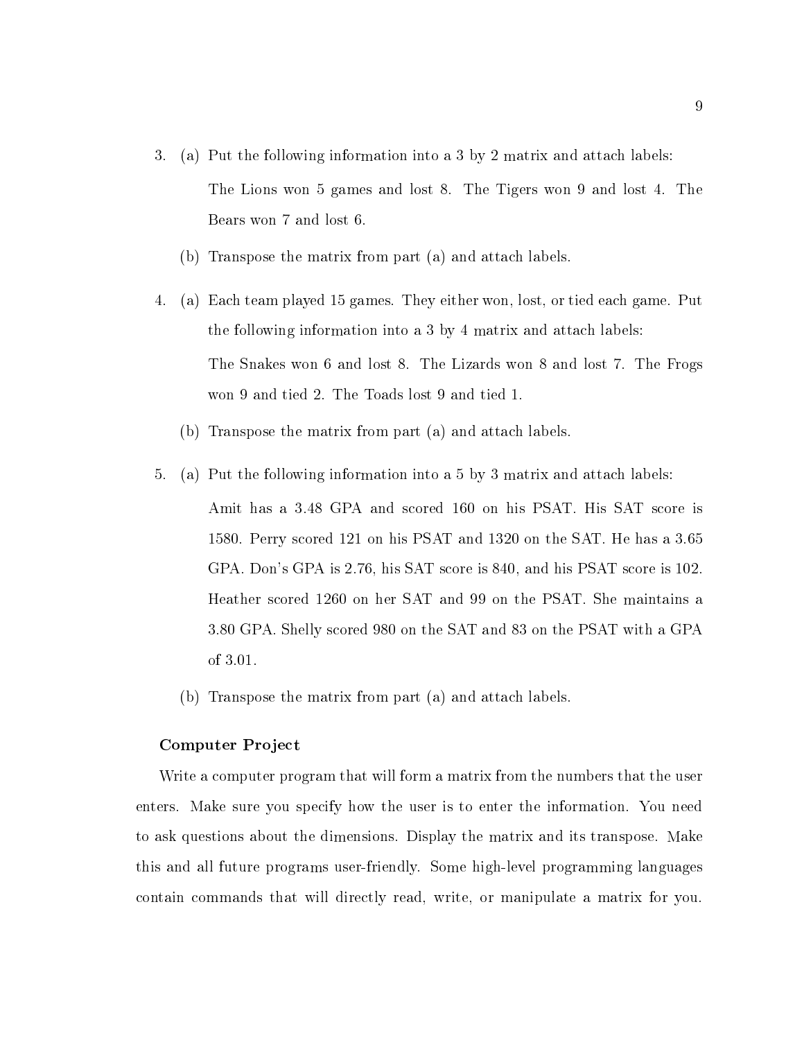3. (a) Put the following information into a 3 by 2 matrix and attach labels:

   The Lions won 5 games and lost 8. The Tigers won 9 and lost 4. The Bears won 7 and lost 6.

   (b) Transpose the matrix from part (a) and attach labels.

4. (a) Each team played 15 games. They either won, lost, or tied each game. Put the following information into a 3 by 4 matrix and attach labels:

   The Snakes won 6 and lost 8. The Lizards won 8 and lost 7. The Frogs won 9 and tied 2. The Toads lost 9 and tied 1.

   (b) Transpose the matrix from part (a) and attach labels.

5. (a) Put the following information into a 5 by 3 matrix and attach labels:

   Amit has a 3.48 GPA and scored 160 on his PSAT. His SAT score is 1580. Perry scored 121 on his PSAT and 1320 on the SAT. He has a 3.65 GPA. Don's GPA is 2.76, his SAT score is 840, and his PSAT score is 102. Heather scored 1260 on her SAT and 99 on the PSAT. She maintains a 3.80 GPA. Shelly scored 980 on the SAT and 83 on the PSAT with a GPA of 3.01.

   (b) Transpose the matrix from part (a) and attach labels.

**Computer Project**

Write a computer program that will form a matrix from the numbers that the user enters. Make sure you specify how the user is to enter the information. You need to ask questions about the dimensions. Display the matrix and its transpose. Make this and all future programs user-friendly. Some high-level programming languages contain commands that will directly read, write, or manipulate a matrix for you.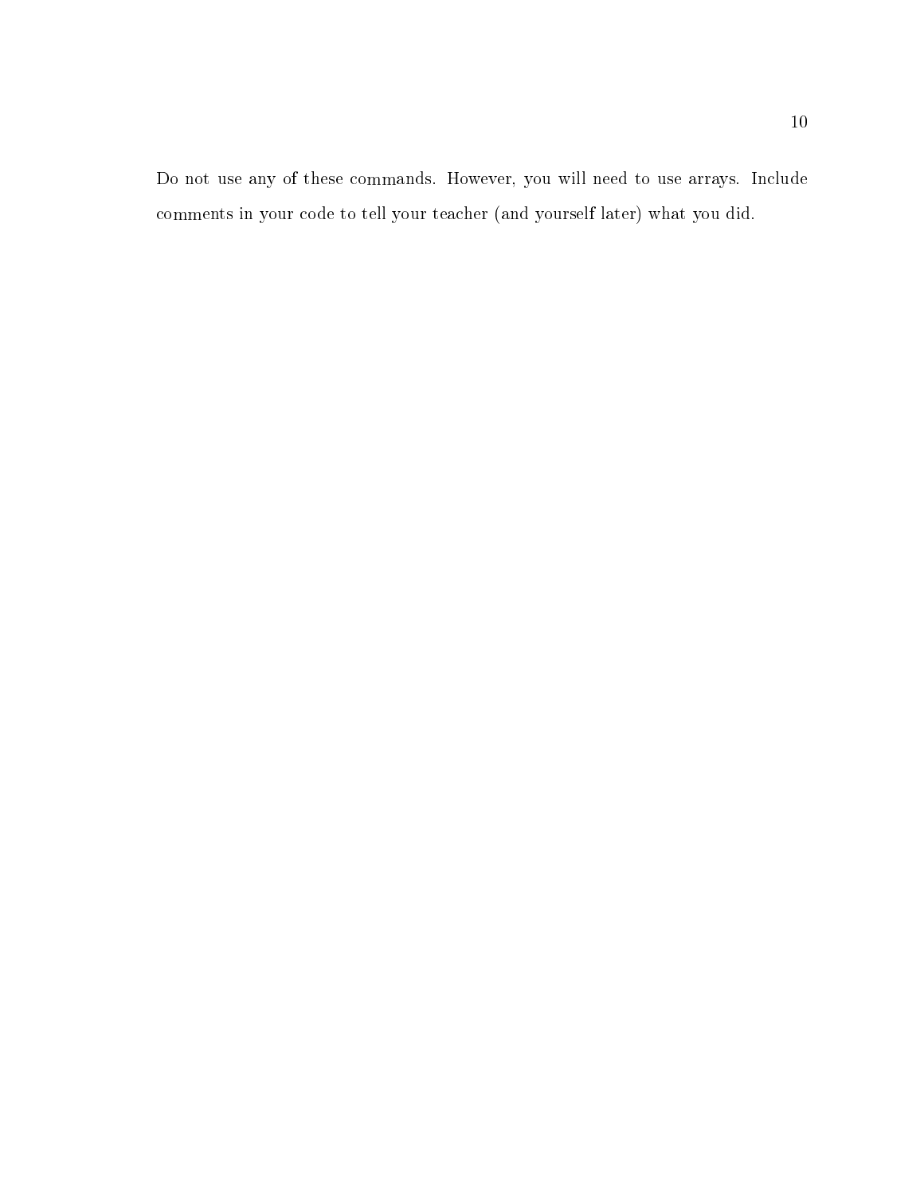Do not use any of these commands. However, you will need to use arrays. Include comments in your code to tell your teacher (and yourself later) what you did.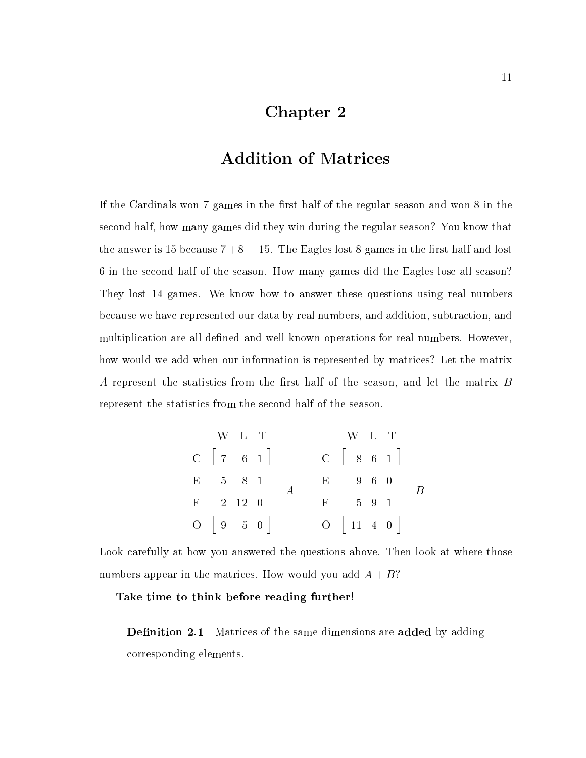# Chapter 2

# Addition of Matrices

If the Cardinals won 7 games in the first half of the regular season and won 8 in the second half, how many games did they win during the regular season? You know that the answer is 15 because $7+8=15$. The Eagles lost 8 games in the first half and lost 6 in the second half of the season. How many games did the Eagles lose all season? They lost 14 games. We know how to answer these questions using real numbers because we have represented our data by real numbers, and addition, subtraction, and multiplication are all defined and well-known operations for real numbers. However, how would we add when our information is represented by matrices? Let the matrix $A$ represent the statistics from the first half of the season, and let the matrix $B$ represent the statistics from the second half of the season.

$$\begin{array}{c} \\ \text{C} \\ \text{E} \\ \text{F} \\ \text{O} \end{array} \begin{array}{c} \begin{array}{ccc} \text{W} & \text{L} & \text{T} \end{array} \\ \left[\begin{array}{ccc} 7 & 6 & 1 \\ 5 & 8 & 1 \\ 2 & 12 & 0 \\ 9 & 5 & 0 \end{array}\right] \end{array} = A \qquad \begin{array}{c} \\ \text{C} \\ \text{E} \\ \text{F} \\ \text{O} \end{array} \begin{array}{c} \begin{array}{ccc} \text{W} & \text{L} & \text{T} \end{array} \\ \left[\begin{array}{ccc} 8 & 6 & 1 \\ 9 & 6 & 0 \\ 5 & 9 & 1 \\ 11 & 4 & 0 \end{array}\right] \end{array} = B$$

Look carefully at how you answered the questions above. Then look at where those numbers appear in the matrices. How would you add $A+B$?

**Take time to think before reading further!**

**Definition 2.1** Matrices of the same dimensions are **added** by adding corresponding elements.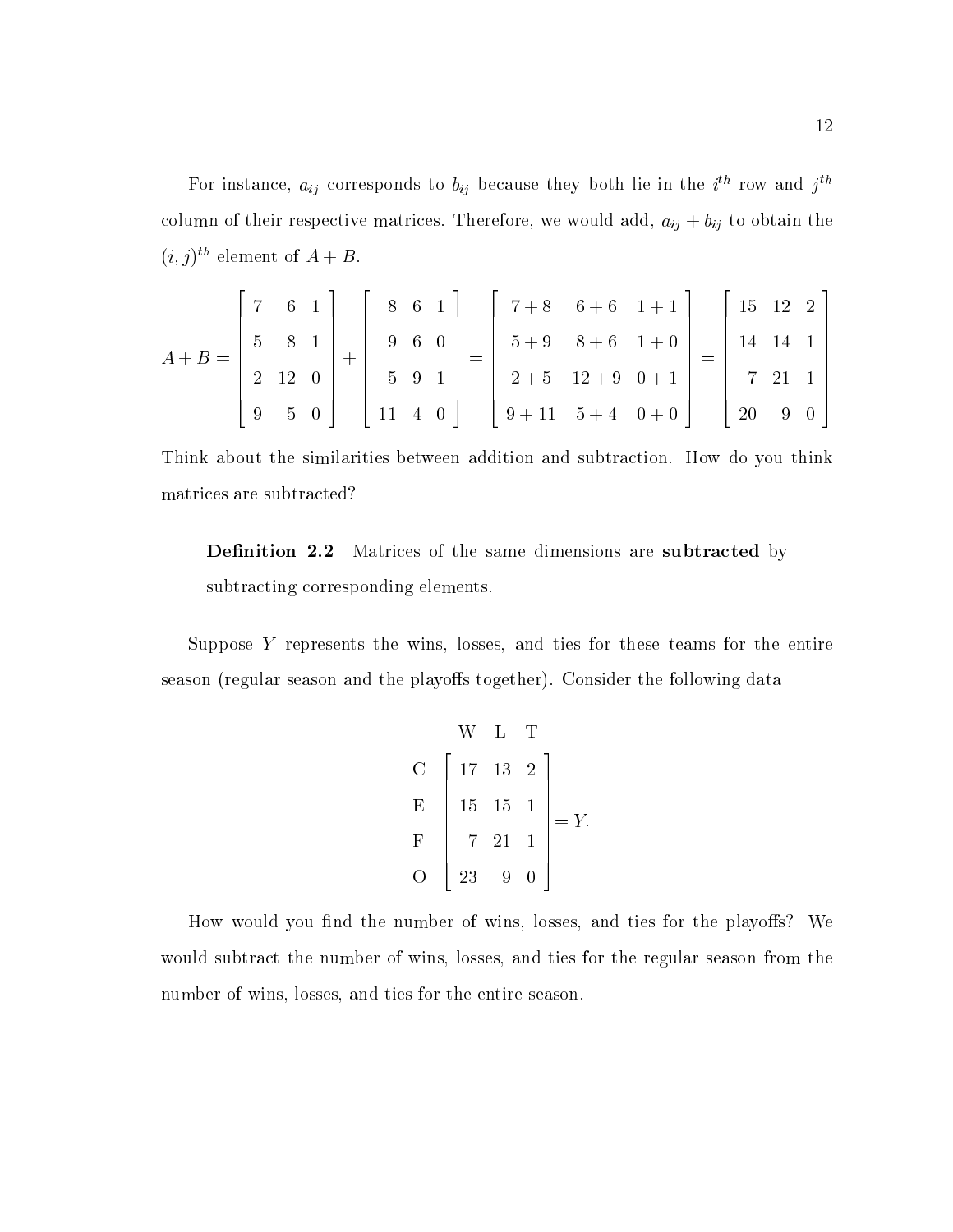For instance, $a_{ij}$ corresponds to $b_{ij}$ because they both lie in the $i^{th}$ row and $j^{th}$ column of their respective matrices. Therefore, we would add, $a_{ij} + b_{ij}$ to obtain the $(i, j)^{th}$ element of $A + B$.

$$A + B = \begin{bmatrix} 7 & 6 & 1 \\ 5 & 8 & 1 \\ 2 & 12 & 0 \\ 9 & 5 & 0 \end{bmatrix} + \begin{bmatrix} 8 & 6 & 1 \\ 9 & 6 & 0 \\ 5 & 9 & 1 \\ 11 & 4 & 0 \end{bmatrix} = \begin{bmatrix} 7+8 & 6+6 & 1+1 \\ 5+9 & 8+6 & 1+0 \\ 2+5 & 12+9 & 0+1 \\ 9+11 & 5+4 & 0+0 \end{bmatrix} = \begin{bmatrix} 15 & 12 & 2 \\ 14 & 14 & 1 \\ 7 & 21 & 1 \\ 20 & 9 & 0 \end{bmatrix}$$

Think about the similarities between addition and subtraction. How do you think matrices are subtracted?

> **Definition 2.2** Matrices of the same dimensions are **subtracted** by subtracting corresponding elements.

Suppose $Y$ represents the wins, losses, and ties for these teams for the entire season (regular season and the playoffs together). Consider the following data

$$\begin{array}{c} \\ \text{C} \\ \text{E} \\ \text{F} \\ \text{O} \end{array} \begin{array}{c} \begin{array}{ccc} \text{W} & \text{L} & \text{T} \end{array} \\ \begin{bmatrix} 17 & 13 & 2 \\ 15 & 15 & 1 \\ 7 & 21 & 1 \\ 23 & 9 & 0 \end{bmatrix} \end{array} = Y.$$

How would you find the number of wins, losses, and ties for the playoffs? We would subtract the number of wins, losses, and ties for the regular season from the number of wins, losses, and ties for the entire season.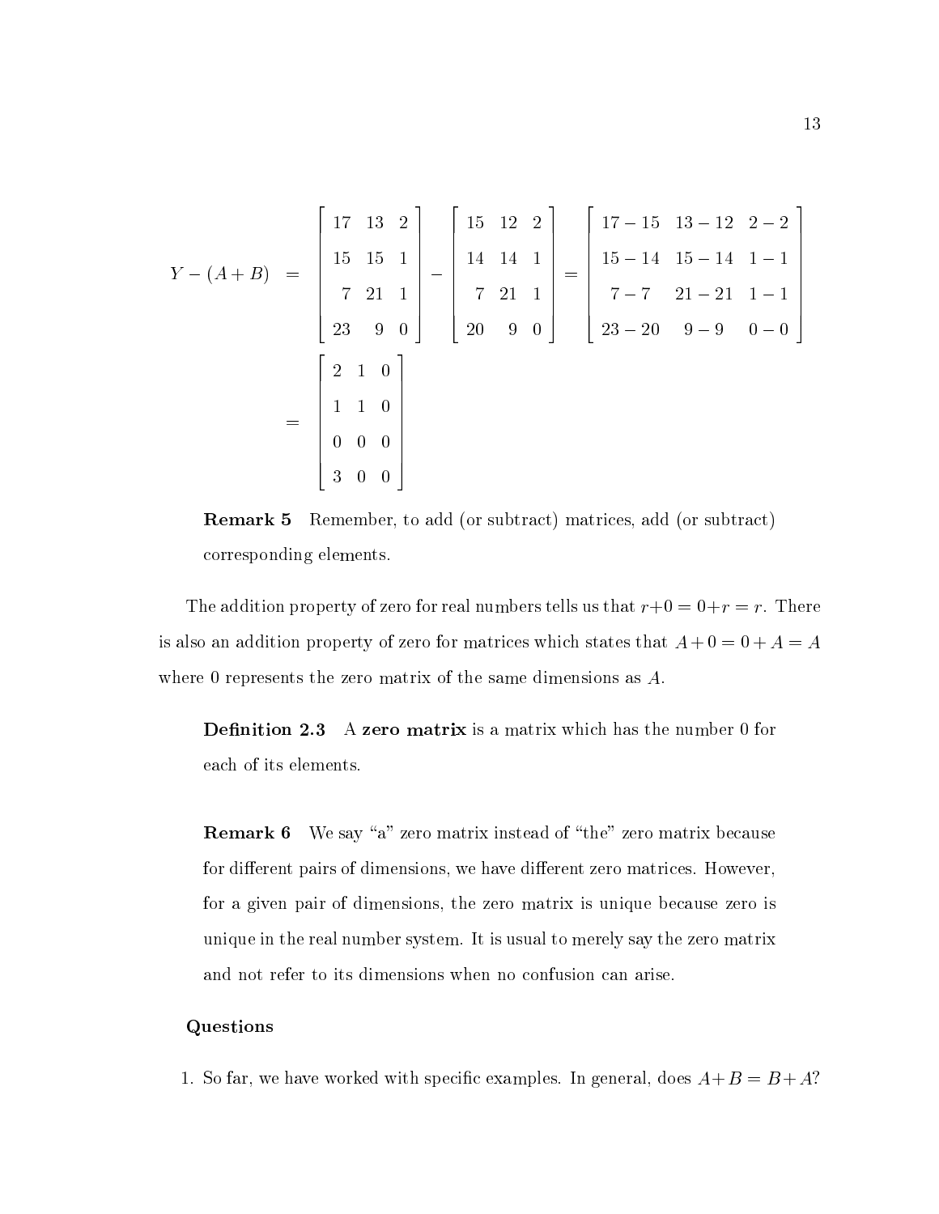$$
Y - (A+B) = \begin{bmatrix} 17 & 13 & 2 \\ 15 & 15 & 1 \\ 7 & 21 & 1 \\ 23 & 9 & 0 \end{bmatrix} - \begin{bmatrix} 15 & 12 & 2 \\ 14 & 14 & 1 \\ 7 & 21 & 1 \\ 20 & 9 & 0 \end{bmatrix} = \begin{bmatrix} 17-15 & 13-12 & 2-2 \\ 15-14 & 15-14 & 1-1 \\ 7-7 & 21-21 & 1-1 \\ 23-20 & 9-9 & 0-0 \end{bmatrix}
$$

$$
= \begin{bmatrix} 2 & 1 & 0 \\ 1 & 1 & 0 \\ 0 & 0 & 0 \\ 3 & 0 & 0 \end{bmatrix}
$$

**Remark 5** Remember, to add (or subtract) matrices, add (or subtract) corresponding elements.

The addition property of zero for real numbers tells us that $r+0 = 0+r = r$. There is also an addition property of zero for matrices which states that $A+0 = 0+A = A$ where 0 represents the zero matrix of the same dimensions as $A$.

**Definition 2.3** A **zero matrix** is a matrix which has the number 0 for each of its elements.

**Remark 6** We say "a" zero matrix instead of "the" zero matrix because for different pairs of dimensions, we have different zero matrices. However, for a given pair of dimensions, the zero matrix is unique because zero is unique in the real number system. It is usual to merely say the zero matrix and not refer to its dimensions when no confusion can arise.

**Questions**

1. So far, we have worked with specific examples. In general, does $A+B = B+A$?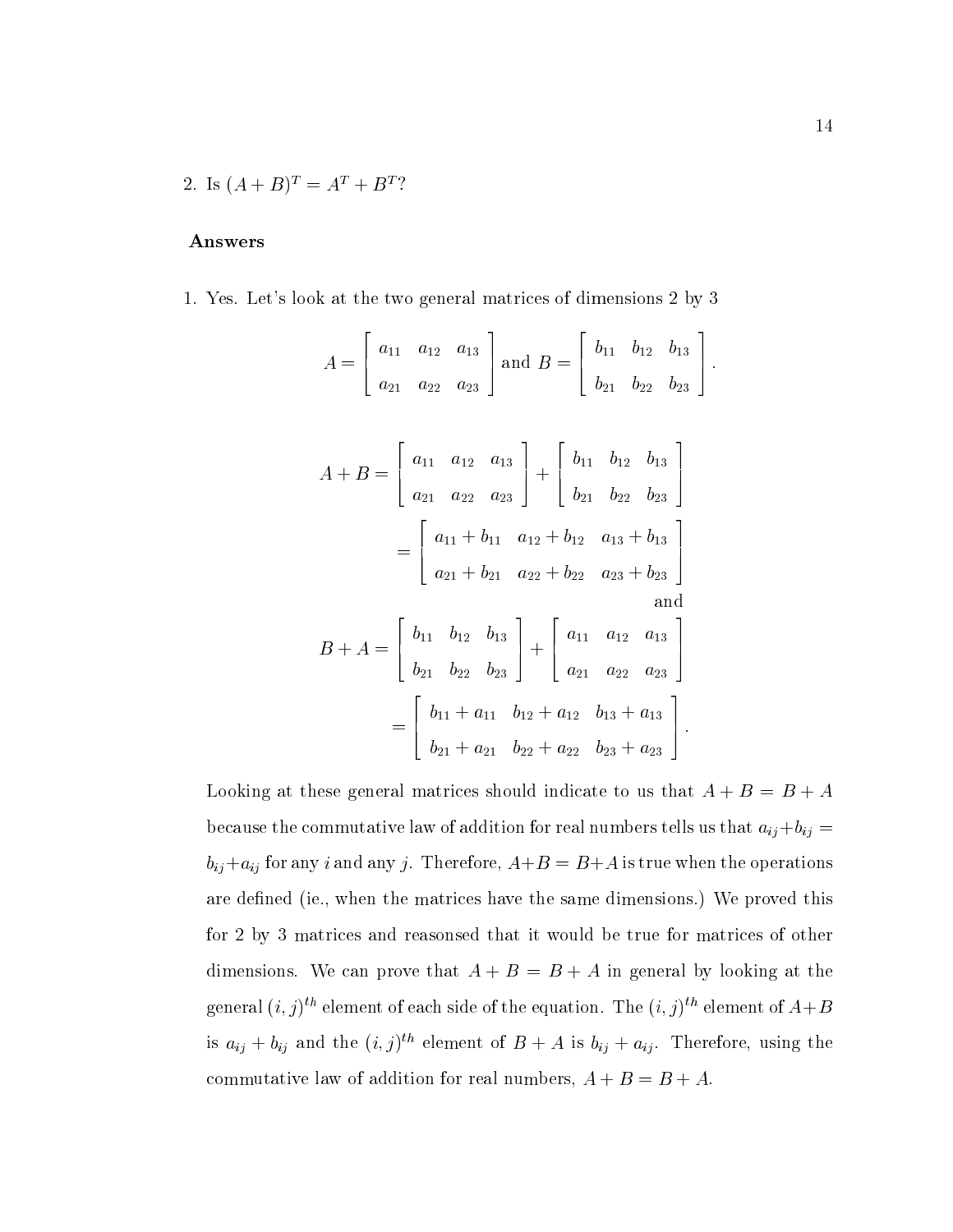2. Is $(A + B)^T = A^T + B^T$?

**Answers**

1. Yes. Let's look at the two general matrices of dimensions 2 by 3

$$A = \begin{bmatrix} a_{11} & a_{12} & a_{13} \\ a_{21} & a_{22} & a_{23} \end{bmatrix} \text{ and } B = \begin{bmatrix} b_{11} & b_{12} & b_{13} \\ b_{21} & b_{22} & b_{23} \end{bmatrix}.$$

$$\begin{aligned}
A + B &= \begin{bmatrix} a_{11} & a_{12} & a_{13} \\ a_{21} & a_{22} & a_{23} \end{bmatrix} + \begin{bmatrix} b_{11} & b_{12} & b_{13} \\ b_{21} & b_{22} & b_{23} \end{bmatrix} \\
&= \begin{bmatrix} a_{11} + b_{11} & a_{12} + b_{12} & a_{13} + b_{13} \\ a_{21} + b_{21} & a_{22} + b_{22} & a_{23} + b_{23} \end{bmatrix} \\
&\qquad\qquad\qquad\qquad\qquad\qquad\qquad\qquad \text{and} \\
B + A &= \begin{bmatrix} b_{11} & b_{12} & b_{13} \\ b_{21} & b_{22} & b_{23} \end{bmatrix} + \begin{bmatrix} a_{11} & a_{12} & a_{13} \\ a_{21} & a_{22} & a_{23} \end{bmatrix} \\
&= \begin{bmatrix} b_{11} + a_{11} & b_{12} + a_{12} & b_{13} + a_{13} \\ b_{21} + a_{21} & b_{22} + a_{22} & b_{23} + a_{23} \end{bmatrix}.
\end{aligned}$$

Looking at these general matrices should indicate to us that $A + B = B + A$ because the commutative law of addition for real numbers tells us that $a_{ij} + b_{ij} = b_{ij} + a_{ij}$ for any $i$ and any $j$. Therefore, $A+B = B+A$ is true when the operations are defined (ie., when the matrices have the same dimensions.) We proved this for 2 by 3 matrices and reasonsed that it would be true for matrices of other dimensions. We can prove that $A + B = B + A$ in general by looking at the general $(i, j)^{th}$ element of each side of the equation. The $(i, j)^{th}$ element of $A+B$ is $a_{ij} + b_{ij}$ and the $(i, j)^{th}$ element of $B + A$ is $b_{ij} + a_{ij}$. Therefore, using the commutative law of addition for real numbers, $A + B = B + A$.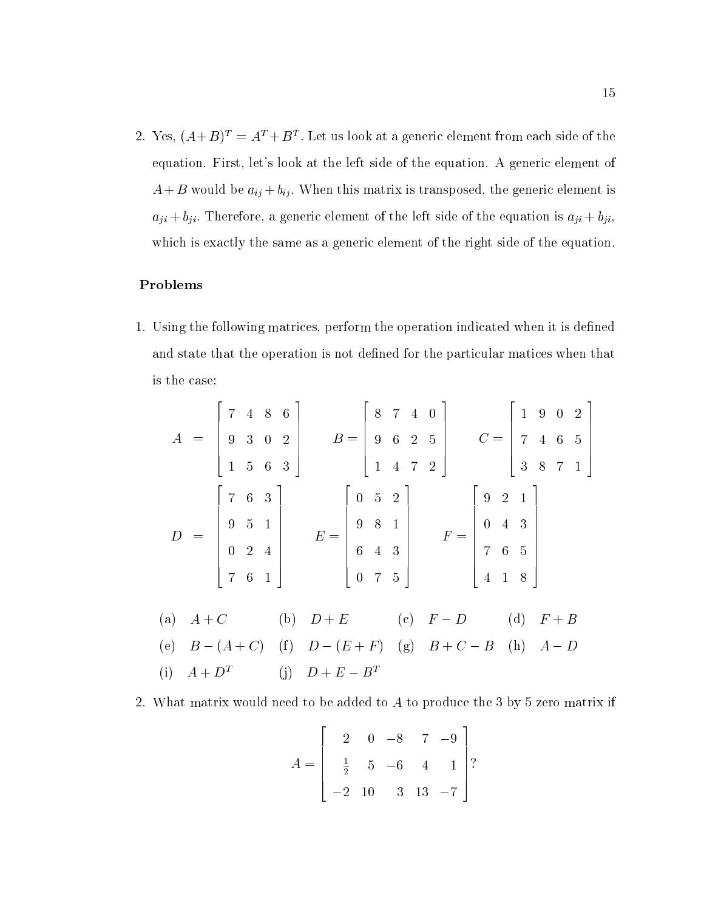2. Yes, $(A+B)^T = A^T + B^T$. Let us look at a generic element from each side of the equation. First, let's look at the left side of the equation. A generic element of $A+B$ would be $a_{ij} + b_{ij}$. When this matrix is transposed, the generic element is $a_{ji} + b_{ji}$. Therefore, a generic element of the left side of the equation is $a_{ji} + b_{ji}$, which is exactly the same as a generic element of the right side of the equation.

### Problems

1. Using the following matrices, perform the operation indicated when it is defined and state that the operation is not defined for the particular matices when that is the case:

$$A = \begin{bmatrix} 7 & 4 & 8 & 6 \\ 9 & 3 & 0 & 2 \\ 1 & 5 & 6 & 3 \end{bmatrix} \qquad B = \begin{bmatrix} 8 & 7 & 4 & 0 \\ 9 & 6 & 2 & 5 \\ 1 & 4 & 7 & 2 \end{bmatrix} \qquad C = \begin{bmatrix} 1 & 9 & 0 & 2 \\ 7 & 4 & 6 & 5 \\ 3 & 8 & 7 & 1 \end{bmatrix}$$

$$D = \begin{bmatrix} 7 & 6 & 3 \\ 9 & 5 & 1 \\ 0 & 2 & 4 \\ 7 & 6 & 1 \end{bmatrix} \qquad E = \begin{bmatrix} 0 & 5 & 2 \\ 9 & 8 & 1 \\ 6 & 4 & 3 \\ 0 & 7 & 5 \end{bmatrix} \qquad F = \begin{bmatrix} 9 & 2 & 1 \\ 0 & 4 & 3 \\ 7 & 6 & 5 \\ 4 & 1 & 8 \end{bmatrix}$$

(a) $A + C$ (b) $D + E$ (c) $F - D$ (d) $F + B$

(e) $B - (A + C)$ (f) $D - (E + F)$ (g) $B + C - B$ (h) $A - D$

(i) $A + D^T$ (j) $D + E - B^T$

2. What matrix would need to be added to $A$ to produce the 3 by 5 zero matrix if

$$A = \begin{bmatrix} 2 & 0 & -8 & 7 & -9 \\ \frac{1}{2} & 5 & -6 & 4 & 1 \\ -2 & 10 & 3 & 13 & -7 \end{bmatrix}?$$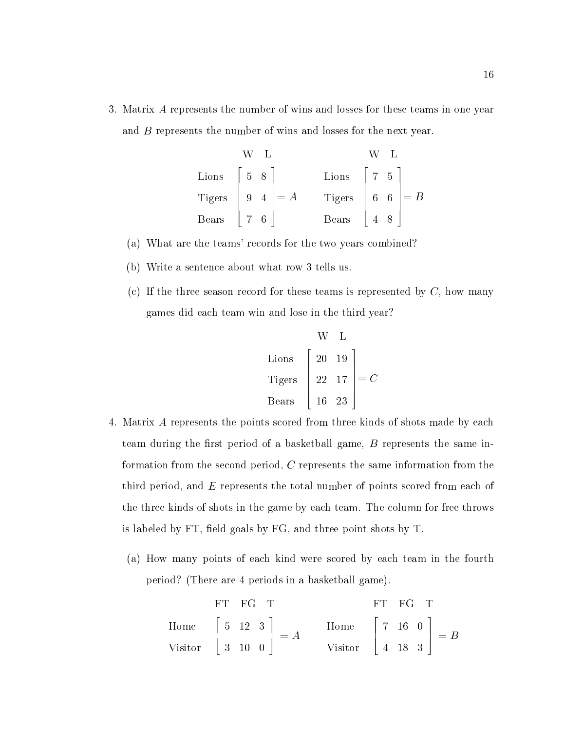3. Matrix $A$ represents the number of wins and losses for these teams in one year and $B$ represents the number of wins and losses for the next year.

$$\begin{array}{l} \\ \text{Lions} \\ \text{Tigers} \\ \text{Bears} \end{array} \begin{array}{c} \text{W} \quad \text{L} \\ \begin{bmatrix} 5 & 8 \\ 9 & 4 \\ 7 & 6 \end{bmatrix} \end{array} = A \qquad \begin{array}{l} \\ \text{Lions} \\ \text{Tigers} \\ \text{Bears} \end{array} \begin{array}{c} \text{W} \quad \text{L} \\ \begin{bmatrix} 7 & 5 \\ 6 & 6 \\ 4 & 8 \end{bmatrix} \end{array} = B$$

(a) What are the teams' records for the two years combined?

(b) Write a sentence about what row 3 tells us.

(c) If the three season record for these teams is represented by $C$, how many games did each team win and lose in the third year?

$$\begin{array}{l} \\ \text{Lions} \\ \text{Tigers} \\ \text{Bears} \end{array} \begin{array}{c} \text{W} \quad \text{L} \\ \begin{bmatrix} 20 & 19 \\ 22 & 17 \\ 16 & 23 \end{bmatrix} \end{array} = C$$

4. Matrix $A$ represents the points scored from three kinds of shots made by each team during the first period of a basketball game, $B$ represents the same information from the second period, $C$ represents the same information from the third period, and $E$ represents the total number of points scored from each of the three kinds of shots in the game by each team. The column for free throws is labeled by FT, field goals by FG, and three-point shots by T.

(a) How many points of each kind were scored by each team in the fourth period? (There are 4 periods in a basketball game).

$$\begin{array}{l} \\ \text{Home} \\ \text{Visitor} \end{array} \begin{array}{c} \text{FT} \quad \text{FG} \quad \text{T} \\ \begin{bmatrix} 5 & 12 & 3 \\ 3 & 10 & 0 \end{bmatrix} \end{array} = A \qquad \begin{array}{l} \\ \text{Home} \\ \text{Visitor} \end{array} \begin{array}{c} \text{FT} \quad \text{FG} \quad \text{T} \\ \begin{bmatrix} 7 & 16 & 0 \\ 4 & 18 & 3 \end{bmatrix} \end{array} = B$$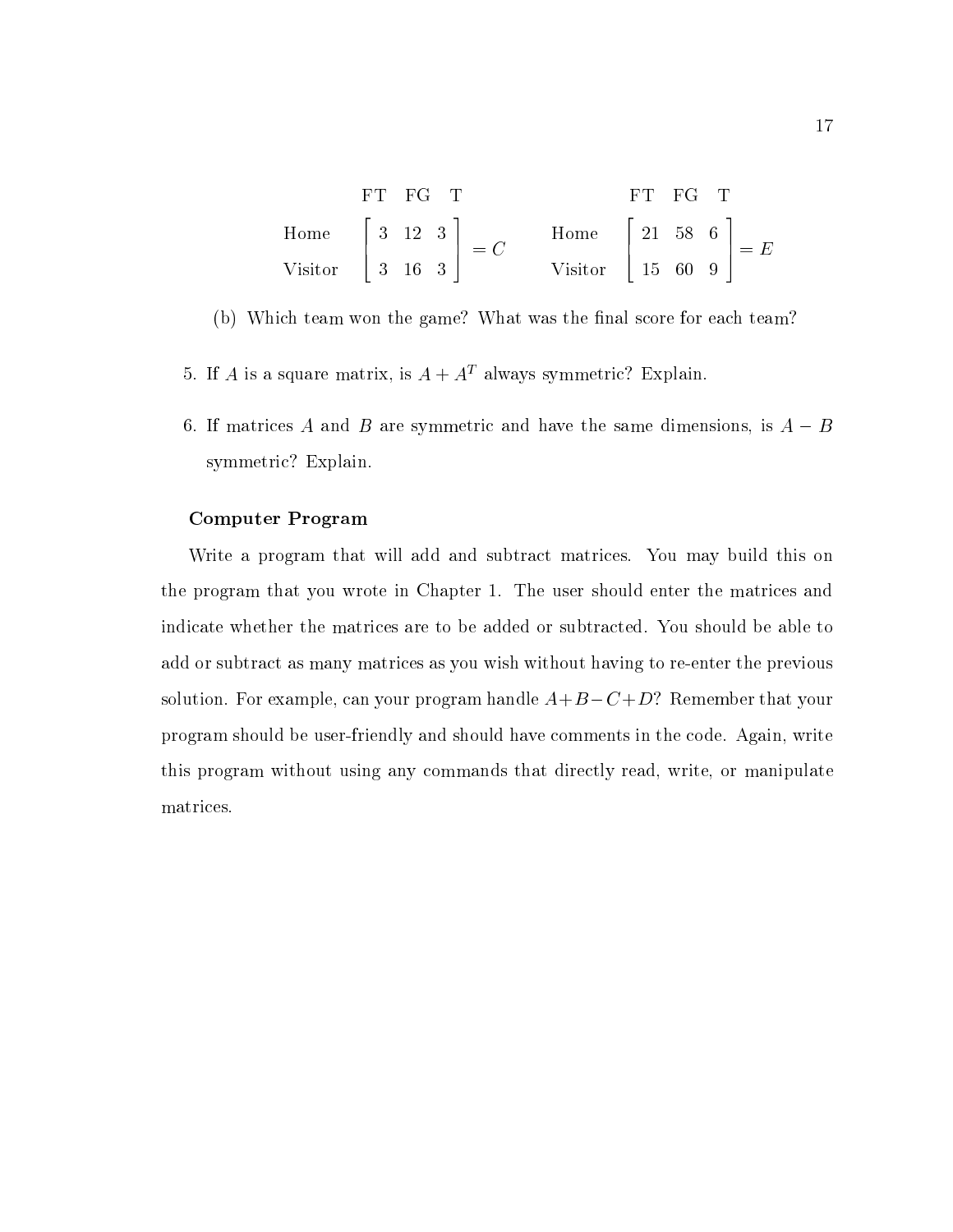$$
\begin{array}{c} \\ \text{Home} \\ \text{Visitor} \end{array}
\begin{array}{c} \begin{array}{ccc} \text{FT} & \text{FG} & \text{T} \end{array} \\ \left[\begin{array}{ccc} 3 & 12 & 3 \\ 3 & 16 & 3 \end{array}\right] \end{array} = C
\qquad
\begin{array}{c} \\ \text{Home} \\ \text{Visitor} \end{array}
\begin{array}{c} \begin{array}{ccc} \text{FT} & \text{FG} & \text{T} \end{array} \\ \left[\begin{array}{ccc} 21 & 58 & 6 \\ 15 & 60 & 9 \end{array}\right] \end{array} = E
$$

(b) Which team won the game? What was the final score for each team?

5. If $A$ is a square matrix, is $A + A^T$ always symmetric? Explain.

6. If matrices $A$ and $B$ are symmetric and have the same dimensions, is $A - B$ symmetric? Explain.

**Computer Program**

Write a program that will add and subtract matrices. You may build this on the program that you wrote in Chapter 1. The user should enter the matrices and indicate whether the matrices are to be added or subtracted. You should be able to add or subtract as many matrices as you wish without having to re-enter the previous solution. For example, can your program handle $A+B-C+D$? Remember that your program should be user-friendly and should have comments in the code. Again, write this program without using any commands that directly read, write, or manipulate matrices.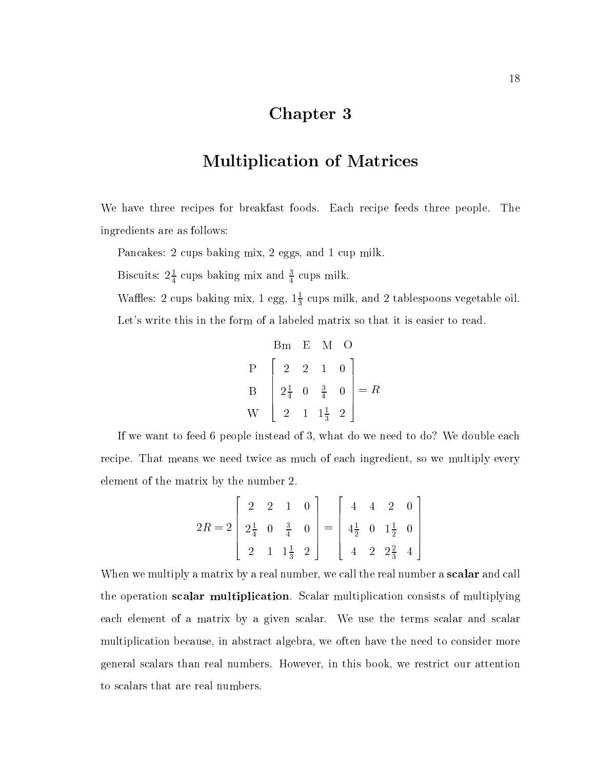# Chapter 3

## Multiplication of Matrices

We have three recipes for breakfast foods. Each recipe feeds three people. The ingredients are as follows:

Pancakes: 2 cups baking mix, 2 eggs, and 1 cup milk.

Biscuits: $2\frac{1}{4}$ cups baking mix and $\frac{3}{4}$ cups milk.

Waffles: 2 cups baking mix, 1 egg, $1\frac{1}{3}$ cups milk, and 2 tablespoons vegetable oil.

Let's write this in the form of a labeled matrix so that it is easier to read.

$$
\begin{array}{c} \\ \text{P} \\ \text{B} \\ \text{W} \end{array}
\begin{array}{c}
\begin{array}{cccc} \text{Bm} & \text{E} & \text{M} & \text{O} \end{array} \\
\left[\begin{array}{cccc} 2 & 2 & 1 & 0 \\ 2\frac{1}{4} & 0 & \frac{3}{4} & 0 \\ 2 & 1 & 1\frac{1}{3} & 2 \end{array}\right]
\end{array} = R
$$

If we want to feed 6 people instead of 3, what do we need to do? We double each recipe. That means we need twice as much of each ingredient, so we multiply every element of the matrix by the number 2.

$$
2R = 2\left[\begin{array}{cccc} 2 & 2 & 1 & 0 \\ 2\frac{1}{4} & 0 & \frac{3}{4} & 0 \\ 2 & 1 & 1\frac{1}{3} & 2 \end{array}\right] = \left[\begin{array}{cccc} 4 & 4 & 2 & 0 \\ 4\frac{1}{2} & 0 & 1\frac{1}{2} & 0 \\ 4 & 2 & 2\frac{2}{3} & 4 \end{array}\right]
$$

When we multiply a matrix by a real number, we call the real number a **scalar** and call the operation **scalar multiplication**. Scalar multiplication consists of multiplying each element of a matrix by a given scalar. We use the terms scalar and scalar multiplication because, in abstract algebra, we often have the need to consider more general scalars than real numbers. However, in this book, we restrict our attention to scalars that are real numbers.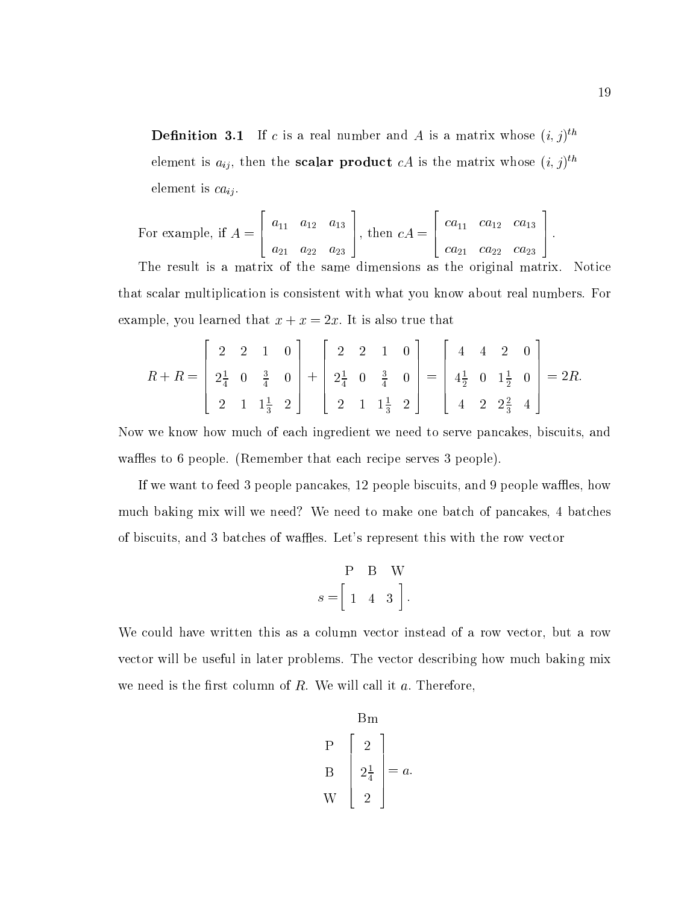**Definition 3.1** If $c$ is a real number and $A$ is a matrix whose $(i,j)^{th}$ element is $a_{ij}$, then the **scalar product** $cA$ is the matrix whose $(i,j)^{th}$ element is $ca_{ij}$.

For example, if $A = \begin{bmatrix} a_{11} & a_{12} & a_{13} \\ a_{21} & a_{22} & a_{23} \end{bmatrix}$, then $cA = \begin{bmatrix} ca_{11} & ca_{12} & ca_{13} \\ ca_{21} & ca_{22} & ca_{23} \end{bmatrix}$.

The result is a matrix of the same dimensions as the original matrix. Notice that scalar multiplication is consistent with what you know about real numbers. For example, you learned that $x + x = 2x$. It is also true that

$$R + R = \begin{bmatrix} 2 & 2 & 1 & 0 \\ 2\frac{1}{4} & 0 & \frac{3}{4} & 0 \\ 2 & 1 & 1\frac{1}{3} & 2 \end{bmatrix} + \begin{bmatrix} 2 & 2 & 1 & 0 \\ 2\frac{1}{4} & 0 & \frac{3}{4} & 0 \\ 2 & 1 & 1\frac{1}{3} & 2 \end{bmatrix} = \begin{bmatrix} 4 & 4 & 2 & 0 \\ 4\frac{1}{2} & 0 & 1\frac{1}{2} & 0 \\ 4 & 2 & 2\frac{2}{3} & 4 \end{bmatrix} = 2R.$$

Now we know how much of each ingredient we need to serve pancakes, biscuits, and waffles to 6 people. (Remember that each recipe serves 3 people).

If we want to feed 3 people pancakes, 12 people biscuits, and 9 people waffles, how much baking mix will we need? We need to make one batch of pancakes, 4 batches of biscuits, and 3 batches of waffles. Let's represent this with the row vector

$$\begin{array}{cc} & \begin{array}{ccc} \text{P} & \text{B} & \text{W} \end{array} \\ s = & \begin{bmatrix} 1 & 4 & 3 \end{bmatrix} \end{array}.$$

We could have written this as a column vector instead of a row vector, but a row vector will be useful in later problems. The vector describing how much baking mix we need is the first column of $R$. We will call it $a$. Therefore,

$$\begin{array}{cc} & \text{Bm} \\ \begin{array}{c} \text{P} \\ \text{B} \\ \text{W} \end{array} & \begin{bmatrix} 2 \\ 2\frac{1}{4} \\ 2 \end{bmatrix} \end{array} = a.$$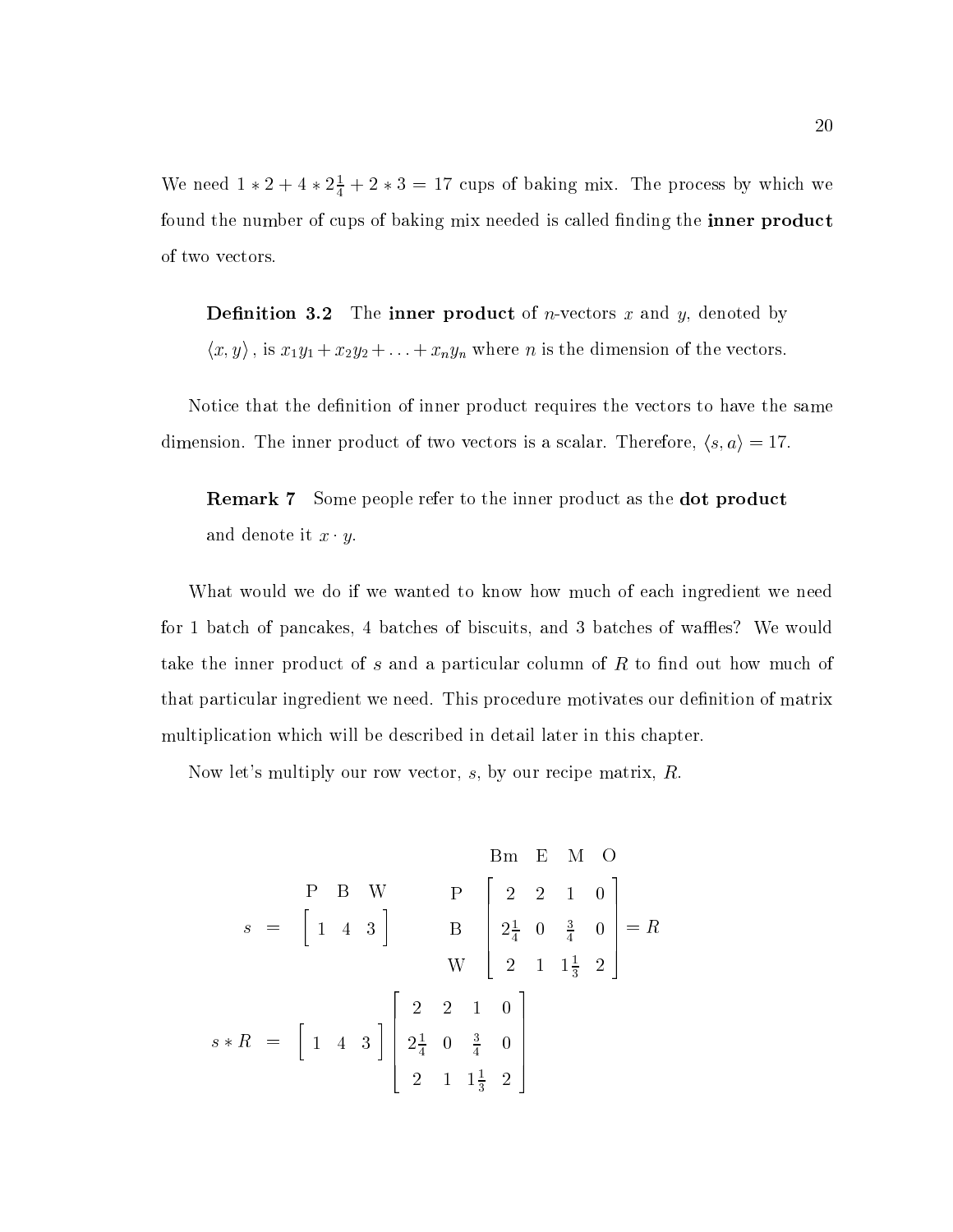We need $1 * 2 + 4 * 2\frac{1}{4} + 2 * 3 = 17$ cups of baking mix. The process by which we found the number of cups of baking mix needed is called finding the **inner product** of two vectors.

> **Definition 3.2** The **inner product** of $n$-vectors $x$ and $y$, denoted by $\langle x, y \rangle$, is $x_1 y_1 + x_2 y_2 + \ldots + x_n y_n$ where $n$ is the dimension of the vectors.

Notice that the definition of inner product requires the vectors to have the same dimension. The inner product of two vectors is a scalar. Therefore, $\langle s, a \rangle = 17$.

> **Remark 7** Some people refer to the inner product as the **dot product** and denote it $x \cdot y$.

What would we do if we wanted to know how much of each ingredient we need for 1 batch of pancakes, 4 batches of biscuits, and 3 batches of waffles? We would take the inner product of $s$ and a particular column of $R$ to find out how much of that particular ingredient we need. This procedure motivates our definition of matrix multiplication which will be described in detail later in this chapter.

Now let's multiply our row vector, $s$, by our recipe matrix, $R$.

$$
s = \begin{array}{c} \begin{array}{ccc} \text{P} & \text{B} & \text{W} \end{array} \\ \left[ \begin{array}{ccc} 1 & 4 & 3 \end{array} \right] \end{array}
\qquad
\begin{array}{c} \\ \text{P} \\ \text{B} \\ \text{W} \end{array}
\begin{array}{c} \begin{array}{cccc} \text{Bm} & \text{E} & \text{M} & \text{O} \end{array} \\ \left[ \begin{array}{cccc} 2 & 2 & 1 & 0 \\ 2\frac{1}{4} & 0 & \frac{3}{4} & 0 \\ 2 & 1 & 1\frac{1}{3} & 2 \end{array} \right] \end{array} = R
$$

$$
s * R = \left[ \begin{array}{ccc} 1 & 4 & 3 \end{array} \right] \left[ \begin{array}{cccc} 2 & 2 & 1 & 0 \\ 2\frac{1}{4} & 0 & \frac{3}{4} & 0 \\ 2 & 1 & 1\frac{1}{3} & 2 \end{array} \right]
$$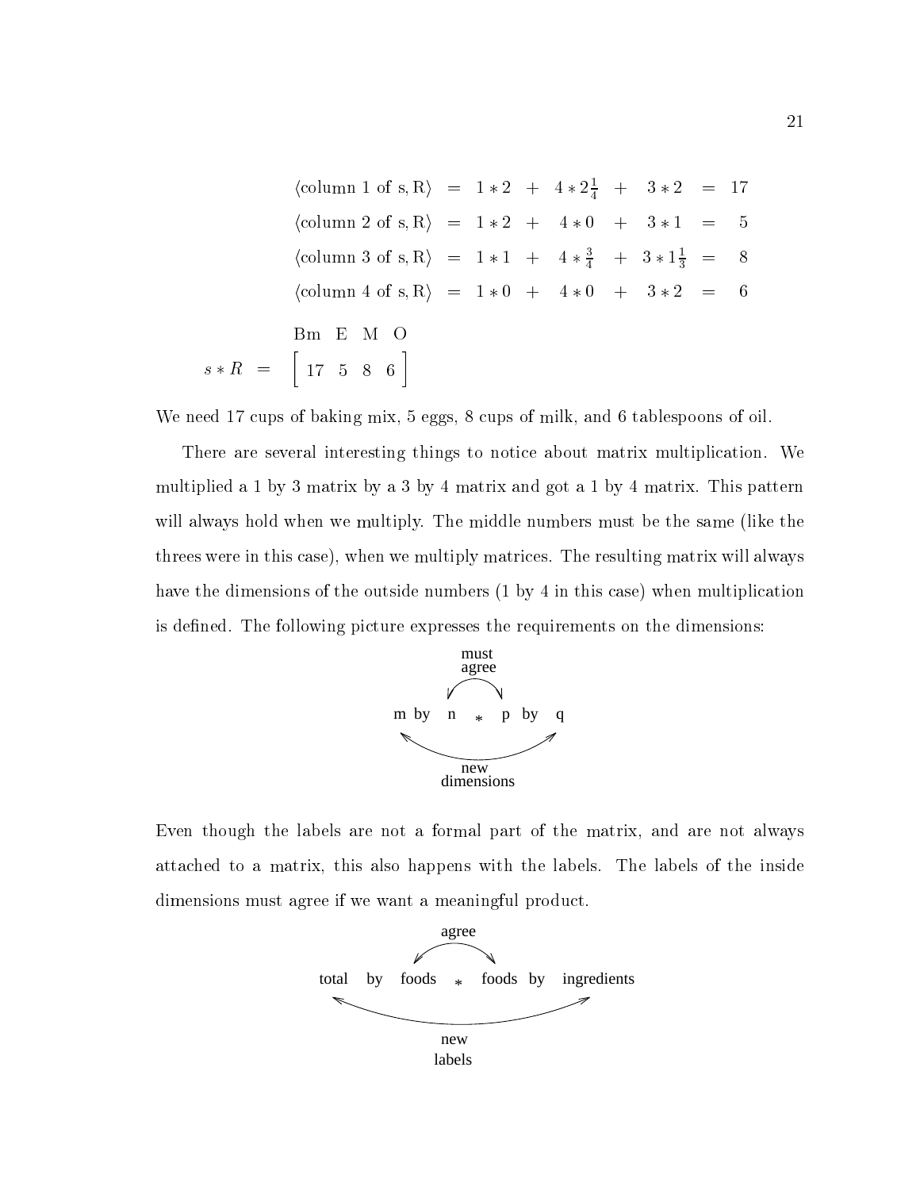$$
\begin{aligned}
\langle \text{column 1 of s, R} \rangle &= 1*2 + 4*2\tfrac{1}{4} + 3*2 = 17 \\
\langle \text{column 2 of s, R} \rangle &= 1*2 + 4*0 + 3*1 = 5 \\
\langle \text{column 3 of s, R} \rangle &= 1*1 + 4*\tfrac{3}{4} + 3*1\tfrac{1}{3} = 8 \\
\langle \text{column 4 of s, R} \rangle &= 1*0 + 4*0 + 3*2 = 6
\end{aligned}
$$

$$
s*R = \begin{array}{c} \text{Bm} \quad \text{E} \quad \text{M} \quad \text{O} \\ \left[ \begin{array}{cccc} 17 & 5 & 8 & 6 \end{array} \right] \end{array}
$$

We need 17 cups of baking mix, 5 eggs, 8 cups of milk, and 6 tablespoons of oil.

There are several interesting things to notice about matrix multiplication. We multiplied a 1 by 3 matrix by a 3 by 4 matrix and got a 1 by 4 matrix. This pattern will always hold when we multiply. The middle numbers must be the same (like the threes were in this case), when we multiply matrices. The resulting matrix will always have the dimensions of the outside numbers (1 by 4 in this case) when multiplication is defined. The following picture expresses the requirements on the dimensions:

must agree

m by n * p by q

new dimensions

Even though the labels are not a formal part of the matrix, and are not always attached to a matrix, this also happens with the labels. The labels of the inside dimensions must agree if we want a meaningful product.

agree

total by foods * foods by ingredients

new labels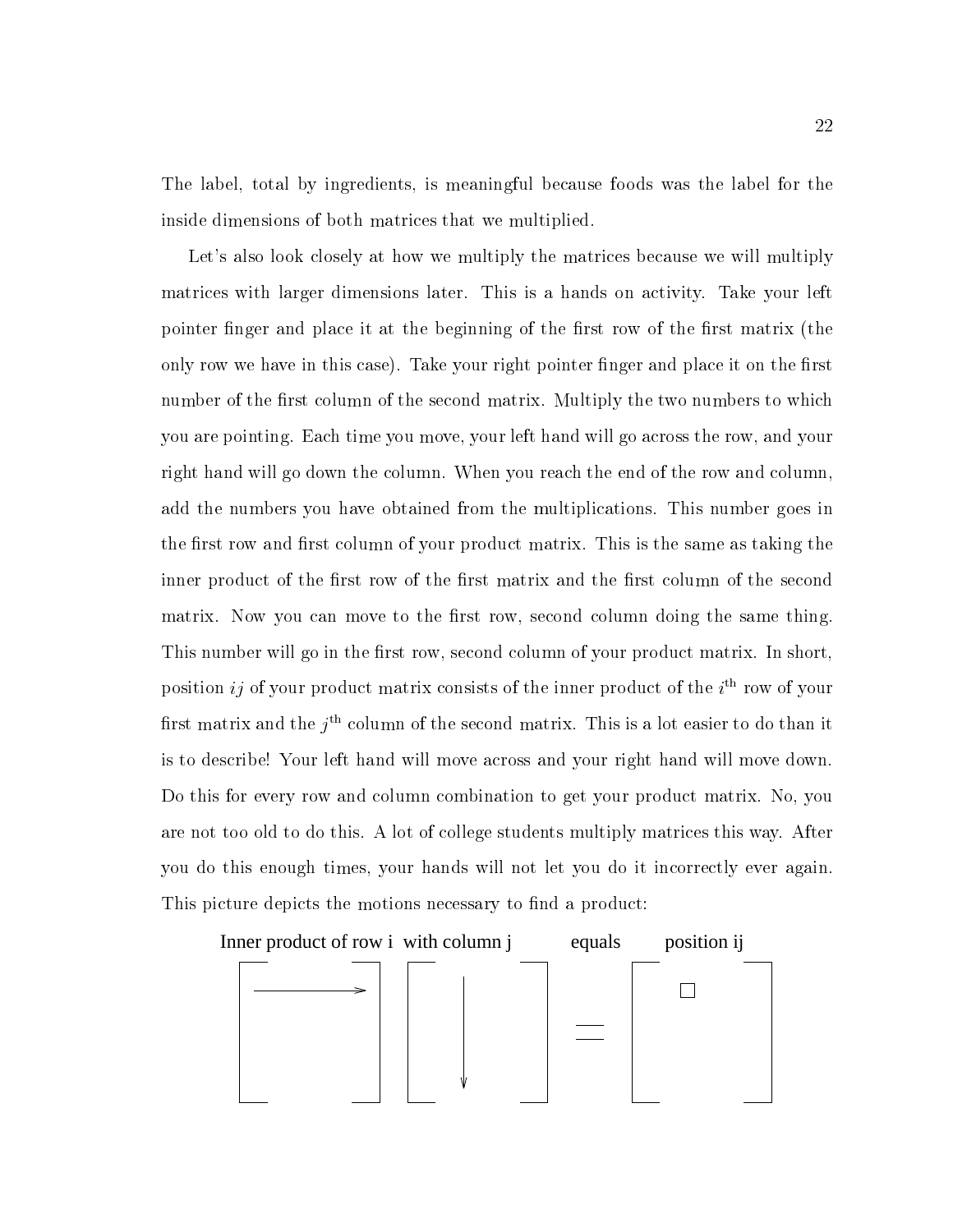The label, total by ingredients, is meaningful because foods was the label for the inside dimensions of both matrices that we multiplied.

Let's also look closely at how we multiply the matrices because we will multiply matrices with larger dimensions later. This is a hands on activity. Take your left pointer finger and place it at the beginning of the first row of the first matrix (the only row we have in this case). Take your right pointer finger and place it on the first number of the first column of the second matrix. Multiply the two numbers to which you are pointing. Each time you move, your left hand will go across the row, and your right hand will go down the column. When you reach the end of the row and column, add the numbers you have obtained from the multiplications. This number goes in the first row and first column of your product matrix. This is the same as taking the inner product of the first row of the first matrix and the first column of the second matrix. Now you can move to the first row, second column doing the same thing. This number will go in the first row, second column of your product matrix. In short, position $ij$ of your product matrix consists of the inner product of the $i^{\text{th}}$ row of your first matrix and the $j^{\text{th}}$ column of the second matrix. This is a lot easier to do than it is to describe! Your left hand will move across and your right hand will move down. Do this for every row and column combination to get your product matrix. No, you are not too old to do this. A lot of college students multiply matrices this way. After you do this enough times, your hands will not let you do it incorrectly ever again. This picture depicts the motions necessary to find a product:

Inner product of row i with column j equals position ij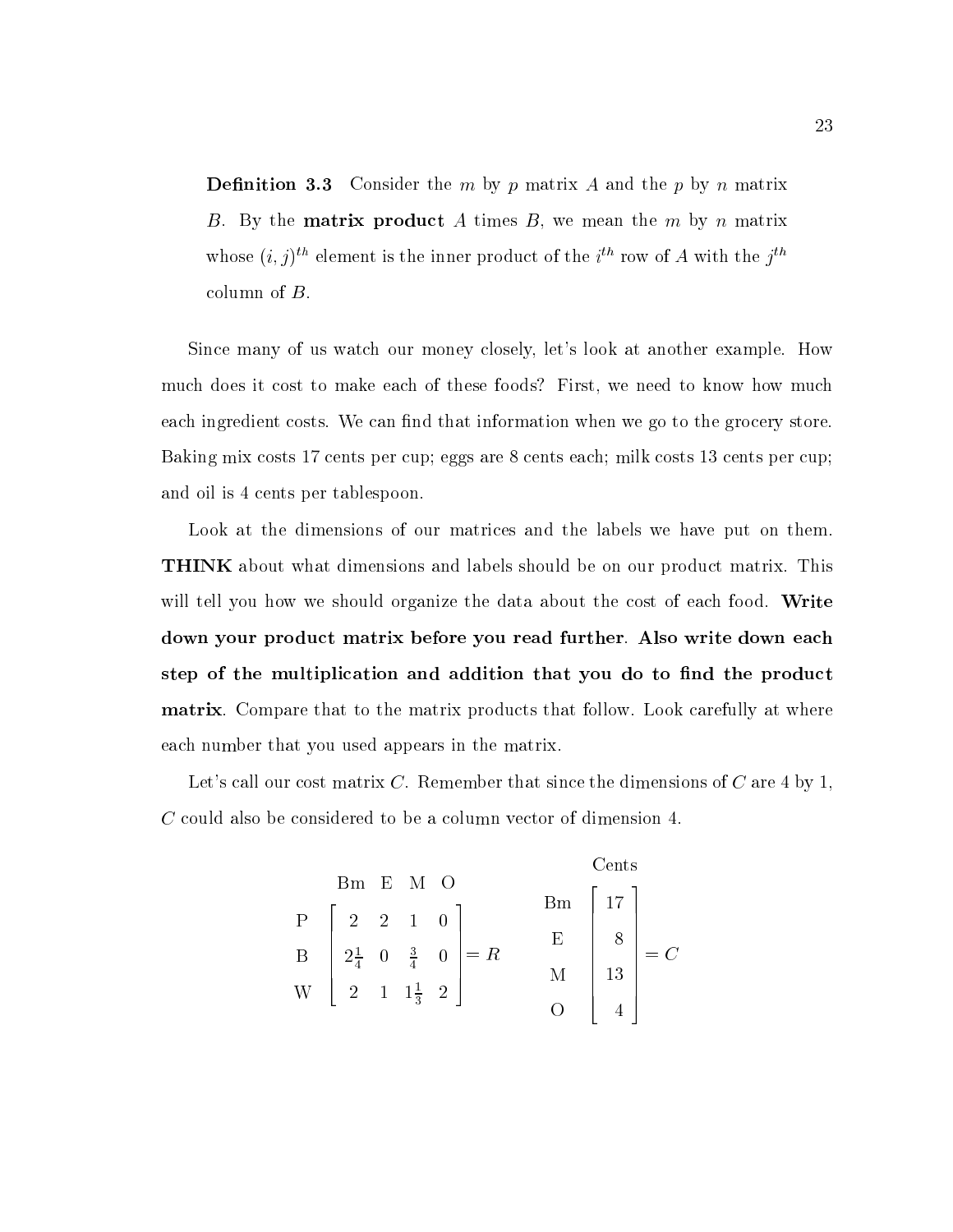**Definition 3.3** Consider the $m$ by $p$ matrix $A$ and the $p$ by $n$ matrix $B$. By the **matrix product** $A$ times $B$, we mean the $m$ by $n$ matrix whose $(i, j)^{th}$ element is the inner product of the $i^{th}$ row of $A$ with the $j^{th}$ column of $B$.

Since many of us watch our money closely, let's look at another example. How much does it cost to make each of these foods? First, we need to know how much each ingredient costs. We can find that information when we go to the grocery store. Baking mix costs 17 cents per cup; eggs are 8 cents each; milk costs 13 cents per cup; and oil is 4 cents per tablespoon.

Look at the dimensions of our matrices and the labels we have put on them. **THINK** about what dimensions and labels should be on our product matrix. This will tell you how we should organize the data about the cost of each food. **Write down your product matrix before you read further**. **Also write down each step of the multiplication and addition that you do to find the product matrix**. Compare that to the matrix products that follow. Look carefully at where each number that you used appears in the matrix.

Let's call our cost matrix $C$. Remember that since the dimensions of $C$ are 4 by 1, $C$ could also be considered to be a column vector of dimension 4.

$$
\begin{array}{c} \\ \text{P} \\ \text{B} \\ \text{W} \end{array}
\begin{array}{c} \begin{array}{cccc} \text{Bm} & \text{E} & \text{M} & \text{O} \end{array} \\ \left[\begin{array}{cccc} 2 & 2 & 1 & 0 \\ 2\frac{1}{4} & 0 & \frac{3}{4} & 0 \\ 2 & 1 & 1\frac{1}{3} & 2 \end{array}\right] \end{array} = R
\qquad
\begin{array}{c} \\ \text{Bm} \\ \text{E} \\ \text{M} \\ \text{O} \end{array}
\begin{array}{c} \text{Cents} \\ \left[\begin{array}{c} 17 \\ 8 \\ 13 \\ 4 \end{array}\right] \end{array} = C
$$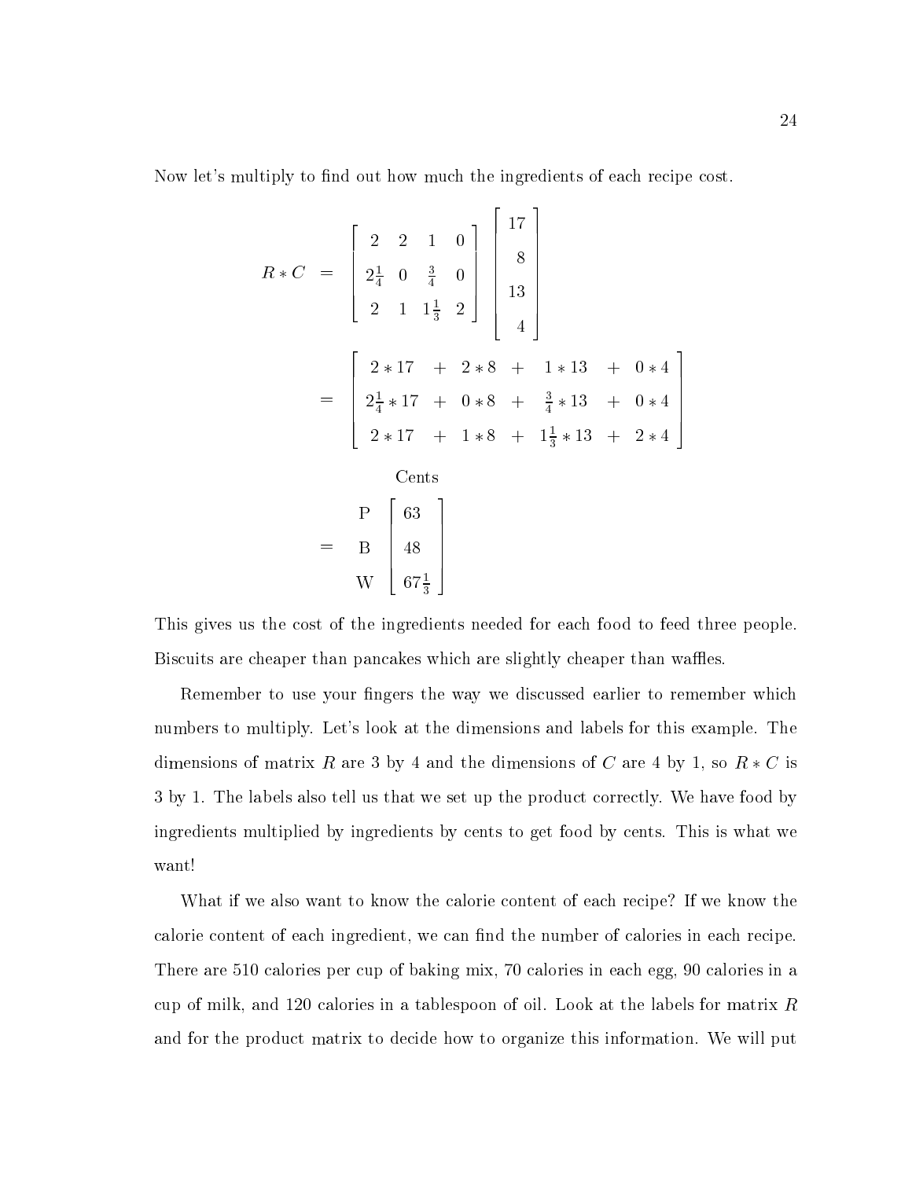Now let's multiply to find out how much the ingredients of each recipe cost.

$$R * C = \begin{bmatrix} 2 & 2 & 1 & 0 \\ 2\frac{1}{4} & 0 & \frac{3}{4} & 0 \\ 2 & 1 & 1\frac{1}{3} & 2 \end{bmatrix} \begin{bmatrix} 17 \\ 8 \\ 13 \\ 4 \end{bmatrix}$$

$$= \begin{bmatrix} 2*17 & + & 2*8 & + & 1*13 & + & 0*4 \\ 2\frac{1}{4}*17 & + & 0*8 & + & \frac{3}{4}*13 & + & 0*4 \\ 2*17 & + & 1*8 & + & 1\frac{1}{3}*13 & + & 2*4 \end{bmatrix}$$

$$= \begin{matrix} \\ \text{P} \\ \text{B} \\ \text{W} \end{matrix} \begin{matrix} \text{Cents} \\ \begin{bmatrix} 63 \\ 48 \\ 67\frac{1}{3} \end{bmatrix} \end{matrix}$$

This gives us the cost of the ingredients needed for each food to feed three people. Biscuits are cheaper than pancakes which are slightly cheaper than waffles.

Remember to use your fingers the way we discussed earlier to remember which numbers to multiply. Let's look at the dimensions and labels for this example. The dimensions of matrix $R$ are 3 by 4 and the dimensions of $C$ are 4 by 1, so $R * C$ is 3 by 1. The labels also tell us that we set up the product correctly. We have food by ingredients multiplied by ingredients by cents to get food by cents. This is what we want!

What if we also want to know the calorie content of each recipe? If we know the calorie content of each ingredient, we can find the number of calories in each recipe. There are 510 calories per cup of baking mix, 70 calories in each egg, 90 calories in a cup of milk, and 120 calories in a tablespoon of oil. Look at the labels for matrix $R$ and for the product matrix to decide how to organize this information. We will put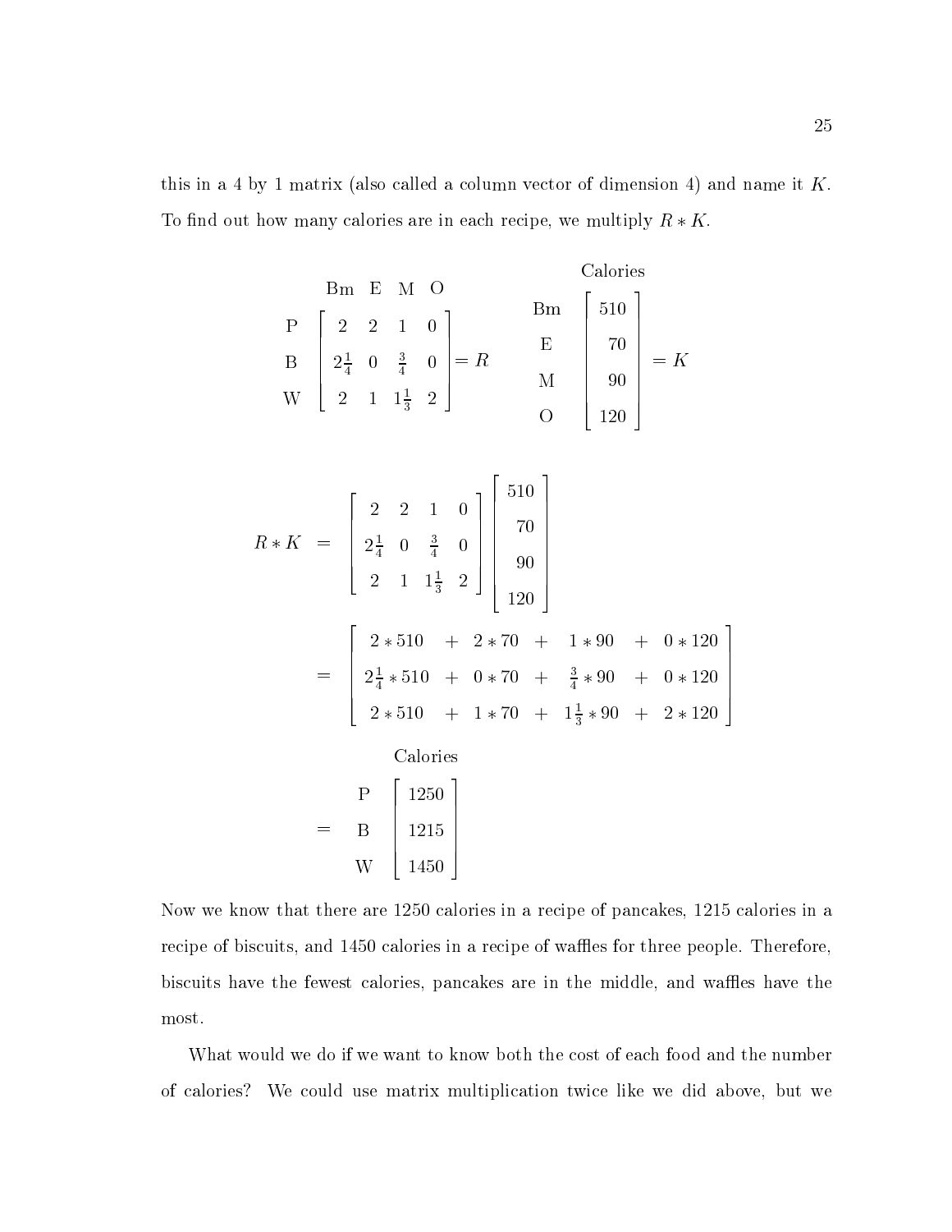this in a 4 by 1 matrix (also called a column vector of dimension 4) and name it $K$. To find out how many calories are in each recipe, we multiply $R * K$.

$$
\begin{array}{c} \\ \text{P} \\ \text{B} \\ \text{W} \end{array}
\begin{array}{c} \begin{array}{cccc} \text{Bm} & \text{E} & \text{M} & \text{O} \end{array} \\ \left[\begin{array}{cccc} 2 & 2 & 1 & 0 \\ 2\frac{1}{4} & 0 & \frac{3}{4} & 0 \\ 2 & 1 & 1\frac{1}{3} & 2 \end{array}\right] \end{array} = R
\qquad
\begin{array}{c} \text{Bm} \\ \text{E} \\ \text{M} \\ \text{O} \end{array}
\begin{array}{c} \text{Calories} \\ \left[\begin{array}{c} 510 \\ 70 \\ 90 \\ 120 \end{array}\right] \end{array} = K
$$

$$
\begin{aligned}
R * K &= \left[\begin{array}{cccc} 2 & 2 & 1 & 0 \\ 2\frac{1}{4} & 0 & \frac{3}{4} & 0 \\ 2 & 1 & 1\frac{1}{3} & 2 \end{array}\right] \left[\begin{array}{c} 510 \\ 70 \\ 90 \\ 120 \end{array}\right] \\
&= \left[\begin{array}{ccccccc} 2 * 510 & + & 2 * 70 & + & 1 * 90 & + & 0 * 120 \\ 2\frac{1}{4} * 510 & + & 0 * 70 & + & \frac{3}{4} * 90 & + & 0 * 120 \\ 2 * 510 & + & 1 * 70 & + & 1\frac{1}{3} * 90 & + & 2 * 120 \end{array}\right] \\
&= \begin{array}{c} \\ \text{P} \\ \text{B} \\ \text{W} \end{array}
\begin{array}{c} \text{Calories} \\ \left[\begin{array}{c} 1250 \\ 1215 \\ 1450 \end{array}\right] \end{array}
\end{aligned}
$$

Now we know that there are 1250 calories in a recipe of pancakes, 1215 calories in a recipe of biscuits, and 1450 calories in a recipe of waffles for three people. Therefore, biscuits have the fewest calories, pancakes are in the middle, and waffles have the most.

What would we do if we want to know both the cost of each food and the number of calories? We could use matrix multiplication twice like we did above, but we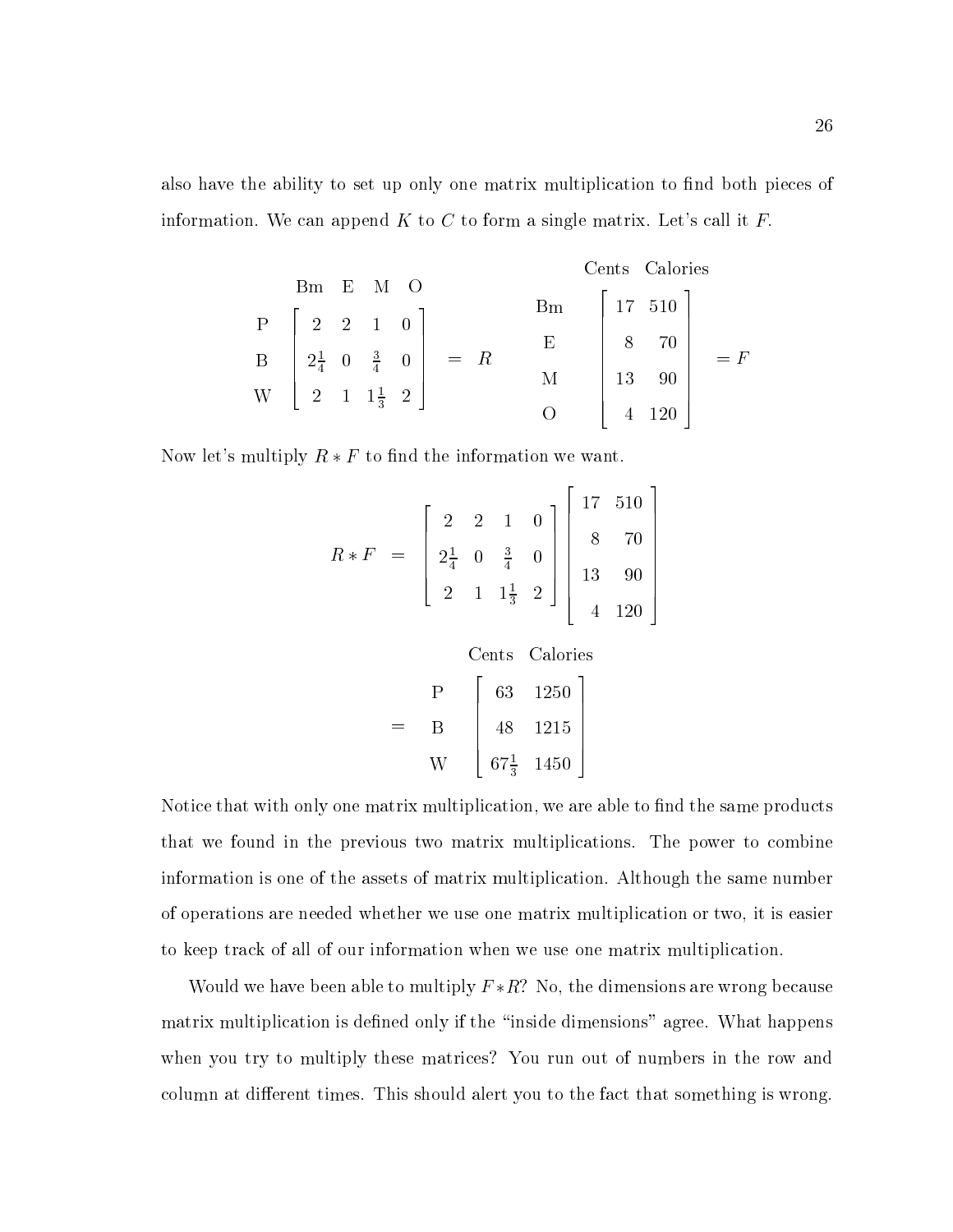also have the ability to set up only one matrix multiplication to find both pieces of information. We can append $K$ to $C$ to form a single matrix. Let's call it $F$.

$$
\begin{array}{c} \\ \text{P} \\ \text{B} \\ \text{W} \end{array}
\begin{array}{c}
\begin{array}{cccc} \text{Bm} & \text{E} & \text{M} & \text{O} \end{array} \\
\left[\begin{array}{cccc} 2 & 2 & 1 & 0 \\ 2\frac{1}{4} & 0 & \frac{3}{4} & 0 \\ 2 & 1 & 1\frac{1}{3} & 2 \end{array}\right]
\end{array}
= R
\qquad
\begin{array}{c} \\ \text{Bm} \\ \text{E} \\ \text{M} \\ \text{O} \end{array}
\begin{array}{c}
\begin{array}{cc} \text{Cents} & \text{Calories} \end{array} \\
\left[\begin{array}{cc} 17 & 510 \\ 8 & 70 \\ 13 & 90 \\ 4 & 120 \end{array}\right]
\end{array}
= F
$$

Now let's multiply $R * F$ to find the information we want.

$$
\begin{aligned}
R * F &= \left[\begin{array}{cccc} 2 & 2 & 1 & 0 \\ 2\frac{1}{4} & 0 & \frac{3}{4} & 0 \\ 2 & 1 & 1\frac{1}{3} & 2 \end{array}\right]
\left[\begin{array}{cc} 17 & 510 \\ 8 & 70 \\ 13 & 90 \\ 4 & 120 \end{array}\right] \\
&= \begin{array}{c} \\ \text{P} \\ \text{B} \\ \text{W} \end{array}
\begin{array}{c}
\begin{array}{cc} \text{Cents} & \text{Calories} \end{array} \\
\left[\begin{array}{cc} 63 & 1250 \\ 48 & 1215 \\ 67\frac{1}{3} & 1450 \end{array}\right]
\end{array}
\end{aligned}
$$

Notice that with only one matrix multiplication, we are able to find the same products that we found in the previous two matrix multiplications. The power to combine information is one of the assets of matrix multiplication. Although the same number of operations are needed whether we use one matrix multiplication or two, it is easier to keep track of all of our information when we use one matrix multiplication.

Would we have been able to multiply $F * R$? No, the dimensions are wrong because matrix multiplication is defined only if the "inside dimensions" agree. What happens when you try to multiply these matrices? You run out of numbers in the row and column at different times. This should alert you to the fact that something is wrong.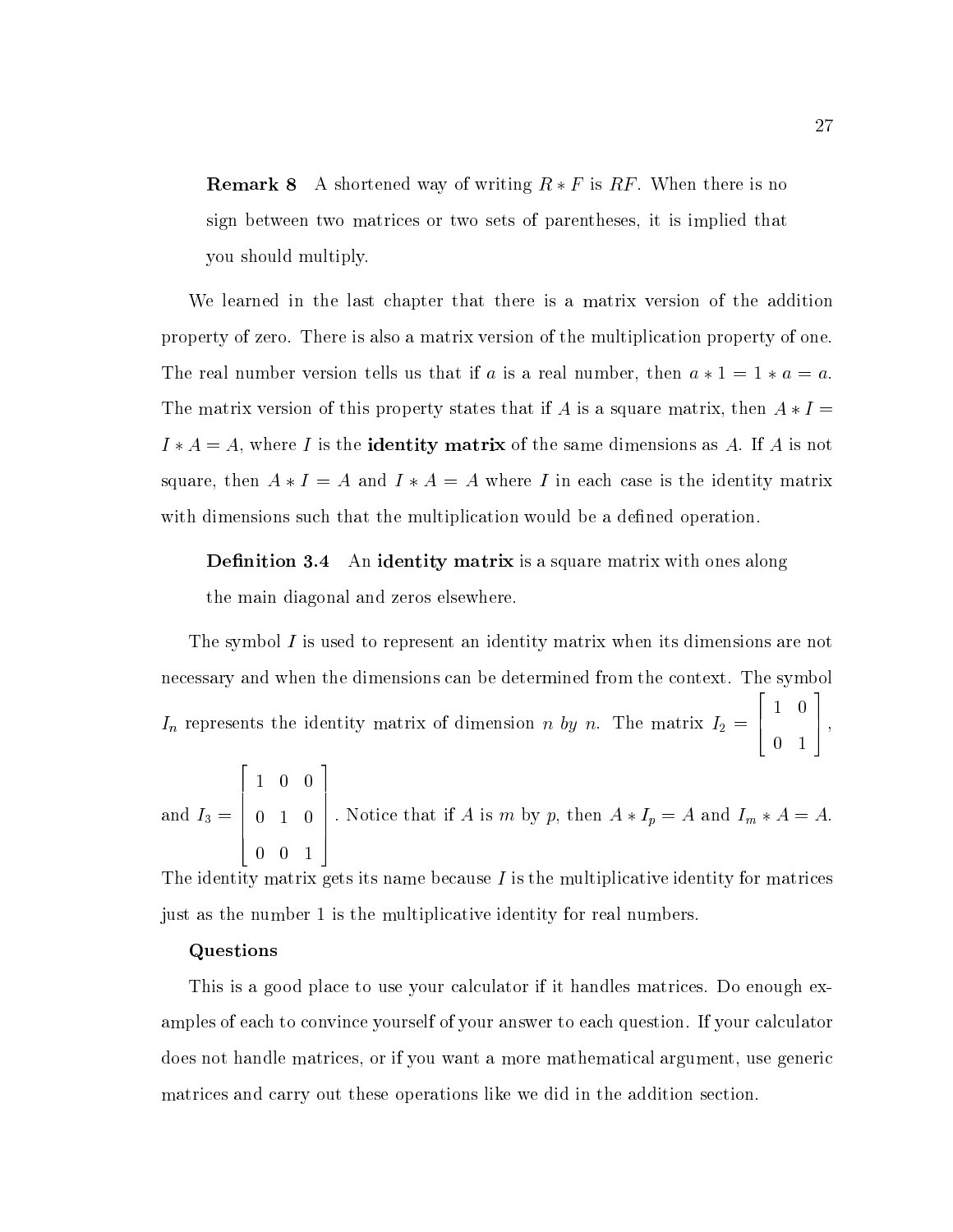**Remark 8** A shortened way of writing $R * F$ is $RF$. When there is no sign between two matrices or two sets of parentheses, it is implied that you should multiply.

We learned in the last chapter that there is a matrix version of the addition property of zero. There is also a matrix version of the multiplication property of one. The real number version tells us that if $a$ is a real number, then $a * 1 = 1 * a = a$. The matrix version of this property states that if $A$ is a square matrix, then $A * I = I * A = A$, where $I$ is the **identity matrix** of the same dimensions as $A$. If $A$ is not square, then $A * I = A$ and $I * A = A$ where $I$ in each case is the identity matrix with dimensions such that the multiplication would be a defined operation.

**Definition 3.4** An **identity matrix** is a square matrix with ones along the main diagonal and zeros elsewhere.

The symbol $I$ is used to represent an identity matrix when its dimensions are not necessary and when the dimensions can be determined from the context. The symbol $I_n$ represents the identity matrix of dimension $n$ *by* $n$. The matrix $I_2 = \begin{bmatrix} 1 & 0 \\ 0 & 1 \end{bmatrix}$, and $I_3 = \begin{bmatrix} 1 & 0 & 0 \\ 0 & 1 & 0 \\ 0 & 0 & 1 \end{bmatrix}$. Notice that if $A$ is $m$ by $p$, then $A * I_p = A$ and $I_m * A = A$. The identity matrix gets its name because $I$ is the multiplicative identity for matrices just as the number 1 is the multiplicative identity for real numbers.

**Questions**

This is a good place to use your calculator if it handles matrices. Do enough examples of each to convince yourself of your answer to each question. If your calculator does not handle matrices, or if you want a more mathematical argument, use generic matrices and carry out these operations like we did in the addition section.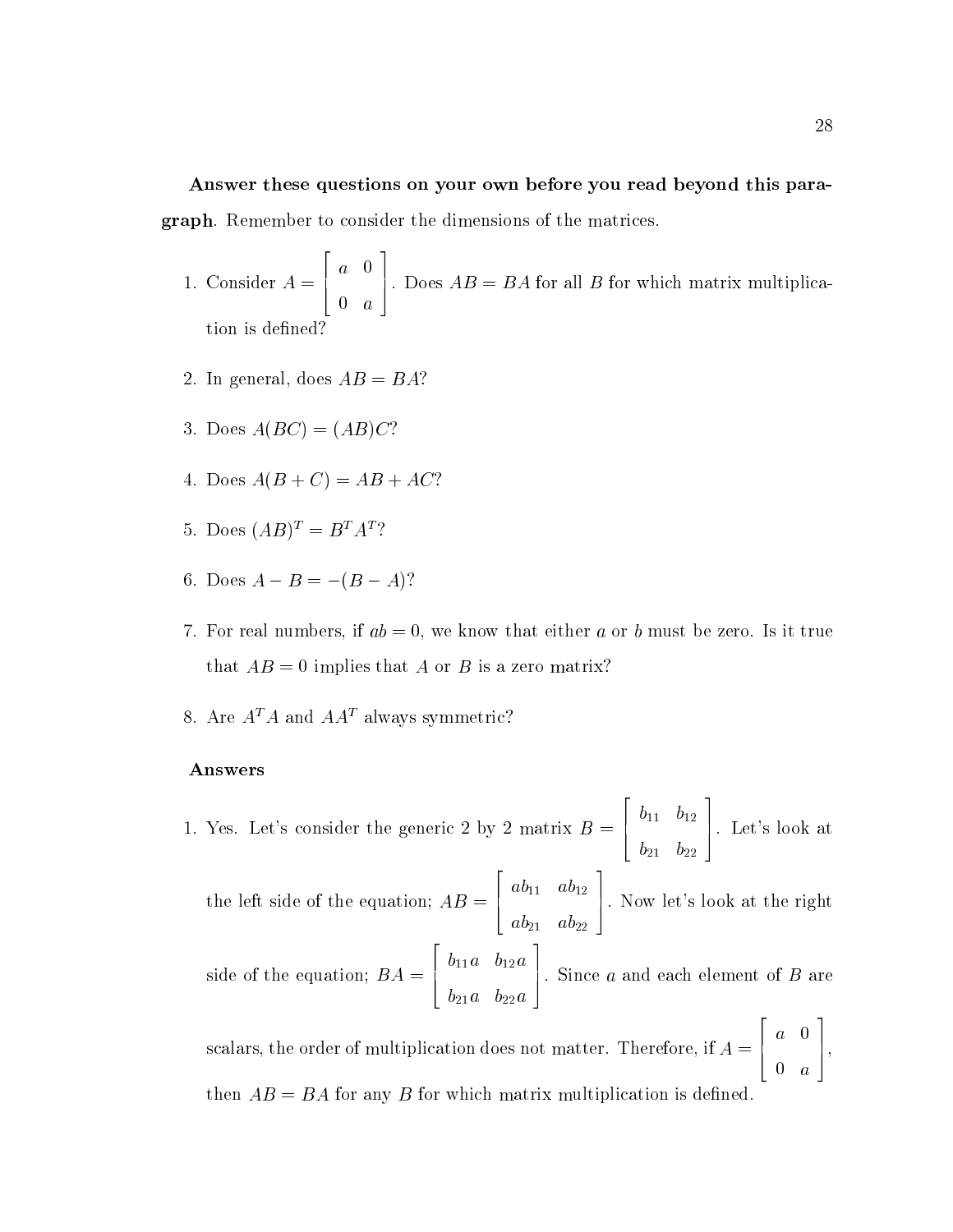**Answer these questions on your own before you read beyond this paragraph**. Remember to consider the dimensions of the matrices.

1. Consider $A = \begin{bmatrix} a & 0 \\ 0 & a \end{bmatrix}$. Does $AB = BA$ for all $B$ for which matrix multiplication is defined?

2. In general, does $AB = BA$?

3. Does $A(BC) = (AB)C$?

4. Does $A(B + C) = AB + AC$?

5. Does $(AB)^T = B^T A^T$?

6. Does $A - B = -(B - A)$?

7. For real numbers, if $ab = 0$, we know that either $a$ or $b$ must be zero. Is it true that $AB = 0$ implies that $A$ or $B$ is a zero matrix?

8. Are $A^T A$ and $AA^T$ always symmetric?

**Answers**

1. Yes. Let's consider the generic 2 by 2 matrix $B = \begin{bmatrix} b_{11} & b_{12} \\ b_{21} & b_{22} \end{bmatrix}$. Let's look at the left side of the equation; $AB = \begin{bmatrix} ab_{11} & ab_{12} \\ ab_{21} & ab_{22} \end{bmatrix}$. Now let's look at the right side of the equation; $BA = \begin{bmatrix} b_{11}a & b_{12}a \\ b_{21}a & b_{22}a \end{bmatrix}$. Since $a$ and each element of $B$ are scalars, the order of multiplication does not matter. Therefore, if $A = \begin{bmatrix} a & 0 \\ 0 & a \end{bmatrix}$, then $AB = BA$ for any $B$ for which matrix multiplication is defined.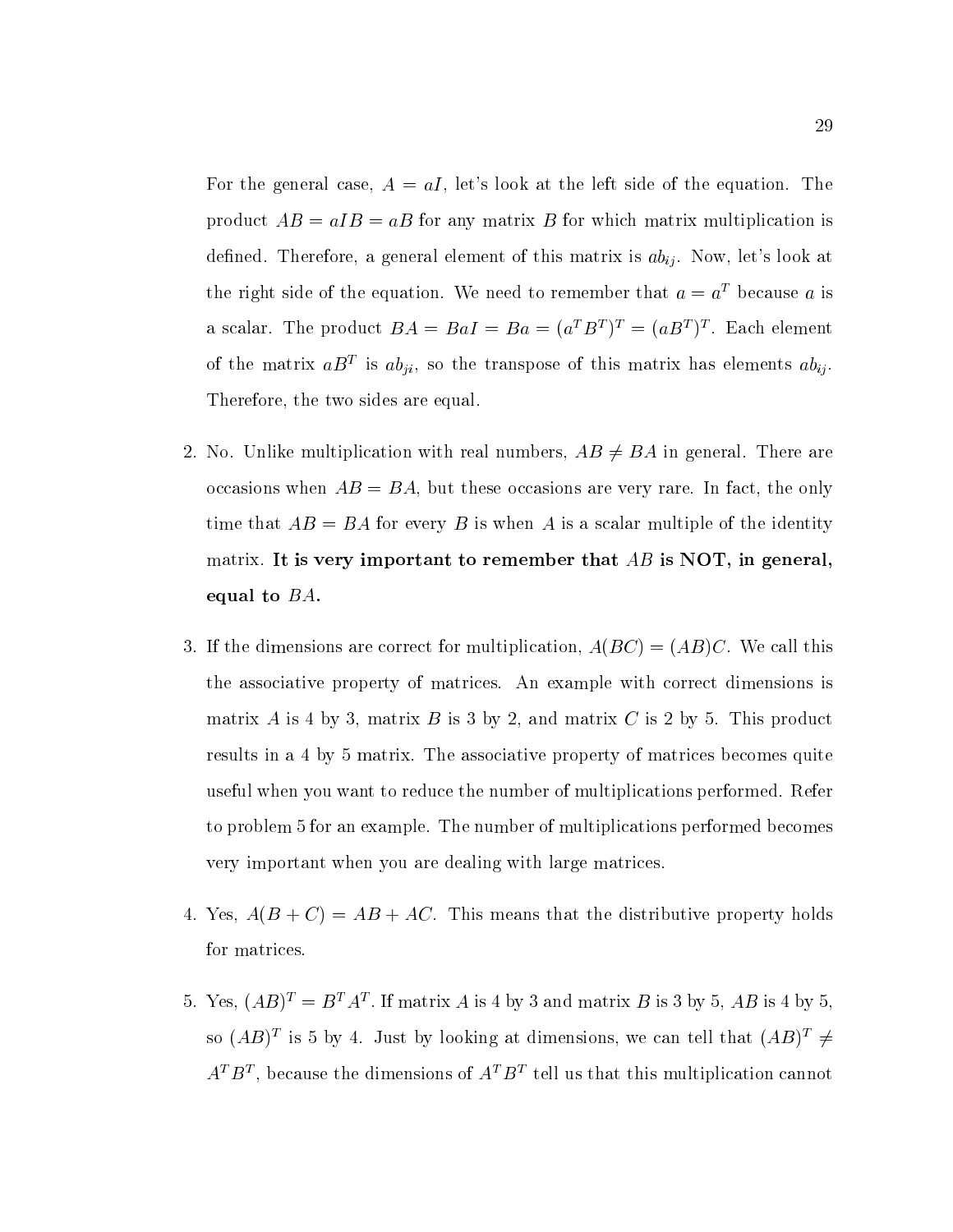For the general case, $A = aI$, let's look at the left side of the equation. The product $AB = aIB = aB$ for any matrix $B$ for which matrix multiplication is defined. Therefore, a general element of this matrix is $ab_{ij}$. Now, let's look at the right side of the equation. We need to remember that $a = a^T$ because $a$ is a scalar. The product $BA = BaI = Ba = (a^T B^T)^T = (aB^T)^T$. Each element of the matrix $aB^T$ is $ab_{ji}$, so the transpose of this matrix has elements $ab_{ij}$. Therefore, the two sides are equal.

2. No. Unlike multiplication with real numbers, $AB \neq BA$ in general. There are occasions when $AB = BA$, but these occasions are very rare. In fact, the only time that $AB = BA$ for every $B$ is when $A$ is a scalar multiple of the identity matrix. **It is very important to remember that $AB$ is NOT, in general, equal to $BA$.**

3. If the dimensions are correct for multiplication, $A(BC) = (AB)C$. We call this the associative property of matrices. An example with correct dimensions is matrix $A$ is 4 by 3, matrix $B$ is 3 by 2, and matrix $C$ is 2 by 5. This product results in a 4 by 5 matrix. The associative property of matrices becomes quite useful when you want to reduce the number of multiplications performed. Refer to problem 5 for an example. The number of multiplications performed becomes very important when you are dealing with large matrices.

4. Yes, $A(B + C) = AB + AC$. This means that the distributive property holds for matrices.

5. Yes, $(AB)^T = B^T A^T$. If matrix $A$ is 4 by 3 and matrix $B$ is 3 by 5, $AB$ is 4 by 5, so $(AB)^T$ is 5 by 4. Just by looking at dimensions, we can tell that $(AB)^T \neq A^T B^T$, because the dimensions of $A^T B^T$ tell us that this multiplication cannot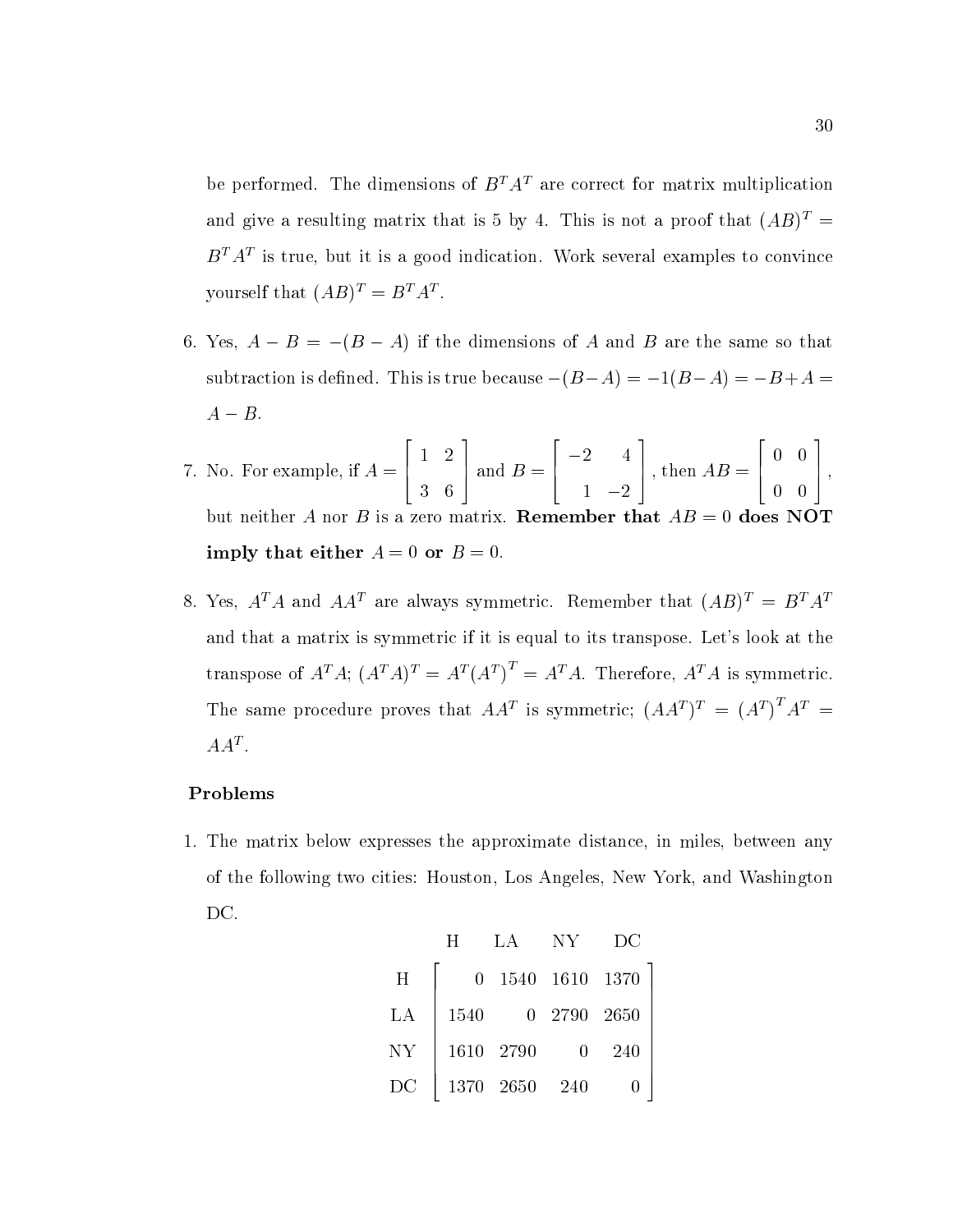be performed. The dimensions of $B^T A^T$ are correct for matrix multiplication and give a resulting matrix that is 5 by 4. This is not a proof that $(AB)^T = B^T A^T$ is true, but it is a good indication. Work several examples to convince yourself that $(AB)^T = B^T A^T$.

6. Yes, $A - B = -(B - A)$ if the dimensions of $A$ and $B$ are the same so that subtraction is defined. This is true because $-(B - A) = -1(B - A) = -B + A = A - B$.

7. No. For example, if $A = \begin{bmatrix} 1 & 2 \\ 3 & 6 \end{bmatrix}$ and $B = \begin{bmatrix} -2 & 4 \\ 1 & -2 \end{bmatrix}$, then $AB = \begin{bmatrix} 0 & 0 \\ 0 & 0 \end{bmatrix}$, but neither $A$ nor $B$ is a zero matrix. **Remember that $AB = 0$ does NOT imply that either $A = 0$ or $B = 0$.**

8. Yes, $A^T A$ and $AA^T$ are always symmetric. Remember that $(AB)^T = B^T A^T$ and that a matrix is symmetric if it is equal to its transpose. Let's look at the transpose of $A^T A$; $(A^T A)^T = A^T (A^T)^T = A^T A$. Therefore, $A^T A$ is symmetric. The same procedure proves that $AA^T$ is symmetric; $(AA^T)^T = (A^T)^T A^T = AA^T$.

**Problems**

1. The matrix below expresses the approximate distance, in miles, between any of the following two cities: Houston, Los Angeles, New York, and Washington DC.

$$
\begin{array}{c c}
 & \begin{array}{cccc} \text{H} & \text{LA} & \text{NY} & \text{DC} \end{array} \\
\begin{array}{c} \text{H} \\ \text{LA} \\ \text{NY} \\ \text{DC} \end{array} &
\begin{bmatrix}
0 & 1540 & 1610 & 1370 \\
1540 & 0 & 2790 & 2650 \\
1610 & 2790 & 0 & 240 \\
1370 & 2650 & 240 & 0
\end{bmatrix}
\end{array}
$$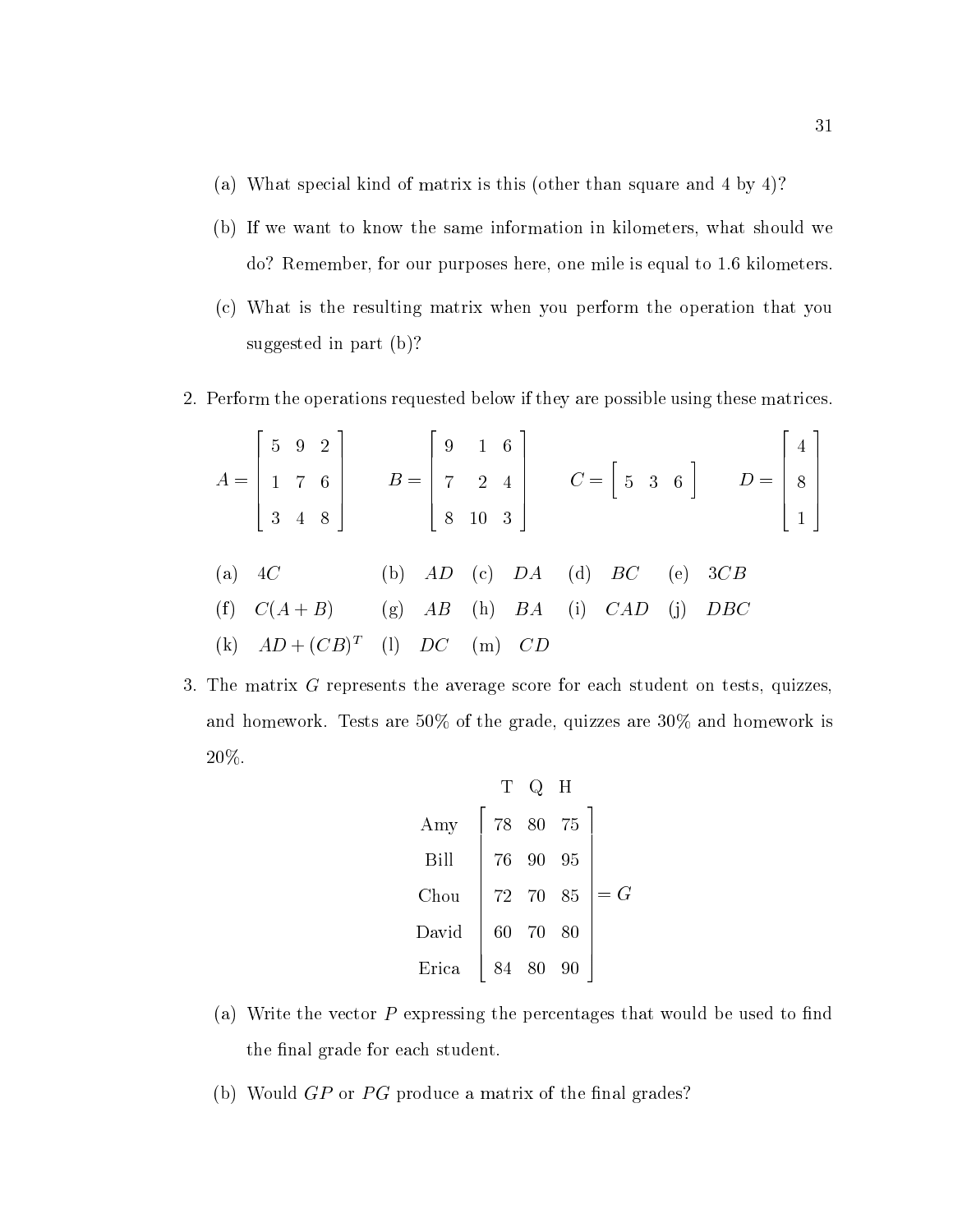(a) What special kind of matrix is this (other than square and 4 by 4)?

(b) If we want to know the same information in kilometers, what should we do? Remember, for our purposes here, one mile is equal to 1.6 kilometers.

(c) What is the resulting matrix when you perform the operation that you suggested in part (b)?

2. Perform the operations requested below if they are possible using these matrices.

$$A = \begin{bmatrix} 5 & 9 & 2 \\ 1 & 7 & 6 \\ 3 & 4 & 8 \end{bmatrix} \qquad B = \begin{bmatrix} 9 & 1 & 6 \\ 7 & 2 & 4 \\ 8 & 10 & 3 \end{bmatrix} \qquad C = \begin{bmatrix} 5 & 3 & 6 \end{bmatrix} \qquad D = \begin{bmatrix} 4 \\ 8 \\ 1 \end{bmatrix}$$

(a) $4C$ (b) $AD$ (c) $DA$ (d) $BC$ (e) $3CB$

(f) $C(A+B)$ (g) $AB$ (h) $BA$ (i) $CAD$ (j) $DBC$

(k) $AD + (CB)^T$ (l) $DC$ (m) $CD$

3. The matrix $G$ represents the average score for each student on tests, quizzes, and homework. Tests are 50% of the grade, quizzes are 30% and homework is 20%.

$$\begin{array}{l} \\ \text{Amy} \\ \text{Bill} \\ \text{Chou} \\ \text{David} \\ \text{Erica} \end{array} \begin{array}{c} \begin{array}{ccc} \text{T} & \text{Q} & \text{H} \end{array} \\ \begin{bmatrix} 78 & 80 & 75 \\ 76 & 90 & 95 \\ 72 & 70 & 85 \\ 60 & 70 & 80 \\ 84 & 80 & 90 \end{bmatrix} \end{array} = G$$

(a) Write the vector $P$ expressing the percentages that would be used to find the final grade for each student.

(b) Would $GP$ or $PG$ produce a matrix of the final grades?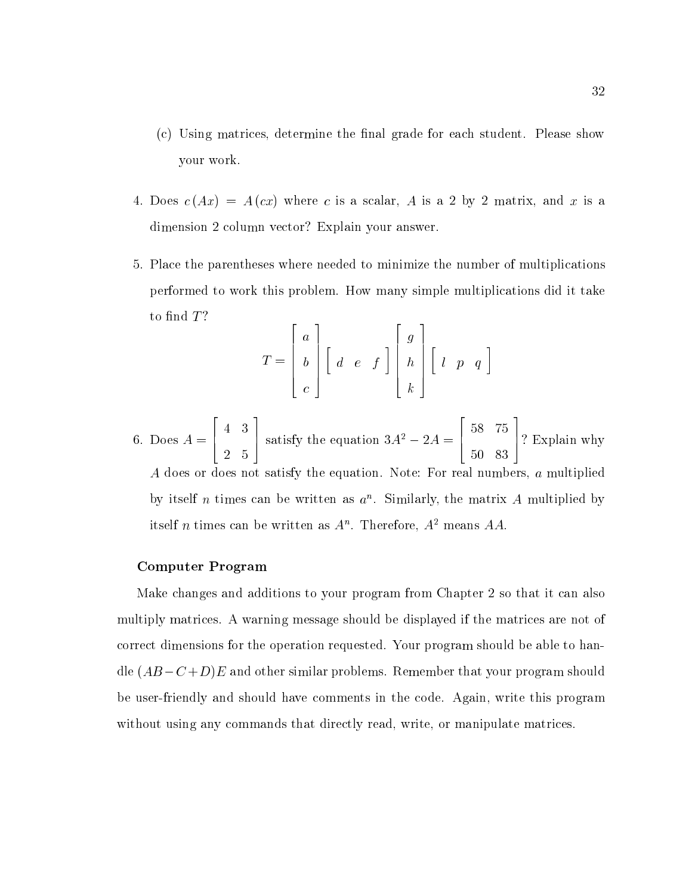(c) Using matrices, determine the final grade for each student. Please show your work.

4. Does $c(Ax) = A(cx)$ where $c$ is a scalar, $A$ is a 2 by 2 matrix, and $x$ is a dimension 2 column vector? Explain your answer.

5. Place the parentheses where needed to minimize the number of multiplications performed to work this problem. How many simple multiplications did it take to find $T$?

$$T = \begin{bmatrix} a \\ b \\ c \end{bmatrix} \begin{bmatrix} d & e & f \end{bmatrix} \begin{bmatrix} g \\ h \\ k \end{bmatrix} \begin{bmatrix} l & p & q \end{bmatrix}$$

6. Does $A = \begin{bmatrix} 4 & 3 \\ 2 & 5 \end{bmatrix}$ satisfy the equation $3A^2 - 2A = \begin{bmatrix} 58 & 75 \\ 50 & 83 \end{bmatrix}$? Explain why $A$ does or does not satisfy the equation. Note: For real numbers, $a$ multiplied by itself $n$ times can be written as $a^n$. Similarly, the matrix $A$ multiplied by itself $n$ times can be written as $A^n$. Therefore, $A^2$ means $AA$.

**Computer Program**

Make changes and additions to your program from Chapter 2 so that it can also multiply matrices. A warning message should be displayed if the matrices are not of correct dimensions for the operation requested. Your program should be able to handle $(AB - C + D)E$ and other similar problems. Remember that your program should be user-friendly and should have comments in the code. Again, write this program without using any commands that directly read, write, or manipulate matrices.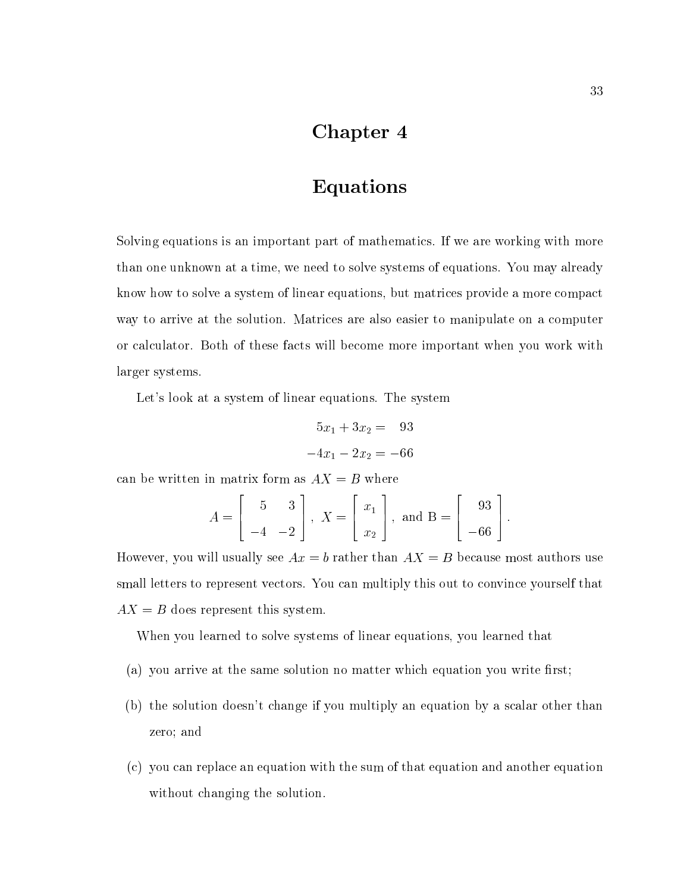# Chapter 4

# Equations

Solving equations is an important part of mathematics. If we are working with more than one unknown at a time, we need to solve systems of equations. You may already know how to solve a system of linear equations, but matrices provide a more compact way to arrive at the solution. Matrices are also easier to manipulate on a computer or calculator. Both of these facts will become more important when you work with larger systems.

Let's look at a system of linear equations. The system

$$\begin{aligned} 5x_1 + 3x_2 &= \phantom{-}93 \\ -4x_1 - 2x_2 &= -66 \end{aligned}$$

can be written in matrix form as $AX = B$ where

$$A = \begin{bmatrix} 5 & 3 \\ -4 & -2 \end{bmatrix}, \; X = \begin{bmatrix} x_1 \\ x_2 \end{bmatrix}, \text{ and B} = \begin{bmatrix} 93 \\ -66 \end{bmatrix}.$$

However, you will usually see $Ax = b$ rather than $AX = B$ because most authors use small letters to represent vectors. You can multiply this out to convince yourself that $AX = B$ does represent this system.

When you learned to solve systems of linear equations, you learned that

(a) you arrive at the same solution no matter which equation you write first;

(b) the solution doesn't change if you multiply an equation by a scalar other than zero; and

(c) you can replace an equation with the sum of that equation and another equation without changing the solution.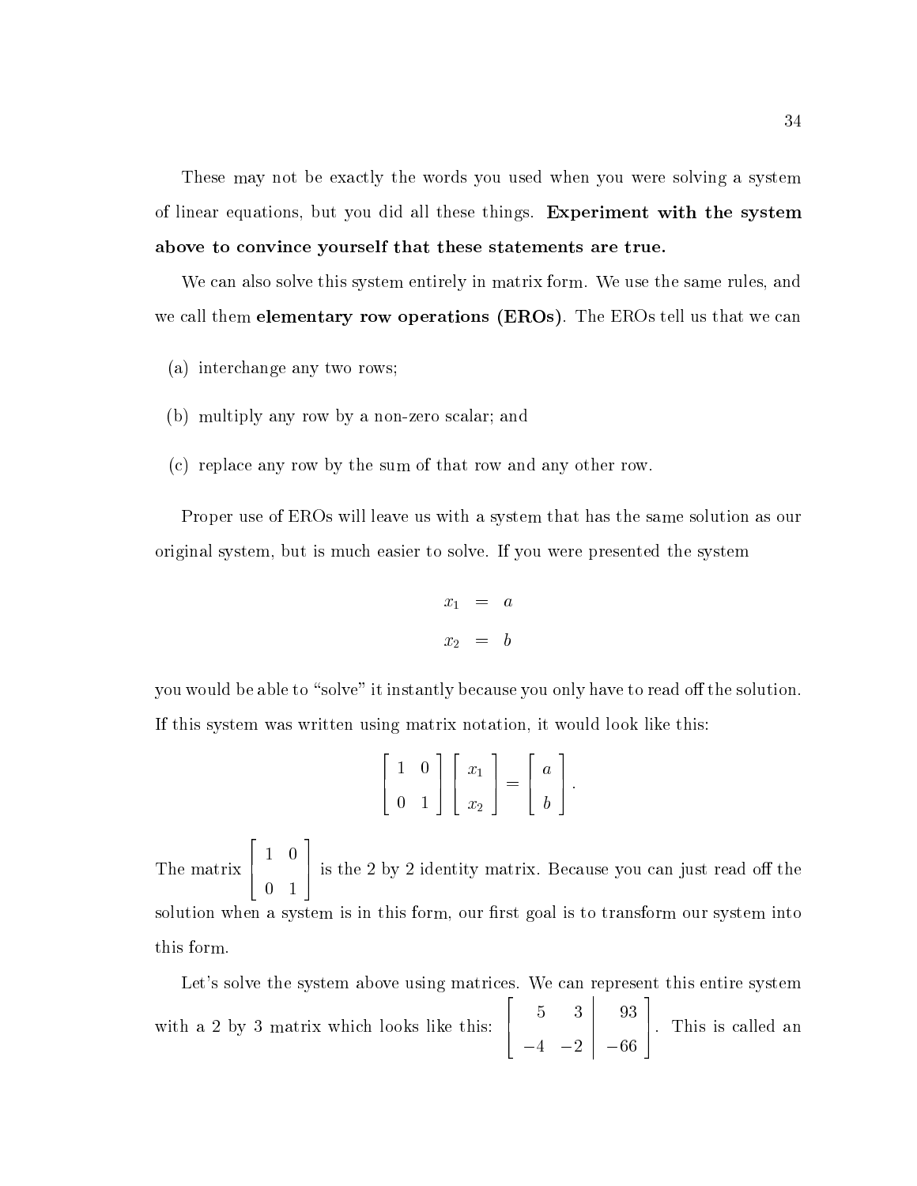These may not be exactly the words you used when you were solving a system of linear equations, but you did all these things. **Experiment with the system above to convince yourself that these statements are true.**

We can also solve this system entirely in matrix form. We use the same rules, and we call them **elementary row operations (EROs)**. The EROs tell us that we can

(a) interchange any two rows;

(b) multiply any row by a non-zero scalar; and

(c) replace any row by the sum of that row and any other row.

Proper use of EROs will leave us with a system that has the same solution as our original system, but is much easier to solve. If you were presented the system

$$\begin{aligned} x_1 &= a \\ x_2 &= b \end{aligned}$$

you would be able to "solve" it instantly because you only have to read off the solution. If this system was written using matrix notation, it would look like this:

$$\begin{bmatrix} 1 & 0 \\ 0 & 1 \end{bmatrix} \begin{bmatrix} x_1 \\ x_2 \end{bmatrix} = \begin{bmatrix} a \\ b \end{bmatrix}.$$

The matrix $\begin{bmatrix} 1 & 0 \\ 0 & 1 \end{bmatrix}$ is the 2 by 2 identity matrix. Because you can just read off the solution when a system is in this form, our first goal is to transform our system into this form.

Let's solve the system above using matrices. We can represent this entire system with a 2 by 3 matrix which looks like this: $\left[\begin{array}{cc|c} 5 & 3 & 93 \\ -4 & -2 & -66 \end{array}\right]$. This is called an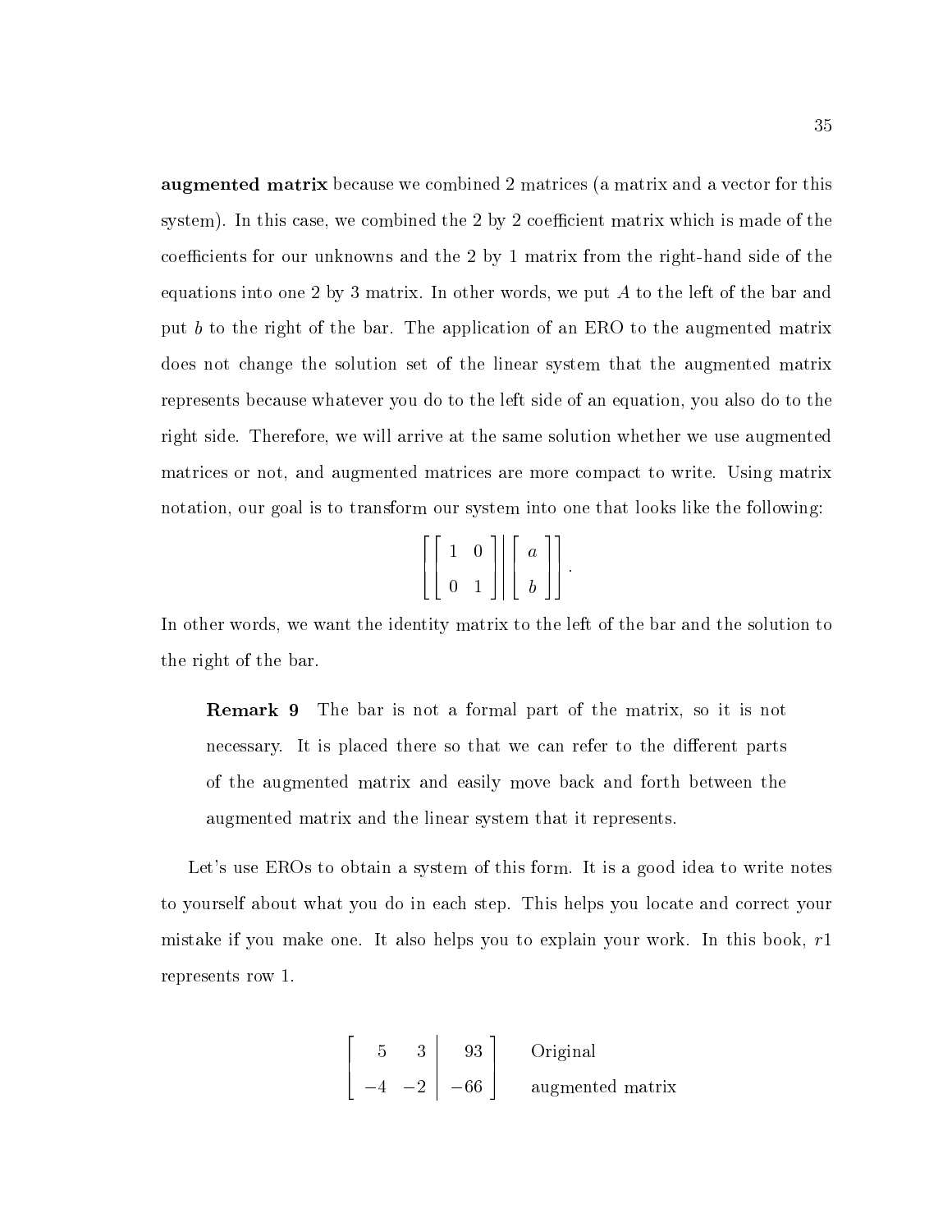**augmented matrix** because we combined 2 matrices (a matrix and a vector for this system). In this case, we combined the 2 by 2 coefficient matrix which is made of the coefficients for our unknowns and the 2 by 1 matrix from the right-hand side of the equations into one 2 by 3 matrix. In other words, we put $A$ to the left of the bar and put $b$ to the right of the bar. The application of an ERO to the augmented matrix does not change the solution set of the linear system that the augmented matrix represents because whatever you do to the left side of an equation, you also do to the right side. Therefore, we will arrive at the same solution whether we use augmented matrices or not, and augmented matrices are more compact to write. Using matrix notation, our goal is to transform our system into one that looks like the following:

$$\left[\left[\begin{array}{cc} 1 & 0 \\ 0 & 1 \end{array}\right]\middle|\left[\begin{array}{c} a \\ b \end{array}\right]\right].$$

In other words, we want the identity matrix to the left of the bar and the solution to the right of the bar.

> **Remark 9** The bar is not a formal part of the matrix, so it is not necessary. It is placed there so that we can refer to the different parts of the augmented matrix and easily move back and forth between the augmented matrix and the linear system that it represents.

Let's use EROs to obtain a system of this form. It is a good idea to write notes to yourself about what you do in each step. This helps you locate and correct your mistake if you make one. It also helps you to explain your work. In this book, $r1$ represents row 1.

$$\left[\begin{array}{cc|c} 5 & 3 & 93 \\ -4 & -2 & -66 \end{array}\right] \quad \begin{array}{l} \text{Original} \\ \text{augmented matrix} \end{array}$$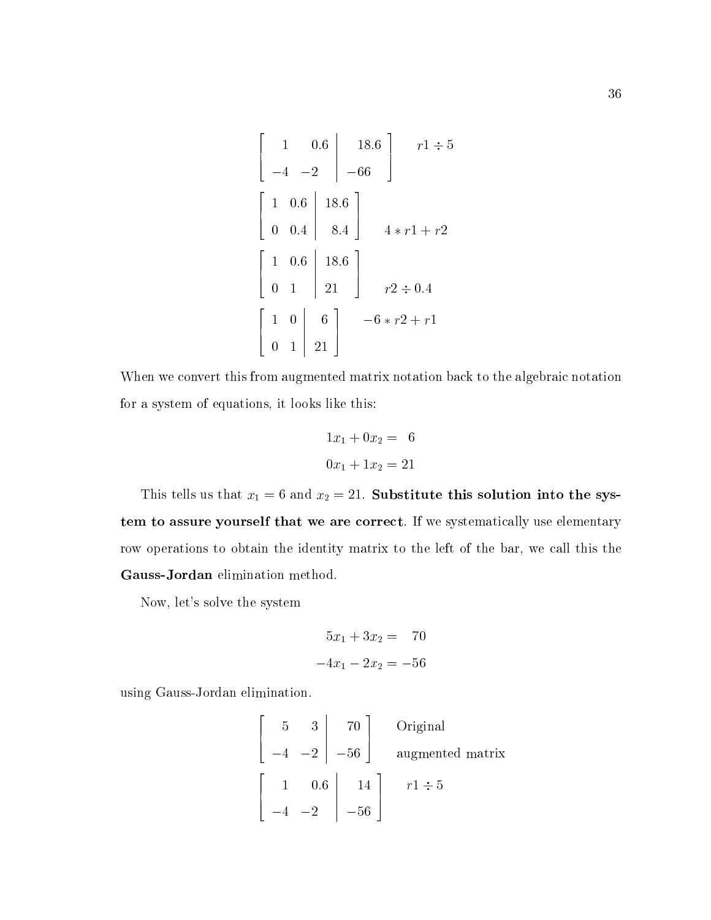$$\left[\begin{array}{rr|r} 1 & 0.6 & 18.6 \\ -4 & -2 & -66 \end{array}\right] \quad r1 \div 5$$

$$\left[\begin{array}{rr|r} 1 & 0.6 & 18.6 \\ 0 & 0.4 & 8.4 \end{array}\right] \quad 4 * r1 + r2$$

$$\left[\begin{array}{rr|r} 1 & 0.6 & 18.6 \\ 0 & 1 & 21 \end{array}\right] \quad r2 \div 0.4$$

$$\left[\begin{array}{rr|r} 1 & 0 & 6 \\ 0 & 1 & 21 \end{array}\right] \quad -6 * r2 + r1$$

When we convert this from augmented matrix notation back to the algebraic notation for a system of equations, it looks like this:

$$\begin{aligned} 1x_1 + 0x_2 &= 6 \\ 0x_1 + 1x_2 &= 21 \end{aligned}$$

This tells us that $x_1 = 6$ and $x_2 = 21$. **Substitute this solution into the system to assure yourself that we are correct**. If we systematically use elementary row operations to obtain the identity matrix to the left of the bar, we call this the **Gauss-Jordan** elimination method.

Now, let's solve the system

$$\begin{aligned} 5x_1 + 3x_2 &= 70 \\ -4x_1 - 2x_2 &= -56 \end{aligned}$$

using Gauss-Jordan elimination.

$$\left[\begin{array}{rr|r} 5 & 3 & 70 \\ -4 & -2 & -56 \end{array}\right] \quad \begin{array}{l} \text{Original} \\ \text{augmented matrix} \end{array}$$

$$\left[\begin{array}{rr|r} 1 & 0.6 & 14 \\ -4 & -2 & -56 \end{array}\right] \quad r1 \div 5$$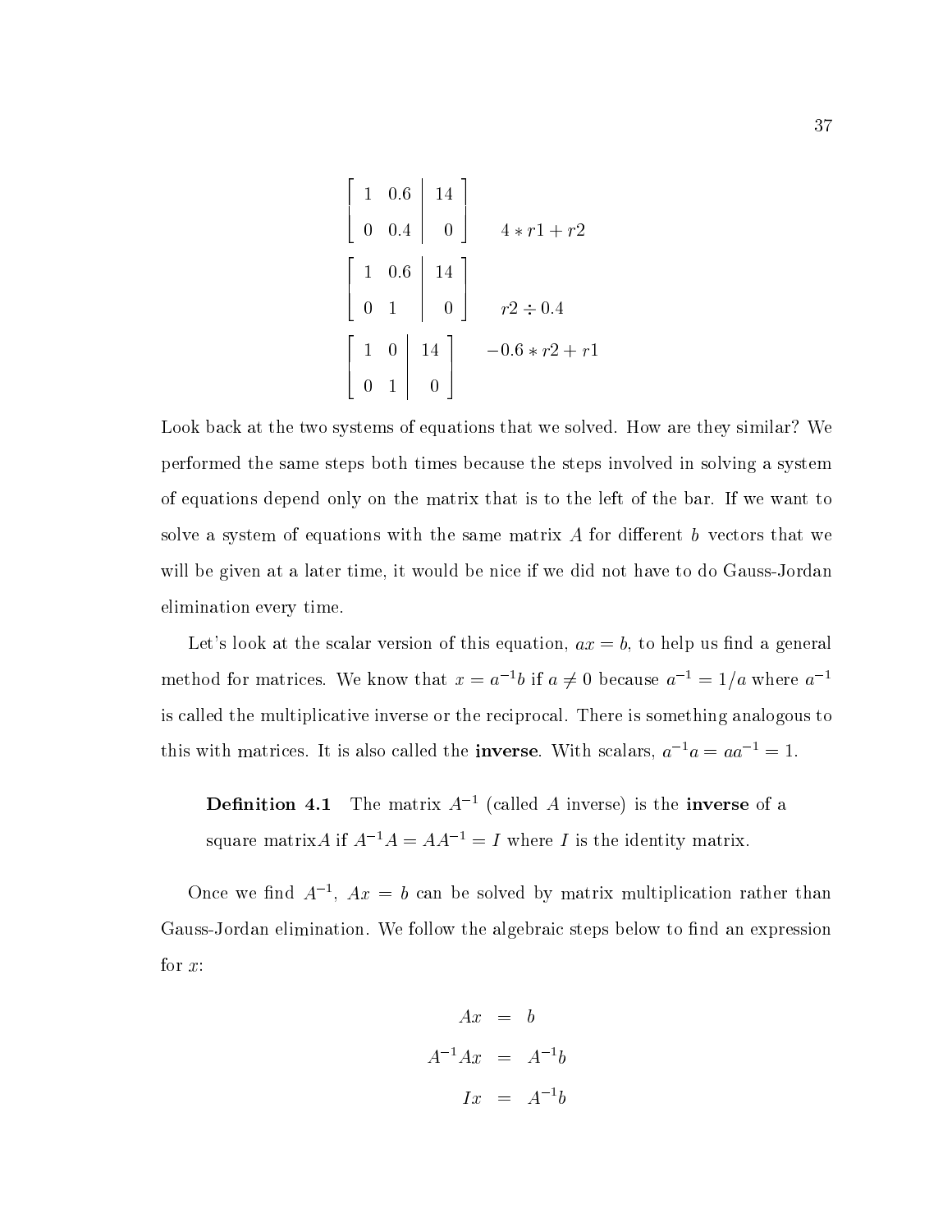$$\left[\begin{array}{cc|c} 1 & 0.6 & 14 \\ 0 & 0.4 & 0 \end{array}\right] \quad 4 * r1 + r2$$

$$\left[\begin{array}{cc|c} 1 & 0.6 & 14 \\ 0 & 1 & 0 \end{array}\right] \quad r2 \div 0.4$$

$$\left[\begin{array}{cc|c} 1 & 0 & 14 \\ 0 & 1 & 0 \end{array}\right] \quad -0.6 * r2 + r1$$

Look back at the two systems of equations that we solved. How are they similar? We performed the same steps both times because the steps involved in solving a system of equations depend only on the matrix that is to the left of the bar. If we want to solve a system of equations with the same matrix $A$ for different $b$ vectors that we will be given at a later time, it would be nice if we did not have to do Gauss-Jordan elimination every time.

Let's look at the scalar version of this equation, $ax = b$, to help us find a general method for matrices. We know that $x = a^{-1}b$ if $a \neq 0$ because $a^{-1} = 1/a$ where $a^{-1}$ is called the multiplicative inverse or the reciprocal. There is something analogous to this with matrices. It is also called the **inverse**. With scalars, $a^{-1}a = aa^{-1} = 1$.

> **Definition 4.1** The matrix $A^{-1}$ (called $A$ inverse) is the **inverse** of a square matrix$A$ if $A^{-1}A = AA^{-1} = I$ where $I$ is the identity matrix.

Once we find $A^{-1}$, $Ax = b$ can be solved by matrix multiplication rather than Gauss-Jordan elimination. We follow the algebraic steps below to find an expression for $x$:

$$\begin{aligned} Ax &= b \\ A^{-1}Ax &= A^{-1}b \\ Ix &= A^{-1}b \end{aligned}$$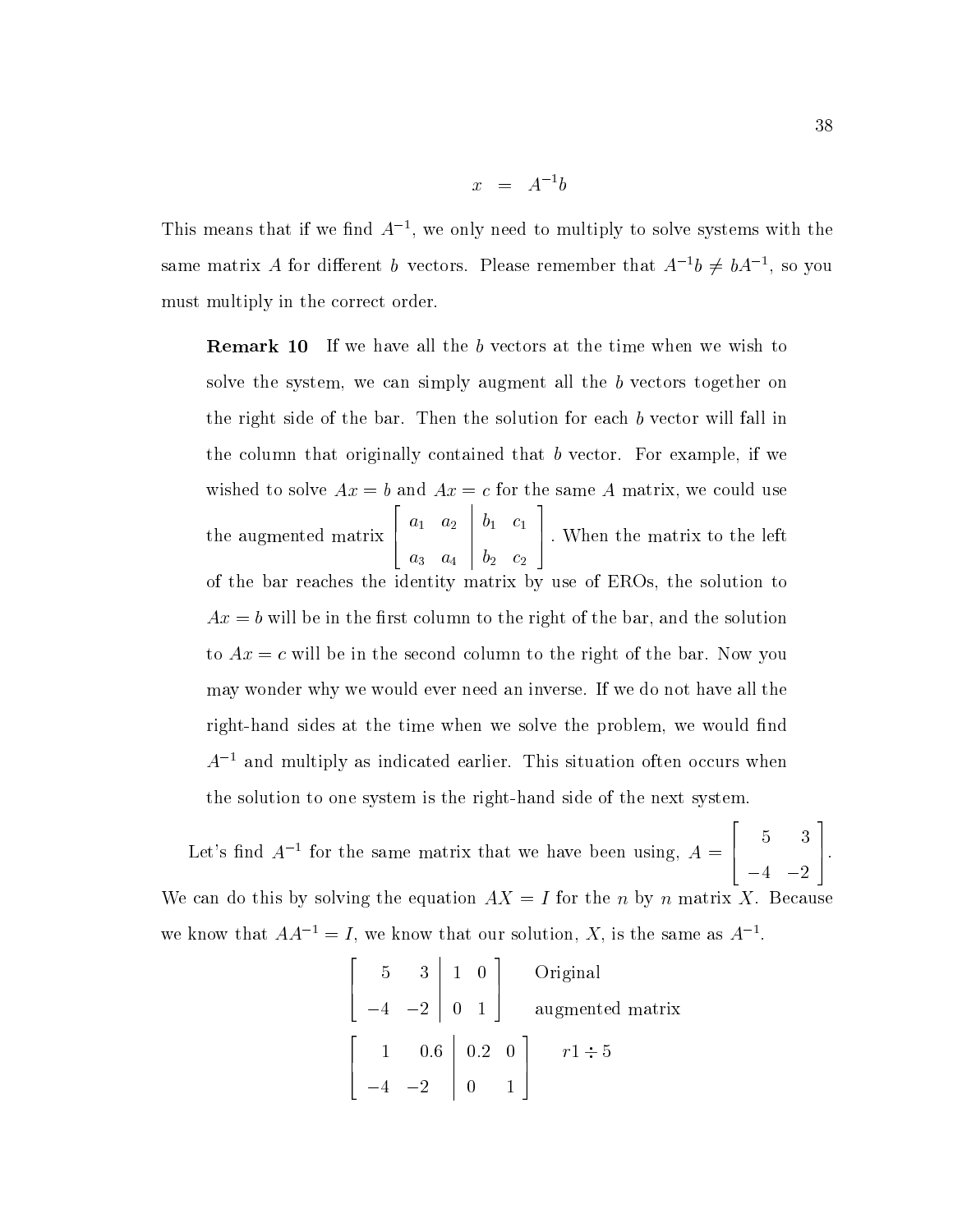$$x = A^{-1}b$$

This means that if we find $A^{-1}$, we only need to multiply to solve systems with the same matrix $A$ for different $b$ vectors. Please remember that $A^{-1}b \neq bA^{-1}$, so you must multiply in the correct order.

> **Remark 10** If we have all the $b$ vectors at the time when we wish to solve the system, we can simply augment all the $b$ vectors together on the right side of the bar. Then the solution for each $b$ vector will fall in the column that originally contained that $b$ vector. For example, if we wished to solve $Ax = b$ and $Ax = c$ for the same $A$ matrix, we could use the augmented matrix $\left[\begin{array}{cc|cc} a_1 & a_2 & b_1 & c_1 \\ a_3 & a_4 & b_2 & c_2 \end{array}\right]$. When the matrix to the left of the bar reaches the identity matrix by use of EROs, the solution to $Ax = b$ will be in the first column to the right of the bar, and the solution to $Ax = c$ will be in the second column to the right of the bar. Now you may wonder why we would ever need an inverse. If we do not have all the right-hand sides at the time when we solve the problem, we would find $A^{-1}$ and multiply as indicated earlier. This situation often occurs when the solution to one system is the right-hand side of the next system.

Let's find $A^{-1}$ for the same matrix that we have been using, $A = \begin{bmatrix} 5 & 3 \\ -4 & -2 \end{bmatrix}$. We can do this by solving the equation $AX = I$ for the $n$ by $n$ matrix $X$. Because we know that $AA^{-1} = I$, we know that our solution, $X$, is the same as $A^{-1}$.

$$\left[\begin{array}{cc|cc} 5 & 3 & 1 & 0 \\ -4 & -2 & 0 & 1 \end{array}\right] \quad \text{Original augmented matrix}$$

$$\left[\begin{array}{cc|cc} 1 & 0.6 & 0.2 & 0 \\ -4 & -2 & 0 & 1 \end{array}\right] \quad r1 \div 5$$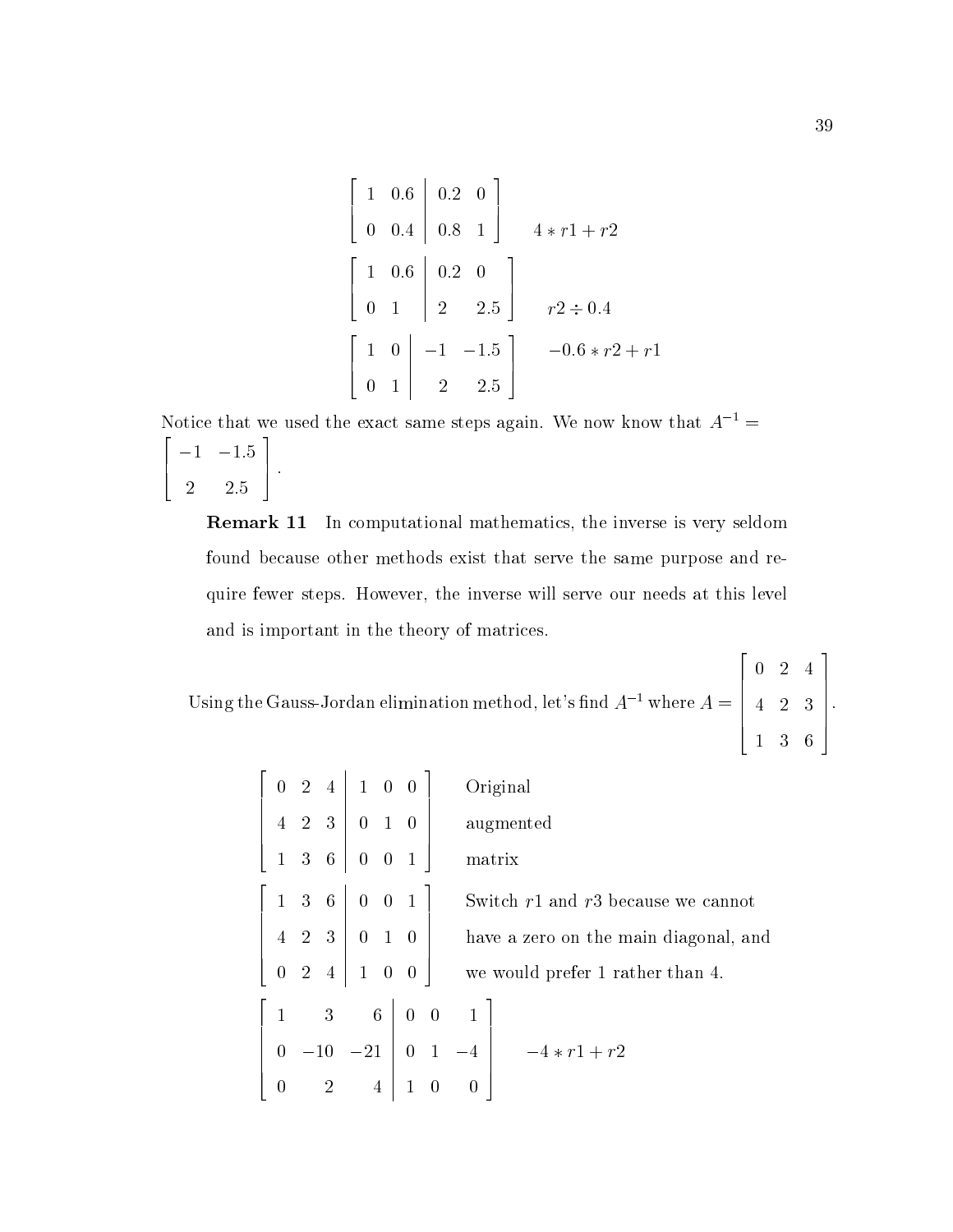$$\left[\begin{array}{cc|cc} 1 & 0.6 & 0.2 & 0 \\ 0 & 0.4 & 0.8 & 1 \end{array}\right] \quad 4*r1+r2$$

$$\left[\begin{array}{cc|cc} 1 & 0.6 & 0.2 & 0 \\ 0 & 1 & 2 & 2.5 \end{array}\right] \quad r2 \div 0.4$$

$$\left[\begin{array}{cc|cc} 1 & 0 & -1 & -1.5 \\ 0 & 1 & 2 & 2.5 \end{array}\right] \quad -0.6*r2+r1$$

Notice that we used the exact same steps again. We now know that $A^{-1} = \begin{bmatrix} -1 & -1.5 \\ 2 & 2.5 \end{bmatrix}$.

**Remark 11** In computational mathematics, the inverse is very seldom found because other methods exist that serve the same purpose and require fewer steps. However, the inverse will serve our needs at this level and is important in the theory of matrices.

Using the Gauss-Jordan elimination method, let's find $A^{-1}$ where $A = \begin{bmatrix} 0 & 2 & 4 \\ 4 & 2 & 3 \\ 1 & 3 & 6 \end{bmatrix}$.

$$\left[\begin{array}{ccc|ccc} 0 & 2 & 4 & 1 & 0 & 0 \\ 4 & 2 & 3 & 0 & 1 & 0 \\ 1 & 3 & 6 & 0 & 0 & 1 \end{array}\right] \quad \text{Original augmented matrix}$$

$$\left[\begin{array}{ccc|ccc} 1 & 3 & 6 & 0 & 0 & 1 \\ 4 & 2 & 3 & 0 & 1 & 0 \\ 0 & 2 & 4 & 1 & 0 & 0 \end{array}\right] \quad \text{Switch } r1 \text{ and } r3 \text{ because we cannot have a zero on the main diagonal, and we would prefer 1 rather than 4.}$$

$$\left[\begin{array}{ccc|ccc} 1 & 3 & 6 & 0 & 0 & 1 \\ 0 & -10 & -21 & 0 & 1 & -4 \\ 0 & 2 & 4 & 1 & 0 & 0 \end{array}\right] \quad -4*r1+r2$$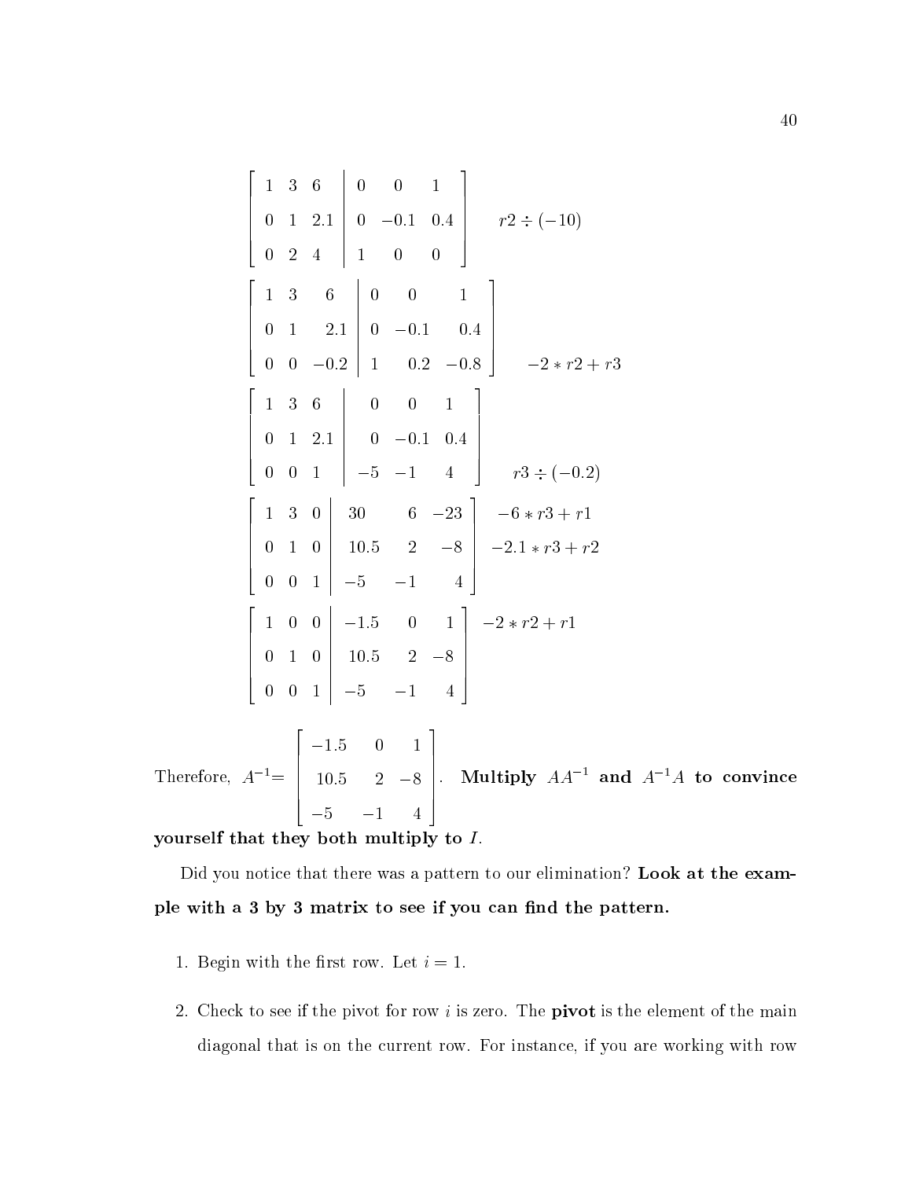$$\left[\begin{array}{ccc|ccc} 1 & 3 & 6 & 0 & 0 & 1 \\ 0 & 1 & 2.1 & 0 & -0.1 & 0.4 \\ 0 & 2 & 4 & 1 & 0 & 0 \end{array}\right] \quad r2 \div (-10)$$

$$\left[\begin{array}{ccc|ccc} 1 & 3 & 6 & 0 & 0 & 1 \\ 0 & 1 & 2.1 & 0 & -0.1 & 0.4 \\ 0 & 0 & -0.2 & 1 & 0.2 & -0.8 \end{array}\right] \quad -2 * r2 + r3$$

$$\left[\begin{array}{ccc|ccc} 1 & 3 & 6 & 0 & 0 & 1 \\ 0 & 1 & 2.1 & 0 & -0.1 & 0.4 \\ 0 & 0 & 1 & -5 & -1 & 4 \end{array}\right] \quad r3 \div (-0.2)$$

$$\left[\begin{array}{ccc|ccc} 1 & 3 & 0 & 30 & 6 & -23 \\ 0 & 1 & 0 & 10.5 & 2 & -8 \\ 0 & 0 & 1 & -5 & -1 & 4 \end{array}\right] \quad \begin{array}{l} -6 * r3 + r1 \\ -2.1 * r3 + r2 \\ \end{array}$$

$$\left[\begin{array}{ccc|ccc} 1 & 0 & 0 & -1.5 & 0 & 1 \\ 0 & 1 & 0 & 10.5 & 2 & -8 \\ 0 & 0 & 1 & -5 & -1 & 4 \end{array}\right] \quad -2 * r2 + r1$$

Therefore, $A^{-1} = \begin{bmatrix} -1.5 & 0 & 1 \\ 10.5 & 2 & -8 \\ -5 & -1 & 4 \end{bmatrix}$. **Multiply $AA^{-1}$ and $A^{-1}A$ to convince yourself that they both multiply to $I$.**

Did you notice that there was a pattern to our elimination? **Look at the example with a 3 by 3 matrix to see if you can find the pattern.**

1. Begin with the first row. Let $i = 1$.

2. Check to see if the pivot for row $i$ is zero. The **pivot** is the element of the main diagonal that is on the current row. For instance, if you are working with row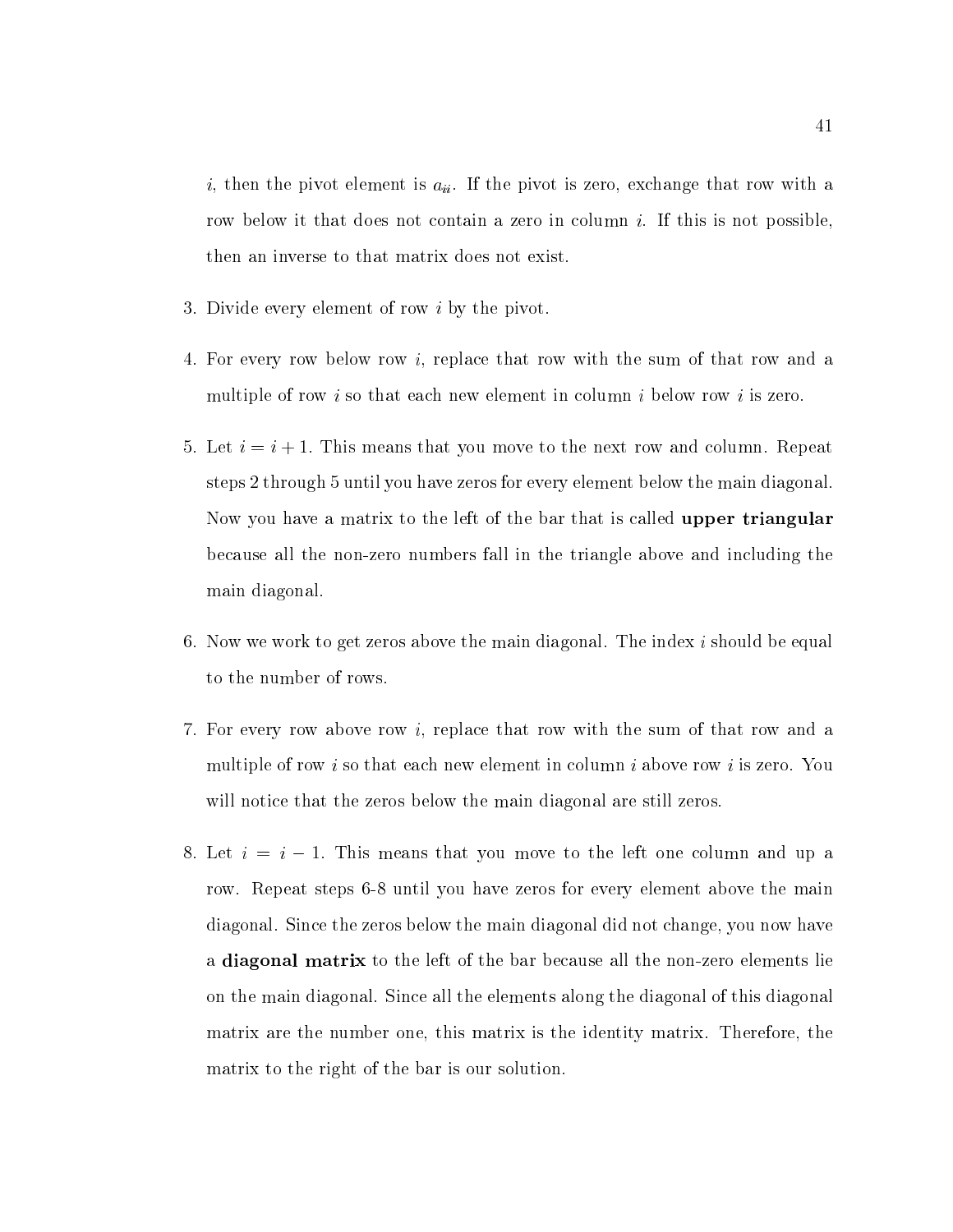$i$, then the pivot element is $a_{ii}$. If the pivot is zero, exchange that row with a row below it that does not contain a zero in column $i$. If this is not possible, then an inverse to that matrix does not exist.

3. Divide every element of row $i$ by the pivot.

4. For every row below row $i$, replace that row with the sum of that row and a multiple of row $i$ so that each new element in column $i$ below row $i$ is zero.

5. Let $i = i + 1$. This means that you move to the next row and column. Repeat steps 2 through 5 until you have zeros for every element below the main diagonal. Now you have a matrix to the left of the bar that is called **upper triangular** because all the non-zero numbers fall in the triangle above and including the main diagonal.

6. Now we work to get zeros above the main diagonal. The index $i$ should be equal to the number of rows.

7. For every row above row $i$, replace that row with the sum of that row and a multiple of row $i$ so that each new element in column $i$ above row $i$ is zero. You will notice that the zeros below the main diagonal are still zeros.

8. Let $i = i - 1$. This means that you move to the left one column and up a row. Repeat steps 6-8 until you have zeros for every element above the main diagonal. Since the zeros below the main diagonal did not change, you now have a **diagonal matrix** to the left of the bar because all the non-zero elements lie on the main diagonal. Since all the elements along the diagonal of this diagonal matrix are the number one, this matrix is the identity matrix. Therefore, the matrix to the right of the bar is our solution.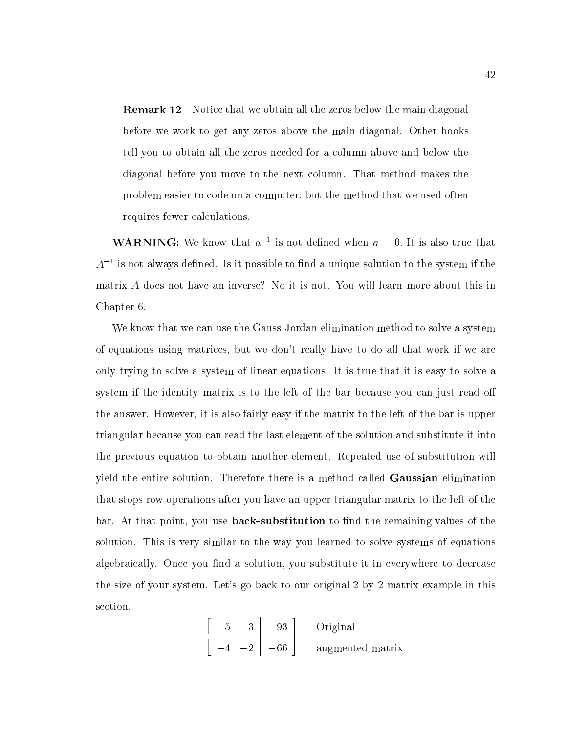**Remark 12** Notice that we obtain all the zeros below the main diagonal before we work to get any zeros above the main diagonal. Other books tell you to obtain all the zeros needed for a column above and below the diagonal before you move to the next column. That method makes the problem easier to code on a computer, but the method that we used often requires fewer calculations.

**WARNING:** We know that $a^{-1}$ is not defined when $a = 0$. It is also true that $A^{-1}$ is not always defined. Is it possible to find a unique solution to the system if the matrix $A$ does not have an inverse? No it is not. You will learn more about this in Chapter 6.

We know that we can use the Gauss-Jordan elimination method to solve a system of equations using matrices, but we don't really have to do all that work if we are only trying to solve a system of linear equations. It is true that it is easy to solve a system if the identity matrix is to the left of the bar because you can just read off the answer. However, it is also fairly easy if the matrix to the left of the bar is upper triangular because you can read the last element of the solution and substitute it into the previous equation to obtain another element. Repeated use of substitution will yield the entire solution. Therefore there is a method called **Gaussian** elimination that stops row operations after you have an upper triangular matrix to the left of the bar. At that point, you use **back-substitution** to find the remaining values of the solution. This is very similar to the way you learned to solve systems of equations algebraically. Once you find a solution, you substitute it in everywhere to decrease the size of your system. Let's go back to our original 2 by 2 matrix example in this section.

$$\left[\begin{array}{cc|c} 5 & 3 & 93 \\ -4 & -2 & -66 \end{array}\right] \quad \begin{array}{l}\text{Original} \\ \text{augmented matrix}\end{array}$$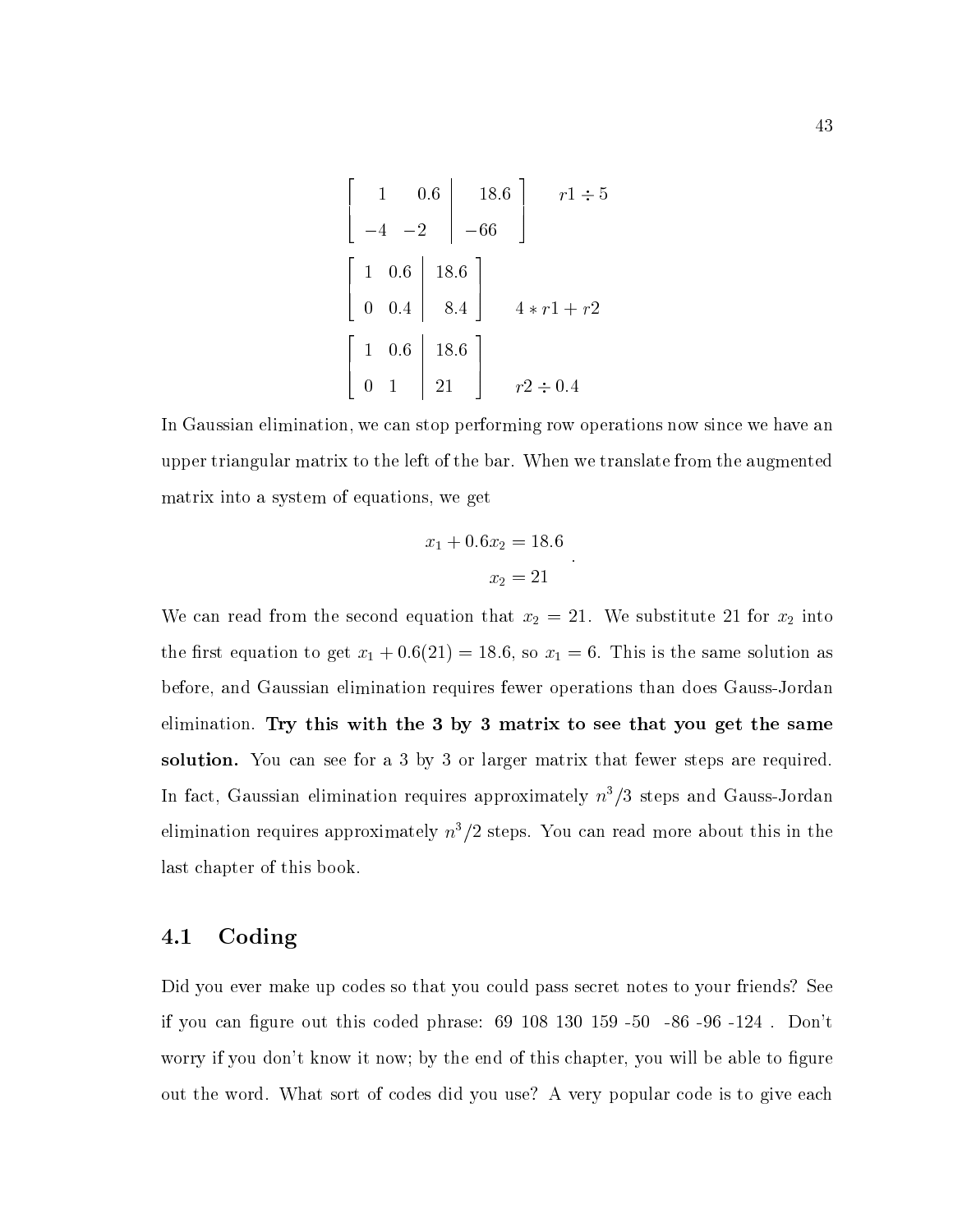$$\left[\begin{array}{cc|c} 1 & 0.6 & 18.6 \\ -4 & -2 & -66 \end{array}\right] \quad r1 \div 5$$

$$\left[\begin{array}{cc|c} 1 & 0.6 & 18.6 \\ 0 & 0.4 & 8.4 \end{array}\right] \quad 4 * r1 + r2$$

$$\left[\begin{array}{cc|c} 1 & 0.6 & 18.6 \\ 0 & 1 & 21 \end{array}\right] \quad r2 \div 0.4$$

In Gaussian elimination, we can stop performing row operations now since we have an upper triangular matrix to the left of the bar. When we translate from the augmented matrix into a system of equations, we get

$$\begin{array}{r} x_1 + 0.6x_2 = 18.6 \\ x_2 = 21 \end{array} .$$

We can read from the second equation that $x_2 = 21$. We substitute 21 for $x_2$ into the first equation to get $x_1 + 0.6(21) = 18.6$, so $x_1 = 6$. This is the same solution as before, and Gaussian elimination requires fewer operations than does Gauss-Jordan elimination. **Try this with the 3 by 3 matrix to see that you get the same solution.** You can see for a 3 by 3 or larger matrix that fewer steps are required. In fact, Gaussian elimination requires approximately $n^3/3$ steps and Gauss-Jordan elimination requires approximately $n^3/2$ steps. You can read more about this in the last chapter of this book.

## 4.1 Coding

Did you ever make up codes so that you could pass secret notes to your friends? See if you can figure out this coded phrase: 69 108 130 159 -50 -86 -96 -124 . Don't worry if you don't know it now; by the end of this chapter, you will be able to figure out the word. What sort of codes did you use? A very popular code is to give each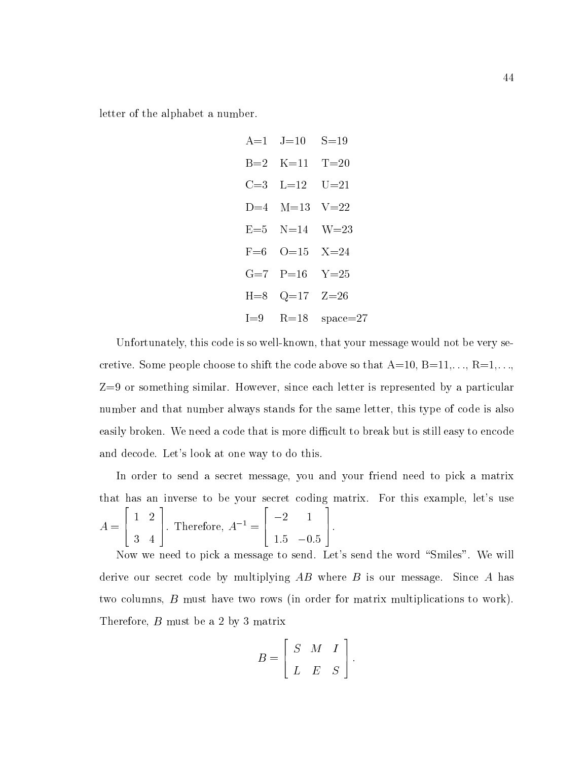letter of the alphabet a number.

| | | |
|---|---|---|
| A=1 | J=10 | S=19 |
| B=2 | K=11 | T=20 |
| C=3 | L=12 | U=21 |
| D=4 | M=13 | V=22 |
| E=5 | N=14 | W=23 |
| F=6 | O=15 | X=24 |
| G=7 | P=16 | Y=25 |
| H=8 | Q=17 | Z=26 |
| I=9 | R=18 | space=27 |

Unfortunately, this code is so well-known, that your message would not be very secretive. Some people choose to shift the code above so that A=10, B=11,. . ., R=1,. . ., Z=9 or something similar. However, since each letter is represented by a particular number and that number always stands for the same letter, this type of code is also easily broken. We need a code that is more difficult to break but is still easy to encode and decode. Let's look at one way to do this.

In order to send a secret message, you and your friend need to pick a matrix that has an inverse to be your secret coding matrix. For this example, let's use $A = \begin{bmatrix} 1 & 2 \\ 3 & 4 \end{bmatrix}$. Therefore, $A^{-1} = \begin{bmatrix} -2 & 1 \\ 1.5 & -0.5 \end{bmatrix}$.

Now we need to pick a message to send. Let's send the word "Smiles". We will derive our secret code by multiplying $AB$ where $B$ is our message. Since $A$ has two columns, $B$ must have two rows (in order for matrix multiplications to work). Therefore, $B$ must be a 2 by 3 matrix

$$B = \begin{bmatrix} S & M & I \\ L & E & S \end{bmatrix}.$$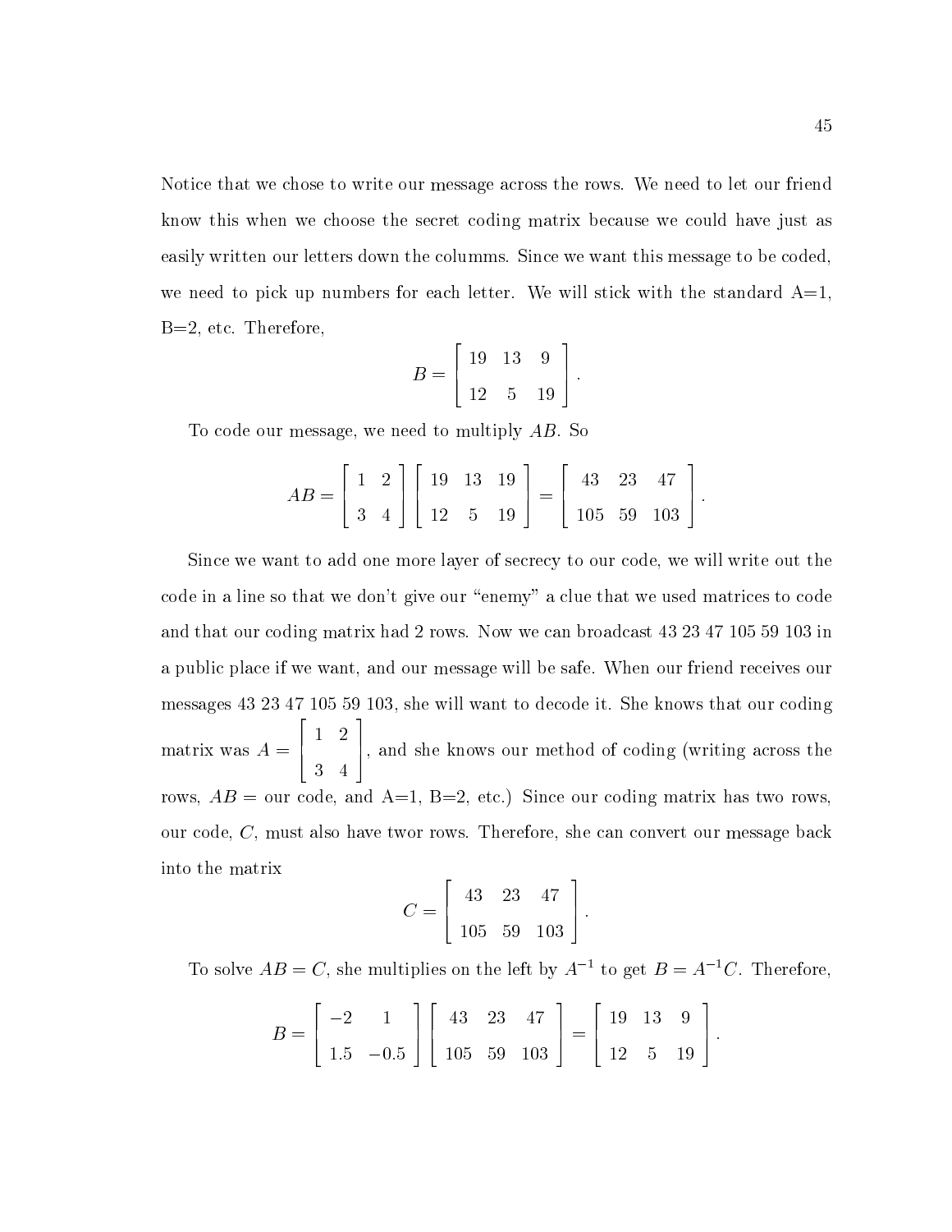Notice that we chose to write our message across the rows. We need to let our friend know this when we choose the secret coding matrix because we could have just as easily written our letters down the columms. Since we want this message to be coded, we need to pick up numbers for each letter. We will stick with the standard A=1, B=2, etc. Therefore,

$$B = \begin{bmatrix} 19 & 13 & 9 \\ 12 & 5 & 19 \end{bmatrix}.$$

To code our message, we need to multiply $AB$. So

$$AB = \begin{bmatrix} 1 & 2 \\ 3 & 4 \end{bmatrix} \begin{bmatrix} 19 & 13 & 19 \\ 12 & 5 & 19 \end{bmatrix} = \begin{bmatrix} 43 & 23 & 47 \\ 105 & 59 & 103 \end{bmatrix}.$$

Since we want to add one more layer of secrecy to our code, we will write out the code in a line so that we don't give our "enemy" a clue that we used matrices to code and that our coding matrix had 2 rows. Now we can broadcast 43 23 47 105 59 103 in a public place if we want, and our message will be safe. When our friend receives our messages 43 23 47 105 59 103, she will want to decode it. She knows that our coding matrix was $A = \begin{bmatrix} 1 & 2 \\ 3 & 4 \end{bmatrix}$, and she knows our method of coding (writing across the rows, $AB =$ our code, and A=1, B=2, etc.) Since our coding matrix has two rows, our code, $C$, must also have twor rows. Therefore, she can convert our message back into the matrix

$$C = \begin{bmatrix} 43 & 23 & 47 \\ 105 & 59 & 103 \end{bmatrix}.$$

To solve $AB = C$, she multiplies on the left by $A^{-1}$ to get $B = A^{-1}C$. Therefore,

$$B = \begin{bmatrix} -2 & 1 \\ 1.5 & -0.5 \end{bmatrix} \begin{bmatrix} 43 & 23 & 47 \\ 105 & 59 & 103 \end{bmatrix} = \begin{bmatrix} 19 & 13 & 9 \\ 12 & 5 & 19 \end{bmatrix}.$$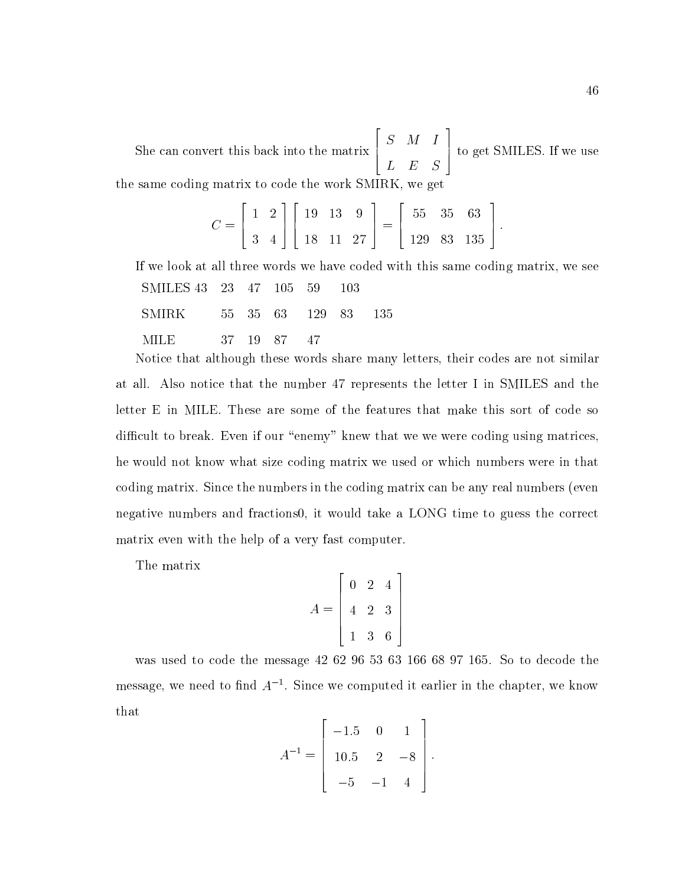She can convert this back into the matrix $\begin{bmatrix} S & M & I \\ L & E & S \end{bmatrix}$ to get SMILES. If we use the same coding matrix to code the work SMIRK, we get

$$C = \begin{bmatrix} 1 & 2 \\ 3 & 4 \end{bmatrix} \begin{bmatrix} 19 & 13 & 9 \\ 18 & 11 & 27 \end{bmatrix} = \begin{bmatrix} 55 & 35 & 63 \\ 129 & 83 & 135 \end{bmatrix}.$$

If we look at all three words we have coded with this same coding matrix, we see

| | | | | | | |
|---|---|---|---|---|---|---|
| SMILES | 43 | 23 | 47 | 105 | 59 | 103 |
| SMIRK | 55 | 35 | 63 | 129 | 83 | 135 |
| MILE | 37 | 19 | 87 | 47 | | |

Notice that although these words share many letters, their codes are not similar at all. Also notice that the number 47 represents the letter I in SMILES and the letter E in MILE. These are some of the features that make this sort of code so difficult to break. Even if our "enemy" knew that we we were coding using matrices, he would not know what size coding matrix we used or which numbers were in that coding matrix. Since the numbers in the coding matrix can be any real numbers (even negative numbers and fractions0, it would take a LONG time to guess the correct matrix even with the help of a very fast computer.

The matrix

$$A = \begin{bmatrix} 0 & 2 & 4 \\ 4 & 2 & 3 \\ 1 & 3 & 6 \end{bmatrix}$$

was used to code the message 42 62 96 53 63 166 68 97 165. So to decode the message, we need to find $A^{-1}$. Since we computed it earlier in the chapter, we know that

$$A^{-1} = \begin{bmatrix} -1.5 & 0 & 1 \\ 10.5 & 2 & -8 \\ -5 & -1 & 4 \end{bmatrix}.$$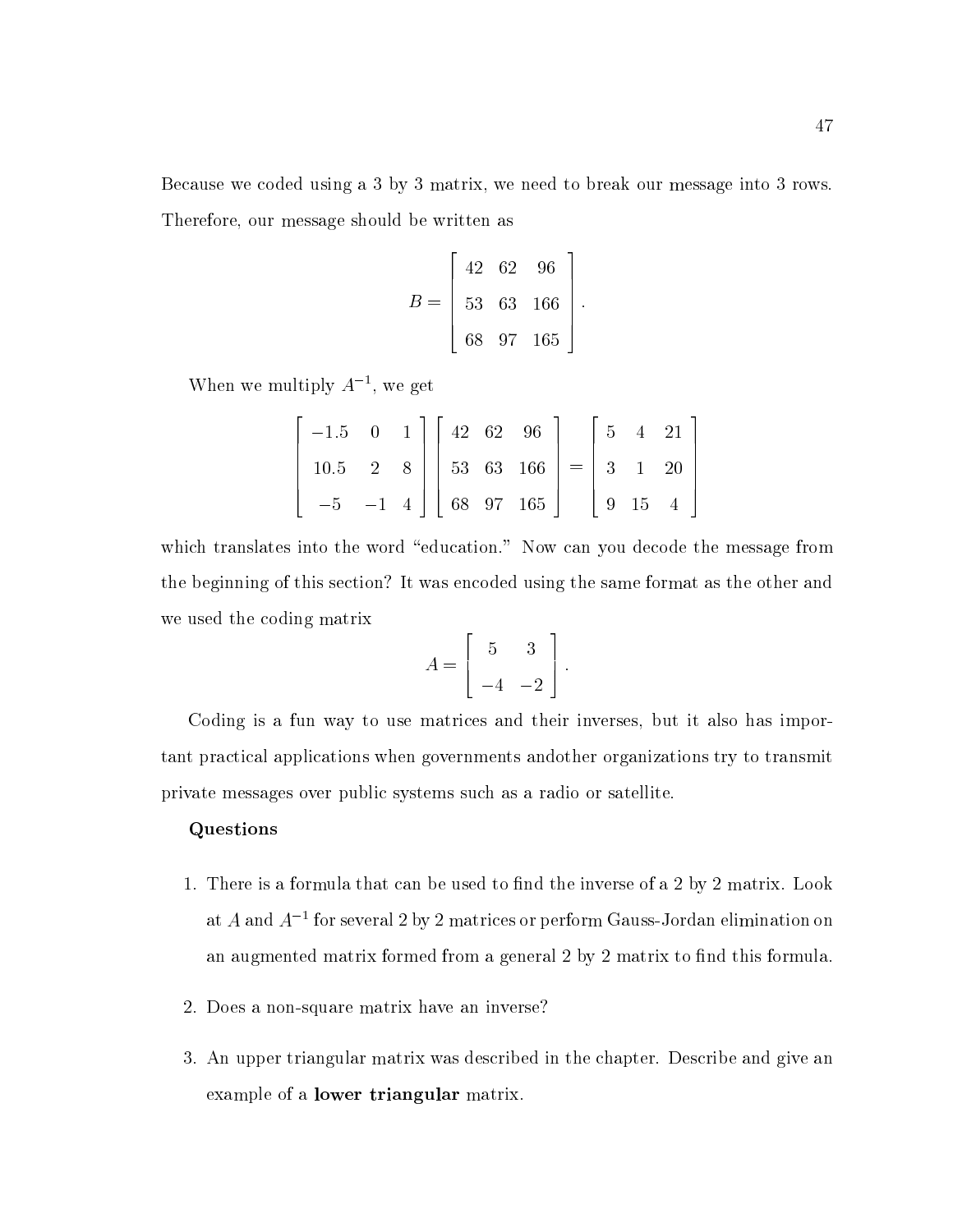Because we coded using a 3 by 3 matrix, we need to break our message into 3 rows. Therefore, our message should be written as

$$B = \begin{bmatrix} 42 & 62 & 96 \\ 53 & 63 & 166 \\ 68 & 97 & 165 \end{bmatrix}.$$

When we multiply $A^{-1}$, we get

$$\begin{bmatrix} -1.5 & 0 & 1 \\ 10.5 & 2 & 8 \\ -5 & -1 & 4 \end{bmatrix} \begin{bmatrix} 42 & 62 & 96 \\ 53 & 63 & 166 \\ 68 & 97 & 165 \end{bmatrix} = \begin{bmatrix} 5 & 4 & 21 \\ 3 & 1 & 20 \\ 9 & 15 & 4 \end{bmatrix}$$

which translates into the word "education." Now can you decode the message from the beginning of this section? It was encoded using the same format as the other and we used the coding matrix

$$A = \begin{bmatrix} 5 & 3 \\ -4 & -2 \end{bmatrix}.$$

Coding is a fun way to use matrices and their inverses, but it also has important practical applications when governments andother organizations try to transmit private messages over public systems such as a radio or satellite.

**Questions**

1. There is a formula that can be used to find the inverse of a 2 by 2 matrix. Look at $A$ and $A^{-1}$ for several 2 by 2 matrices or perform Gauss-Jordan elimination on an augmented matrix formed from a general 2 by 2 matrix to find this formula.

2. Does a non-square matrix have an inverse?

3. An upper triangular matrix was described in the chapter. Describe and give an example of a **lower triangular** matrix.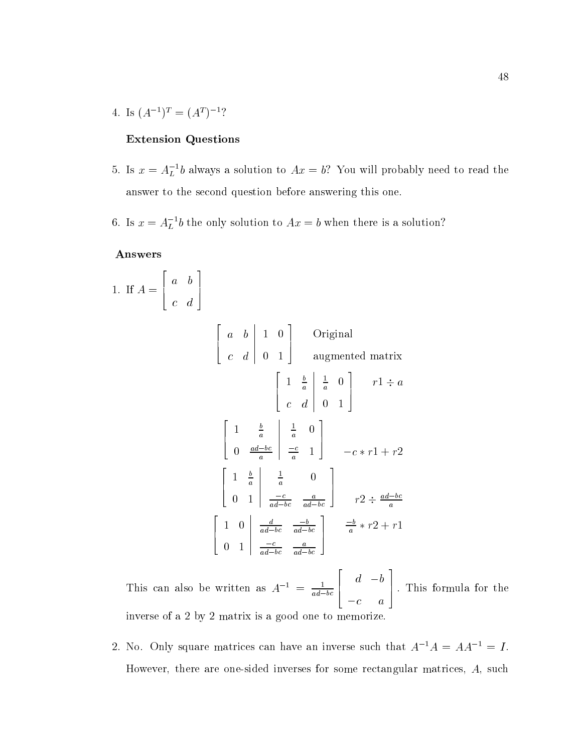4. Is $(A^{-1})^T = (A^T)^{-1}$?

**Extension Questions**

5. Is $x = A_L^{-1}b$ always a solution to $Ax = b$? You will probably need to read the answer to the second question before answering this one.

6. Is $x = A_L^{-1}b$ the only solution to $Ax = b$ when there is a solution?

**Answers**

1. If $A = \begin{bmatrix} a & b \\ c & d \end{bmatrix}$

$$\left[\begin{array}{cc|cc} a & b & 1 & 0 \\ c & d & 0 & 1 \end{array}\right] \quad \text{Original augmented matrix}$$

$$\left[\begin{array}{cc|cc} 1 & \frac{b}{a} & \frac{1}{a} & 0 \\ c & d & 0 & 1 \end{array}\right] \quad r1 \div a$$

$$\left[\begin{array}{cc|cc} 1 & \frac{b}{a} & \frac{1}{a} & 0 \\ 0 & \frac{ad-bc}{a} & \frac{-c}{a} & 1 \end{array}\right] \quad -c * r1 + r2$$

$$\left[\begin{array}{cc|cc} 1 & \frac{b}{a} & \frac{1}{a} & 0 \\ 0 & 1 & \frac{-c}{ad-bc} & \frac{a}{ad-bc} \end{array}\right] \quad r2 \div \frac{ad-bc}{a}$$

$$\left[\begin{array}{cc|cc} 1 & 0 & \frac{d}{ad-bc} & \frac{-b}{ad-bc} \\ 0 & 1 & \frac{-c}{ad-bc} & \frac{a}{ad-bc} \end{array}\right] \quad \frac{-b}{a} * r2 + r1$$

This can also be written as $A^{-1} = \frac{1}{ad-bc}\begin{bmatrix} d & -b \\ -c & a \end{bmatrix}$. This formula for the inverse of a 2 by 2 matrix is a good one to memorize.

2. No. Only square matrices can have an inverse such that $A^{-1}A = AA^{-1} = I$. However, there are one-sided inverses for some rectangular matrices, $A$, such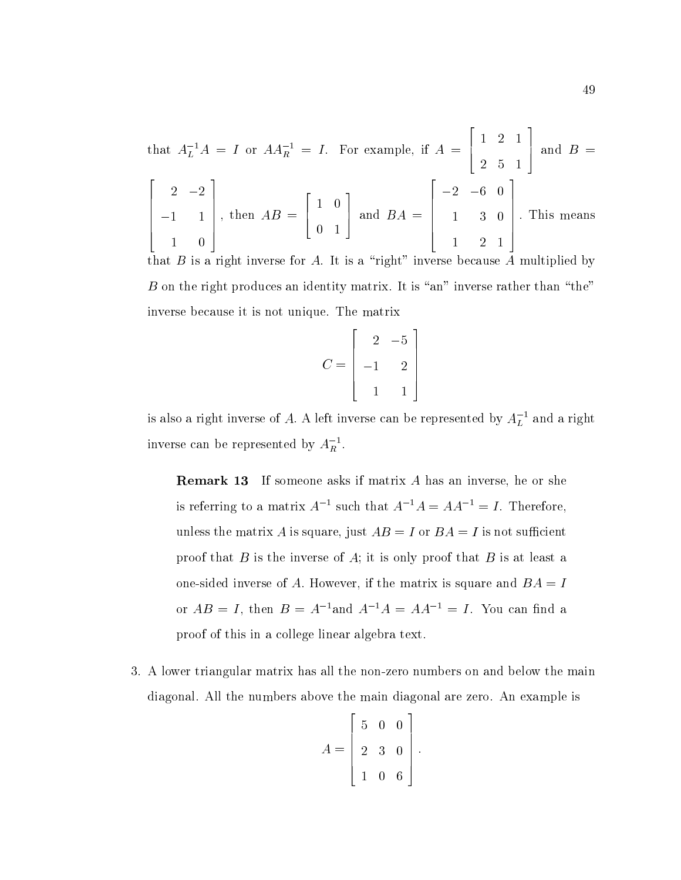that $A_L^{-1}A = I$ or $AA_R^{-1} = I$. For example, if $A = \begin{bmatrix} 1 & 2 & 1 \\ 2 & 5 & 1 \end{bmatrix}$ and $B = \begin{bmatrix} 2 & -2 \\ -1 & 1 \\ 1 & 0 \end{bmatrix}$, then $AB = \begin{bmatrix} 1 & 0 \\ 0 & 1 \end{bmatrix}$ and $BA = \begin{bmatrix} -2 & -6 & 0 \\ 1 & 3 & 0 \\ 1 & 2 & 1 \end{bmatrix}$. This means that $B$ is a right inverse for $A$. It is a "right" inverse because $A$ multiplied by $B$ on the right produces an identity matrix. It is "an" inverse rather than "the" inverse because it is not unique. The matrix

$$C = \begin{bmatrix} 2 & -5 \\ -1 & 2 \\ 1 & 1 \end{bmatrix}$$

is also a right inverse of $A$. A left inverse can be represented by $A_L^{-1}$ and a right inverse can be represented by $A_R^{-1}$.

> **Remark 13** If someone asks if matrix $A$ has an inverse, he or she is referring to a matrix $A^{-1}$ such that $A^{-1}A = AA^{-1} = I$. Therefore, unless the matrix $A$ is square, just $AB = I$ or $BA = I$ is not sufficient proof that $B$ is the inverse of $A$; it is only proof that $B$ is at least a one-sided inverse of $A$. However, if the matrix is square and $BA = I$ or $AB = I$, then $B = A^{-1}$and $A^{-1}A = AA^{-1} = I$. You can find a proof of this in a college linear algebra text.

3. A lower triangular matrix has all the non-zero numbers on and below the main diagonal. All the numbers above the main diagonal are zero. An example is

$$A = \begin{bmatrix} 5 & 0 & 0 \\ 2 & 3 & 0 \\ 1 & 0 & 6 \end{bmatrix}.$$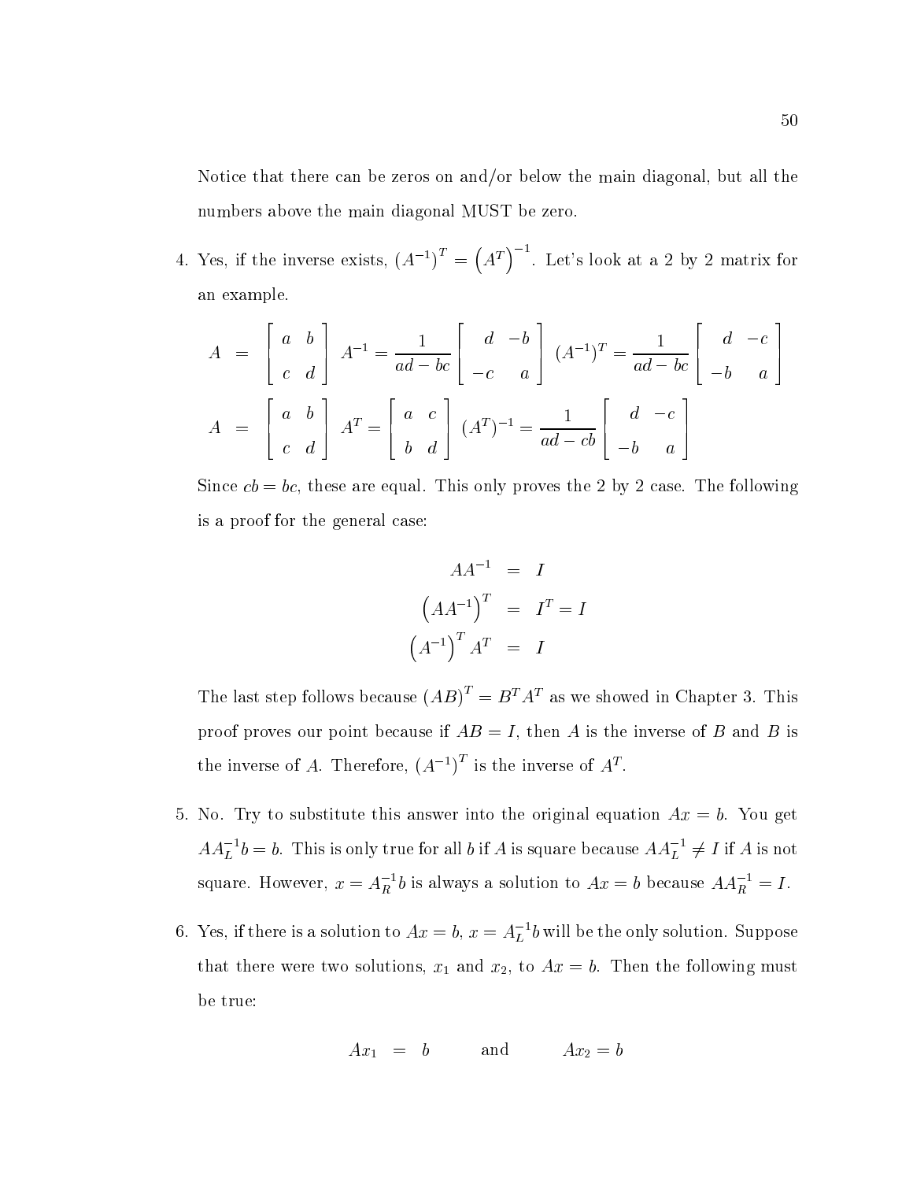Notice that there can be zeros on and/or below the main diagonal, but all the numbers above the main diagonal MUST be zero.

4. Yes, if the inverse exists, $(A^{-1})^T = \left(A^T\right)^{-1}$. Let's look at a 2 by 2 matrix for an example.

$$
\begin{aligned}
A &= \begin{bmatrix} a & b \\ c & d \end{bmatrix} \; A^{-1} = \frac{1}{ad-bc}\begin{bmatrix} d & -b \\ -c & a \end{bmatrix} \; (A^{-1})^T = \frac{1}{ad-bc}\begin{bmatrix} d & -c \\ -b & a \end{bmatrix} \\
A &= \begin{bmatrix} a & b \\ c & d \end{bmatrix} \; A^T = \begin{bmatrix} a & c \\ b & d \end{bmatrix} \; (A^T)^{-1} = \frac{1}{ad-cb}\begin{bmatrix} d & -c \\ -b & a \end{bmatrix}
\end{aligned}
$$

Since $cb = bc$, these are equal. This only proves the 2 by 2 case. The following is a proof for the general case:

$$
\begin{aligned}
AA^{-1} &= I \\
\left(AA^{-1}\right)^T &= I^T = I \\
\left(A^{-1}\right)^T A^T &= I
\end{aligned}
$$

The last step follows because $(AB)^T = B^T A^T$ as we showed in Chapter 3. This proof proves our point because if $AB = I$, then $A$ is the inverse of $B$ and $B$ is the inverse of $A$. Therefore, $(A^{-1})^T$ is the inverse of $A^T$.

5. No. Try to substitute this answer into the original equation $Ax = b$. You get $AA_L^{-1}b = b$. This is only true for all $b$ if $A$ is square because $AA_L^{-1} \neq I$ if $A$ is not square. However, $x = A_R^{-1}b$ is always a solution to $Ax = b$ because $AA_R^{-1} = I$.

6. Yes, if there is a solution to $Ax = b$, $x = A_L^{-1}b$ will be the only solution. Suppose that there were two solutions, $x_1$ and $x_2$, to $Ax = b$. Then the following must be true:

$$
Ax_1 = b \qquad \text{and} \qquad Ax_2 = b
$$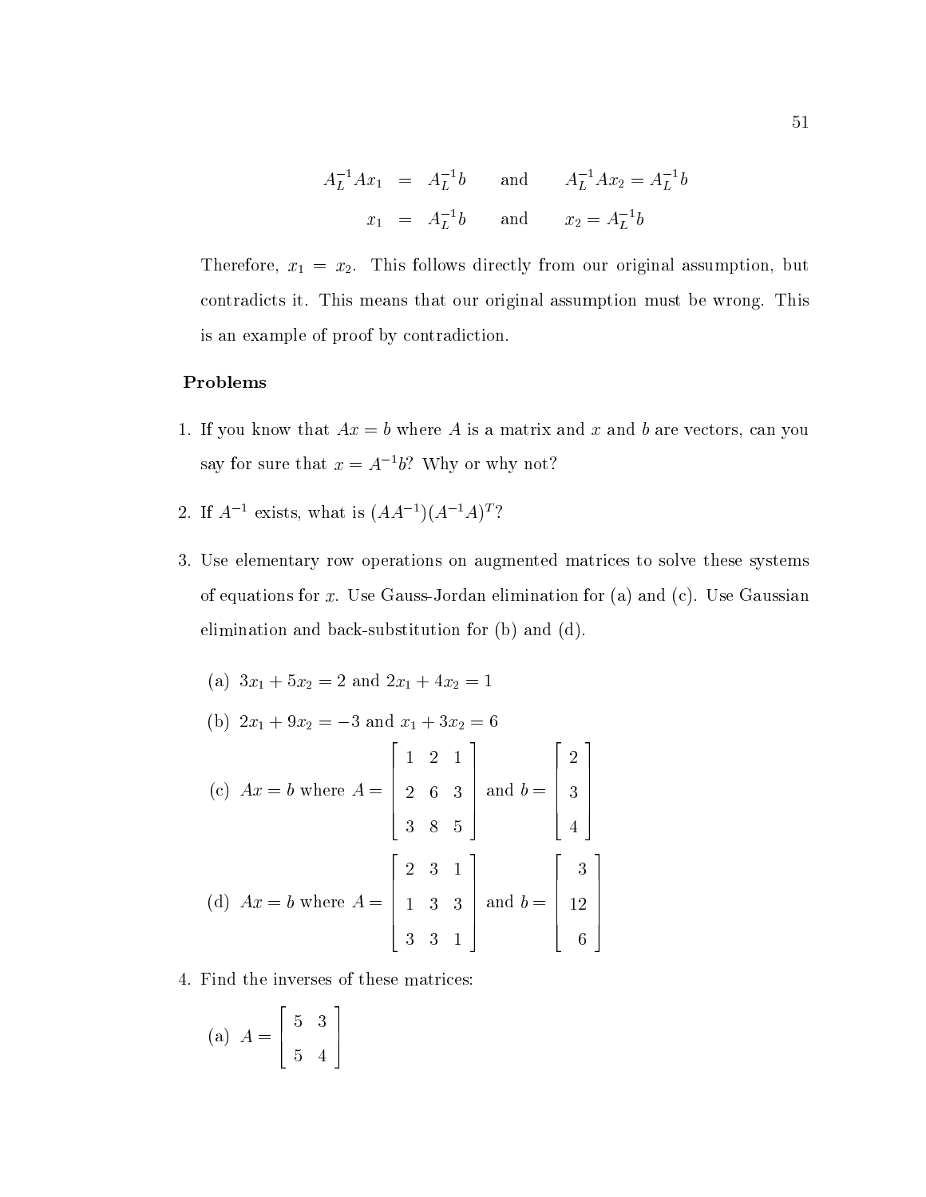$$A_L^{-1}Ax_1 = A_L^{-1}b \quad \text{and} \quad A_L^{-1}Ax_2 = A_L^{-1}b$$

$$x_1 = A_L^{-1}b \quad \text{and} \quad x_2 = A_L^{-1}b$$

Therefore, $x_1 = x_2$. This follows directly from our original assumption, but contradicts it. This means that our original assumption must be wrong. This is an example of proof by contradiction.

## Problems

1. If you know that $Ax = b$ where $A$ is a matrix and $x$ and $b$ are vectors, can you say for sure that $x = A^{-1}b$? Why or why not?

2. If $A^{-1}$ exists, what is $(AA^{-1})(A^{-1}A)^T$?

3. Use elementary row operations on augmented matrices to solve these systems of equations for $x$. Use Gauss-Jordan elimination for (a) and (c). Use Gaussian elimination and back-substitution for (b) and (d).

   (a) $3x_1 + 5x_2 = 2$ and $2x_1 + 4x_2 = 1$

   (b) $2x_1 + 9x_2 = -3$ and $x_1 + 3x_2 = 6$

   (c) $Ax = b$ where $A = \begin{bmatrix} 1 & 2 & 1 \\ 2 & 6 & 3 \\ 3 & 8 & 5 \end{bmatrix}$ and $b = \begin{bmatrix} 2 \\ 3 \\ 4 \end{bmatrix}$

   (d) $Ax = b$ where $A = \begin{bmatrix} 2 & 3 & 1 \\ 1 & 3 & 3 \\ 3 & 3 & 1 \end{bmatrix}$ and $b = \begin{bmatrix} 3 \\ 12 \\ 6 \end{bmatrix}$

4. Find the inverses of these matrices:

   (a) $A = \begin{bmatrix} 5 & 3 \\ 5 & 4 \end{bmatrix}$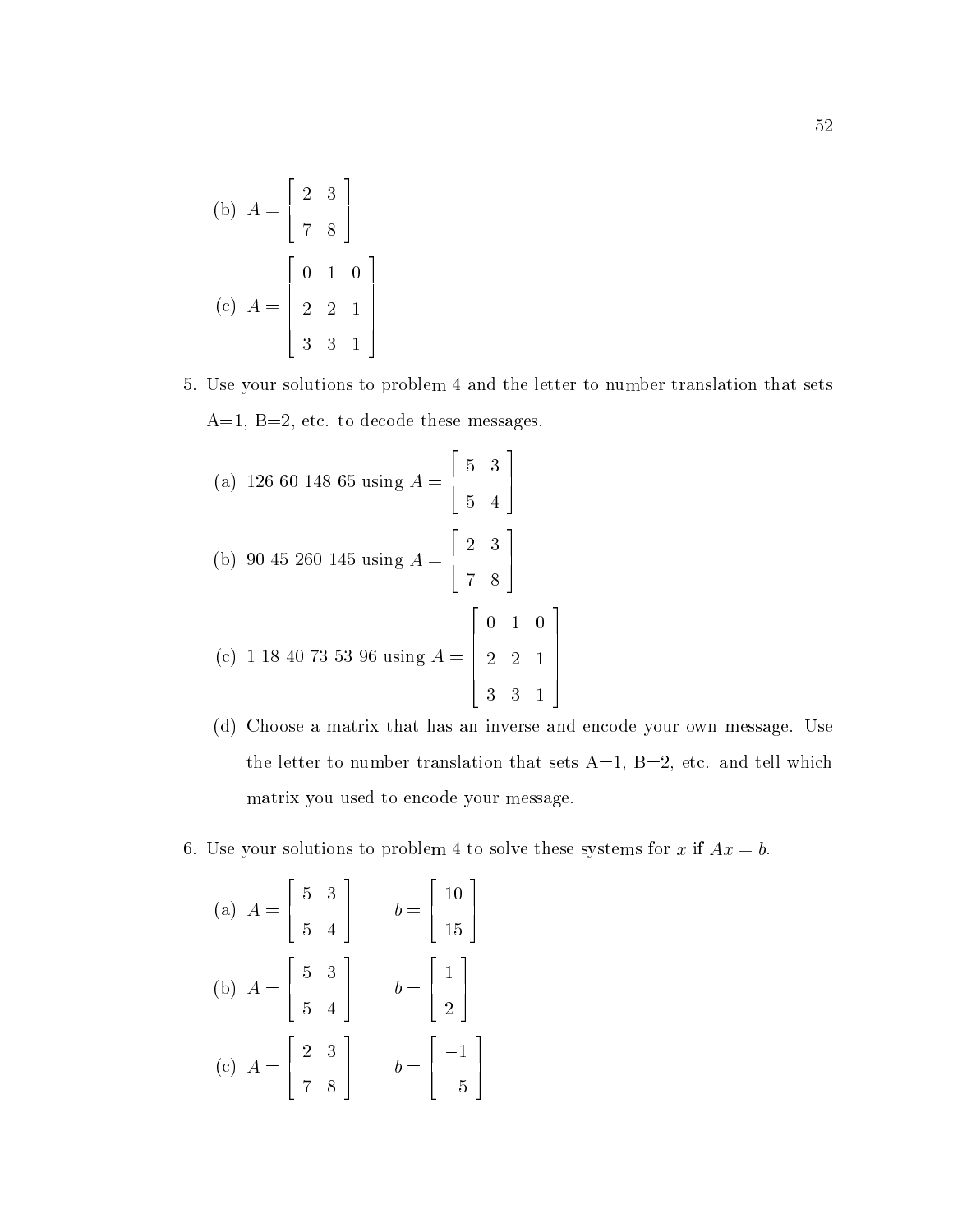(b) $A = \begin{bmatrix} 2 & 3 \\ 7 & 8 \end{bmatrix}$

(c) $A = \begin{bmatrix} 0 & 1 & 0 \\ 2 & 2 & 1 \\ 3 & 3 & 1 \end{bmatrix}$

5. Use your solutions to problem 4 and the letter to number translation that sets A=1, B=2, etc. to decode these messages.

   (a) 126 60 148 65 using $A = \begin{bmatrix} 5 & 3 \\ 5 & 4 \end{bmatrix}$

   (b) 90 45 260 145 using $A = \begin{bmatrix} 2 & 3 \\ 7 & 8 \end{bmatrix}$

   (c) 1 18 40 73 53 96 using $A = \begin{bmatrix} 0 & 1 & 0 \\ 2 & 2 & 1 \\ 3 & 3 & 1 \end{bmatrix}$

   (d) Choose a matrix that has an inverse and encode your own message. Use the letter to number translation that sets A=1, B=2, etc. and tell which matrix you used to encode your message.

6. Use your solutions to problem 4 to solve these systems for $x$ if $Ax = b$.

   (a) $A = \begin{bmatrix} 5 & 3 \\ 5 & 4 \end{bmatrix} \qquad b = \begin{bmatrix} 10 \\ 15 \end{bmatrix}$

   (b) $A = \begin{bmatrix} 5 & 3 \\ 5 & 4 \end{bmatrix} \qquad b = \begin{bmatrix} 1 \\ 2 \end{bmatrix}$

   (c) $A = \begin{bmatrix} 2 & 3 \\ 7 & 8 \end{bmatrix} \qquad b = \begin{bmatrix} -1 \\ 5 \end{bmatrix}$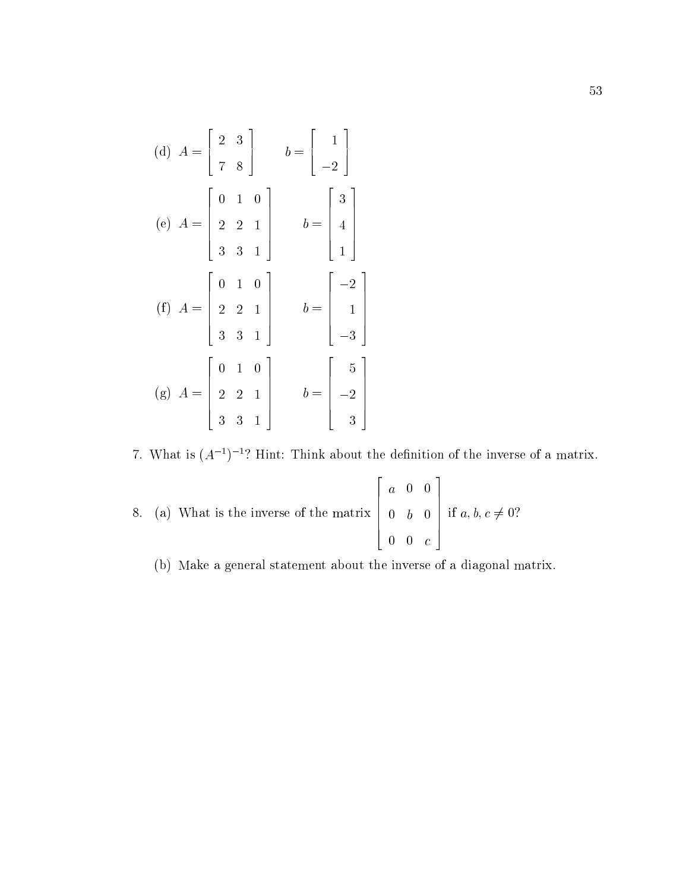(d) $A = \begin{bmatrix} 2 & 3 \\ 7 & 8 \end{bmatrix} \qquad b = \begin{bmatrix} 1 \\ -2 \end{bmatrix}$

(e) $A = \begin{bmatrix} 0 & 1 & 0 \\ 2 & 2 & 1 \\ 3 & 3 & 1 \end{bmatrix} \qquad b = \begin{bmatrix} 3 \\ 4 \\ 1 \end{bmatrix}$

(f) $A = \begin{bmatrix} 0 & 1 & 0 \\ 2 & 2 & 1 \\ 3 & 3 & 1 \end{bmatrix} \qquad b = \begin{bmatrix} -2 \\ 1 \\ -3 \end{bmatrix}$

(g) $A = \begin{bmatrix} 0 & 1 & 0 \\ 2 & 2 & 1 \\ 3 & 3 & 1 \end{bmatrix} \qquad b = \begin{bmatrix} 5 \\ -2 \\ 3 \end{bmatrix}$

7. What is $(A^{-1})^{-1}$? Hint: Think about the definition of the inverse of a matrix.

8. (a) What is the inverse of the matrix $\begin{bmatrix} a & 0 & 0 \\ 0 & b & 0 \\ 0 & 0 & c \end{bmatrix}$ if $a, b, c \neq 0$?

   (b) Make a general statement about the inverse of a diagonal matrix.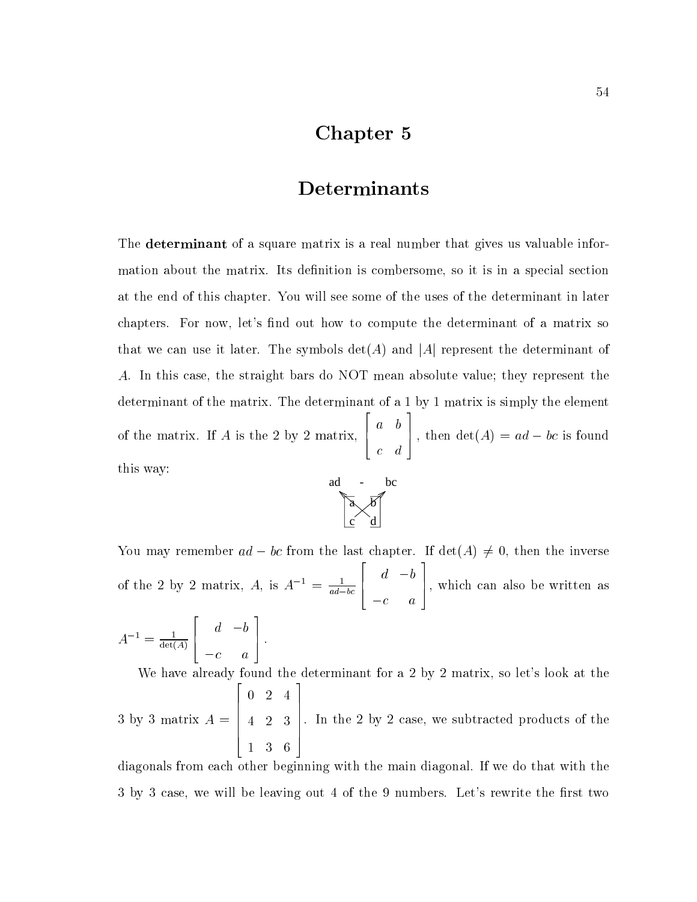# Chapter 5

# Determinants

The **determinant** of a square matrix is a real number that gives us valuable information about the matrix. Its definition is combersome, so it is in a special section at the end of this chapter. You will see some of the uses of the determinant in later chapters. For now, let's find out how to compute the determinant of a matrix so that we can use it later. The symbols $\det(A)$ and $|A|$ represent the determinant of $A$. In this case, the straight bars do NOT mean absolute value; they represent the determinant of the matrix. The determinant of a 1 by 1 matrix is simply the element of the matrix. If $A$ is the 2 by 2 matrix, $\begin{bmatrix} a & b \\ c & d \end{bmatrix}$, then $\det(A) = ad - bc$ is found this way:

$$\begin{array}{ccc} ad & - & bc \\ \nwarrow & & \nearrow \\ a & & b \\ & \times & \\ c & & d \end{array}$$

You may remember $ad - bc$ from the last chapter. If $\det(A) \neq 0$, then the inverse of the 2 by 2 matrix, $A$, is $A^{-1} = \frac{1}{ad-bc} \begin{bmatrix} d & -b \\ -c & a \end{bmatrix}$, which can also be written as $A^{-1} = \frac{1}{\det(A)} \begin{bmatrix} d & -b \\ -c & a \end{bmatrix}$.

We have already found the determinant for a 2 by 2 matrix, so let's look at the 3 by 3 matrix $A = \begin{bmatrix} 0 & 2 & 4 \\ 4 & 2 & 3 \\ 1 & 3 & 6 \end{bmatrix}$. In the 2 by 2 case, we subtracted products of the diagonals from each other beginning with the main diagonal. If we do that with the 3 by 3 case, we will be leaving out 4 of the 9 numbers. Let's rewrite the first two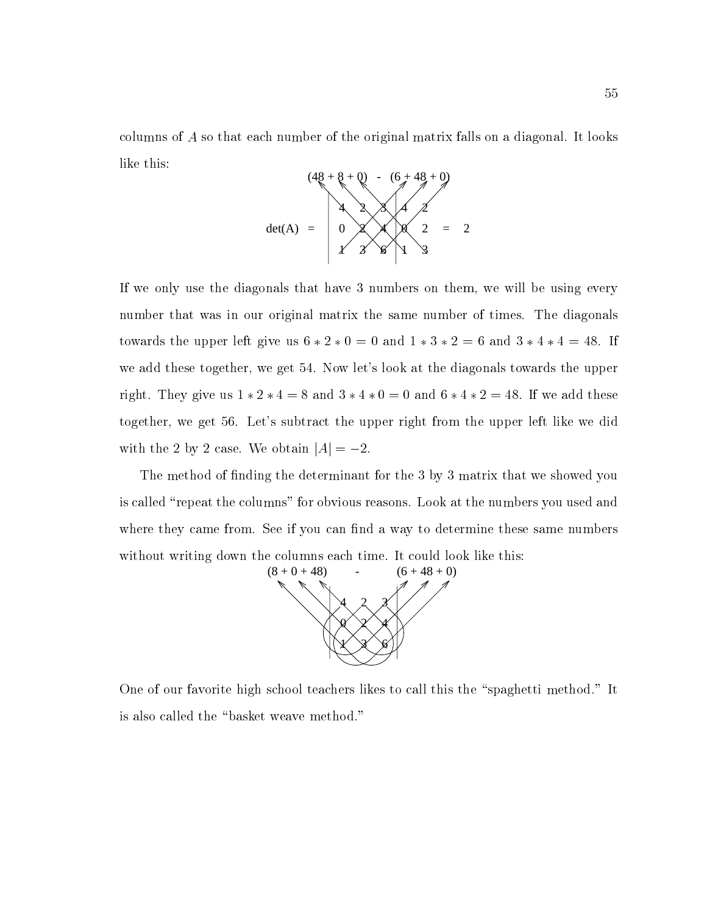columns of $A$ so that each number of the original matrix falls on a diagonal. It looks like this:

$$(48 + 8 + 0) \;-\; (6 + 48 + 0)$$

$$\det(A) = \begin{vmatrix} 4 & 2 & 3 \\ 0 & 2 & 4 \\ 1 & 3 & 6 \end{vmatrix}\begin{matrix} 4 & 2 \\ 0 & 2 \\ 1 & 3 \end{matrix} = 2$$

If we only use the diagonals that have 3 numbers on them, we will be using every number that was in our original matrix the same number of times. The diagonals towards the upper left give us $6 * 2 * 0 = 0$ and $1 * 3 * 2 = 6$ and $3 * 4 * 4 = 48$. If we add these together, we get 54. Now let's look at the diagonals towards the upper right. They give us $1 * 2 * 4 = 8$ and $3 * 4 * 0 = 0$ and $6 * 4 * 2 = 48$. If we add these together, we get 56. Let's subtract the upper right from the upper left like we did with the 2 by 2 case. We obtain $|A| = -2$.

The method of finding the determinant for the 3 by 3 matrix that we showed you is called "repeat the columns" for obvious reasons. Look at the numbers you used and where they came from. See if you can find a way to determine these same numbers without writing down the columns each time. It could look like this:

$$(8 + 0 + 48) \;-\; (6 + 48 + 0)$$

$$\begin{vmatrix} 4 & 2 & 3 \\ 0 & 2 & 4 \\ 1 & 3 & 6 \end{vmatrix}$$

One of our favorite high school teachers likes to call this the "spaghetti method." It is also called the "basket weave method."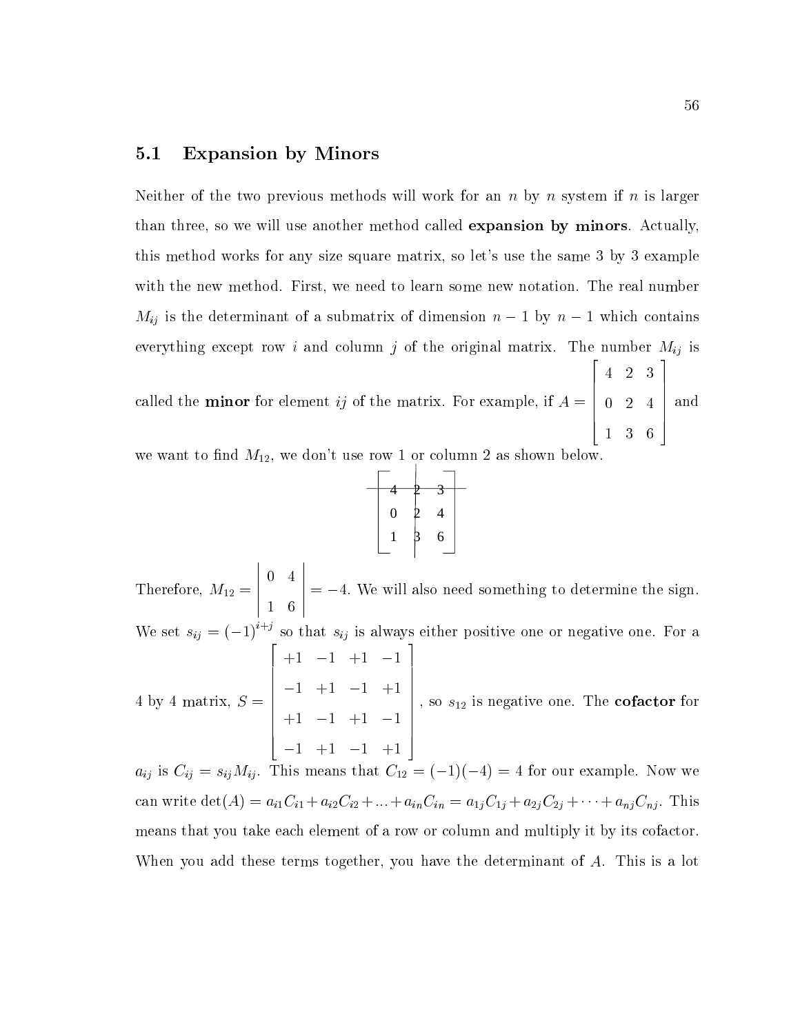## 5.1 Expansion by Minors

Neither of the two previous methods will work for an $n$ by $n$ system if $n$ is larger than three, so we will use another method called **expansion by minors**. Actually, this method works for any size square matrix, so let's use the same 3 by 3 example with the new method. First, we need to learn some new notation. The real number $M_{ij}$ is the determinant of a submatrix of dimension $n-1$ by $n-1$ which contains everything except row $i$ and column $j$ of the original matrix. The number $M_{ij}$ is called the **minor** for element $ij$ of the matrix. For example, if $A = \begin{bmatrix} 4 & 2 & 3 \\ 0 & 2 & 4 \\ 1 & 3 & 6 \end{bmatrix}$ and we want to find $M_{12}$, we don't use row 1 or column 2 as shown below.

$$\begin{bmatrix} 4 & 2 & 3 \\ 0 & 2 & 4 \\ 1 & 3 & 6 \end{bmatrix}$$

Therefore, $M_{12} = \begin{vmatrix} 0 & 4 \\ 1 & 6 \end{vmatrix} = -4$. We will also need something to determine the sign. We set $s_{ij} = (-1)^{i+j}$ so that $s_{ij}$ is always either positive one or negative one. For a 4 by 4 matrix, $S = \begin{bmatrix} +1 & -1 & +1 & -1 \\ -1 & +1 & -1 & +1 \\ +1 & -1 & +1 & -1 \\ -1 & +1 & -1 & +1 \end{bmatrix}$, so $s_{12}$ is negative one. The **cofactor** for $a_{ij}$ is $C_{ij} = s_{ij}M_{ij}$. This means that $C_{12} = (-1)(-4) = 4$ for our example. Now we can write $\det(A) = a_{i1}C_{i1} + a_{i2}C_{i2} + ... + a_{in}C_{in} = a_{1j}C_{1j} + a_{2j}C_{2j} + \cdots + a_{nj}C_{nj}$. This means that you take each element of a row or column and multiply it by its cofactor. When you add these terms together, you have the determinant of $A$. This is a lot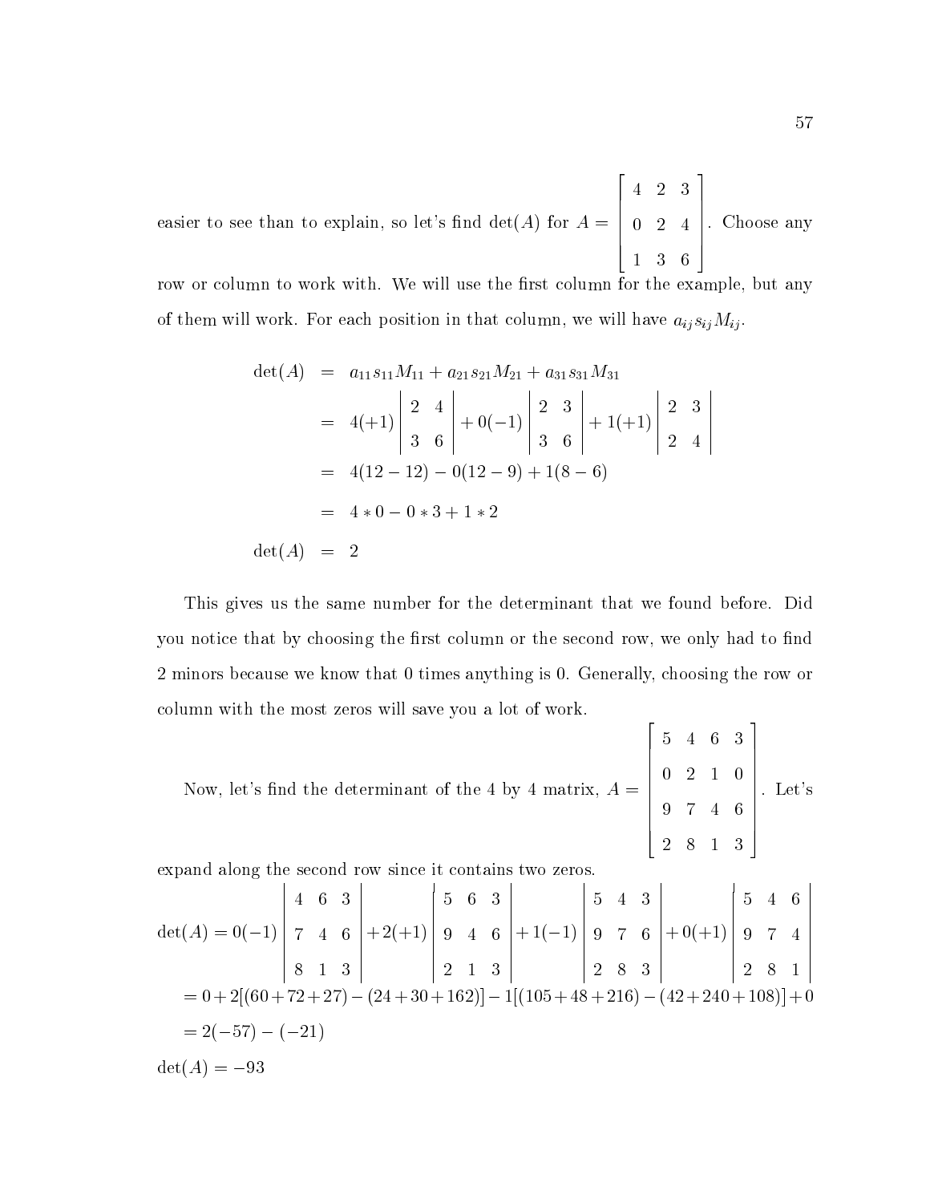easier to see than to explain, so let's find $\det(A)$ for $A = \begin{bmatrix} 4 & 2 & 3 \\ 0 & 2 & 4 \\ 1 & 3 & 6 \end{bmatrix}$. Choose any row or column to work with. We will use the first column for the example, but any of them will work. For each position in that column, we will have $a_{ij}s_{ij}M_{ij}$.

$$
\begin{aligned}
\det(A) &= a_{11}s_{11}M_{11} + a_{21}s_{21}M_{21} + a_{31}s_{31}M_{31} \\
&= 4(+1)\begin{vmatrix} 2 & 4 \\ 3 & 6 \end{vmatrix} + 0(-1)\begin{vmatrix} 2 & 3 \\ 3 & 6 \end{vmatrix} + 1(+1)\begin{vmatrix} 2 & 3 \\ 2 & 4 \end{vmatrix} \\
&= 4(12-12) - 0(12-9) + 1(8-6) \\
&= 4*0 - 0*3 + 1*2 \\
\det(A) &= 2
\end{aligned}
$$

This gives us the same number for the determinant that we found before. Did you notice that by choosing the first column or the second row, we only had to find 2 minors because we know that 0 times anything is 0. Generally, choosing the row or column with the most zeros will save you a lot of work.

Now, let's find the determinant of the 4 by 4 matrix, $A = \begin{bmatrix} 5 & 4 & 6 & 3 \\ 0 & 2 & 1 & 0 \\ 9 & 7 & 4 & 6 \\ 2 & 8 & 1 & 3 \end{bmatrix}$. Let's expand along the second row since it contains two zeros.

$$
\det(A) = 0(-1)\begin{vmatrix} 4 & 6 & 3 \\ 7 & 4 & 6 \\ 8 & 1 & 3 \end{vmatrix} + 2(+1)\begin{vmatrix} 5 & 6 & 3 \\ 9 & 4 & 6 \\ 2 & 1 & 3 \end{vmatrix} + 1(-1)\begin{vmatrix} 5 & 4 & 3 \\ 9 & 7 & 6 \\ 2 & 8 & 3 \end{vmatrix} + 0(+1)\begin{vmatrix} 5 & 4 & 6 \\ 9 & 7 & 4 \\ 2 & 8 & 1 \end{vmatrix}
$$

$= 0 + 2[(60+72+27) - (24+30+162)] - 1[(105+48+216) - (42+240+108)] + 0$

$= 2(-57) - (-21)$

$\det(A) = -93$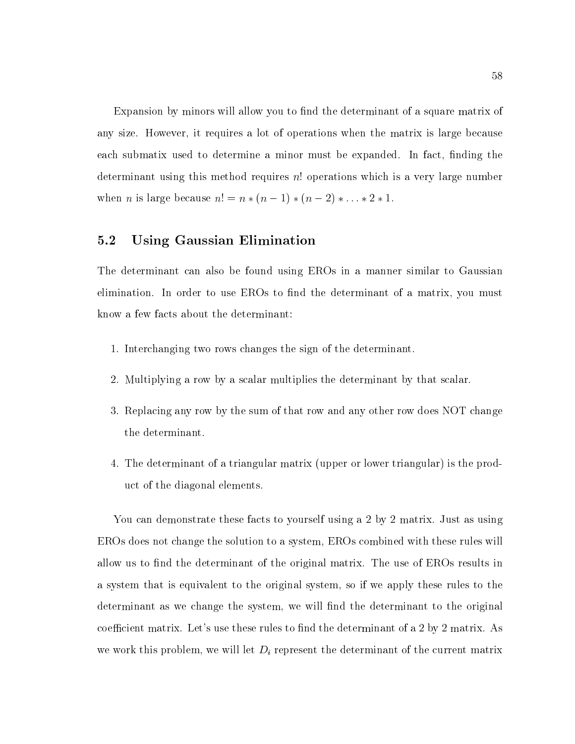Expansion by minors will allow you to find the determinant of a square matrix of any size. However, it requires a lot of operations when the matrix is large because each submatix used to determine a minor must be expanded. In fact, finding the determinant using this method requires $n!$ operations which is a very large number when $n$ is large because $n! = n * (n-1) * (n-2) * \ldots * 2 * 1$.

## 5.2 Using Gaussian Elimination

The determinant can also be found using EROs in a manner similar to Gaussian elimination. In order to use EROs to find the determinant of a matrix, you must know a few facts about the determinant:

1. Interchanging two rows changes the sign of the determinant.
2. Multiplying a row by a scalar multiplies the determinant by that scalar.
3. Replacing any row by the sum of that row and any other row does NOT change the determinant.
4. The determinant of a triangular matrix (upper or lower triangular) is the product of the diagonal elements.

You can demonstrate these facts to yourself using a 2 by 2 matrix. Just as using EROs does not change the solution to a system, EROs combined with these rules will allow us to find the determinant of the original matrix. The use of EROs results in a system that is equivalent to the original system, so if we apply these rules to the determinant as we change the system, we will find the determinant to the original coefficient matrix. Let's use these rules to find the determinant of a 2 by 2 matrix. As we work this problem, we will let $D_i$ represent the determinant of the current matrix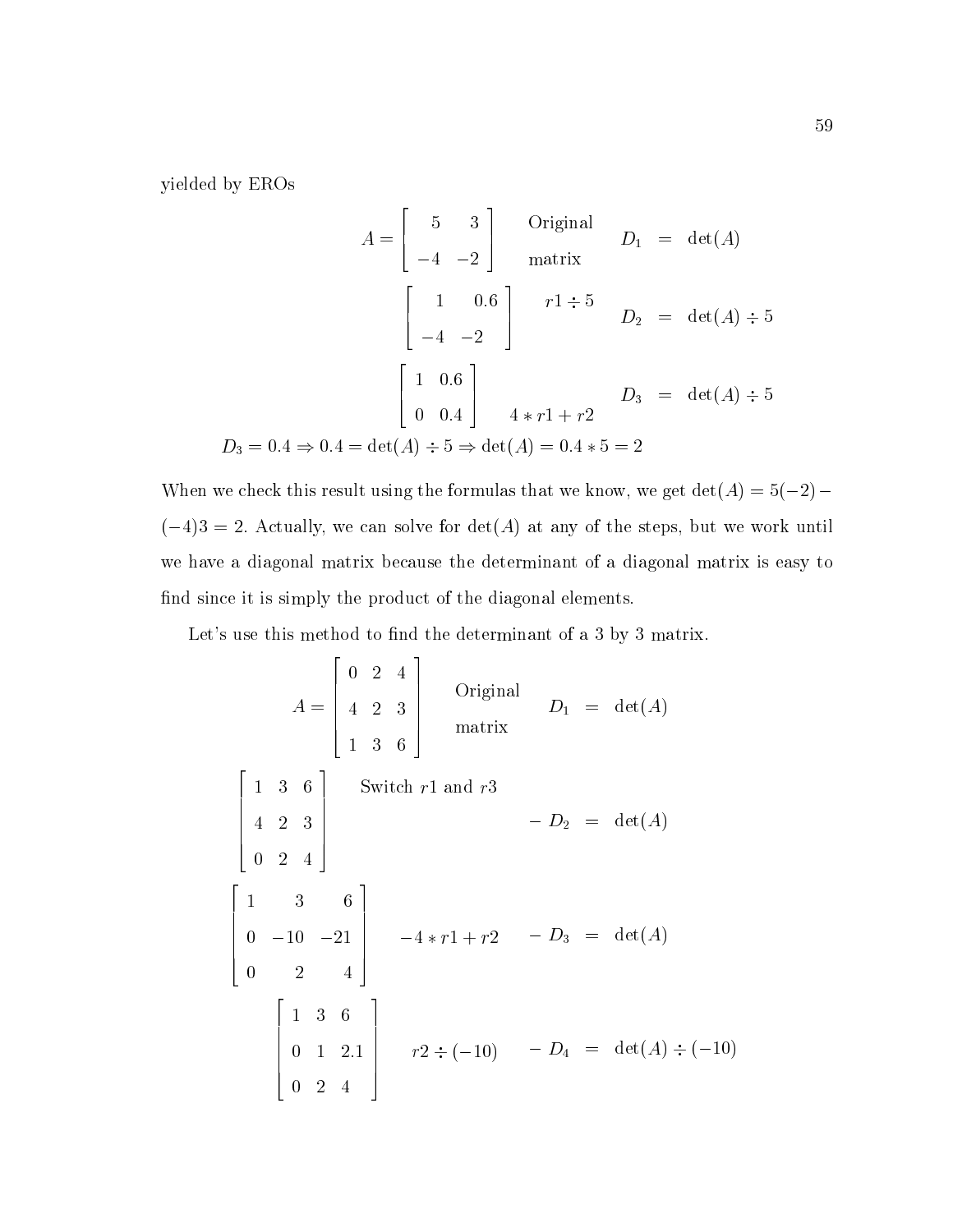yielded by EROs

$$A = \begin{bmatrix} 5 & 3 \\ -4 & -2 \end{bmatrix} \quad \text{Original matrix} \qquad D_1 = \det(A)$$

$$\begin{bmatrix} 1 & 0.6 \\ -4 & -2 \end{bmatrix} \quad r1 \div 5 \qquad D_2 = \det(A) \div 5$$

$$\begin{bmatrix} 1 & 0.6 \\ 0 & 0.4 \end{bmatrix} \quad 4 * r1 + r2 \qquad D_3 = \det(A) \div 5$$

$$D_3 = 0.4 \Rightarrow 0.4 = \det(A) \div 5 \Rightarrow \det(A) = 0.4 * 5 = 2$$

When we check this result using the formulas that we know, we get $\det(A) = 5(-2) - (-4)3 = 2$. Actually, we can solve for $\det(A)$ at any of the steps, but we work until we have a diagonal matrix because the determinant of a diagonal matrix is easy to find since it is simply the product of the diagonal elements.

Let's use this method to find the determinant of a 3 by 3 matrix.

$$A = \begin{bmatrix} 0 & 2 & 4 \\ 4 & 2 & 3 \\ 1 & 3 & 6 \end{bmatrix} \quad \text{Original matrix} \qquad D_1 = \det(A)$$

$$\begin{bmatrix} 1 & 3 & 6 \\ 4 & 2 & 3 \\ 0 & 2 & 4 \end{bmatrix} \quad \text{Switch } r1 \text{ and } r3 \qquad -D_2 = \det(A)$$

$$\begin{bmatrix} 1 & 3 & 6 \\ 0 & -10 & -21 \\ 0 & 2 & 4 \end{bmatrix} \quad -4 * r1 + r2 \qquad -D_3 = \det(A)$$

$$\begin{bmatrix} 1 & 3 & 6 \\ 0 & 1 & 2.1 \\ 0 & 2 & 4 \end{bmatrix} \quad r2 \div (-10) \qquad -D_4 = \det(A) \div (-10)$$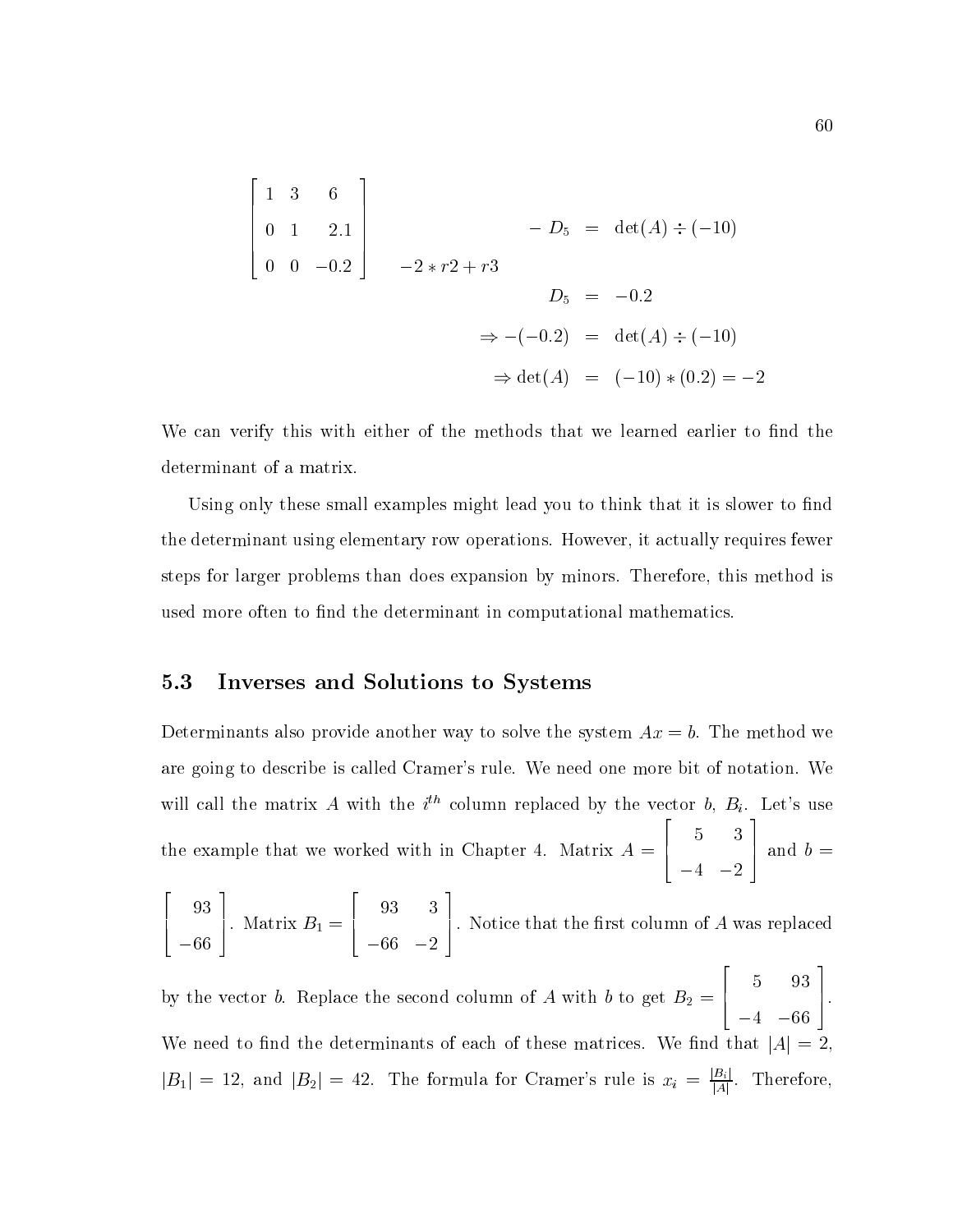$$
\begin{bmatrix} 1 & 3 & 6 \\ 0 & 1 & 2.1 \\ 0 & 0 & -0.2 \end{bmatrix} \quad -2 * r2 + r3
$$

$$
\begin{aligned}
-D_5 &= \det(A) \div (-10) \\
D_5 &= -0.2 \\
\Rightarrow -(-0.2) &= \det(A) \div (-10) \\
\Rightarrow \det(A) &= (-10) * (0.2) = -2
\end{aligned}
$$

We can verify this with either of the methods that we learned earlier to find the determinant of a matrix.

Using only these small examples might lead you to think that it is slower to find the determinant using elementary row operations. However, it actually requires fewer steps for larger problems than does expansion by minors. Therefore, this method is used more often to find the determinant in computational mathematics.

## 5.3 Inverses and Solutions to Systems

Determinants also provide another way to solve the system $Ax = b$. The method we are going to describe is called Cramer's rule. We need one more bit of notation. We will call the matrix $A$ with the $i^{th}$ column replaced by the vector $b$, $B_i$. Let's use the example that we worked with in Chapter 4. Matrix $A = \begin{bmatrix} 5 & 3 \\ -4 & -2 \end{bmatrix}$ and $b = \begin{bmatrix} 93 \\ -66 \end{bmatrix}$. Matrix $B_1 = \begin{bmatrix} 93 & 3 \\ -66 & -2 \end{bmatrix}$. Notice that the first column of $A$ was replaced by the vector $b$. Replace the second column of $A$ with $b$ to get $B_2 = \begin{bmatrix} 5 & 93 \\ -4 & -66 \end{bmatrix}$. We need to find the determinants of each of these matrices. We find that $|A| = 2$, $|B_1| = 12$, and $|B_2| = 42$. The formula for Cramer's rule is $x_i = \frac{|B_i|}{|A|}$. Therefore,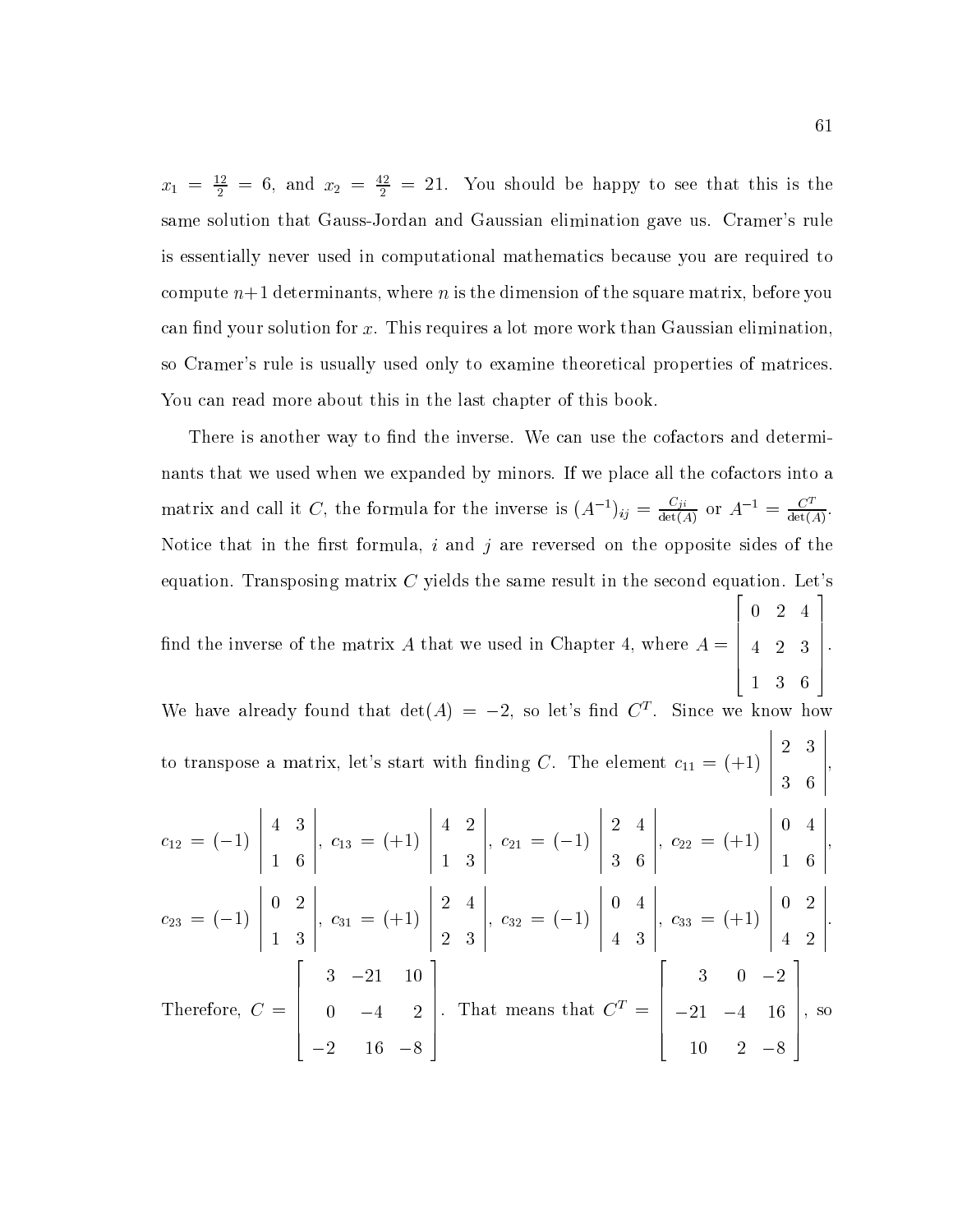$x_1 = \frac{12}{2} = 6$, and $x_2 = \frac{42}{2} = 21$. You should be happy to see that this is the same solution that Gauss-Jordan and Gaussian elimination gave us. Cramer's rule is essentially never used in computational mathematics because you are required to compute $n+1$ determinants, where $n$ is the dimension of the square matrix, before you can find your solution for $x$. This requires a lot more work than Gaussian elimination, so Cramer's rule is usually used only to examine theoretical properties of matrices. You can read more about this in the last chapter of this book.

There is another way to find the inverse. We can use the cofactors and determinants that we used when we expanded by minors. If we place all the cofactors into a matrix and call it $C$, the formula for the inverse is $(A^{-1})_{ij} = \frac{C_{ji}}{\det(A)}$ or $A^{-1} = \frac{C^T}{\det(A)}$. Notice that in the first formula, $i$ and $j$ are reversed on the opposite sides of the equation. Transposing matrix $C$ yields the same result in the second equation. Let's find the inverse of the matrix $A$ that we used in Chapter 4, where $A = \begin{bmatrix} 0 & 2 & 4 \\ 4 & 2 & 3 \\ 1 & 3 & 6 \end{bmatrix}$.

We have already found that $\det(A) = -2$, so let's find $C^T$. Since we know how to transpose a matrix, let's start with finding $C$. The element $c_{11} = (+1)\begin{vmatrix} 2 & 3 \\ 3 & 6 \end{vmatrix}$, $c_{12} = (-1)\begin{vmatrix} 4 & 3 \\ 1 & 6 \end{vmatrix}$, $c_{13} = (+1)\begin{vmatrix} 4 & 2 \\ 1 & 3 \end{vmatrix}$, $c_{21} = (-1)\begin{vmatrix} 2 & 4 \\ 3 & 6 \end{vmatrix}$, $c_{22} = (+1)\begin{vmatrix} 0 & 4 \\ 1 & 6 \end{vmatrix}$, $c_{23} = (-1)\begin{vmatrix} 0 & 2 \\ 1 & 3 \end{vmatrix}$, $c_{31} = (+1)\begin{vmatrix} 2 & 4 \\ 2 & 3 \end{vmatrix}$, $c_{32} = (-1)\begin{vmatrix} 0 & 4 \\ 4 & 3 \end{vmatrix}$, $c_{33} = (+1)\begin{vmatrix} 0 & 2 \\ 4 & 2 \end{vmatrix}$.

Therefore, $C = \begin{bmatrix} 3 & -21 & 10 \\ 0 & -4 & 2 \\ -2 & 16 & -8 \end{bmatrix}$. That means that $C^T = \begin{bmatrix} 3 & 0 & -2 \\ -21 & -4 & 16 \\ 10 & 2 & -8 \end{bmatrix}$, so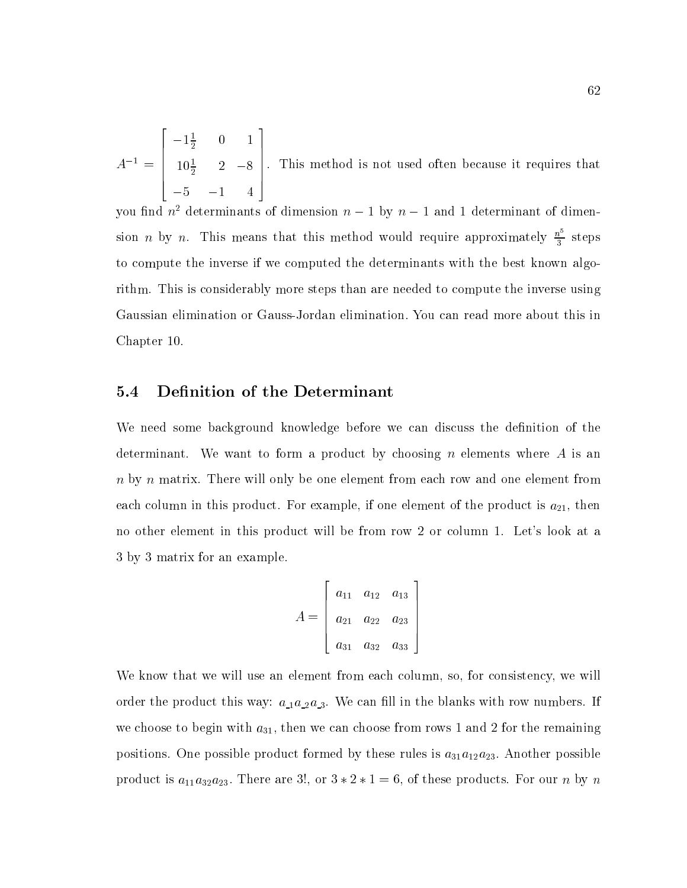$A^{-1} = \begin{bmatrix} -1\frac{1}{2} & 0 & 1 \\ 10\frac{1}{2} & 2 & -8 \\ -5 & -1 & 4 \end{bmatrix}$. This method is not used often because it requires that you find $n^2$ determinants of dimension $n-1$ by $n-1$ and 1 determinant of dimension $n$ by $n$. This means that this method would require approximately $\frac{n^5}{3}$ steps to compute the inverse if we computed the determinants with the best known algorithm. This is considerably more steps than are needed to compute the inverse using Gaussian elimination or Gauss-Jordan elimination. You can read more about this in Chapter 10.

## 5.4 Definition of the Determinant

We need some background knowledge before we can discuss the definition of the determinant. We want to form a product by choosing $n$ elements where $A$ is an $n$ by $n$ matrix. There will only be one element from each row and one element from each column in this product. For example, if one element of the product is $a_{21}$, then no other element in this product will be from row 2 or column 1. Let's look at a 3 by 3 matrix for an example.

$$A = \begin{bmatrix} a_{11} & a_{12} & a_{13} \\ a_{21} & a_{22} & a_{23} \\ a_{31} & a_{32} & a_{33} \end{bmatrix}$$

We know that we will use an element from each column, so, for consistency, we will order the product this way: $a_{\_1}a_{\_2}a_{\_3}$. We can fill in the blanks with row numbers. If we choose to begin with $a_{31}$, then we can choose from rows 1 and 2 for the remaining positions. One possible product formed by these rules is $a_{31}a_{12}a_{23}$. Another possible product is $a_{11}a_{32}a_{23}$. There are 3!, or $3 * 2 * 1 = 6$, of these products. For our $n$ by $n$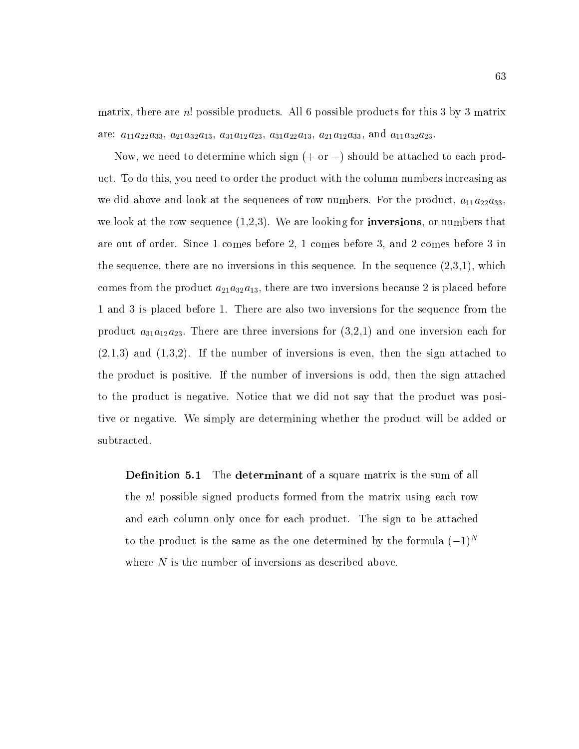matrix, there are $n!$ possible products. All 6 possible products for this 3 by 3 matrix are: $a_{11}a_{22}a_{33}$, $a_{21}a_{32}a_{13}$, $a_{31}a_{12}a_{23}$, $a_{31}a_{22}a_{13}$, $a_{21}a_{12}a_{33}$, and $a_{11}a_{32}a_{23}$.

Now, we need to determine which sign ($+$ or $-$) should be attached to each product. To do this, you need to order the product with the column numbers increasing as we did above and look at the sequences of row numbers. For the product, $a_{11}a_{22}a_{33}$, we look at the row sequence (1,2,3). We are looking for **inversions**, or numbers that are out of order. Since 1 comes before 2, 1 comes before 3, and 2 comes before 3 in the sequence, there are no inversions in this sequence. In the sequence (2,3,1), which comes from the product $a_{21}a_{32}a_{13}$, there are two inversions because 2 is placed before 1 and 3 is placed before 1. There are also two inversions for the sequence from the product $a_{31}a_{12}a_{23}$. There are three inversions for (3,2,1) and one inversion each for (2,1,3) and (1,3,2). If the number of inversions is even, then the sign attached to the product is positive. If the number of inversions is odd, then the sign attached to the product is negative. Notice that we did not say that the product was positive or negative. We simply are determining whether the product will be added or subtracted.

> **Definition 5.1** The **determinant** of a square matrix is the sum of all the $n!$ possible signed products formed from the matrix using each row and each column only once for each product. The sign to be attached to the product is the same as the one determined by the formula $(-1)^N$ where $N$ is the number of inversions as described above.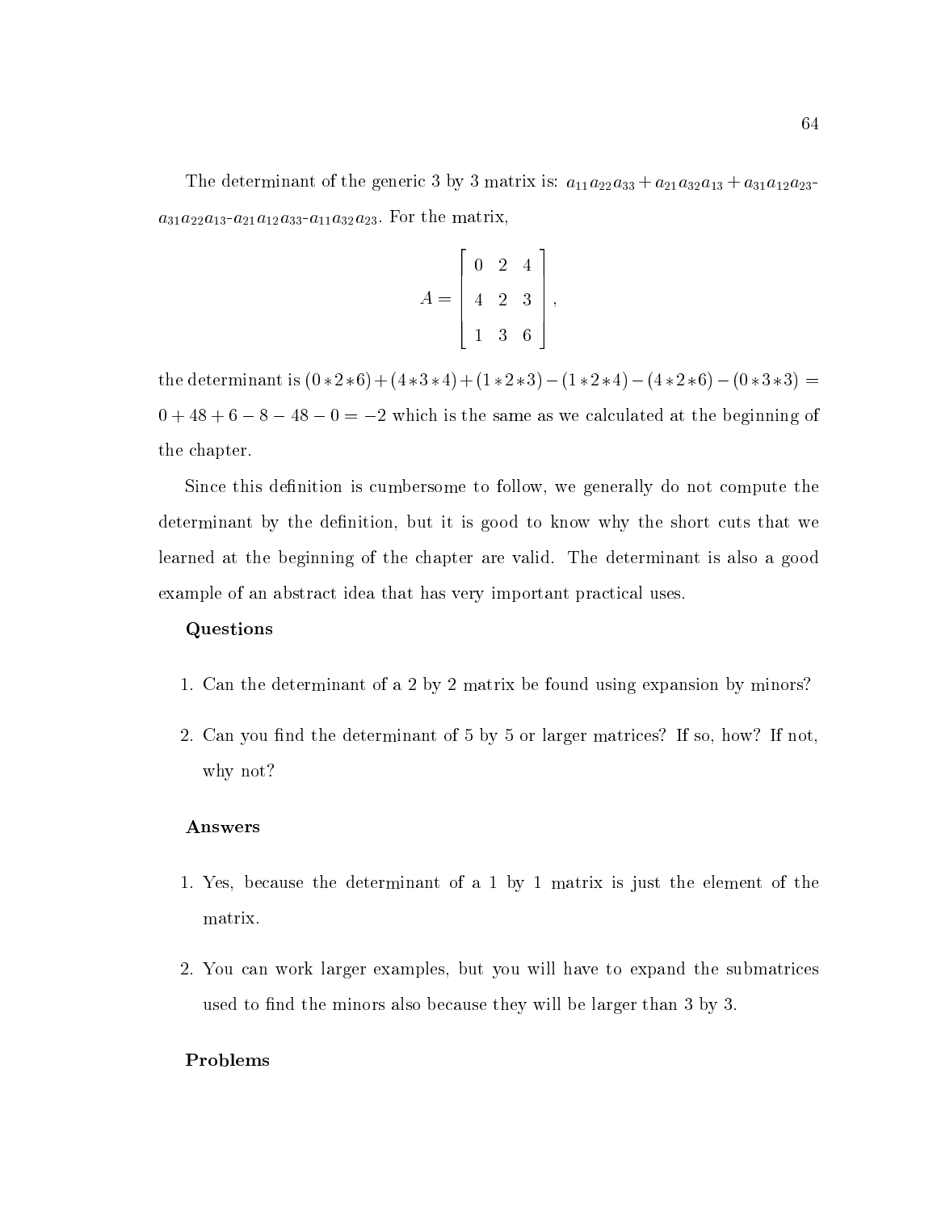The determinant of the generic 3 by 3 matrix is: $a_{11}a_{22}a_{33} + a_{21}a_{32}a_{13} + a_{31}a_{12}a_{23}$-$a_{31}a_{22}a_{13}$-$a_{21}a_{12}a_{33}$-$a_{11}a_{32}a_{23}$. For the matrix,

$$A = \begin{bmatrix} 0 & 2 & 4 \\ 4 & 2 & 3 \\ 1 & 3 & 6 \end{bmatrix},$$

the determinant is $(0*2*6)+(4*3*4)+(1*2*3)-(1*2*4)-(4*2*6)-(0*3*3) = 0+48+6-8-48-0 = -2$ which is the same as we calculated at the beginning of the chapter.

Since this definition is cumbersome to follow, we generally do not compute the determinant by the definition, but it is good to know why the short cuts that we learned at the beginning of the chapter are valid. The determinant is also a good example of an abstract idea that has very important practical uses.

### Questions

1. Can the determinant of a 2 by 2 matrix be found using expansion by minors?

2. Can you find the determinant of 5 by 5 or larger matrices? If so, how? If not, why not?

### Answers

1. Yes, because the determinant of a 1 by 1 matrix is just the element of the matrix.

2. You can work larger examples, but you will have to expand the submatrices used to find the minors also because they will be larger than 3 by 3.

### Problems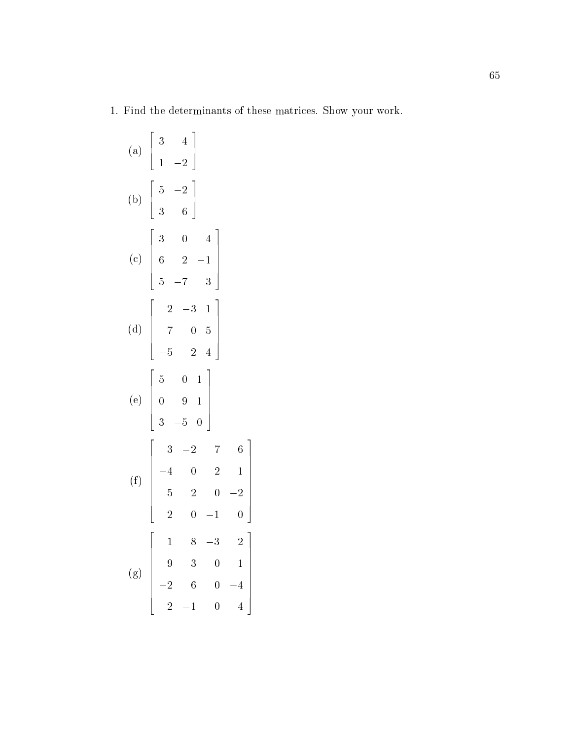1. Find the determinants of these matrices. Show your work.

(a) $\begin{bmatrix} 3 & 4 \\ 1 & -2 \end{bmatrix}$

(b) $\begin{bmatrix} 5 & -2 \\ 3 & 6 \end{bmatrix}$

(c) $\begin{bmatrix} 3 & 0 & 4 \\ 6 & 2 & -1 \\ 5 & -7 & 3 \end{bmatrix}$

(d) $\begin{bmatrix} 2 & -3 & 1 \\ 7 & 0 & 5 \\ -5 & 2 & 4 \end{bmatrix}$

(e) $\begin{bmatrix} 5 & 0 & 1 \\ 0 & 9 & 1 \\ 3 & -5 & 0 \end{bmatrix}$

(f) $\begin{bmatrix} 3 & -2 & 7 & 6 \\ -4 & 0 & 2 & 1 \\ 5 & 2 & 0 & -2 \\ 2 & 0 & -1 & 0 \end{bmatrix}$

(g) $\begin{bmatrix} 1 & 8 & -3 & 2 \\ 9 & 3 & 0 & 1 \\ -2 & 6 & 0 & -4 \\ 2 & -1 & 0 & 4 \end{bmatrix}$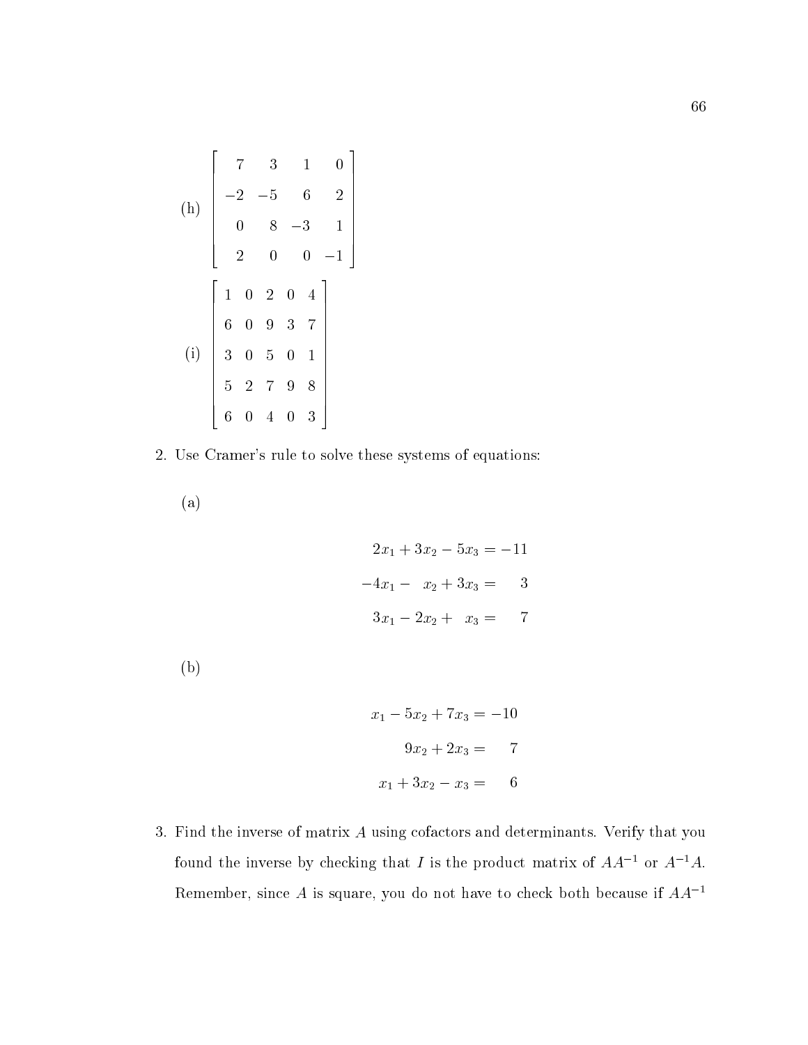(h) $\begin{bmatrix} 7 & 3 & 1 & 0 \\ -2 & -5 & 6 & 2 \\ 0 & 8 & -3 & 1 \\ 2 & 0 & 0 & -1 \end{bmatrix}$

(i) $\begin{bmatrix} 1 & 0 & 2 & 0 & 4 \\ 6 & 0 & 9 & 3 & 7 \\ 3 & 0 & 5 & 0 & 1 \\ 5 & 2 & 7 & 9 & 8 \\ 6 & 0 & 4 & 0 & 3 \end{bmatrix}$

2. Use Cramer's rule to solve these systems of equations:

   (a)

$$\begin{aligned} 2x_1 + 3x_2 - 5x_3 &= -11 \\ -4x_1 - x_2 + 3x_3 &= 3 \\ 3x_1 - 2x_2 + x_3 &= 7 \end{aligned}$$

   (b)

$$\begin{aligned} x_1 - 5x_2 + 7x_3 &= -10 \\ 9x_2 + 2x_3 &= 7 \\ x_1 + 3x_2 - x_3 &= 6 \end{aligned}$$

3. Find the inverse of matrix $A$ using cofactors and determinants. Verify that you found the inverse by checking that $I$ is the product matrix of $AA^{-1}$ or $A^{-1}A$. Remember, since $A$ is square, you do not have to check both because if $AA^{-1}$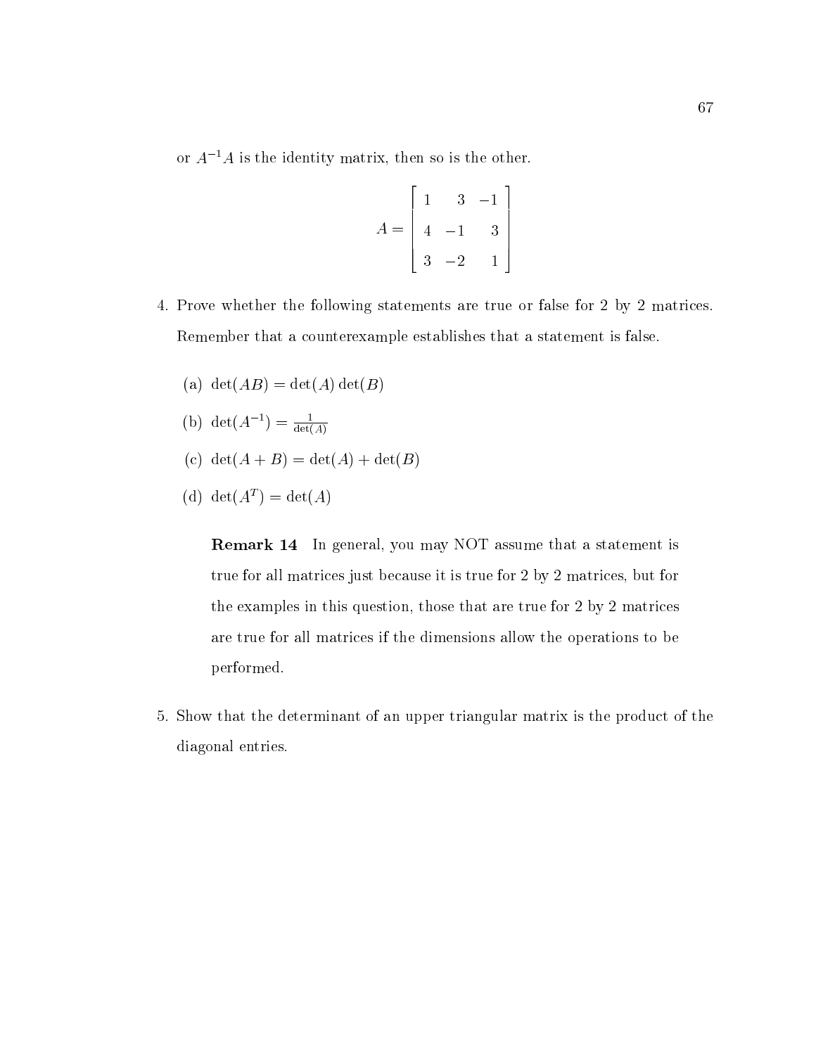or $A^{-1}A$ is the identity matrix, then so is the other.

$$A = \begin{bmatrix} 1 & 3 & -1 \\ 4 & -1 & 3 \\ 3 & -2 & 1 \end{bmatrix}$$

4. Prove whether the following statements are true or false for 2 by 2 matrices. Remember that a counterexample establishes that a statement is false.

   (a) $\det(AB) = \det(A)\det(B)$

   (b) $\det(A^{-1}) = \frac{1}{\det(A)}$

   (c) $\det(A+B) = \det(A) + \det(B)$

   (d) $\det(A^T) = \det(A)$

   **Remark 14** In general, you may NOT assume that a statement is true for all matrices just because it is true for 2 by 2 matrices, but for the examples in this question, those that are true for 2 by 2 matrices are true for all matrices if the dimensions allow the operations to be performed.

5. Show that the determinant of an upper triangular matrix is the product of the diagonal entries.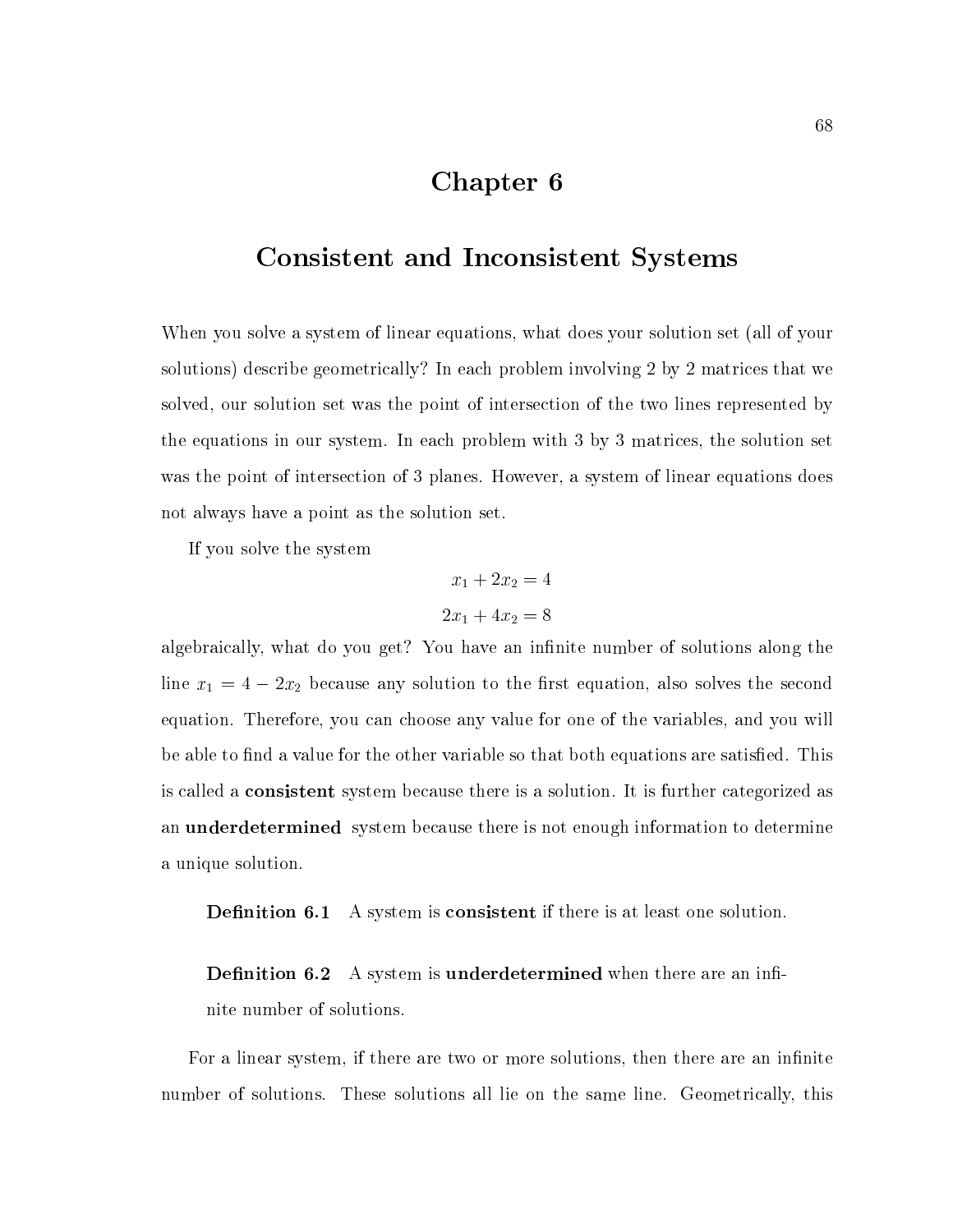# Chapter 6

## Consistent and Inconsistent Systems

When you solve a system of linear equations, what does your solution set (all of your solutions) describe geometrically? In each problem involving 2 by 2 matrices that we solved, our solution set was the point of intersection of the two lines represented by the equations in our system. In each problem with 3 by 3 matrices, the solution set was the point of intersection of 3 planes. However, a system of linear equations does not always have a point as the solution set.

If you solve the system

$$x_1 + 2x_2 = 4$$
$$2x_1 + 4x_2 = 8$$

algebraically, what do you get? You have an infinite number of solutions along the line $x_1 = 4 - 2x_2$ because any solution to the first equation, also solves the second equation. Therefore, you can choose any value for one of the variables, and you will be able to find a value for the other variable so that both equations are satisfied. This is called a **consistent** system because there is a solution. It is further categorized as an **underdetermined** system because there is not enough information to determine a unique solution.

> **Definition 6.1** A system is **consistent** if there is at least one solution.

> **Definition 6.2** A system is **underdetermined** when there are an infinite number of solutions.

For a linear system, if there are two or more solutions, then there are an infinite number of solutions. These solutions all lie on the same line. Geometrically, this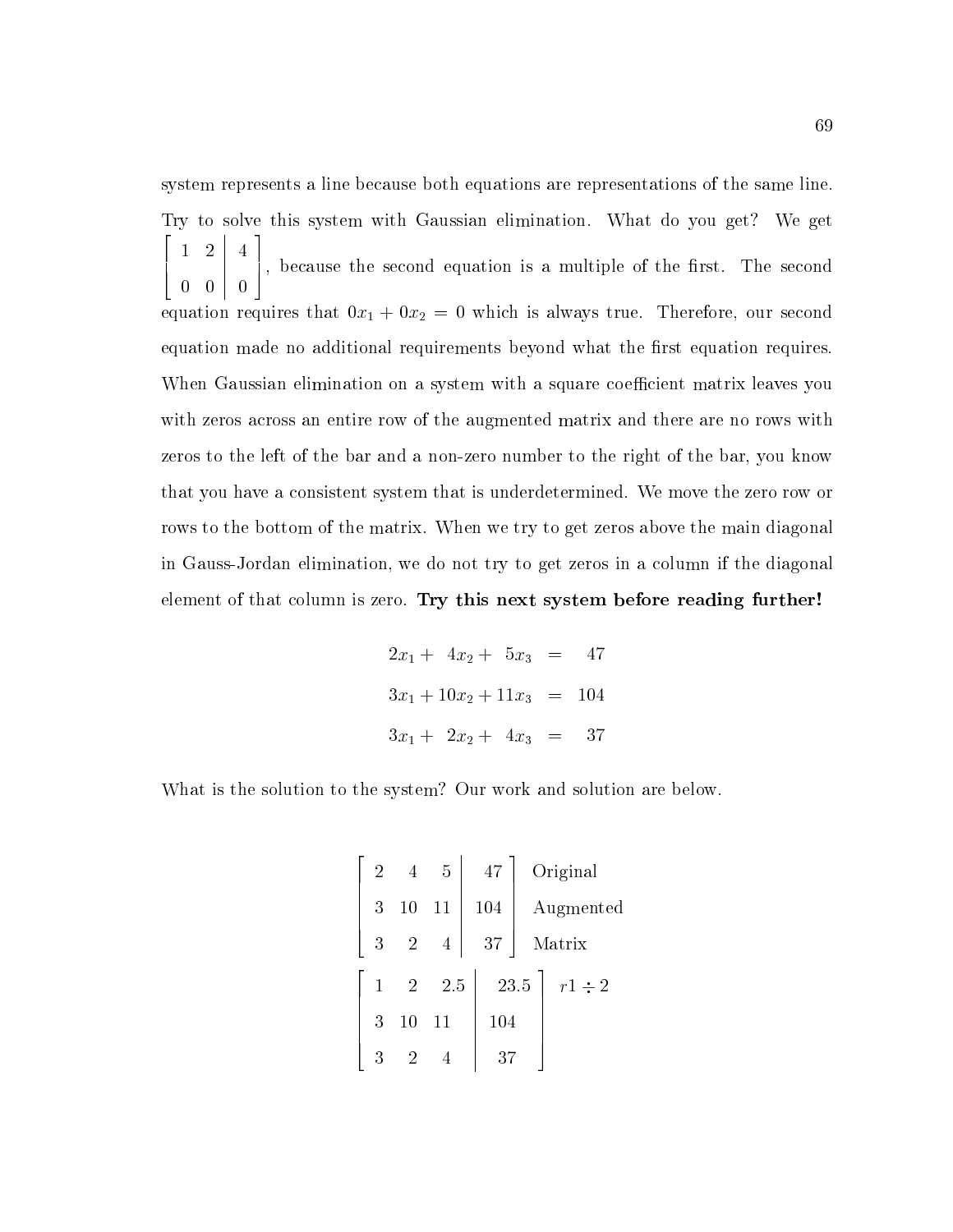system represents a line because both equations are representations of the same line. Try to solve this system with Gaussian elimination. What do you get? We get $\left[\begin{array}{cc|c} 1 & 2 & 4 \\ 0 & 0 & 0 \end{array}\right]$, because the second equation is a multiple of the first. The second equation requires that $0x_1 + 0x_2 = 0$ which is always true. Therefore, our second equation made no additional requirements beyond what the first equation requires. When Gaussian elimination on a system with a square coefficient matrix leaves you with zeros across an entire row of the augmented matrix and there are no rows with zeros to the left of the bar and a non-zero number to the right of the bar, you know that you have a consistent system that is underdetermined. We move the zero row or rows to the bottom of the matrix. When we try to get zeros above the main diagonal in Gauss-Jordan elimination, we do not try to get zeros in a column if the diagonal element of that column is zero. **Try this next system before reading further!**

$$
\begin{aligned}
2x_1 + \phantom{1}4x_2 + \phantom{1}5x_3 &= \phantom{1}47 \\
3x_1 + 10x_2 + 11x_3 &= 104 \\
3x_1 + \phantom{1}2x_2 + \phantom{1}4x_3 &= \phantom{1}37
\end{aligned}
$$

What is the solution to the system? Our work and solution are below.

$$
\left[\begin{array}{ccc|c} 2 & 4 & 5 & 47 \\ 3 & 10 & 11 & 104 \\ 3 & 2 & 4 & 37 \end{array}\right] \begin{array}{l} \text{Original} \\ \text{Augmented} \\ \text{Matrix} \end{array}
$$

$$
\left[\begin{array}{ccc|c} 1 & 2 & 2.5 & 23.5 \\ 3 & 10 & 11 & 104 \\ 3 & 2 & 4 & 37 \end{array}\right] \begin{array}{l} r1 \div 2 \\ \\ \\ \end{array}
$$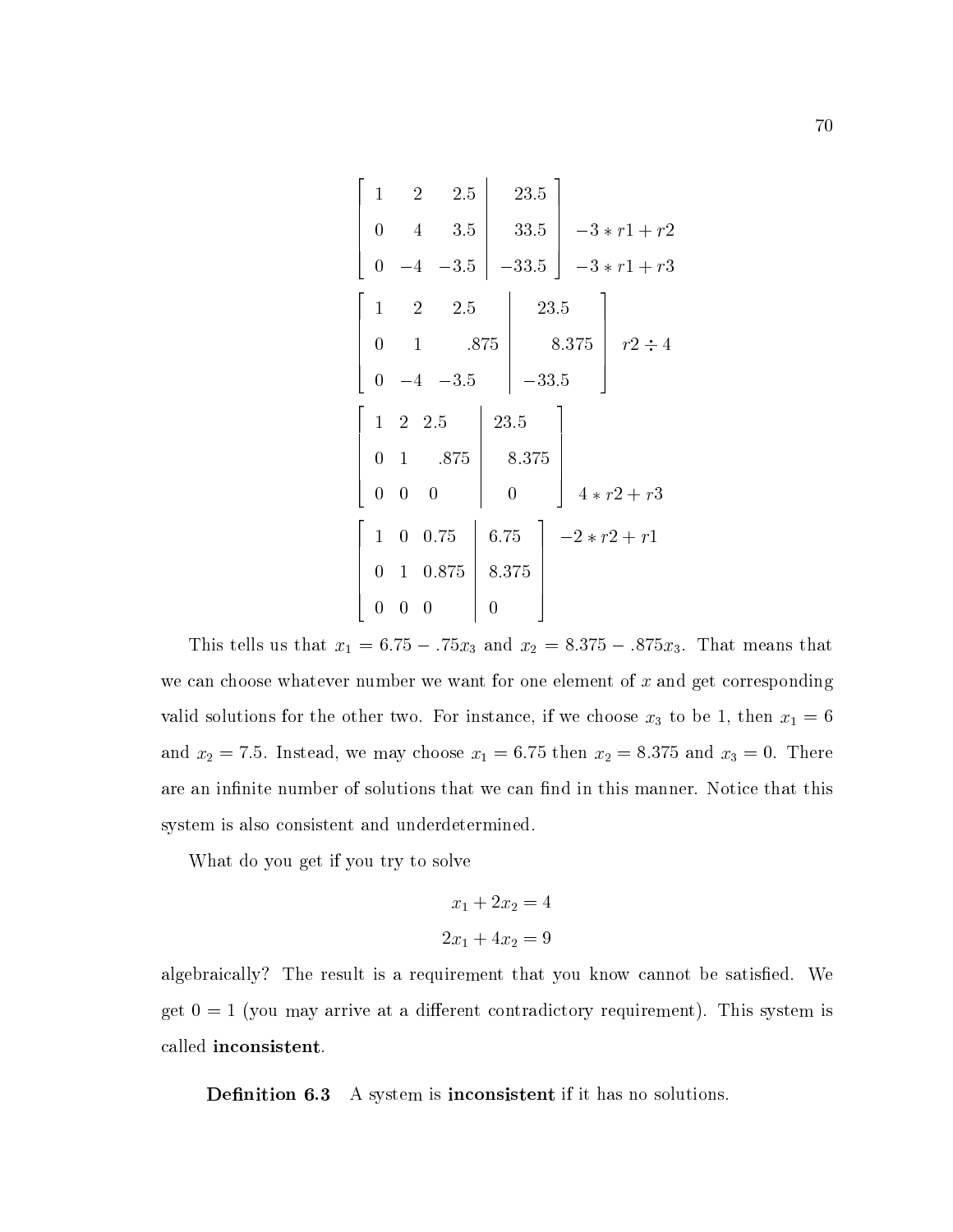$$\left[\begin{array}{ccc|c} 1 & 2 & 2.5 & 23.5 \\ 0 & 4 & 3.5 & 33.5 \\ 0 & -4 & -3.5 & -33.5 \end{array}\right] \begin{array}{l} \\ -3 * r1 + r2 \\ -3 * r1 + r3 \end{array}$$

$$\left[\begin{array}{ccc|c} 1 & 2 & 2.5 & 23.5 \\ 0 & 1 & .875 & 8.375 \\ 0 & -4 & -3.5 & -33.5 \end{array}\right] \begin{array}{l} \\ r2 \div 4 \\ \\ \end{array}$$

$$\left[\begin{array}{ccc|c} 1 & 2 & 2.5 & 23.5 \\ 0 & 1 & .875 & 8.375 \\ 0 & 0 & 0 & 0 \end{array}\right] \begin{array}{l} \\ \\ 4 * r2 + r3 \end{array}$$

$$\left[\begin{array}{ccc|c} 1 & 0 & 0.75 & 6.75 \\ 0 & 1 & 0.875 & 8.375 \\ 0 & 0 & 0 & 0 \end{array}\right] \begin{array}{l} -2 * r2 + r1 \\ \\ \\ \end{array}$$

This tells us that $x_1 = 6.75 - .75x_3$ and $x_2 = 8.375 - .875x_3$. That means that we can choose whatever number we want for one element of $x$ and get corresponding valid solutions for the other two. For instance, if we choose $x_3$ to be 1, then $x_1 = 6$ and $x_2 = 7.5$. Instead, we may choose $x_1 = 6.75$ then $x_2 = 8.375$ and $x_3 = 0$. There are an infinite number of solutions that we can find in this manner. Notice that this system is also consistent and underdetermined.

What do you get if you try to solve

$$x_1 + 2x_2 = 4$$
$$2x_1 + 4x_2 = 9$$

algebraically? The result is a requirement that you know cannot be satisfied. We get $0 = 1$ (you may arrive at a different contradictory requirement). This system is called **inconsistent**.

**Definition 6.3** A system is **inconsistent** if it has no solutions.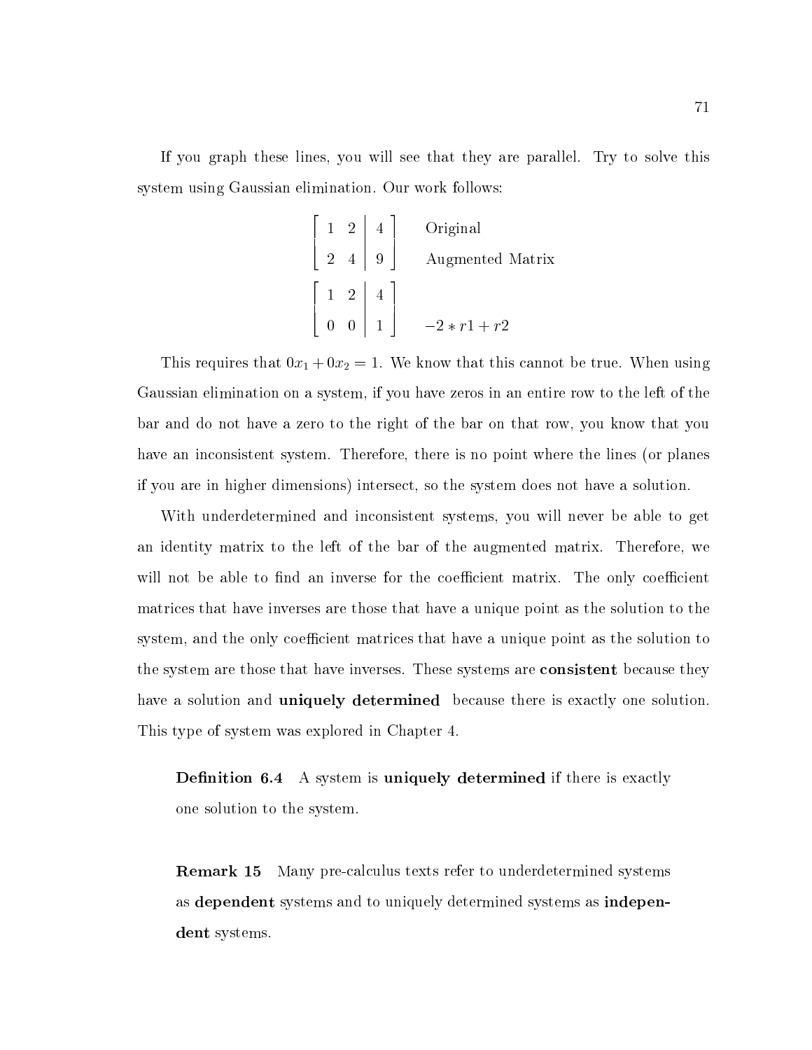If you graph these lines, you will see that they are parallel. Try to solve this system using Gaussian elimination. Our work follows:

$$\left[\begin{array}{cc|c} 1 & 2 & 4 \\ 2 & 4 & 9 \end{array}\right] \quad \begin{array}{l} \text{Original} \\ \text{Augmented Matrix} \end{array}$$

$$\left[\begin{array}{cc|c} 1 & 2 & 4 \\ 0 & 0 & 1 \end{array}\right] \quad \begin{array}{l} \\ -2 * r1 + r2 \end{array}$$

This requires that $0x_1 + 0x_2 = 1$. We know that this cannot be true. When using Gaussian elimination on a system, if you have zeros in an entire row to the left of the bar and do not have a zero to the right of the bar on that row, you know that you have an inconsistent system. Therefore, there is no point where the lines (or planes if you are in higher dimensions) intersect, so the system does not have a solution.

With underdetermined and inconsistent systems, you will never be able to get an identity matrix to the left of the bar of the augmented matrix. Therefore, we will not be able to find an inverse for the coefficient matrix. The only coefficient matrices that have inverses are those that have a unique point as the solution to the system, and the only coefficient matrices that have a unique point as the solution to the system are those that have inverses. These systems are **consistent** because they have a solution and **uniquely determined** because there is exactly one solution. This type of system was explored in Chapter 4.

**Definition 6.4** A system is **uniquely determined** if there is exactly one solution to the system.

**Remark 15** Many pre-calculus texts refer to underdetermined systems as **dependent** systems and to uniquely determined systems as **independent** systems.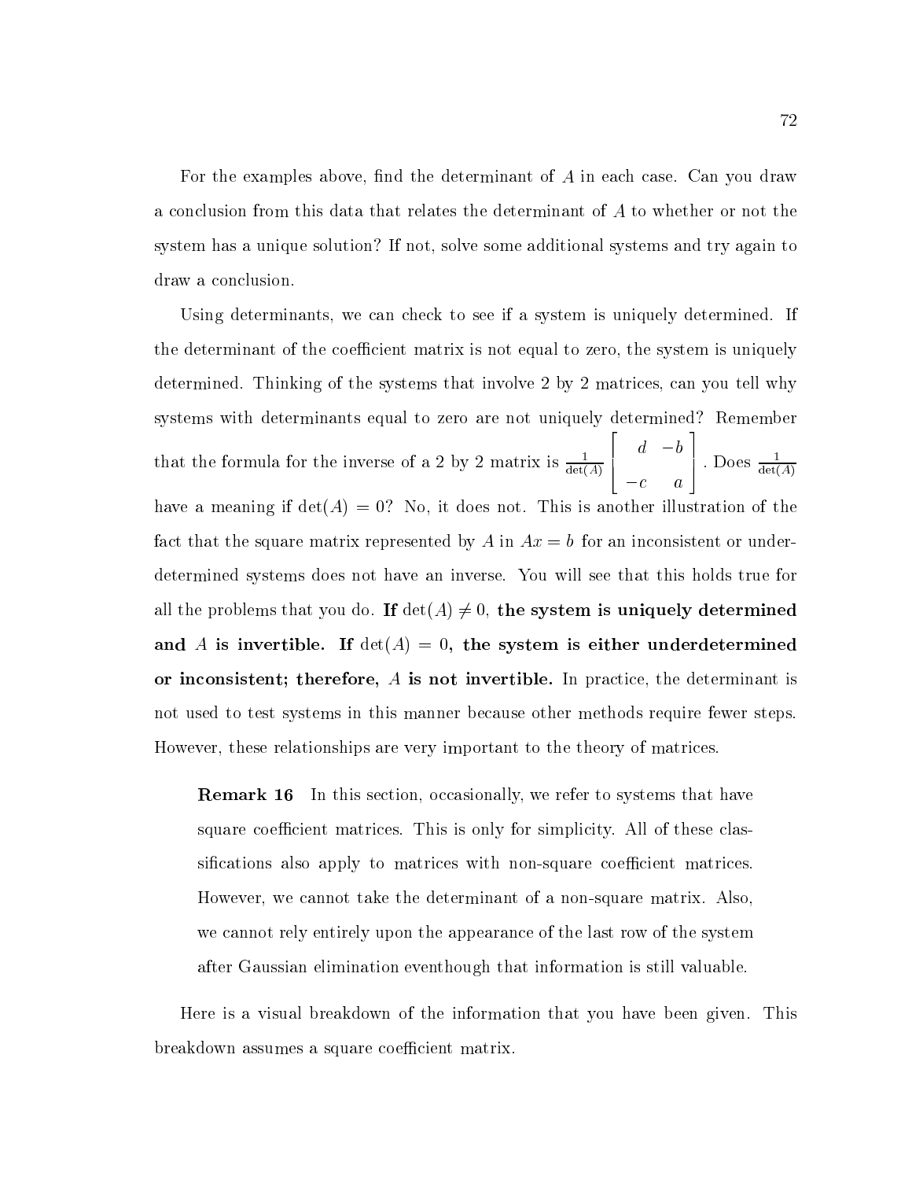For the examples above, find the determinant of $A$ in each case. Can you draw a conclusion from this data that relates the determinant of $A$ to whether or not the system has a unique solution? If not, solve some additional systems and try again to draw a conclusion.

Using determinants, we can check to see if a system is uniquely determined. If the determinant of the coefficient matrix is not equal to zero, the system is uniquely determined. Thinking of the systems that involve 2 by 2 matrices, can you tell why systems with determinants equal to zero are not uniquely determined? Remember that the formula for the inverse of a 2 by 2 matrix is $\frac{1}{\det(A)}\begin{bmatrix} d & -b \\ -c & a \end{bmatrix}$. Does $\frac{1}{\det(A)}$ have a meaning if $\det(A) = 0$? No, it does not. This is another illustration of the fact that the square matrix represented by $A$ in $Ax = b$ for an inconsistent or underdetermined systems does not have an inverse. You will see that this holds true for all the problems that you do. **If $\det(A) \neq 0$, the system is uniquely determined and $A$ is invertible. If $\det(A) = 0$, the system is either underdetermined or inconsistent; therefore, $A$ is not invertible.** In practice, the determinant is not used to test systems in this manner because other methods require fewer steps. However, these relationships are very important to the theory of matrices.

> **Remark 16** In this section, occasionally, we refer to systems that have square coefficient matrices. This is only for simplicity. All of these classifications also apply to matrices with non-square coefficient matrices. However, we cannot take the determinant of a non-square matrix. Also, we cannot rely entirely upon the appearance of the last row of the system after Gaussian elimination eventhough that information is still valuable.

Here is a visual breakdown of the information that you have been given. This breakdown assumes a square coefficient matrix.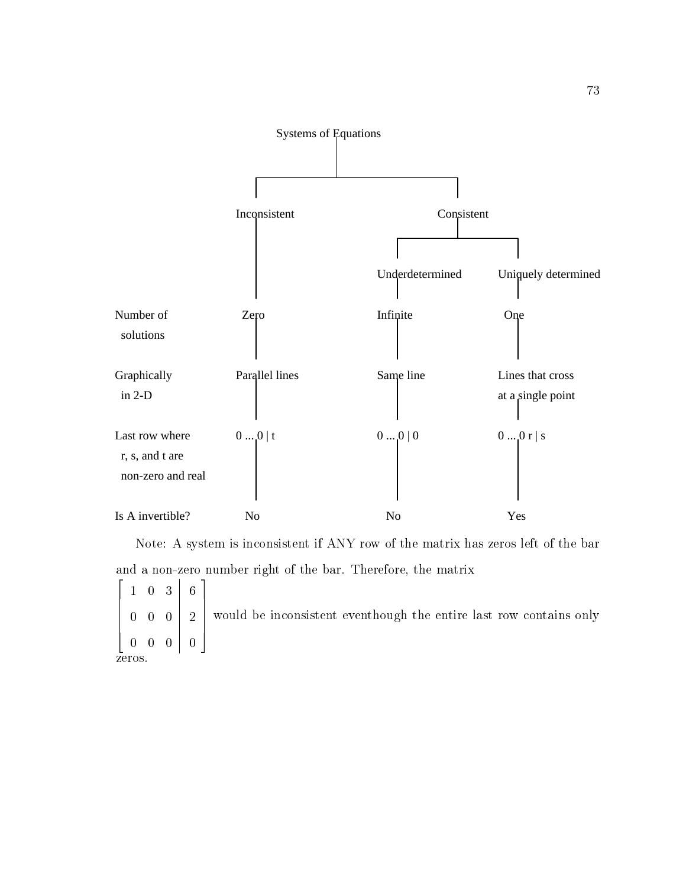Systems of Equations

| | Inconsistent | Consistent: Underdetermined | Consistent: Uniquely determined |
|---|---|---|---|
| Number of solutions | Zero | Infinite | One |
| Graphically in 2-D | Parallel lines | Same line | Lines that cross at a single point |
| Last row where r, s, and t are non-zero and real | 0 ... 0 \| t | 0 ... 0 \| 0 | 0 ... 0 r \| s |
| Is A invertible? | No | No | Yes |

Note: A system is inconsistent if ANY row of the matrix has zeros left of the bar and a non-zero number right of the bar. Therefore, the matrix

$$\left[\begin{array}{ccc|c} 1 & 0 & 3 & 6 \\ 0 & 0 & 0 & 2 \\ 0 & 0 & 0 & 0 \end{array}\right]$$

would be inconsistent eventhough the entire last row contains only zeros.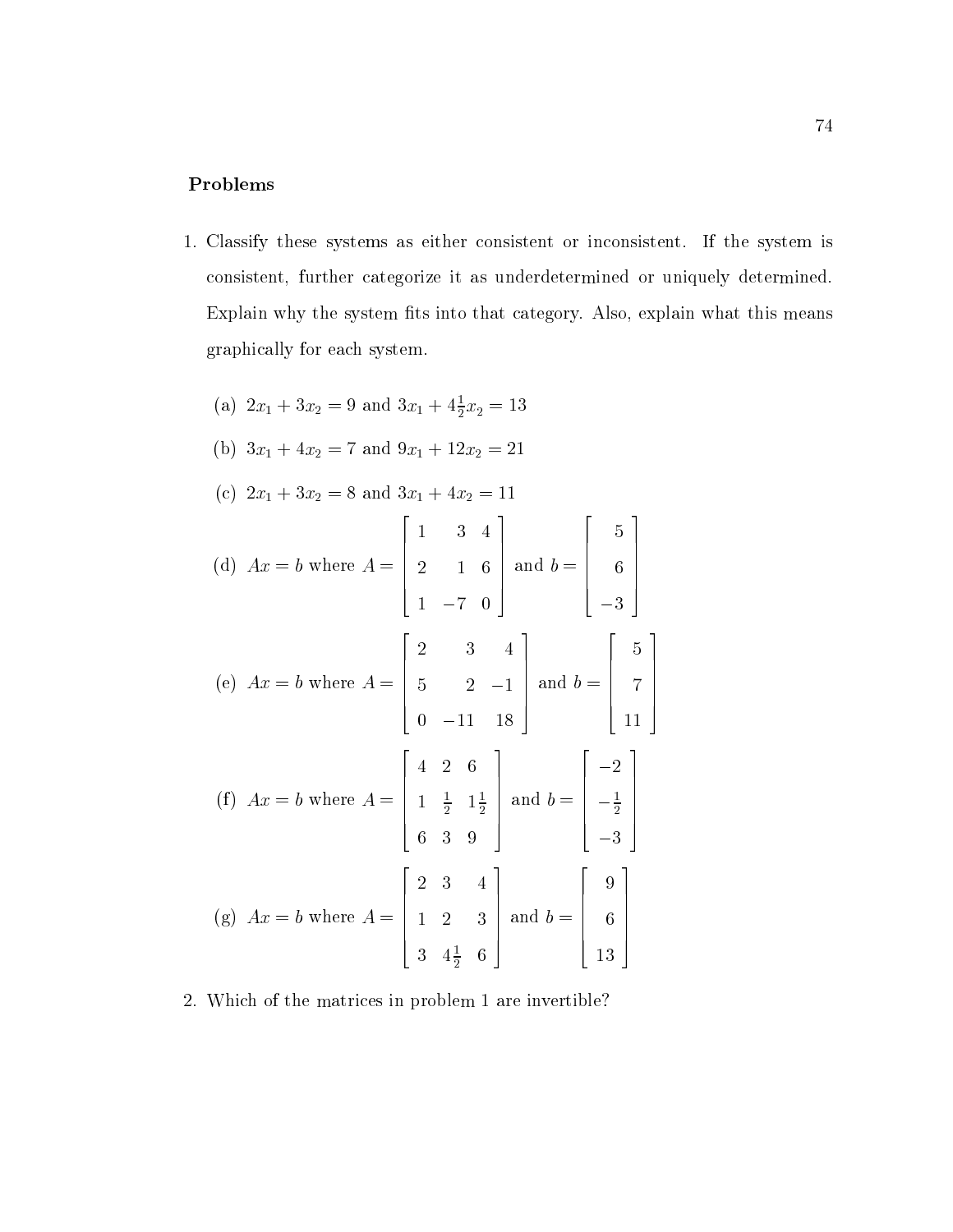## Problems

1. Classify these systems as either consistent or inconsistent. If the system is consistent, further categorize it as underdetermined or uniquely determined. Explain why the system fits into that category. Also, explain what this means graphically for each system.

   (a) $2x_1 + 3x_2 = 9$ and $3x_1 + 4\frac{1}{2}x_2 = 13$

   (b) $3x_1 + 4x_2 = 7$ and $9x_1 + 12x_2 = 21$

   (c) $2x_1 + 3x_2 = 8$ and $3x_1 + 4x_2 = 11$

   (d) $Ax = b$ where $A = \begin{bmatrix} 1 & 3 & 4 \\ 2 & 1 & 6 \\ 1 & -7 & 0 \end{bmatrix}$ and $b = \begin{bmatrix} 5 \\ 6 \\ -3 \end{bmatrix}$

   (e) $Ax = b$ where $A = \begin{bmatrix} 2 & 3 & 4 \\ 5 & 2 & -1 \\ 0 & -11 & 18 \end{bmatrix}$ and $b = \begin{bmatrix} 5 \\ 7 \\ 11 \end{bmatrix}$

   (f) $Ax = b$ where $A = \begin{bmatrix} 4 & 2 & 6 \\ 1 & \frac{1}{2} & 1\frac{1}{2} \\ 6 & 3 & 9 \end{bmatrix}$ and $b = \begin{bmatrix} -2 \\ -\frac{1}{2} \\ -3 \end{bmatrix}$

   (g) $Ax = b$ where $A = \begin{bmatrix} 2 & 3 & 4 \\ 1 & 2 & 3 \\ 3 & 4\frac{1}{2} & 6 \end{bmatrix}$ and $b = \begin{bmatrix} 9 \\ 6 \\ 13 \end{bmatrix}$

2. Which of the matrices in problem 1 are invertible?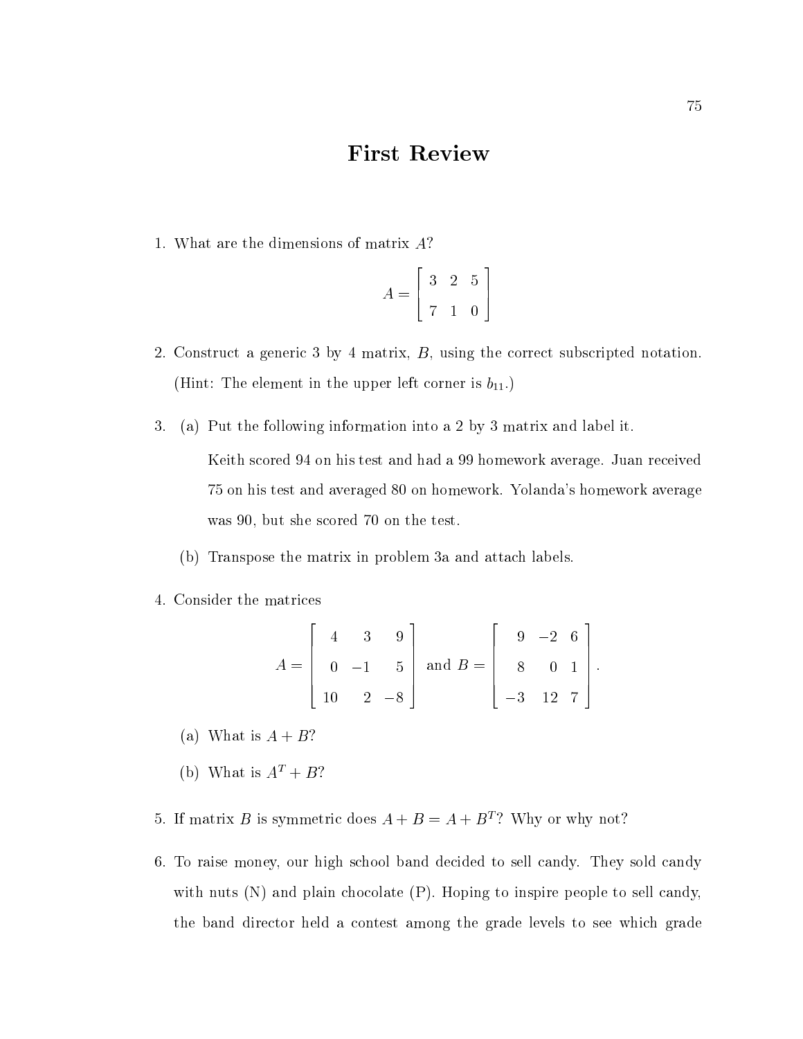# First Review

1. What are the dimensions of matrix $A$?

$$A = \begin{bmatrix} 3 & 2 & 5 \\ 7 & 1 & 0 \end{bmatrix}$$

2. Construct a generic 3 by 4 matrix, $B$, using the correct subscripted notation. (Hint: The element in the upper left corner is $b_{11}$.)

3. (a) Put the following information into a 2 by 3 matrix and label it.

   Keith scored 94 on his test and had a 99 homework average. Juan received 75 on his test and averaged 80 on homework. Yolanda's homework average was 90, but she scored 70 on the test.

   (b) Transpose the matrix in problem 3a and attach labels.

4. Consider the matrices

$$A = \begin{bmatrix} 4 & 3 & 9 \\ 0 & -1 & 5 \\ 10 & 2 & -8 \end{bmatrix} \text{ and } B = \begin{bmatrix} 9 & -2 & 6 \\ 8 & 0 & 1 \\ -3 & 12 & 7 \end{bmatrix}.$$

   (a) What is $A + B$?

   (b) What is $A^T + B$?

5. If matrix $B$ is symmetric does $A + B = A + B^T$? Why or why not?

6. To raise money, our high school band decided to sell candy. They sold candy with nuts (N) and plain chocolate (P). Hoping to inspire people to sell candy, the band director held a contest among the grade levels to see which grade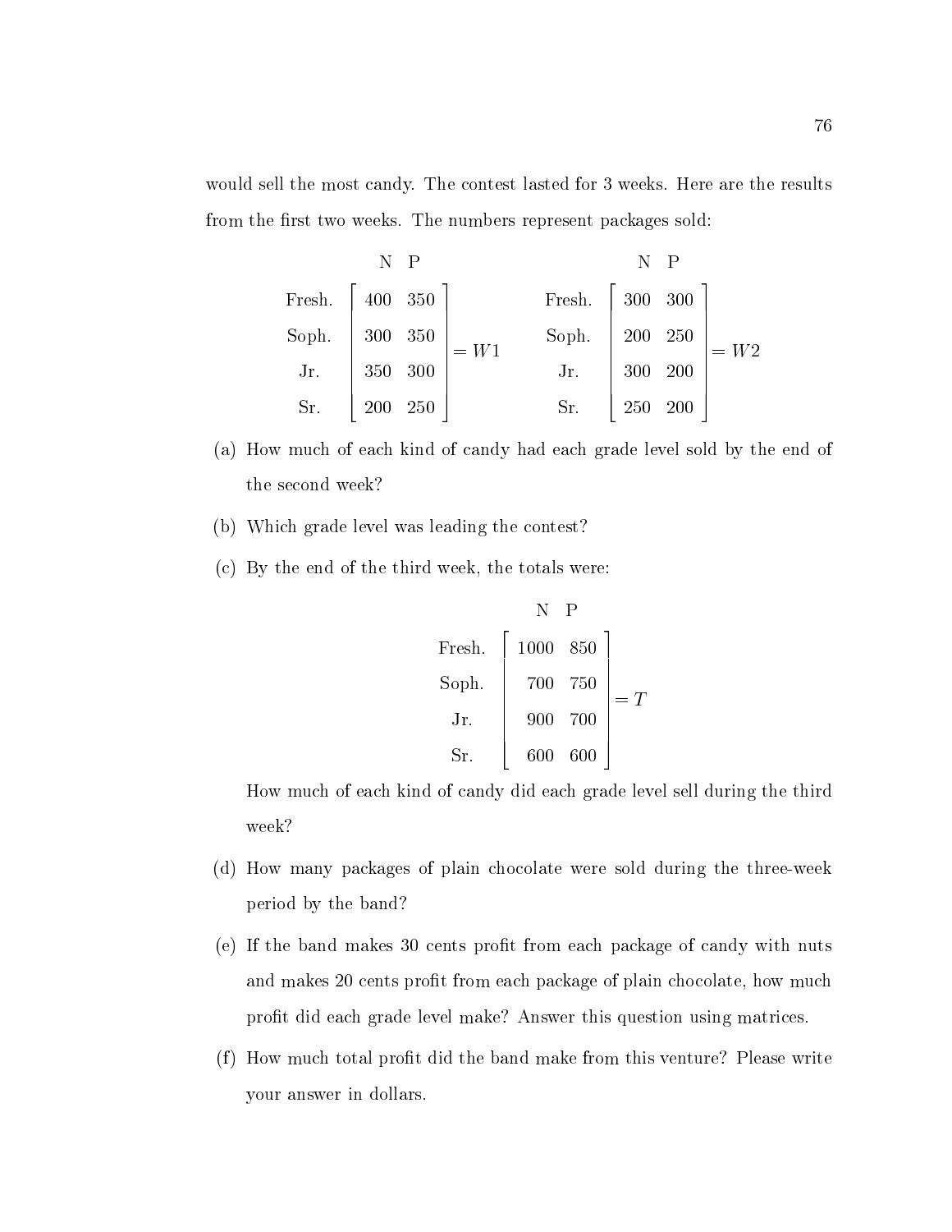would sell the most candy. The contest lasted for 3 weeks. Here are the results from the first two weeks. The numbers represent packages sold:

$$\begin{array}{c} \\ \text{Fresh.} \\ \text{Soph.} \\ \text{Jr.} \\ \text{Sr.} \end{array} \begin{array}{c} \begin{array}{cc} \text{N} & \text{P} \end{array} \\ \begin{bmatrix} 400 & 350 \\ 300 & 350 \\ 350 & 300 \\ 200 & 250 \end{bmatrix} \end{array} = W1 \qquad \begin{array}{c} \\ \text{Fresh.} \\ \text{Soph.} \\ \text{Jr.} \\ \text{Sr.} \end{array} \begin{array}{c} \begin{array}{cc} \text{N} & \text{P} \end{array} \\ \begin{bmatrix} 300 & 300 \\ 200 & 250 \\ 300 & 200 \\ 250 & 200 \end{bmatrix} \end{array} = W2$$

(a) How much of each kind of candy had each grade level sold by the end of the second week?

(b) Which grade level was leading the contest?

(c) By the end of the third week, the totals were:

$$\begin{array}{c} \\ \text{Fresh.} \\ \text{Soph.} \\ \text{Jr.} \\ \text{Sr.} \end{array} \begin{array}{c} \begin{array}{cc} \text{N} & \text{P} \end{array} \\ \begin{bmatrix} 1000 & 850 \\ 700 & 750 \\ 900 & 700 \\ 600 & 600 \end{bmatrix} \end{array} = T$$

How much of each kind of candy did each grade level sell during the third week?

(d) How many packages of plain chocolate were sold during the three-week period by the band?

(e) If the band makes 30 cents profit from each package of candy with nuts and makes 20 cents profit from each package of plain chocolate, how much profit did each grade level make? Answer this question using matrices.

(f) How much total profit did the band make from this venture? Please write your answer in dollars.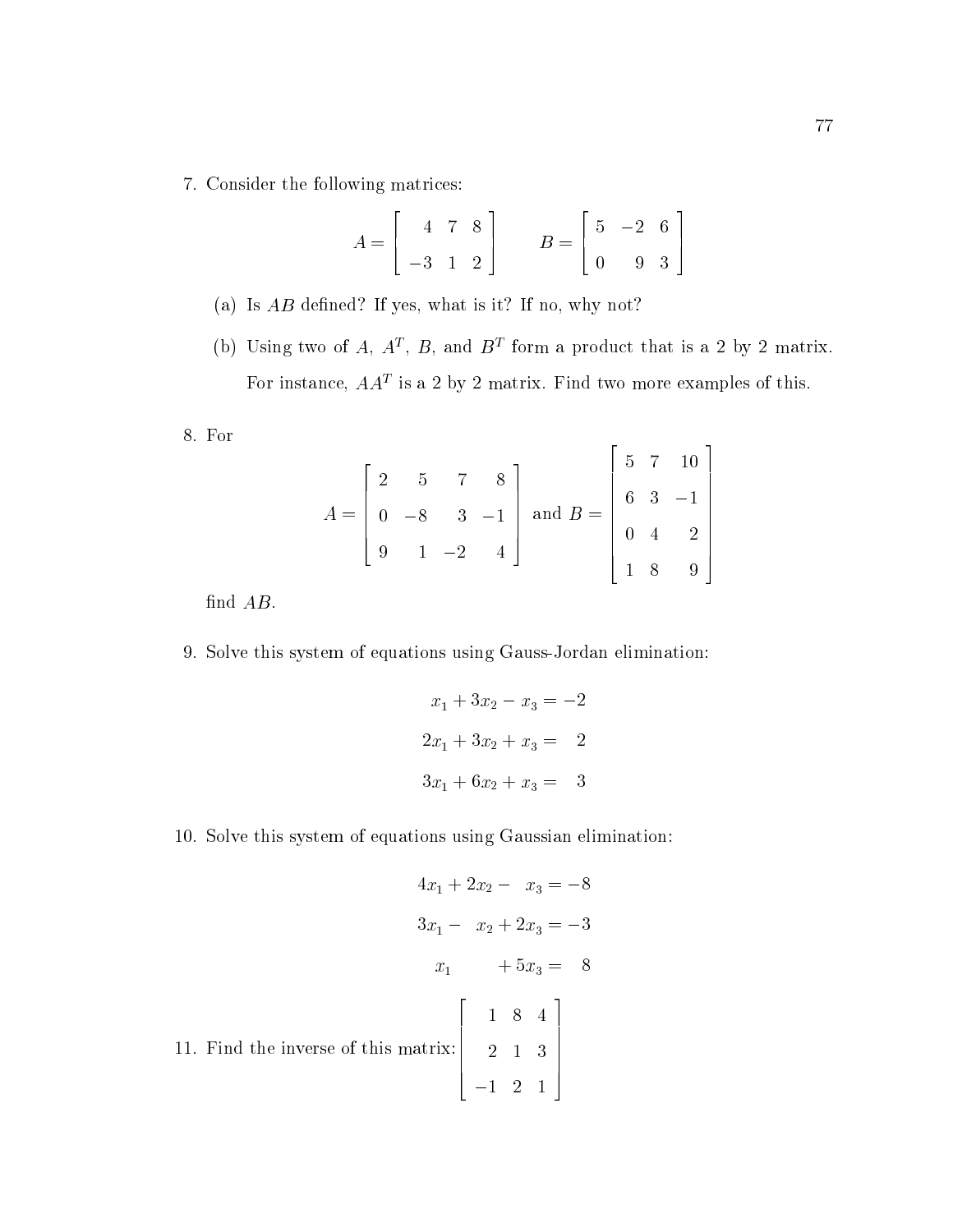7. Consider the following matrices:

$$A = \begin{bmatrix} 4 & 7 & 8 \\ -3 & 1 & 2 \end{bmatrix} \qquad B = \begin{bmatrix} 5 & -2 & 6 \\ 0 & 9 & 3 \end{bmatrix}$$

   (a) Is $AB$ defined? If yes, what is it? If no, why not?

   (b) Using two of $A$, $A^T$, $B$, and $B^T$ form a product that is a 2 by 2 matrix. For instance, $AA^T$ is a 2 by 2 matrix. Find two more examples of this.

8. For

$$A = \begin{bmatrix} 2 & 5 & 7 & 8 \\ 0 & -8 & 3 & -1 \\ 9 & 1 & -2 & 4 \end{bmatrix} \text{ and } B = \begin{bmatrix} 5 & 7 & 10 \\ 6 & 3 & -1 \\ 0 & 4 & 2 \\ 1 & 8 & 9 \end{bmatrix}$$

   find $AB$.

9. Solve this system of equations using Gauss-Jordan elimination:

$$\begin{aligned} x_1 + 3x_2 - x_3 &= -2 \\ 2x_1 + 3x_2 + x_3 &= \phantom{-}2 \\ 3x_1 + 6x_2 + x_3 &= \phantom{-}3 \end{aligned}$$

10. Solve this system of equations using Gaussian elimination:

$$\begin{aligned} 4x_1 + 2x_2 - \phantom{2}x_3 &= -8 \\ 3x_1 - \phantom{2}x_2 + 2x_3 &= -3 \\ x_1 \phantom{+ 2x_2} + 5x_3 &= \phantom{-}8 \end{aligned}$$

11. Find the inverse of this matrix: $\begin{bmatrix} 1 & 8 & 4 \\ 2 & 1 & 3 \\ -1 & 2 & 1 \end{bmatrix}$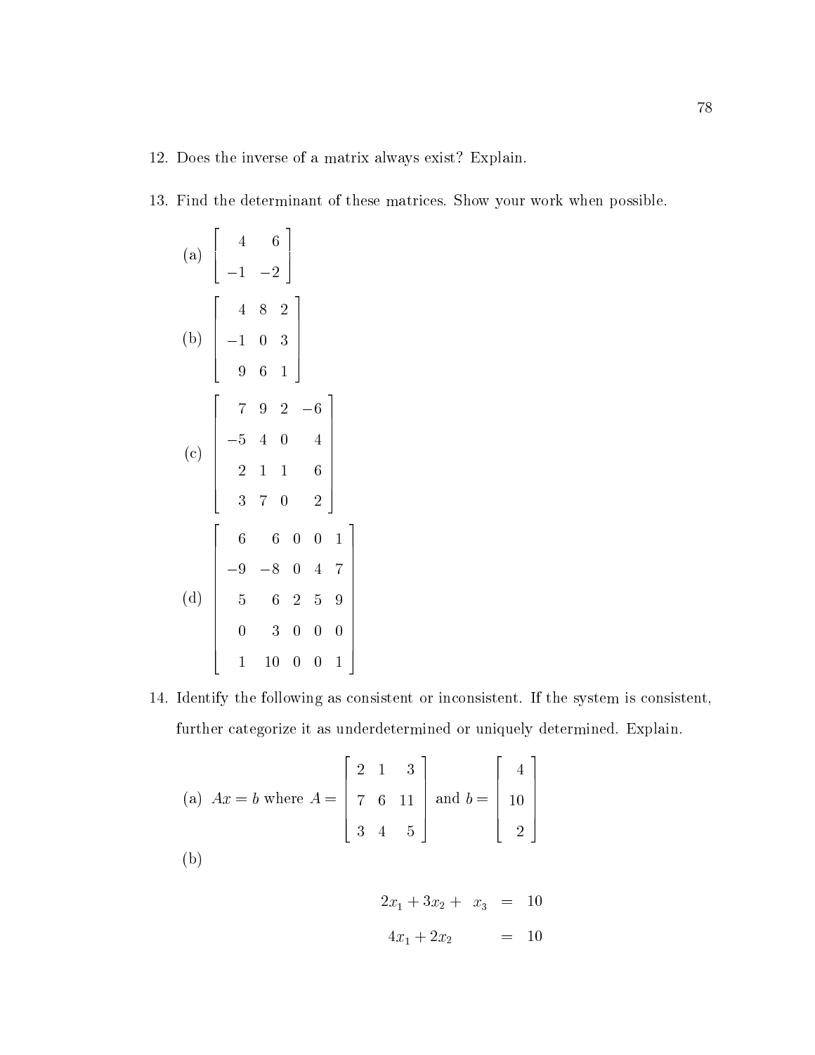12. Does the inverse of a matrix always exist? Explain.

13. Find the determinant of these matrices. Show your work when possible.

(a) $\begin{bmatrix} 4 & 6 \\ -1 & -2 \end{bmatrix}$

(b) $\begin{bmatrix} 4 & 8 & 2 \\ -1 & 0 & 3 \\ 9 & 6 & 1 \end{bmatrix}$

(c) $\begin{bmatrix} 7 & 9 & 2 & -6 \\ -5 & 4 & 0 & 4 \\ 2 & 1 & 1 & 6 \\ 3 & 7 & 0 & 2 \end{bmatrix}$

(d) $\begin{bmatrix} 6 & 6 & 0 & 0 & 1 \\ -9 & -8 & 0 & 4 & 7 \\ 5 & 6 & 2 & 5 & 9 \\ 0 & 3 & 0 & 0 & 0 \\ 1 & 10 & 0 & 0 & 1 \end{bmatrix}$

14. Identify the following as consistent or inconsistent. If the system is consistent, further categorize it as underdetermined or uniquely determined. Explain.

(a) $Ax = b$ where $A = \begin{bmatrix} 2 & 1 & 3 \\ 7 & 6 & 11 \\ 3 & 4 & 5 \end{bmatrix}$ and $b = \begin{bmatrix} 4 \\ 10 \\ 2 \end{bmatrix}$

(b)

$$\begin{aligned} 2x_1 + 3x_2 + \ x_3 &= 10 \\ 4x_1 + 2x_2 \qquad &= 10 \end{aligned}$$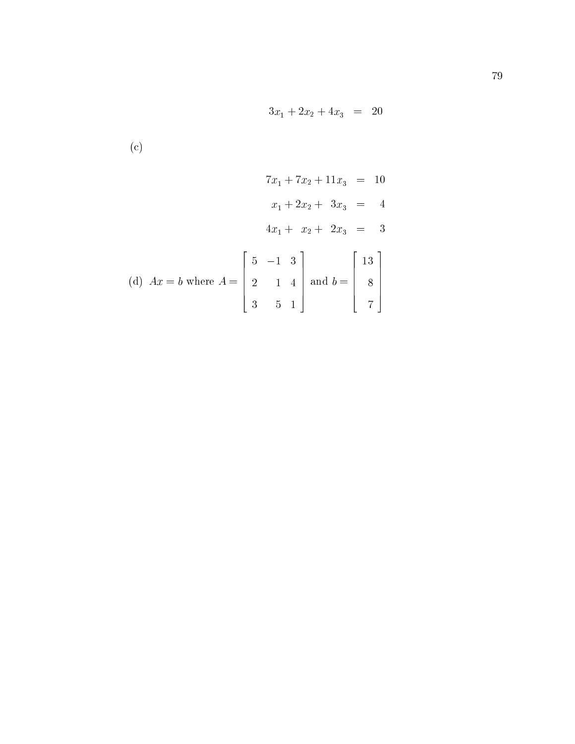$$3x_1 + 2x_2 + 4x_3 = 20$$

(c)

$$\begin{aligned} 7x_1 + 7x_2 + 11x_3 &= 10 \\ x_1 + 2x_2 + 3x_3 &= 4 \\ 4x_1 + x_2 + 2x_3 &= 3 \end{aligned}$$

(d) $Ax = b$ where $A = \begin{bmatrix} 5 & -1 & 3 \\ 2 & 1 & 4 \\ 3 & 5 & 1 \end{bmatrix}$ and $b = \begin{bmatrix} 13 \\ 8 \\ 7 \end{bmatrix}$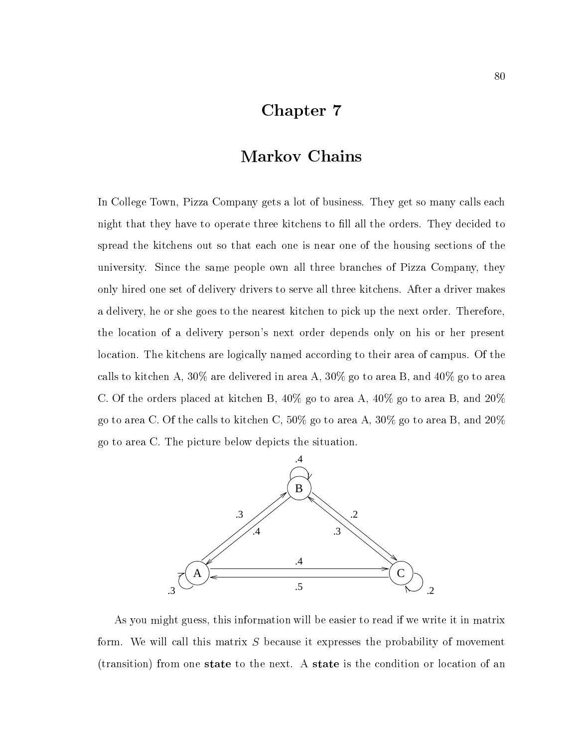# Chapter 7

# Markov Chains

In College Town, Pizza Company gets a lot of business. They get so many calls each night that they have to operate three kitchens to fill all the orders. They decided to spread the kitchens out so that each one is near one of the housing sections of the university. Since the same people own all three branches of Pizza Company, they only hired one set of delivery drivers to serve all three kitchens. After a driver makes a delivery, he or she goes to the nearest kitchen to pick up the next order. Therefore, the location of a delivery person's next order depends only on his or her present location. The kitchens are logically named according to their area of campus. Of the calls to kitchen A, 30% are delivered in area A, 30% go to area B, and 40% go to area C. Of the orders placed at kitchen B, 40% go to area A, 40% go to area B, and 20% go to area C. Of the calls to kitchen C, 50% go to area A, 30% go to area B, and 20% go to area C. The picture below depicts the situation.

As you might guess, this information will be easier to read if we write it in matrix form. We will call this matrix $S$ because it expresses the probability of movement (transition) from one **state** to the next. A **state** is the condition or location of an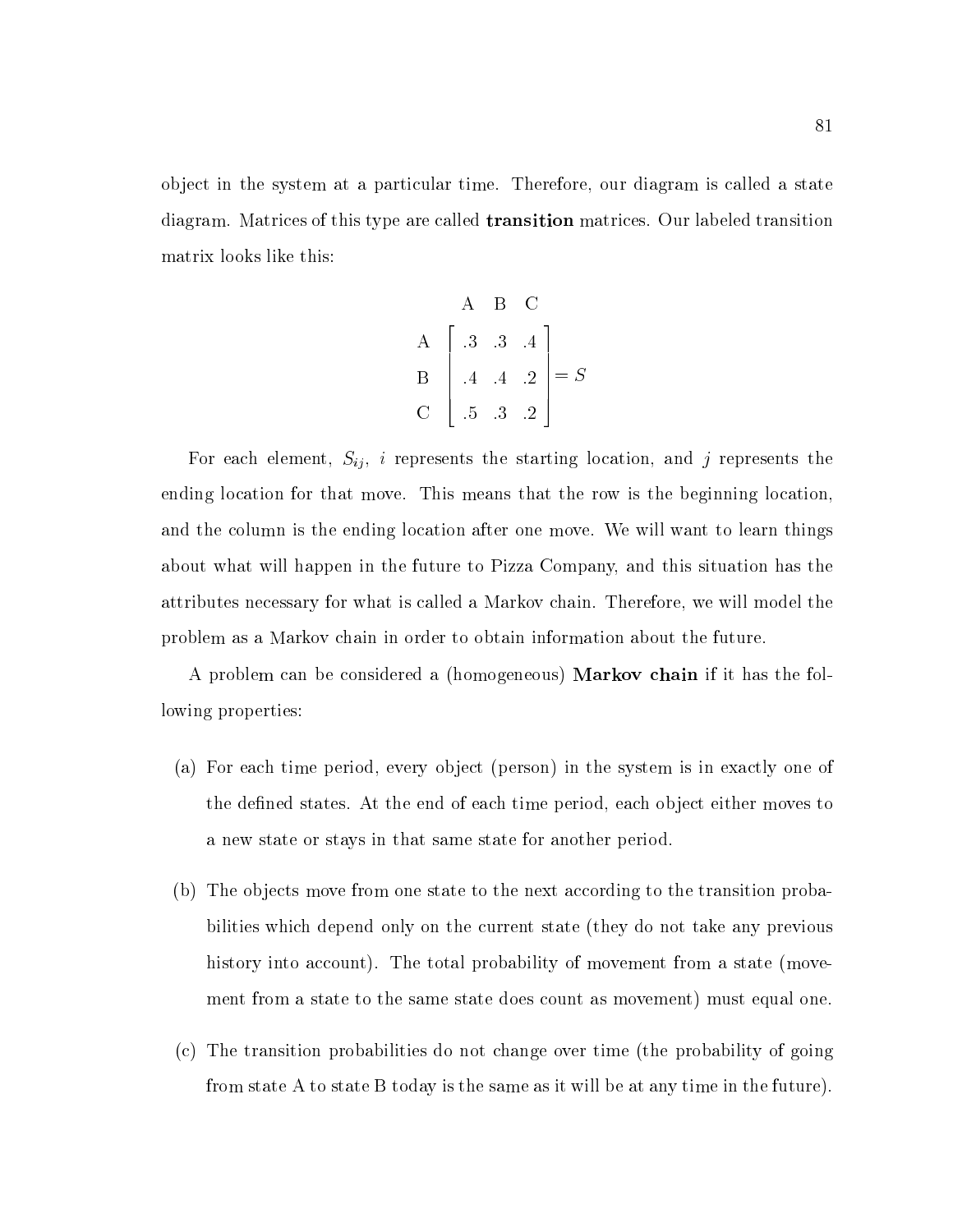object in the system at a particular time. Therefore, our diagram is called a state diagram. Matrices of this type are called **transition** matrices. Our labeled transition matrix looks like this:

$$
\begin{array}{c c}
 & \begin{array}{ccc} \text{A} & \text{B} & \text{C} \end{array} \\
\begin{array}{c} \text{A} \\ \text{B} \\ \text{C} \end{array} & \left[ \begin{array}{ccc} .3 & .3 & .4 \\ .4 & .4 & .2 \\ .5 & .3 & .2 \end{array} \right] = S
\end{array}
$$

For each element, $S_{ij}$, $i$ represents the starting location, and $j$ represents the ending location for that move. This means that the row is the beginning location, and the column is the ending location after one move. We will want to learn things about what will happen in the future to Pizza Company, and this situation has the attributes necessary for what is called a Markov chain. Therefore, we will model the problem as a Markov chain in order to obtain information about the future.

A problem can be considered a (homogeneous) **Markov chain** if it has the following properties:

(a) For each time period, every object (person) in the system is in exactly one of the defined states. At the end of each time period, each object either moves to a new state or stays in that same state for another period.

(b) The objects move from one state to the next according to the transition probabilities which depend only on the current state (they do not take any previous history into account). The total probability of movement from a state (movement from a state to the same state does count as movement) must equal one.

(c) The transition probabilities do not change over time (the probability of going from state A to state B today is the same as it will be at any time in the future).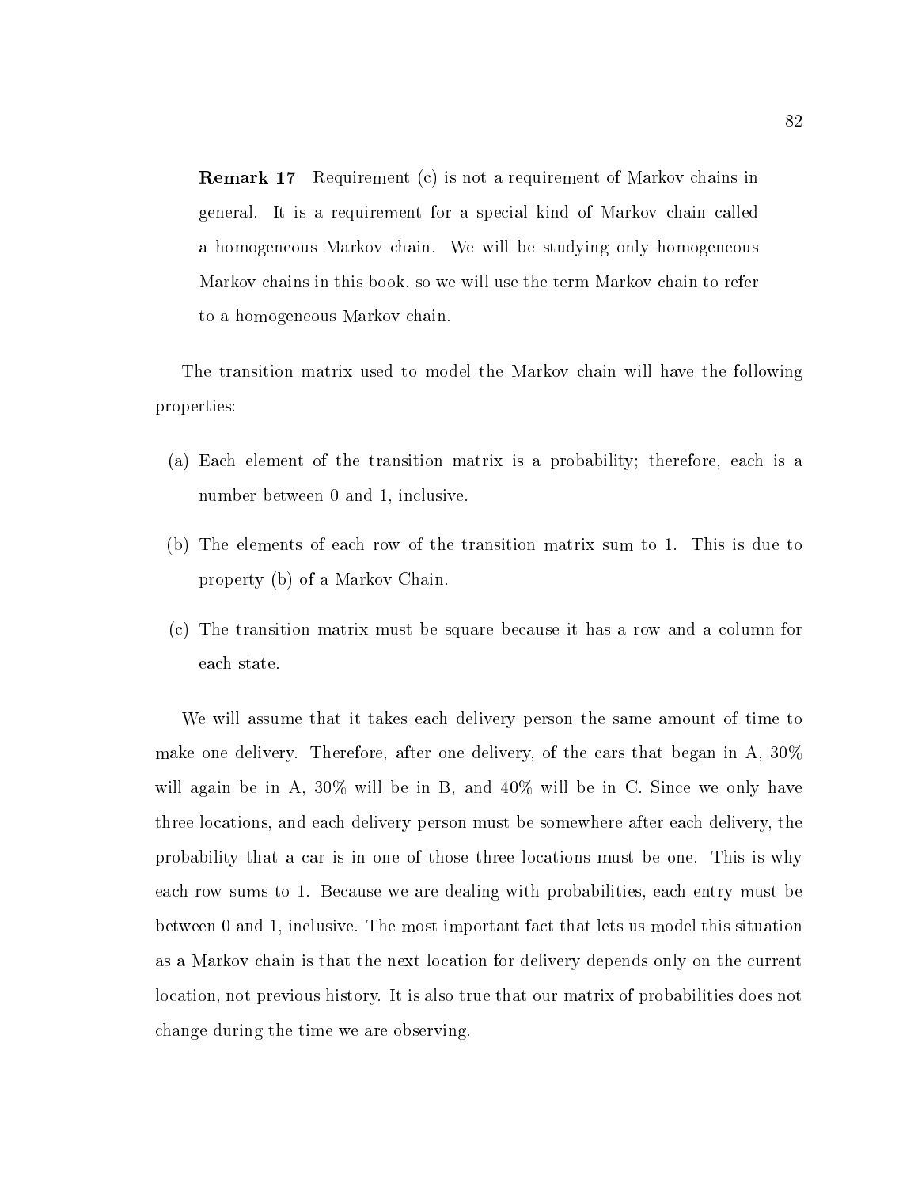**Remark 17** Requirement (c) is not a requirement of Markov chains in general. It is a requirement for a special kind of Markov chain called a homogeneous Markov chain. We will be studying only homogeneous Markov chains in this book, so we will use the term Markov chain to refer to a homogeneous Markov chain.

The transition matrix used to model the Markov chain will have the following properties:

(a) Each element of the transition matrix is a probability; therefore, each is a number between 0 and 1, inclusive.

(b) The elements of each row of the transition matrix sum to 1. This is due to property (b) of a Markov Chain.

(c) The transition matrix must be square because it has a row and a column for each state.

We will assume that it takes each delivery person the same amount of time to make one delivery. Therefore, after one delivery, of the cars that began in A, 30% will again be in A, 30% will be in B, and 40% will be in C. Since we only have three locations, and each delivery person must be somewhere after each delivery, the probability that a car is in one of those three locations must be one. This is why each row sums to 1. Because we are dealing with probabilities, each entry must be between 0 and 1, inclusive. The most important fact that lets us model this situation as a Markov chain is that the next location for delivery depends only on the current location, not previous history. It is also true that our matrix of probabilities does not change during the time we are observing.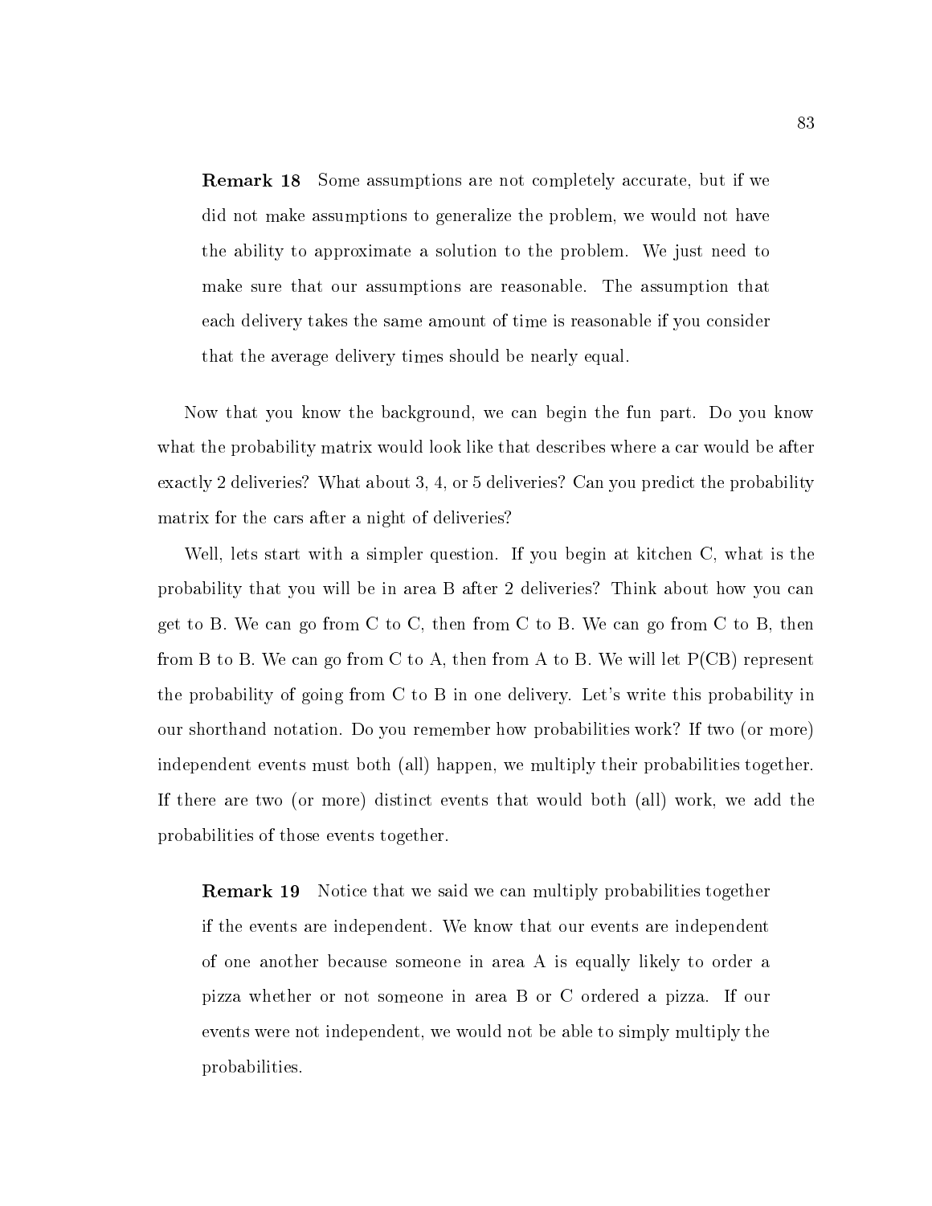**Remark 18** Some assumptions are not completely accurate, but if we did not make assumptions to generalize the problem, we would not have the ability to approximate a solution to the problem. We just need to make sure that our assumptions are reasonable. The assumption that each delivery takes the same amount of time is reasonable if you consider that the average delivery times should be nearly equal.

Now that you know the background, we can begin the fun part. Do you know what the probability matrix would look like that describes where a car would be after exactly 2 deliveries? What about 3, 4, or 5 deliveries? Can you predict the probability matrix for the cars after a night of deliveries?

Well, lets start with a simpler question. If you begin at kitchen C, what is the probability that you will be in area B after 2 deliveries? Think about how you can get to B. We can go from C to C, then from C to B. We can go from C to B, then from B to B. We can go from C to A, then from A to B. We will let P(CB) represent the probability of going from C to B in one delivery. Let's write this probability in our shorthand notation. Do you remember how probabilities work? If two (or more) independent events must both (all) happen, we multiply their probabilities together. If there are two (or more) distinct events that would both (all) work, we add the probabilities of those events together.

**Remark 19** Notice that we said we can multiply probabilities together if the events are independent. We know that our events are independent of one another because someone in area A is equally likely to order a pizza whether or not someone in area B or C ordered a pizza. If our events were not independent, we would not be able to simply multiply the probabilities.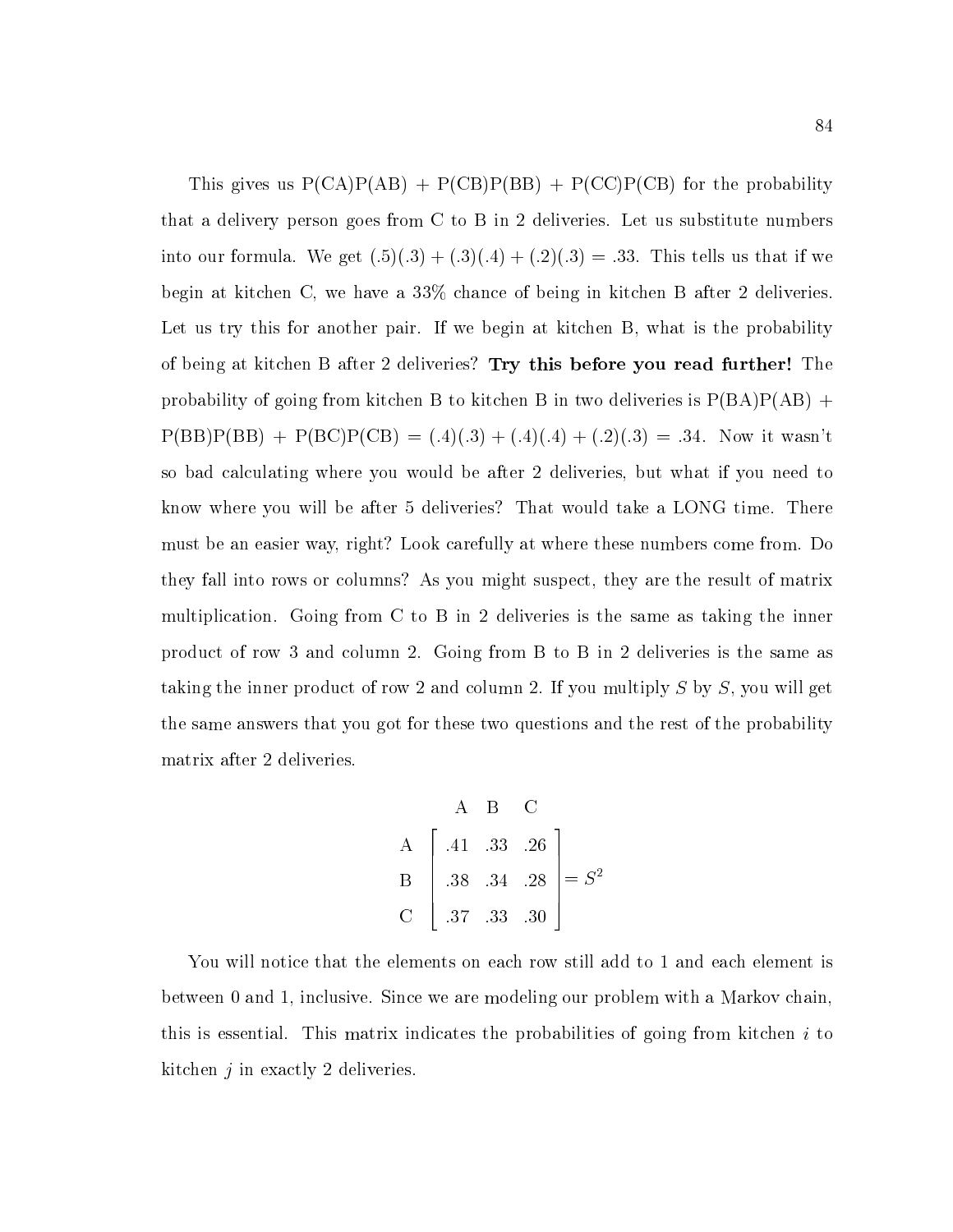This gives us P(CA)P(AB) + P(CB)P(BB) + P(CC)P(CB) for the probability that a delivery person goes from C to B in 2 deliveries. Let us substitute numbers into our formula. We get $(.5)(.3) + (.3)(.4) + (.2)(.3) = .33$. This tells us that if we begin at kitchen C, we have a 33% chance of being in kitchen B after 2 deliveries. Let us try this for another pair. If we begin at kitchen B, what is the probability of being at kitchen B after 2 deliveries? **Try this before you read further!** The probability of going from kitchen B to kitchen B in two deliveries is P(BA)P(AB) + P(BB)P(BB) + P(BC)P(CB) $= (.4)(.3) + (.4)(.4) + (.2)(.3) = .34$. Now it wasn't so bad calculating where you would be after 2 deliveries, but what if you need to know where you will be after 5 deliveries? That would take a LONG time. There must be an easier way, right? Look carefully at where these numbers come from. Do they fall into rows or columns? As you might suspect, they are the result of matrix multiplication. Going from C to B in 2 deliveries is the same as taking the inner product of row 3 and column 2. Going from B to B in 2 deliveries is the same as taking the inner product of row 2 and column 2. If you multiply $S$ by $S$, you will get the same answers that you got for these two questions and the rest of the probability matrix after 2 deliveries.

$$\begin{array}{c} \\ A \\ B \\ C \end{array} \begin{array}{c} \begin{array}{ccc} A & B & C \end{array} \\ \left[ \begin{array}{ccc} .41 & .33 & .26 \\ .38 & .34 & .28 \\ .37 & .33 & .30 \end{array} \right] \end{array} = S^2$$

You will notice that the elements on each row still add to 1 and each element is between 0 and 1, inclusive. Since we are modeling our problem with a Markov chain, this is essential. This matrix indicates the probabilities of going from kitchen $i$ to kitchen $j$ in exactly 2 deliveries.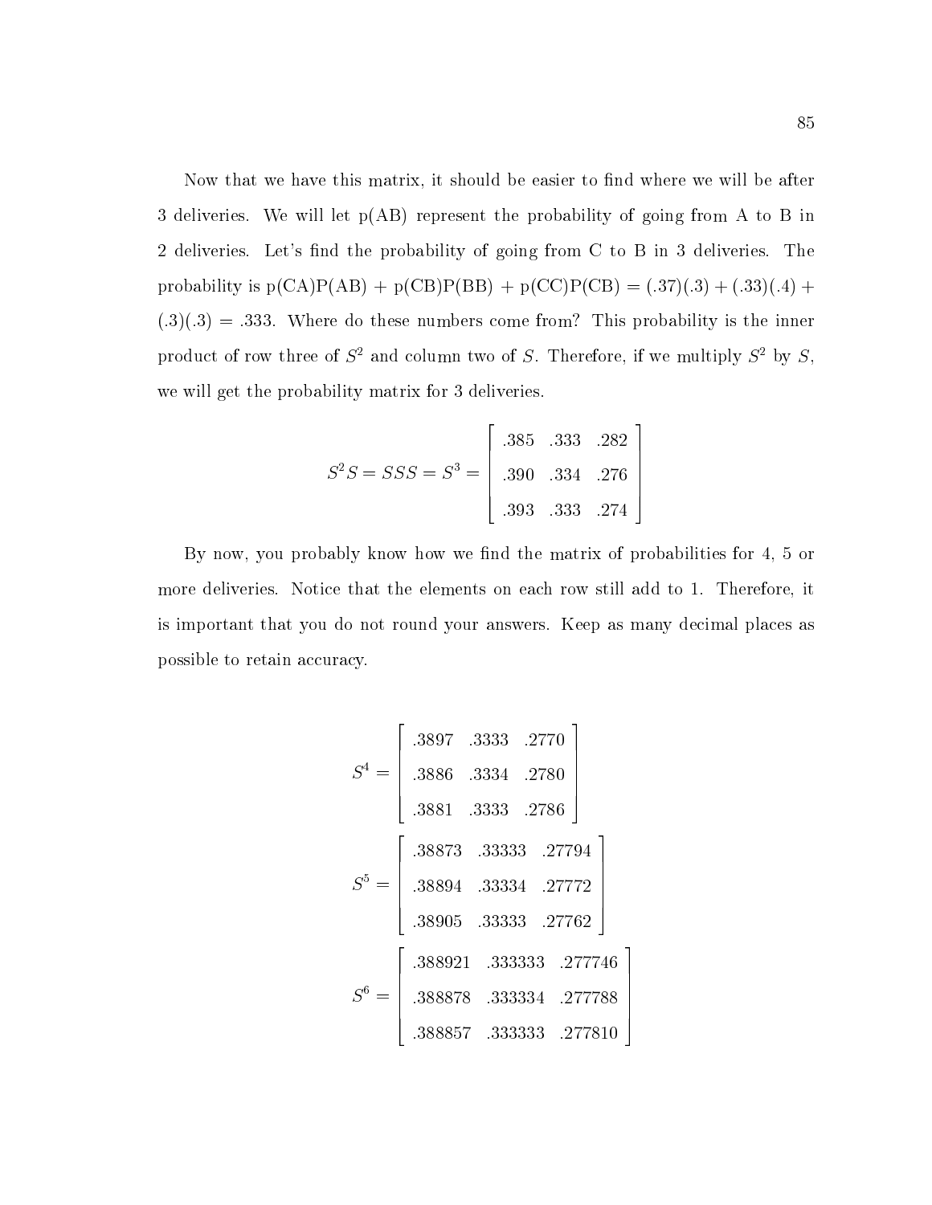Now that we have this matrix, it should be easier to find where we will be after 3 deliveries. We will let p(AB) represent the probability of going from A to B in 2 deliveries. Let's find the probability of going from C to B in 3 deliveries. The probability is p(CA)P(AB) + p(CB)P(BB) + p(CC)P(CB) = (.37)(.3) + (.33)(.4) + (.3)(.3) = .333. Where do these numbers come from? This probability is the inner product of row three of $S^2$ and column two of $S$. Therefore, if we multiply $S^2$ by $S$, we will get the probability matrix for 3 deliveries.

$$S^2S = SSS = S^3 = \begin{bmatrix} .385 & .333 & .282 \\ .390 & .334 & .276 \\ .393 & .333 & .274 \end{bmatrix}$$

By now, you probably know how we find the matrix of probabilities for 4, 5 or more deliveries. Notice that the elements on each row still add to 1. Therefore, it is important that you do not round your answers. Keep as many decimal places as possible to retain accuracy.

$$S^4 = \begin{bmatrix} .3897 & .3333 & .2770 \\ .3886 & .3334 & .2780 \\ .3881 & .3333 & .2786 \end{bmatrix}$$

$$S^5 = \begin{bmatrix} .38873 & .33333 & .27794 \\ .38894 & .33334 & .27772 \\ .38905 & .33333 & .27762 \end{bmatrix}$$

$$S^6 = \begin{bmatrix} .388921 & .333333 & .277746 \\ .388878 & .333334 & .277788 \\ .388857 & .333333 & .277810 \end{bmatrix}$$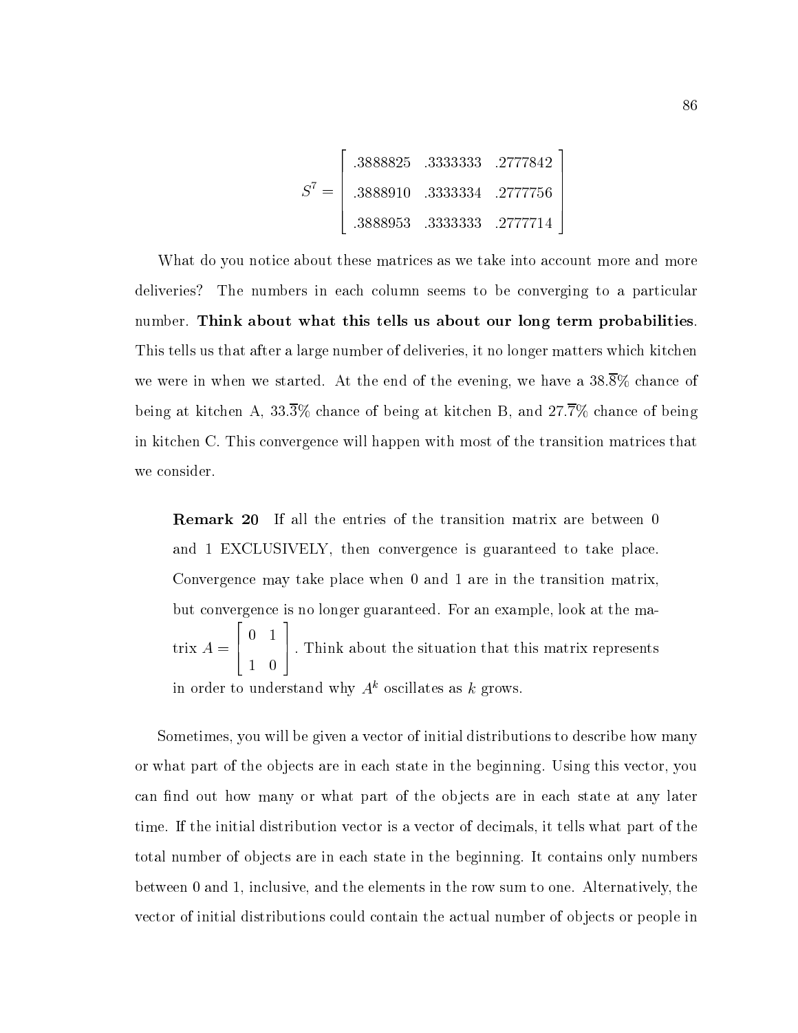$$S^7 = \begin{bmatrix} .3888825 & .3333333 & .2777842 \\ .3888910 & .3333334 & .2777756 \\ .3888953 & .3333333 & .2777714 \end{bmatrix}$$

What do you notice about these matrices as we take into account more and more deliveries? The numbers in each column seems to be converging to a particular number. **Think about what this tells us about our long term probabilities**. This tells us that after a large number of deliveries, it no longer matters which kitchen we were in when we started. At the end of the evening, we have a $38.\overline{8}\%$ chance of being at kitchen A, $33.\overline{3}\%$ chance of being at kitchen B, and $27.\overline{7}\%$ chance of being in kitchen C. This convergence will happen with most of the transition matrices that we consider.

> **Remark 20** If all the entries of the transition matrix are between 0 and 1 EXCLUSIVELY, then convergence is guaranteed to take place. Convergence may take place when 0 and 1 are in the transition matrix, but convergence is no longer guaranteed. For an example, look at the matrix $A = \begin{bmatrix} 0 & 1 \\ 1 & 0 \end{bmatrix}$. Think about the situation that this matrix represents in order to understand why $A^k$ oscillates as $k$ grows.

Sometimes, you will be given a vector of initial distributions to describe how many or what part of the objects are in each state in the beginning. Using this vector, you can find out how many or what part of the objects are in each state at any later time. If the initial distribution vector is a vector of decimals, it tells what part of the total number of objects are in each state in the beginning. It contains only numbers between 0 and 1, inclusive, and the elements in the row sum to one. Alternatively, the vector of initial distributions could contain the actual number of objects or people in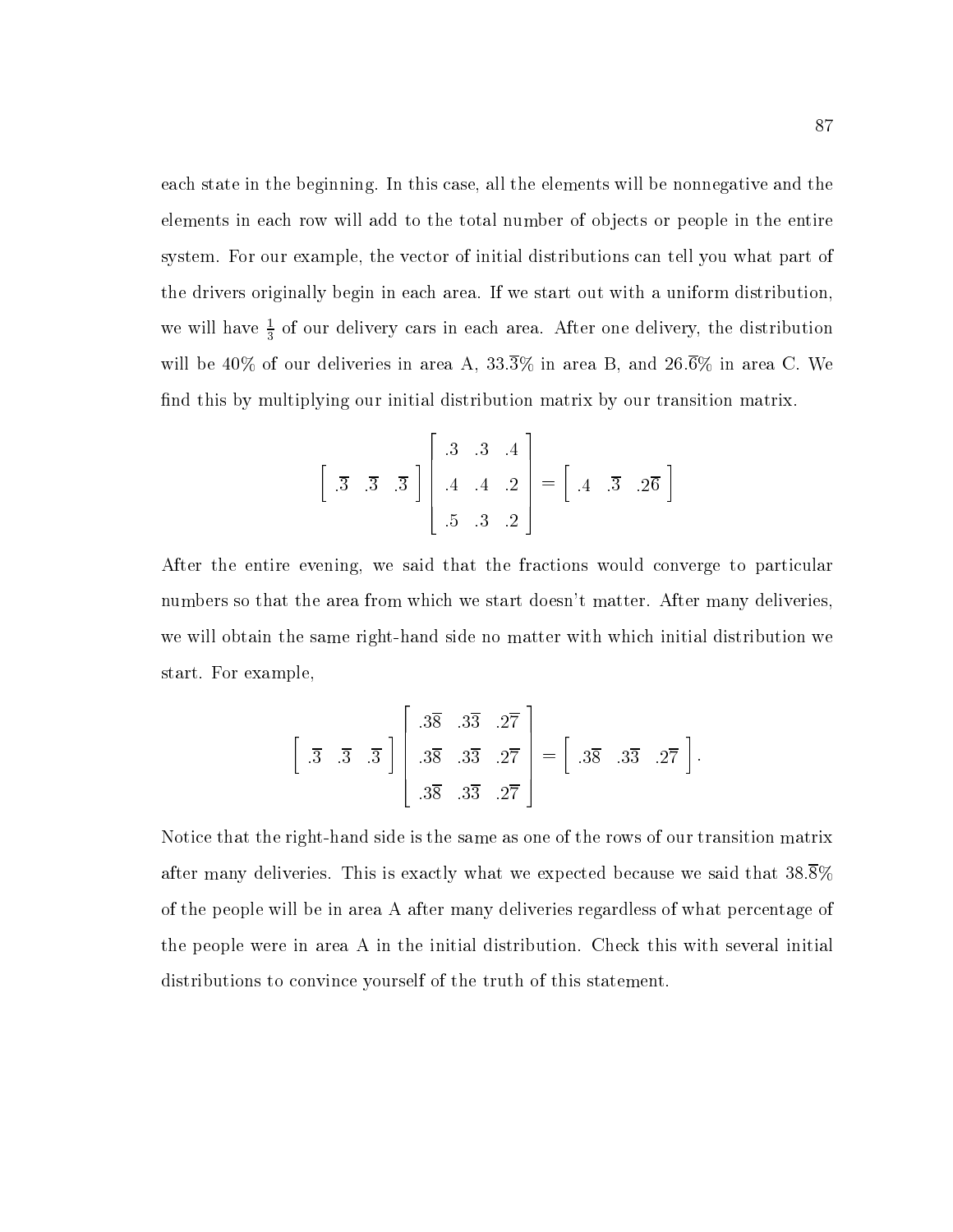each state in the beginning. In this case, all the elements will be nonnegative and the elements in each row will add to the total number of objects or people in the entire system. For our example, the vector of initial distributions can tell you what part of the drivers originally begin in each area. If we start out with a uniform distribution, we will have $\frac{1}{3}$ of our delivery cars in each area. After one delivery, the distribution will be 40% of our deliveries in area A, $33.\overline{3}\%$ in area B, and $26.\overline{6}\%$ in area C. We find this by multiplying our initial distribution matrix by our transition matrix.

$$\begin{bmatrix} .\overline{3} & .\overline{3} & .\overline{3} \end{bmatrix} \begin{bmatrix} .3 & .3 & .4 \\ .4 & .4 & .2 \\ .5 & .3 & .2 \end{bmatrix} = \begin{bmatrix} .4 & .\overline{3} & .2\overline{6} \end{bmatrix}$$

After the entire evening, we said that the fractions would converge to particular numbers so that the area from which we start doesn't matter. After many deliveries, we will obtain the same right-hand side no matter with which initial distribution we start. For example,

$$\begin{bmatrix} .\overline{3} & .\overline{3} & .\overline{3} \end{bmatrix} \begin{bmatrix} .3\overline{8} & .3\overline{3} & .2\overline{7} \\ .3\overline{8} & .3\overline{3} & .2\overline{7} \\ .3\overline{8} & .3\overline{3} & .2\overline{7} \end{bmatrix} = \begin{bmatrix} .3\overline{8} & .3\overline{3} & .2\overline{7} \end{bmatrix}.$$

Notice that the right-hand side is the same as one of the rows of our transition matrix after many deliveries. This is exactly what we expected because we said that $38.\overline{8}\%$ of the people will be in area A after many deliveries regardless of what percentage of the people were in area A in the initial distribution. Check this with several initial distributions to convince yourself of the truth of this statement.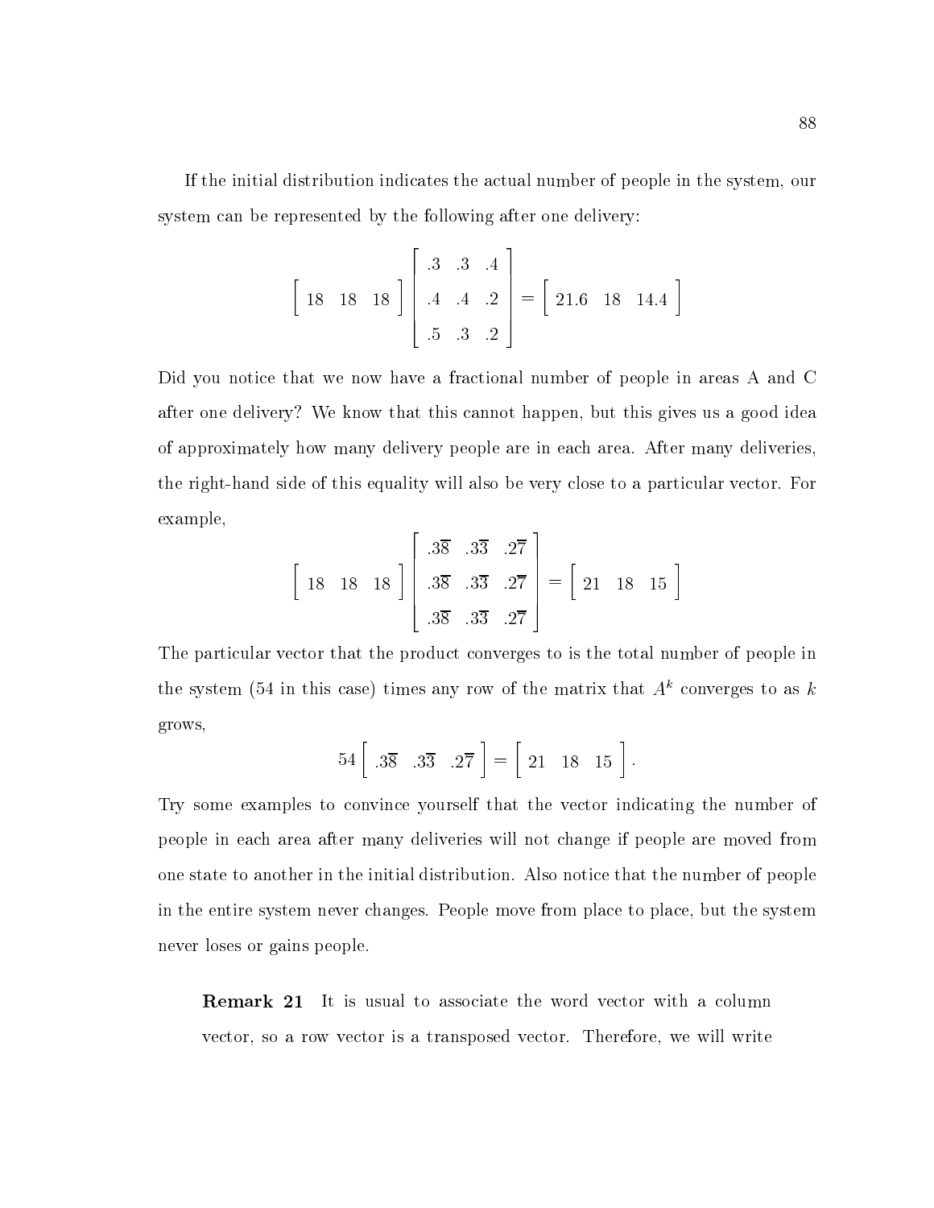If the initial distribution indicates the actual number of people in the system, our system can be represented by the following after one delivery:

$$\begin{bmatrix} 18 & 18 & 18 \end{bmatrix} \begin{bmatrix} .3 & .3 & .4 \\ .4 & .4 & .2 \\ .5 & .3 & .2 \end{bmatrix} = \begin{bmatrix} 21.6 & 18 & 14.4 \end{bmatrix}$$

Did you notice that we now have a fractional number of people in areas A and C after one delivery? We know that this cannot happen, but this gives us a good idea of approximately how many delivery people are in each area. After many deliveries, the right-hand side of this equality will also be very close to a particular vector. For example,

$$\begin{bmatrix} 18 & 18 & 18 \end{bmatrix} \begin{bmatrix} .3\overline{8} & .3\overline{3} & .2\overline{7} \\ .3\overline{8} & .3\overline{3} & .2\overline{7} \\ .3\overline{8} & .3\overline{3} & .2\overline{7} \end{bmatrix} = \begin{bmatrix} 21 & 18 & 15 \end{bmatrix}$$

The particular vector that the product converges to is the total number of people in the system (54 in this case) times any row of the matrix that $A^k$ converges to as $k$ grows,

$$54 \begin{bmatrix} .3\overline{8} & .3\overline{3} & .2\overline{7} \end{bmatrix} = \begin{bmatrix} 21 & 18 & 15 \end{bmatrix}.$$

Try some examples to convince yourself that the vector indicating the number of people in each area after many deliveries will not change if people are moved from one state to another in the initial distribution. Also notice that the number of people in the entire system never changes. People move from place to place, but the system never loses or gains people.

**Remark 21** It is usual to associate the word vector with a column vector, so a row vector is a transposed vector. Therefore, we will write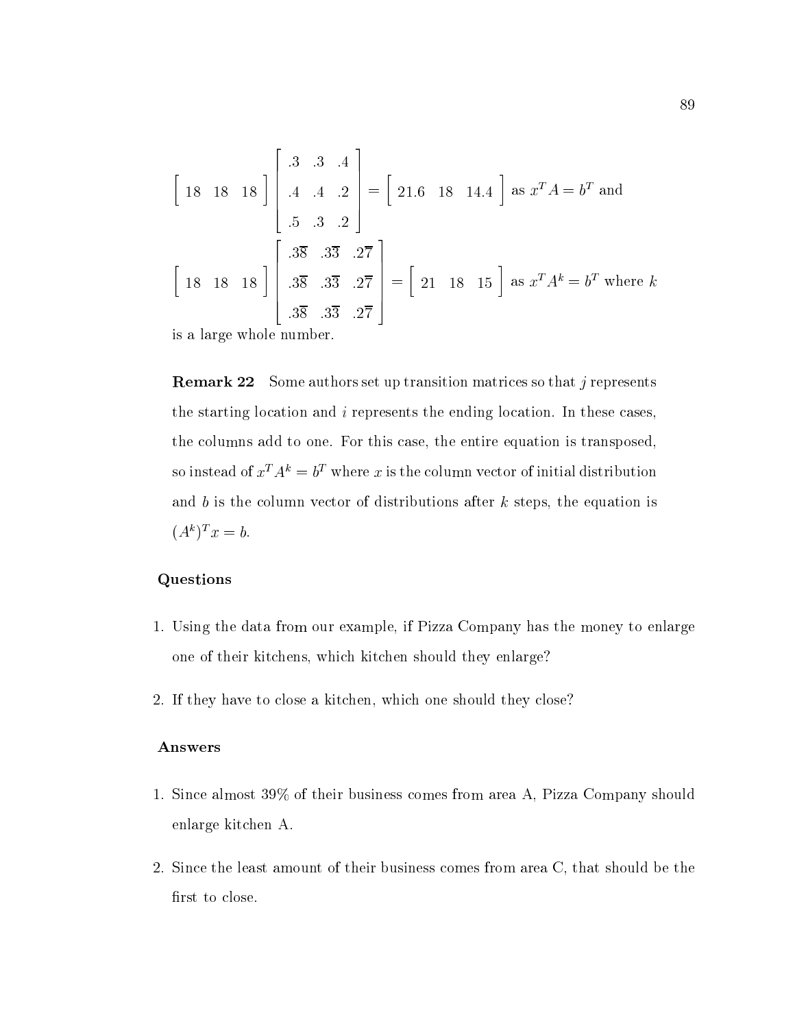$$\begin{bmatrix} 18 & 18 & 18 \end{bmatrix} \begin{bmatrix} .3 & .3 & .4 \\ .4 & .4 & .2 \\ .5 & .3 & .2 \end{bmatrix} = \begin{bmatrix} 21.6 & 18 & 14.4 \end{bmatrix} \text{ as } x^T A = b^T \text{ and}$$

$$\begin{bmatrix} 18 & 18 & 18 \end{bmatrix} \begin{bmatrix} .3\overline{8} & .3\overline{3} & .2\overline{7} \\ .3\overline{8} & .3\overline{3} & .2\overline{7} \\ .3\overline{8} & .3\overline{3} & .2\overline{7} \end{bmatrix} = \begin{bmatrix} 21 & 18 & 15 \end{bmatrix} \text{ as } x^T A^k = b^T \text{ where } k$$

is a large whole number.

**Remark 22** Some authors set up transition matrices so that $j$ represents the starting location and $i$ represents the ending location. In these cases, the columns add to one. For this case, the entire equation is transposed, so instead of $x^T A^k = b^T$ where $x$ is the column vector of initial distribution and $b$ is the column vector of distributions after $k$ steps, the equation is $(A^k)^T x = b$.

### Questions

1. Using the data from our example, if Pizza Company has the money to enlarge one of their kitchens, which kitchen should they enlarge?

2. If they have to close a kitchen, which one should they close?

### Answers

1. Since almost 39% of their business comes from area A, Pizza Company should enlarge kitchen A.

2. Since the least amount of their business comes from area C, that should be the first to close.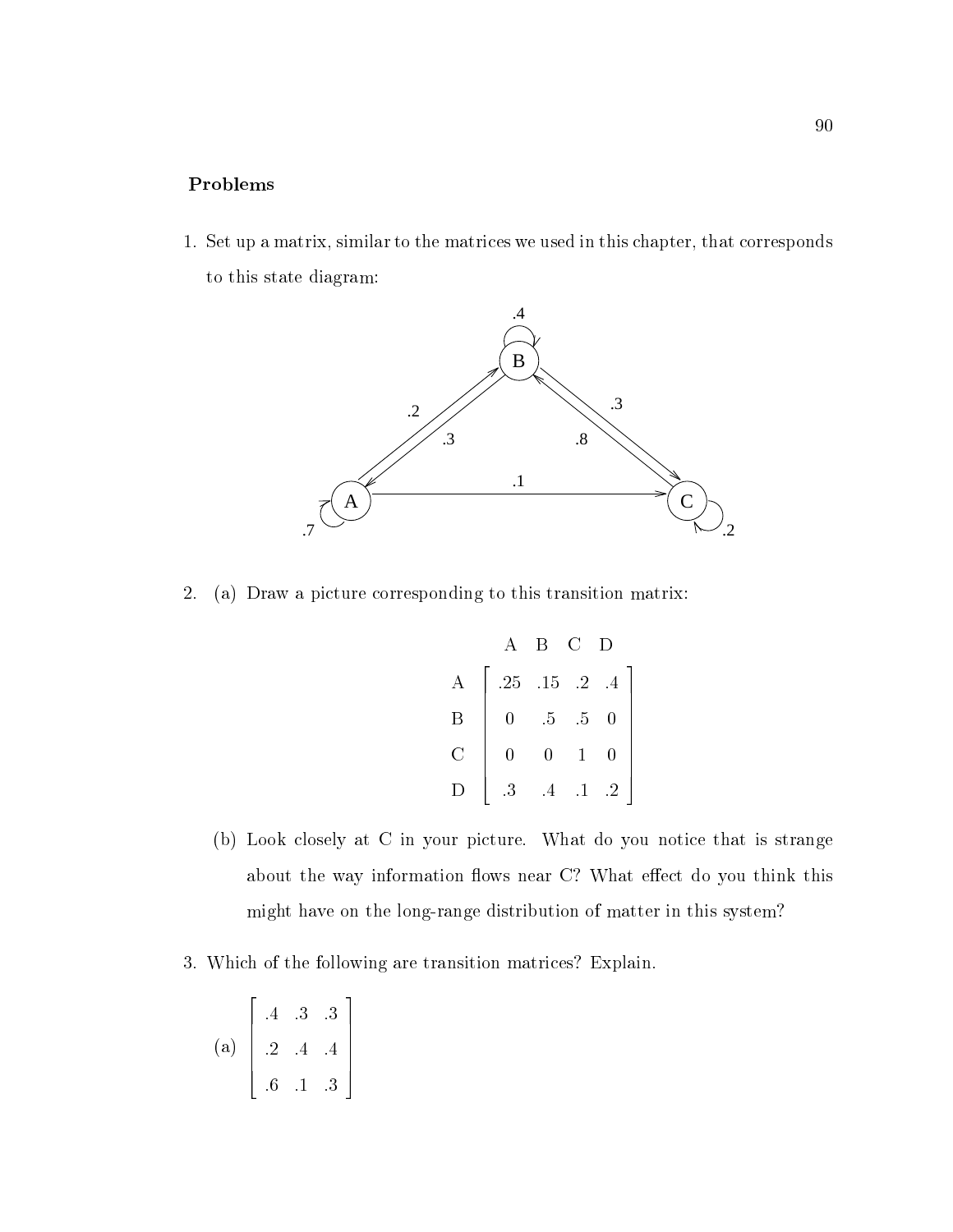**Problems**

1. Set up a matrix, similar to the matrices we used in this chapter, that corresponds to this state diagram:

2. (a) Draw a picture corresponding to this transition matrix:

$$
\begin{array}{c}
 \\ A \\ B \\ C \\ D
\end{array}
\begin{array}{c}
\begin{array}{cccc} A & B & C & D \end{array} \\
\left[\begin{array}{cccc}
.25 & .15 & .2 & .4 \\
0 & .5 & .5 & 0 \\
0 & 0 & 1 & 0 \\
.3 & .4 & .1 & .2
\end{array}\right]
\end{array}
$$

   (b) Look closely at C in your picture. What do you notice that is strange about the way information flows near C? What effect do you think this might have on the long-range distribution of matter in this system?

3. Which of the following are transition matrices? Explain.

   (a) $\begin{bmatrix} .4 & .3 & .3 \\ .2 & .4 & .4 \\ .6 & .1 & .3 \end{bmatrix}$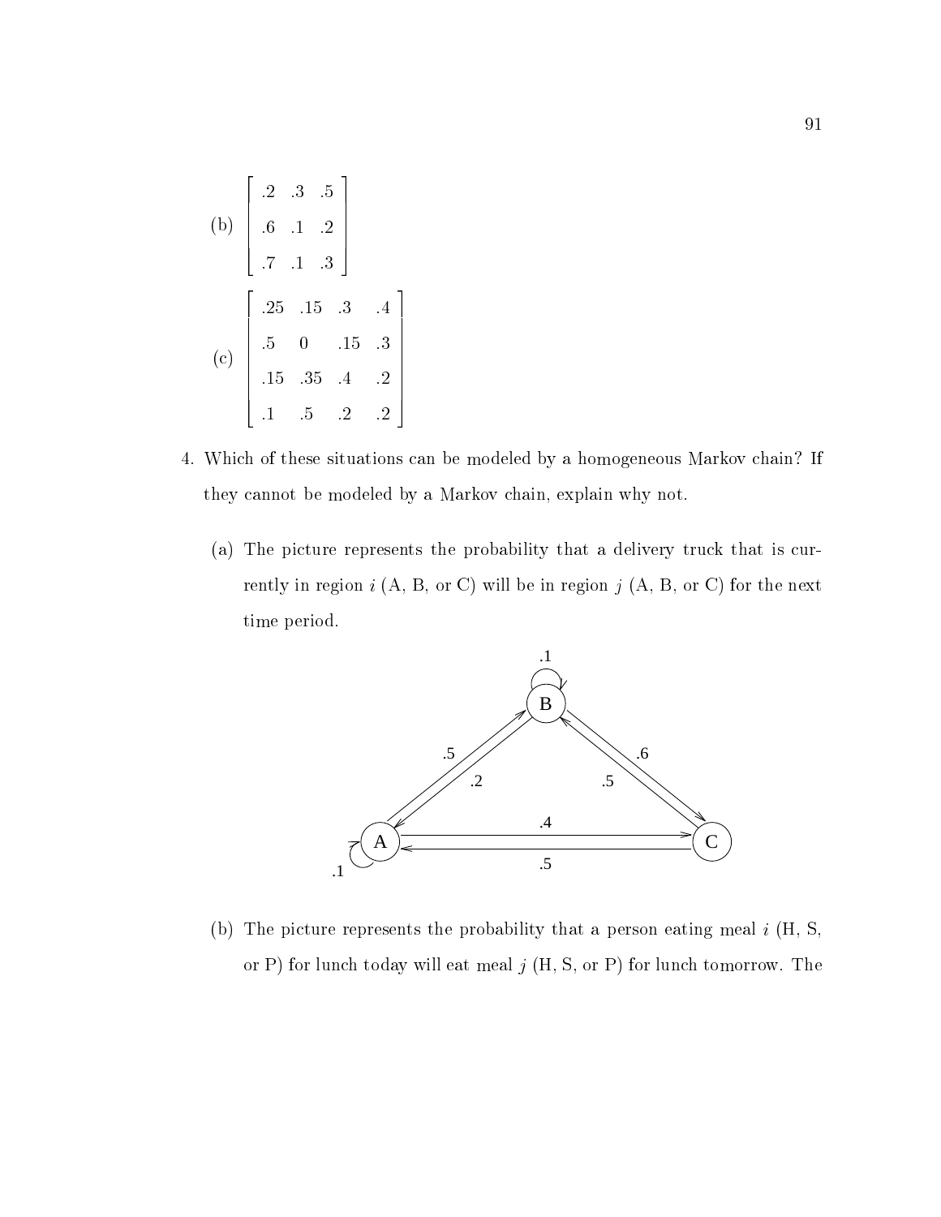(b) $\begin{bmatrix} .2 & .3 & .5 \\ .6 & .1 & .2 \\ .7 & .1 & .3 \end{bmatrix}$

(c) $\begin{bmatrix} .25 & .15 & .3 & .4 \\ .5 & 0 & .15 & .3 \\ .15 & .35 & .4 & .2 \\ .1 & .5 & .2 & .2 \end{bmatrix}$

4. Which of these situations can be modeled by a homogeneous Markov chain? If they cannot be modeled by a Markov chain, explain why not.

   (a) The picture represents the probability that a delivery truck that is currently in region $i$ (A, B, or C) will be in region $j$ (A, B, or C) for the next time period.

   (b) The picture represents the probability that a person eating meal $i$ (H, S, or P) for lunch today will eat meal $j$ (H, S, or P) for lunch tomorrow. The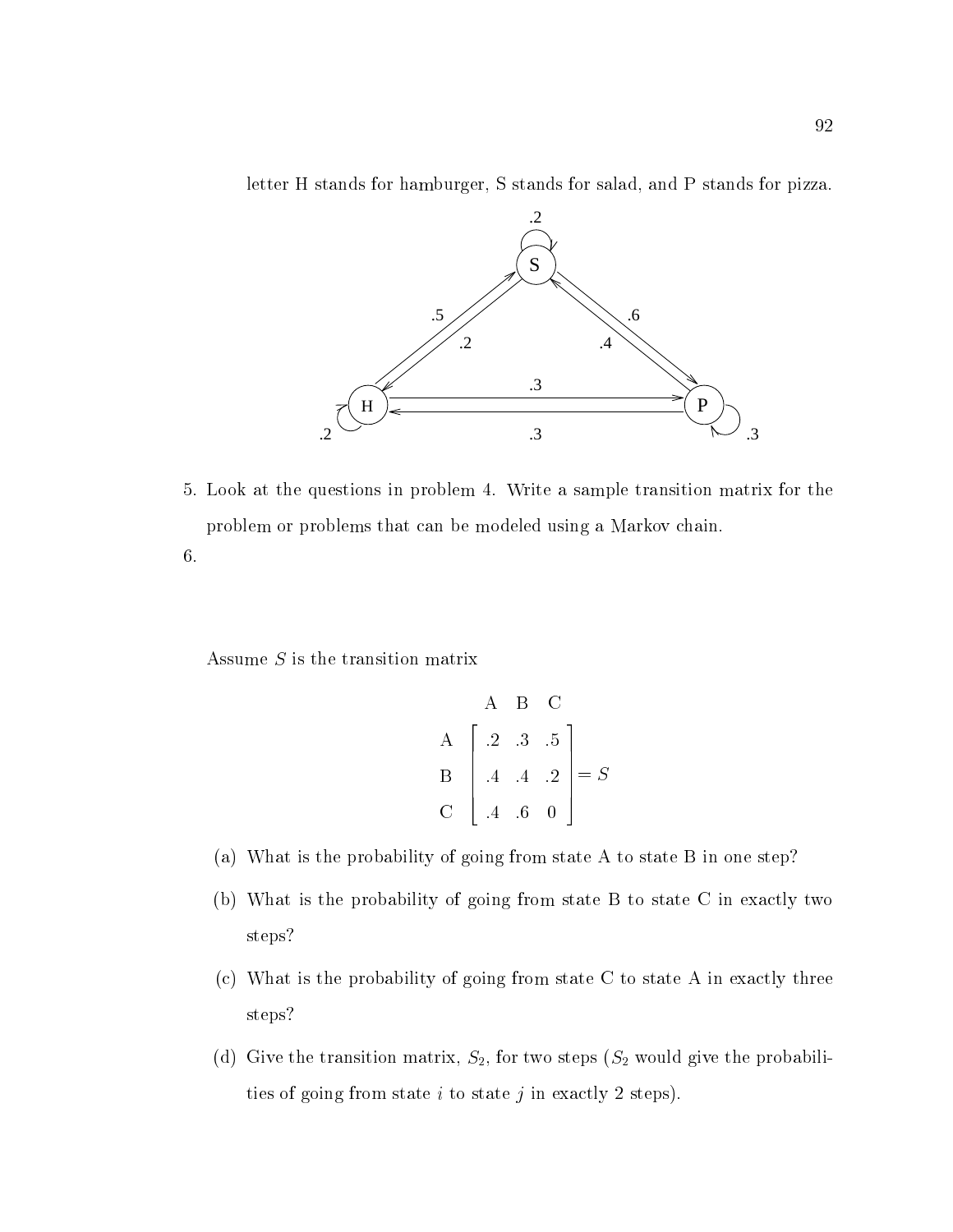letter H stands for hamburger, S stands for salad, and P stands for pizza.

5. Look at the questions in problem 4. Write a sample transition matrix for the problem or problems that can be modeled using a Markov chain.

6.

Assume $S$ is the transition matrix

$$\begin{array}{c} \\ A \\ B \\ C \end{array} \begin{array}{c} \begin{array}{ccc} A & B & C \end{array} \\ \left[ \begin{array}{ccc} .2 & .3 & .5 \\ .4 & .4 & .2 \\ .4 & .6 & 0 \end{array} \right] \end{array} = S$$

(a) What is the probability of going from state A to state B in one step?

(b) What is the probability of going from state B to state C in exactly two steps?

(c) What is the probability of going from state C to state A in exactly three steps?

(d) Give the transition matrix, $S_2$, for two steps ($S_2$ would give the probabilities of going from state $i$ to state $j$ in exactly 2 steps).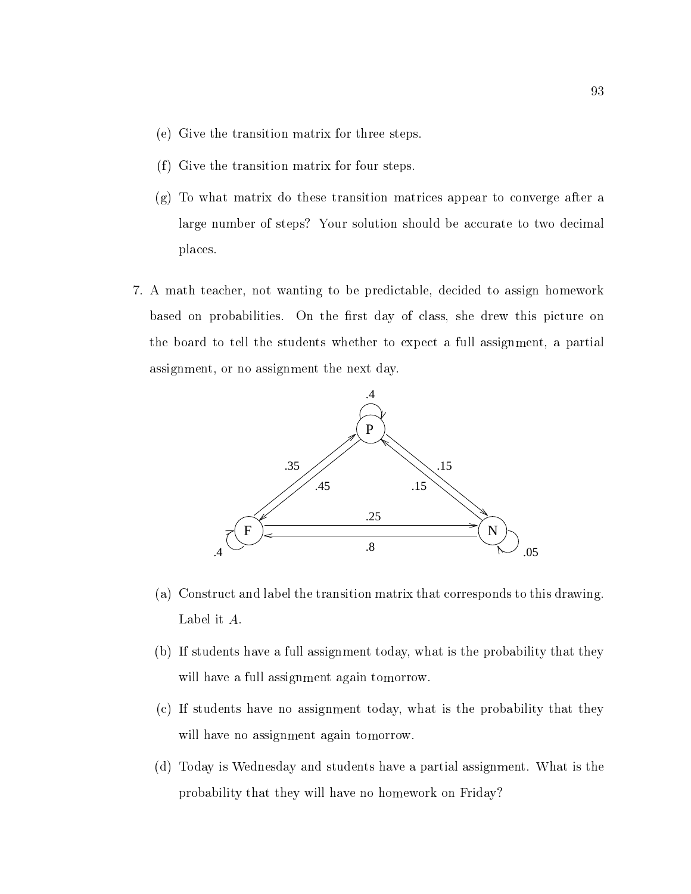(e) Give the transition matrix for three steps.

(f) Give the transition matrix for four steps.

(g) To what matrix do these transition matrices appear to converge after a large number of steps? Your solution should be accurate to two decimal places.

7. A math teacher, not wanting to be predictable, decided to assign homework based on probabilities. On the first day of class, she drew this picture on the board to tell the students whether to expect a full assignment, a partial assignment, or no assignment the next day.

(a) Construct and label the transition matrix that corresponds to this drawing. Label it $A$.

(b) If students have a full assignment today, what is the probability that they will have a full assignment again tomorrow.

(c) If students have no assignment today, what is the probability that they will have no assignment again tomorrow.

(d) Today is Wednesday and students have a partial assignment. What is the probability that they will have no homework on Friday?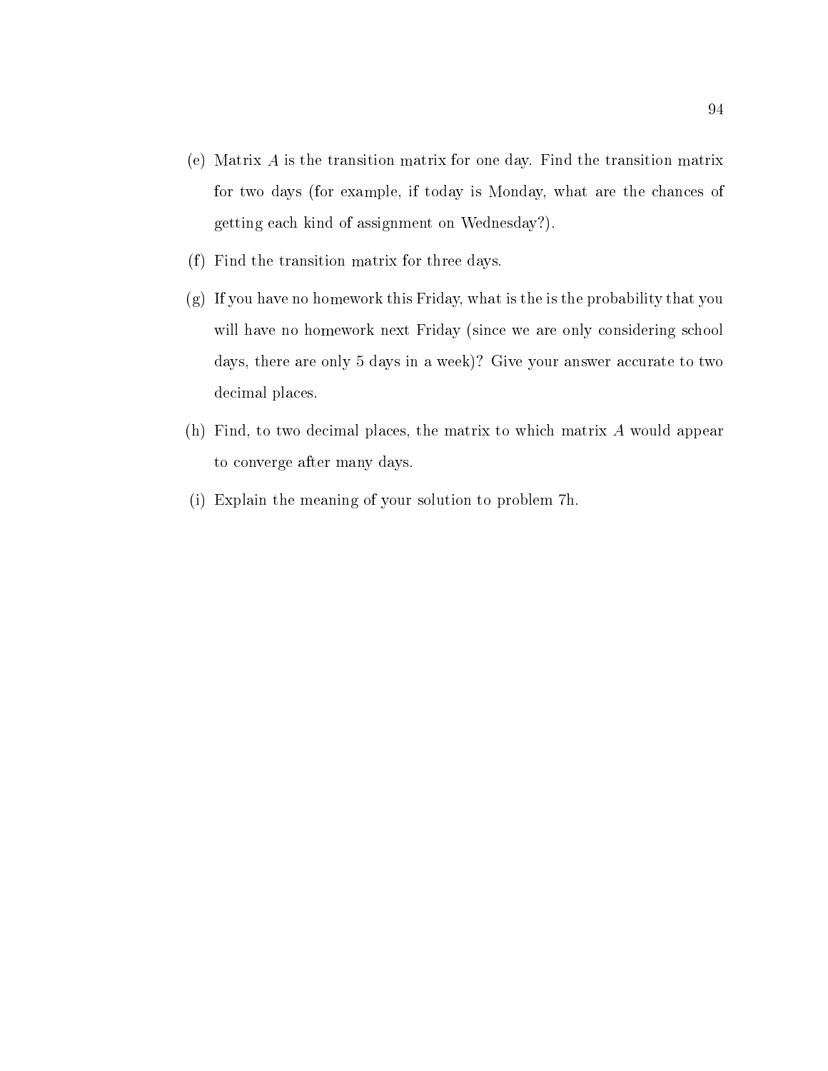(e) Matrix $A$ is the transition matrix for one day. Find the transition matrix for two days (for example, if today is Monday, what are the chances of getting each kind of assignment on Wednesday?).

(f) Find the transition matrix for three days.

(g) If you have no homework this Friday, what is the is the probability that you will have no homework next Friday (since we are only considering school days, there are only 5 days in a week)? Give your answer accurate to two decimal places.

(h) Find, to two decimal places, the matrix to which matrix $A$ would appear to converge after many days.

(i) Explain the meaning of your solution to problem 7h.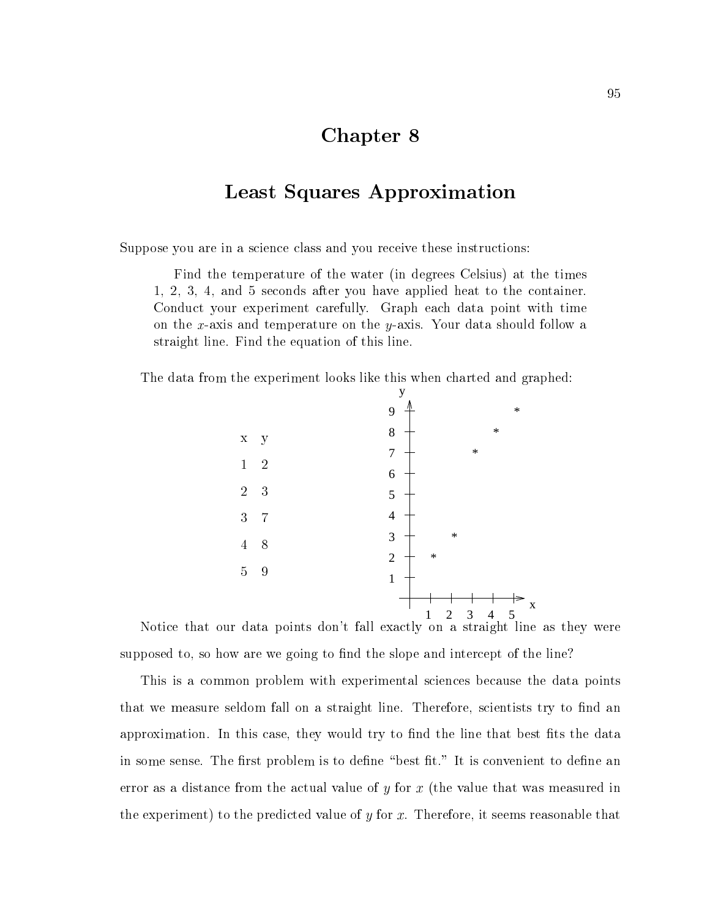# Chapter 8

## Least Squares Approximation

Suppose you are in a science class and you receive these instructions:

> Find the temperature of the water (in degrees Celsius) at the times 1, 2, 3, 4, and 5 seconds after you have applied heat to the container. Conduct your experiment carefully. Graph each data point with time on the $x$-axis and temperature on the $y$-axis. Your data should follow a straight line. Find the equation of this line.

The data from the experiment looks like this when charted and graphed:

| x | y |
|---|---|
| 1 | 2 |
| 2 | 3 |
| 3 | 7 |
| 4 | 8 |
| 5 | 9 |

Notice that our data points don't fall exactly on a straight line as they were supposed to, so how are we going to find the slope and intercept of the line?

This is a common problem with experimental sciences because the data points that we measure seldom fall on a straight line. Therefore, scientists try to find an approximation. In this case, they would try to find the line that best fits the data in some sense. The first problem is to define "best fit." It is convenient to define an error as a distance from the actual value of $y$ for $x$ (the value that was measured in the experiment) to the predicted value of $y$ for $x$. Therefore, it seems reasonable that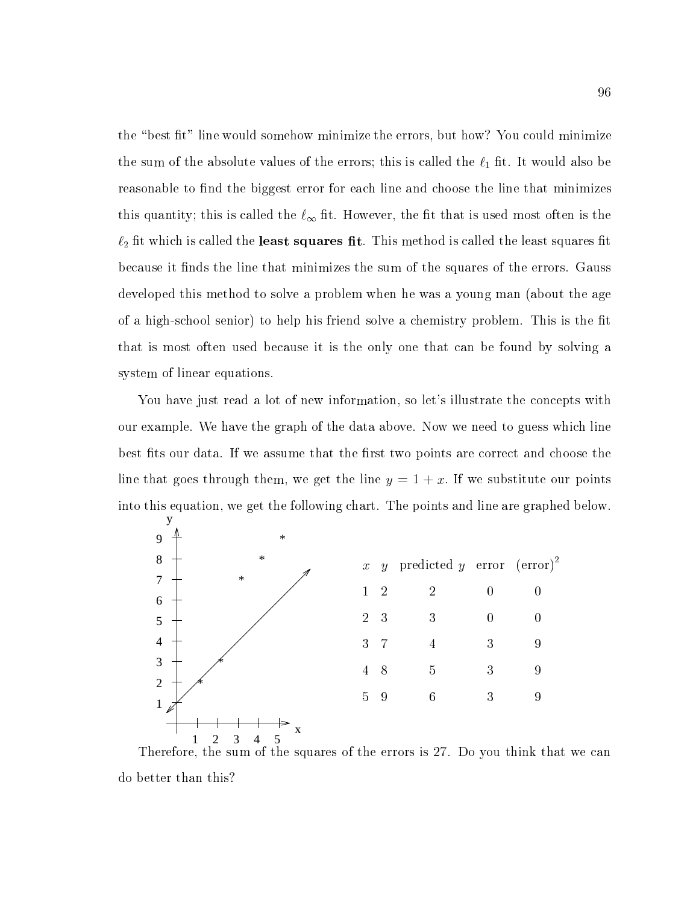the "best fit" line would somehow minimize the errors, but how? You could minimize the sum of the absolute values of the errors; this is called the $\ell_1$ fit. It would also be reasonable to find the biggest error for each line and choose the line that minimizes this quantity; this is called the $\ell_\infty$ fit. However, the fit that is used most often is the $\ell_2$ fit which is called the **least squares fit**. This method is called the least squares fit because it finds the line that minimizes the sum of the squares of the errors. Gauss developed this method to solve a problem when he was a young man (about the age of a high-school senior) to help his friend solve a chemistry problem. This is the fit that is most often used because it is the only one that can be found by solving a system of linear equations.

You have just read a lot of new information, so let's illustrate the concepts with our example. We have the graph of the data above. Now we need to guess which line best fits our data. If we assume that the first two points are correct and choose the line that goes through them, we get the line $y = 1 + x$. If we substitute our points into this equation, we get the following chart. The points and line are graphed below.

| $x$ | $y$ | predicted $y$ | error | $(\text{error})^2$ |
|---|---|---|---|---|
| 1 | 2 | 2 | 0 | 0 |
| 2 | 3 | 3 | 0 | 0 |
| 3 | 7 | 4 | 3 | 9 |
| 4 | 8 | 5 | 3 | 9 |
| 5 | 9 | 6 | 3 | 9 |

Therefore, the sum of the squares of the errors is 27. Do you think that we can do better than this?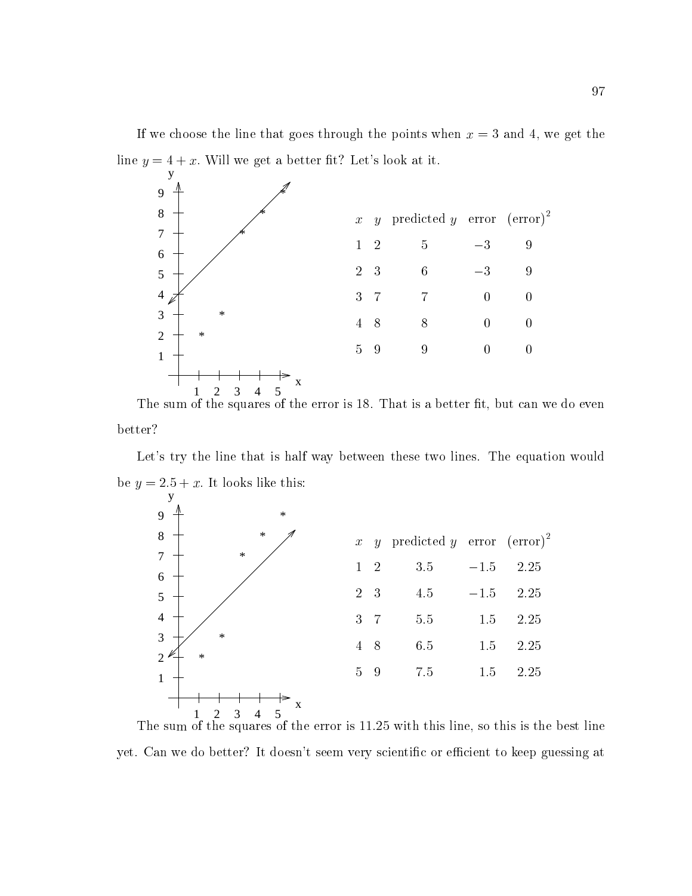If we choose the line that goes through the points when $x = 3$ and 4, we get the line $y = 4 + x$. Will we get a better fit? Let's look at it.

| $x$ | $y$ | predicted $y$ | error | $(\text{error})^2$ |
|---|---|---|---|---|
| 1 | 2 | 5 | $-3$ | 9 |
| 2 | 3 | 6 | $-3$ | 9 |
| 3 | 7 | 7 | 0 | 0 |
| 4 | 8 | 8 | 0 | 0 |
| 5 | 9 | 9 | 0 | 0 |

The sum of the squares of the error is 18. That is a better fit, but can we do even better?

Let's try the line that is half way between these two lines. The equation would be $y = 2.5 + x$. It looks like this:

| $x$ | $y$ | predicted $y$ | error | $(\text{error})^2$ |
|---|---|---|---|---|
| 1 | 2 | 3.5 | $-1.5$ | 2.25 |
| 2 | 3 | 4.5 | $-1.5$ | 2.25 |
| 3 | 7 | 5.5 | 1.5 | 2.25 |
| 4 | 8 | 6.5 | 1.5 | 2.25 |
| 5 | 9 | 7.5 | 1.5 | 2.25 |

The sum of the squares of the error is 11.25 with this line, so this is the best line yet. Can we do better? It doesn't seem very scientific or efficient to keep guessing at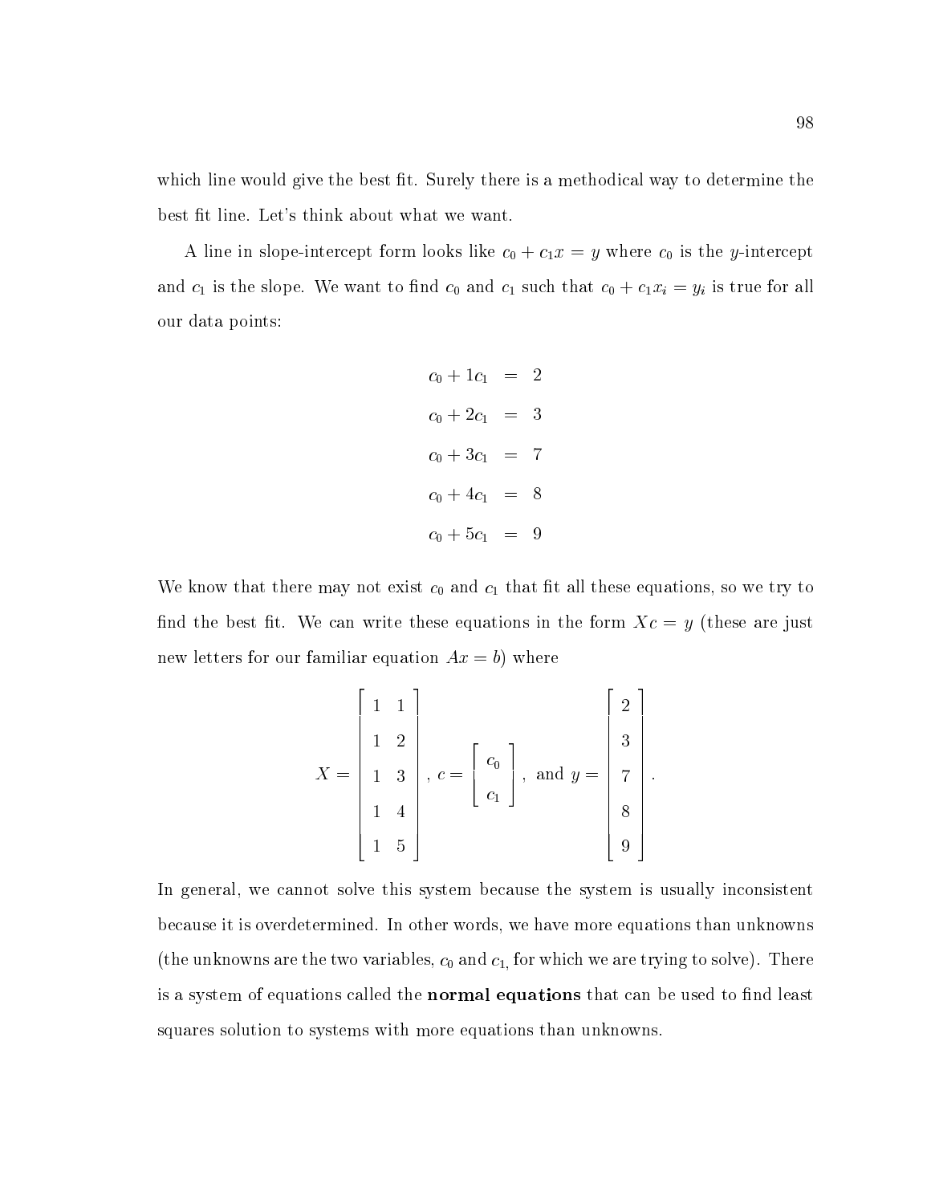which line would give the best fit. Surely there is a methodical way to determine the best fit line. Let's think about what we want.

A line in slope-intercept form looks like $c_0 + c_1 x = y$ where $c_0$ is the $y$-intercept and $c_1$ is the slope. We want to find $c_0$ and $c_1$ such that $c_0 + c_1 x_i = y_i$ is true for all our data points:

$$
\begin{aligned}
c_0 + 1c_1 &= 2 \\
c_0 + 2c_1 &= 3 \\
c_0 + 3c_1 &= 7 \\
c_0 + 4c_1 &= 8 \\
c_0 + 5c_1 &= 9
\end{aligned}
$$

We know that there may not exist $c_0$ and $c_1$ that fit all these equations, so we try to find the best fit. We can write these equations in the form $Xc = y$ (these are just new letters for our familiar equation $Ax = b$) where

$$
X = \begin{bmatrix} 1 & 1 \\ 1 & 2 \\ 1 & 3 \\ 1 & 4 \\ 1 & 5 \end{bmatrix}, \; c = \begin{bmatrix} c_0 \\ c_1 \end{bmatrix}, \text{ and } y = \begin{bmatrix} 2 \\ 3 \\ 7 \\ 8 \\ 9 \end{bmatrix}.
$$

In general, we cannot solve this system because the system is usually inconsistent because it is overdetermined. In other words, we have more equations than unknowns (the unknowns are the two variables, $c_0$ and $c_1$, for which we are trying to solve). There is a system of equations called the **normal equations** that can be used to find least squares solution to systems with more equations than unknowns.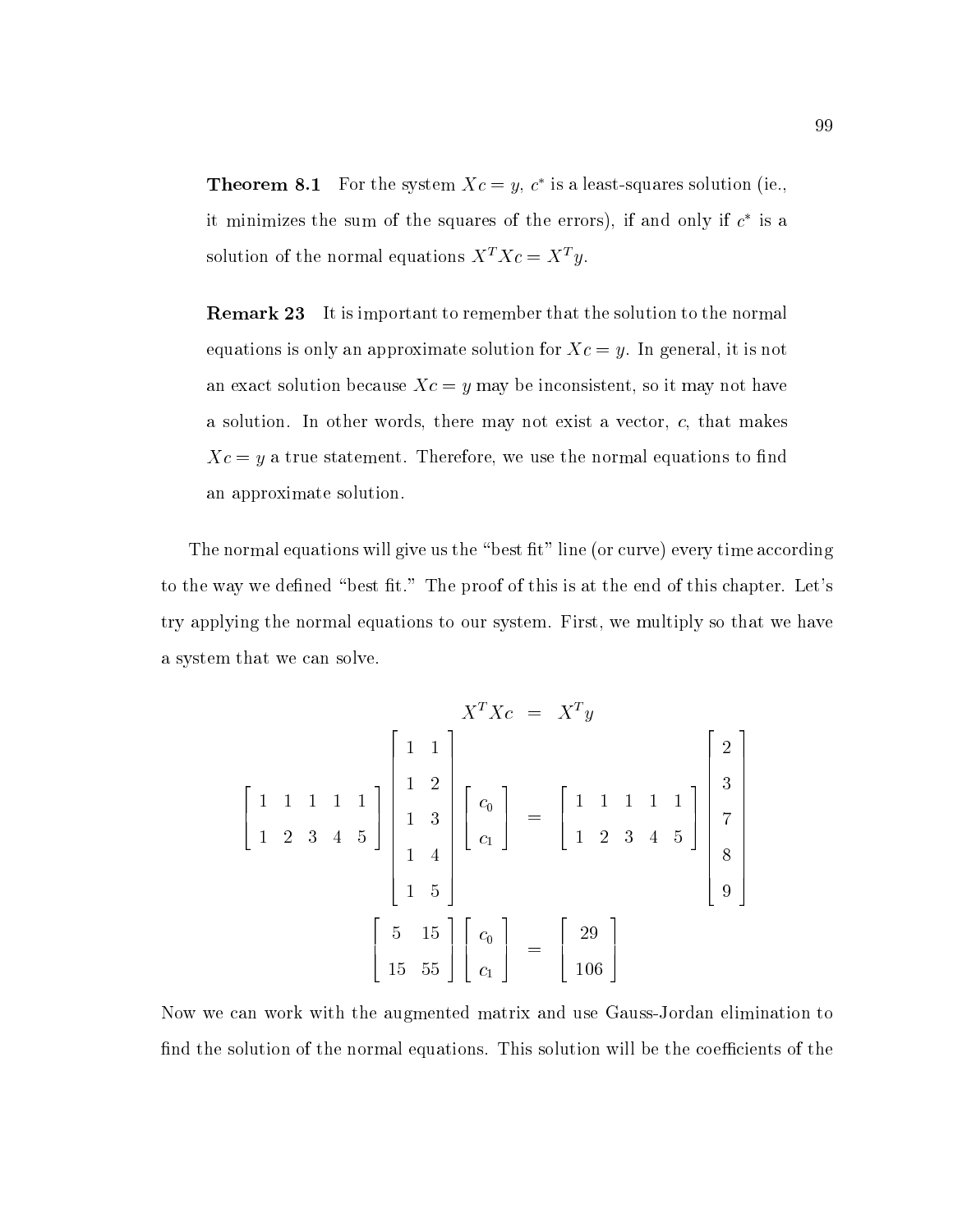**Theorem 8.1** For the system $Xc = y$, $c^*$ is a least-squares solution (ie., it minimizes the sum of the squares of the errors), if and only if $c^*$ is a solution of the normal equations $X^T Xc = X^T y$.

**Remark 23** It is important to remember that the solution to the normal equations is only an approximate solution for $Xc = y$. In general, it is not an exact solution because $Xc = y$ may be inconsistent, so it may not have a solution. In other words, there may not exist a vector, $c$, that makes $Xc = y$ a true statement. Therefore, we use the normal equations to find an approximate solution.

The normal equations will give us the "best fit" line (or curve) every time according to the way we defined "best fit." The proof of this is at the end of this chapter. Let's try applying the normal equations to our system. First, we multiply so that we have a system that we can solve.

$$
\begin{aligned}
X^T X c &= X^T y \\
\begin{bmatrix} 1 & 1 & 1 & 1 & 1 \\ 1 & 2 & 3 & 4 & 5 \end{bmatrix}
\begin{bmatrix} 1 & 1 \\ 1 & 2 \\ 1 & 3 \\ 1 & 4 \\ 1 & 5 \end{bmatrix}
\begin{bmatrix} c_0 \\ c_1 \end{bmatrix}
&=
\begin{bmatrix} 1 & 1 & 1 & 1 & 1 \\ 1 & 2 & 3 & 4 & 5 \end{bmatrix}
\begin{bmatrix} 2 \\ 3 \\ 7 \\ 8 \\ 9 \end{bmatrix} \\
\begin{bmatrix} 5 & 15 \\ 15 & 55 \end{bmatrix}
\begin{bmatrix} c_0 \\ c_1 \end{bmatrix}
&=
\begin{bmatrix} 29 \\ 106 \end{bmatrix}
\end{aligned}
$$

Now we can work with the augmented matrix and use Gauss-Jordan elimination to find the solution of the normal equations. This solution will be the coefficients of the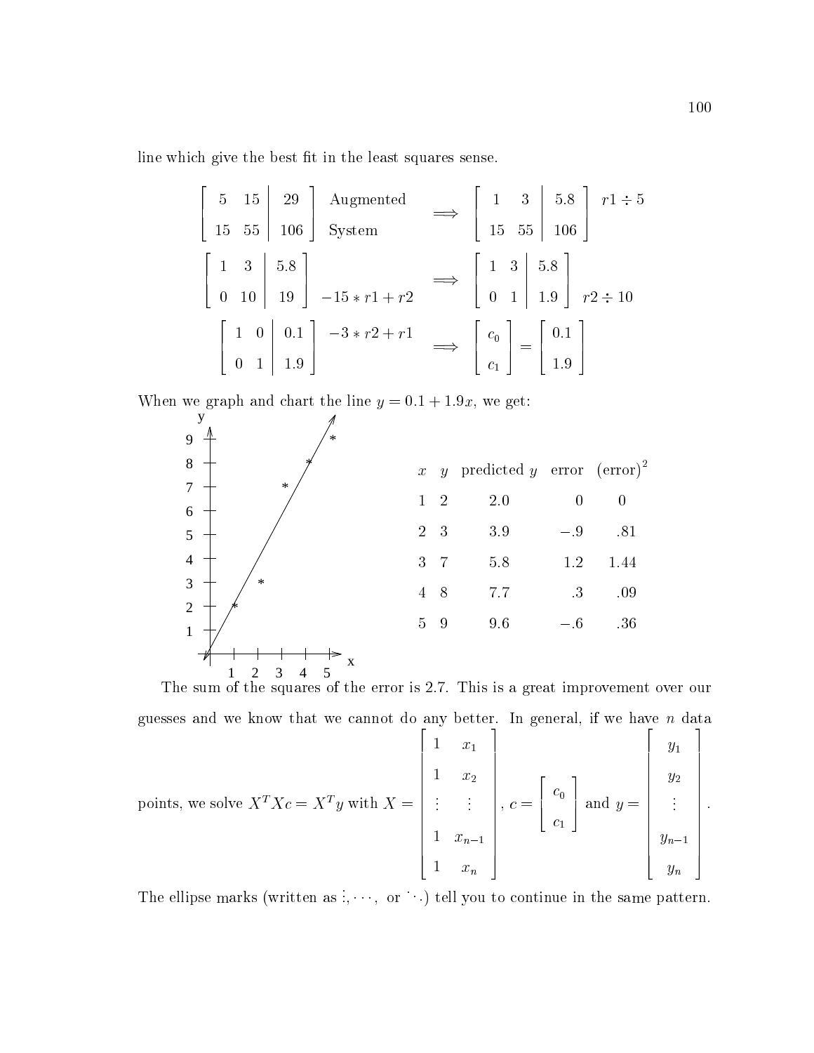line which give the best fit in the least squares sense.

$$\left[\begin{array}{cc|c} 5 & 15 & 29 \\ 15 & 55 & 106 \end{array}\right] \begin{array}{l}\text{Augmented} \\ \text{System}\end{array} \Longrightarrow \left[\begin{array}{cc|c} 1 & 3 & 5.8 \\ 15 & 55 & 106 \end{array}\right] \; r1 \div 5$$

$$\left[\begin{array}{cc|c} 1 & 3 & 5.8 \\ 0 & 10 & 19 \end{array}\right] \; -15 * r1 + r2 \Longrightarrow \left[\begin{array}{cc|c} 1 & 3 & 5.8 \\ 0 & 1 & 1.9 \end{array}\right] \; r2 \div 10$$

$$\left[\begin{array}{cc|c} 1 & 0 & 0.1 \\ 0 & 1 & 1.9 \end{array}\right] \; -3 * r2 + r1 \Longrightarrow \left[\begin{array}{c} c_0 \\ c_1 \end{array}\right] = \left[\begin{array}{c} 0.1 \\ 1.9 \end{array}\right]$$

When we graph and chart the line $y = 0.1 + 1.9x$, we get:

| $x$ | $y$ | predicted $y$ | error | $(\text{error})^2$ |
|---|---|---|---|---|
| 1 | 2 | 2.0 | 0 | 0 |
| 2 | 3 | 3.9 | $-.9$ | .81 |
| 3 | 7 | 5.8 | 1.2 | 1.44 |
| 4 | 8 | 7.7 | .3 | .09 |
| 5 | 9 | 9.6 | $-.6$ | .36 |

The sum of the squares of the error is 2.7. This is a great improvement over our guesses and we know that we cannot do any better. In general, if we have $n$ data points, we solve $X^T X c = X^T y$ with $X = \begin{bmatrix} 1 & x_1 \\ 1 & x_2 \\ \vdots & \vdots \\ 1 & x_{n-1} \\ 1 & x_n \end{bmatrix}$, $c = \begin{bmatrix} c_0 \\ c_1 \end{bmatrix}$ and $y = \begin{bmatrix} y_1 \\ y_2 \\ \vdots \\ y_{n-1} \\ y_n \end{bmatrix}$.

The ellipse marks (written as $\vdots, \cdots,$ or $\ddots$) tell you to continue in the same pattern.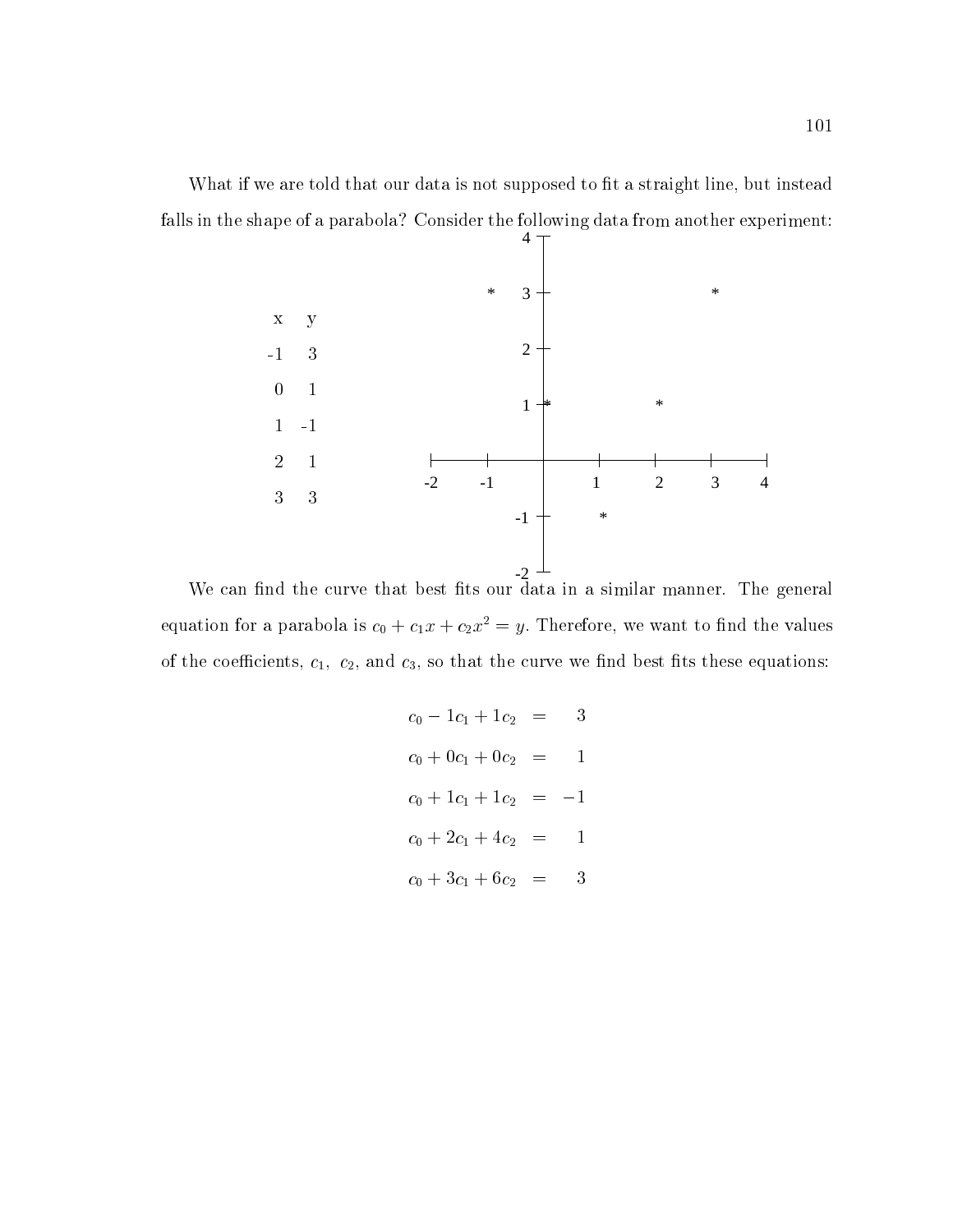What if we are told that our data is not supposed to fit a straight line, but instead falls in the shape of a parabola? Consider the following data from another experiment:

| x | y |
|---|---|
| -1 | 3 |
| 0 | 1 |
| 1 | -1 |
| 2 | 1 |
| 3 | 3 |

We can find the curve that best fits our data in a similar manner. The general equation for a parabola is $c_0 + c_1 x + c_2 x^2 = y$. Therefore, we want to find the values of the coefficients, $c_1$, $c_2$, and $c_3$, so that the curve we find best fits these equations:

$$
\begin{aligned}
c_0 - 1c_1 + 1c_2 &= 3 \\
c_0 + 0c_1 + 0c_2 &= 1 \\
c_0 + 1c_1 + 1c_2 &= -1 \\
c_0 + 2c_1 + 4c_2 &= 1 \\
c_0 + 3c_1 + 6c_2 &= 3
\end{aligned}
$$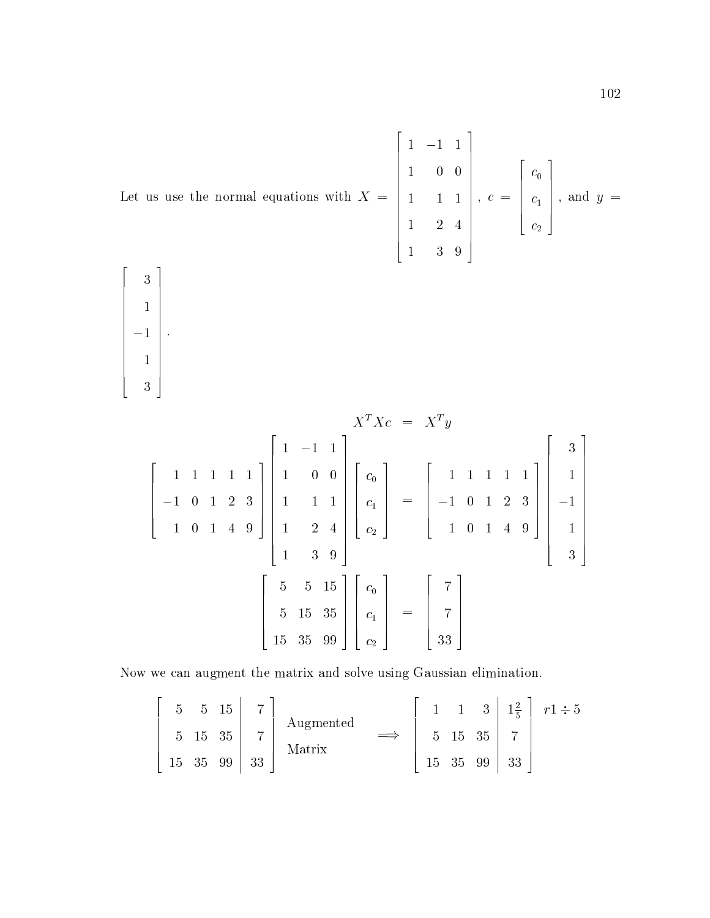Let us use the normal equations with $X = \begin{bmatrix} 1 & -1 & 1 \\ 1 & 0 & 0 \\ 1 & 1 & 1 \\ 1 & 2 & 4 \\ 1 & 3 & 9 \end{bmatrix}$, $c = \begin{bmatrix} c_0 \\ c_1 \\ c_2 \end{bmatrix}$, and $y = \begin{bmatrix} 3 \\ 1 \\ -1 \\ 1 \\ 3 \end{bmatrix}$.

$$X^T X c = X^T y$$

$$\begin{bmatrix} 1 & 1 & 1 & 1 & 1 \\ -1 & 0 & 1 & 2 & 3 \\ 1 & 0 & 1 & 4 & 9 \end{bmatrix} \begin{bmatrix} 1 & -1 & 1 \\ 1 & 0 & 0 \\ 1 & 1 & 1 \\ 1 & 2 & 4 \\ 1 & 3 & 9 \end{bmatrix} \begin{bmatrix} c_0 \\ c_1 \\ c_2 \end{bmatrix} = \begin{bmatrix} 1 & 1 & 1 & 1 & 1 \\ -1 & 0 & 1 & 2 & 3 \\ 1 & 0 & 1 & 4 & 9 \end{bmatrix} \begin{bmatrix} 3 \\ 1 \\ -1 \\ 1 \\ 3 \end{bmatrix}$$

$$\begin{bmatrix} 5 & 5 & 15 \\ 5 & 15 & 35 \\ 15 & 35 & 99 \end{bmatrix} \begin{bmatrix} c_0 \\ c_1 \\ c_2 \end{bmatrix} = \begin{bmatrix} 7 \\ 7 \\ 33 \end{bmatrix}$$

Now we can augment the matrix and solve using Gaussian elimination.

$$\left[\begin{array}{ccc|c} 5 & 5 & 15 & 7 \\ 5 & 15 & 35 & 7 \\ 15 & 35 & 99 & 33 \end{array}\right] \begin{array}{c} \text{Augmented} \\ \text{Matrix} \end{array} \implies \left[\begin{array}{ccc|c} 1 & 1 & 3 & 1\frac{2}{5} \\ 5 & 15 & 35 & 7 \\ 15 & 35 & 99 & 33 \end{array}\right] \; r1 \div 5$$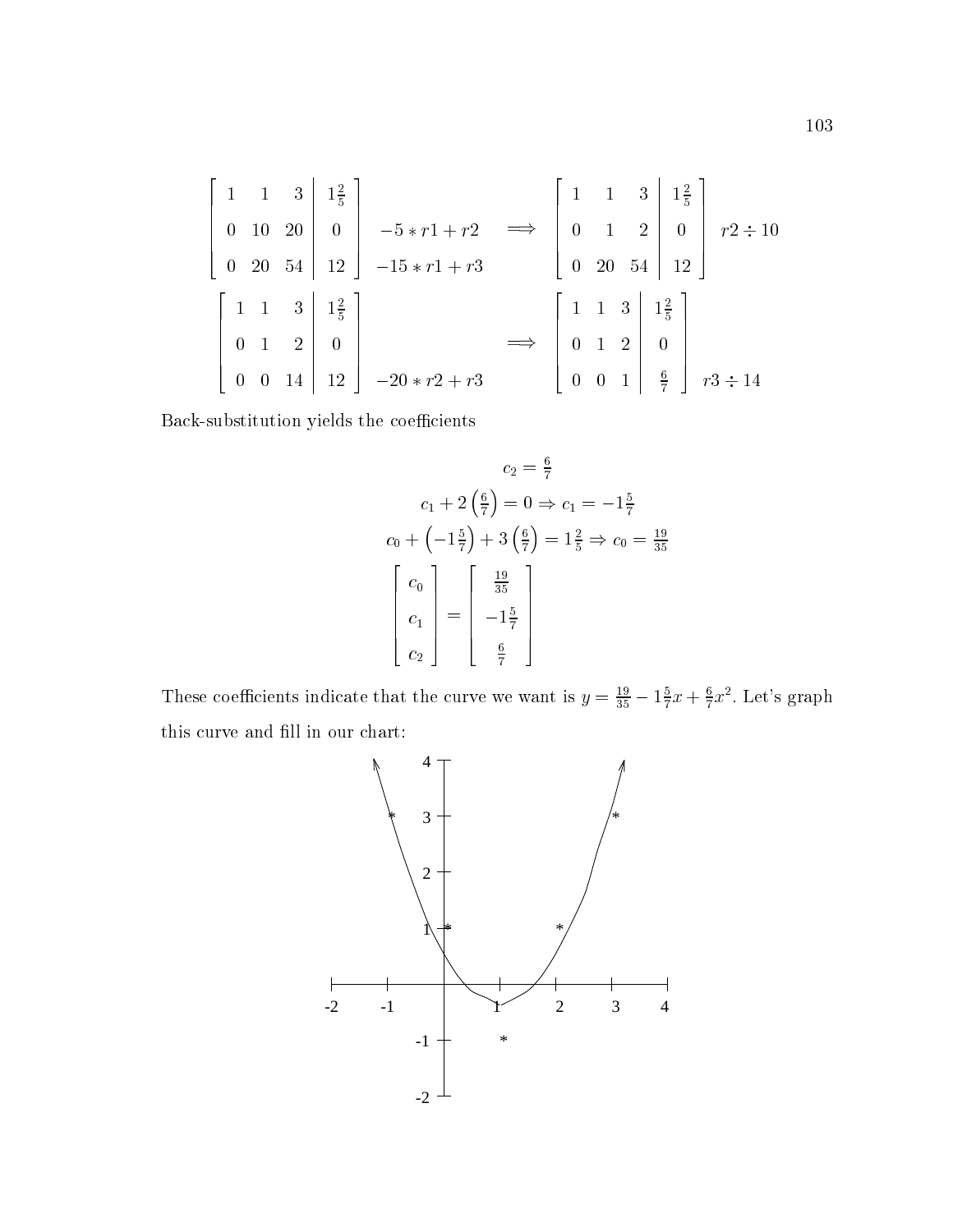$$
\left[\begin{array}{ccc|c} 1 & 1 & 3 & 1\frac{2}{5} \\ 0 & 10 & 20 & 0 \\ 0 & 20 & 54 & 12 \end{array}\right] \begin{array}{c} \\ -5*r1+r2 \\ -15*r1+r3 \end{array} \implies \left[\begin{array}{ccc|c} 1 & 1 & 3 & 1\frac{2}{5} \\ 0 & 1 & 2 & 0 \\ 0 & 20 & 54 & 12 \end{array}\right] \begin{array}{c} \\ r2 \div 10 \\ \\ \end{array}
$$

$$
\left[\begin{array}{ccc|c} 1 & 1 & 3 & 1\frac{2}{5} \\ 0 & 1 & 2 & 0 \\ 0 & 0 & 14 & 12 \end{array}\right] \begin{array}{c} \\ \\ -20*r2+r3 \end{array} \implies \left[\begin{array}{ccc|c} 1 & 1 & 3 & 1\frac{2}{5} \\ 0 & 1 & 2 & 0 \\ 0 & 0 & 1 & \frac{6}{7} \end{array}\right] \begin{array}{c} \\ \\ r3 \div 14 \end{array}
$$

Back-substitution yields the coefficients

$$
c_2 = \tfrac{6}{7}
$$

$$
c_1 + 2\left(\tfrac{6}{7}\right) = 0 \Rightarrow c_1 = -1\tfrac{5}{7}
$$

$$
c_0 + \left(-1\tfrac{5}{7}\right) + 3\left(\tfrac{6}{7}\right) = 1\tfrac{2}{5} \Rightarrow c_0 = \tfrac{19}{35}
$$

$$
\begin{bmatrix} c_0 \\ c_1 \\ c_2 \end{bmatrix} = \begin{bmatrix} \frac{19}{35} \\ -1\frac{5}{7} \\ \frac{6}{7} \end{bmatrix}
$$

These coefficients indicate that the curve we want is $y = \frac{19}{35} - 1\frac{5}{7}x + \frac{6}{7}x^2$. Let's graph this curve and fill in our chart: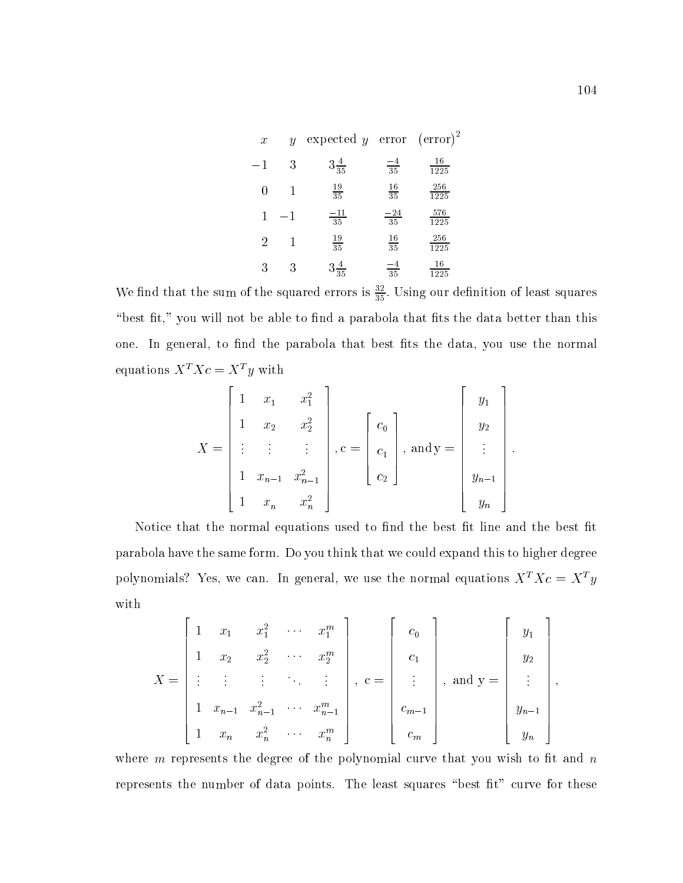| $x$ | $y$ | expected $y$ | error | $(\text{error})^2$ |
|---|---|---|---|---|
| $-1$ | $3$ | $3\frac{4}{35}$ | $\frac{-4}{35}$ | $\frac{16}{1225}$ |
| $0$ | $1$ | $\frac{19}{35}$ | $\frac{16}{35}$ | $\frac{256}{1225}$ |
| $1$ | $-1$ | $\frac{-11}{35}$ | $\frac{-24}{35}$ | $\frac{576}{1225}$ |
| $2$ | $1$ | $\frac{19}{35}$ | $\frac{16}{35}$ | $\frac{256}{1225}$ |
| $3$ | $3$ | $3\frac{4}{35}$ | $\frac{-4}{35}$ | $\frac{16}{1225}$ |

We find that the sum of the squared errors is $\frac{32}{35}$. Using our definition of least squares "best fit," you will not be able to find a parabola that fits the data better than this one. In general, to find the parabola that best fits the data, you use the normal equations $X^TXc = X^Ty$ with

$$X = \begin{bmatrix} 1 & x_1 & x_1^2 \\ 1 & x_2 & x_2^2 \\ \vdots & \vdots & \vdots \\ 1 & x_{n-1} & x_{n-1}^2 \\ 1 & x_n & x_n^2 \end{bmatrix}, \mathrm{c} = \begin{bmatrix} c_0 \\ c_1 \\ c_2 \end{bmatrix}, \text{ and} \mathrm{y} = \begin{bmatrix} y_1 \\ y_2 \\ \vdots \\ y_{n-1} \\ y_n \end{bmatrix}.$$

Notice that the normal equations used to find the best fit line and the best fit parabola have the same form. Do you think that we could expand this to higher degree polynomials? Yes, we can. In general, we use the normal equations $X^TXc = X^Ty$ with

$$X = \begin{bmatrix} 1 & x_1 & x_1^2 & \cdots & x_1^m \\ 1 & x_2 & x_2^2 & \cdots & x_2^m \\ \vdots & \vdots & \vdots & \ddots & \vdots \\ 1 & x_{n-1} & x_{n-1}^2 & \cdots & x_{n-1}^m \\ 1 & x_n & x_n^2 & \cdots & x_n^m \end{bmatrix}, \ \mathrm{c} = \begin{bmatrix} c_0 \\ c_1 \\ \vdots \\ c_{m-1} \\ c_m \end{bmatrix}, \ \text{and } \mathrm{y} = \begin{bmatrix} y_1 \\ y_2 \\ \vdots \\ y_{n-1} \\ y_n \end{bmatrix},$$

where $m$ represents the degree of the polynomial curve that you wish to fit and $n$ represents the number of data points. The least squares "best fit" curve for these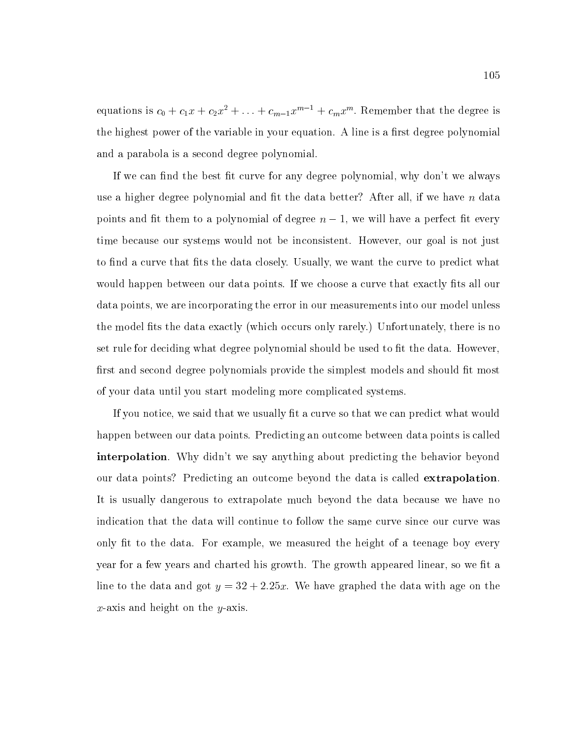equations is $c_0 + c_1 x + c_2 x^2 + \ldots + c_{m-1} x^{m-1} + c_m x^m$. Remember that the degree is the highest power of the variable in your equation. A line is a first degree polynomial and a parabola is a second degree polynomial.

If we can find the best fit curve for any degree polynomial, why don't we always use a higher degree polynomial and fit the data better? After all, if we have $n$ data points and fit them to a polynomial of degree $n-1$, we will have a perfect fit every time because our systems would not be inconsistent. However, our goal is not just to find a curve that fits the data closely. Usually, we want the curve to predict what would happen between our data points. If we choose a curve that exactly fits all our data points, we are incorporating the error in our measurements into our model unless the model fits the data exactly (which occurs only rarely.) Unfortunately, there is no set rule for deciding what degree polynomial should be used to fit the data. However, first and second degree polynomials provide the simplest models and should fit most of your data until you start modeling more complicated systems.

If you notice, we said that we usually fit a curve so that we can predict what would happen between our data points. Predicting an outcome between data points is called **interpolation**. Why didn't we say anything about predicting the behavior beyond our data points? Predicting an outcome beyond the data is called **extrapolation**. It is usually dangerous to extrapolate much beyond the data because we have no indication that the data will continue to follow the same curve since our curve was only fit to the data. For example, we measured the height of a teenage boy every year for a few years and charted his growth. The growth appeared linear, so we fit a line to the data and got $y = 32 + 2.25x$. We have graphed the data with age on the $x$-axis and height on the $y$-axis.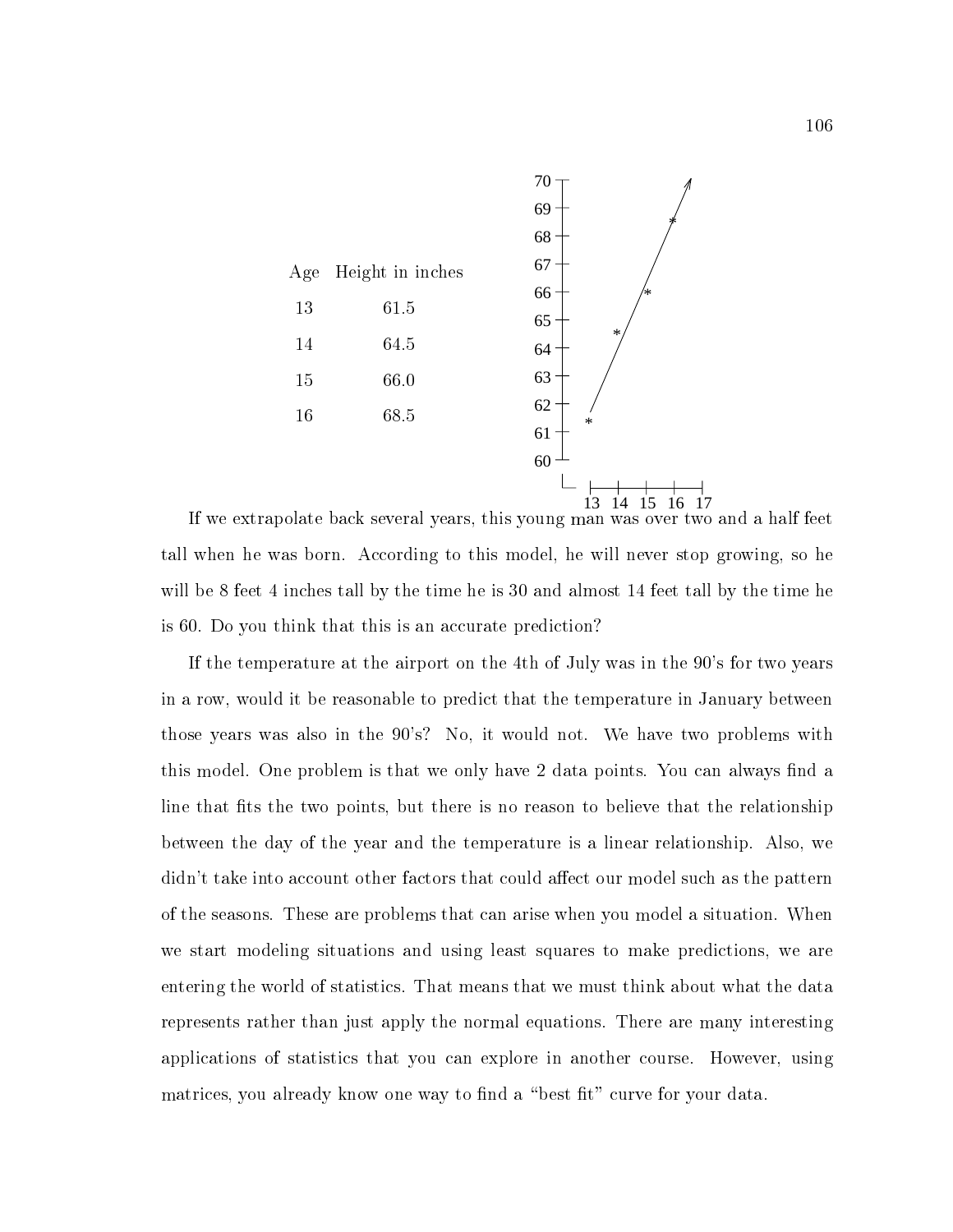| Age | Height in inches |
|---|---|
| 13 | 61.5 |
| 14 | 64.5 |
| 15 | 66.0 |
| 16 | 68.5 |

If we extrapolate back several years, this young man was over two and a half feet tall when he was born. According to this model, he will never stop growing, so he will be 8 feet 4 inches tall by the time he is 30 and almost 14 feet tall by the time he is 60. Do you think that this is an accurate prediction?

If the temperature at the airport on the 4th of July was in the 90's for two years in a row, would it be reasonable to predict that the temperature in January between those years was also in the 90's? No, it would not. We have two problems with this model. One problem is that we only have 2 data points. You can always find a line that fits the two points, but there is no reason to believe that the relationship between the day of the year and the temperature is a linear relationship. Also, we didn't take into account other factors that could affect our model such as the pattern of the seasons. These are problems that can arise when you model a situation. When we start modeling situations and using least squares to make predictions, we are entering the world of statistics. That means that we must think about what the data represents rather than just apply the normal equations. There are many interesting applications of statistics that you can explore in another course. However, using matrices, you already know one way to find a "best fit" curve for your data.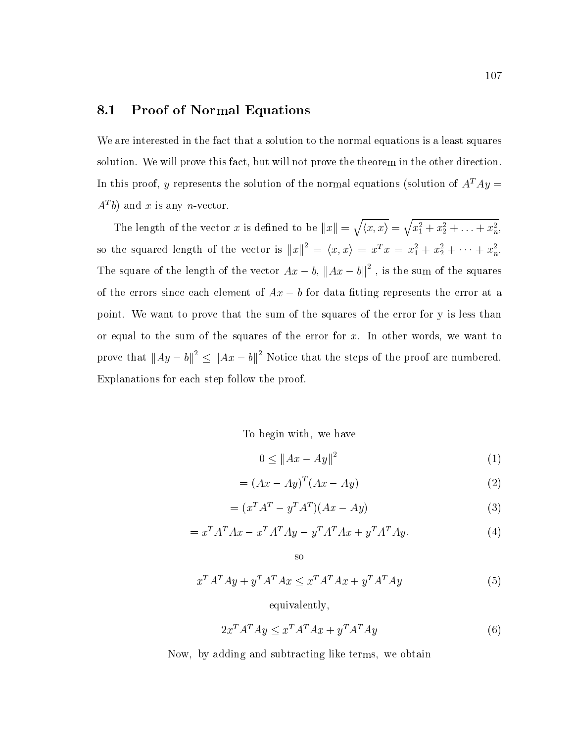## 8.1 Proof of Normal Equations

We are interested in the fact that a solution to the normal equations is a least squares solution. We will prove this fact, but will not prove the theorem in the other direction. In this proof, $y$ represents the solution of the normal equations (solution of $A^TAy = A^Tb$) and $x$ is any $n$-vector.

The length of the vector $x$ is defined to be $\|x\| = \sqrt{\langle x, x\rangle} = \sqrt{x_1^2 + x_2^2 + \ldots + x_n^2}$, so the squared length of the vector is $\|x\|^2 = \langle x, x\rangle = x^Tx = x_1^2 + x_2^2 + \cdots + x_n^2$. The square of the length of the vector $Ax - b$, $\|Ax - b\|^2$ , is the sum of the squares of the errors since each element of $Ax - b$ for data fitting represents the error at a point. We want to prove that the sum of the squares of the error for y is less than or equal to the sum of the squares of the error for $x$. In other words, we want to prove that $\|Ay - b\|^2 \leq \|Ax - b\|^2$ Notice that the steps of the proof are numbered. Explanations for each step follow the proof.

To begin with, we have

$$0 \leq \|Ax - Ay\|^2 \tag{1}$$

$$= (Ax - Ay)^T(Ax - Ay) \tag{2}$$

$$= (x^TA^T - y^TA^T)(Ax - Ay) \tag{3}$$

$$= x^TA^TAx - x^TA^TAy - y^TA^TAx + y^TA^TAy. \tag{4}$$

so

$$x^TA^TAy + y^TA^TAx \leq x^TA^TAx + y^TA^TAy \tag{5}$$

equivalently,

$$2x^TA^TAy \leq x^TA^TAx + y^TA^TAy \tag{6}$$

Now, by adding and subtracting like terms, we obtain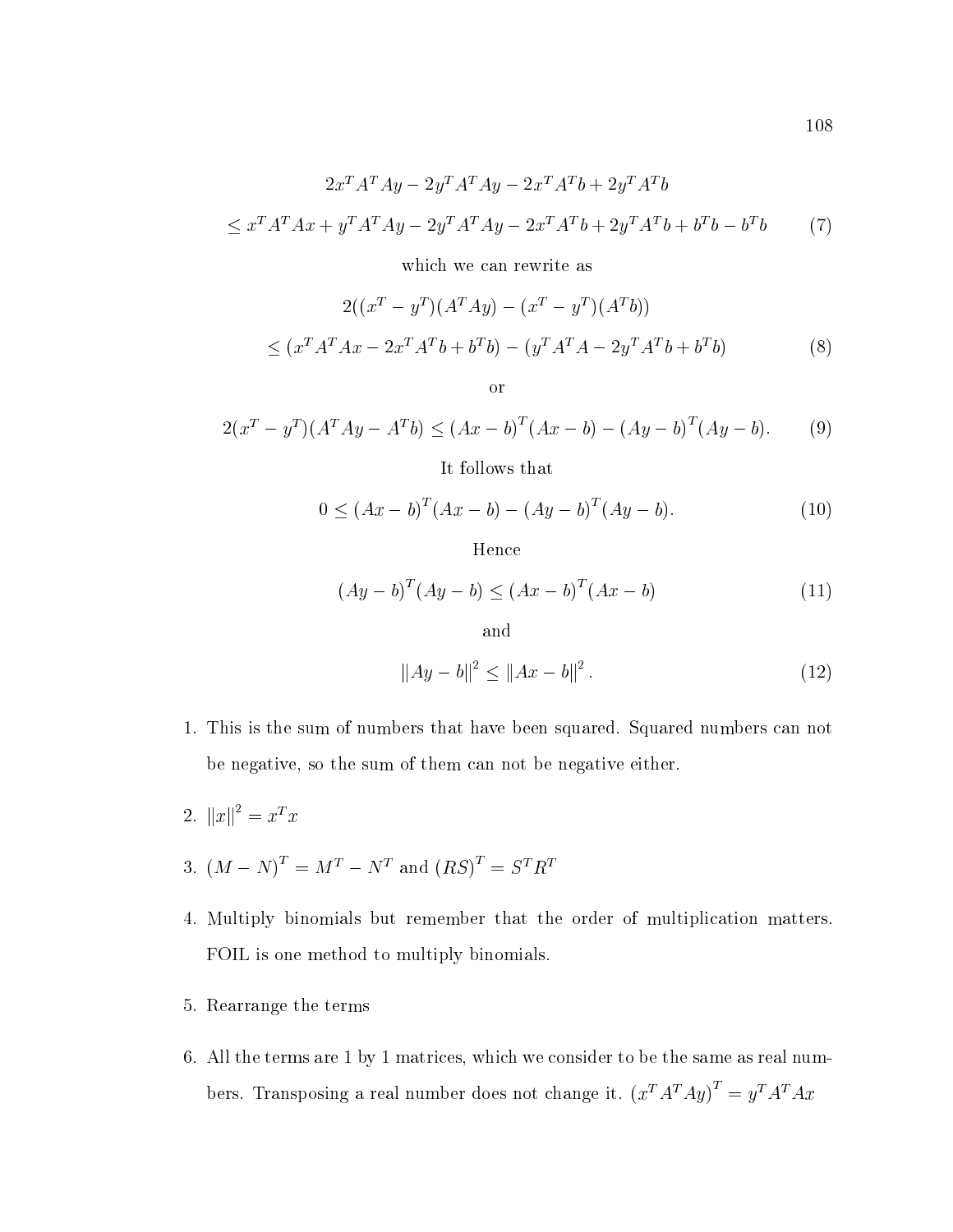$$2x^T A^T Ay - 2y^T A^T Ay - 2x^T A^T b + 2y^T A^T b$$

$$\leq x^T A^T Ax + y^T A^T Ay - 2y^T A^T Ay - 2x^T A^T b + 2y^T A^T b + b^T b - b^T b \tag{7}$$

which we can rewrite as

$$2((x^T - y^T)(A^T Ay) - (x^T - y^T)(A^T b))$$

$$\leq (x^T A^T Ax - 2x^T A^T b + b^T b) - (y^T A^T A - 2y^T A^T b + b^T b) \tag{8}$$

or

$$2(x^T - y^T)(A^T Ay - A^T b) \leq (Ax - b)^T (Ax - b) - (Ay - b)^T (Ay - b). \tag{9}$$

It follows that

$$0 \leq (Ax - b)^T (Ax - b) - (Ay - b)^T (Ay - b). \tag{10}$$

Hence

$$(Ay - b)^T (Ay - b) \leq (Ax - b)^T (Ax - b) \tag{11}$$

and

$$\|Ay - b\|^2 \leq \|Ax - b\|^2 . \tag{12}$$

1. This is the sum of numbers that have been squared. Squared numbers can not be negative, so the sum of them can not be negative either.

2. $\|x\|^2 = x^T x$

3. $(M - N)^T = M^T - N^T$ and $(RS)^T = S^T R^T$

4. Multiply binomials but remember that the order of multiplication matters. FOIL is one method to multiply binomials.

5. Rearrange the terms

6. All the terms are 1 by 1 matrices, which we consider to be the same as real numbers. Transposing a real number does not change it. $(x^T A^T Ay)^T = y^T A^T Ax$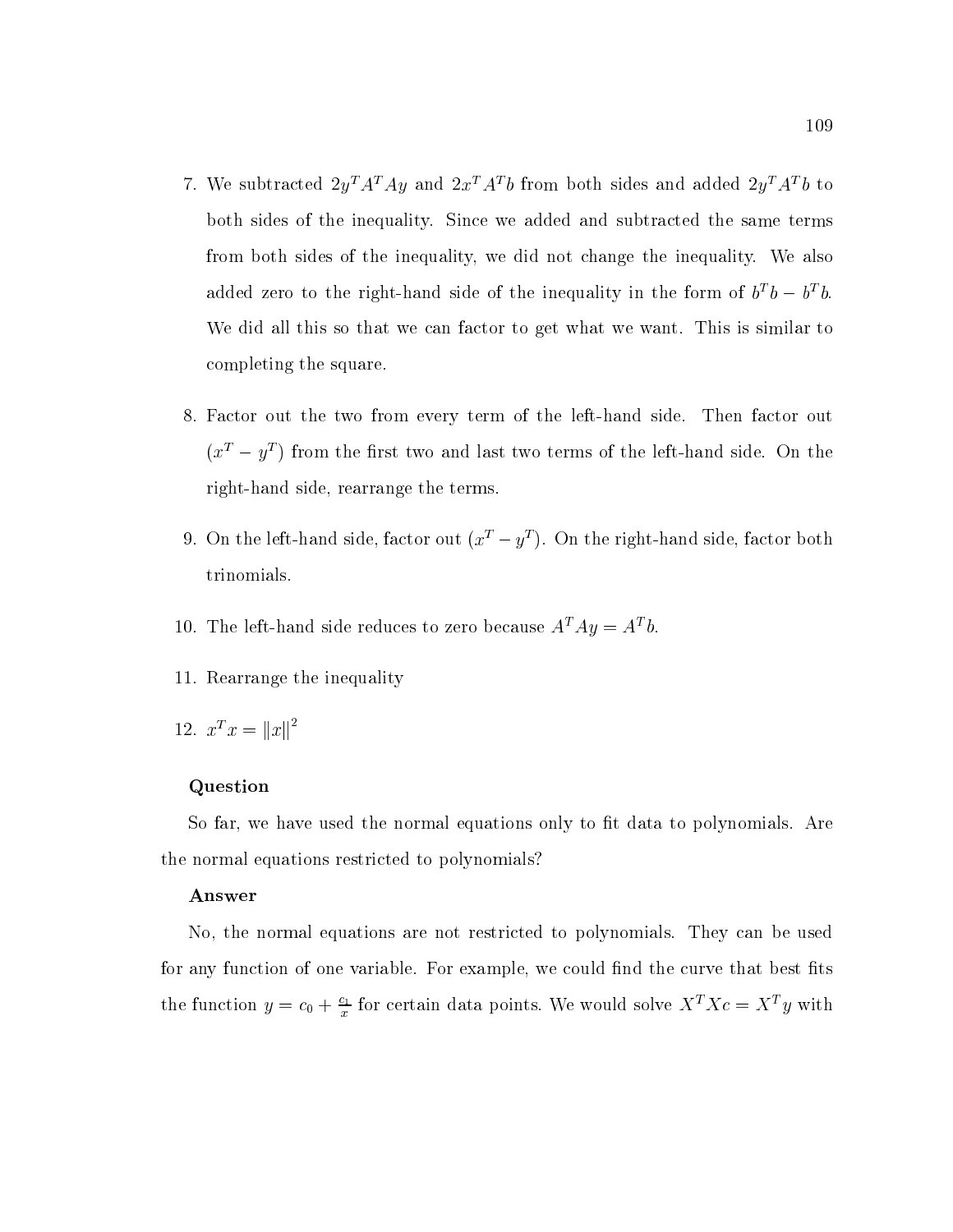7. We subtracted $2y^TA^TAy$ and $2x^TA^Tb$ from both sides and added $2y^TA^Tb$ to both sides of the inequality. Since we added and subtracted the same terms from both sides of the inequality, we did not change the inequality. We also added zero to the right-hand side of the inequality in the form of $b^Tb - b^Tb$. We did all this so that we can factor to get what we want. This is similar to completing the square.

8. Factor out the two from every term of the left-hand side. Then factor out $(x^T - y^T)$ from the first two and last two terms of the left-hand side. On the right-hand side, rearrange the terms.

9. On the left-hand side, factor out $(x^T - y^T)$. On the right-hand side, factor both trinomials.

10. The left-hand side reduces to zero because $A^TAy = A^Tb$.

11. Rearrange the inequality

12. $x^Tx = \|x\|^2$

**Question**

So far, we have used the normal equations only to fit data to polynomials. Are the normal equations restricted to polynomials?

**Answer**

No, the normal equations are not restricted to polynomials. They can be used for any function of one variable. For example, we could find the curve that best fits the function $y = c_0 + \frac{c_1}{x}$ for certain data points. We would solve $X^TXc = X^Ty$ with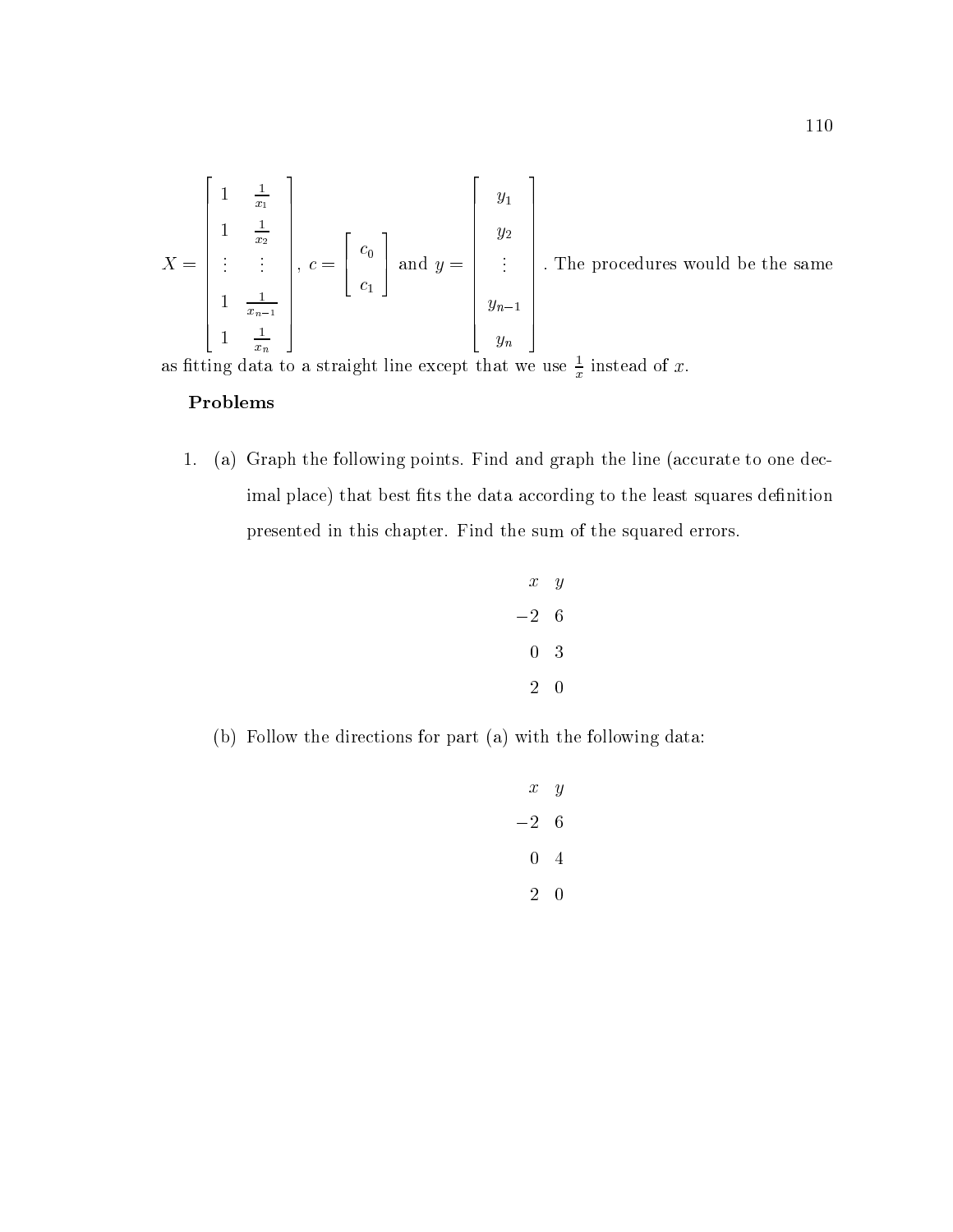$$X = \begin{bmatrix} 1 & \frac{1}{x_1} \\ 1 & \frac{1}{x_2} \\ \vdots & \vdots \\ 1 & \frac{1}{x_{n-1}} \\ 1 & \frac{1}{x_n} \end{bmatrix}, \; c = \begin{bmatrix} c_0 \\ c_1 \end{bmatrix} \text{ and } y = \begin{bmatrix} y_1 \\ y_2 \\ \vdots \\ y_{n-1} \\ y_n \end{bmatrix}.$$

The procedures would be the same as fitting data to a straight line except that we use $\frac{1}{x}$ instead of $x$.

**Problems**

1. (a) Graph the following points. Find and graph the line (accurate to one decimal place) that best fits the data according to the least squares definition presented in this chapter. Find the sum of the squared errors.

| $x$ | $y$ |
|---|---|
| $-2$ | 6 |
| 0 | 3 |
| 2 | 0 |

   (b) Follow the directions for part (a) with the following data:

| $x$ | $y$ |
|---|---|
| $-2$ | 6 |
| 0 | 4 |
| 2 | 0 |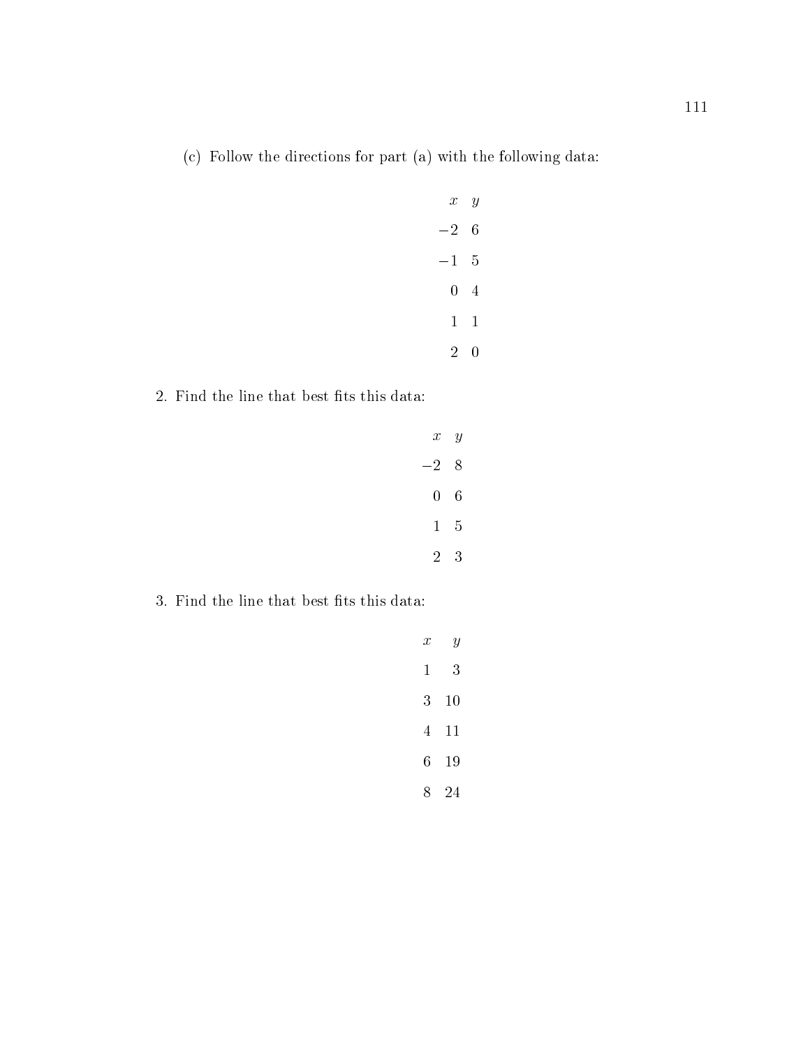(c) Follow the directions for part (a) with the following data:

| $x$ | $y$ |
|---|---|
| $-2$ | 6 |
| $-1$ | 5 |
| 0 | 4 |
| 1 | 1 |
| 2 | 0 |

2. Find the line that best fits this data:

| $x$ | $y$ |
|---|---|
| $-2$ | 8 |
| 0 | 6 |
| 1 | 5 |
| 2 | 3 |

3. Find the line that best fits this data:

| $x$ | $y$ |
|---|---|
| 1 | 3 |
| 3 | 10 |
| 4 | 11 |
| 6 | 19 |
| 8 | 24 |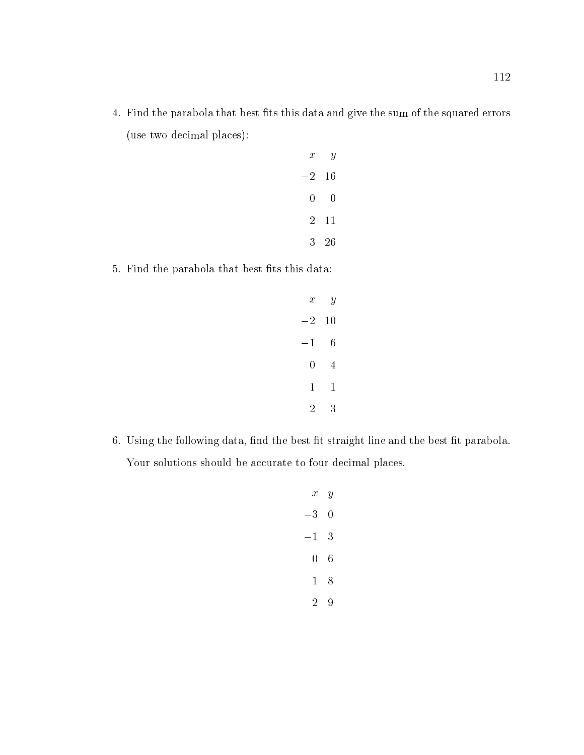4. Find the parabola that best fits this data and give the sum of the squared errors (use two decimal places):

| $x$ | $y$ |
|---|---|
| $-2$ | 16 |
| 0 | 0 |
| 2 | 11 |
| 3 | 26 |

5. Find the parabola that best fits this data:

| $x$ | $y$ |
|---|---|
| $-2$ | 10 |
| $-1$ | 6 |
| 0 | 4 |
| 1 | 1 |
| 2 | 3 |

6. Using the following data, find the best fit straight line and the best fit parabola. Your solutions should be accurate to four decimal places.

| $x$ | $y$ |
|---|---|
| $-3$ | 0 |
| $-1$ | 3 |
| 0 | 6 |
| 1 | 8 |
| 2 | 9 |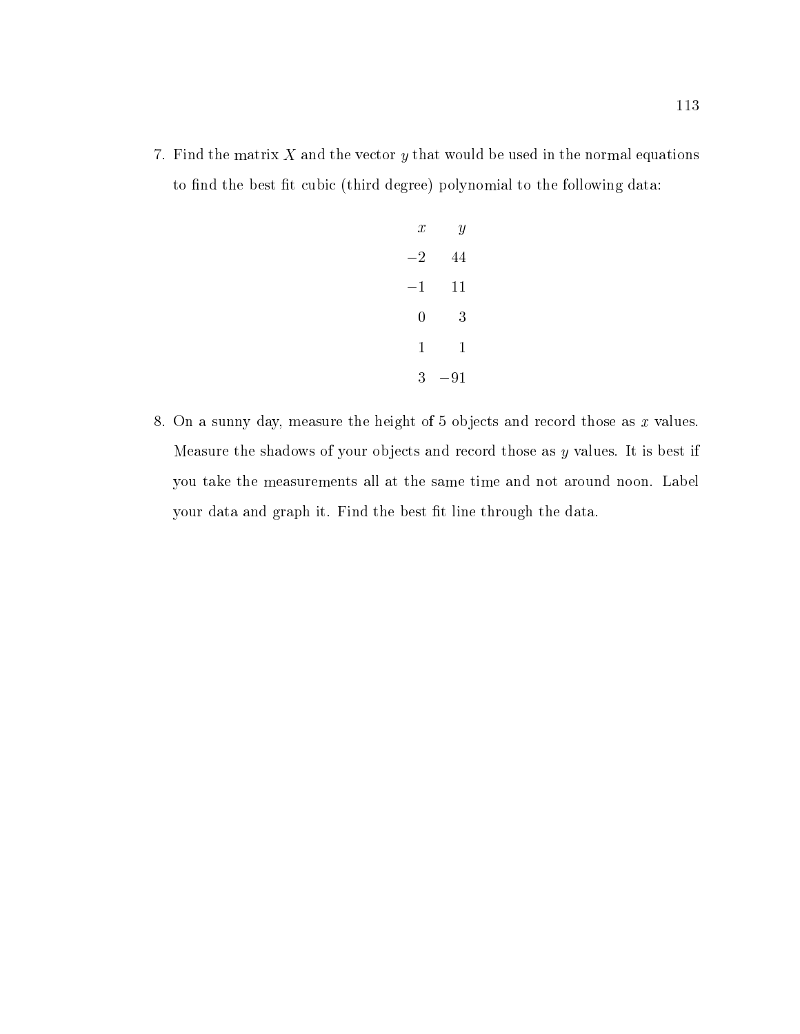7. Find the matrix $X$ and the vector $y$ that would be used in the normal equations to find the best fit cubic (third degree) polynomial to the following data:

| $x$ | $y$ |
|---|---|
| $-2$ | $44$ |
| $-1$ | $11$ |
| $0$ | $3$ |
| $1$ | $1$ |
| $3$ | $-91$ |

8. On a sunny day, measure the height of 5 objects and record those as $x$ values. Measure the shadows of your objects and record those as $y$ values. It is best if you take the measurements all at the same time and not around noon. Label your data and graph it. Find the best fit line through the data.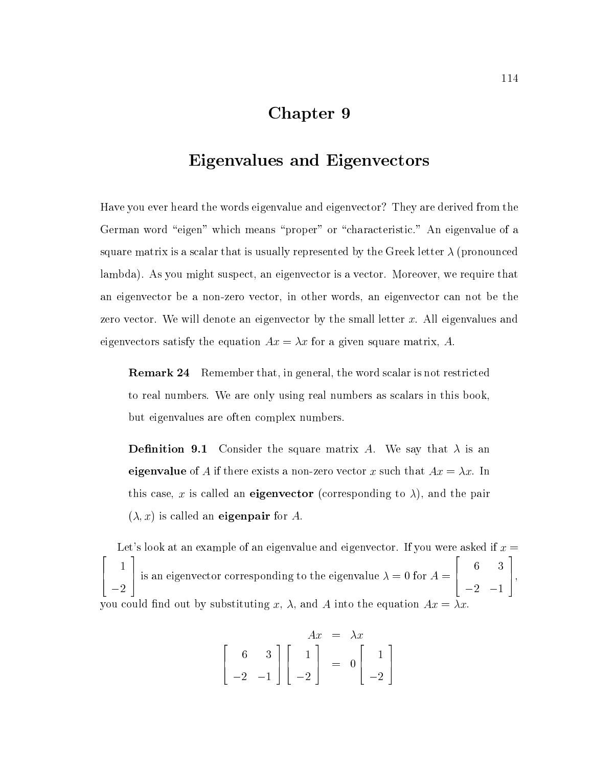# Chapter 9

# Eigenvalues and Eigenvectors

Have you ever heard the words eigenvalue and eigenvector? They are derived from the German word "eigen" which means "proper" or "characteristic." An eigenvalue of a square matrix is a scalar that is usually represented by the Greek letter $\lambda$ (pronounced lambda). As you might suspect, an eigenvector is a vector. Moreover, we require that an eigenvector be a non-zero vector, in other words, an eigenvector can not be the zero vector. We will denote an eigenvector by the small letter $x$. All eigenvalues and eigenvectors satisfy the equation $Ax = \lambda x$ for a given square matrix, $A$.

> **Remark 24** Remember that, in general, the word scalar is not restricted to real numbers. We are only using real numbers as scalars in this book, but eigenvalues are often complex numbers.

> **Definition 9.1** Consider the square matrix $A$. We say that $\lambda$ is an **eigenvalue** of $A$ if there exists a non-zero vector $x$ such that $Ax = \lambda x$. In this case, $x$ is called an **eigenvector** (corresponding to $\lambda$), and the pair $(\lambda, x)$ is called an **eigenpair** for $A$.

Let's look at an example of an eigenvalue and eigenvector. If you were asked if $x = \begin{bmatrix} 1 \\ -2 \end{bmatrix}$ is an eigenvector corresponding to the eigenvalue $\lambda = 0$ for $A = \begin{bmatrix} 6 & 3 \\ -2 & -1 \end{bmatrix}$, you could find out by substituting $x$, $\lambda$, and $A$ into the equation $Ax = \lambda x$.

$$
\begin{aligned}
Ax &= \lambda x \\
\begin{bmatrix} 6 & 3 \\ -2 & -1 \end{bmatrix} \begin{bmatrix} 1 \\ -2 \end{bmatrix} &= 0 \begin{bmatrix} 1 \\ -2 \end{bmatrix}
\end{aligned}
$$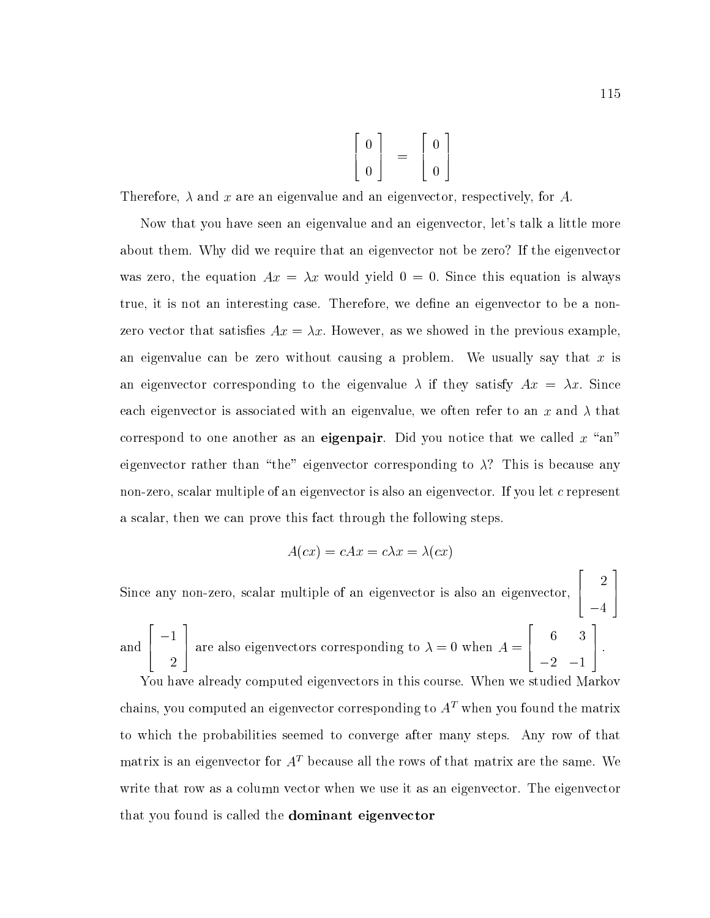$$\begin{bmatrix} 0 \\ 0 \end{bmatrix} = \begin{bmatrix} 0 \\ 0 \end{bmatrix}$$

Therefore, $\lambda$ and $x$ are an eigenvalue and an eigenvector, respectively, for $A$.

Now that you have seen an eigenvalue and an eigenvector, let's talk a little more about them. Why did we require that an eigenvector not be zero? If the eigenvector was zero, the equation $Ax = \lambda x$ would yield $0 = 0$. Since this equation is always true, it is not an interesting case. Therefore, we define an eigenvector to be a non-zero vector that satisfies $Ax = \lambda x$. However, as we showed in the previous example, an eigenvalue can be zero without causing a problem. We usually say that $x$ is an eigenvector corresponding to the eigenvalue $\lambda$ if they satisfy $Ax = \lambda x$. Since each eigenvector is associated with an eigenvalue, we often refer to an $x$ and $\lambda$ that correspond to one another as an **eigenpair**. Did you notice that we called $x$ "an" eigenvector rather than "the" eigenvector corresponding to $\lambda$? This is because any non-zero, scalar multiple of an eigenvector is also an eigenvector. If you let $c$ represent a scalar, then we can prove this fact through the following steps.

$$A(cx) = cAx = c\lambda x = \lambda(cx)$$

Since any non-zero, scalar multiple of an eigenvector is also an eigenvector, $\begin{bmatrix} 2 \\ -4 \end{bmatrix}$ and $\begin{bmatrix} -1 \\ 2 \end{bmatrix}$ are also eigenvectors corresponding to $\lambda = 0$ when $A = \begin{bmatrix} 6 & 3 \\ -2 & -1 \end{bmatrix}$.

You have already computed eigenvectors in this course. When we studied Markov chains, you computed an eigenvector corresponding to $A^T$ when you found the matrix to which the probabilities seemed to converge after many steps. Any row of that matrix is an eigenvector for $A^T$ because all the rows of that matrix are the same. We write that row as a column vector when we use it as an eigenvector. The eigenvector that you found is called the **dominant eigenvector**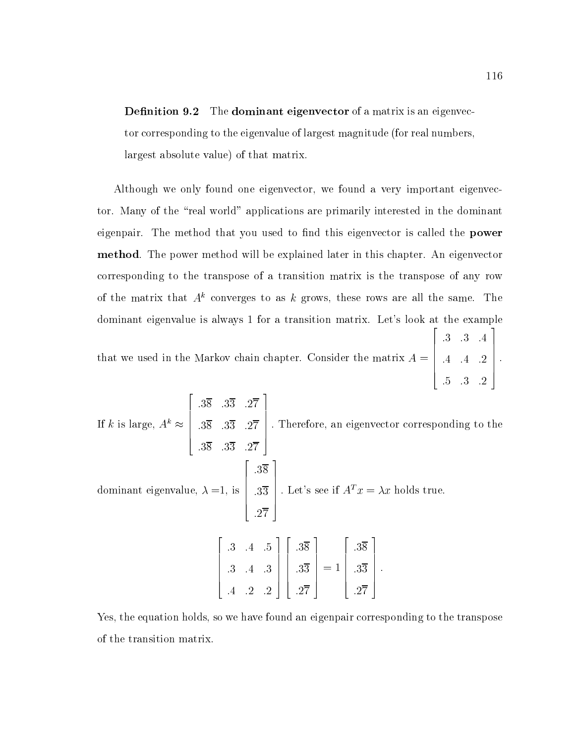**Definition 9.2** The **dominant eigenvector** of a matrix is an eigenvector corresponding to the eigenvalue of largest magnitude (for real numbers, largest absolute value) of that matrix.

Although we only found one eigenvector, we found a very important eigenvector. Many of the "real world" applications are primarily interested in the dominant eigenpair. The method that you used to find this eigenvector is called the **power method**. The power method will be explained later in this chapter. An eigenvector corresponding to the transpose of a transition matrix is the transpose of any row of the matrix that $A^k$ converges to as $k$ grows, these rows are all the same. The dominant eigenvalue is always 1 for a transition matrix. Let's look at the example that we used in the Markov chain chapter. Consider the matrix $A = \begin{bmatrix} .3 & .3 & .4 \\ .4 & .4 & .2 \\ .5 & .3 & .2 \end{bmatrix}$.

If $k$ is large, $A^k \approx \begin{bmatrix} .3\overline{8} & .3\overline{3} & .2\overline{7} \\ .3\overline{8} & .3\overline{3} & .2\overline{7} \\ .3\overline{8} & .3\overline{3} & .2\overline{7} \end{bmatrix}$. Therefore, an eigenvector corresponding to the dominant eigenvalue, $\lambda$ =1, is $\begin{bmatrix} .3\overline{8} \\ .3\overline{3} \\ .2\overline{7} \end{bmatrix}$. Let's see if $A^T x = \lambda x$ holds true.

$$\begin{bmatrix} .3 & .4 & .5 \\ .3 & .4 & .3 \\ .4 & .2 & .2 \end{bmatrix} \begin{bmatrix} .3\overline{8} \\ .3\overline{3} \\ .2\overline{7} \end{bmatrix} = 1 \begin{bmatrix} .3\overline{8} \\ .3\overline{3} \\ .2\overline{7} \end{bmatrix}.$$

Yes, the equation holds, so we have found an eigenpair corresponding to the transpose of the transition matrix.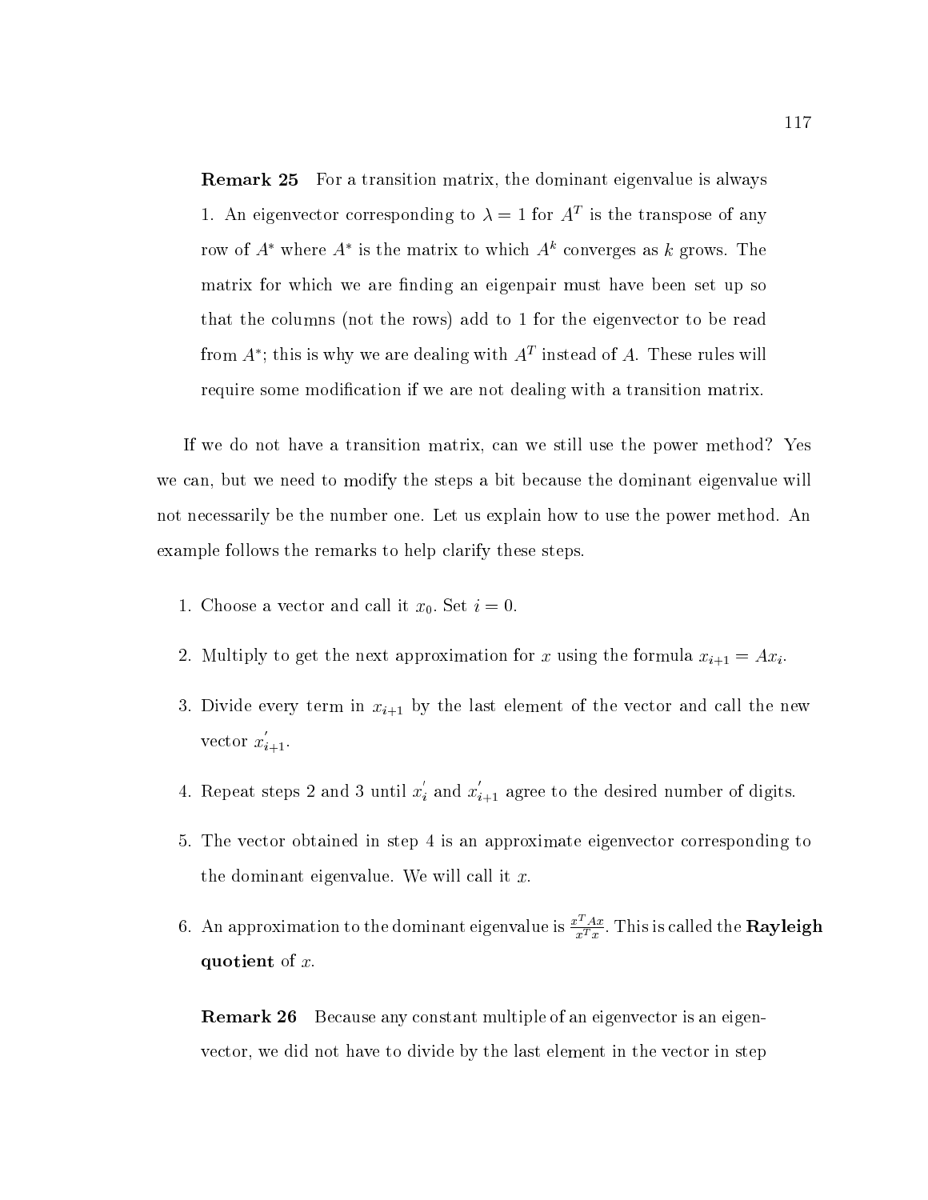**Remark 25** For a transition matrix, the dominant eigenvalue is always 1. An eigenvector corresponding to $\lambda = 1$ for $A^T$ is the transpose of any row of $A^*$ where $A^*$ is the matrix to which $A^k$ converges as $k$ grows. The matrix for which we are finding an eigenpair must have been set up so that the columns (not the rows) add to 1 for the eigenvector to be read from $A^*$; this is why we are dealing with $A^T$ instead of $A$. These rules will require some modification if we are not dealing with a transition matrix.

If we do not have a transition matrix, can we still use the power method? Yes we can, but we need to modify the steps a bit because the dominant eigenvalue will not necessarily be the number one. Let us explain how to use the power method. An example follows the remarks to help clarify these steps.

1. Choose a vector and call it $x_0$. Set $i = 0$.
2. Multiply to get the next approximation for $x$ using the formula $x_{i+1} = Ax_i$.
3. Divide every term in $x_{i+1}$ by the last element of the vector and call the new vector $x'_{i+1}$.
4. Repeat steps 2 and 3 until $x'_i$ and $x'_{i+1}$ agree to the desired number of digits.
5. The vector obtained in step 4 is an approximate eigenvector corresponding to the dominant eigenvalue. We will call it $x$.
6. An approximation to the dominant eigenvalue is $\frac{x^T Ax}{x^T x}$. This is called the **Rayleigh quotient** of $x$.

**Remark 26** Because any constant multiple of an eigenvector is an eigenvector, we did not have to divide by the last element in the vector in step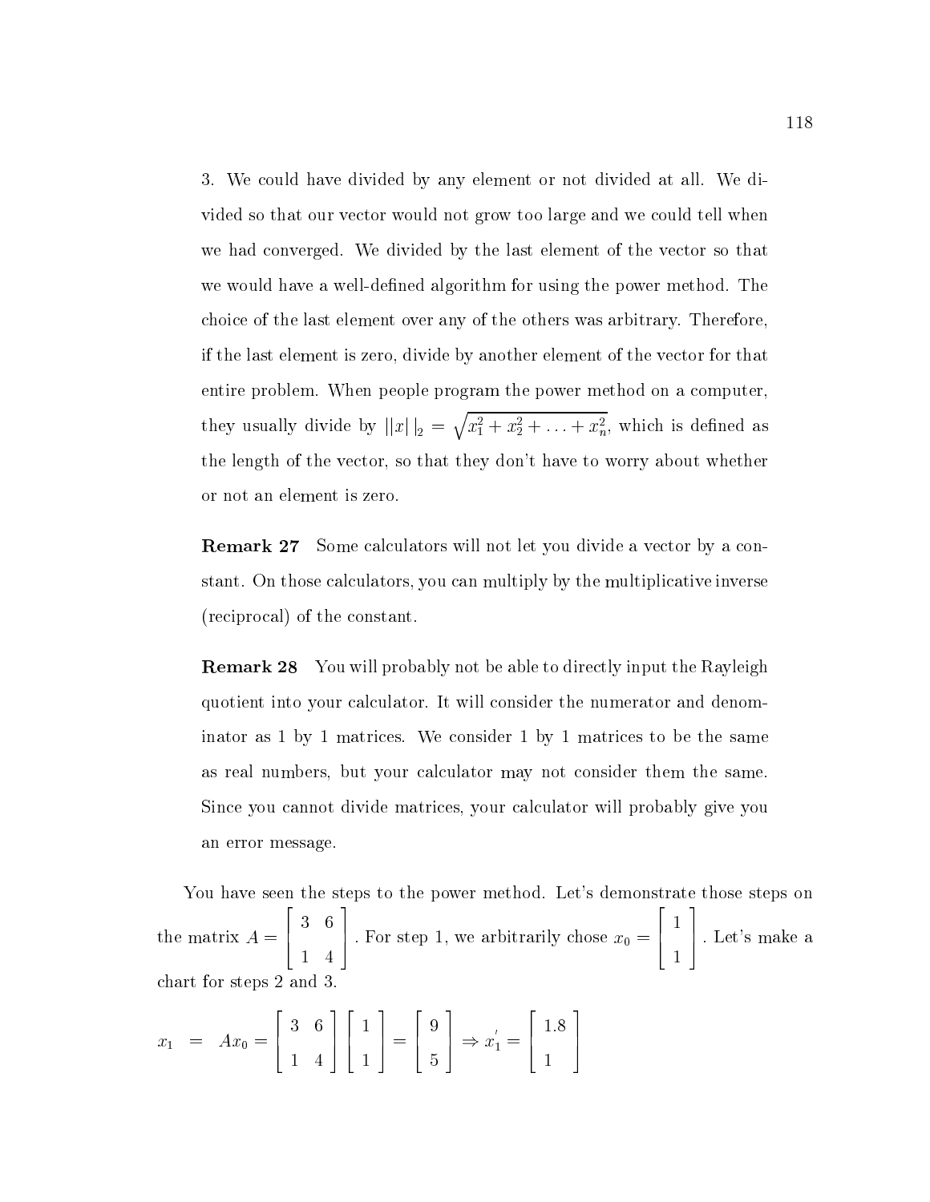3. We could have divided by any element or not divided at all. We divided so that our vector would not grow too large and we could tell when we had converged. We divided by the last element of the vector so that we would have a well-defined algorithm for using the power method. The choice of the last element over any of the others was arbitrary. Therefore, if the last element is zero, divide by another element of the vector for that entire problem. When people program the power method on a computer, they usually divide by $||x||_2 = \sqrt{x_1^2 + x_2^2 + \ldots + x_n^2}$, which is defined as the length of the vector, so that they don't have to worry about whether or not an element is zero.

**Remark 27** Some calculators will not let you divide a vector by a constant. On those calculators, you can multiply by the multiplicative inverse (reciprocal) of the constant.

**Remark 28** You will probably not be able to directly input the Rayleigh quotient into your calculator. It will consider the numerator and denominator as 1 by 1 matrices. We consider 1 by 1 matrices to be the same as real numbers, but your calculator may not consider them the same. Since you cannot divide matrices, your calculator will probably give you an error message.

You have seen the steps to the power method. Let's demonstrate those steps on the matrix $A = \begin{bmatrix} 3 & 6 \\ 1 & 4 \end{bmatrix}$. For step 1, we arbitrarily chose $x_0 = \begin{bmatrix} 1 \\ 1 \end{bmatrix}$. Let's make a chart for steps 2 and 3.

$$x_1 = Ax_0 = \begin{bmatrix} 3 & 6 \\ 1 & 4 \end{bmatrix} \begin{bmatrix} 1 \\ 1 \end{bmatrix} = \begin{bmatrix} 9 \\ 5 \end{bmatrix} \Rightarrow x_1' = \begin{bmatrix} 1.8 \\ 1 \end{bmatrix}$$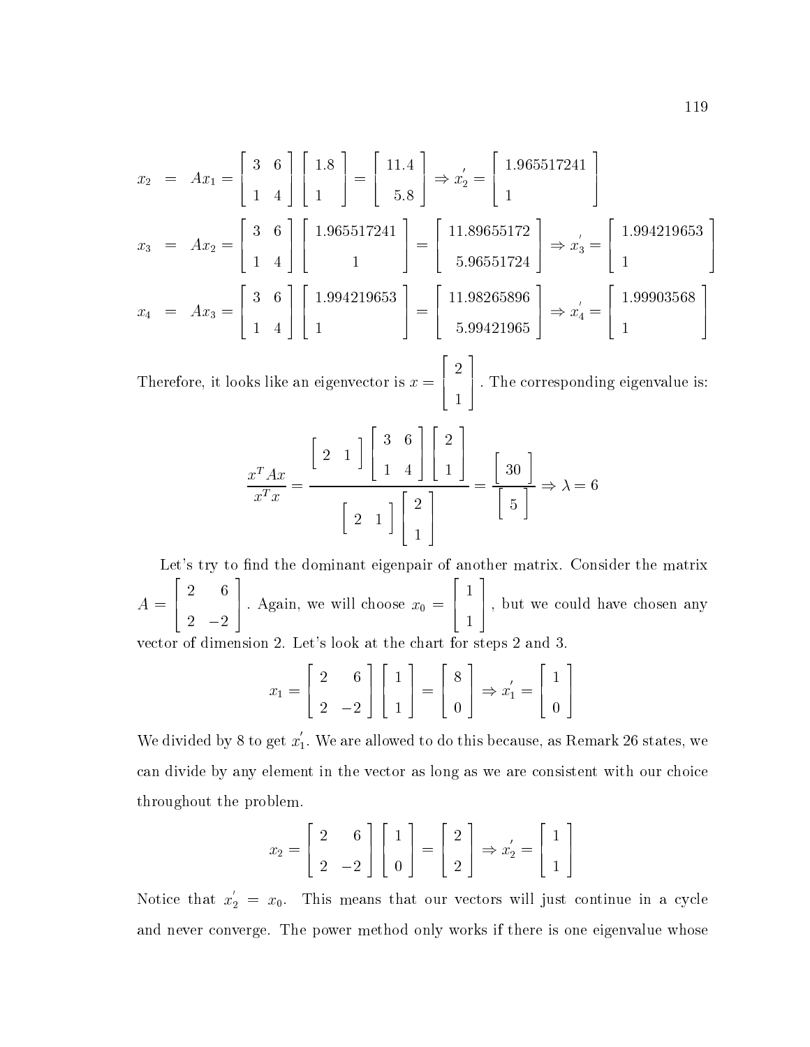$$
\begin{aligned}
x_2 &= Ax_1 = \begin{bmatrix} 3 & 6 \\ 1 & 4 \end{bmatrix} \begin{bmatrix} 1.8 \\ 1 \end{bmatrix} = \begin{bmatrix} 11.4 \\ 5.8 \end{bmatrix} \Rightarrow x_2^{'} = \begin{bmatrix} 1.965517241 \\ 1 \end{bmatrix} \\
x_3 &= Ax_2 = \begin{bmatrix} 3 & 6 \\ 1 & 4 \end{bmatrix} \begin{bmatrix} 1.965517241 \\ 1 \end{bmatrix} = \begin{bmatrix} 11.89655172 \\ 5.96551724 \end{bmatrix} \Rightarrow x_3^{'} = \begin{bmatrix} 1.994219653 \\ 1 \end{bmatrix} \\
x_4 &= Ax_3 = \begin{bmatrix} 3 & 6 \\ 1 & 4 \end{bmatrix} \begin{bmatrix} 1.994219653 \\ 1 \end{bmatrix} = \begin{bmatrix} 11.98265896 \\ 5.99421965 \end{bmatrix} \Rightarrow x_4^{'} = \begin{bmatrix} 1.99903568 \\ 1 \end{bmatrix}
\end{aligned}
$$

Therefore, it looks like an eigenvector is $x = \begin{bmatrix} 2 \\ 1 \end{bmatrix}$. The corresponding eigenvalue is:

$$
\frac{x^T A x}{x^T x} = \frac{\begin{bmatrix} 2 & 1 \end{bmatrix} \begin{bmatrix} 3 & 6 \\ 1 & 4 \end{bmatrix} \begin{bmatrix} 2 \\ 1 \end{bmatrix}}{\begin{bmatrix} 2 & 1 \end{bmatrix} \begin{bmatrix} 2 \\ 1 \end{bmatrix}} = \frac{\begin{bmatrix} 30 \end{bmatrix}}{\begin{bmatrix} 5 \end{bmatrix}} \Rightarrow \lambda = 6
$$

Let's try to find the dominant eigenpair of another matrix. Consider the matrix $A = \begin{bmatrix} 2 & 6 \\ 2 & -2 \end{bmatrix}$. Again, we will choose $x_0 = \begin{bmatrix} 1 \\ 1 \end{bmatrix}$, but we could have chosen any vector of dimension 2. Let's look at the chart for steps 2 and 3.

$$
x_1 = \begin{bmatrix} 2 & 6 \\ 2 & -2 \end{bmatrix} \begin{bmatrix} 1 \\ 1 \end{bmatrix} = \begin{bmatrix} 8 \\ 0 \end{bmatrix} \Rightarrow x_1^{'} = \begin{bmatrix} 1 \\ 0 \end{bmatrix}
$$

We divided by 8 to get $x_1^{'}$. We are allowed to do this because, as Remark 26 states, we can divide by any element in the vector as long as we are consistent with our choice throughout the problem.

$$
x_2 = \begin{bmatrix} 2 & 6 \\ 2 & -2 \end{bmatrix} \begin{bmatrix} 1 \\ 0 \end{bmatrix} = \begin{bmatrix} 2 \\ 2 \end{bmatrix} \Rightarrow x_2^{'} = \begin{bmatrix} 1 \\ 1 \end{bmatrix}
$$

Notice that $x_2^{'} = x_0$. This means that our vectors will just continue in a cycle and never converge. The power method only works if there is one eigenvalue whose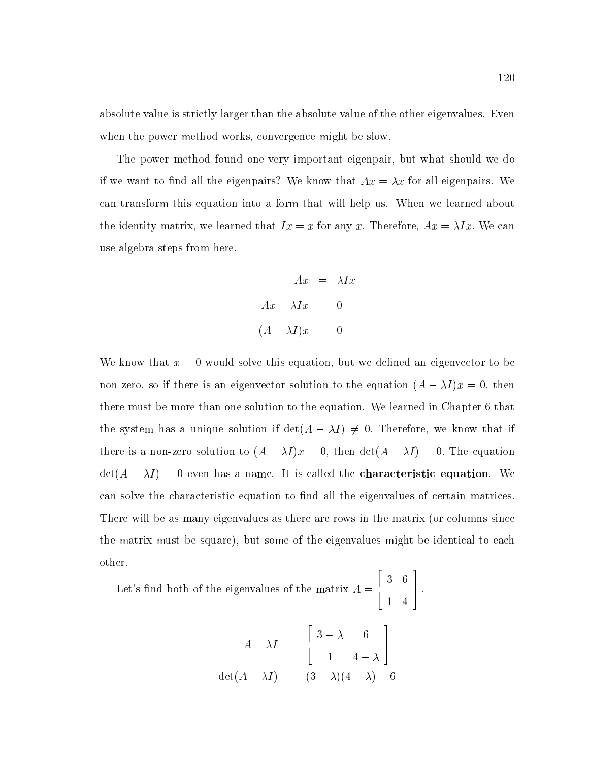absolute value is strictly larger than the absolute value of the other eigenvalues. Even when the power method works, convergence might be slow.

The power method found one very important eigenpair, but what should we do if we want to find all the eigenpairs? We know that $Ax = \lambda x$ for all eigenpairs. We can transform this equation into a form that will help us. When we learned about the identity matrix, we learned that $Ix = x$ for any $x$. Therefore, $Ax = \lambda Ix$. We can use algebra steps from here.

$$
\begin{aligned}
Ax &= \lambda Ix \\
Ax - \lambda Ix &= 0 \\
(A - \lambda I)x &= 0
\end{aligned}
$$

We know that $x = 0$ would solve this equation, but we defined an eigenvector to be non-zero, so if there is an eigenvector solution to the equation $(A - \lambda I)x = 0$, then there must be more than one solution to the equation. We learned in Chapter 6 that the system has a unique solution if $\det(A - \lambda I) \neq 0$. Therefore, we know that if there is a non-zero solution to $(A - \lambda I)x = 0$, then $\det(A - \lambda I) = 0$. The equation $\det(A - \lambda I) = 0$ even has a name. It is called the **characteristic equation**. We can solve the characteristic equation to find all the eigenvalues of certain matrices. There will be as many eigenvalues as there are rows in the matrix (or columns since the matrix must be square), but some of the eigenvalues might be identical to each other.

Let's find both of the eigenvalues of the matrix $A = \begin{bmatrix} 3 & 6 \\ 1 & 4 \end{bmatrix}$.

$$
\begin{aligned}
A - \lambda I &= \begin{bmatrix} 3 - \lambda & 6 \\ 1 & 4 - \lambda \end{bmatrix} \\
\det(A - \lambda I) &= (3 - \lambda)(4 - \lambda) - 6
\end{aligned}
$$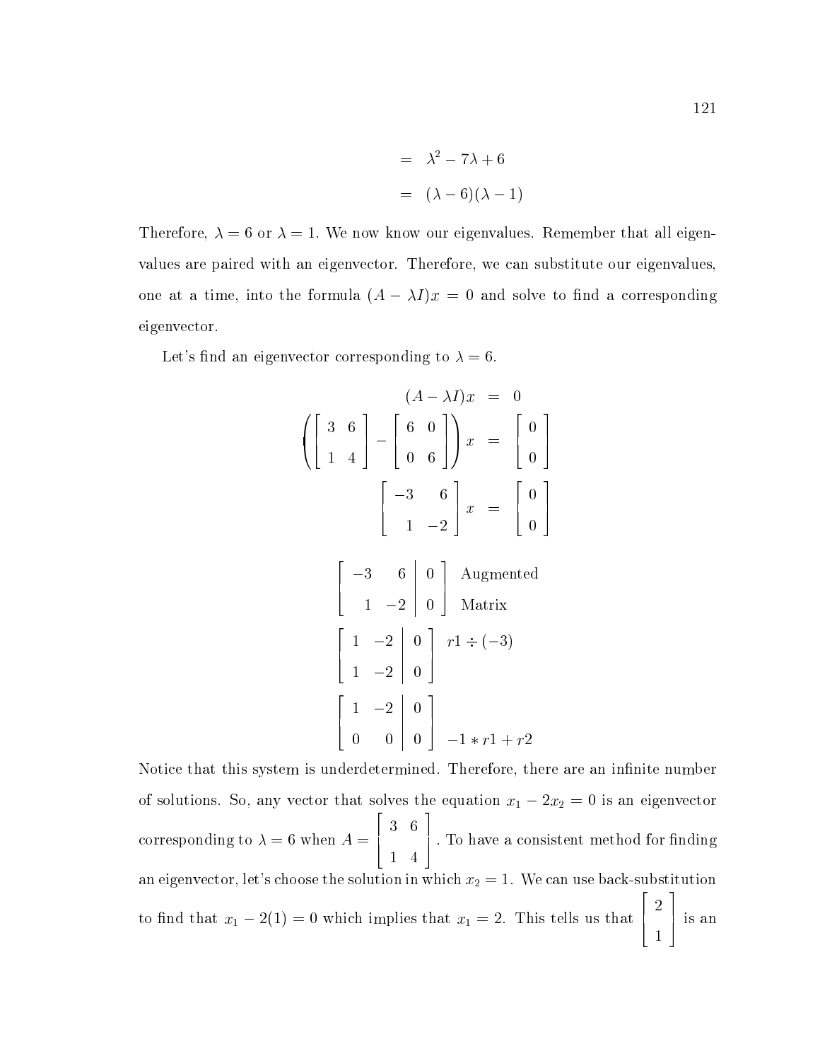$$
\begin{aligned}
&= \lambda^2 - 7\lambda + 6 \\
&= (\lambda - 6)(\lambda - 1)
\end{aligned}
$$

Therefore, $\lambda = 6$ or $\lambda = 1$. We now know our eigenvalues. Remember that all eigenvalues are paired with an eigenvector. Therefore, we can substitute our eigenvalues, one at a time, into the formula $(A - \lambda I)x = 0$ and solve to find a corresponding eigenvector.

Let's find an eigenvector corresponding to $\lambda = 6$.

$$
\begin{aligned}
(A - \lambda I)x &= 0 \\
\left( \begin{bmatrix} 3 & 6 \\ 1 & 4 \end{bmatrix} - \begin{bmatrix} 6 & 0 \\ 0 & 6 \end{bmatrix} \right) x &= \begin{bmatrix} 0 \\ 0 \end{bmatrix} \\
\begin{bmatrix} -3 & 6 \\ 1 & -2 \end{bmatrix} x &= \begin{bmatrix} 0 \\ 0 \end{bmatrix}
\end{aligned}
$$

$$
\left[ \begin{array}{cc|c} -3 & 6 & 0 \\ 1 & -2 & 0 \end{array} \right] \quad \text{Augmented Matrix}
$$

$$
\left[ \begin{array}{cc|c} 1 & -2 & 0 \\ 1 & -2 & 0 \end{array} \right] \quad r1 \div (-3)
$$

$$
\left[ \begin{array}{cc|c} 1 & -2 & 0 \\ 0 & 0 & 0 \end{array} \right] \quad -1 * r1 + r2
$$

Notice that this system is underdetermined. Therefore, there are an infinite number of solutions. So, any vector that solves the equation $x_1 - 2x_2 = 0$ is an eigenvector corresponding to $\lambda = 6$ when $A = \begin{bmatrix} 3 & 6 \\ 1 & 4 \end{bmatrix}$. To have a consistent method for finding an eigenvector, let's choose the solution in which $x_2 = 1$. We can use back-substitution to find that $x_1 - 2(1) = 0$ which implies that $x_1 = 2$. This tells us that $\begin{bmatrix} 2 \\ 1 \end{bmatrix}$ is an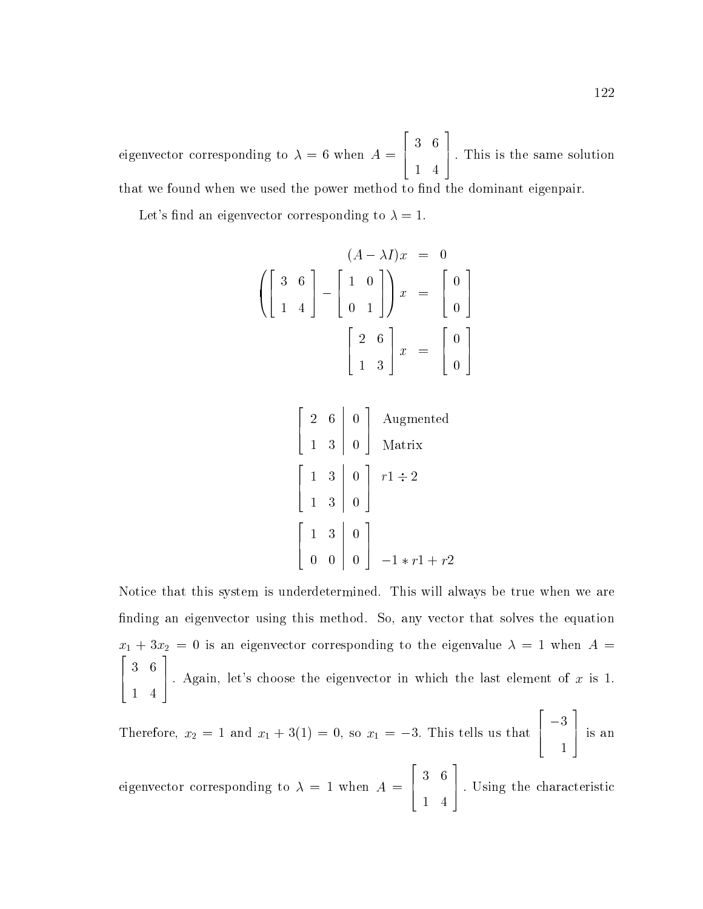eigenvector corresponding to $\lambda = 6$ when $A = \begin{bmatrix} 3 & 6 \\ 1 & 4 \end{bmatrix}$. This is the same solution that we found when we used the power method to find the dominant eigenpair.

Let's find an eigenvector corresponding to $\lambda = 1$.

$$
\begin{aligned}
(A - \lambda I)x &= 0 \\
\left( \begin{bmatrix} 3 & 6 \\ 1 & 4 \end{bmatrix} - \begin{bmatrix} 1 & 0 \\ 0 & 1 \end{bmatrix} \right) x &= \begin{bmatrix} 0 \\ 0 \end{bmatrix} \\
\begin{bmatrix} 2 & 6 \\ 1 & 3 \end{bmatrix} x &= \begin{bmatrix} 0 \\ 0 \end{bmatrix}
\end{aligned}
$$

$$
\left[ \begin{array}{cc|c} 2 & 6 & 0 \\ 1 & 3 & 0 \end{array} \right] \quad \text{Augmented Matrix}
$$

$$
\left[ \begin{array}{cc|c} 1 & 3 & 0 \\ 1 & 3 & 0 \end{array} \right] \quad r1 \div 2
$$

$$
\left[ \begin{array}{cc|c} 1 & 3 & 0 \\ 0 & 0 & 0 \end{array} \right] \quad -1 * r1 + r2
$$

Notice that this system is underdetermined. This will always be true when we are finding an eigenvector using this method. So, any vector that solves the equation $x_1 + 3x_2 = 0$ is an eigenvector corresponding to the eigenvalue $\lambda = 1$ when $A = \begin{bmatrix} 3 & 6 \\ 1 & 4 \end{bmatrix}$. Again, let's choose the eigenvector in which the last element of $x$ is 1. Therefore, $x_2 = 1$ and $x_1 + 3(1) = 0$, so $x_1 = -3$. This tells us that $\begin{bmatrix} -3 \\ 1 \end{bmatrix}$ is an eigenvector corresponding to $\lambda = 1$ when $A = \begin{bmatrix} 3 & 6 \\ 1 & 4 \end{bmatrix}$. Using the characteristic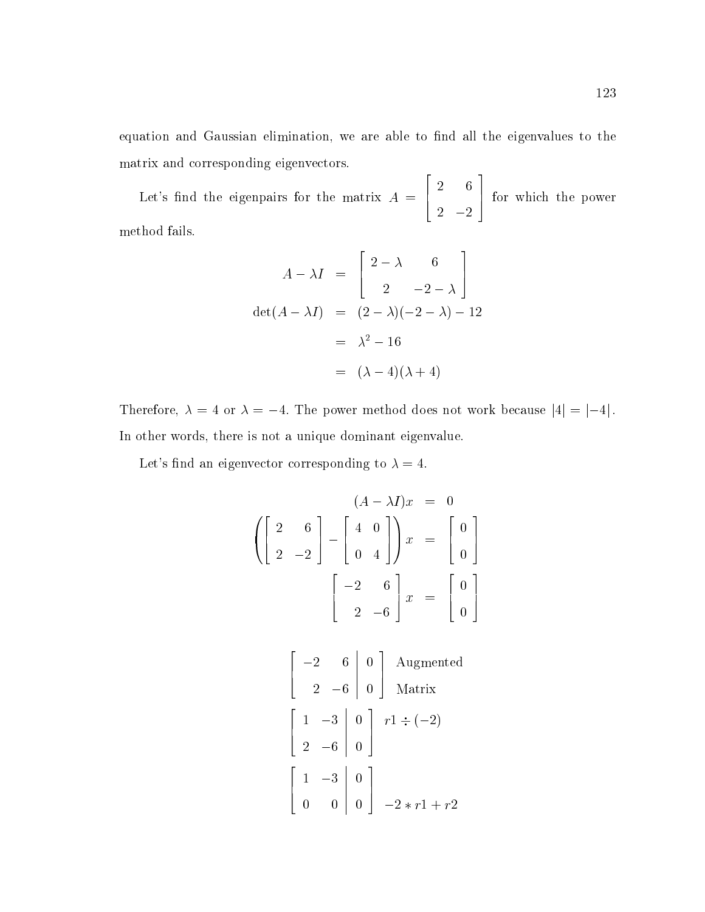equation and Gaussian elimination, we are able to find all the eigenvalues to the matrix and corresponding eigenvectors.

Let's find the eigenpairs for the matrix $A = \begin{bmatrix} 2 & 6 \\ 2 & -2 \end{bmatrix}$ for which the power method fails.

$$
\begin{aligned}
A - \lambda I &= \begin{bmatrix} 2-\lambda & 6 \\ 2 & -2-\lambda \end{bmatrix} \\
\det(A - \lambda I) &= (2-\lambda)(-2-\lambda) - 12 \\
&= \lambda^2 - 16 \\
&= (\lambda - 4)(\lambda + 4)
\end{aligned}
$$

Therefore, $\lambda = 4$ or $\lambda = -4$. The power method does not work because $|4| = |-4|$. In other words, there is not a unique dominant eigenvalue.

Let's find an eigenvector corresponding to $\lambda = 4$.

$$
\begin{aligned}
(A - \lambda I)x &= 0 \\
\left( \begin{bmatrix} 2 & 6 \\ 2 & -2 \end{bmatrix} - \begin{bmatrix} 4 & 0 \\ 0 & 4 \end{bmatrix} \right) x &= \begin{bmatrix} 0 \\ 0 \end{bmatrix} \\
\begin{bmatrix} -2 & 6 \\ 2 & -6 \end{bmatrix} x &= \begin{bmatrix} 0 \\ 0 \end{bmatrix}
\end{aligned}
$$

$$
\left[\begin{array}{cc|c} -2 & 6 & 0 \\ 2 & -6 & 0 \end{array}\right] \quad \text{Augmented Matrix}
$$

$$
\left[\begin{array}{cc|c} 1 & -3 & 0 \\ 2 & -6 & 0 \end{array}\right] \quad r1 \div (-2)
$$

$$
\left[\begin{array}{cc|c} 1 & -3 & 0 \\ 0 & 0 & 0 \end{array}\right] \quad -2 * r1 + r2
$$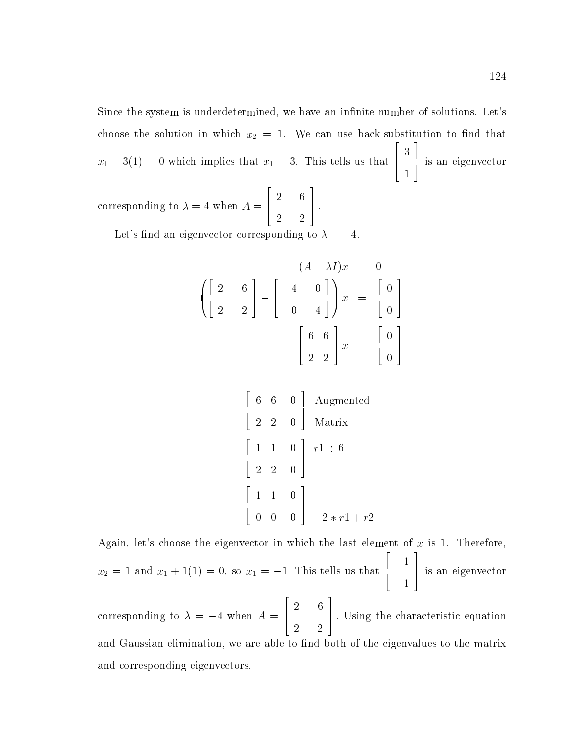Since the system is underdetermined, we have an infinite number of solutions. Let's choose the solution in which $x_2 = 1$. We can use back-substitution to find that $x_1 - 3(1) = 0$ which implies that $x_1 = 3$. This tells us that $\begin{bmatrix} 3 \\ 1 \end{bmatrix}$ is an eigenvector corresponding to $\lambda = 4$ when $A = \begin{bmatrix} 2 & 6 \\ 2 & -2 \end{bmatrix}$.

Let's find an eigenvector corresponding to $\lambda = -4$.

$$
\begin{aligned}
(A - \lambda I)x &= 0 \\
\left( \begin{bmatrix} 2 & 6 \\ 2 & -2 \end{bmatrix} - \begin{bmatrix} -4 & 0 \\ 0 & -4 \end{bmatrix} \right) x &= \begin{bmatrix} 0 \\ 0 \end{bmatrix} \\
\begin{bmatrix} 6 & 6 \\ 2 & 2 \end{bmatrix} x &= \begin{bmatrix} 0 \\ 0 \end{bmatrix}
\end{aligned}
$$

$$
\left[ \begin{array}{cc|c} 6 & 6 & 0 \\ 2 & 2 & 0 \end{array} \right] \quad \text{Augmented Matrix}
$$

$$
\left[ \begin{array}{cc|c} 1 & 1 & 0 \\ 2 & 2 & 0 \end{array} \right] \quad r1 \div 6
$$

$$
\left[ \begin{array}{cc|c} 1 & 1 & 0 \\ 0 & 0 & 0 \end{array} \right] \quad -2 * r1 + r2
$$

Again, let's choose the eigenvector in which the last element of $x$ is 1. Therefore, $x_2 = 1$ and $x_1 + 1(1) = 0$, so $x_1 = -1$. This tells us that $\begin{bmatrix} -1 \\ 1 \end{bmatrix}$ is an eigenvector corresponding to $\lambda = -4$ when $A = \begin{bmatrix} 2 & 6 \\ 2 & -2 \end{bmatrix}$. Using the characteristic equation and Gaussian elimination, we are able to find both of the eigenvalues to the matrix and corresponding eigenvectors.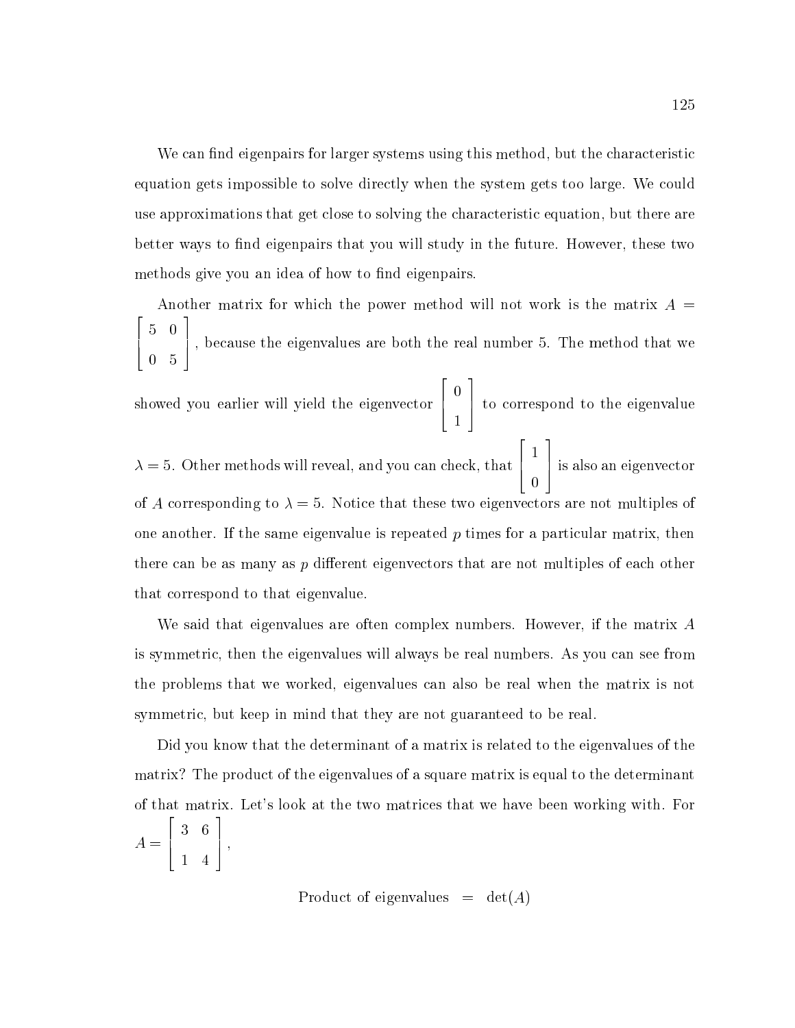We can find eigenpairs for larger systems using this method, but the characteristic equation gets impossible to solve directly when the system gets too large. We could use approximations that get close to solving the characteristic equation, but there are better ways to find eigenpairs that you will study in the future. However, these two methods give you an idea of how to find eigenpairs.

Another matrix for which the power method will not work is the matrix $A = \begin{bmatrix} 5 & 0 \\ 0 & 5 \end{bmatrix}$, because the eigenvalues are both the real number 5. The method that we showed you earlier will yield the eigenvector $\begin{bmatrix} 0 \\ 1 \end{bmatrix}$ to correspond to the eigenvalue $\lambda = 5$. Other methods will reveal, and you can check, that $\begin{bmatrix} 1 \\ 0 \end{bmatrix}$ is also an eigenvector of $A$ corresponding to $\lambda = 5$. Notice that these two eigenvectors are not multiples of one another. If the same eigenvalue is repeated $p$ times for a particular matrix, then there can be as many as $p$ different eigenvectors that are not multiples of each other that correspond to that eigenvalue.

We said that eigenvalues are often complex numbers. However, if the matrix $A$ is symmetric, then the eigenvalues will always be real numbers. As you can see from the problems that we worked, eigenvalues can also be real when the matrix is not symmetric, but keep in mind that they are not guaranteed to be real.

Did you know that the determinant of a matrix is related to the eigenvalues of the matrix? The product of the eigenvalues of a square matrix is equal to the determinant of that matrix. Let's look at the two matrices that we have been working with. For $A = \begin{bmatrix} 3 & 6 \\ 1 & 4 \end{bmatrix}$,

$$\text{Product of eigenvalues} \quad = \quad \det(A)$$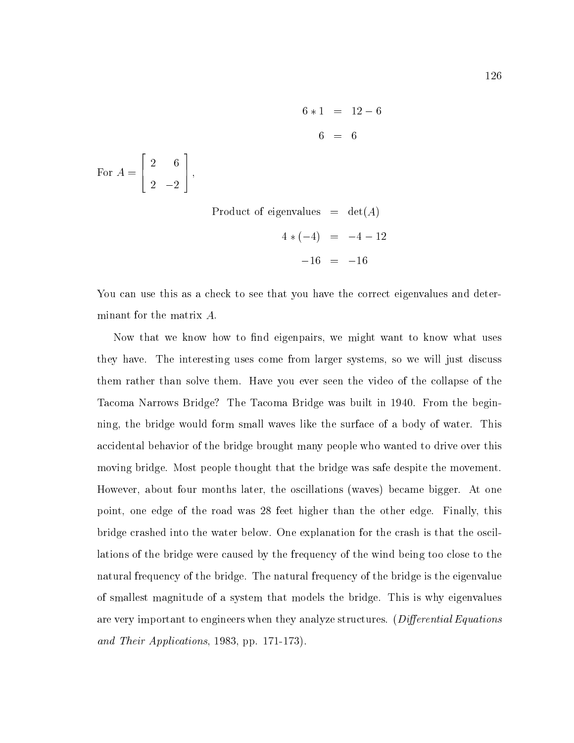$$
\begin{aligned}
6 * 1 &= 12 - 6 \\
6 &= 6
\end{aligned}
$$

For $A = \begin{bmatrix} 2 & 6 \\ 2 & -2 \end{bmatrix}$,

$$
\begin{aligned}
\text{Product of eigenvalues} &= \det(A) \\
4 * (-4) &= -4 - 12 \\
-16 &= -16
\end{aligned}
$$

You can use this as a check to see that you have the correct eigenvalues and determinant for the matrix $A$.

Now that we know how to find eigenpairs, we might want to know what uses they have. The interesting uses come from larger systems, so we will just discuss them rather than solve them. Have you ever seen the video of the collapse of the Tacoma Narrows Bridge? The Tacoma Bridge was built in 1940. From the beginning, the bridge would form small waves like the surface of a body of water. This accidental behavior of the bridge brought many people who wanted to drive over this moving bridge. Most people thought that the bridge was safe despite the movement. However, about four months later, the oscillations (waves) became bigger. At one point, one edge of the road was 28 feet higher than the other edge. Finally, this bridge crashed into the water below. One explanation for the crash is that the oscillations of the bridge were caused by the frequency of the wind being too close to the natural frequency of the bridge. The natural frequency of the bridge is the eigenvalue of smallest magnitude of a system that models the bridge. This is why eigenvalues are very important to engineers when they analyze structures. (*Differential Equations and Their Applications*, 1983, pp. 171-173).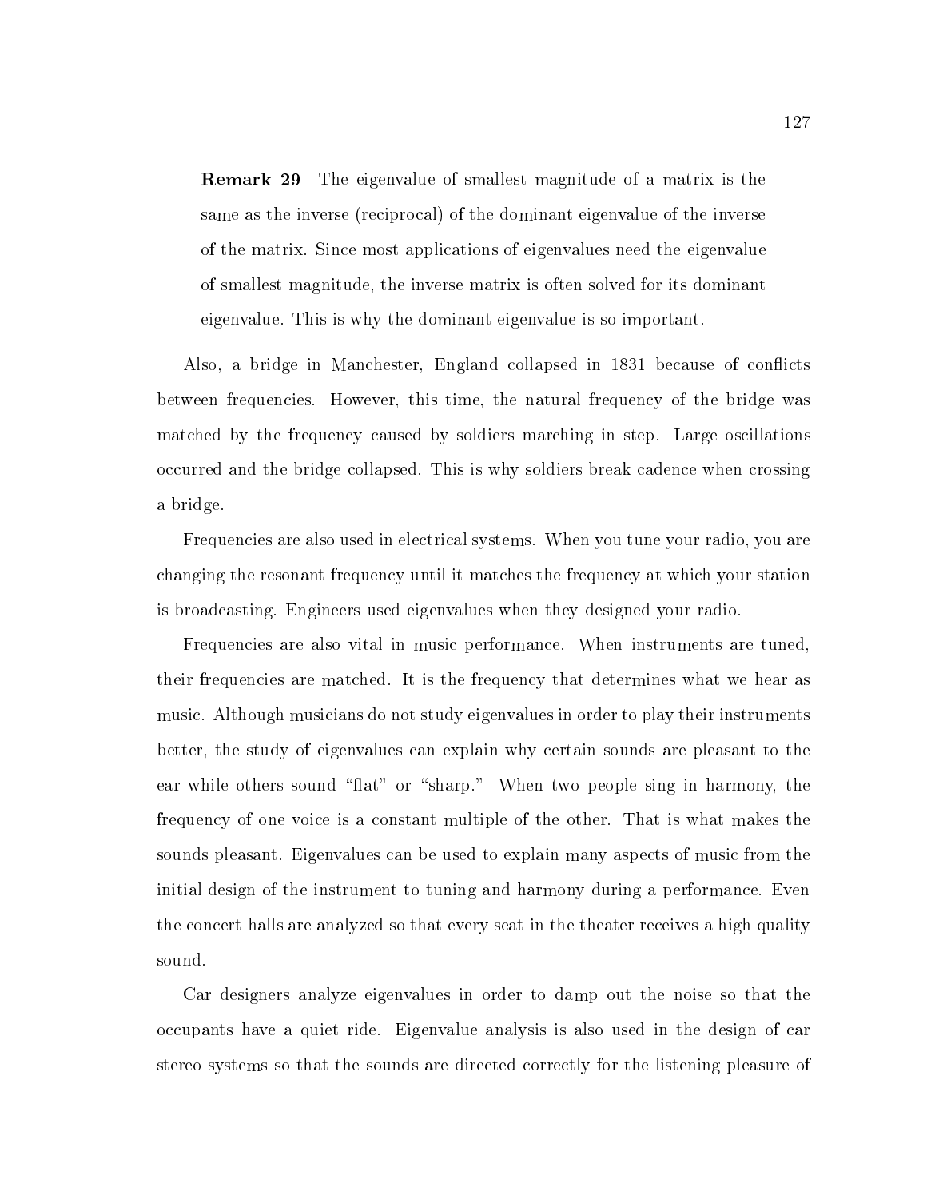**Remark 29** The eigenvalue of smallest magnitude of a matrix is the same as the inverse (reciprocal) of the dominant eigenvalue of the inverse of the matrix. Since most applications of eigenvalues need the eigenvalue of smallest magnitude, the inverse matrix is often solved for its dominant eigenvalue. This is why the dominant eigenvalue is so important.

Also, a bridge in Manchester, England collapsed in 1831 because of conflicts between frequencies. However, this time, the natural frequency of the bridge was matched by the frequency caused by soldiers marching in step. Large oscillations occurred and the bridge collapsed. This is why soldiers break cadence when crossing a bridge.

Frequencies are also used in electrical systems. When you tune your radio, you are changing the resonant frequency until it matches the frequency at which your station is broadcasting. Engineers used eigenvalues when they designed your radio.

Frequencies are also vital in music performance. When instruments are tuned, their frequencies are matched. It is the frequency that determines what we hear as music. Although musicians do not study eigenvalues in order to play their instruments better, the study of eigenvalues can explain why certain sounds are pleasant to the ear while others sound "flat" or "sharp." When two people sing in harmony, the frequency of one voice is a constant multiple of the other. That is what makes the sounds pleasant. Eigenvalues can be used to explain many aspects of music from the initial design of the instrument to tuning and harmony during a performance. Even the concert halls are analyzed so that every seat in the theater receives a high quality sound.

Car designers analyze eigenvalues in order to damp out the noise so that the occupants have a quiet ride. Eigenvalue analysis is also used in the design of car stereo systems so that the sounds are directed correctly for the listening pleasure of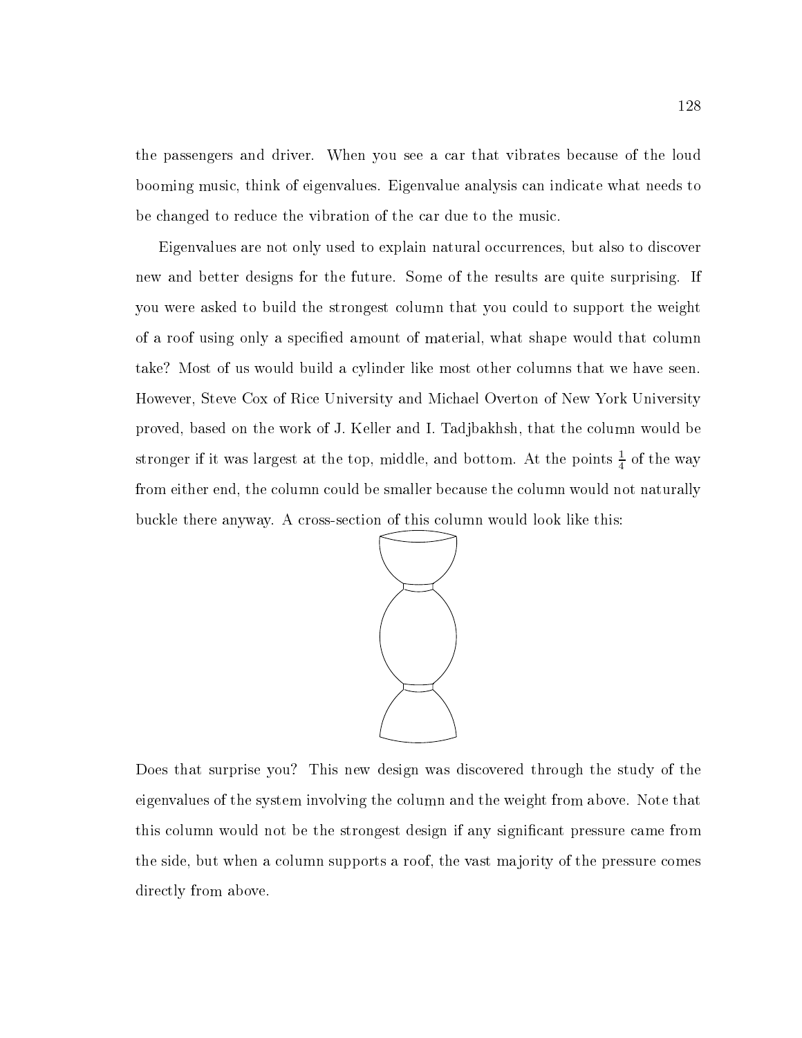the passengers and driver. When you see a car that vibrates because of the loud booming music, think of eigenvalues. Eigenvalue analysis can indicate what needs to be changed to reduce the vibration of the car due to the music.

Eigenvalues are not only used to explain natural occurrences, but also to discover new and better designs for the future. Some of the results are quite surprising. If you were asked to build the strongest column that you could to support the weight of a roof using only a specified amount of material, what shape would that column take? Most of us would build a cylinder like most other columns that we have seen. However, Steve Cox of Rice University and Michael Overton of New York University proved, based on the work of J. Keller and I. Tadjbakhsh, that the column would be stronger if it was largest at the top, middle, and bottom. At the points $\frac{1}{4}$ of the way from either end, the column could be smaller because the column would not naturally buckle there anyway. A cross-section of this column would look like this:

Does that surprise you? This new design was discovered through the study of the eigenvalues of the system involving the column and the weight from above. Note that this column would not be the strongest design if any significant pressure came from the side, but when a column supports a roof, the vast majority of the pressure comes directly from above.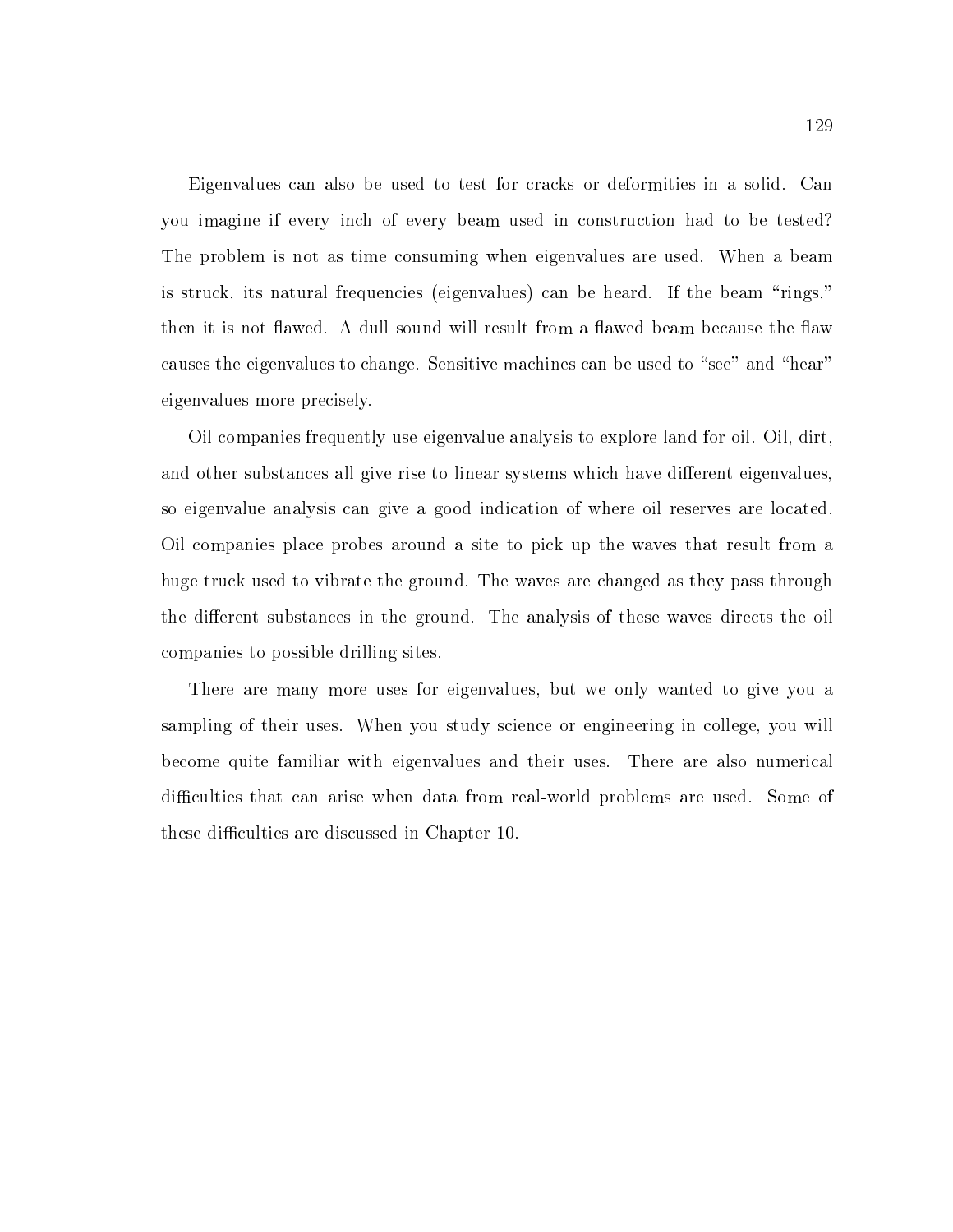Eigenvalues can also be used to test for cracks or deformities in a solid. Can you imagine if every inch of every beam used in construction had to be tested? The problem is not as time consuming when eigenvalues are used. When a beam is struck, its natural frequencies (eigenvalues) can be heard. If the beam "rings," then it is not flawed. A dull sound will result from a flawed beam because the flaw causes the eigenvalues to change. Sensitive machines can be used to "see" and "hear" eigenvalues more precisely.

Oil companies frequently use eigenvalue analysis to explore land for oil. Oil, dirt, and other substances all give rise to linear systems which have different eigenvalues, so eigenvalue analysis can give a good indication of where oil reserves are located. Oil companies place probes around a site to pick up the waves that result from a huge truck used to vibrate the ground. The waves are changed as they pass through the different substances in the ground. The analysis of these waves directs the oil companies to possible drilling sites.

There are many more uses for eigenvalues, but we only wanted to give you a sampling of their uses. When you study science or engineering in college, you will become quite familiar with eigenvalues and their uses. There are also numerical difficulties that can arise when data from real-world problems are used. Some of these difficulties are discussed in Chapter 10.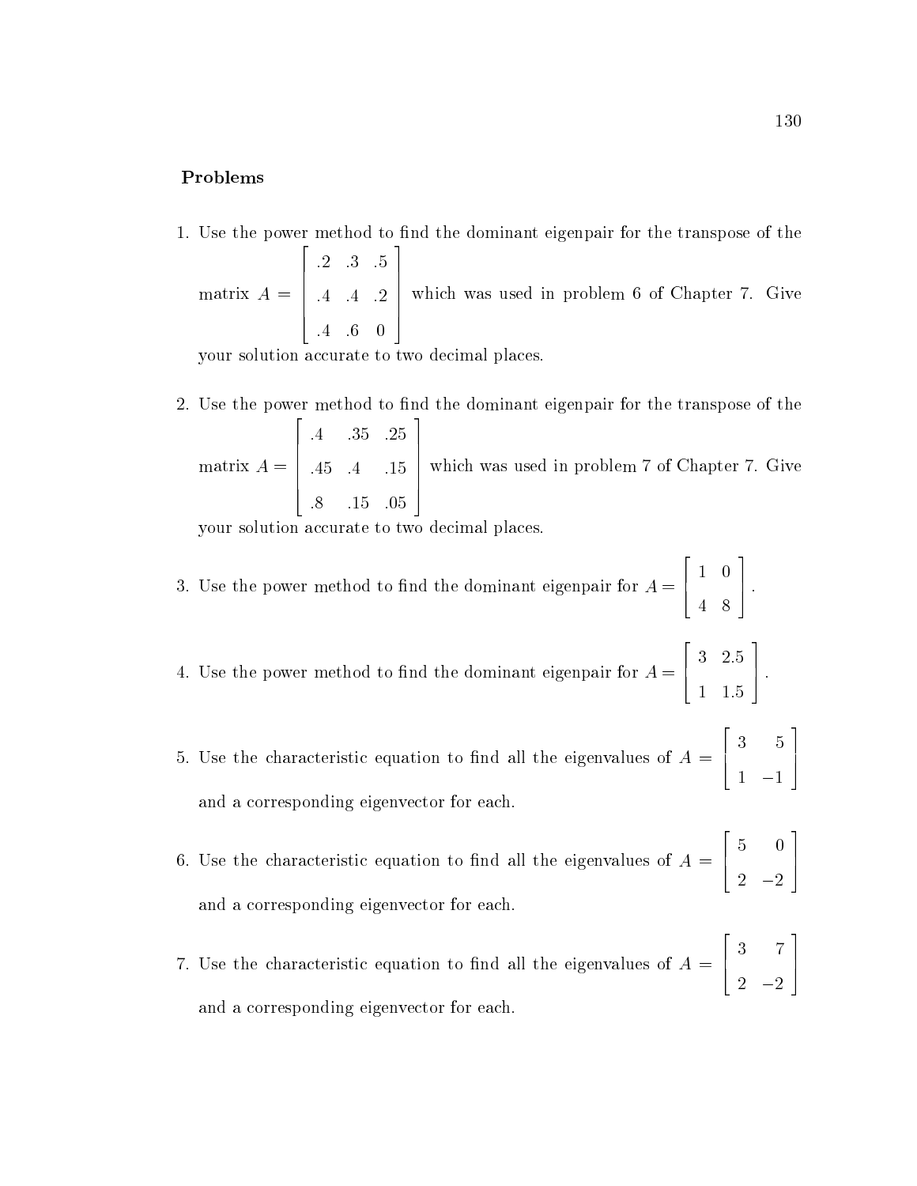### Problems

1. Use the power method to find the dominant eigenpair for the transpose of the matrix $A = \begin{bmatrix} .2 & .3 & .5 \\ .4 & .4 & .2 \\ .4 & .6 & 0 \end{bmatrix}$ which was used in problem 6 of Chapter 7. Give your solution accurate to two decimal places.

2. Use the power method to find the dominant eigenpair for the transpose of the matrix $A = \begin{bmatrix} .4 & .35 & .25 \\ .45 & .4 & .15 \\ .8 & .15 & .05 \end{bmatrix}$ which was used in problem 7 of Chapter 7. Give your solution accurate to two decimal places.

3. Use the power method to find the dominant eigenpair for $A = \begin{bmatrix} 1 & 0 \\ 4 & 8 \end{bmatrix}$.

4. Use the power method to find the dominant eigenpair for $A = \begin{bmatrix} 3 & 2.5 \\ 1 & 1.5 \end{bmatrix}$.

5. Use the characteristic equation to find all the eigenvalues of $A = \begin{bmatrix} 3 & 5 \\ 1 & -1 \end{bmatrix}$ and a corresponding eigenvector for each.

6. Use the characteristic equation to find all the eigenvalues of $A = \begin{bmatrix} 5 & 0 \\ 2 & -2 \end{bmatrix}$ and a corresponding eigenvector for each.

7. Use the characteristic equation to find all the eigenvalues of $A = \begin{bmatrix} 3 & 7 \\ 2 & -2 \end{bmatrix}$ and a corresponding eigenvector for each.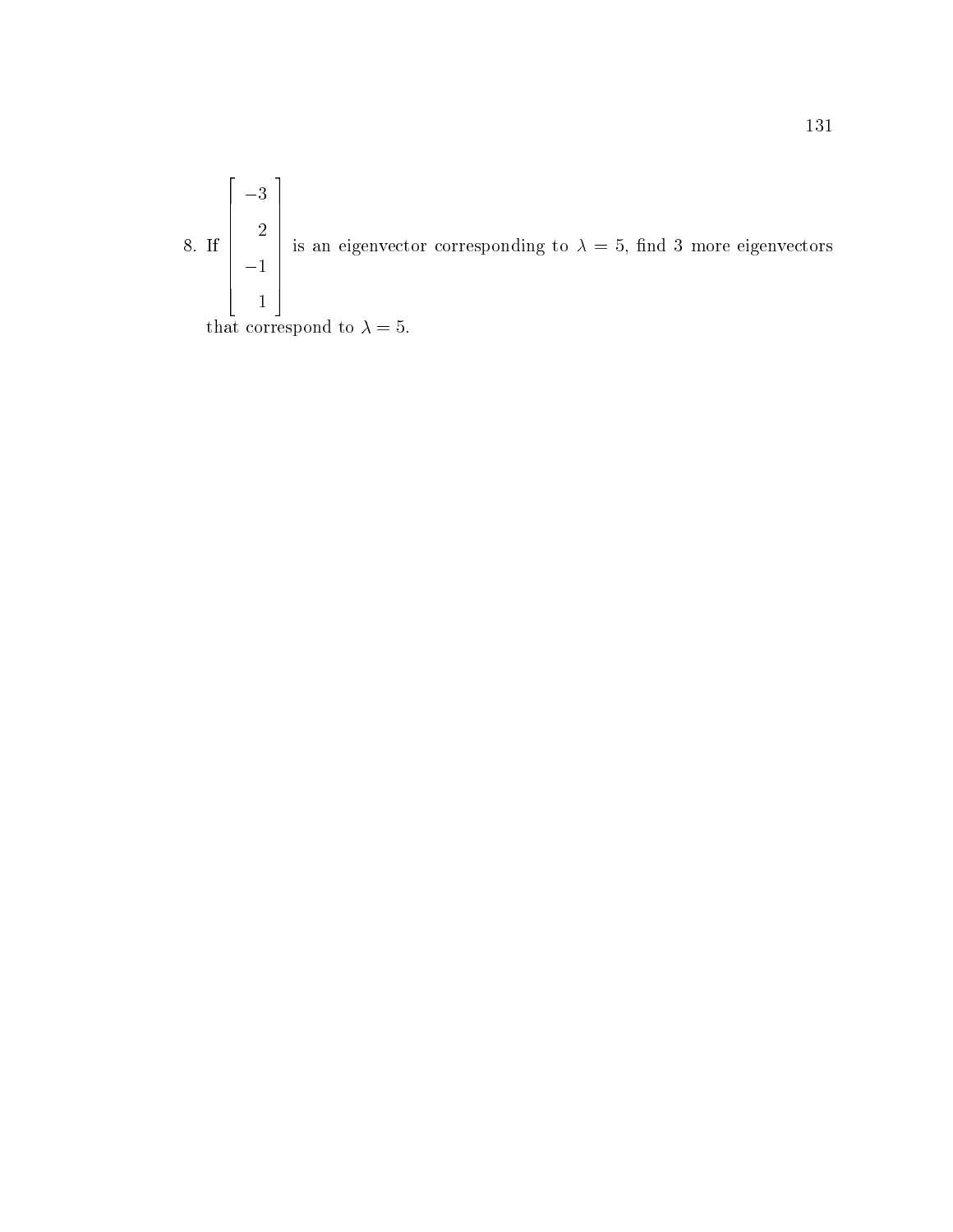8. If $\begin{bmatrix} -3 \\ 2 \\ -1 \\ 1 \end{bmatrix}$ is an eigenvector corresponding to $\lambda = 5$, find 3 more eigenvectors that correspond to $\lambda = 5$.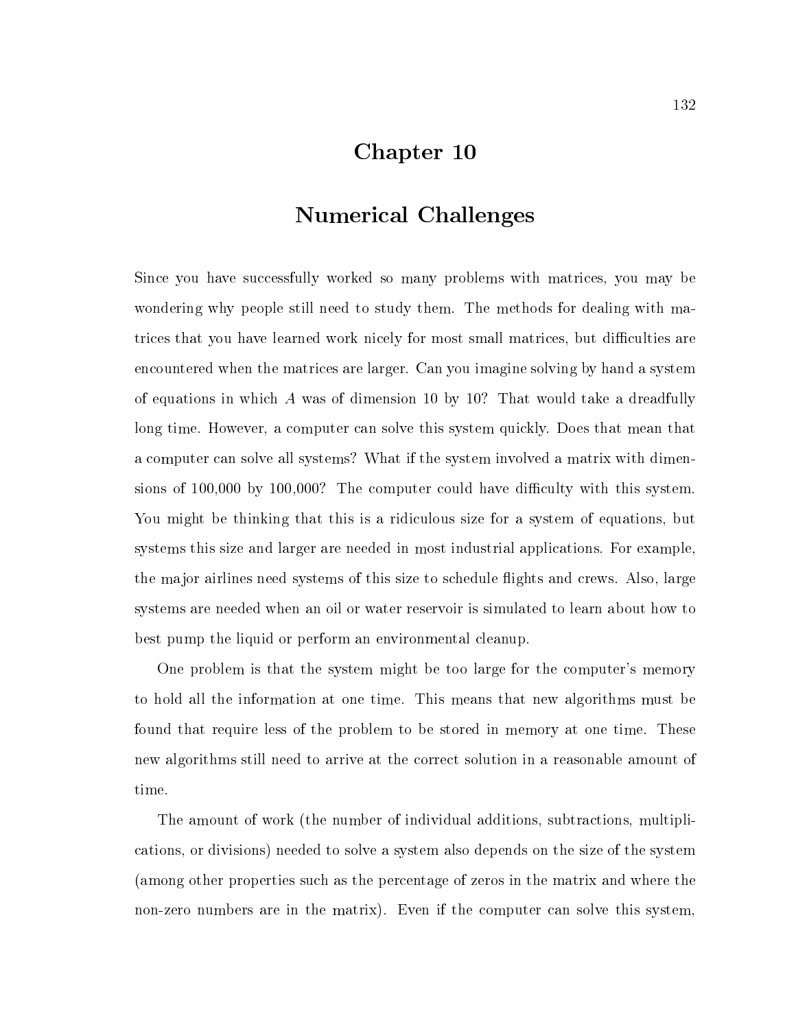# Chapter 10

# Numerical Challenges

Since you have successfully worked so many problems with matrices, you may be wondering why people still need to study them. The methods for dealing with matrices that you have learned work nicely for most small matrices, but difficulties are encountered when the matrices are larger. Can you imagine solving by hand a system of equations in which $A$ was of dimension 10 by 10? That would take a dreadfully long time. However, a computer can solve this system quickly. Does that mean that a computer can solve all systems? What if the system involved a matrix with dimensions of 100,000 by 100,000? The computer could have difficulty with this system. You might be thinking that this is a ridiculous size for a system of equations, but systems this size and larger are needed in most industrial applications. For example, the major airlines need systems of this size to schedule flights and crews. Also, large systems are needed when an oil or water reservoir is simulated to learn about how to best pump the liquid or perform an environmental cleanup.

One problem is that the system might be too large for the computer's memory to hold all the information at one time. This means that new algorithms must be found that require less of the problem to be stored in memory at one time. These new algorithms still need to arrive at the correct solution in a reasonable amount of time.

The amount of work (the number of individual additions, subtractions, multiplications, or divisions) needed to solve a system also depends on the size of the system (among other properties such as the percentage of zeros in the matrix and where the non-zero numbers are in the matrix). Even if the computer can solve this system,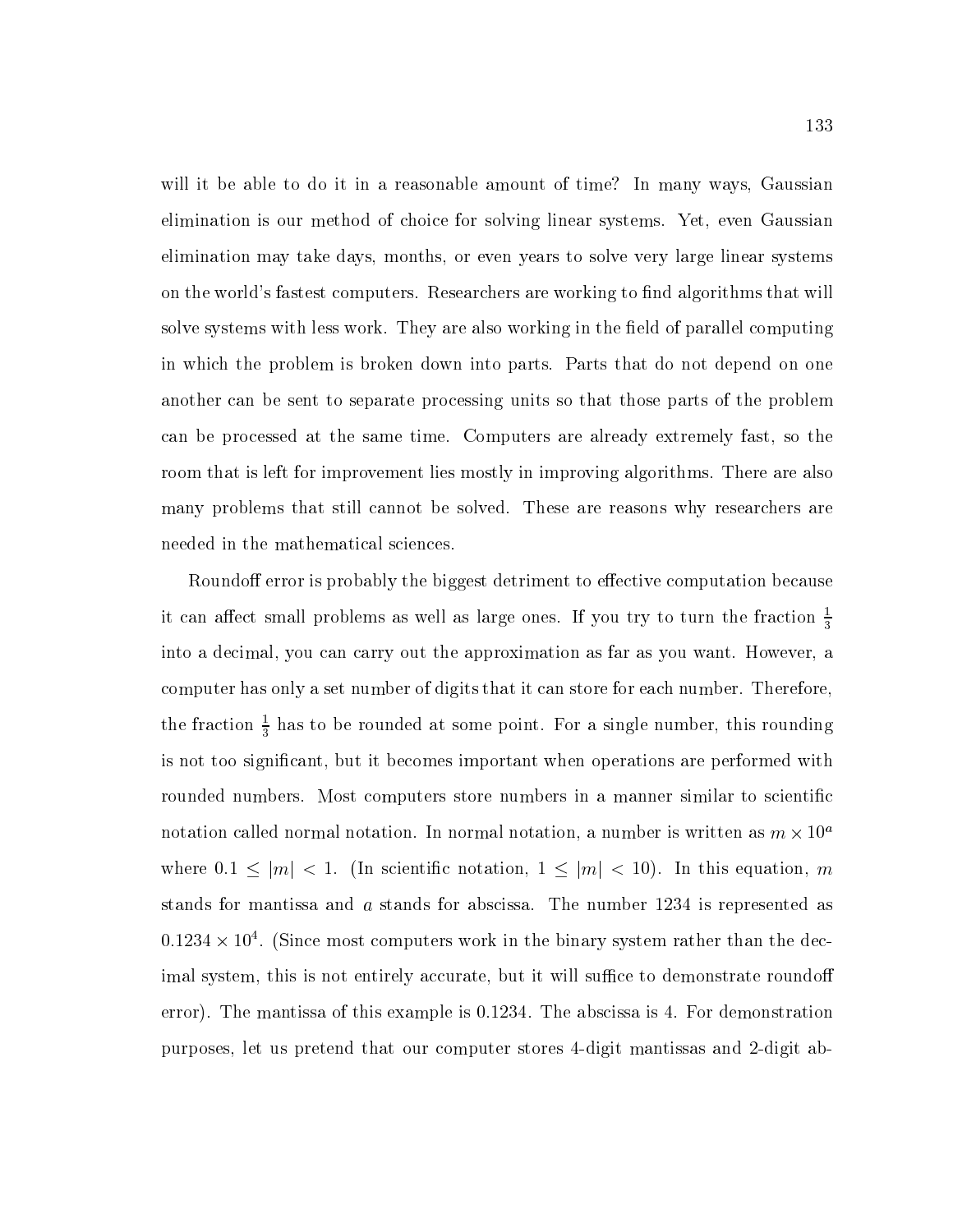will it be able to do it in a reasonable amount of time? In many ways, Gaussian elimination is our method of choice for solving linear systems. Yet, even Gaussian elimination may take days, months, or even years to solve very large linear systems on the world's fastest computers. Researchers are working to find algorithms that will solve systems with less work. They are also working in the field of parallel computing in which the problem is broken down into parts. Parts that do not depend on one another can be sent to separate processing units so that those parts of the problem can be processed at the same time. Computers are already extremely fast, so the room that is left for improvement lies mostly in improving algorithms. There are also many problems that still cannot be solved. These are reasons why researchers are needed in the mathematical sciences.

Roundoff error is probably the biggest detriment to effective computation because it can affect small problems as well as large ones. If you try to turn the fraction $\frac{1}{3}$ into a decimal, you can carry out the approximation as far as you want. However, a computer has only a set number of digits that it can store for each number. Therefore, the fraction $\frac{1}{3}$ has to be rounded at some point. For a single number, this rounding is not too significant, but it becomes important when operations are performed with rounded numbers. Most computers store numbers in a manner similar to scientific notation called normal notation. In normal notation, a number is written as $m \times 10^a$ where $0.1 \leq |m| < 1$. (In scientific notation, $1 \leq |m| < 10$). In this equation, $m$ stands for mantissa and $a$ stands for abscissa. The number 1234 is represented as $0.1234 \times 10^4$. (Since most computers work in the binary system rather than the decimal system, this is not entirely accurate, but it will suffice to demonstrate roundoff error). The mantissa of this example is 0.1234. The abscissa is 4. For demonstration purposes, let us pretend that our computer stores 4-digit mantissas and 2-digit ab-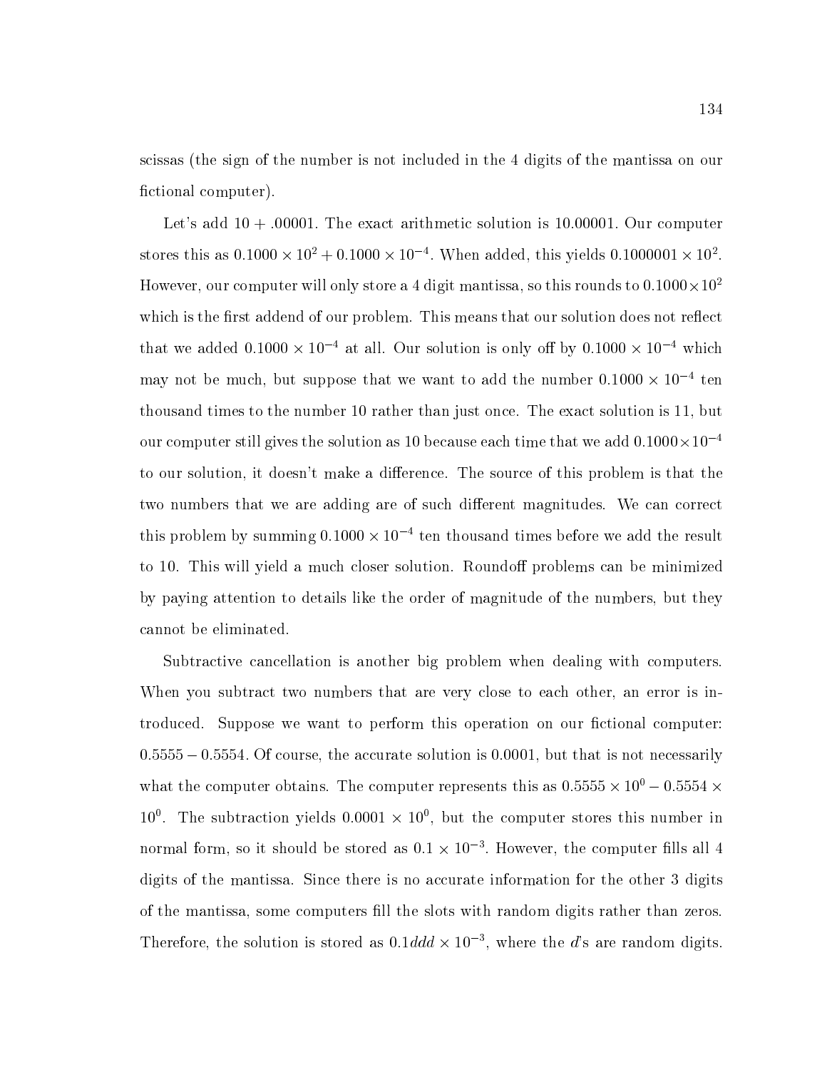scissas (the sign of the number is not included in the 4 digits of the mantissa on our fictional computer).

Let's add $10 + .00001$. The exact arithmetic solution is 10.00001. Our computer stores this as $0.1000 \times 10^2 + 0.1000 \times 10^{-4}$. When added, this yields $0.1000001 \times 10^2$. However, our computer will only store a 4 digit mantissa, so this rounds to $0.1000 \times 10^2$ which is the first addend of our problem. This means that our solution does not reflect that we added $0.1000 \times 10^{-4}$ at all. Our solution is only off by $0.1000 \times 10^{-4}$ which may not be much, but suppose that we want to add the number $0.1000 \times 10^{-4}$ ten thousand times to the number 10 rather than just once. The exact solution is 11, but our computer still gives the solution as 10 because each time that we add $0.1000 \times 10^{-4}$ to our solution, it doesn't make a difference. The source of this problem is that the two numbers that we are adding are of such different magnitudes. We can correct this problem by summing $0.1000 \times 10^{-4}$ ten thousand times before we add the result to 10. This will yield a much closer solution. Roundoff problems can be minimized by paying attention to details like the order of magnitude of the numbers, but they cannot be eliminated.

Subtractive cancellation is another big problem when dealing with computers. When you subtract two numbers that are very close to each other, an error is introduced. Suppose we want to perform this operation on our fictional computer: $0.5555 - 0.5554$. Of course, the accurate solution is 0.0001, but that is not necessarily what the computer obtains. The computer represents this as $0.5555 \times 10^0 - 0.5554 \times 10^0$. The subtraction yields $0.0001 \times 10^0$, but the computer stores this number in normal form, so it should be stored as $0.1 \times 10^{-3}$. However, the computer fills all 4 digits of the mantissa. Since there is no accurate information for the other 3 digits of the mantissa, some computers fill the slots with random digits rather than zeros. Therefore, the solution is stored as $0.1ddd \times 10^{-3}$, where the $d$'s are random digits.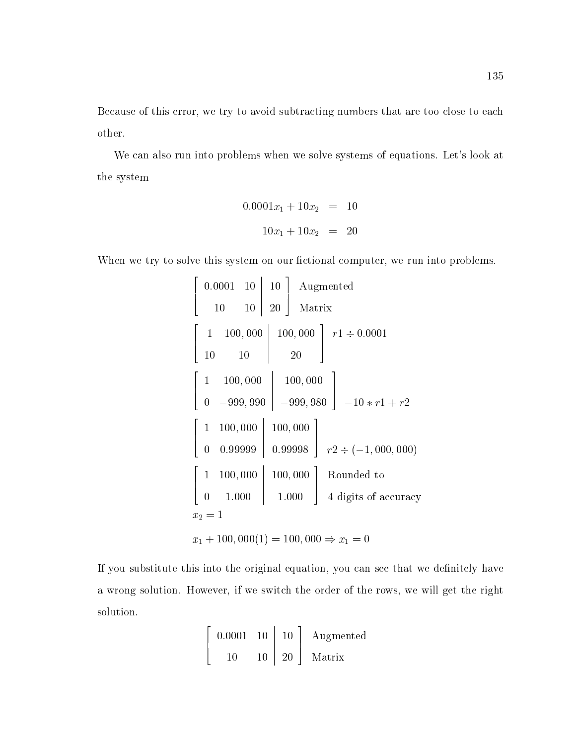Because of this error, we try to avoid subtracting numbers that are too close to each other.

We can also run into problems when we solve systems of equations. Let's look at the system

$$
\begin{aligned}
0.0001x_1 + 10x_2 &= 10 \\
10x_1 + 10x_2 &= 20
\end{aligned}
$$

When we try to solve this system on our fictional computer, we run into problems.

$$
\left[\begin{array}{cc|c} 0.0001 & 10 & 10 \\ 10 & 10 & 20 \end{array}\right] \quad \begin{array}{l}\text{Augmented} \\ \text{Matrix}\end{array}
$$

$$
\left[\begin{array}{cc|c} 1 & 100,000 & 100,000 \\ 10 & 10 & 20 \end{array}\right] \quad r1 \div 0.0001
$$

$$
\left[\begin{array}{cc|c} 1 & 100,000 & 100,000 \\ 0 & -999,990 & -999,980 \end{array}\right] \quad -10 * r1 + r2
$$

$$
\left[\begin{array}{cc|c} 1 & 100,000 & 100,000 \\ 0 & 0.99999 & 0.99998 \end{array}\right] \quad r2 \div (-1,000,000)
$$

$$
\left[\begin{array}{cc|c} 1 & 100,000 & 100,000 \\ 0 & 1.000 & 1.000 \end{array}\right] \quad \begin{array}{l}\text{Rounded to} \\ \text{4 digits of accuracy}\end{array}
$$

$$x_2 = 1$$

$$x_1 + 100,000(1) = 100,000 \Rightarrow x_1 = 0$$

If you substitute this into the original equation, you can see that we definitely have a wrong solution. However, if we switch the order of the rows, we will get the right solution.

$$
\left[\begin{array}{cc|c} 0.0001 & 10 & 10 \\ 10 & 10 & 20 \end{array}\right] \quad \begin{array}{l}\text{Augmented} \\ \text{Matrix}\end{array}
$$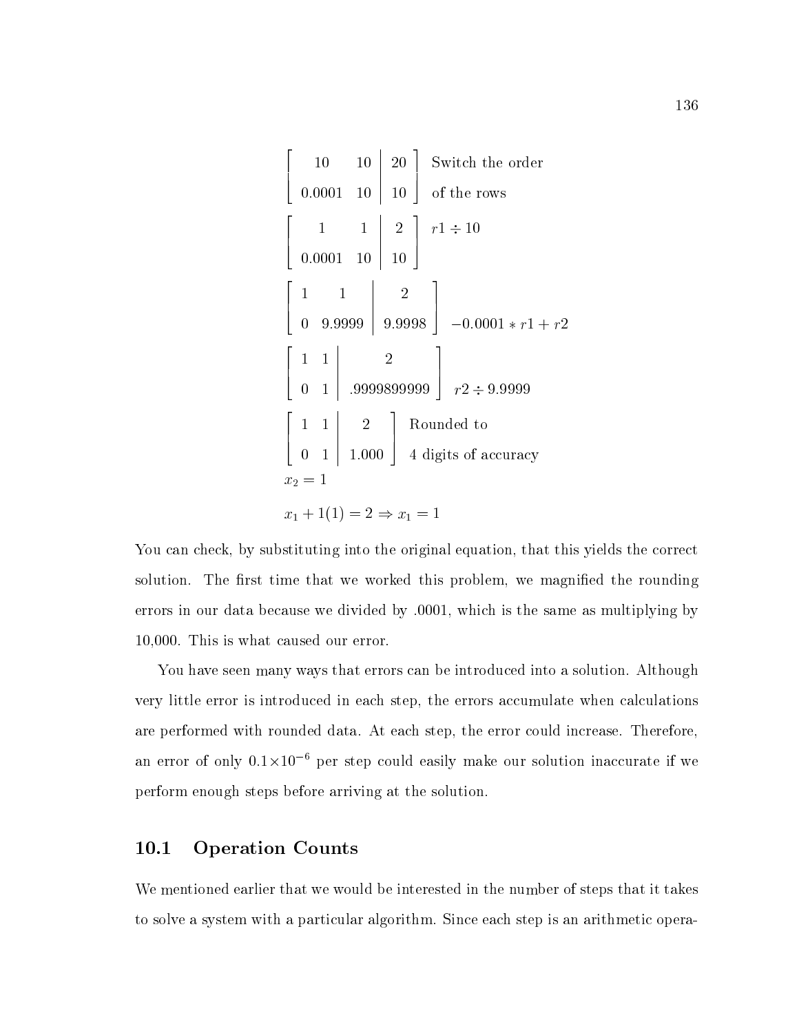$$
\left[\begin{array}{cc|c} 10 & 10 & 20 \\ 0.0001 & 10 & 10 \end{array}\right] \begin{array}{l} \text{Switch the order} \\ \text{of the rows} \end{array}
$$

$$
\left[\begin{array}{cc|c} 1 & 1 & 2 \\ 0.0001 & 10 & 10 \end{array}\right] \; r1 \div 10
$$

$$
\left[\begin{array}{cc|c} 1 & 1 & 2 \\ 0 & 9.9999 & 9.9998 \end{array}\right] \; -0.0001 * r1 + r2
$$

$$
\left[\begin{array}{cc|c} 1 & 1 & 2 \\ 0 & 1 & .9999899999 \end{array}\right] \; r2 \div 9.9999
$$

$$
\left[\begin{array}{cc|c} 1 & 1 & 2 \\ 0 & 1 & 1.000 \end{array}\right] \begin{array}{l} \text{Rounded to} \\ \text{4 digits of accuracy} \end{array}
$$

$$
x_2 = 1
$$

$$
x_1 + 1(1) = 2 \Rightarrow x_1 = 1
$$

You can check, by substituting into the original equation, that this yields the correct solution. The first time that we worked this problem, we magnified the rounding errors in our data because we divided by .0001, which is the same as multiplying by 10,000. This is what caused our error.

You have seen many ways that errors can be introduced into a solution. Although very little error is introduced in each step, the errors accumulate when calculations are performed with rounded data. At each step, the error could increase. Therefore, an error of only $0.1 \times 10^{-6}$ per step could easily make our solution inaccurate if we perform enough steps before arriving at the solution.

## 10.1 Operation Counts

We mentioned earlier that we would be interested in the number of steps that it takes to solve a system with a particular algorithm. Since each step is an arithmetic opera-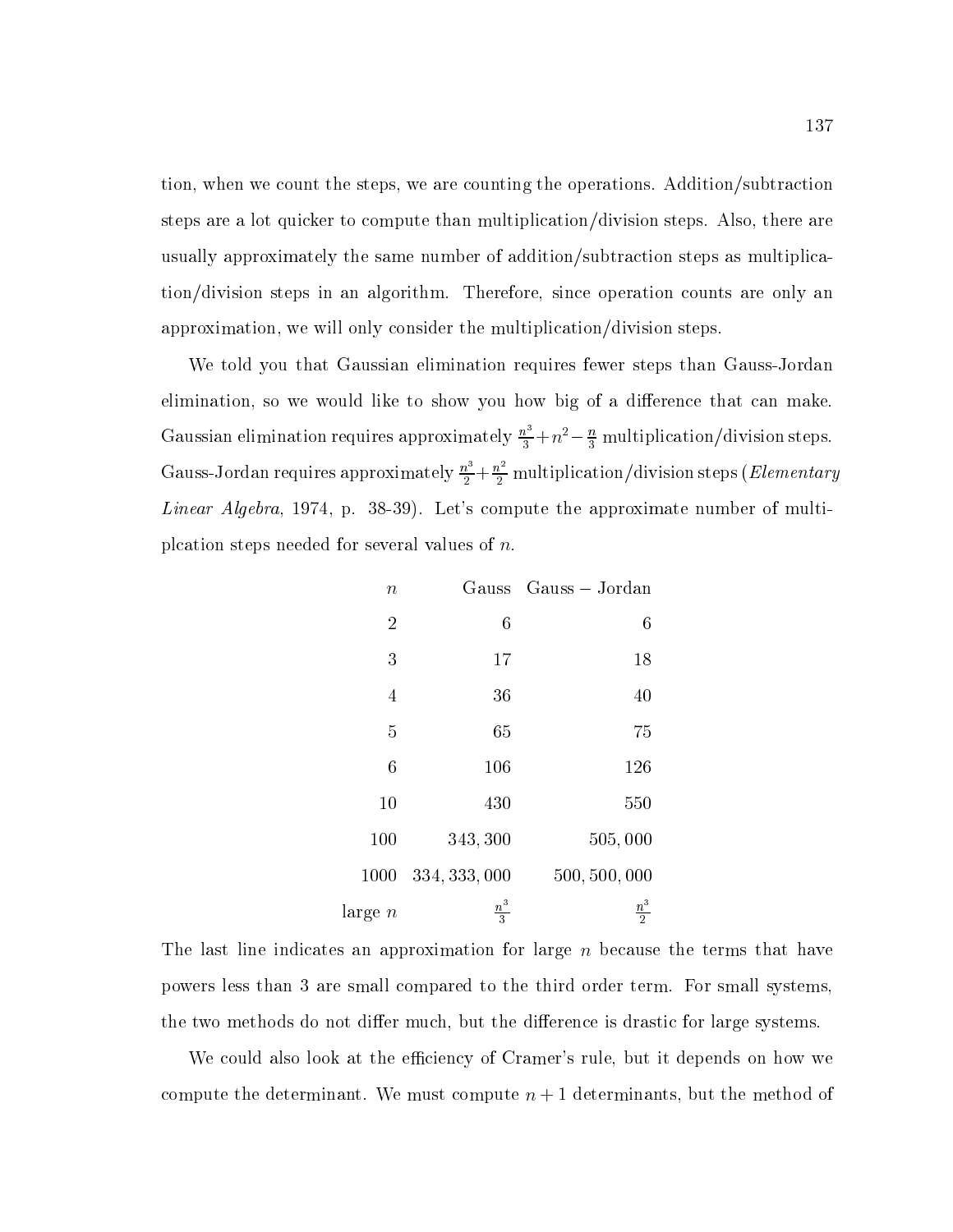tion, when we count the steps, we are counting the operations. Addition/subtraction steps are a lot quicker to compute than multiplication/division steps. Also, there are usually approximately the same number of addition/subtraction steps as multiplication/division steps in an algorithm. Therefore, since operation counts are only an approximation, we will only consider the multiplication/division steps.

We told you that Gaussian elimination requires fewer steps than Gauss-Jordan elimination, so we would like to show you how big of a difference that can make. Gaussian elimination requires approximately $\frac{n^3}{3}+n^2-\frac{n}{3}$ multiplication/division steps. Gauss-Jordan requires approximately $\frac{n^3}{2}+\frac{n^2}{2}$ multiplication/division steps (*Elementary Linear Algebra*, 1974, p. 38-39). Let's compute the approximate number of multiplcation steps needed for several values of $n$.

| $n$ | Gauss | Gauss − Jordan |
|---|---|---|
| 2 | 6 | 6 |
| 3 | 17 | 18 |
| 4 | 36 | 40 |
| 5 | 65 | 75 |
| 6 | 106 | 126 |
| 10 | 430 | 550 |
| 100 | 343,300 | 505,000 |
| 1000 | 334,333,000 | 500,500,000 |
| large $n$ | $\frac{n^3}{3}$ | $\frac{n^3}{2}$ |

The last line indicates an approximation for large $n$ because the terms that have powers less than 3 are small compared to the third order term. For small systems, the two methods do not differ much, but the difference is drastic for large systems.

We could also look at the efficiency of Cramer's rule, but it depends on how we compute the determinant. We must compute $n+1$ determinants, but the method of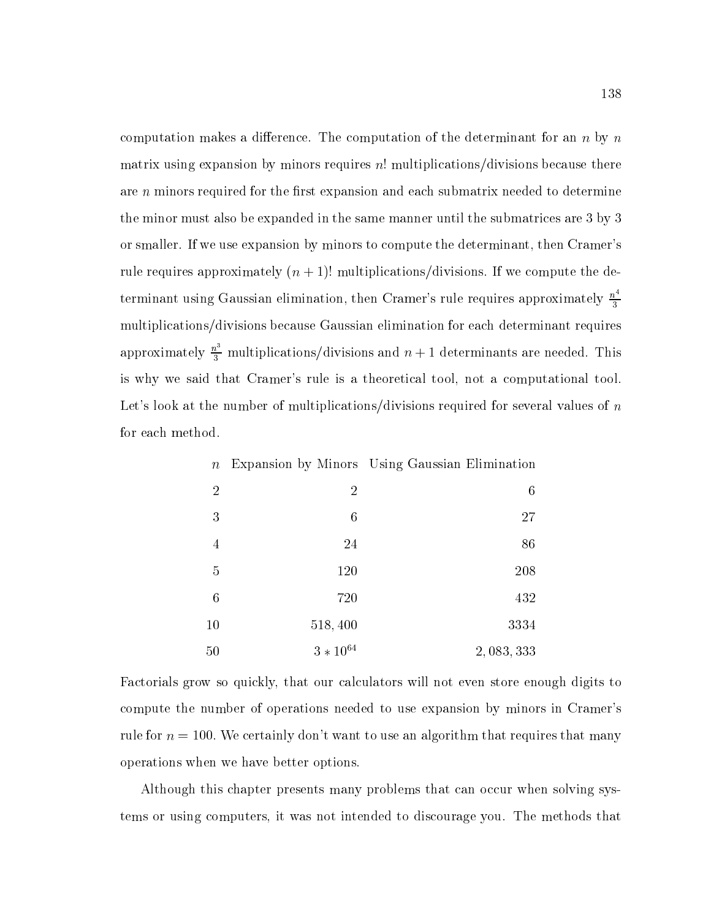computation makes a difference. The computation of the determinant for an $n$ by $n$ matrix using expansion by minors requires $n!$ multiplications/divisions because there are $n$ minors required for the first expansion and each submatrix needed to determine the minor must also be expanded in the same manner until the submatrices are 3 by 3 or smaller. If we use expansion by minors to compute the determinant, then Cramer's rule requires approximately $(n+1)!$ multiplications/divisions. If we compute the determinant using Gaussian elimination, then Cramer's rule requires approximately $\frac{n^4}{3}$ multiplications/divisions because Gaussian elimination for each determinant requires approximately $\frac{n^3}{3}$ multiplications/divisions and $n+1$ determinants are needed. This is why we said that Cramer's rule is a theoretical tool, not a computational tool. Let's look at the number of multiplications/divisions required for several values of $n$ for each method.

| $n$ | Expansion by Minors | Using Gaussian Elimination |
|---|---|---|
| 2 | 2 | 6 |
| 3 | 6 | 27 |
| 4 | 24 | 86 |
| 5 | 120 | 208 |
| 6 | 720 | 432 |
| 10 | 518,400 | 3334 |
| 50 | $3 * 10^{64}$ | 2,083,333 |

Factorials grow so quickly, that our calculators will not even store enough digits to compute the number of operations needed to use expansion by minors in Cramer's rule for $n = 100$. We certainly don't want to use an algorithm that requires that many operations when we have better options.

Although this chapter presents many problems that can occur when solving systems or using computers, it was not intended to discourage you. The methods that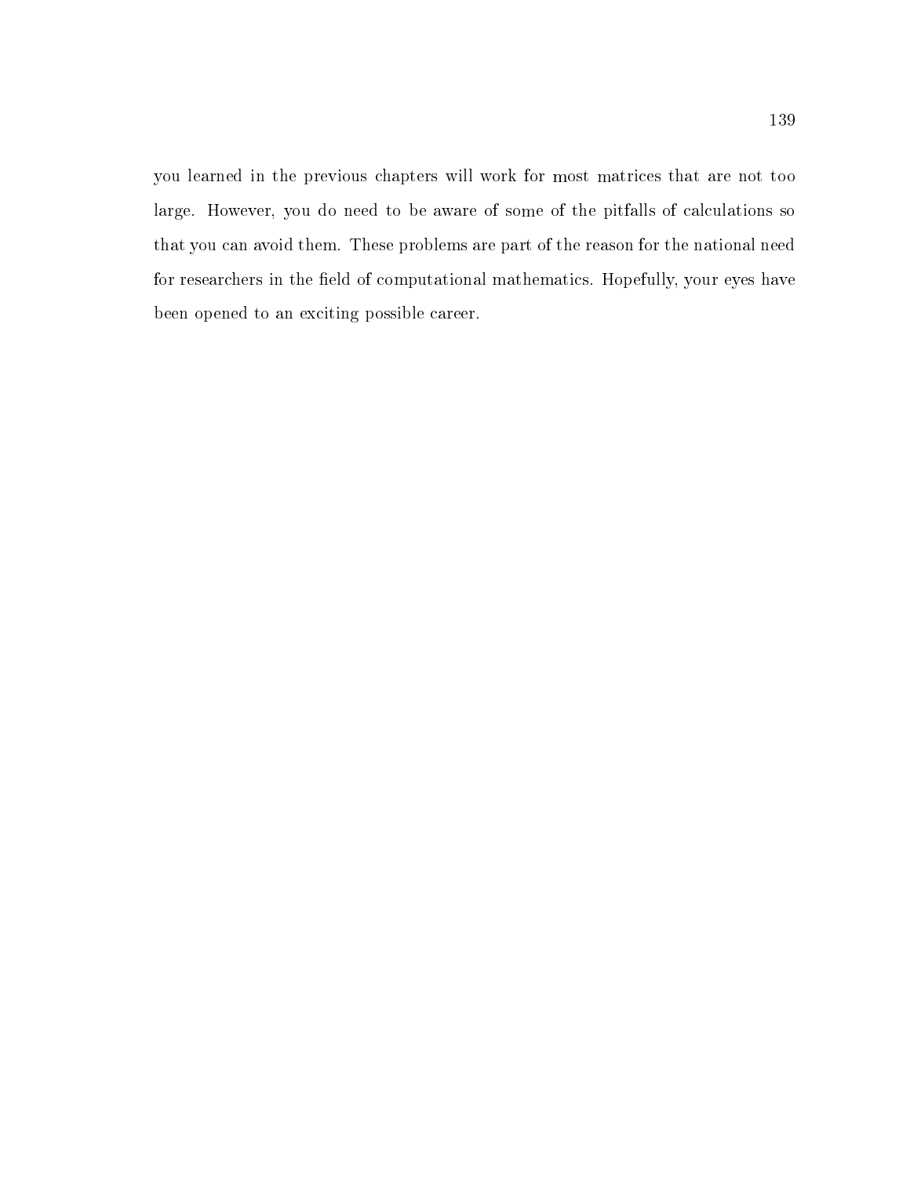you learned in the previous chapters will work for most matrices that are not too large. However, you do need to be aware of some of the pitfalls of calculations so that you can avoid them. These problems are part of the reason for the national need for researchers in the field of computational mathematics. Hopefully, your eyes have been opened to an exciting possible career.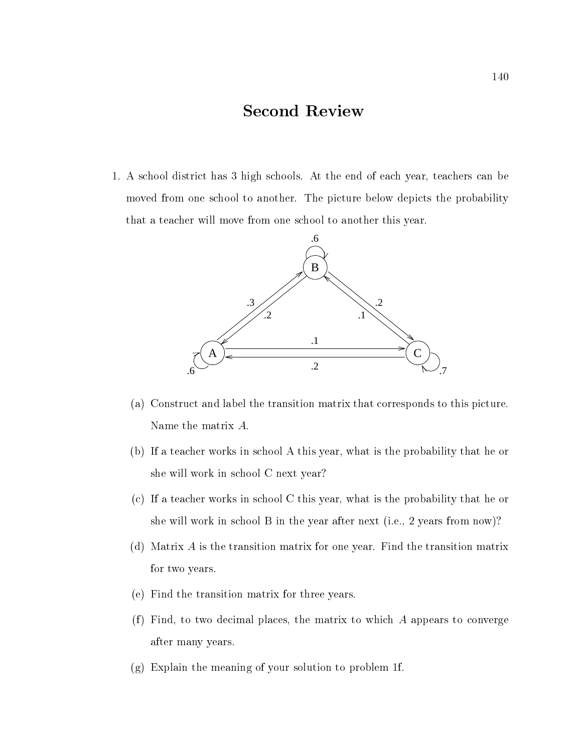# Second Review

1. A school district has 3 high schools. At the end of each year, teachers can be moved from one school to another. The picture below depicts the probability that a teacher will move from one school to another this year.

   (a) Construct and label the transition matrix that corresponds to this picture. Name the matrix $A$.

   (b) If a teacher works in school A this year, what is the probability that he or she will work in school C next year?

   (c) If a teacher works in school C this year, what is the probability that he or she will work in school B in the year after next (i.e., 2 years from now)?

   (d) Matrix $A$ is the transition matrix for one year. Find the transition matrix for two years.

   (e) Find the transition matrix for three years.

   (f) Find, to two decimal places, the matrix to which $A$ appears to converge after many years.

   (g) Explain the meaning of your solution to problem 1f.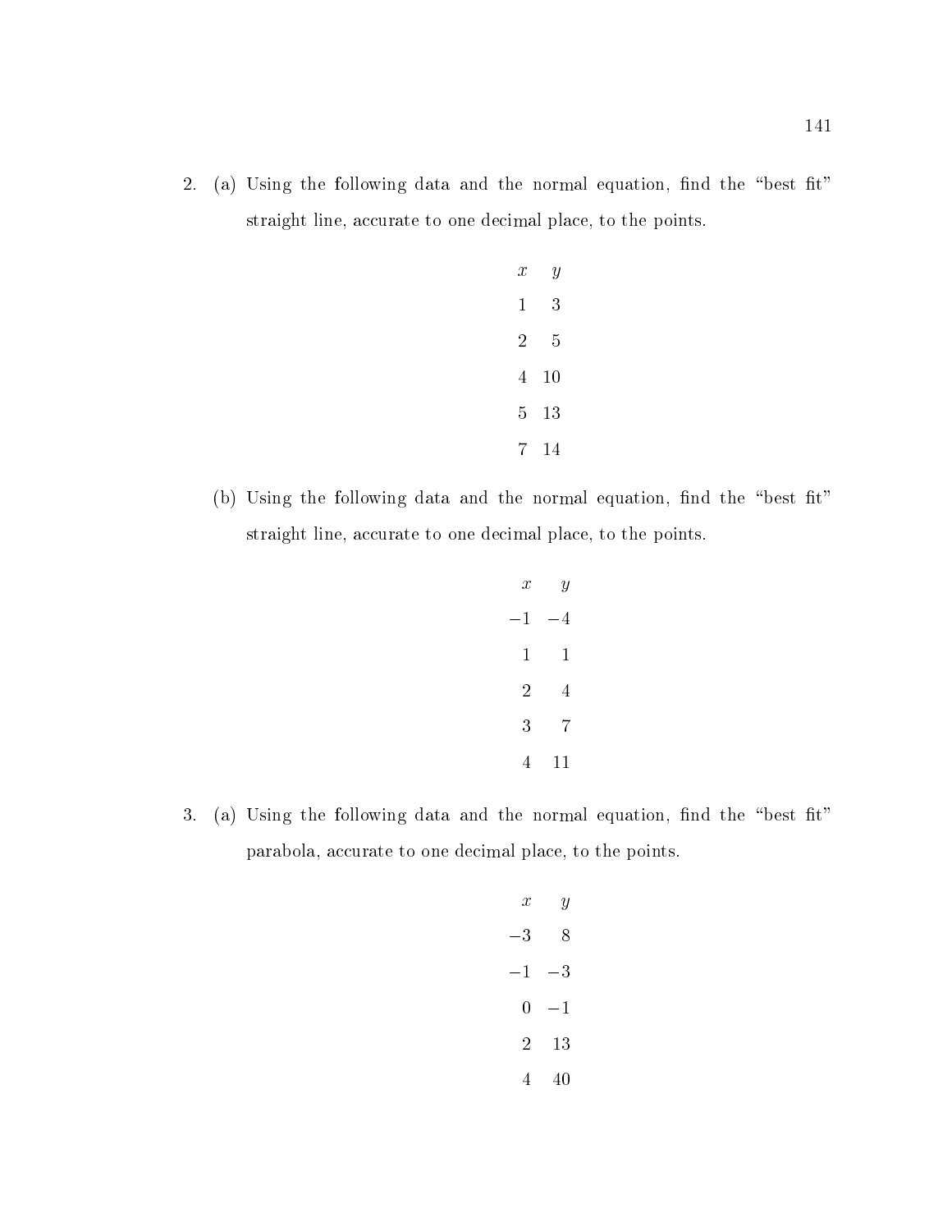2. (a) Using the following data and the normal equation, find the "best fit" straight line, accurate to one decimal place, to the points.

| $x$ | $y$ |
|---|---|
| 1 | 3 |
| 2 | 5 |
| 4 | 10 |
| 5 | 13 |
| 7 | 14 |

(b) Using the following data and the normal equation, find the "best fit" straight line, accurate to one decimal place, to the points.

| $x$ | $y$ |
|---|---|
| $-1$ | $-4$ |
| 1 | 1 |
| 2 | 4 |
| 3 | 7 |
| 4 | 11 |

3. (a) Using the following data and the normal equation, find the "best fit" parabola, accurate to one decimal place, to the points.

| $x$ | $y$ |
|---|---|
| $-3$ | 8 |
| $-1$ | $-3$ |
| 0 | $-1$ |
| 2 | 13 |
| 4 | 40 |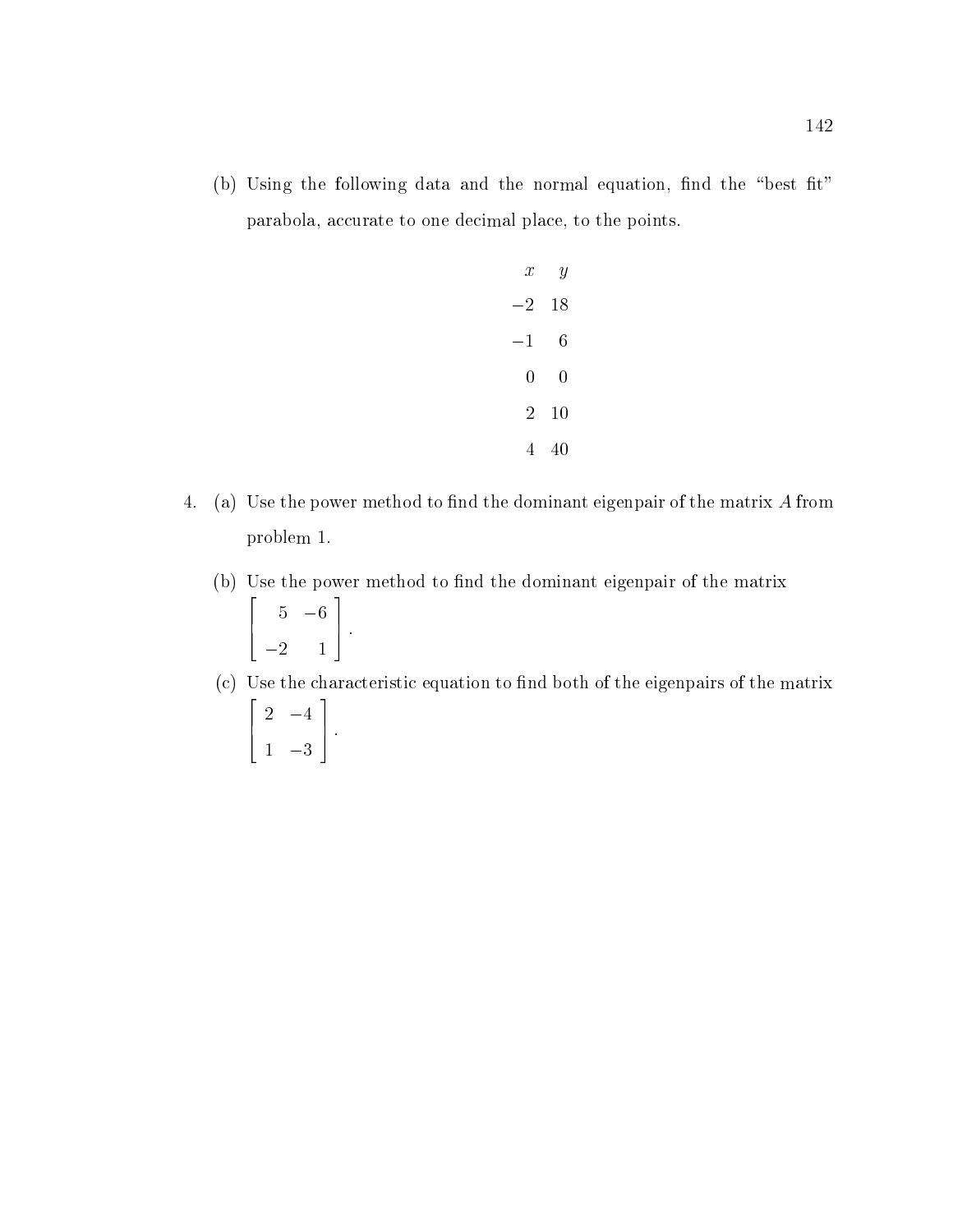(b) Using the following data and the normal equation, find the "best fit" parabola, accurate to one decimal place, to the points.

| $x$ | $y$ |
|---|---|
| $-2$ | 18 |
| $-1$ | 6 |
| 0 | 0 |
| 2 | 10 |
| 4 | 40 |

4. (a) Use the power method to find the dominant eigenpair of the matrix $A$ from problem 1.

   (b) Use the power method to find the dominant eigenpair of the matrix
   $$\begin{bmatrix} 5 & -6 \\ -2 & 1 \end{bmatrix}.$$

   (c) Use the characteristic equation to find both of the eigenpairs of the matrix
   $$\begin{bmatrix} 2 & -4 \\ 1 & -3 \end{bmatrix}.$$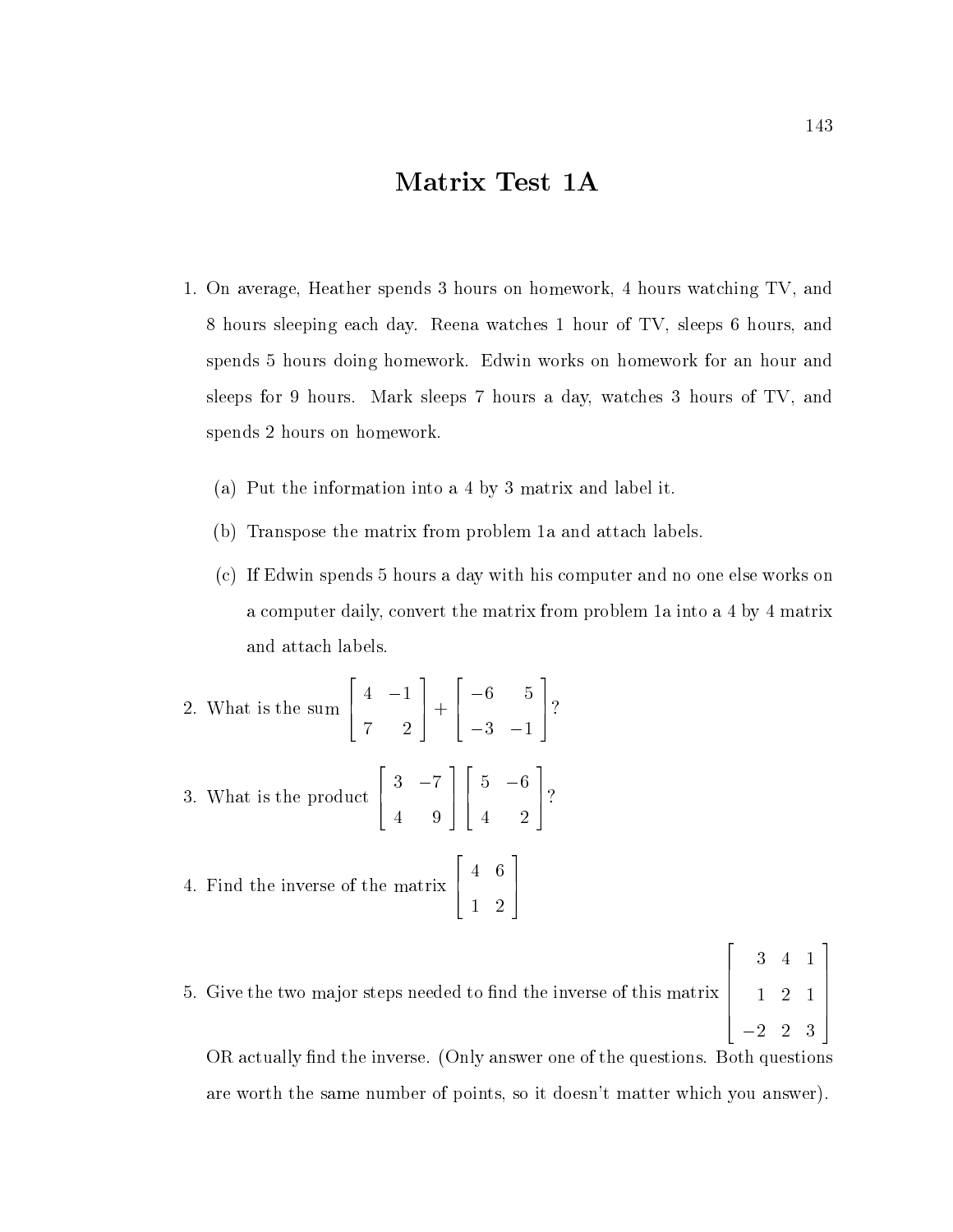# Matrix Test 1A

1. On average, Heather spends 3 hours on homework, 4 hours watching TV, and 8 hours sleeping each day. Reena watches 1 hour of TV, sleeps 6 hours, and spends 5 hours doing homework. Edwin works on homework for an hour and sleeps for 9 hours. Mark sleeps 7 hours a day, watches 3 hours of TV, and spends 2 hours on homework.

   (a) Put the information into a 4 by 3 matrix and label it.

   (b) Transpose the matrix from problem 1a and attach labels.

   (c) If Edwin spends 5 hours a day with his computer and no one else works on a computer daily, convert the matrix from problem 1a into a 4 by 4 matrix and attach labels.

2. What is the sum $\begin{bmatrix} 4 & -1 \\ 7 & 2 \end{bmatrix} + \begin{bmatrix} -6 & 5 \\ -3 & -1 \end{bmatrix}$?

3. What is the product $\begin{bmatrix} 3 & -7 \\ 4 & 9 \end{bmatrix} \begin{bmatrix} 5 & -6 \\ 4 & 2 \end{bmatrix}$?

4. Find the inverse of the matrix $\begin{bmatrix} 4 & 6 \\ 1 & 2 \end{bmatrix}$

5. Give the two major steps needed to find the inverse of this matrix $\begin{bmatrix} 3 & 4 & 1 \\ 1 & 2 & 1 \\ -2 & 2 & 3 \end{bmatrix}$ OR actually find the inverse. (Only answer one of the questions. Both questions are worth the same number of points, so it doesn't matter which you answer).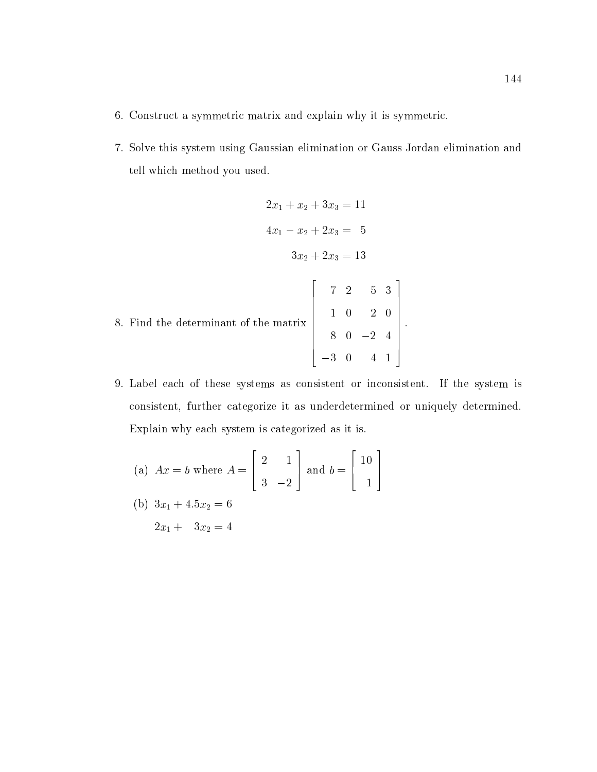6. Construct a symmetric matrix and explain why it is symmetric.

7. Solve this system using Gaussian elimination or Gauss-Jordan elimination and tell which method you used.

$$\begin{aligned} 2x_1 + x_2 + 3x_3 &= 11 \\ 4x_1 - x_2 + 2x_3 &= 5 \\ 3x_2 + 2x_3 &= 13 \end{aligned}$$

8. Find the determinant of the matrix $\begin{bmatrix} 7 & 2 & 5 & 3 \\ 1 & 0 & 2 & 0 \\ 8 & 0 & -2 & 4 \\ -3 & 0 & 4 & 1 \end{bmatrix}$.

9. Label each of these systems as consistent or inconsistent. If the system is consistent, further categorize it as underdetermined or uniquely determined. Explain why each system is categorized as it is.

   (a) $Ax = b$ where $A = \begin{bmatrix} 2 & 1 \\ 3 & -2 \end{bmatrix}$ and $b = \begin{bmatrix} 10 \\ 1 \end{bmatrix}$

   (b) $$\begin{aligned} 3x_1 + 4.5x_2 &= 6 \\ 2x_1 + 3x_2 &= 4 \end{aligned}$$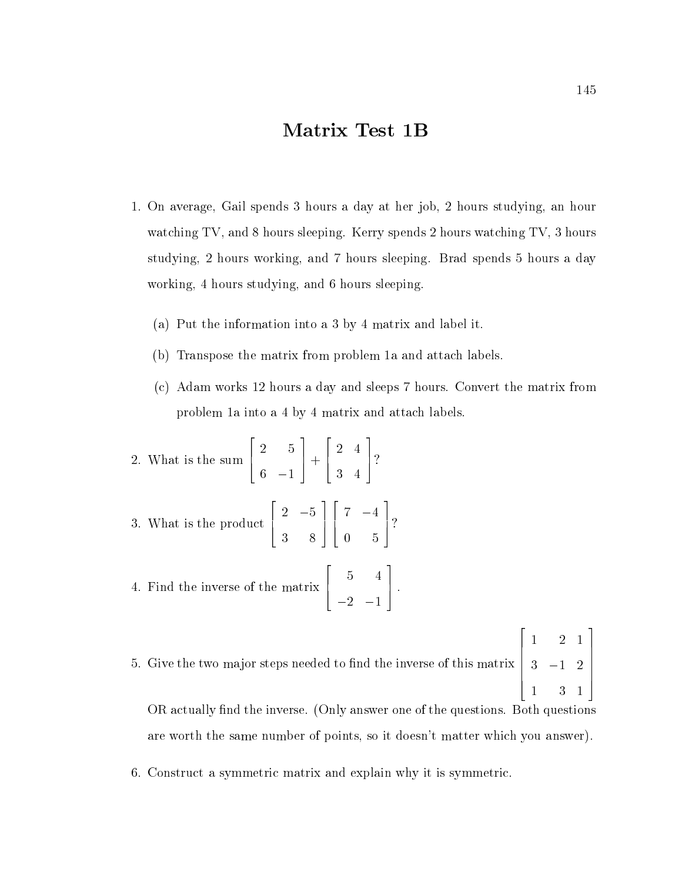# Matrix Test 1B

1. On average, Gail spends 3 hours a day at her job, 2 hours studying, an hour watching TV, and 8 hours sleeping. Kerry spends 2 hours watching TV, 3 hours studying, 2 hours working, and 7 hours sleeping. Brad spends 5 hours a day working, 4 hours studying, and 6 hours sleeping.

   (a) Put the information into a 3 by 4 matrix and label it.

   (b) Transpose the matrix from problem 1a and attach labels.

   (c) Adam works 12 hours a day and sleeps 7 hours. Convert the matrix from problem 1a into a 4 by 4 matrix and attach labels.

2. What is the sum $\begin{bmatrix} 2 & 5 \\ 6 & -1 \end{bmatrix} + \begin{bmatrix} 2 & 4 \\ 3 & 4 \end{bmatrix}$?

3. What is the product $\begin{bmatrix} 2 & -5 \\ 3 & 8 \end{bmatrix} \begin{bmatrix} 7 & -4 \\ 0 & 5 \end{bmatrix}$?

4. Find the inverse of the matrix $\begin{bmatrix} 5 & 4 \\ -2 & -1 \end{bmatrix}$.

5. Give the two major steps needed to find the inverse of this matrix $\begin{bmatrix} 1 & 2 & 1 \\ 3 & -1 & 2 \\ 1 & 3 & 1 \end{bmatrix}$ OR actually find the inverse. (Only answer one of the questions. Both questions are worth the same number of points, so it doesn't matter which you answer).

6. Construct a symmetric matrix and explain why it is symmetric.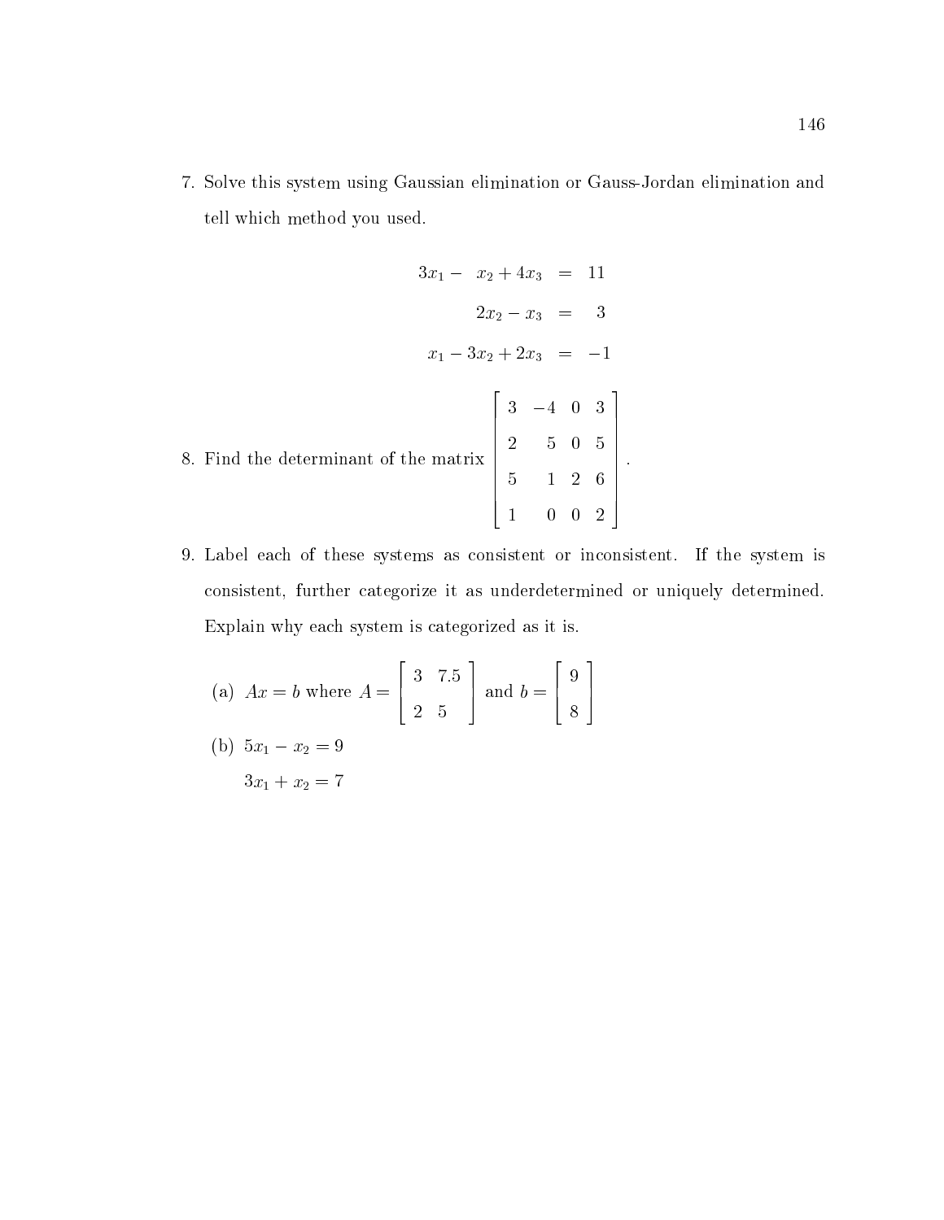7. Solve this system using Gaussian elimination or Gauss-Jordan elimination and tell which method you used.

$$\begin{aligned}
3x_1 - \phantom{3}x_2 + 4x_3 &= 11 \\
2x_2 - x_3 &= 3 \\
x_1 - 3x_2 + 2x_3 &= -1
\end{aligned}$$

8. Find the determinant of the matrix $\begin{bmatrix} 3 & -4 & 0 & 3 \\ 2 & 5 & 0 & 5 \\ 5 & 1 & 2 & 6 \\ 1 & 0 & 0 & 2 \end{bmatrix}$.

9. Label each of these systems as consistent or inconsistent. If the system is consistent, further categorize it as underdetermined or uniquely determined. Explain why each system is categorized as it is.

   (a) $Ax = b$ where $A = \begin{bmatrix} 3 & 7.5 \\ 2 & 5 \end{bmatrix}$ and $b = \begin{bmatrix} 9 \\ 8 \end{bmatrix}$

   (b) $5x_1 - x_2 = 9$
   
   $3x_1 + x_2 = 7$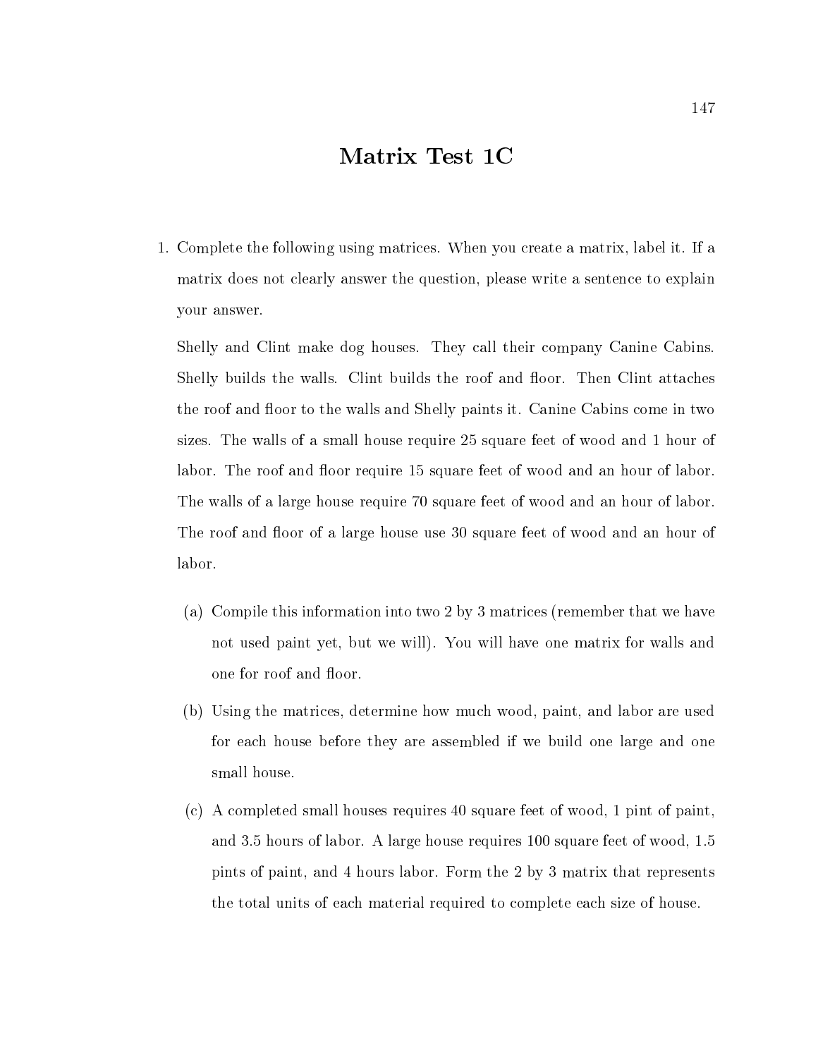# Matrix Test 1C

1. Complete the following using matrices. When you create a matrix, label it. If a matrix does not clearly answer the question, please write a sentence to explain your answer.

   Shelly and Clint make dog houses. They call their company Canine Cabins. Shelly builds the walls. Clint builds the roof and floor. Then Clint attaches the roof and floor to the walls and Shelly paints it. Canine Cabins come in two sizes. The walls of a small house require 25 square feet of wood and 1 hour of labor. The roof and floor require 15 square feet of wood and an hour of labor. The walls of a large house require 70 square feet of wood and an hour of labor. The roof and floor of a large house use 30 square feet of wood and an hour of labor.

   (a) Compile this information into two 2 by 3 matrices (remember that we have not used paint yet, but we will). You will have one matrix for walls and one for roof and floor.

   (b) Using the matrices, determine how much wood, paint, and labor are used for each house before they are assembled if we build one large and one small house.

   (c) A completed small houses requires 40 square feet of wood, 1 pint of paint, and 3.5 hours of labor. A large house requires 100 square feet of wood, 1.5 pints of paint, and 4 hours labor. Form the 2 by 3 matrix that represents the total units of each material required to complete each size of house.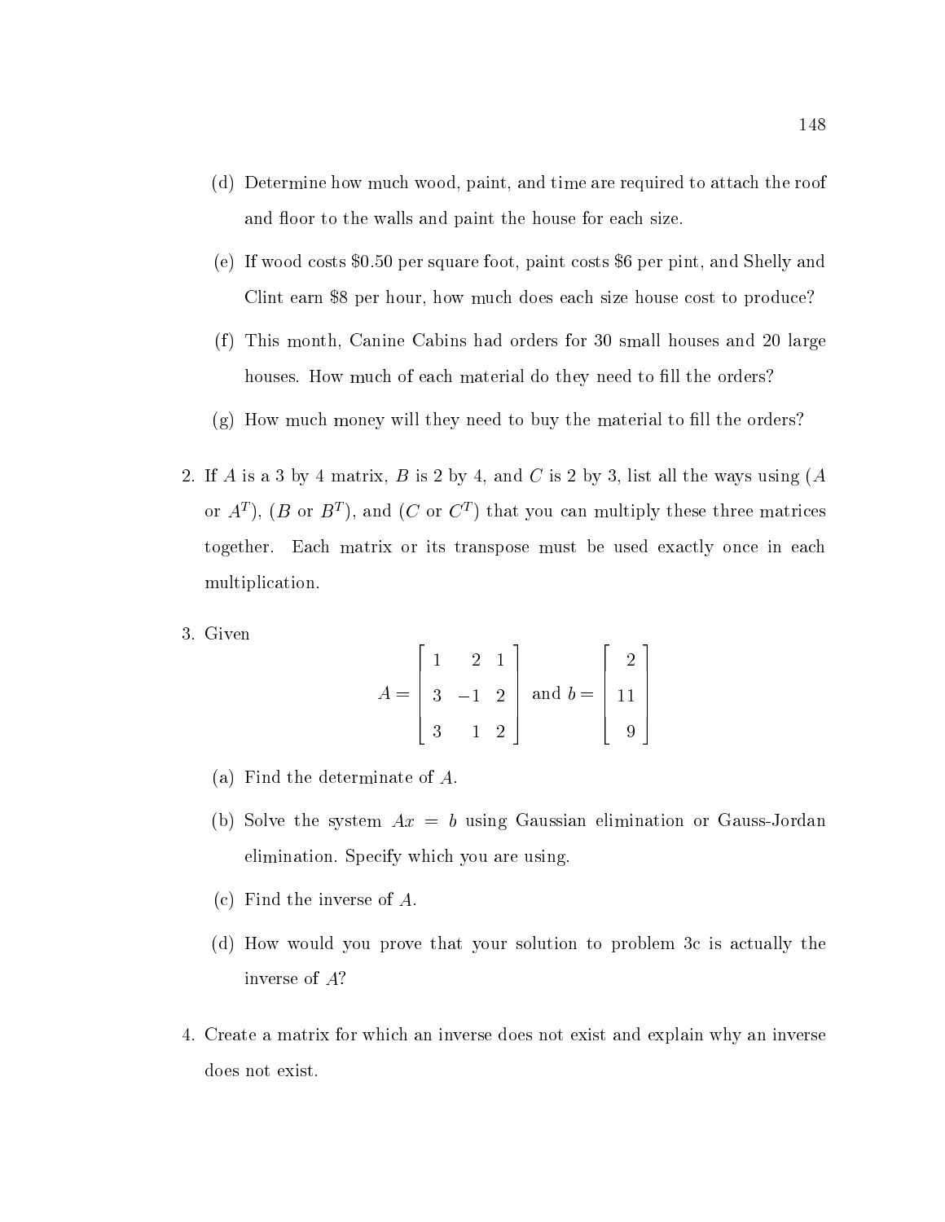(d) Determine how much wood, paint, and time are required to attach the roof and floor to the walls and paint the house for each size.

(e) If wood costs \$0.50 per square foot, paint costs \$6 per pint, and Shelly and Clint earn \$8 per hour, how much does each size house cost to produce?

(f) This month, Canine Cabins had orders for 30 small houses and 20 large houses. How much of each material do they need to fill the orders?

(g) How much money will they need to buy the material to fill the orders?

2. If $A$ is a 3 by 4 matrix, $B$ is 2 by 4, and $C$ is 2 by 3, list all the ways using ($A$ or $A^T$), ($B$ or $B^T$), and ($C$ or $C^T$) that you can multiply these three matrices together. Each matrix or its transpose must be used exactly once in each multiplication.

3. Given

$$A = \begin{bmatrix} 1 & 2 & 1 \\ 3 & -1 & 2 \\ 3 & 1 & 2 \end{bmatrix} \text{ and } b = \begin{bmatrix} 2 \\ 11 \\ 9 \end{bmatrix}$$

(a) Find the determinate of $A$.

(b) Solve the system $Ax = b$ using Gaussian elimination or Gauss-Jordan elimination. Specify which you are using.

(c) Find the inverse of $A$.

(d) How would you prove that your solution to problem 3c is actually the inverse of $A$?

4. Create a matrix for which an inverse does not exist and explain why an inverse does not exist.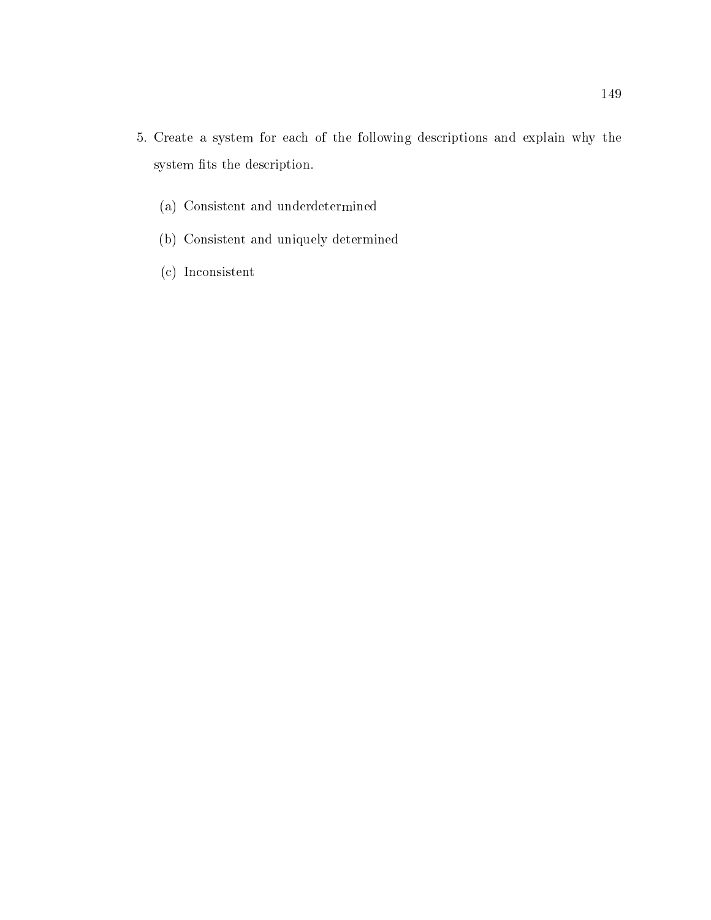5. Create a system for each of the following descriptions and explain why the system fits the description.

   (a) Consistent and underdetermined

   (b) Consistent and uniquely determined

   (c) Inconsistent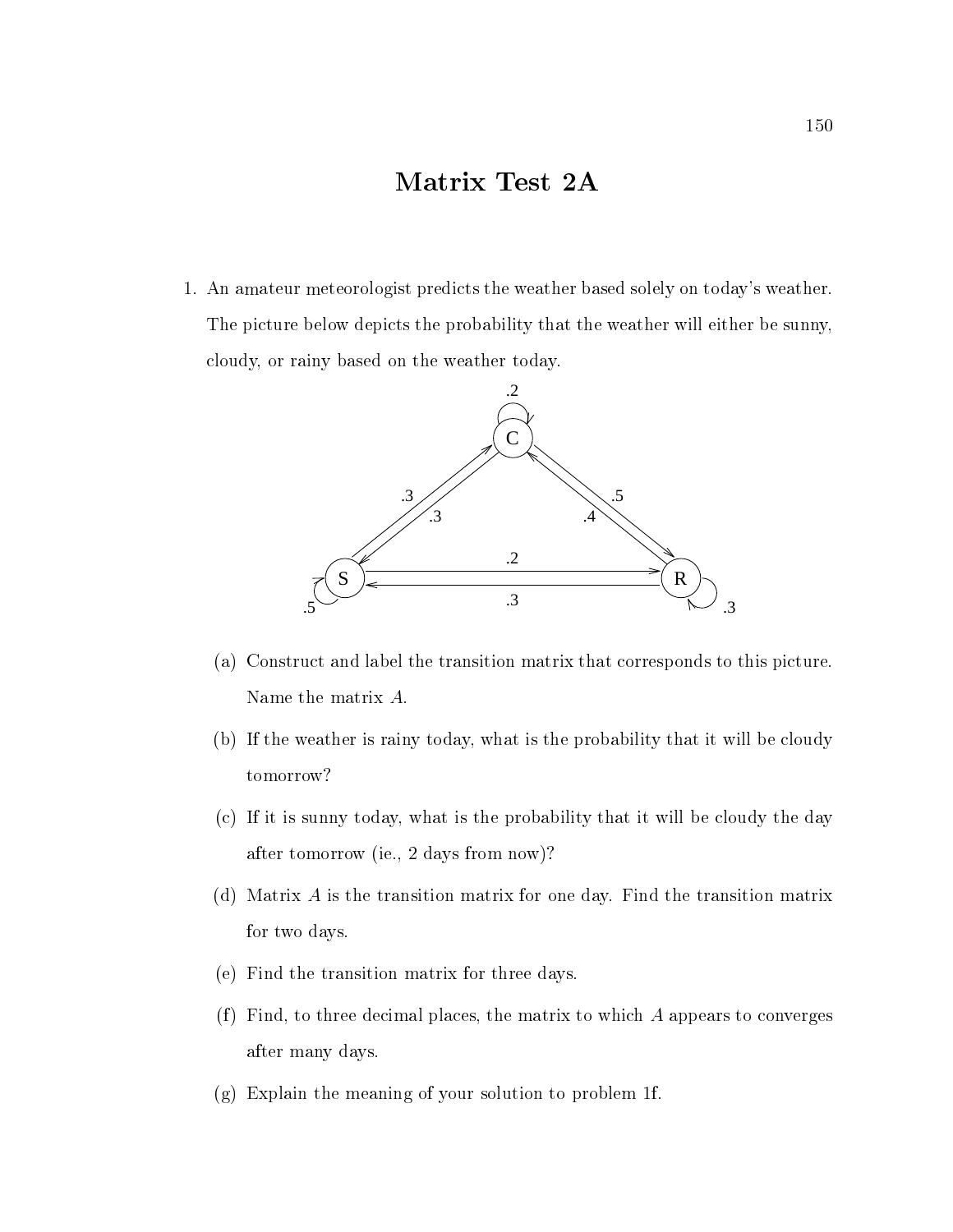# Matrix Test 2A

1. An amateur meteorologist predicts the weather based solely on today's weather. The picture below depicts the probability that the weather will either be sunny, cloudy, or rainy based on the weather today.

   (a) Construct and label the transition matrix that corresponds to this picture. Name the matrix $A$.

   (b) If the weather is rainy today, what is the probability that it will be cloudy tomorrow?

   (c) If it is sunny today, what is the probability that it will be cloudy the day after tomorrow (ie., 2 days from now)?

   (d) Matrix $A$ is the transition matrix for one day. Find the transition matrix for two days.

   (e) Find the transition matrix for three days.

   (f) Find, to three decimal places, the matrix to which $A$ appears to converges after many days.

   (g) Explain the meaning of your solution to problem 1f.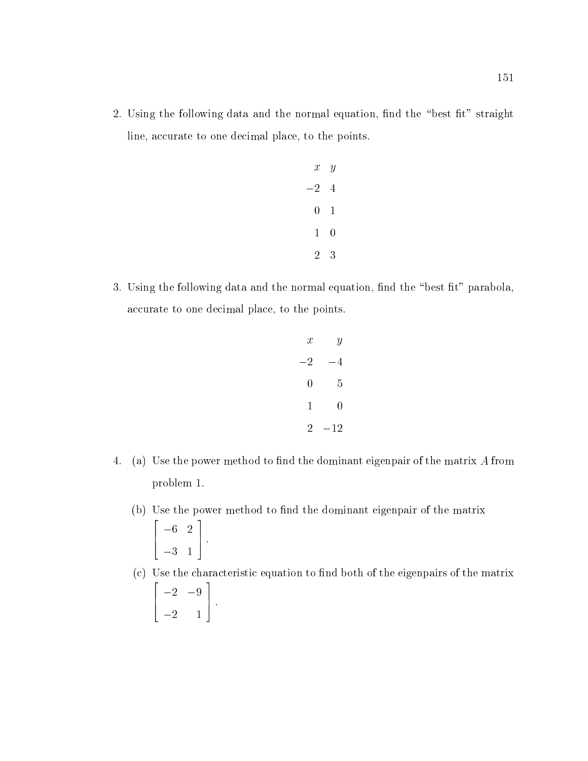2. Using the following data and the normal equation, find the "best fit" straight line, accurate to one decimal place, to the points.

| $x$ | $y$ |
|---|---|
| $-2$ | 4 |
| 0 | 1 |
| 1 | 0 |
| 2 | 3 |

3. Using the following data and the normal equation, find the "best fit" parabola, accurate to one decimal place, to the points.

| $x$ | $y$ |
|---|---|
| $-2$ | $-4$ |
| 0 | 5 |
| 1 | 0 |
| 2 | $-12$ |

4. (a) Use the power method to find the dominant eigenpair of the matrix $A$ from problem 1.

   (b) Use the power method to find the dominant eigenpair of the matrix $\begin{bmatrix} -6 & 2 \\ -3 & 1 \end{bmatrix}$.

   (c) Use the characteristic equation to find both of the eigenpairs of the matrix $\begin{bmatrix} -2 & -9 \\ -2 & 1 \end{bmatrix}$.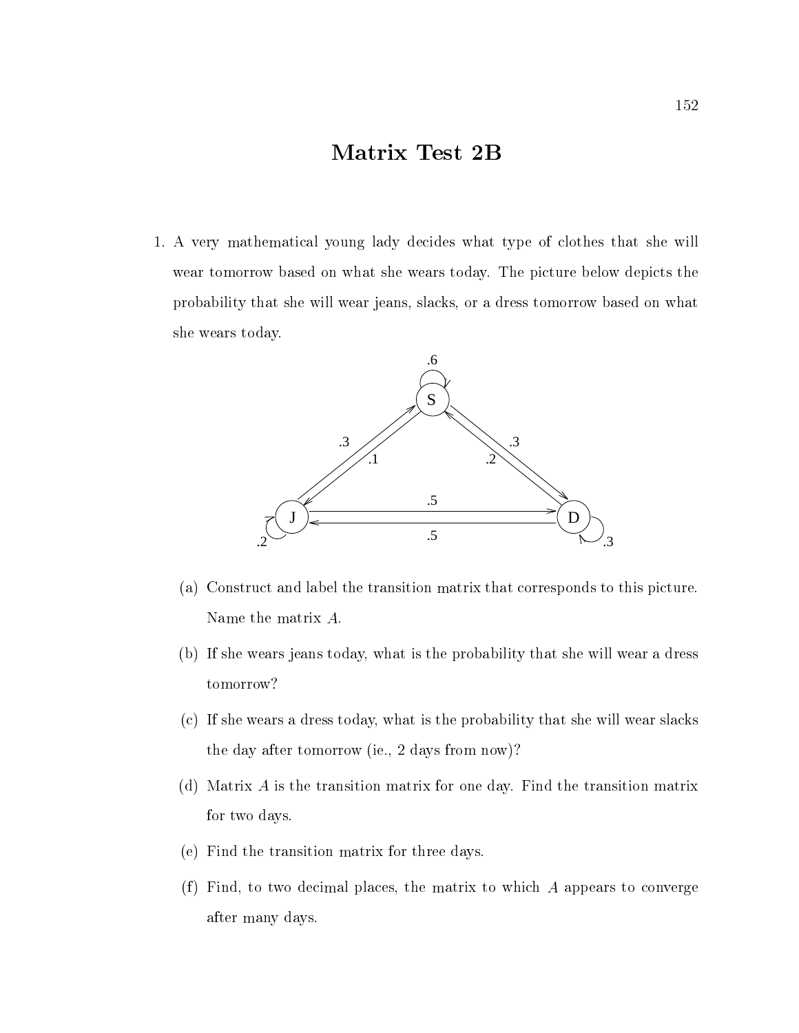# Matrix Test 2B

1. A very mathematical young lady decides what type of clothes that she will wear tomorrow based on what she wears today. The picture below depicts the probability that she will wear jeans, slacks, or a dress tomorrow based on what she wears today.

   (a) Construct and label the transition matrix that corresponds to this picture. Name the matrix $A$.

   (b) If she wears jeans today, what is the probability that she will wear a dress tomorrow?

   (c) If she wears a dress today, what is the probability that she will wear slacks the day after tomorrow (ie., 2 days from now)?

   (d) Matrix $A$ is the transition matrix for one day. Find the transition matrix for two days.

   (e) Find the transition matrix for three days.

   (f) Find, to two decimal places, the matrix to which $A$ appears to converge after many days.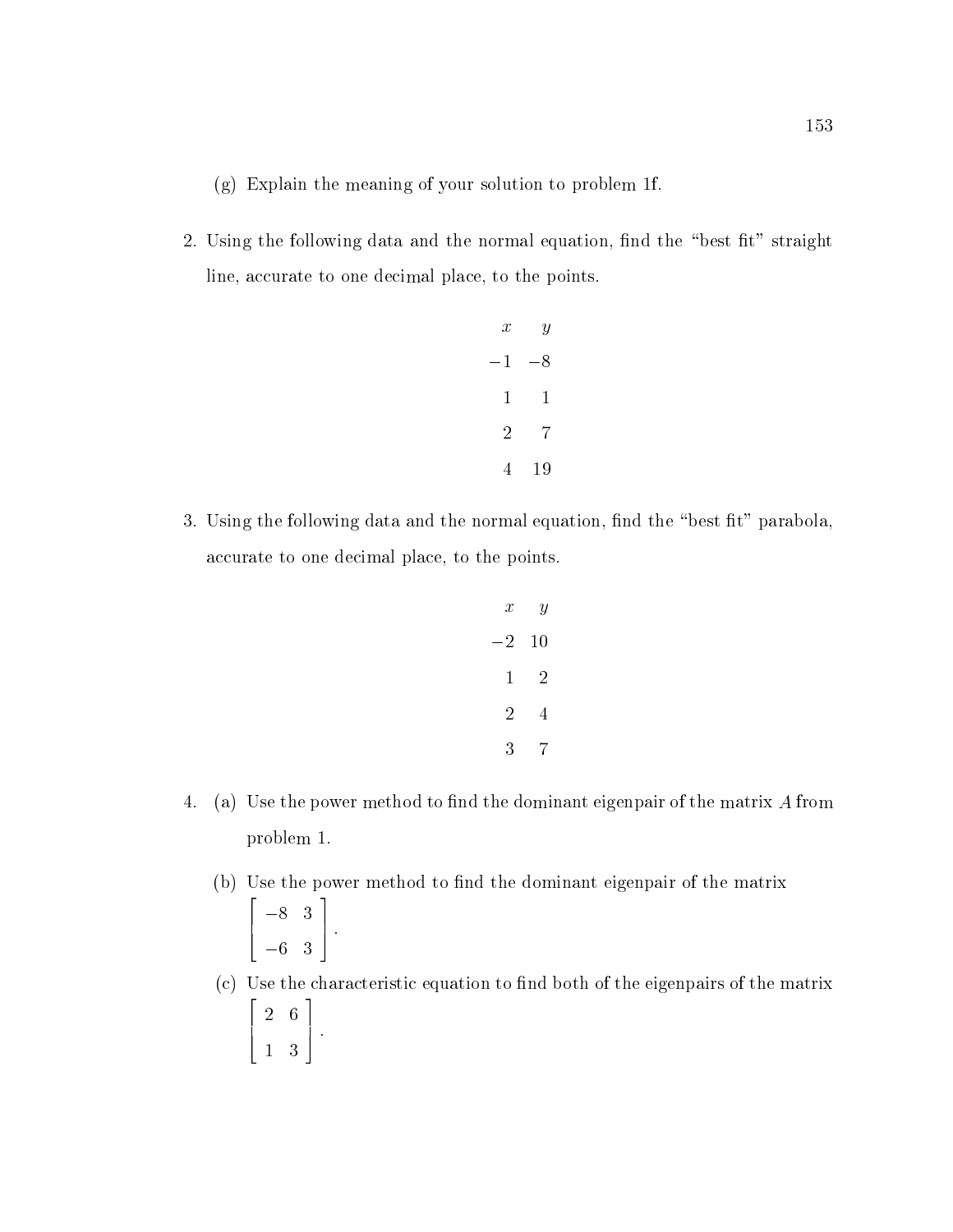(g) Explain the meaning of your solution to problem 1f.

2. Using the following data and the normal equation, find the "best fit" straight line, accurate to one decimal place, to the points.

| $x$ | $y$ |
|---|---|
| $-1$ | $-8$ |
| $1$ | $1$ |
| $2$ | $7$ |
| $4$ | $19$ |

3. Using the following data and the normal equation, find the "best fit" parabola, accurate to one decimal place, to the points.

| $x$ | $y$ |
|---|---|
| $-2$ | $10$ |
| $1$ | $2$ |
| $2$ | $4$ |
| $3$ | $7$ |

4. (a) Use the power method to find the dominant eigenpair of the matrix $A$ from problem 1.

   (b) Use the power method to find the dominant eigenpair of the matrix
   $$\begin{bmatrix} -8 & 3 \\ -6 & 3 \end{bmatrix}.$$

   (c) Use the characteristic equation to find both of the eigenpairs of the matrix
   $$\begin{bmatrix} 2 & 6 \\ 1 & 3 \end{bmatrix}.$$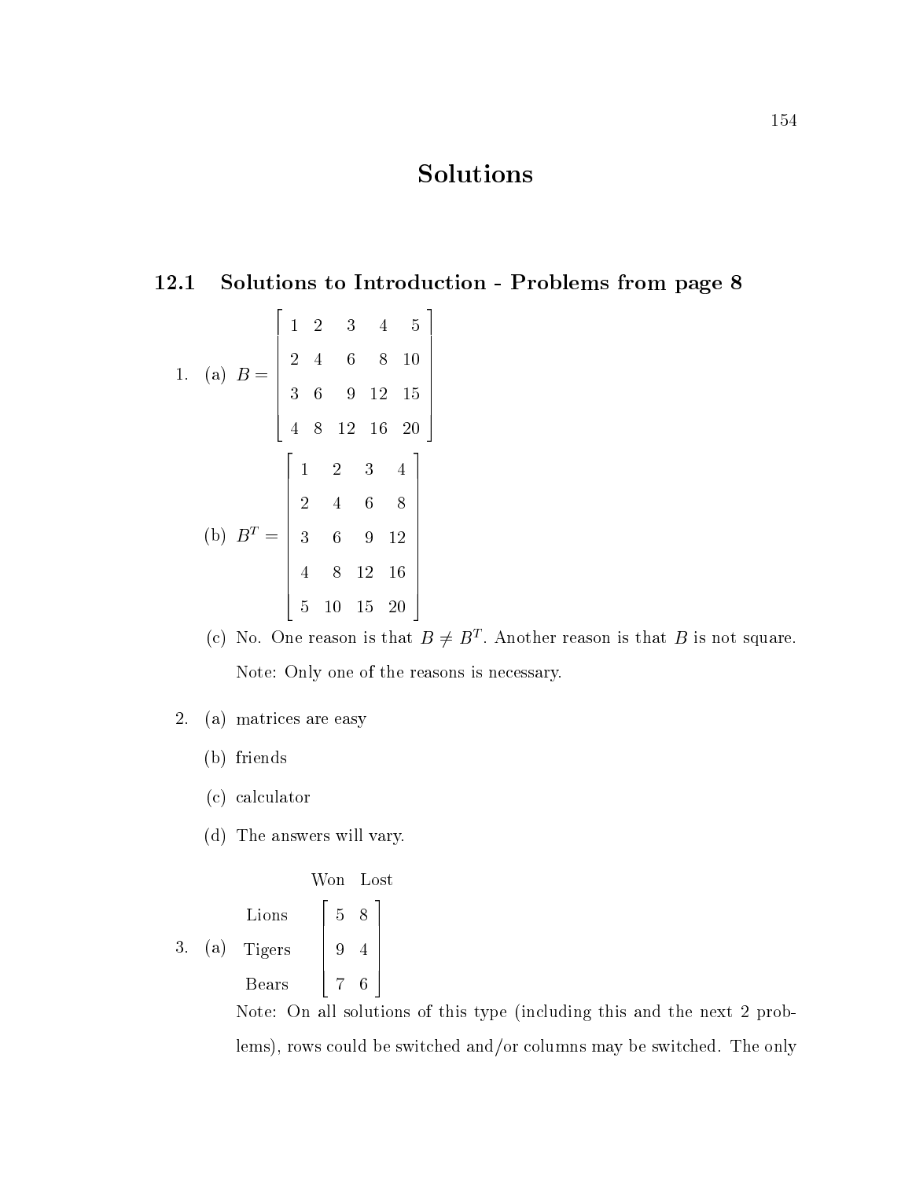# Solutions

## 12.1 Solutions to Introduction - Problems from page 8

1. (a) $B = \begin{bmatrix} 1 & 2 & 3 & 4 & 5 \\ 2 & 4 & 6 & 8 & 10 \\ 3 & 6 & 9 & 12 & 15 \\ 4 & 8 & 12 & 16 & 20 \end{bmatrix}$

   (b) $B^T = \begin{bmatrix} 1 & 2 & 3 & 4 \\ 2 & 4 & 6 & 8 \\ 3 & 6 & 9 & 12 \\ 4 & 8 & 12 & 16 \\ 5 & 10 & 15 & 20 \end{bmatrix}$

   (c) No. One reason is that $B \neq B^T$. Another reason is that $B$ is not square.

   Note: Only one of the reasons is necessary.

2. (a) matrices are easy

   (b) friends

   (c) calculator

   (d) The answers will vary.

3. (a)

|  | Won | Lost |
|---|---|---|
| Lions | 5 | 8 |
| Tigers | 9 | 4 |
| Bears | 7 | 6 |

   Note: On all solutions of this type (including this and the next 2 problems), rows could be switched and/or columns may be switched. The only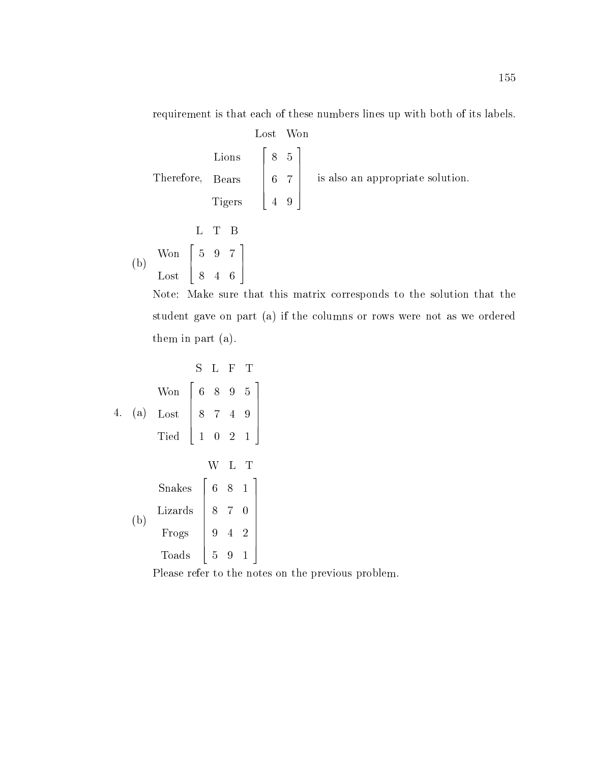requirement is that each of these numbers lines up with both of its labels.

Therefore,

| | Lost | Won |
|---|---|---|
| Lions | 8 | 5 |
| Bears | 6 | 7 |
| Tigers | 4 | 9 |

is also an appropriate solution.

(b)

| | L | T | B |
|---|---|---|---|
| Won | 5 | 9 | 7 |
| Lost | 8 | 4 | 6 |

Note: Make sure that this matrix corresponds to the solution that the student gave on part (a) if the columns or rows were not as we ordered them in part (a).

4. (a)

| | S | L | F | T |
|---|---|---|---|---|
| Won | 6 | 8 | 9 | 5 |
| Lost | 8 | 7 | 4 | 9 |
| Tied | 1 | 0 | 2 | 1 |

(b)

| | W | L | T |
|---|---|---|---|
| Snakes | 6 | 8 | 1 |
| Lizards | 8 | 7 | 0 |
| Frogs | 9 | 4 | 2 |
| Toads | 5 | 9 | 1 |

Please refer to the notes on the previous problem.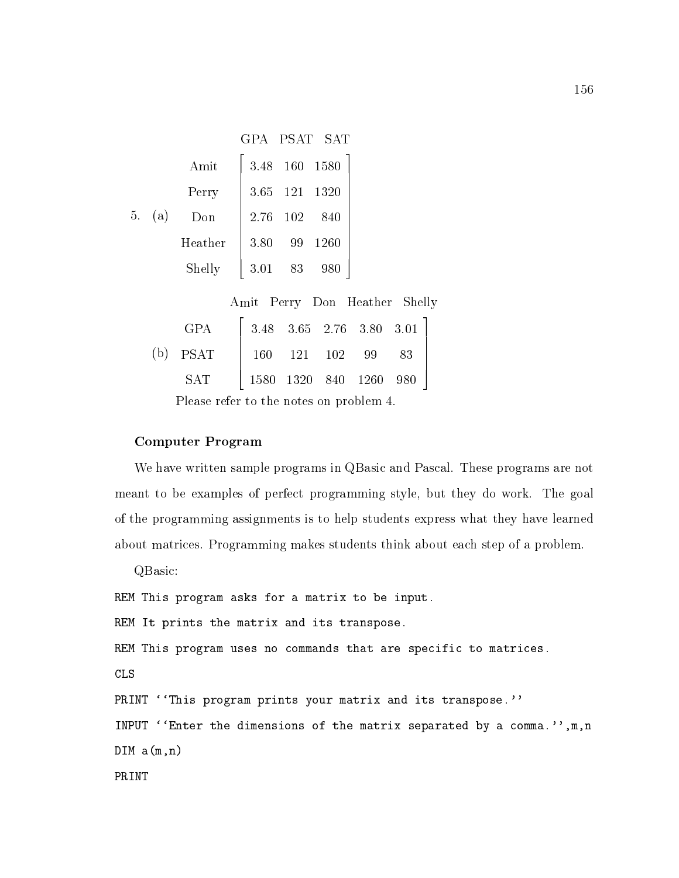5. (a)

$$
\begin{array}{r} \\ \text{Amit} \\ \text{Perry} \\ \text{Don} \\ \text{Heather} \\ \text{Shelly} \end{array}
\begin{array}{c} \begin{array}{ccc} \text{GPA} & \text{PSAT} & \text{SAT} \end{array} \\ \left[\begin{array}{ccc} 3.48 & 160 & 1580 \\ 3.65 & 121 & 1320 \\ 2.76 & 102 & 840 \\ 3.80 & 99 & 1260 \\ 3.01 & 83 & 980 \end{array}\right] \end{array}
$$

(b)

$$
\begin{array}{r} \\ \text{GPA} \\ \text{PSAT} \\ \text{SAT} \end{array}
\begin{array}{c} \begin{array}{ccccc} \text{Amit} & \text{Perry} & \text{Don} & \text{Heather} & \text{Shelly} \end{array} \\ \left[\begin{array}{ccccc} 3.48 & 3.65 & 2.76 & 3.80 & 3.01 \\ 160 & 121 & 102 & 99 & 83 \\ 1580 & 1320 & 840 & 1260 & 980 \end{array}\right] \end{array}
$$

Please refer to the notes on problem 4.

**Computer Program**

We have written sample programs in QBasic and Pascal. These programs are not meant to be examples of perfect programming style, but they do work. The goal of the programming assignments is to help students express what they have learned about matrices. Programming makes students think about each step of a problem.

QBasic:

```
REM This program asks for a matrix to be input.
REM It prints the matrix and its transpose.
REM This program uses no commands that are specific to matrices.
CLS
PRINT ''This program prints your matrix and its transpose.''
INPUT ''Enter the dimensions of the matrix separated by a comma.'',m,n
DIM a(m,n)
PRINT
```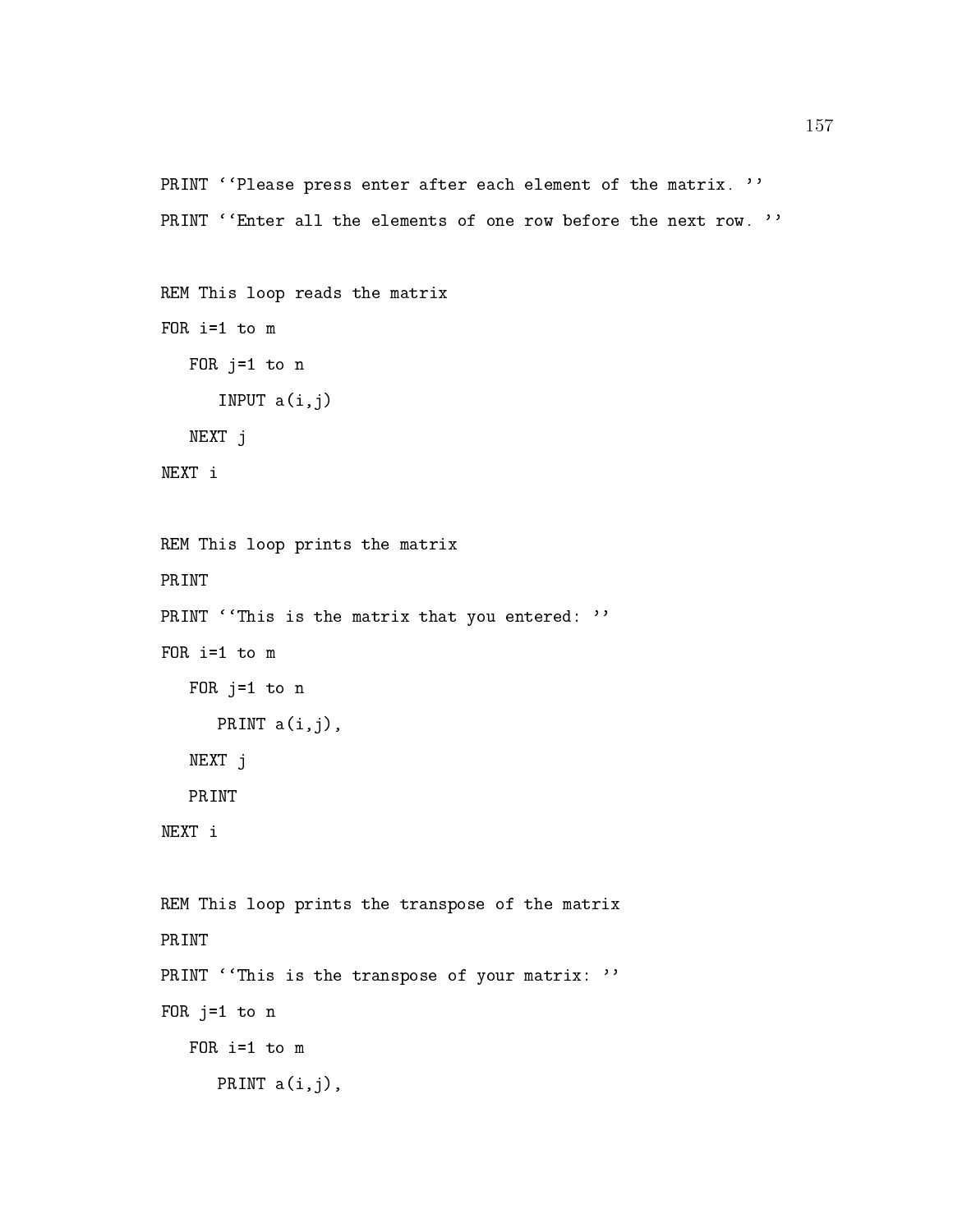```
PRINT ``Please press enter after each element of the matrix. ''
PRINT ``Enter all the elements of one row before the next row. ''

REM This loop reads the matrix
FOR i=1 to m
   FOR j=1 to n
      INPUT a(i,j)
   NEXT j
NEXT i

REM This loop prints the matrix
PRINT
PRINT ``This is the matrix that you entered: ''
FOR i=1 to m
   FOR j=1 to n
      PRINT a(i,j),
   NEXT j
   PRINT
NEXT i

REM This loop prints the transpose of the matrix
PRINT
PRINT ``This is the transpose of your matrix: ''
FOR j=1 to n
   FOR i=1 to m
      PRINT a(i,j),
```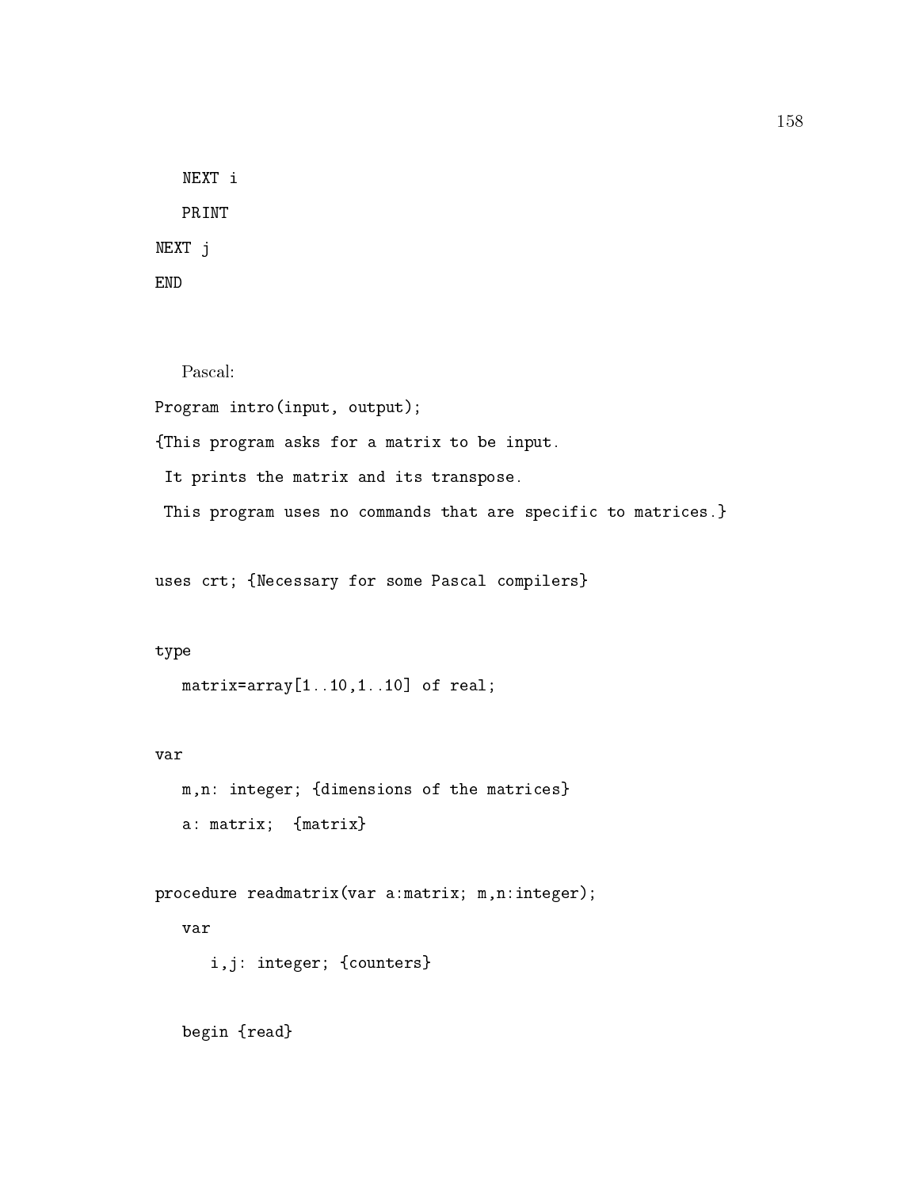```
   NEXT i
   PRINT
NEXT j
END
```

Pascal:

```
Program intro(input, output);
{This program asks for a matrix to be input.
 It prints the matrix and its transpose.
 This program uses no commands that are specific to matrices.}

uses crt; {Necessary for some Pascal compilers}

type
   matrix=array[1..10,1..10] of real;

var
   m,n: integer; {dimensions of the matrices}
   a: matrix;  {matrix}

procedure readmatrix(var a:matrix; m,n:integer);
   var
      i,j: integer; {counters}

   begin {read}
```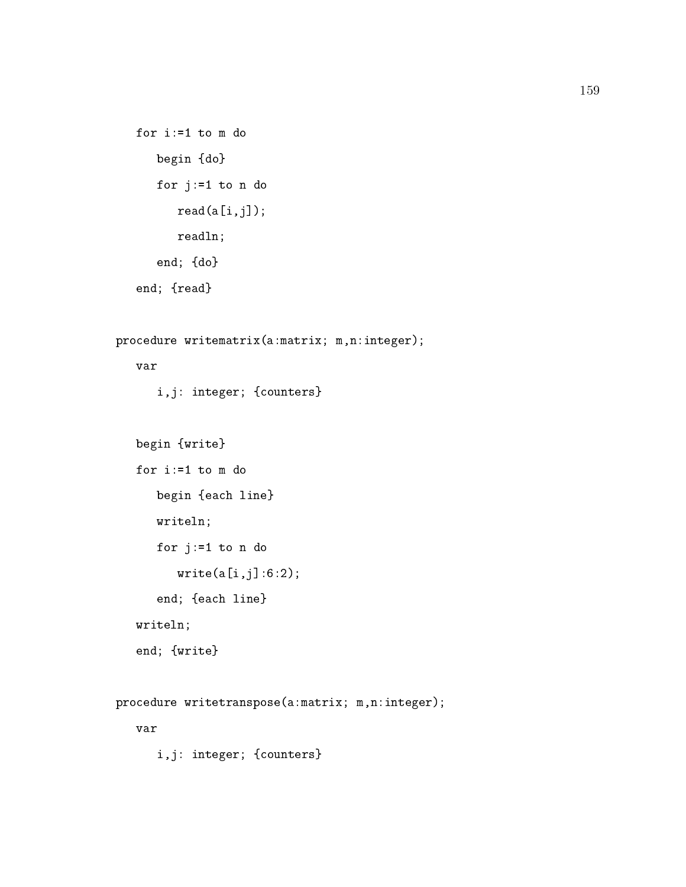```
   for i:=1 to m do
      begin {do}
      for j:=1 to n do
         read(a[i,j]);
         readln;
      end; {do}
   end; {read}

procedure writematrix(a:matrix; m,n:integer);
   var
      i,j: integer; {counters}

   begin {write}
   for i:=1 to m do
      begin {each line}
      writeln;
      for j:=1 to n do
         write(a[i,j]:6:2);
      end; {each line}
   writeln;
   end; {write}

procedure writetranspose(a:matrix; m,n:integer);
   var
      i,j: integer; {counters}
```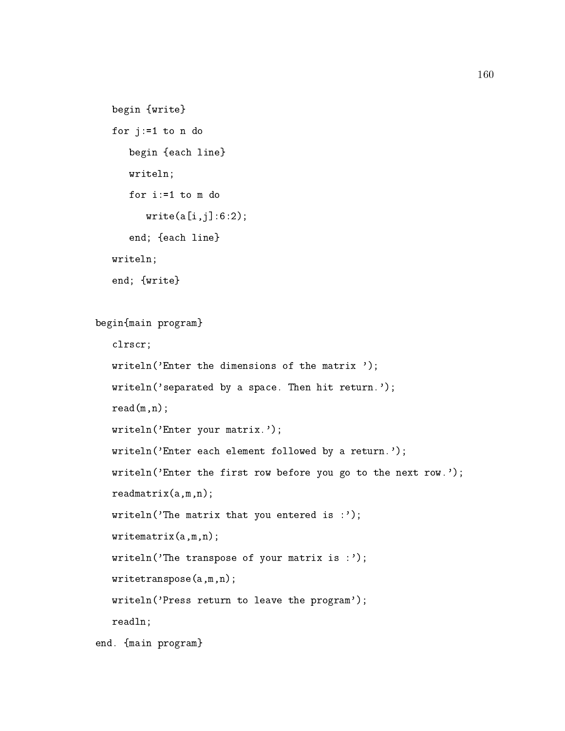```
   begin {write}
   for j:=1 to n do
      begin {each line}
      writeln;
      for i:=1 to m do
         write(a[i,j]:6:2);
      end; {each line}
   writeln;
   end; {write}

begin{main program}
   clrscr;
   writeln('Enter the dimensions of the matrix ');
   writeln('separated by a space. Then hit return.');
   read(m,n);
   writeln('Enter your matrix.');
   writeln('Enter each element followed by a return.');
   writeln('Enter the first row before you go to the next row.');
   readmatrix(a,m,n);
   writeln('The matrix that you entered is :');
   writematrix(a,m,n);
   writeln('The transpose of your matrix is :');
   writetranspose(a,m,n);
   writeln('Press return to leave the program');
   readln;
end. {main program}
```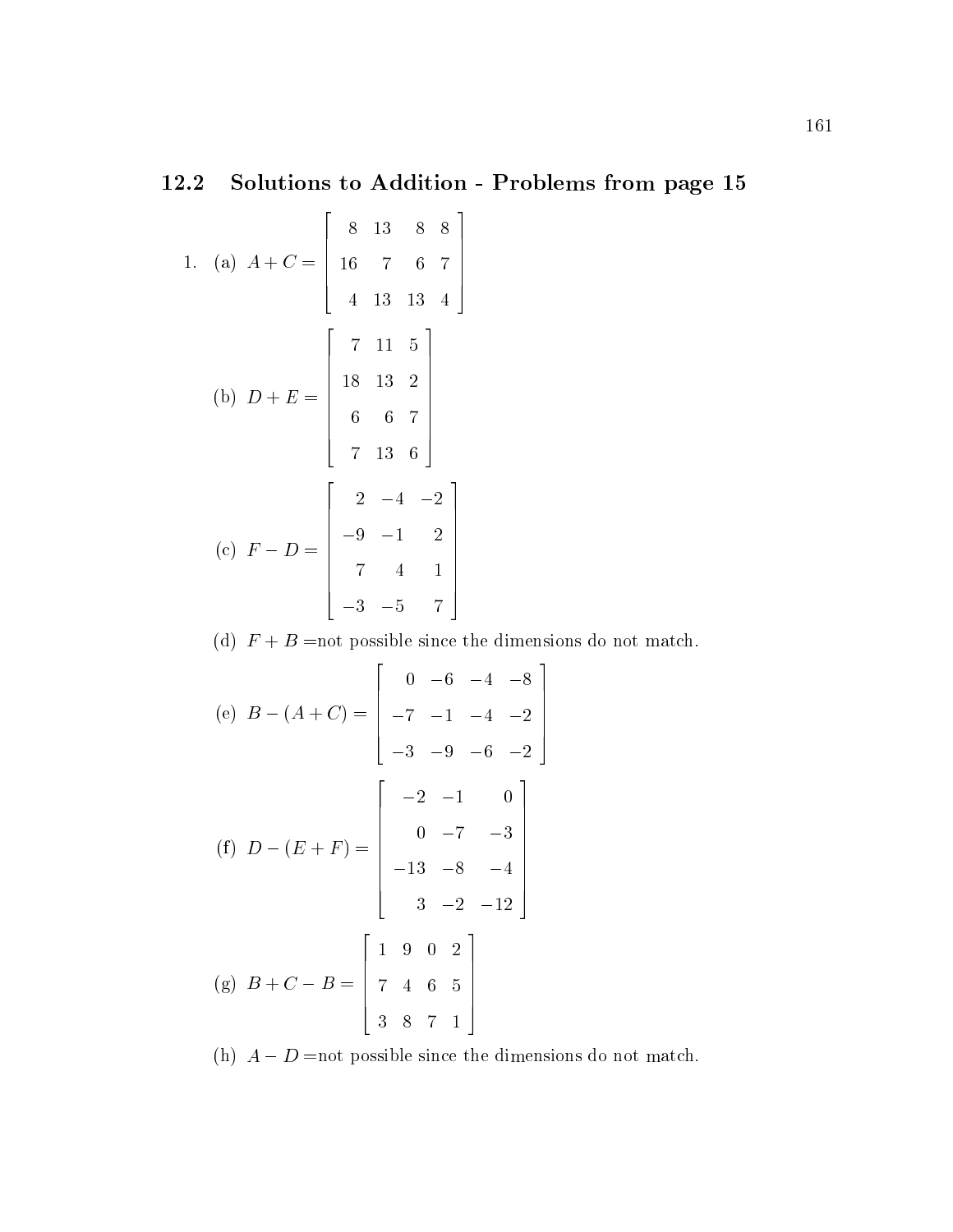## 12.2 Solutions to Addition - Problems from page 15

1. (a) $A + C = \begin{bmatrix} 8 & 13 & 8 & 8 \\ 16 & 7 & 6 & 7 \\ 4 & 13 & 13 & 4 \end{bmatrix}$

   (b) $D + E = \begin{bmatrix} 7 & 11 & 5 \\ 18 & 13 & 2 \\ 6 & 6 & 7 \\ 7 & 13 & 6 \end{bmatrix}$

   (c) $F - D = \begin{bmatrix} 2 & -4 & -2 \\ -9 & -1 & 2 \\ 7 & 4 & 1 \\ -3 & -5 & 7 \end{bmatrix}$

   (d) $F + B =$not possible since the dimensions do not match.

   (e) $B - (A + C) = \begin{bmatrix} 0 & -6 & -4 & -8 \\ -7 & -1 & -4 & -2 \\ -3 & -9 & -6 & -2 \end{bmatrix}$

   (f) $D - (E + F) = \begin{bmatrix} -2 & -1 & 0 \\ 0 & -7 & -3 \\ -13 & -8 & -4 \\ 3 & -2 & -12 \end{bmatrix}$

   (g) $B + C - B = \begin{bmatrix} 1 & 9 & 0 & 2 \\ 7 & 4 & 6 & 5 \\ 3 & 8 & 7 & 1 \end{bmatrix}$

   (h) $A - D =$not possible since the dimensions do not match.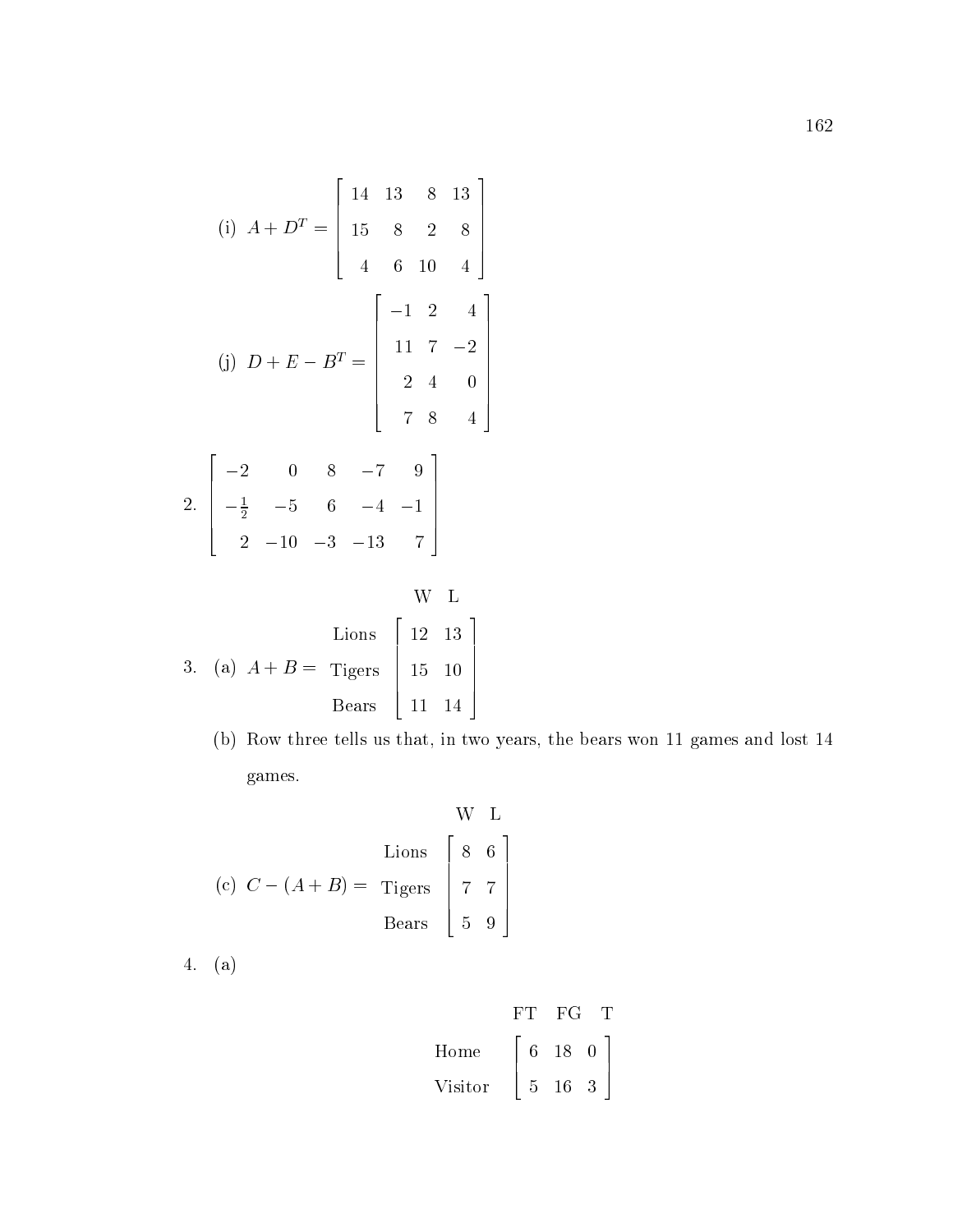(i) $A + D^T = \begin{bmatrix} 14 & 13 & 8 & 13 \\ 15 & 8 & 2 & 8 \\ 4 & 6 & 10 & 4 \end{bmatrix}$

(j) $D + E - B^T = \begin{bmatrix} -1 & 2 & 4 \\ 11 & 7 & -2 \\ 2 & 4 & 0 \\ 7 & 8 & 4 \end{bmatrix}$

2. $\begin{bmatrix} -2 & 0 & 8 & -7 & 9 \\ -\frac{1}{2} & -5 & 6 & -4 & -1 \\ 2 & -10 & -3 & -13 & 7 \end{bmatrix}$

3. (a) $A + B =$

| | W | L |
|---|---|---|
| Lions | 12 | 13 |
| Tigers | 15 | 10 |
| Bears | 11 | 14 |

(b) Row three tells us that, in two years, the bears won 11 games and lost 14 games.

(c) $C - (A + B) =$

| | W | L |
|---|---|---|
| Lions | 8 | 6 |
| Tigers | 7 | 7 |
| Bears | 5 | 9 |

4. (a)

| | FT | FG | T |
|---|---|---|---|
| Home | 6 | 18 | 0 |
| Visitor | 5 | 16 | 3 |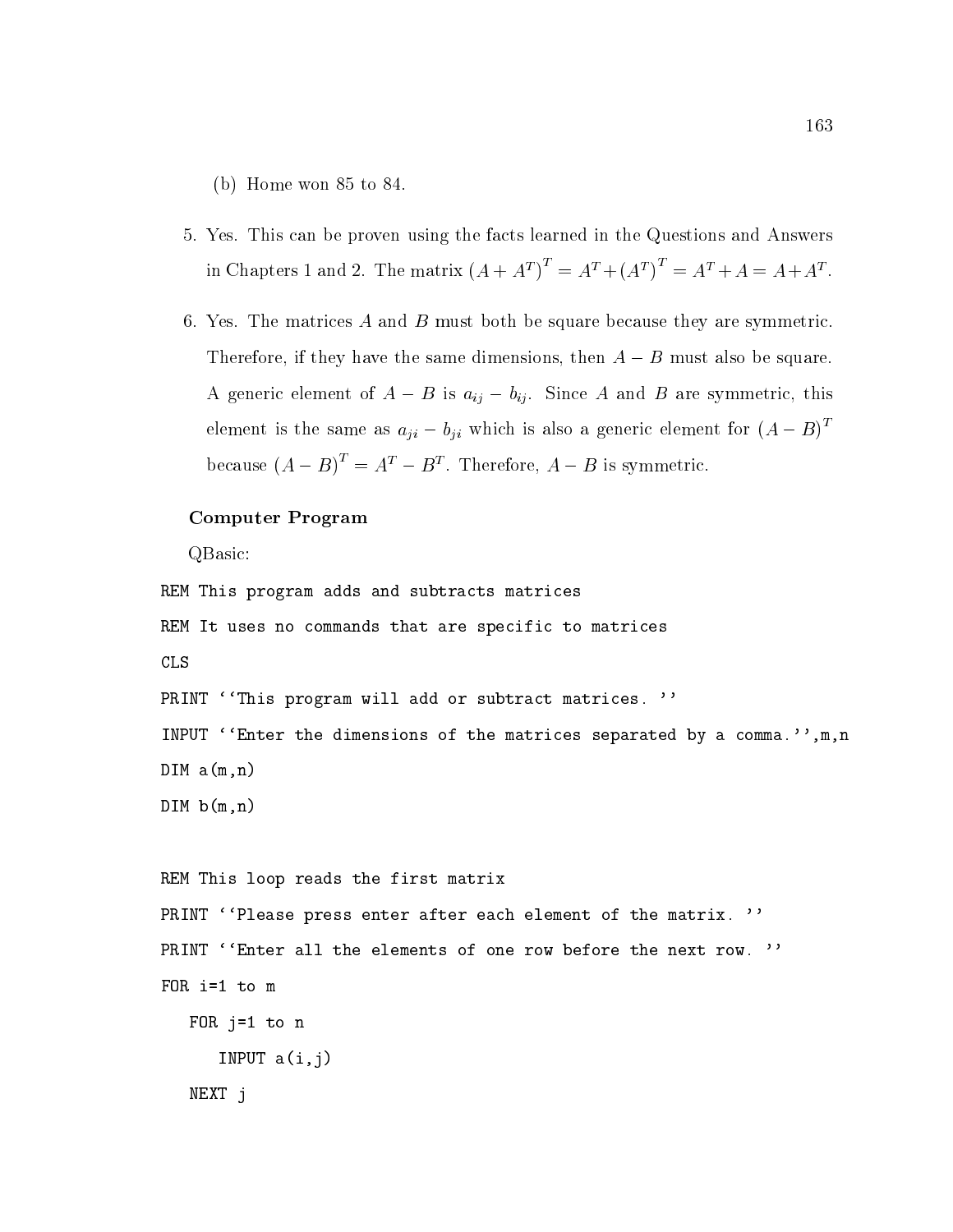(b) Home won 85 to 84.

5. Yes. This can be proven using the facts learned in the Questions and Answers in Chapters 1 and 2. The matrix $(A + A^T)^T = A^T + (A^T)^T = A^T + A = A + A^T$.

6. Yes. The matrices $A$ and $B$ must both be square because they are symmetric. Therefore, if they have the same dimensions, then $A - B$ must also be square. A generic element of $A - B$ is $a_{ij} - b_{ij}$. Since $A$ and $B$ are symmetric, this element is the same as $a_{ji} - b_{ji}$ which is also a generic element for $(A - B)^T$ because $(A - B)^T = A^T - B^T$. Therefore, $A - B$ is symmetric.

**Computer Program**

QBasic:

```
REM This program adds and subtracts matrices
REM It uses no commands that are specific to matrices
CLS
PRINT ``This program will add or subtract matrices. ''
INPUT ``Enter the dimensions of the matrices separated by a comma.'',m,n
DIM a(m,n)
DIM b(m,n)

REM This loop reads the first matrix
PRINT ``Please press enter after each element of the matrix. ''
PRINT ``Enter all the elements of one row before the next row. ''
FOR i=1 to m
   FOR j=1 to n
      INPUT a(i,j)
   NEXT j
```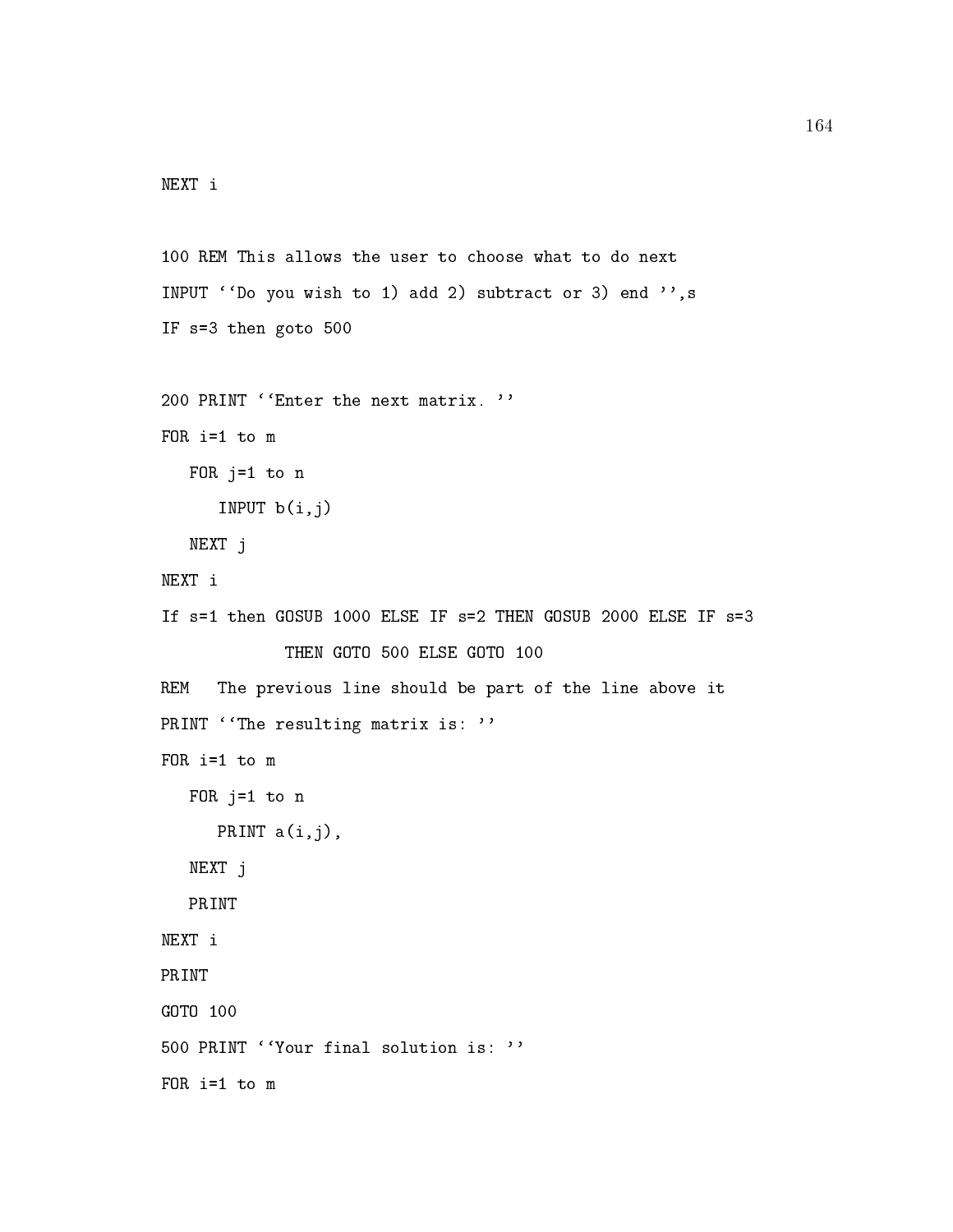```
NEXT i

100 REM This allows the user to choose what to do next
INPUT ``Do you wish to 1) add 2) subtract or 3) end '',s
IF s=3 then goto 500

200 PRINT ``Enter the next matrix. ''
FOR i=1 to m
   FOR j=1 to n
      INPUT b(i,j)
   NEXT j
NEXT i
If s=1 then GOSUB 1000 ELSE IF s=2 THEN GOSUB 2000 ELSE IF s=3
            THEN GOTO 500 ELSE GOTO 100
REM   The previous line should be part of the line above it
PRINT ``The resulting matrix is: ''
FOR i=1 to m
   FOR j=1 to n
      PRINT a(i,j),
   NEXT j
   PRINT
NEXT i
PRINT
GOTO 100
500 PRINT ``Your final solution is: ''
FOR i=1 to m
```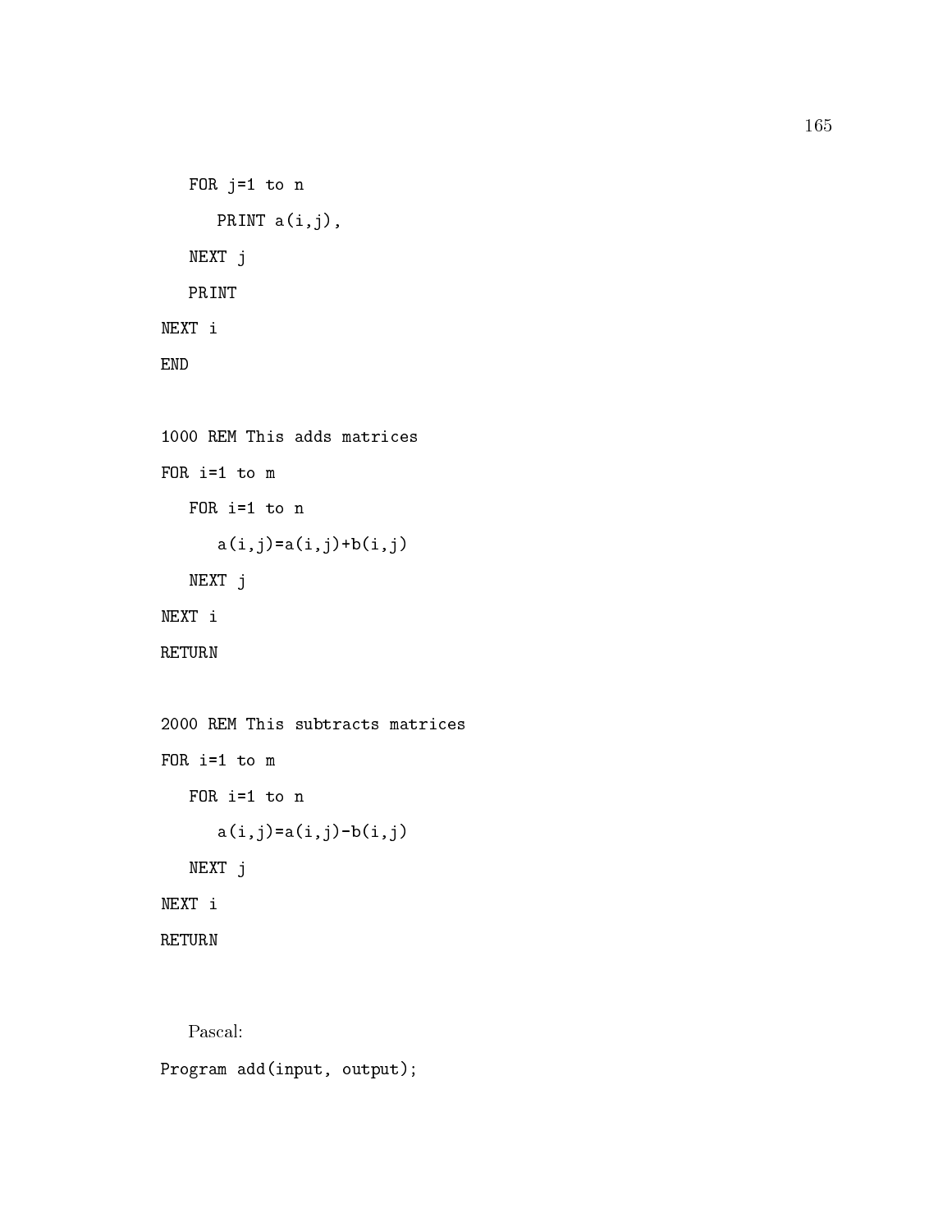```
   FOR j=1 to n
      PRINT a(i,j),
   NEXT j
   PRINT
NEXT i
END

1000 REM This adds matrices
FOR i=1 to m
   FOR i=1 to n
      a(i,j)=a(i,j)+b(i,j)
   NEXT j
NEXT i
RETURN

2000 REM This subtracts matrices
FOR i=1 to m
   FOR i=1 to n
      a(i,j)=a(i,j)-b(i,j)
   NEXT j
NEXT i
RETURN
```

Pascal:

```
Program add(input, output);
```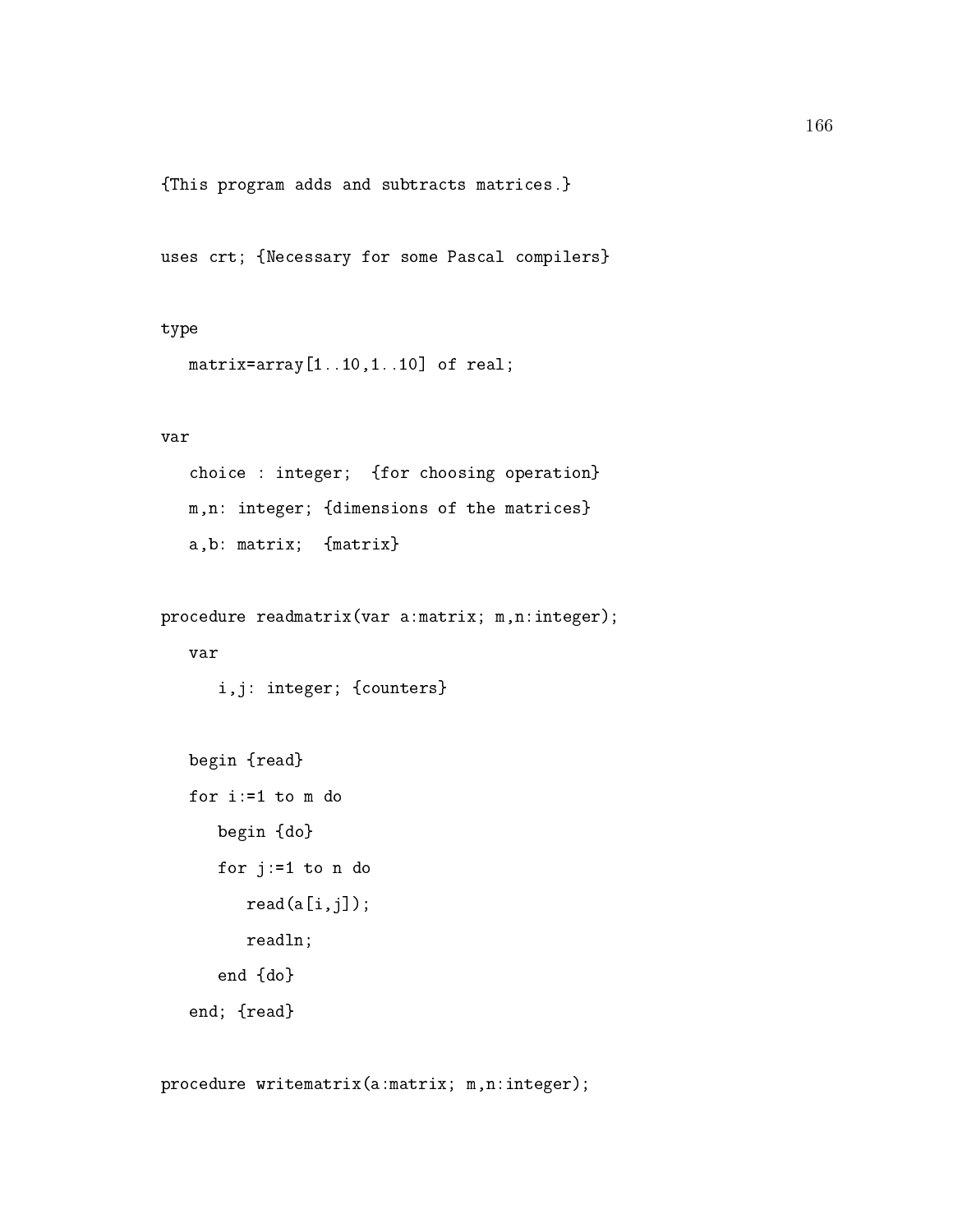```
{This program adds and subtracts matrices.}

uses crt; {Necessary for some Pascal compilers}

type
   matrix=array[1..10,1..10] of real;

var
   choice : integer;  {for choosing operation}
   m,n: integer; {dimensions of the matrices}
   a,b: matrix;  {matrix}

procedure readmatrix(var a:matrix; m,n:integer);
   var
      i,j: integer; {counters}

   begin {read}
   for i:=1 to m do
      begin {do}
      for j:=1 to n do
         read(a[i,j]);
         readln;
      end {do}
   end; {read}

procedure writematrix(a:matrix; m,n:integer);
```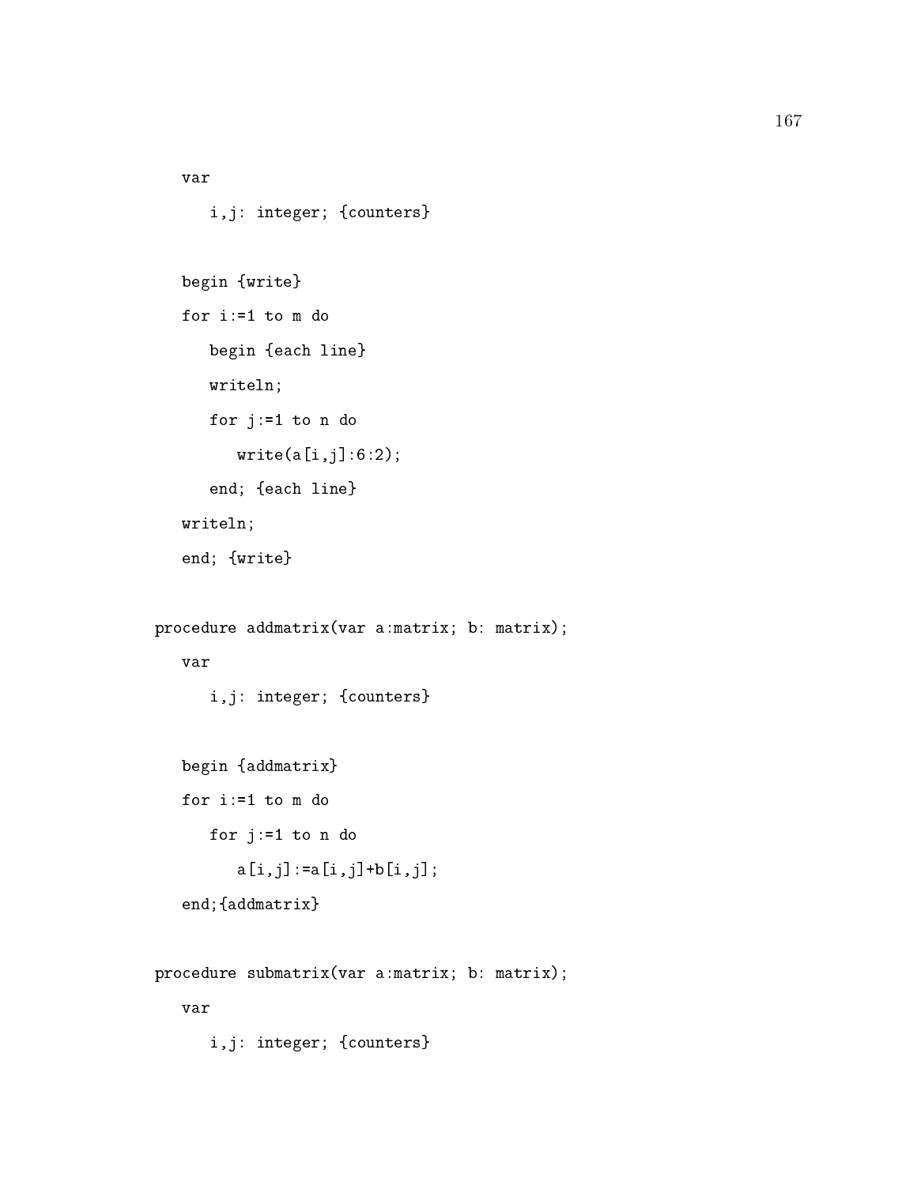```
   var
      i,j: integer; {counters}

   begin {write}
   for i:=1 to m do
      begin {each line}
      writeln;
      for j:=1 to n do
         write(a[i,j]:6:2);
      end; {each line}
   writeln;
   end; {write}

procedure addmatrix(var a:matrix; b: matrix);
   var
      i,j: integer; {counters}

   begin {addmatrix}
   for i:=1 to m do
      for j:=1 to n do
         a[i,j]:=a[i,j]+b[i,j];
   end;{addmatrix}

procedure submatrix(var a:matrix; b: matrix);
   var
      i,j: integer; {counters}
```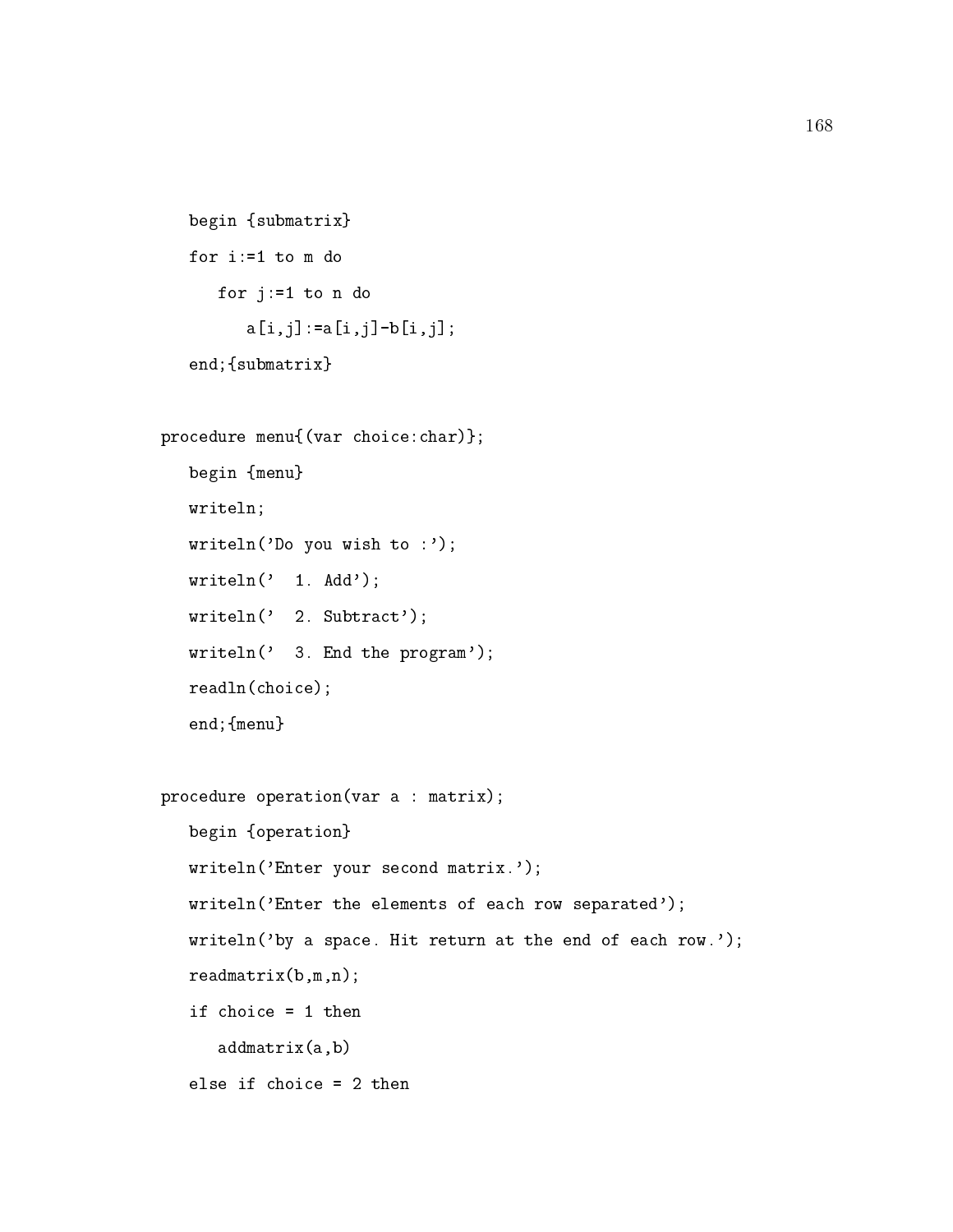```
   begin {submatrix}
   for i:=1 to m do
      for j:=1 to n do
         a[i,j]:=a[i,j]-b[i,j];
   end;{submatrix}

procedure menu{(var choice:char)};
   begin {menu}
   writeln;
   writeln('Do you wish to :');
   writeln('  1. Add');
   writeln('  2. Subtract');
   writeln('  3. End the program');
   readln(choice);
   end;{menu}

procedure operation(var a : matrix);
   begin {operation}
   writeln('Enter your second matrix.');
   writeln('Enter the elements of each row separated');
   writeln('by a space. Hit return at the end of each row.');
   readmatrix(b,m,n);
   if choice = 1 then
      addmatrix(a,b)
   else if choice = 2 then
```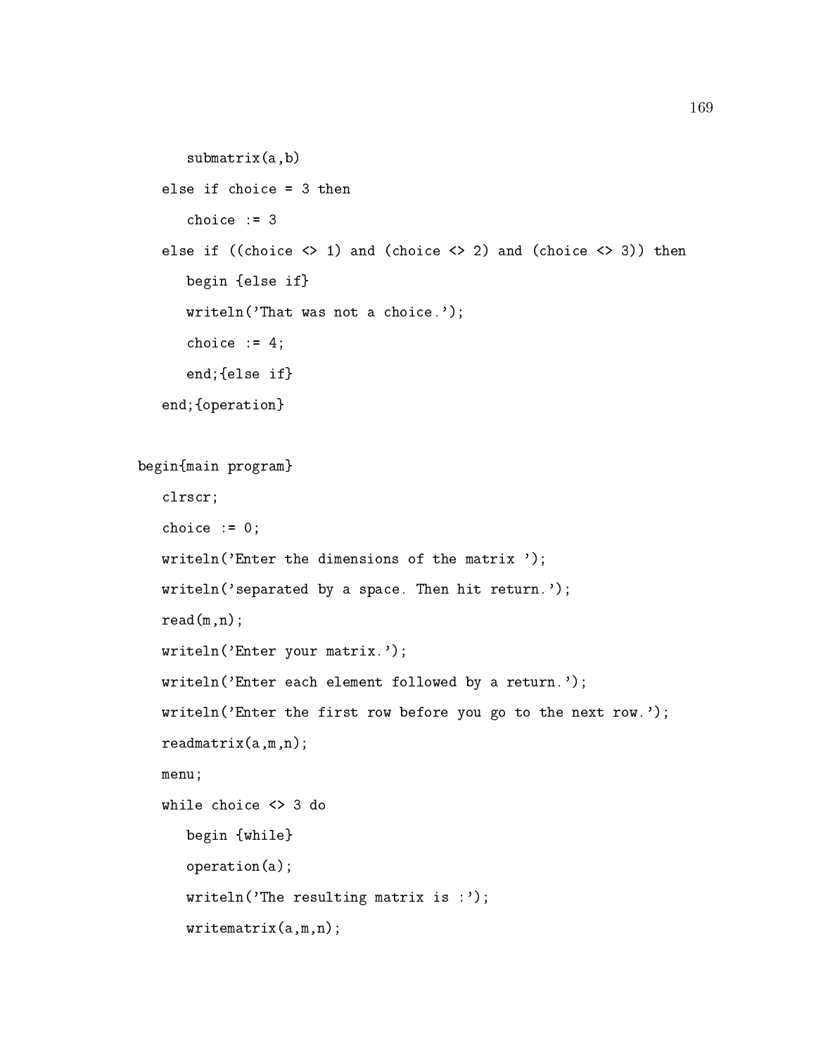```
      submatrix(a,b)
   else if choice = 3 then
      choice := 3
   else if ((choice <> 1) and (choice <> 2) and (choice <> 3)) then
      begin {else if}
      writeln('That was not a choice.');
      choice := 4;
      end;{else if}
   end;{operation}

begin{main program}
   clrscr;
   choice := 0;
   writeln('Enter the dimensions of the matrix ');
   writeln('separated by a space. Then hit return.');
   read(m,n);
   writeln('Enter your matrix.');
   writeln('Enter each element followed by a return.');
   writeln('Enter the first row before you go to the next row.');
   readmatrix(a,m,n);
   menu;
   while choice <> 3 do
      begin {while}
      operation(a);
      writeln('The resulting matrix is :');
      writematrix(a,m,n);
```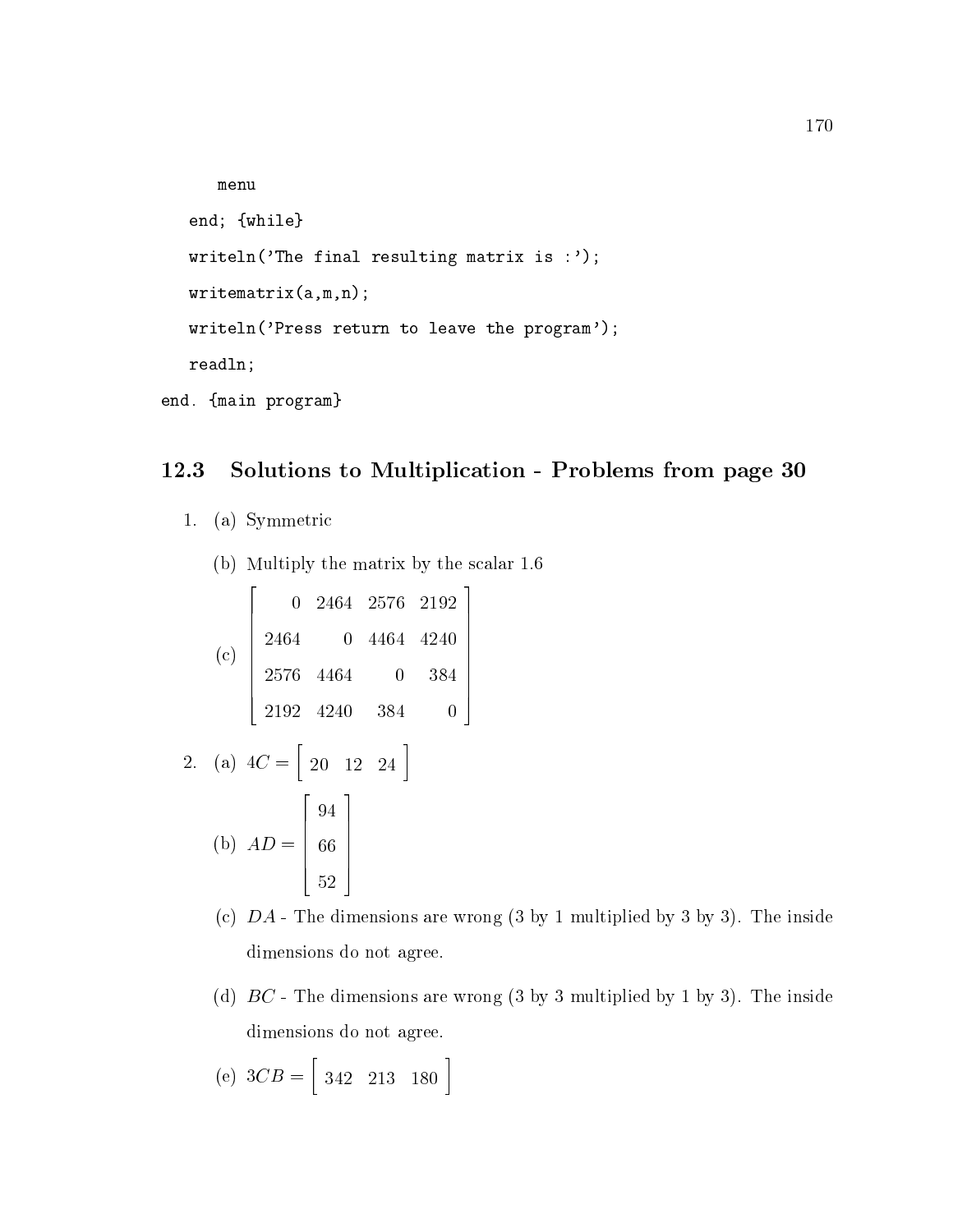```
      menu
   end; {while}
   writeln('The final resulting matrix is :');
   writematrix(a,m,n);
   writeln('Press return to leave the program');
   readln;
end. {main program}
```

## 12.3 Solutions to Multiplication - Problems from page 30

1. (a) Symmetric

   (b) Multiply the matrix by the scalar 1.6

   (c) $$\begin{bmatrix} 0 & 2464 & 2576 & 2192 \\ 2464 & 0 & 4464 & 4240 \\ 2576 & 4464 & 0 & 384 \\ 2192 & 4240 & 384 & 0 \end{bmatrix}$$

2. (a) $4C = \begin{bmatrix} 20 & 12 & 24 \end{bmatrix}$

   (b) $AD = \begin{bmatrix} 94 \\ 66 \\ 52 \end{bmatrix}$

   (c) $DA$ - The dimensions are wrong (3 by 1 multiplied by 3 by 3). The inside dimensions do not agree.

   (d) $BC$ - The dimensions are wrong (3 by 3 multiplied by 1 by 3). The inside dimensions do not agree.

   (e) $3CB = \begin{bmatrix} 342 & 213 & 180 \end{bmatrix}$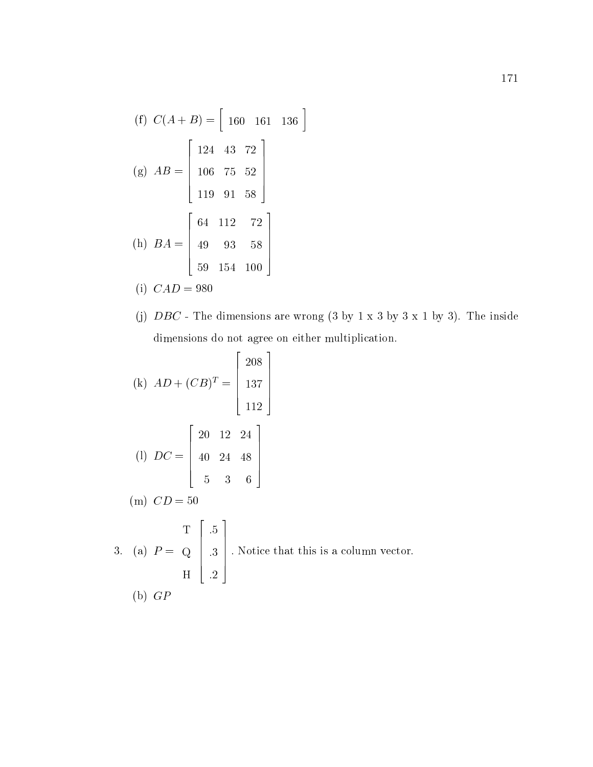(f) $C(A+B) = \begin{bmatrix} 160 & 161 & 136 \end{bmatrix}$

(g) $AB = \begin{bmatrix} 124 & 43 & 72 \\ 106 & 75 & 52 \\ 119 & 91 & 58 \end{bmatrix}$

(h) $BA = \begin{bmatrix} 64 & 112 & 72 \\ 49 & 93 & 58 \\ 59 & 154 & 100 \end{bmatrix}$

(i) $CAD = 980$

(j) $DBC$ - The dimensions are wrong (3 by 1 x 3 by 3 x 1 by 3). The inside dimensions do not agree on either multiplication.

(k) $AD + (CB)^T = \begin{bmatrix} 208 \\ 137 \\ 112 \end{bmatrix}$

(l) $DC = \begin{bmatrix} 20 & 12 & 24 \\ 40 & 24 & 48 \\ 5 & 3 & 6 \end{bmatrix}$

(m) $CD = 50$

3. (a) $P = \begin{matrix} \text{T} \\ \text{Q} \\ \text{H} \end{matrix} \begin{bmatrix} .5 \\ .3 \\ .2 \end{bmatrix}$. Notice that this is a column vector.

(b) $GP$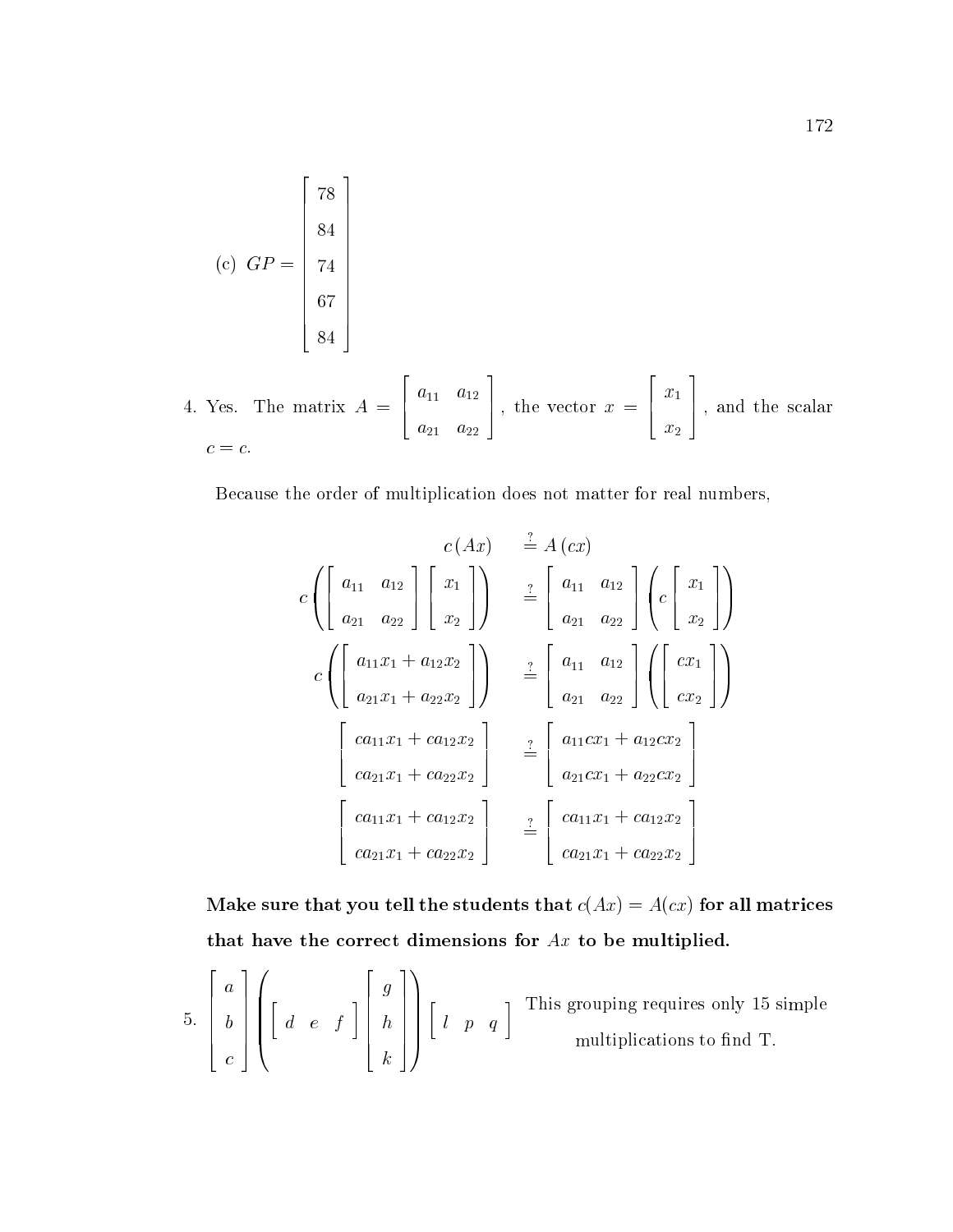(c) $GP = \begin{bmatrix} 78 \\ 84 \\ 74 \\ 67 \\ 84 \end{bmatrix}$

4. Yes. The matrix $A = \begin{bmatrix} a_{11} & a_{12} \\ a_{21} & a_{22} \end{bmatrix}$, the vector $x = \begin{bmatrix} x_1 \\ x_2 \end{bmatrix}$, and the scalar $c = c$.

   Because the order of multiplication does not matter for real numbers,

$$
\begin{aligned}
c\,(Ax) &\overset{?}{=} A\,(cx) \\
c\left(\begin{bmatrix} a_{11} & a_{12} \\ a_{21} & a_{22} \end{bmatrix}\begin{bmatrix} x_1 \\ x_2 \end{bmatrix}\right) &\overset{?}{=} \begin{bmatrix} a_{11} & a_{12} \\ a_{21} & a_{22} \end{bmatrix}\left(c\begin{bmatrix} x_1 \\ x_2 \end{bmatrix}\right) \\
c\left(\begin{bmatrix} a_{11}x_1 + a_{12}x_2 \\ a_{21}x_1 + a_{22}x_2 \end{bmatrix}\right) &\overset{?}{=} \begin{bmatrix} a_{11} & a_{12} \\ a_{21} & a_{22} \end{bmatrix}\left(\begin{bmatrix} cx_1 \\ cx_2 \end{bmatrix}\right) \\
\begin{bmatrix} ca_{11}x_1 + ca_{12}x_2 \\ ca_{21}x_1 + ca_{22}x_2 \end{bmatrix} &\overset{?}{=} \begin{bmatrix} a_{11}cx_1 + a_{12}cx_2 \\ a_{21}cx_1 + a_{22}cx_2 \end{bmatrix} \\
\begin{bmatrix} ca_{11}x_1 + ca_{12}x_2 \\ ca_{21}x_1 + ca_{22}x_2 \end{bmatrix} &\overset{?}{=} \begin{bmatrix} ca_{11}x_1 + ca_{12}x_2 \\ ca_{21}x_1 + ca_{22}x_2 \end{bmatrix}
\end{aligned}
$$

   **Make sure that you tell the students that $c(Ax) = A(cx)$ for all matrices that have the correct dimensions for $Ax$ to be multiplied.**

5. $\begin{bmatrix} a \\ b \\ c \end{bmatrix}\left(\begin{bmatrix} d & e & f \end{bmatrix}\begin{bmatrix} g \\ h \\ k \end{bmatrix}\right)\begin{bmatrix} l & p & q \end{bmatrix}$ This grouping requires only 15 simple multiplications to find T.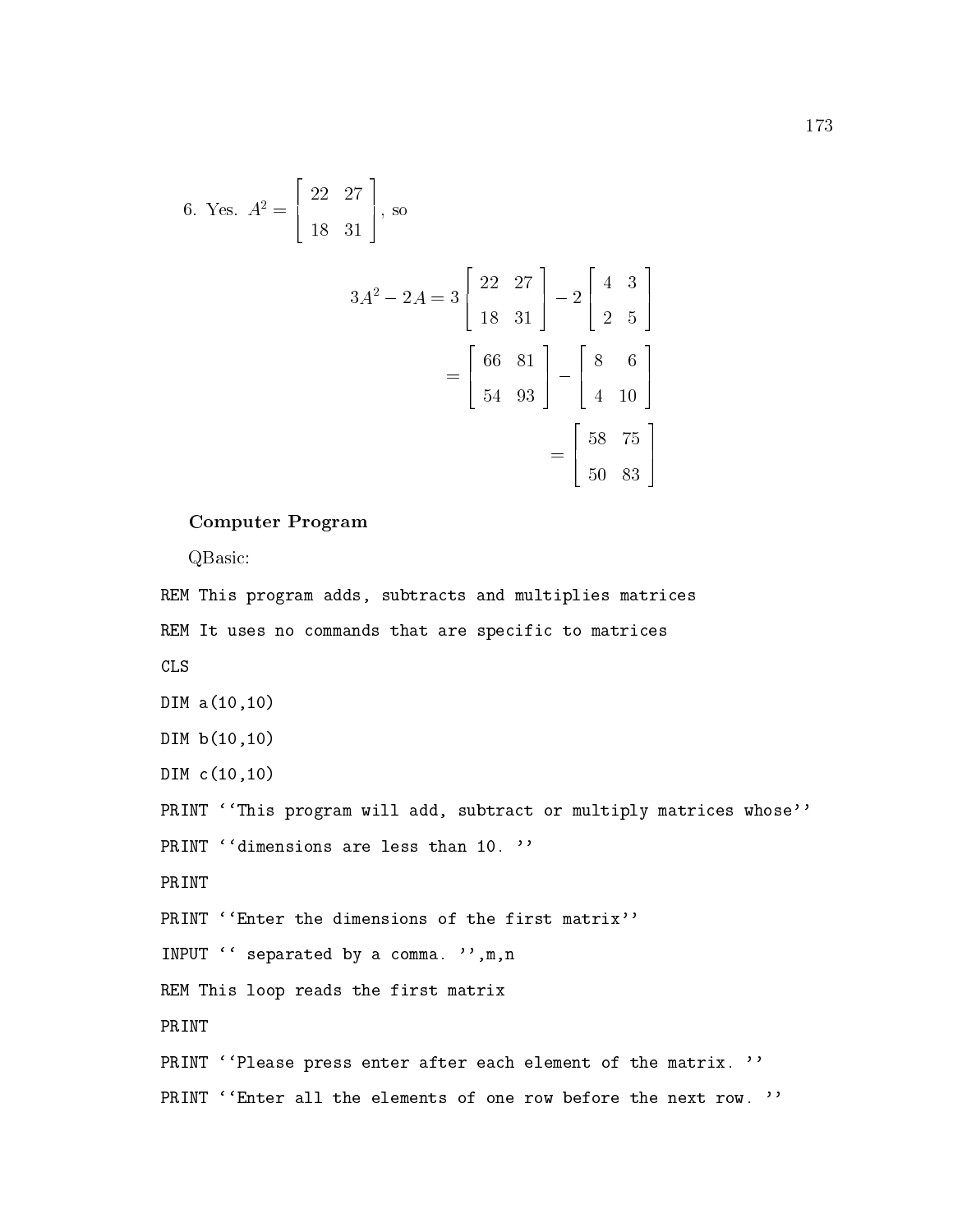6. Yes. $A^2 = \begin{bmatrix} 22 & 27 \\ 18 & 31 \end{bmatrix}$, so

$$\begin{aligned} 3A^2 - 2A &= 3\begin{bmatrix} 22 & 27 \\ 18 & 31 \end{bmatrix} - 2\begin{bmatrix} 4 & 3 \\ 2 & 5 \end{bmatrix} \\ &= \begin{bmatrix} 66 & 81 \\ 54 & 93 \end{bmatrix} - \begin{bmatrix} 8 & 6 \\ 4 & 10 \end{bmatrix} \\ &= \begin{bmatrix} 58 & 75 \\ 50 & 83 \end{bmatrix} \end{aligned}$$

**Computer Program**

QBasic:

```
REM This program adds, subtracts and multiplies matrices
REM It uses no commands that are specific to matrices
CLS
DIM a(10,10)
DIM b(10,10)
DIM c(10,10)
PRINT ``This program will add, subtract or multiply matrices whose''
PRINT ``dimensions are less than 10. ''
PRINT
PRINT ``Enter the dimensions of the first matrix''
INPUT `` separated by a comma. '',m,n
REM This loop reads the first matrix
PRINT
PRINT ``Please press enter after each element of the matrix. ''
PRINT ``Enter all the elements of one row before the next row. ''
```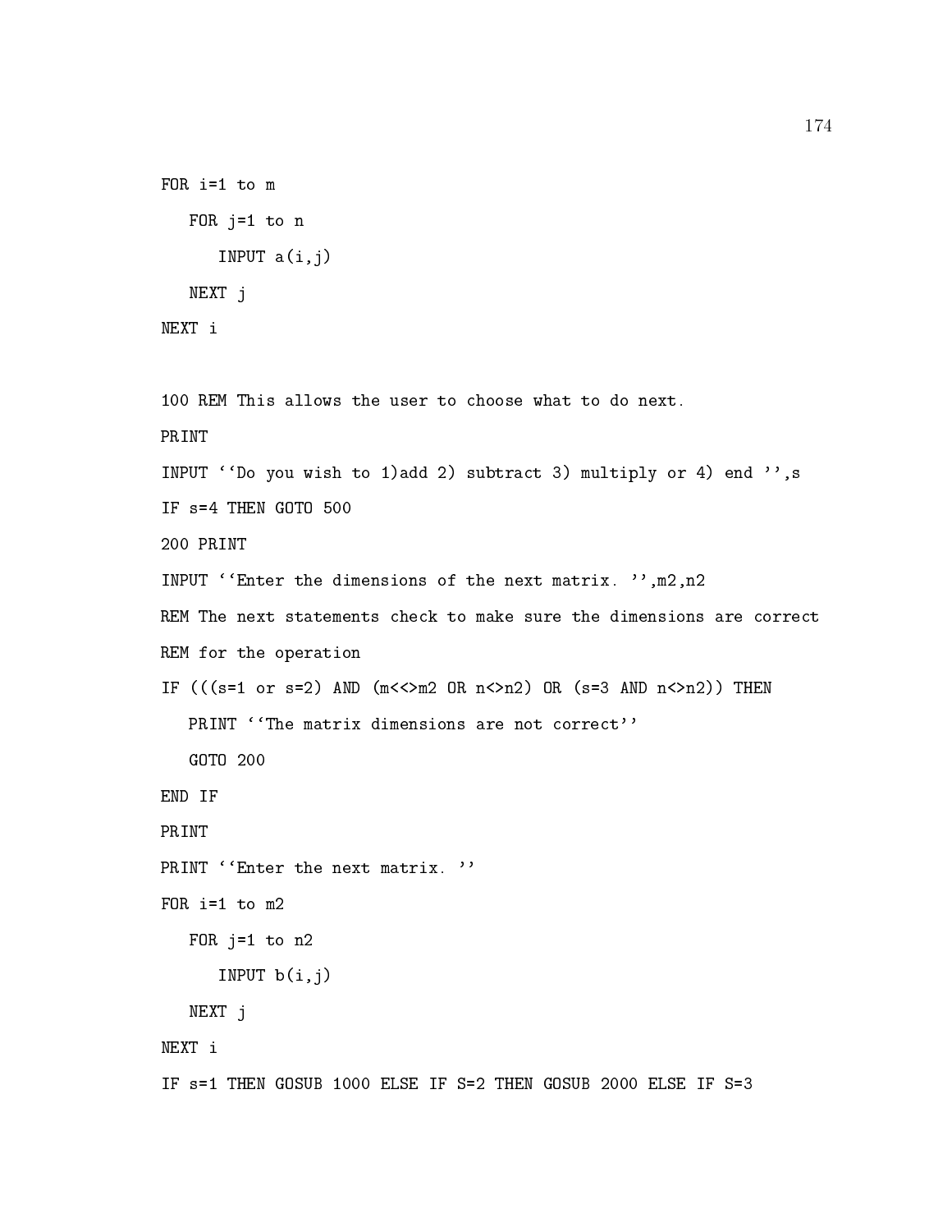```
FOR i=1 to m
   FOR j=1 to n
      INPUT a(i,j)
   NEXT j
NEXT i

100 REM This allows the user to choose what to do next.
PRINT
INPUT ''Do you wish to 1)add 2) subtract 3) multiply or 4) end '',s
IF s=4 THEN GOTO 500
200 PRINT
INPUT ''Enter the dimensions of the next matrix. '',m2,n2
REM The next statements check to make sure the dimensions are correct
REM for the operation
IF (((s=1 or s=2) AND (m<<>m2 OR n<>n2) OR (s=3 AND n<>n2)) THEN
   PRINT ''The matrix dimensions are not correct''
   GOTO 200
END IF
PRINT
PRINT ''Enter the next matrix. ''
FOR i=1 to m2
   FOR j=1 to n2
      INPUT b(i,j)
   NEXT j
NEXT i
IF s=1 THEN GOSUB 1000 ELSE IF S=2 THEN GOSUB 2000 ELSE IF S=3
```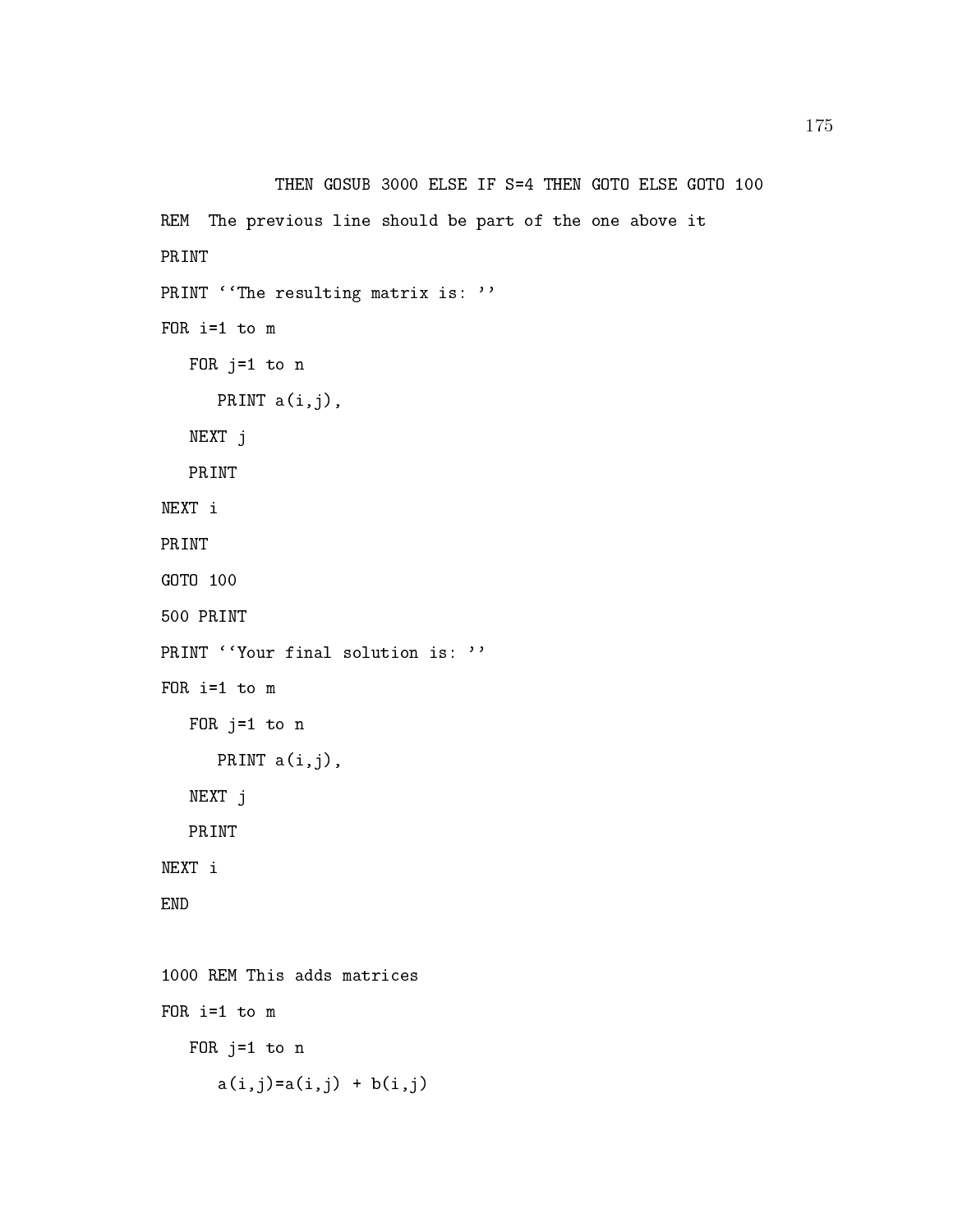```
            THEN GOSUB 3000 ELSE IF S=4 THEN GOTO ELSE GOTO 100
REM  The previous line should be part of the one above it
PRINT
PRINT ``The resulting matrix is: ''
FOR i=1 to m
   FOR j=1 to n
      PRINT a(i,j),
   NEXT j
   PRINT
NEXT i
PRINT
GOTO 100
500 PRINT
PRINT ``Your final solution is: ''
FOR i=1 to m
   FOR j=1 to n
      PRINT a(i,j),
   NEXT j
   PRINT
NEXT i
END

1000 REM This adds matrices
FOR i=1 to m
   FOR j=1 to n
      a(i,j)=a(i,j) + b(i,j)
```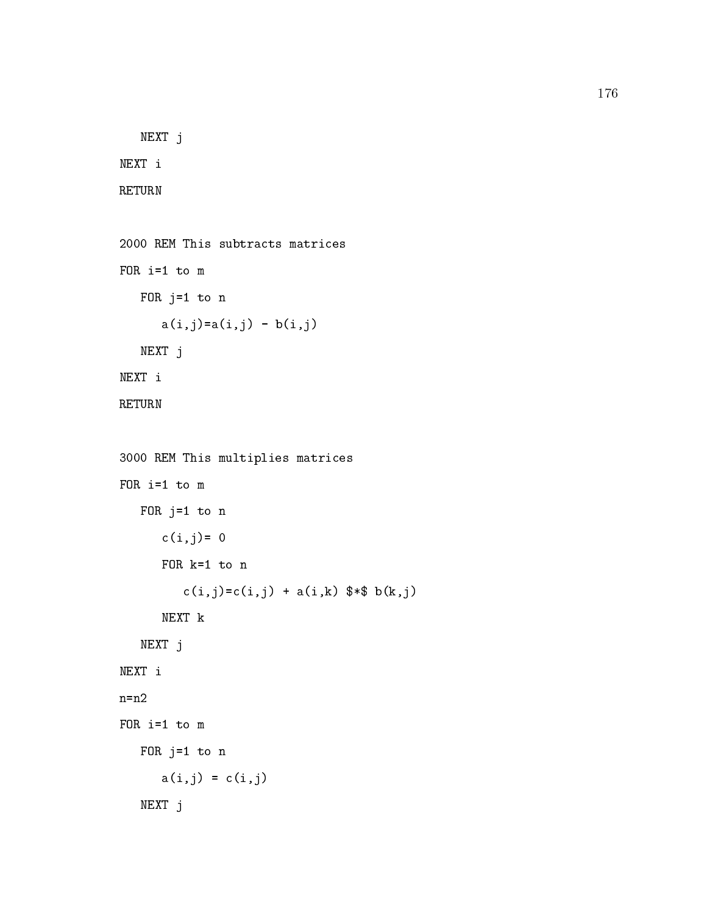```
   NEXT j
NEXT i
RETURN

2000 REM This subtracts matrices
FOR i=1 to m
   FOR j=1 to n
      a(i,j)=a(i,j) - b(i,j)
   NEXT j
NEXT i
RETURN

3000 REM This multiplies matrices
FOR i=1 to m
   FOR j=1 to n
      c(i,j)= 0
      FOR k=1 to n
         c(i,j)=c(i,j) + a(i,k) $*$ b(k,j)
      NEXT k
   NEXT j
NEXT i
n=n2
FOR i=1 to m
   FOR j=1 to n
      a(i,j) = c(i,j)
   NEXT j
```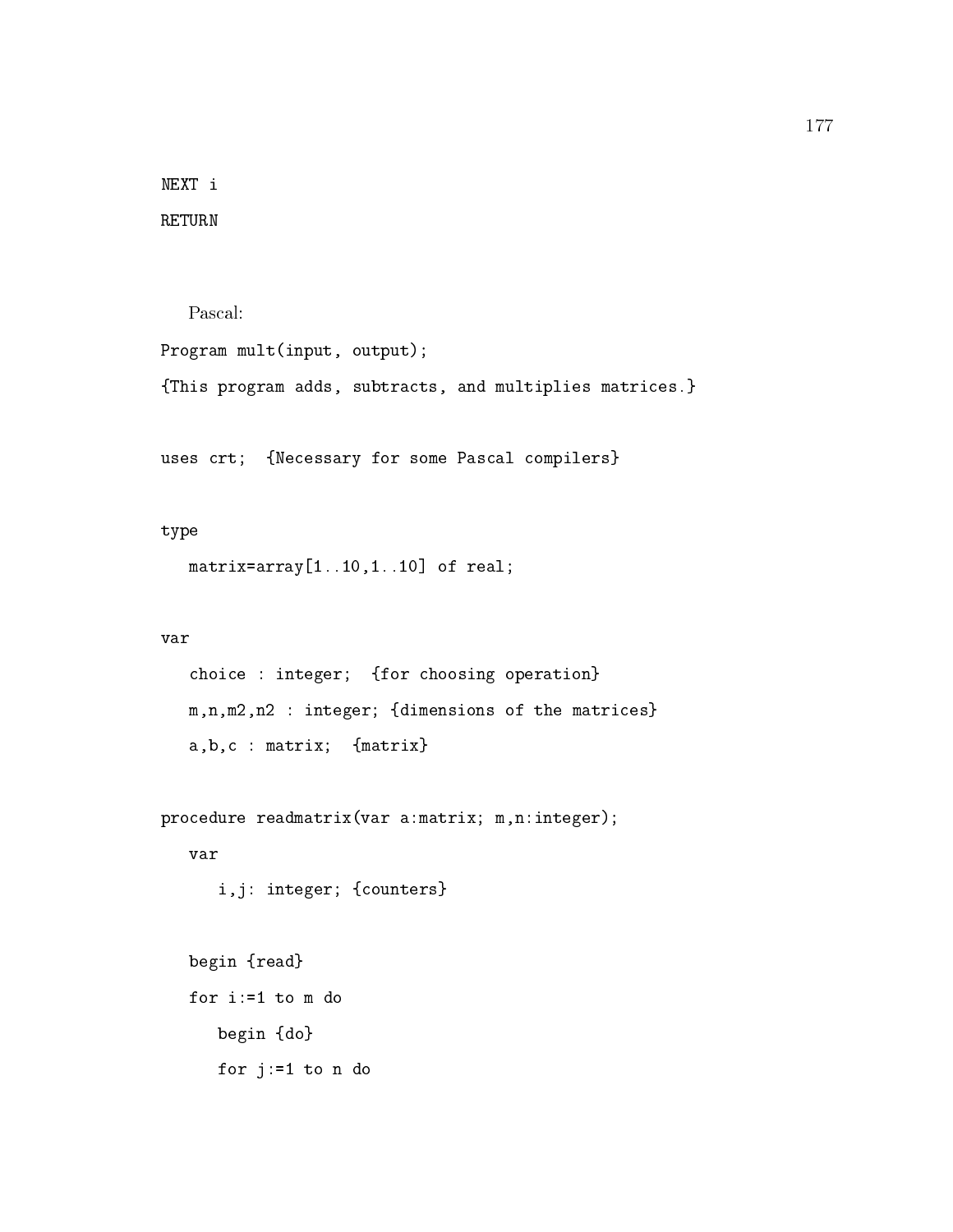```
NEXT i
RETURN
```

Pascal:

```
Program mult(input, output);
{This program adds, subtracts, and multiplies matrices.}

uses crt;  {Necessary for some Pascal compilers}

type
   matrix=array[1..10,1..10] of real;

var
   choice : integer;  {for choosing operation}
   m,n,m2,n2 : integer; {dimensions of the matrices}
   a,b,c : matrix;  {matrix}

procedure readmatrix(var a:matrix; m,n:integer);
   var
      i,j: integer; {counters}

   begin {read}
   for i:=1 to m do
      begin {do}
      for j:=1 to n do
```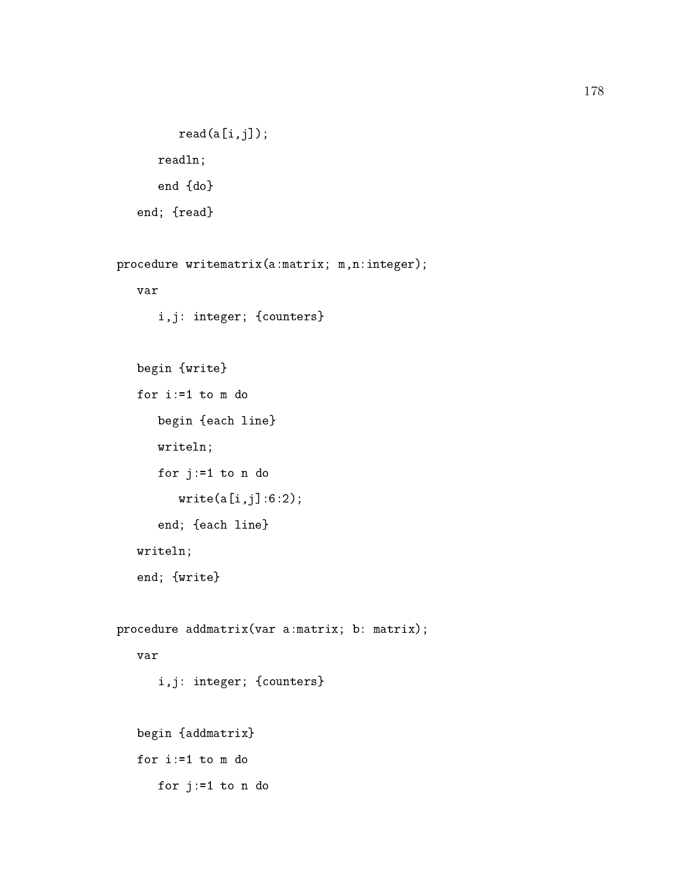```
         read(a[i,j]);
      readln;
      end {do}
   end; {read}

procedure writematrix(a:matrix; m,n:integer);
   var
      i,j: integer; {counters}

   begin {write}
   for i:=1 to m do
      begin {each line}
      writeln;
      for j:=1 to n do
         write(a[i,j]:6:2);
      end; {each line}
   writeln;
   end; {write}

procedure addmatrix(var a:matrix; b: matrix);
   var
      i,j: integer; {counters}

   begin {addmatrix}
   for i:=1 to m do
      for j:=1 to n do
```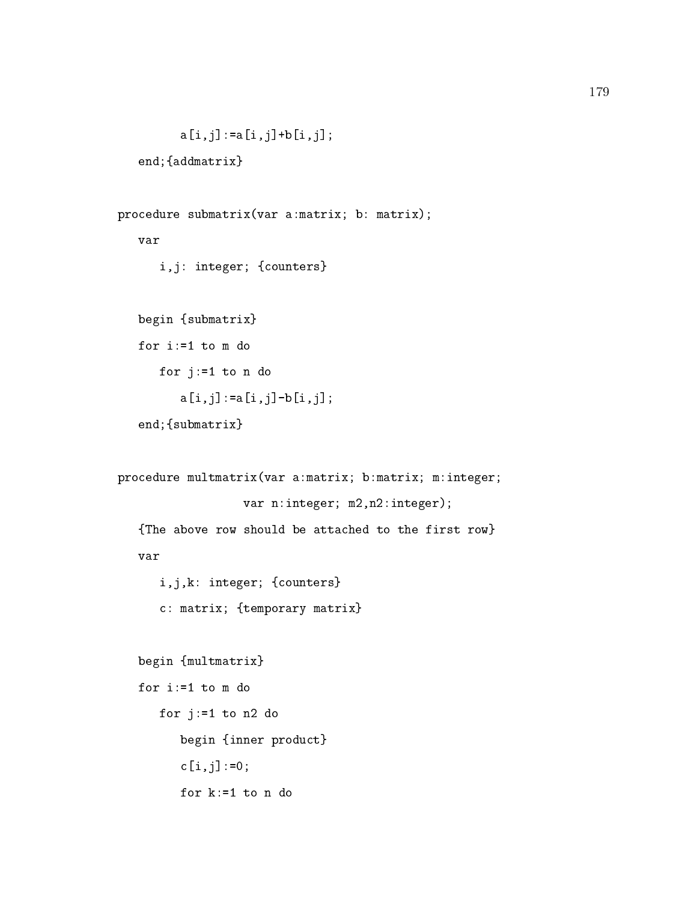```
         a[i,j]:=a[i,j]+b[i,j];
   end;{addmatrix}

procedure submatrix(var a:matrix; b: matrix);
   var
      i,j: integer; {counters}

   begin {submatrix}
   for i:=1 to m do
      for j:=1 to n do
         a[i,j]:=a[i,j]-b[i,j];
   end;{submatrix}

procedure multmatrix(var a:matrix; b:matrix; m:integer;
                  var n:integer; m2,n2:integer);
   {The above row should be attached to the first row}
   var
      i,j,k: integer; {counters}
      c: matrix; {temporary matrix}

   begin {multmatrix}
   for i:=1 to m do
      for j:=1 to n2 do
         begin {inner product}
         c[i,j]:=0;
         for k:=1 to n do
```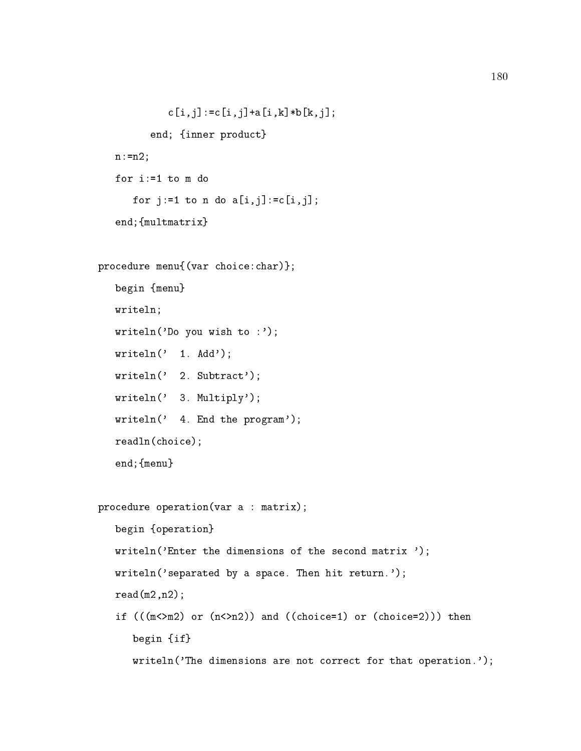```
            c[i,j]:=c[i,j]+a[i,k]*b[k,j];
          end; {inner product}
   n:=n2;
   for i:=1 to m do
      for j:=1 to n do a[i,j]:=c[i,j];
   end;{multmatrix}

procedure menu{(var choice:char)};
   begin {menu}
   writeln;
   writeln('Do you wish to :');
   writeln('  1. Add');
   writeln('  2. Subtract');
   writeln('  3. Multiply');
   writeln('  4. End the program');
   readln(choice);
   end;{menu}

procedure operation(var a : matrix);
   begin {operation}
   writeln('Enter the dimensions of the second matrix ');
   writeln('separated by a space. Then hit return.');
   read(m2,n2);
   if (((m<>m2) or (n<>n2)) and ((choice=1) or (choice=2))) then
      begin {if}
      writeln('The dimensions are not correct for that operation.');
```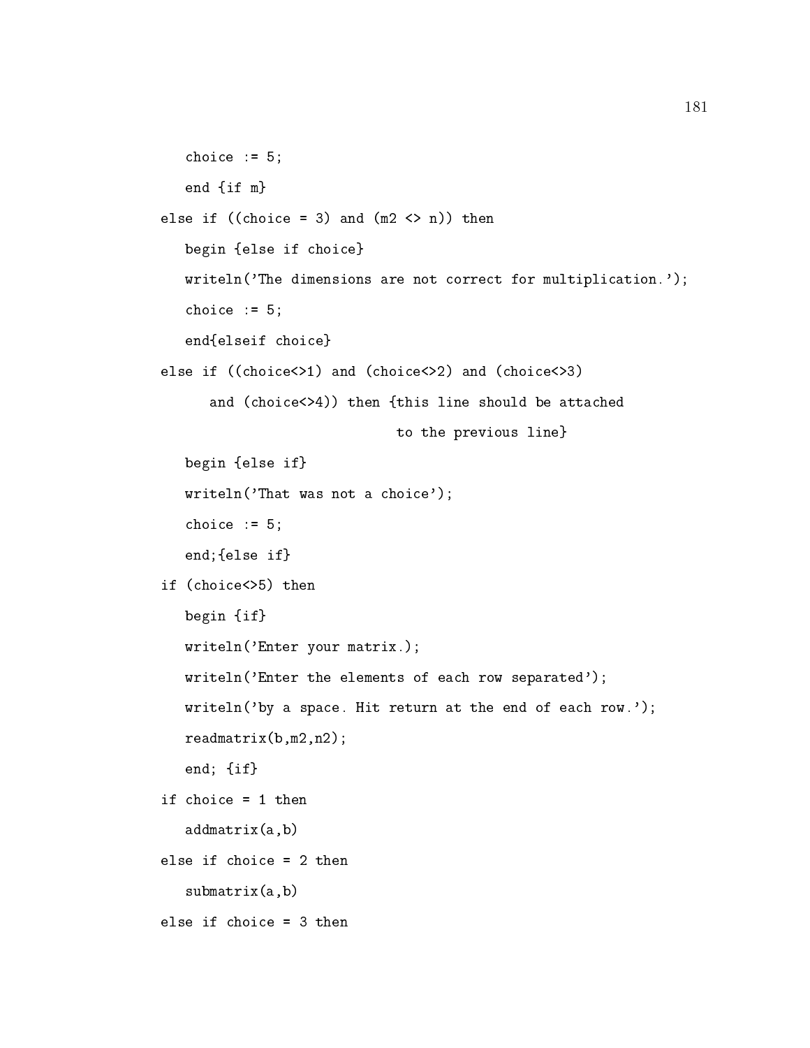```
   choice := 5;
   end {if m}
else if ((choice = 3) and (m2 <> n)) then
   begin {else if choice}
   writeln('The dimensions are not correct for multiplication.');
   choice := 5;
   end{elseif choice}
else if ((choice<>1) and (choice<>2) and (choice<>3)
      and (choice<>4)) then {this line should be attached
                             to the previous line}
   begin {else if}
   writeln('That was not a choice');
   choice := 5;
   end;{else if}
if (choice<>5) then
   begin {if}
   writeln('Enter your matrix.);
   writeln('Enter the elements of each row separated');
   writeln('by a space. Hit return at the end of each row.');
   readmatrix(b,m2,n2);
   end; {if}
if choice = 1 then
   addmatrix(a,b)
else if choice = 2 then
   submatrix(a,b)
else if choice = 3 then
```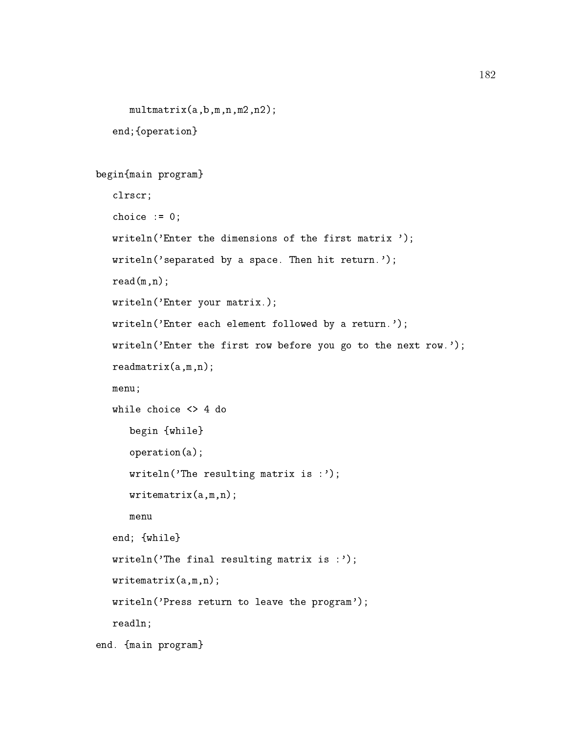```
      multmatrix(a,b,m,n,m2,n2);
   end;{operation}


begin{main program}
   clrscr;
   choice := 0;
   writeln('Enter the dimensions of the first matrix ');
   writeln('separated by a space. Then hit return.');
   read(m,n);
   writeln('Enter your matrix.);
   writeln('Enter each element followed by a return.');
   writeln('Enter the first row before you go to the next row.');
   readmatrix(a,m,n);
   menu;
   while choice <> 4 do
      begin {while}
      operation(a);
      writeln('The resulting matrix is :');
      writematrix(a,m,n);
      menu
   end; {while}
   writeln('The final resulting matrix is :');
   writematrix(a,m,n);
   writeln('Press return to leave the program');
   readln;
end. {main program}
```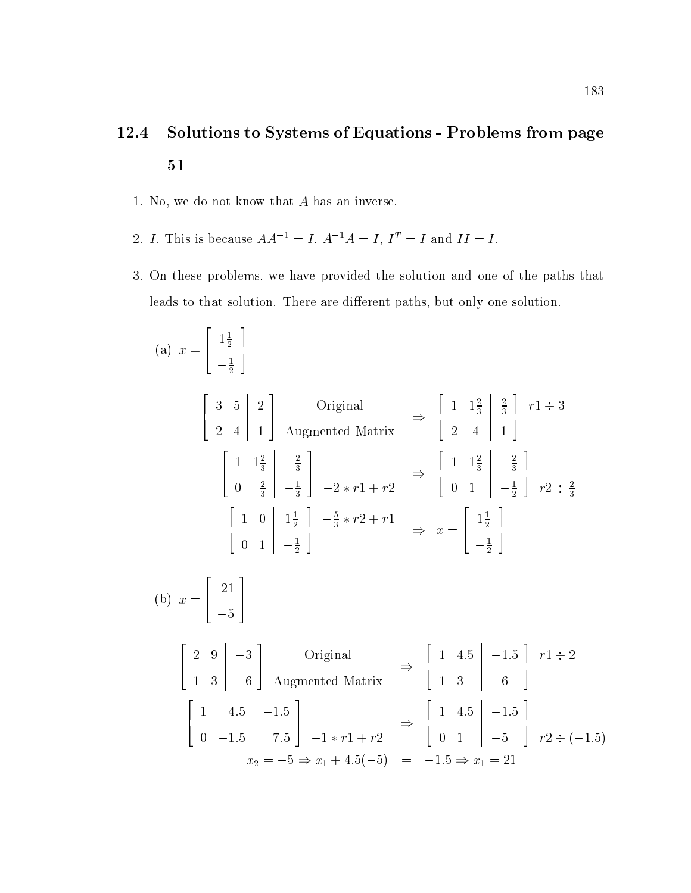## 12.4 Solutions to Systems of Equations - Problems from page 51

1. No, we do not know that $A$ has an inverse.

2. $I$. This is because $AA^{-1} = I$, $A^{-1}A = I$, $I^T = I$ and $II = I$.

3. On these problems, we have provided the solution and one of the paths that leads to that solution. There are different paths, but only one solution.

   (a) $x = \begin{bmatrix} 1\frac{1}{2} \\ -\frac{1}{2} \end{bmatrix}$

$$\left[\begin{array}{cc|c} 3 & 5 & 2 \\ 2 & 4 & 1 \end{array}\right] \begin{array}{c} \text{Original} \\ \text{Augmented Matrix} \end{array} \Rightarrow \left[\begin{array}{cc|c} 1 & 1\frac{2}{3} & \frac{2}{3} \\ 2 & 4 & 1 \end{array}\right] r1 \div 3$$

$$\left[\begin{array}{cc|c} 1 & 1\frac{2}{3} & \frac{2}{3} \\ 0 & \frac{2}{3} & -\frac{1}{3} \end{array}\right] -2 * r1 + r2 \Rightarrow \left[\begin{array}{cc|c} 1 & 1\frac{2}{3} & \frac{2}{3} \\ 0 & 1 & -\frac{1}{2} \end{array}\right] r2 \div \frac{2}{3}$$

$$\left[\begin{array}{cc|c} 1 & 0 & 1\frac{1}{2} \\ 0 & 1 & -\frac{1}{2} \end{array}\right] -\frac{5}{3} * r2 + r1 \Rightarrow x = \begin{bmatrix} 1\frac{1}{2} \\ -\frac{1}{2} \end{bmatrix}$$

   (b) $x = \begin{bmatrix} 21 \\ -5 \end{bmatrix}$

$$\left[\begin{array}{cc|c} 2 & 9 & -3 \\ 1 & 3 & 6 \end{array}\right] \begin{array}{c} \text{Original} \\ \text{Augmented Matrix} \end{array} \Rightarrow \left[\begin{array}{cc|c} 1 & 4.5 & -1.5 \\ 1 & 3 & 6 \end{array}\right] r1 \div 2$$

$$\left[\begin{array}{cc|c} 1 & 4.5 & -1.5 \\ 0 & -1.5 & 7.5 \end{array}\right] -1 * r1 + r2 \Rightarrow \left[\begin{array}{cc|c} 1 & 4.5 & -1.5 \\ 0 & 1 & -5 \end{array}\right] r2 \div (-1.5)$$

$$x_2 = -5 \Rightarrow x_1 + 4.5(-5) = -1.5 \Rightarrow x_1 = 21$$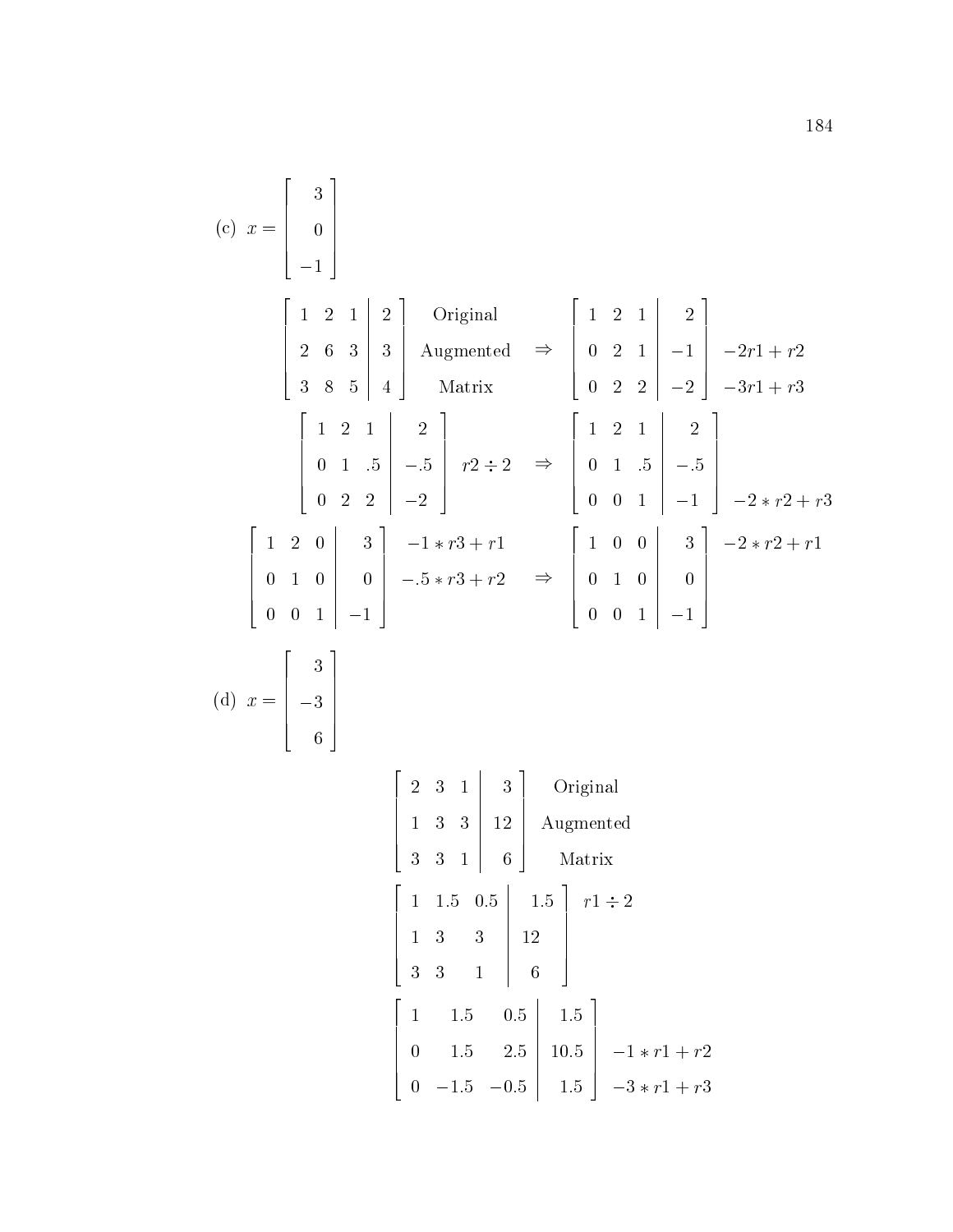(c) $x = \begin{bmatrix} 3 \\ 0 \\ -1 \end{bmatrix}$

$$\left[\begin{array}{ccc|c} 1 & 2 & 1 & 2 \\ 2 & 6 & 3 & 3 \\ 3 & 8 & 5 & 4 \end{array}\right] \begin{array}{c} \text{Original} \\ \text{Augmented} \\ \text{Matrix} \end{array} \Rightarrow \left[\begin{array}{ccc|c} 1 & 2 & 1 & 2 \\ 0 & 2 & 1 & -1 \\ 0 & 2 & 2 & -2 \end{array}\right] \begin{array}{c} \\ -2r1 + r2 \\ -3r1 + r3 \end{array}$$

$$\left[\begin{array}{ccc|c} 1 & 2 & 1 & 2 \\ 0 & 1 & .5 & -.5 \\ 0 & 2 & 2 & -2 \end{array}\right] \begin{array}{c} \\ r2 \div 2 \\ \\ \end{array} \Rightarrow \left[\begin{array}{ccc|c} 1 & 2 & 1 & 2 \\ 0 & 1 & .5 & -.5 \\ 0 & 0 & 1 & -1 \end{array}\right] \begin{array}{c} \\ \\ -2 * r2 + r3 \end{array}$$

$$\left[\begin{array}{ccc|c} 1 & 2 & 0 & 3 \\ 0 & 1 & 0 & 0 \\ 0 & 0 & 1 & -1 \end{array}\right] \begin{array}{c} -1 * r3 + r1 \\ -.5 * r3 + r2 \\ \\ \end{array} \Rightarrow \left[\begin{array}{ccc|c} 1 & 0 & 0 & 3 \\ 0 & 1 & 0 & 0 \\ 0 & 0 & 1 & -1 \end{array}\right] \begin{array}{c} -2 * r2 + r1 \\ \\ \\ \end{array}$$

(d) $x = \begin{bmatrix} 3 \\ -3 \\ 6 \end{bmatrix}$

$$\left[\begin{array}{ccc|c} 2 & 3 & 1 & 3 \\ 1 & 3 & 3 & 12 \\ 3 & 3 & 1 & 6 \end{array}\right] \begin{array}{c} \text{Original} \\ \text{Augmented} \\ \text{Matrix} \end{array}$$

$$\left[\begin{array}{ccc|c} 1 & 1.5 & 0.5 & 1.5 \\ 1 & 3 & 3 & 12 \\ 3 & 3 & 1 & 6 \end{array}\right] \begin{array}{c} r1 \div 2 \\ \\ \\ \end{array}$$

$$\left[\begin{array}{ccc|c} 1 & 1.5 & 0.5 & 1.5 \\ 0 & 1.5 & 2.5 & 10.5 \\ 0 & -1.5 & -0.5 & 1.5 \end{array}\right] \begin{array}{c} \\ -1 * r1 + r2 \\ -3 * r1 + r3 \end{array}$$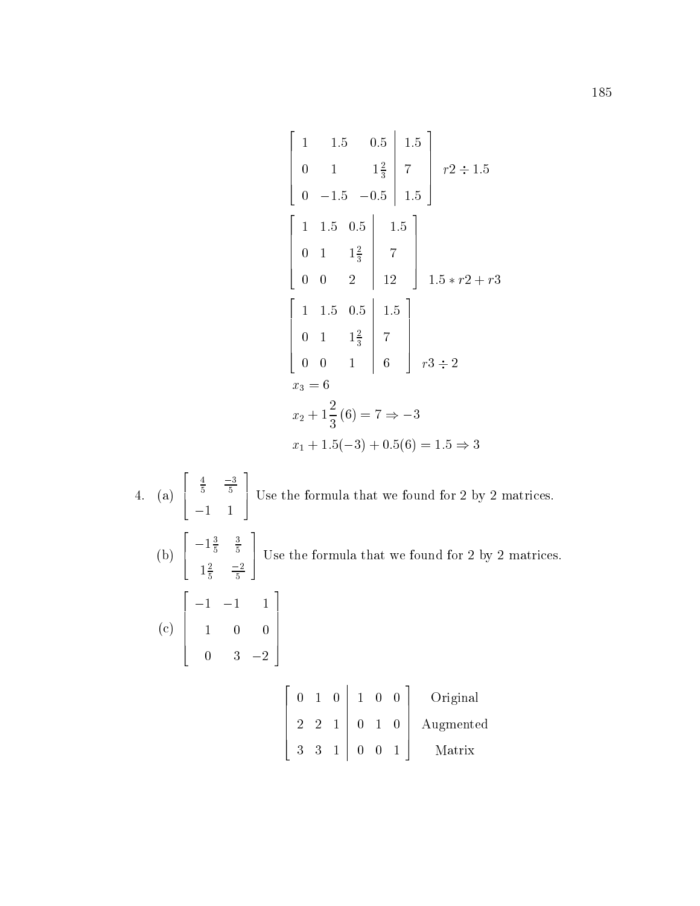$$\left[\begin{array}{ccc|c} 1 & 1.5 & 0.5 & 1.5 \\ 0 & 1 & 1\frac{2}{3} & 7 \\ 0 & -1.5 & -0.5 & 1.5 \end{array}\right] \quad r2 \div 1.5$$

$$\left[\begin{array}{ccc|c} 1 & 1.5 & 0.5 & 1.5 \\ 0 & 1 & 1\frac{2}{3} & 7 \\ 0 & 0 & 2 & 12 \end{array}\right] \quad 1.5 * r2 + r3$$

$$\left[\begin{array}{ccc|c} 1 & 1.5 & 0.5 & 1.5 \\ 0 & 1 & 1\frac{2}{3} & 7 \\ 0 & 0 & 1 & 6 \end{array}\right] \quad r3 \div 2$$

$$x_3 = 6$$

$$x_2 + 1\frac{2}{3}(6) = 7 \Rightarrow -3$$

$$x_1 + 1.5(-3) + 0.5(6) = 1.5 \Rightarrow 3$$

4. (a) $\begin{bmatrix} \frac{4}{5} & \frac{-3}{5} \\ -1 & 1 \end{bmatrix}$ Use the formula that we found for 2 by 2 matrices.

   (b) $\begin{bmatrix} -1\frac{3}{5} & \frac{3}{5} \\ 1\frac{2}{5} & \frac{-2}{5} \end{bmatrix}$ Use the formula that we found for 2 by 2 matrices.

   (c) $\begin{bmatrix} -1 & -1 & 1 \\ 1 & 0 & 0 \\ 0 & 3 & -2 \end{bmatrix}$

$$\left[\begin{array}{ccc|ccc} 0 & 1 & 0 & 1 & 0 & 0 \\ 2 & 2 & 1 & 0 & 1 & 0 \\ 3 & 3 & 1 & 0 & 0 & 1 \end{array}\right] \quad \text{Original Augmented Matrix}$$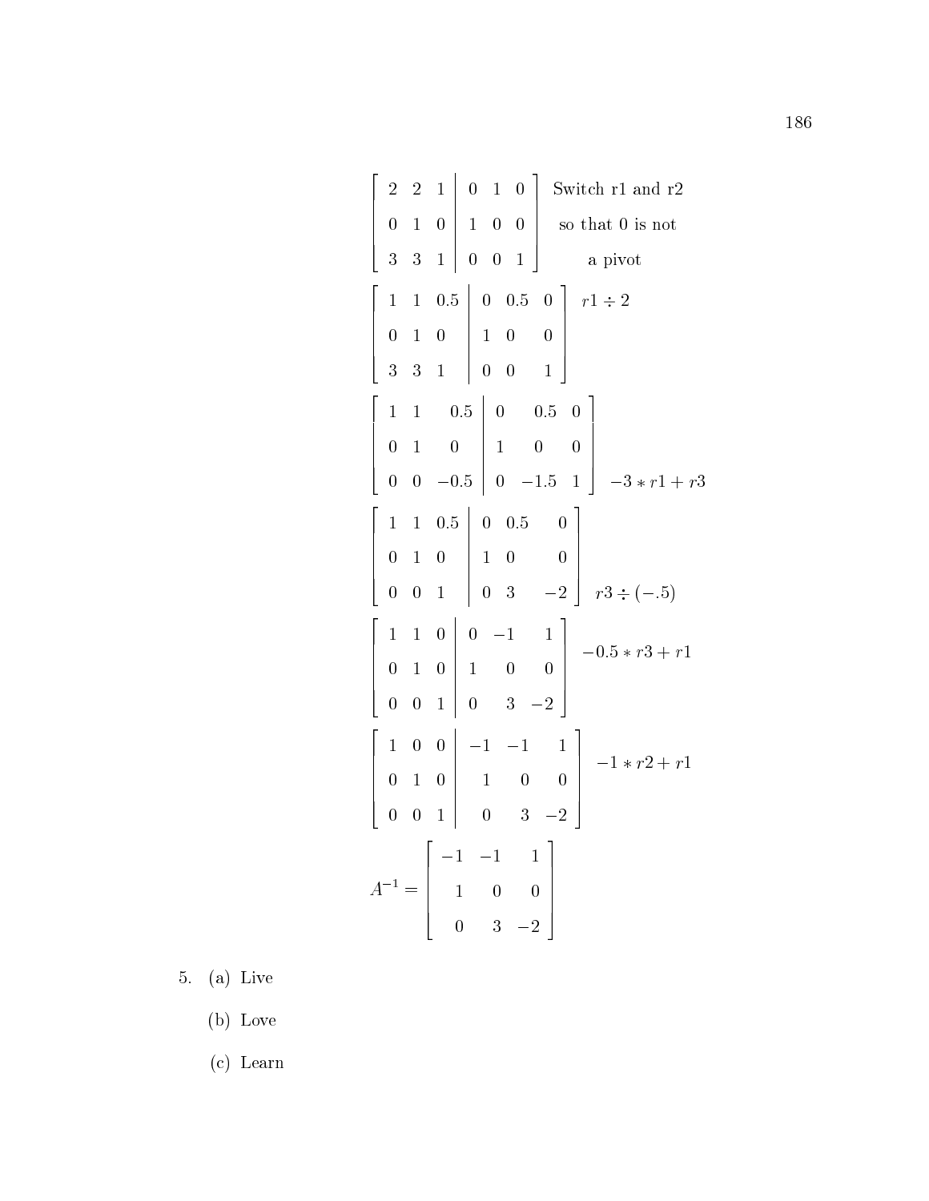$$\left[\begin{array}{ccc|ccc} 2 & 2 & 1 & 0 & 1 & 0 \\ 0 & 1 & 0 & 1 & 0 & 0 \\ 3 & 3 & 1 & 0 & 0 & 1 \end{array}\right] \begin{array}{c} \text{Switch r1 and r2} \\ \text{so that 0 is not} \\ \text{a pivot} \end{array}$$

$$\left[\begin{array}{ccc|ccc} 1 & 1 & 0.5 & 0 & 0.5 & 0 \\ 0 & 1 & 0 & 1 & 0 & 0 \\ 3 & 3 & 1 & 0 & 0 & 1 \end{array}\right] \; r1 \div 2$$

$$\left[\begin{array}{ccc|ccc} 1 & 1 & 0.5 & 0 & 0.5 & 0 \\ 0 & 1 & 0 & 1 & 0 & 0 \\ 0 & 0 & -0.5 & 0 & -1.5 & 1 \end{array}\right] \; -3 * r1 + r3$$

$$\left[\begin{array}{ccc|ccc} 1 & 1 & 0.5 & 0 & 0.5 & 0 \\ 0 & 1 & 0 & 1 & 0 & 0 \\ 0 & 0 & 1 & 0 & 3 & -2 \end{array}\right] \; r3 \div (-.5)$$

$$\left[\begin{array}{ccc|ccc} 1 & 1 & 0 & 0 & -1 & 1 \\ 0 & 1 & 0 & 1 & 0 & 0 \\ 0 & 0 & 1 & 0 & 3 & -2 \end{array}\right] \; -0.5 * r3 + r1$$

$$\left[\begin{array}{ccc|ccc} 1 & 0 & 0 & -1 & -1 & 1 \\ 0 & 1 & 0 & 1 & 0 & 0 \\ 0 & 0 & 1 & 0 & 3 & -2 \end{array}\right] \; -1 * r2 + r1$$

$$A^{-1} = \left[\begin{array}{ccc} -1 & -1 & 1 \\ 1 & 0 & 0 \\ 0 & 3 & -2 \end{array}\right]$$

5. (a) Live

   (b) Love

   (c) Learn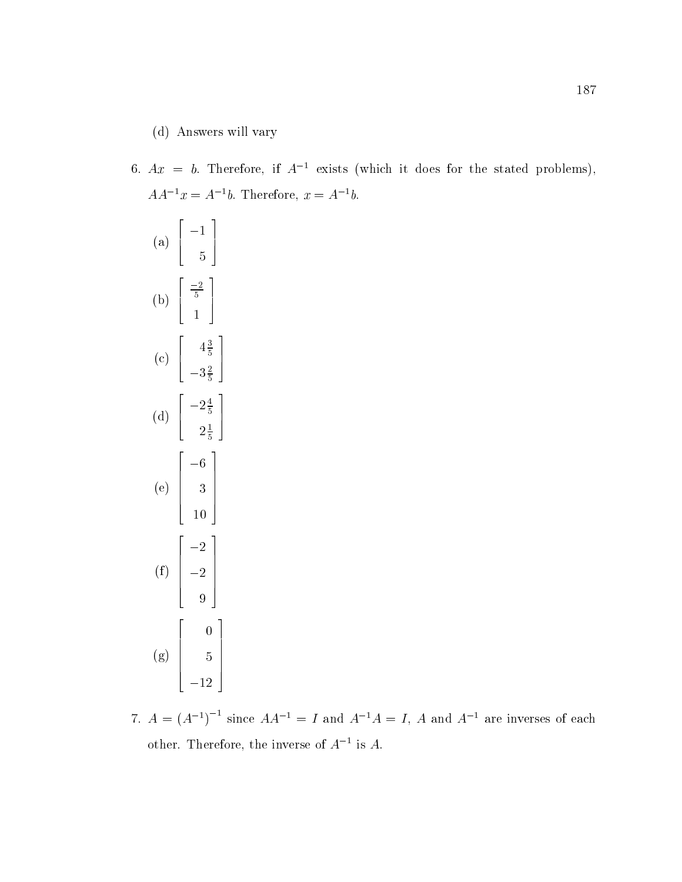(d) Answers will vary

6. $Ax = b$. Therefore, if $A^{-1}$ exists (which it does for the stated problems), $AA^{-1}x = A^{-1}b$. Therefore, $x = A^{-1}b$.

   (a) $\begin{bmatrix} -1 \\ 5 \end{bmatrix}$

   (b) $\begin{bmatrix} \frac{-2}{5} \\ 1 \end{bmatrix}$

   (c) $\begin{bmatrix} 4\frac{3}{5} \\ -3\frac{2}{5} \end{bmatrix}$

   (d) $\begin{bmatrix} -2\frac{4}{5} \\ 2\frac{1}{5} \end{bmatrix}$

   (e) $\begin{bmatrix} -6 \\ 3 \\ 10 \end{bmatrix}$

   (f) $\begin{bmatrix} -2 \\ -2 \\ 9 \end{bmatrix}$

   (g) $\begin{bmatrix} 0 \\ 5 \\ -12 \end{bmatrix}$

7. $A = (A^{-1})^{-1}$ since $AA^{-1} = I$ and $A^{-1}A = I$, $A$ and $A^{-1}$ are inverses of each other. Therefore, the inverse of $A^{-1}$ is $A$.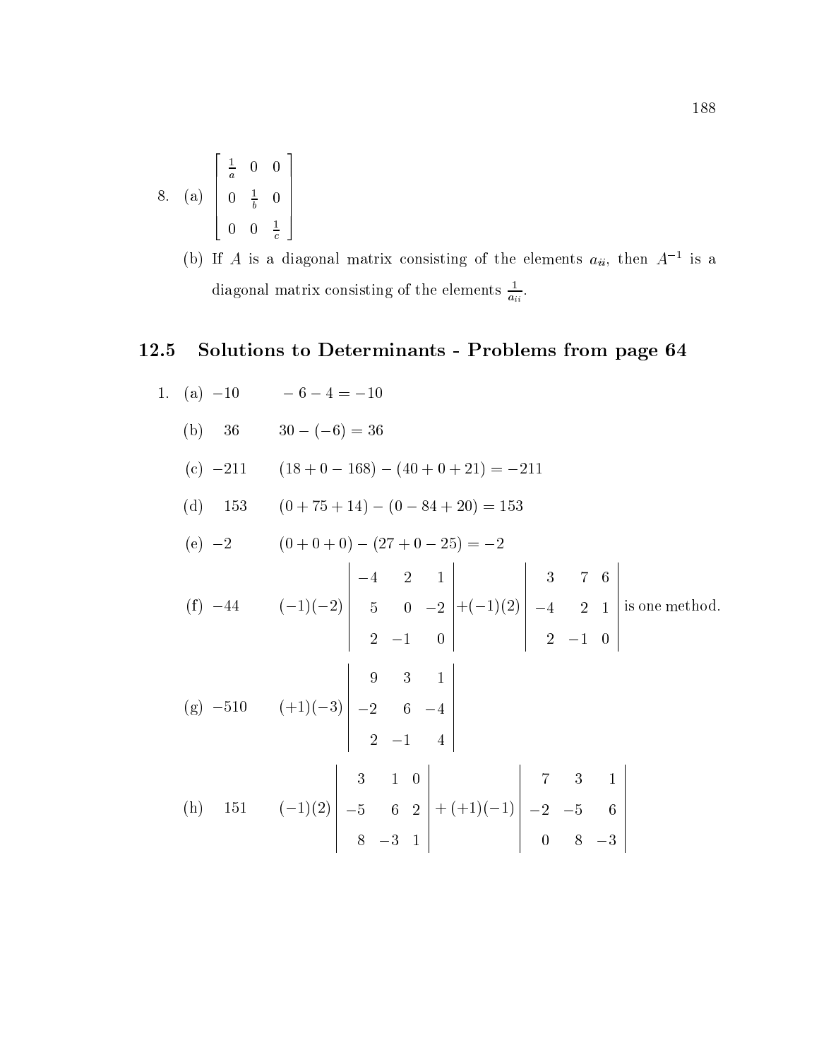8. (a) $\begin{bmatrix} \frac{1}{a} & 0 & 0 \\ 0 & \frac{1}{b} & 0 \\ 0 & 0 & \frac{1}{c} \end{bmatrix}$

   (b) If $A$ is a diagonal matrix consisting of the elements $a_{ii}$, then $A^{-1}$ is a diagonal matrix consisting of the elements $\frac{1}{a_{ii}}$.

## 12.5 Solutions to Determinants - Problems from page 64

1. (a) $-10$ $\quad -6-4=-10$

   (b) $36$ $\quad 30-(-6)=36$

   (c) $-211$ $\quad (18+0-168)-(40+0+21)=-211$

   (d) $153$ $\quad (0+75+14)-(0-84+20)=153$

   (e) $-2$ $\quad (0+0+0)-(27+0-25)=-2$

   (f) $-44$ $\quad (-1)(-2)\begin{vmatrix} -4 & 2 & 1 \\ 5 & 0 & -2 \\ 2 & -1 & 0 \end{vmatrix} + (-1)(2)\begin{vmatrix} 3 & 7 & 6 \\ -4 & 2 & 1 \\ 2 & -1 & 0 \end{vmatrix}$ is one method.

   (g) $-510$ $\quad (+1)(-3)\begin{vmatrix} 9 & 3 & 1 \\ -2 & 6 & -4 \\ 2 & -1 & 4 \end{vmatrix}$

   (h) $151$ $\quad (-1)(2)\begin{vmatrix} 3 & 1 & 0 \\ -5 & 6 & 2 \\ 8 & -3 & 1 \end{vmatrix} + (+1)(-1)\begin{vmatrix} 7 & 3 & 1 \\ -2 & -5 & 6 \\ 0 & 8 & -3 \end{vmatrix}$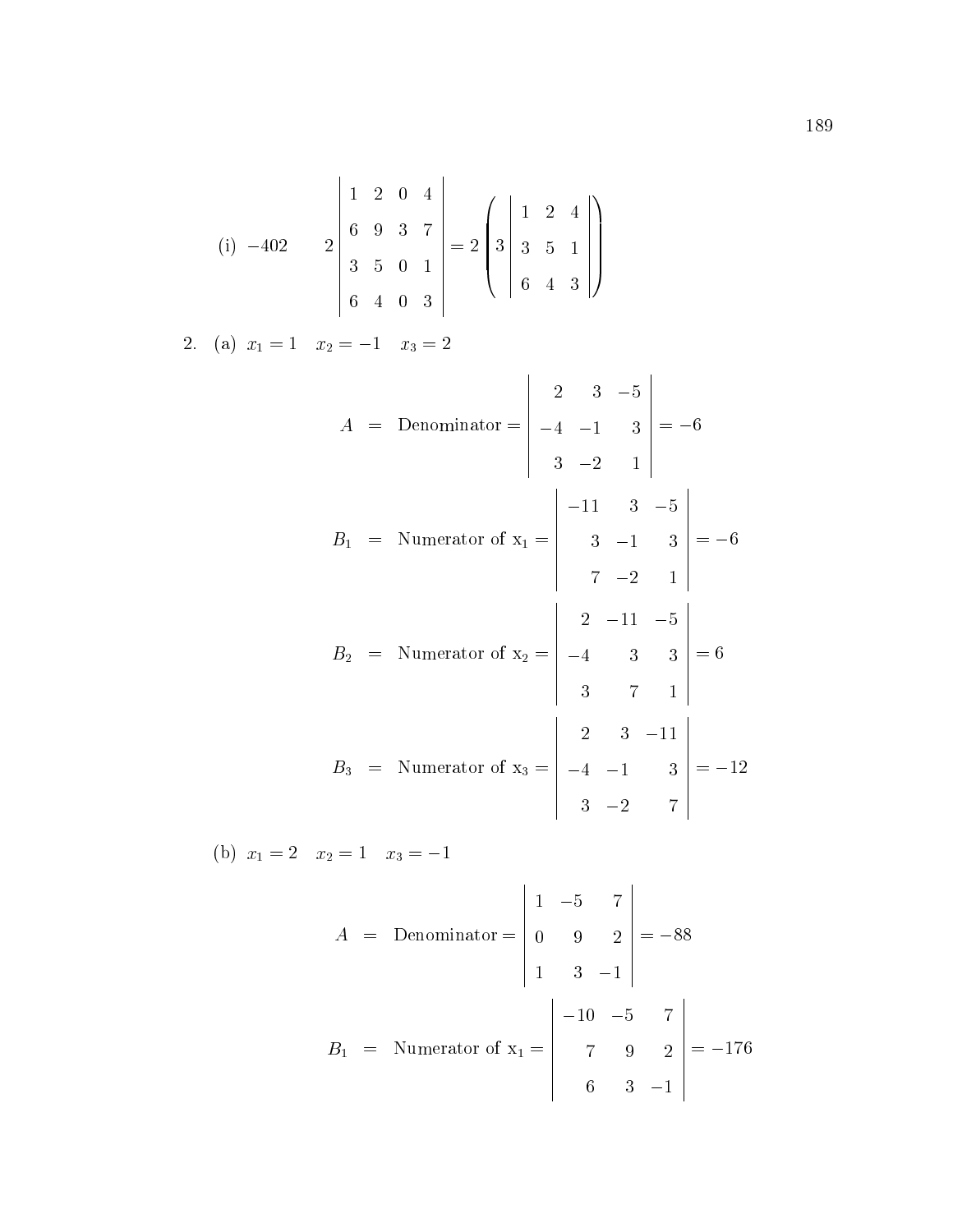(i) $-402$ $\quad 2\begin{vmatrix} 1 & 2 & 0 & 4 \\ 6 & 9 & 3 & 7 \\ 3 & 5 & 0 & 1 \\ 6 & 4 & 0 & 3 \end{vmatrix} = 2\left(3\begin{vmatrix} 1 & 2 & 4 \\ 3 & 5 & 1 \\ 6 & 4 & 3 \end{vmatrix}\right)$

2. (a) $x_1 = 1 \quad x_2 = -1 \quad x_3 = 2$

$$A = \text{Denominator} = \begin{vmatrix} 2 & 3 & -5 \\ -4 & -1 & 3 \\ 3 & -2 & 1 \end{vmatrix} = -6$$

$$B_1 = \text{Numerator of } \mathrm{x}_1 = \begin{vmatrix} -11 & 3 & -5 \\ 3 & -1 & 3 \\ 7 & -2 & 1 \end{vmatrix} = -6$$

$$B_2 = \text{Numerator of } \mathrm{x}_2 = \begin{vmatrix} 2 & -11 & -5 \\ -4 & 3 & 3 \\ 3 & 7 & 1 \end{vmatrix} = 6$$

$$B_3 = \text{Numerator of } \mathrm{x}_3 = \begin{vmatrix} 2 & 3 & -11 \\ -4 & -1 & 3 \\ 3 & -2 & 7 \end{vmatrix} = -12$$

(b) $x_1 = 2 \quad x_2 = 1 \quad x_3 = -1$

$$A = \text{Denominator} = \begin{vmatrix} 1 & -5 & 7 \\ 0 & 9 & 2 \\ 1 & 3 & -1 \end{vmatrix} = -88$$

$$B_1 = \text{Numerator of } \mathrm{x}_1 = \begin{vmatrix} -10 & -5 & 7 \\ 7 & 9 & 2 \\ 6 & 3 & -1 \end{vmatrix} = -176$$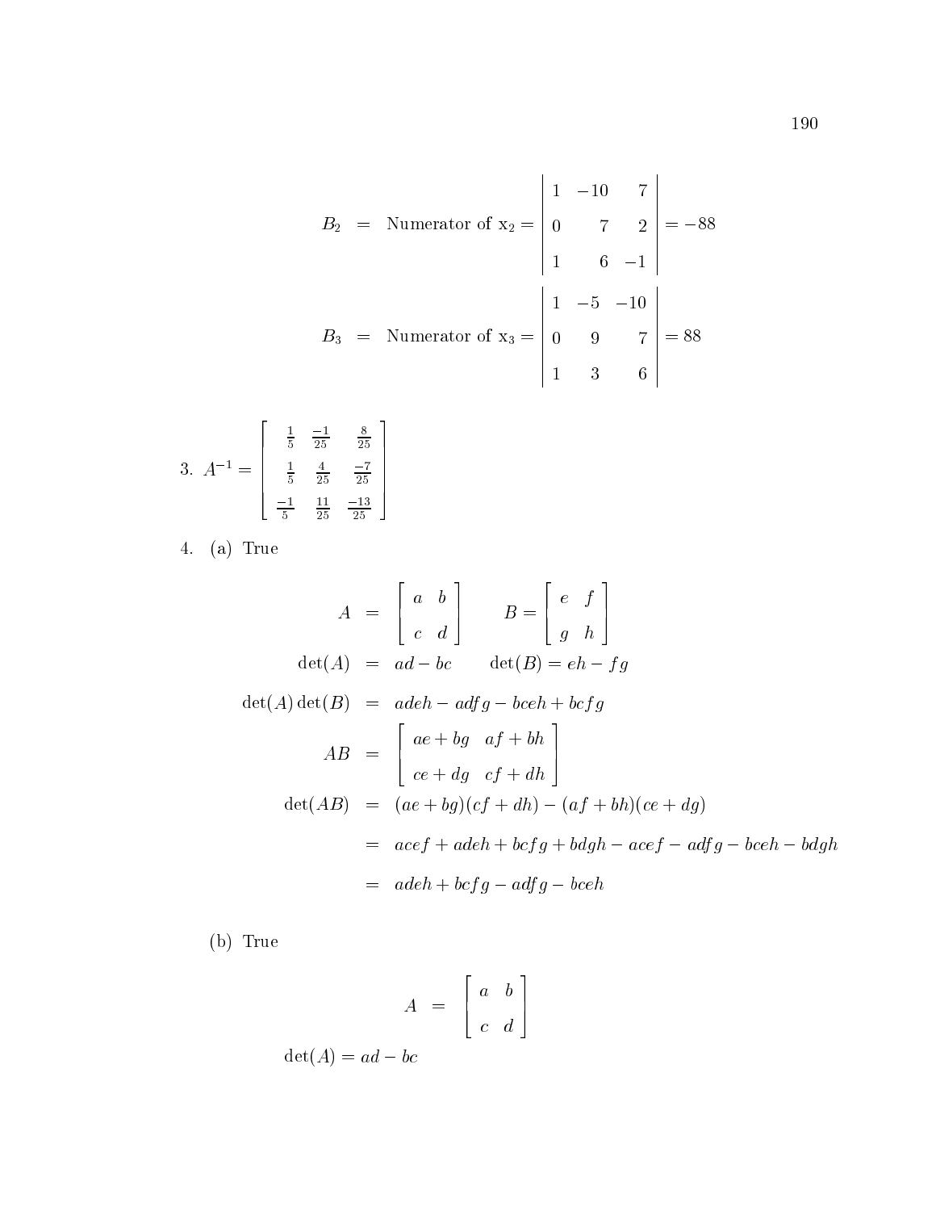$$
\begin{aligned}
B_2 &= \text{Numerator of } \mathrm{x}_2 = \begin{vmatrix} 1 & -10 & 7 \\ 0 & 7 & 2 \\ 1 & 6 & -1 \end{vmatrix} = -88 \\
B_3 &= \text{Numerator of } \mathrm{x}_3 = \begin{vmatrix} 1 & -5 & -10 \\ 0 & 9 & 7 \\ 1 & 3 & 6 \end{vmatrix} = 88
\end{aligned}
$$

3. $A^{-1} = \begin{bmatrix} \frac{1}{5} & \frac{-1}{25} & \frac{8}{25} \\ \frac{1}{5} & \frac{4}{25} & \frac{-7}{25} \\ \frac{-1}{5} & \frac{11}{25} & \frac{-13}{25} \end{bmatrix}$

4. (a) True

$$
\begin{aligned}
A &= \begin{bmatrix} a & b \\ c & d \end{bmatrix} \qquad B = \begin{bmatrix} e & f \\ g & h \end{bmatrix} \\
\det(A) &= ad - bc \qquad \det(B) = eh - fg \\
\det(A)\det(B) &= adeh - adfg - bceh + bcfg \\
AB &= \begin{bmatrix} ae + bg & af + bh \\ ce + dg & cf + dh \end{bmatrix} \\
\det(AB) &= (ae + bg)(cf + dh) - (af + bh)(ce + dg) \\
&= acef + adeh + bcfg + bdgh - acef - adfg - bceh - bdgh \\
&= adeh + bcfg - adfg - bceh
\end{aligned}
$$

(b) True

$$
A = \begin{bmatrix} a & b \\ c & d \end{bmatrix}
$$

$$
\det(A) = ad - bc
$$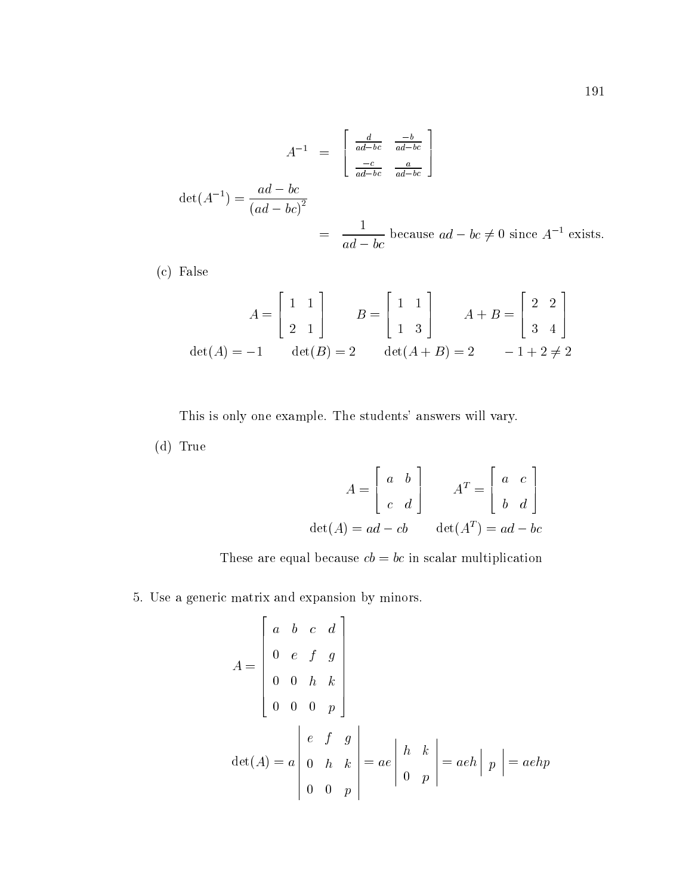$$A^{-1} = \begin{bmatrix} \frac{d}{ad-bc} & \frac{-b}{ad-bc} \\ \frac{-c}{ad-bc} & \frac{a}{ad-bc} \end{bmatrix}$$

$$\det(A^{-1}) = \frac{ad-bc}{(ad-bc)^2}$$

$$= \frac{1}{ad-bc} \text{ because } ad-bc \neq 0 \text{ since } A^{-1} \text{ exists.}$$

(c) False

$$A = \begin{bmatrix} 1 & 1 \\ 2 & 1 \end{bmatrix} \qquad B = \begin{bmatrix} 1 & 1 \\ 1 & 3 \end{bmatrix} \qquad A+B = \begin{bmatrix} 2 & 2 \\ 3 & 4 \end{bmatrix}$$

$$\det(A) = -1 \qquad \det(B) = 2 \qquad \det(A+B) = 2 \qquad -1+2 \neq 2$$

This is only one example. The students' answers will vary.

(d) True

$$A = \begin{bmatrix} a & b \\ c & d \end{bmatrix} \qquad A^T = \begin{bmatrix} a & c \\ b & d \end{bmatrix}$$

$$\det(A) = ad - cb \qquad \det(A^T) = ad - bc$$

These are equal because $cb = bc$ in scalar multiplication

5. Use a generic matrix and expansion by minors.

$$A = \begin{bmatrix} a & b & c & d \\ 0 & e & f & g \\ 0 & 0 & h & k \\ 0 & 0 & 0 & p \end{bmatrix}$$

$$\det(A) = a \begin{vmatrix} e & f & g \\ 0 & h & k \\ 0 & 0 & p \end{vmatrix} = ae \begin{vmatrix} h & k \\ 0 & p \end{vmatrix} = aeh \begin{vmatrix} p \end{vmatrix} = aehp$$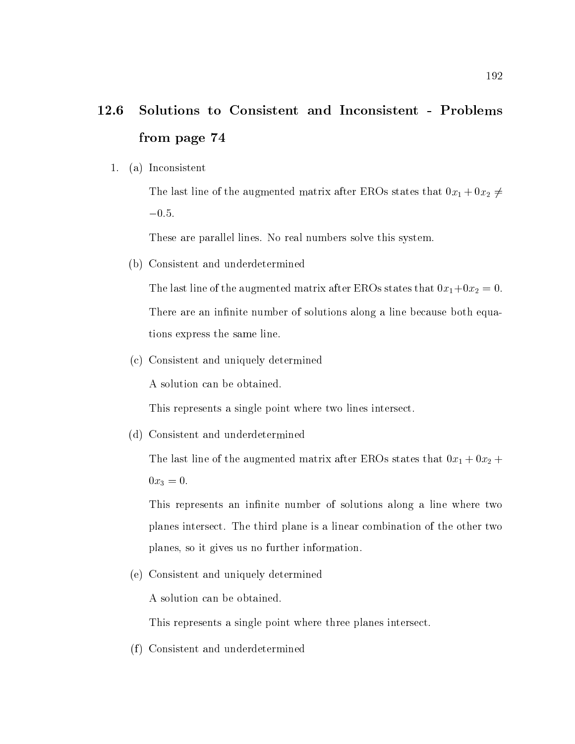## 12.6 Solutions to Consistent and Inconsistent - Problems from page 74

1. (a) Inconsistent

   The last line of the augmented matrix after EROs states that $0x_1 + 0x_2 \neq -0.5$.

   These are parallel lines. No real numbers solve this system.

   (b) Consistent and underdetermined

   The last line of the augmented matrix after EROs states that $0x_1 + 0x_2 = 0$.

   There are an infinite number of solutions along a line because both equations express the same line.

   (c) Consistent and uniquely determined

   A solution can be obtained.

   This represents a single point where two lines intersect.

   (d) Consistent and underdetermined

   The last line of the augmented matrix after EROs states that $0x_1 + 0x_2 + 0x_3 = 0$.

   This represents an infinite number of solutions along a line where two planes intersect. The third plane is a linear combination of the other two planes, so it gives us no further information.

   (e) Consistent and uniquely determined

   A solution can be obtained.

   This represents a single point where three planes intersect.

   (f) Consistent and underdetermined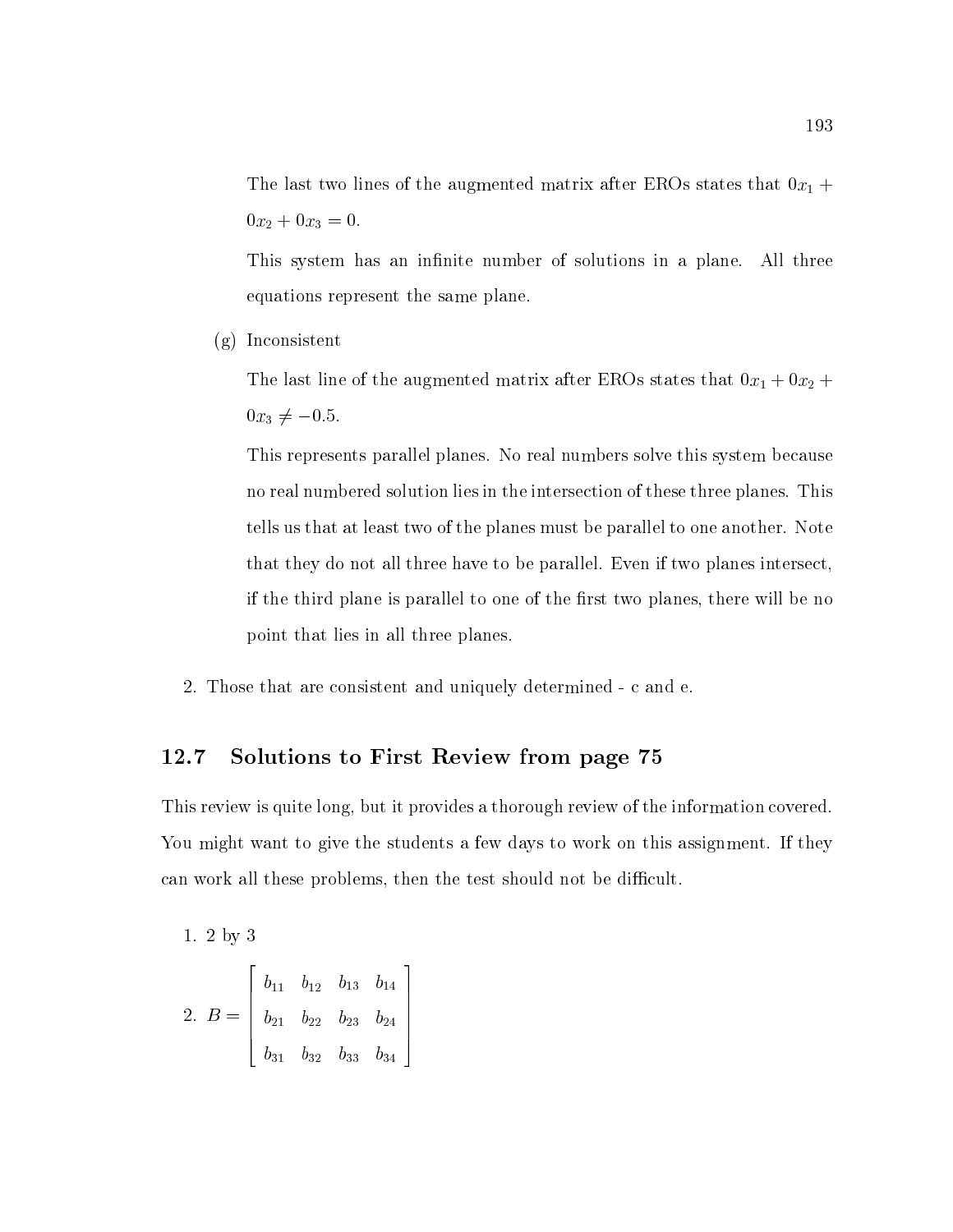The last two lines of the augmented matrix after EROs states that $0x_1 + 0x_2 + 0x_3 = 0$.

This system has an infinite number of solutions in a plane. All three equations represent the same plane.

(g) Inconsistent

The last line of the augmented matrix after EROs states that $0x_1 + 0x_2 + 0x_3 \neq -0.5$.

This represents parallel planes. No real numbers solve this system because no real numbered solution lies in the intersection of these three planes. This tells us that at least two of the planes must be parallel to one another. Note that they do not all three have to be parallel. Even if two planes intersect, if the third plane is parallel to one of the first two planes, there will be no point that lies in all three planes.

2. Those that are consistent and uniquely determined - c and e.

## 12.7 Solutions to First Review from page 75

This review is quite long, but it provides a thorough review of the information covered. You might want to give the students a few days to work on this assignment. If they can work all these problems, then the test should not be difficult.

1. 2 by 3

2. $B = \begin{bmatrix} b_{11} & b_{12} & b_{13} & b_{14} \\ b_{21} & b_{22} & b_{23} & b_{24} \\ b_{31} & b_{32} & b_{33} & b_{34} \end{bmatrix}$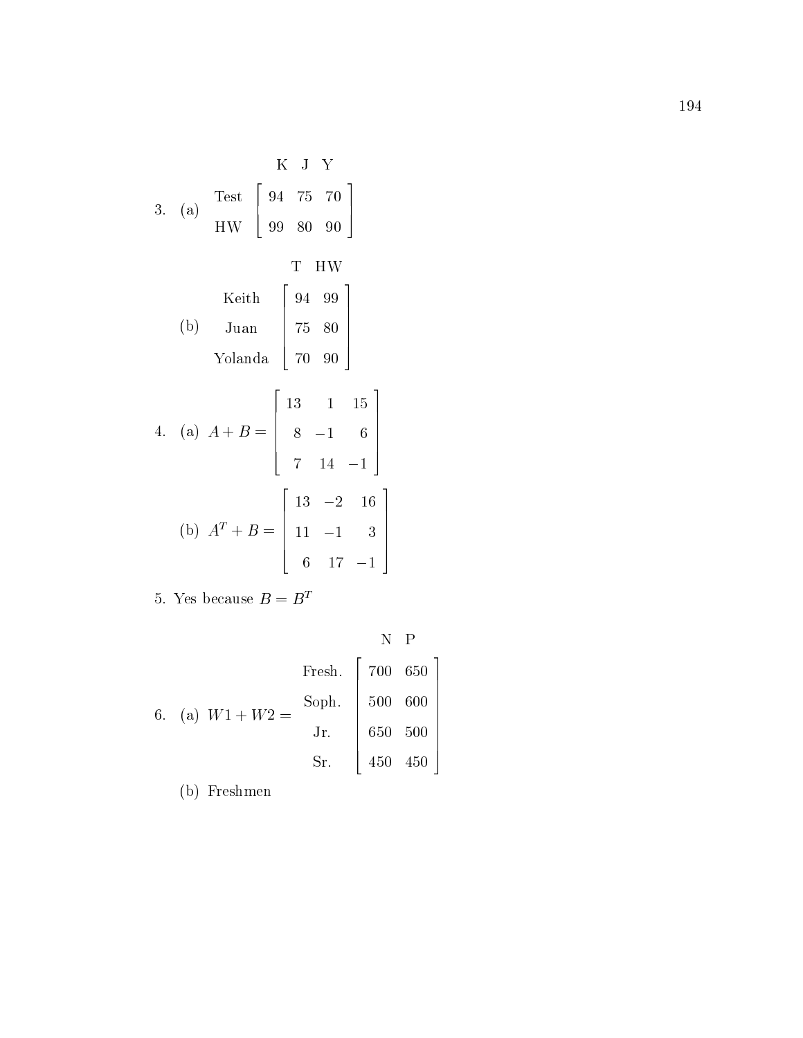3. (a)

| | K | J | Y |
|---|---|---|---|
| Test | 94 | 75 | 70 |
| HW | 99 | 80 | 90 |

(b)

| | T | HW |
|---|---|---|
| Keith | 94 | 99 |
| Juan | 75 | 80 |
| Yolanda | 70 | 90 |

4. (a) $A+B = \begin{bmatrix} 13 & 1 & 15 \\ 8 & -1 & 6 \\ 7 & 14 & -1 \end{bmatrix}$

(b) $A^T + B = \begin{bmatrix} 13 & -2 & 16 \\ 11 & -1 & 3 \\ 6 & 17 & -1 \end{bmatrix}$

5. Yes because $B = B^T$

6. (a) $W1 + W2 =$

| | N | P |
|---|---|---|
| Fresh. | 700 | 650 |
| Soph. | 500 | 600 |
| Jr. | 650 | 500 |
| Sr. | 450 | 450 |

(b) Freshmen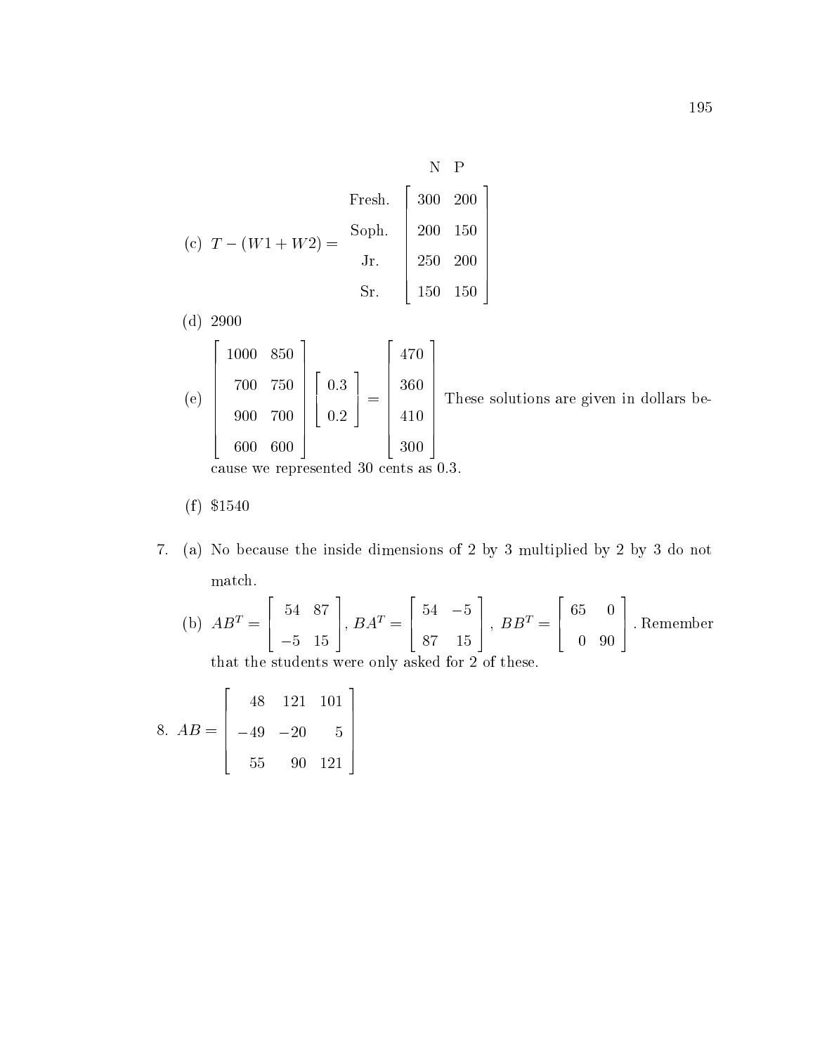(c) $T - (W1 + W2) = \begin{array}{c|cc} & \text{N} & \text{P} \\ \hline \text{Fresh.} & 300 & 200 \\ \text{Soph.} & 200 & 150 \\ \text{Jr.} & 250 & 200 \\ \text{Sr.} & 150 & 150 \end{array}$

(d) 2900

(e) $\begin{bmatrix} 1000 & 850 \\ 700 & 750 \\ 900 & 700 \\ 600 & 600 \end{bmatrix} \begin{bmatrix} 0.3 \\ 0.2 \end{bmatrix} = \begin{bmatrix} 470 \\ 360 \\ 410 \\ 300 \end{bmatrix}$ These solutions are given in dollars because we represented 30 cents as 0.3.

(f) \$1540

7. (a) No because the inside dimensions of 2 by 3 multiplied by 2 by 3 do not match.

   (b) $AB^T = \begin{bmatrix} 54 & 87 \\ -5 & 15 \end{bmatrix}$, $BA^T = \begin{bmatrix} 54 & -5 \\ 87 & 15 \end{bmatrix}$, $BB^T = \begin{bmatrix} 65 & 0 \\ 0 & 90 \end{bmatrix}$. Remember that the students were only asked for 2 of these.

8. $AB = \begin{bmatrix} 48 & 121 & 101 \\ -49 & -20 & 5 \\ 55 & 90 & 121 \end{bmatrix}$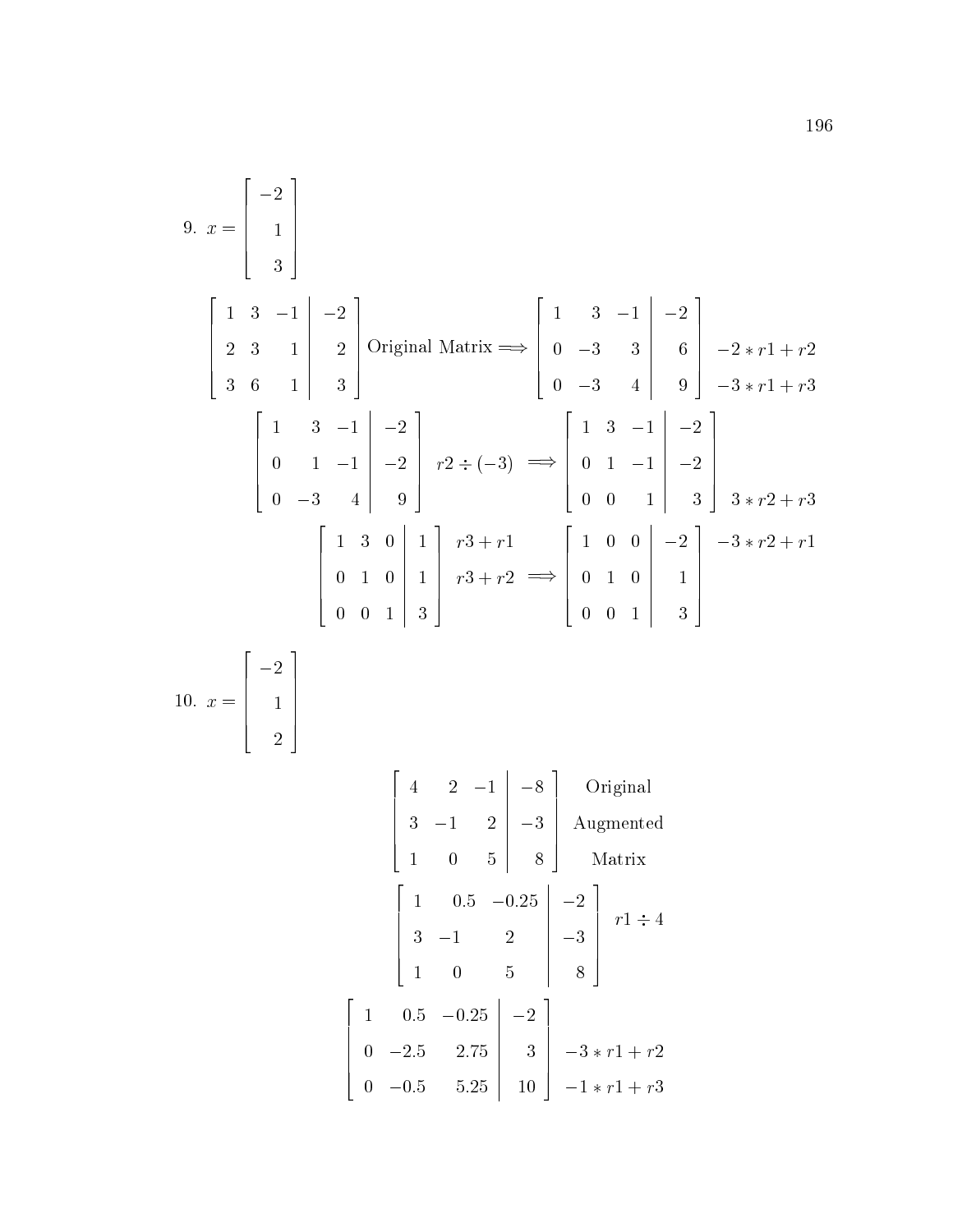9. $x = \begin{bmatrix} -2 \\ 1 \\ 3 \end{bmatrix}$

$$\left[\begin{array}{ccc|c} 1 & 3 & -1 & -2 \\ 2 & 3 & 1 & 2 \\ 3 & 6 & 1 & 3 \end{array}\right] \text{Original Matrix} \Longrightarrow \left[\begin{array}{ccc|c} 1 & 3 & -1 & -2 \\ 0 & -3 & 3 & 6 \\ 0 & -3 & 4 & 9 \end{array}\right] \begin{array}{l} \\ -2*r1+r2 \\ -3*r1+r3 \end{array}$$

$$\left[\begin{array}{ccc|c} 1 & 3 & -1 & -2 \\ 0 & 1 & -1 & -2 \\ 0 & -3 & 4 & 9 \end{array}\right] \; r2 \div (-3) \; \Longrightarrow \left[\begin{array}{ccc|c} 1 & 3 & -1 & -2 \\ 0 & 1 & -1 & -2 \\ 0 & 0 & 1 & 3 \end{array}\right] \begin{array}{l} \\ \\ 3*r2+r3 \end{array}$$

$$\left[\begin{array}{ccc|c} 1 & 3 & 0 & 1 \\ 0 & 1 & 0 & 1 \\ 0 & 0 & 1 & 3 \end{array}\right] \begin{array}{l} r3+r1 \\ r3+r2 \\ \\ \end{array} \Longrightarrow \left[\begin{array}{ccc|c} 1 & 0 & 0 & -2 \\ 0 & 1 & 0 & 1 \\ 0 & 0 & 1 & 3 \end{array}\right] \begin{array}{l} -3*r2+r1 \\ \\ \\ \end{array}$$

10. $x = \begin{bmatrix} -2 \\ 1 \\ 2 \end{bmatrix}$

$$\left[\begin{array}{ccc|c} 4 & 2 & -1 & -8 \\ 3 & -1 & 2 & -3 \\ 1 & 0 & 5 & 8 \end{array}\right] \begin{array}{c} \text{Original} \\ \text{Augmented} \\ \text{Matrix} \end{array}$$

$$\left[\begin{array}{ccc|c} 1 & 0.5 & -0.25 & -2 \\ 3 & -1 & 2 & -3 \\ 1 & 0 & 5 & 8 \end{array}\right] \; r1 \div 4$$

$$\left[\begin{array}{ccc|c} 1 & 0.5 & -0.25 & -2 \\ 0 & -2.5 & 2.75 & 3 \\ 0 & -0.5 & 5.25 & 10 \end{array}\right] \begin{array}{l} \\ -3*r1+r2 \\ -1*r1+r3 \end{array}$$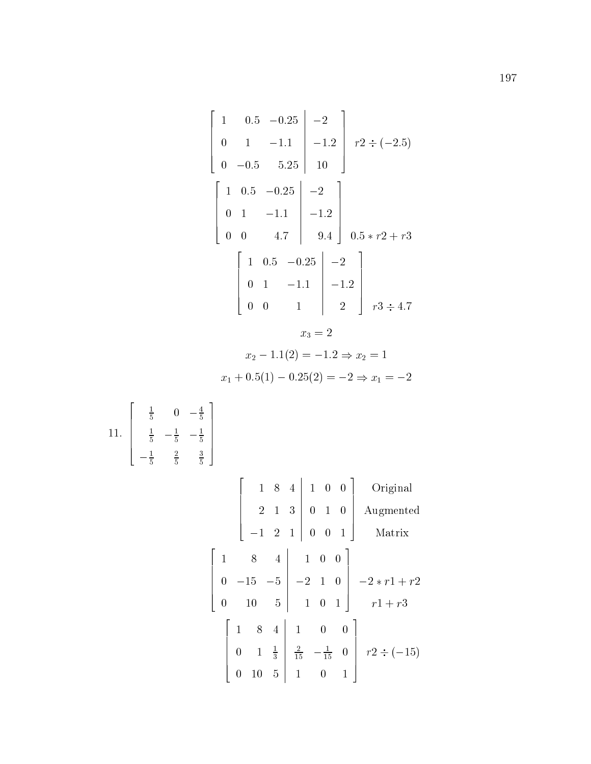$$\left[\begin{array}{ccc|c} 1 & 0.5 & -0.25 & -2 \\ 0 & 1 & -1.1 & -1.2 \\ 0 & -0.5 & 5.25 & 10 \end{array}\right] \quad r2 \div (-2.5)$$

$$\left[\begin{array}{ccc|c} 1 & 0.5 & -0.25 & -2 \\ 0 & 1 & -1.1 & -1.2 \\ 0 & 0 & 4.7 & 9.4 \end{array}\right] \quad 0.5 * r2 + r3$$

$$\left[\begin{array}{ccc|c} 1 & 0.5 & -0.25 & -2 \\ 0 & 1 & -1.1 & -1.2 \\ 0 & 0 & 1 & 2 \end{array}\right] \quad r3 \div 4.7$$

$$x_3 = 2$$

$$x_2 - 1.1(2) = -1.2 \Rightarrow x_2 = 1$$

$$x_1 + 0.5(1) - 0.25(2) = -2 \Rightarrow x_1 = -2$$

11. $\left[\begin{array}{ccc} \frac{1}{5} & 0 & -\frac{4}{5} \\ \frac{1}{5} & -\frac{1}{5} & -\frac{1}{5} \\ -\frac{1}{5} & \frac{2}{5} & \frac{3}{5} \end{array}\right]$

$$\left[\begin{array}{ccc|ccc} 1 & 8 & 4 & 1 & 0 & 0 \\ 2 & 1 & 3 & 0 & 1 & 0 \\ -1 & 2 & 1 & 0 & 0 & 1 \end{array}\right] \quad \begin{array}{c} \text{Original} \\ \text{Augmented} \\ \text{Matrix} \end{array}$$

$$\left[\begin{array}{ccc|ccc} 1 & 8 & 4 & 1 & 0 & 0 \\ 0 & -15 & -5 & -2 & 1 & 0 \\ 0 & 10 & 5 & 1 & 0 & 1 \end{array}\right] \quad \begin{array}{c} \\ -2 * r1 + r2 \\ r1 + r3 \end{array}$$

$$\left[\begin{array}{ccc|ccc} 1 & 8 & 4 & 1 & 0 & 0 \\ 0 & 1 & \frac{1}{3} & \frac{2}{15} & -\frac{1}{15} & 0 \\ 0 & 10 & 5 & 1 & 0 & 1 \end{array}\right] \quad r2 \div (-15)$$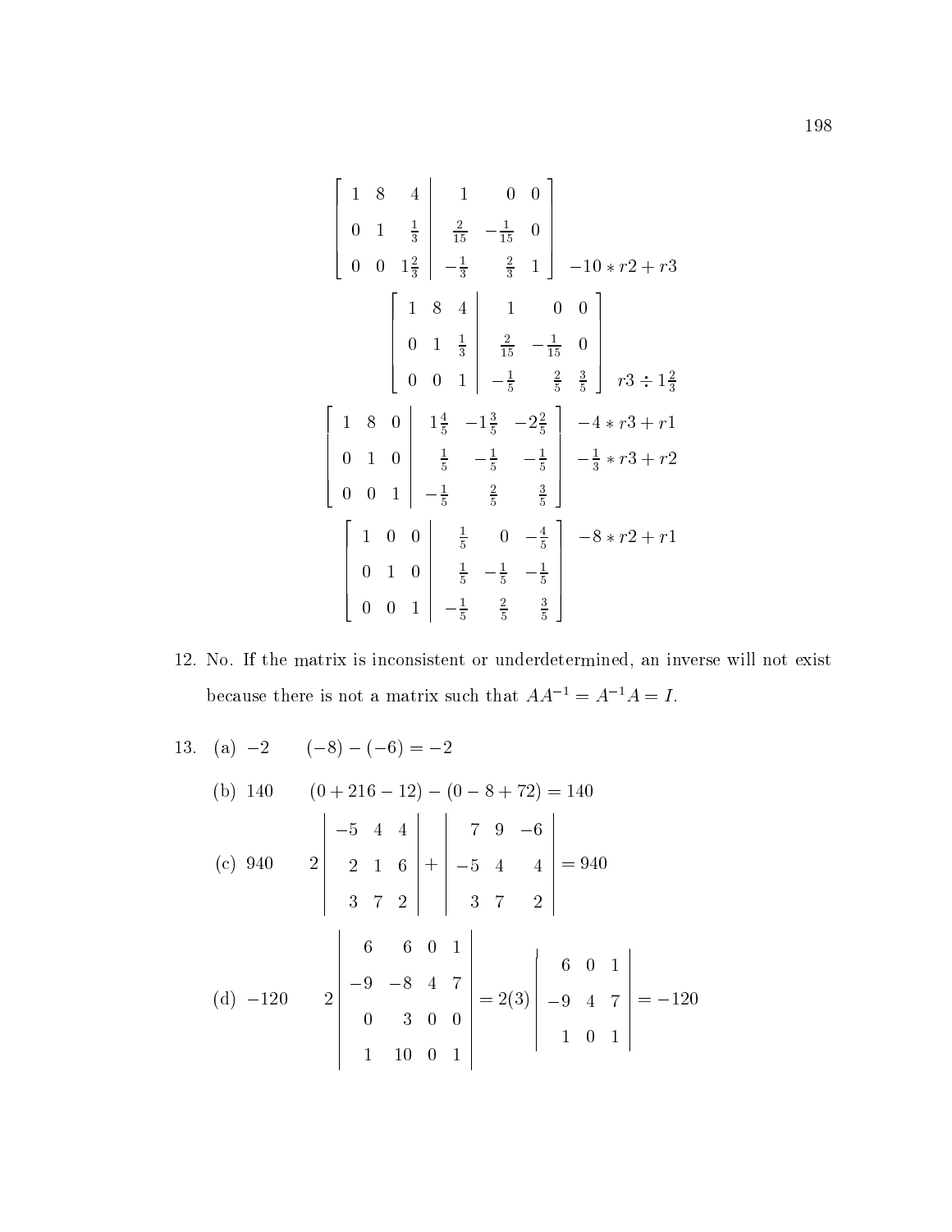$$\left[\begin{array}{ccc|ccc} 1 & 8 & 4 & 1 & 0 & 0 \\ 0 & 1 & \frac{1}{3} & \frac{2}{15} & -\frac{1}{15} & 0 \\ 0 & 0 & 1\frac{2}{3} & -\frac{1}{3} & \frac{2}{3} & 1 \end{array}\right] \quad -10 * r2 + r3$$

$$\left[\begin{array}{ccc|ccc} 1 & 8 & 4 & 1 & 0 & 0 \\ 0 & 1 & \frac{1}{3} & \frac{2}{15} & -\frac{1}{15} & 0 \\ 0 & 0 & 1 & -\frac{1}{5} & \frac{2}{5} & \frac{3}{5} \end{array}\right] \quad r3 \div 1\frac{2}{3}$$

$$\left[\begin{array}{ccc|ccc} 1 & 8 & 0 & 1\frac{4}{5} & -1\frac{3}{5} & -2\frac{2}{5} \\ 0 & 1 & 0 & \frac{1}{5} & -\frac{1}{5} & -\frac{1}{5} \\ 0 & 0 & 1 & -\frac{1}{5} & \frac{2}{5} & \frac{3}{5} \end{array}\right] \quad \begin{array}{l} -4 * r3 + r1 \\ -\frac{1}{3} * r3 + r2 \\ \phantom{x} \end{array}$$

$$\left[\begin{array}{ccc|ccc} 1 & 0 & 0 & \frac{1}{5} & 0 & -\frac{4}{5} \\ 0 & 1 & 0 & \frac{1}{5} & -\frac{1}{5} & -\frac{1}{5} \\ 0 & 0 & 1 & -\frac{1}{5} & \frac{2}{5} & \frac{3}{5} \end{array}\right] \quad -8 * r2 + r1$$

12. No. If the matrix is inconsistent or underdetermined, an inverse will not exist because there is not a matrix such that $AA^{-1} = A^{-1}A = I$.

13. (a) $-2$ $\quad (-8) - (-6) = -2$

    (b) $140$ $\quad (0 + 216 - 12) - (0 - 8 + 72) = 140$

    (c) $940$ $\quad 2\begin{vmatrix} -5 & 4 & 4 \\ 2 & 1 & 6 \\ 3 & 7 & 2 \end{vmatrix} + \begin{vmatrix} 7 & 9 & -6 \\ -5 & 4 & 4 \\ 3 & 7 & 2 \end{vmatrix} = 940$

    (d) $-120$ $\quad 2\begin{vmatrix} 6 & 6 & 0 & 1 \\ -9 & -8 & 4 & 7 \\ 0 & 3 & 0 & 0 \\ 1 & 10 & 0 & 1 \end{vmatrix} = 2(3)\begin{vmatrix} 6 & 0 & 1 \\ -9 & 4 & 7 \\ 1 & 0 & 1 \end{vmatrix} = -120$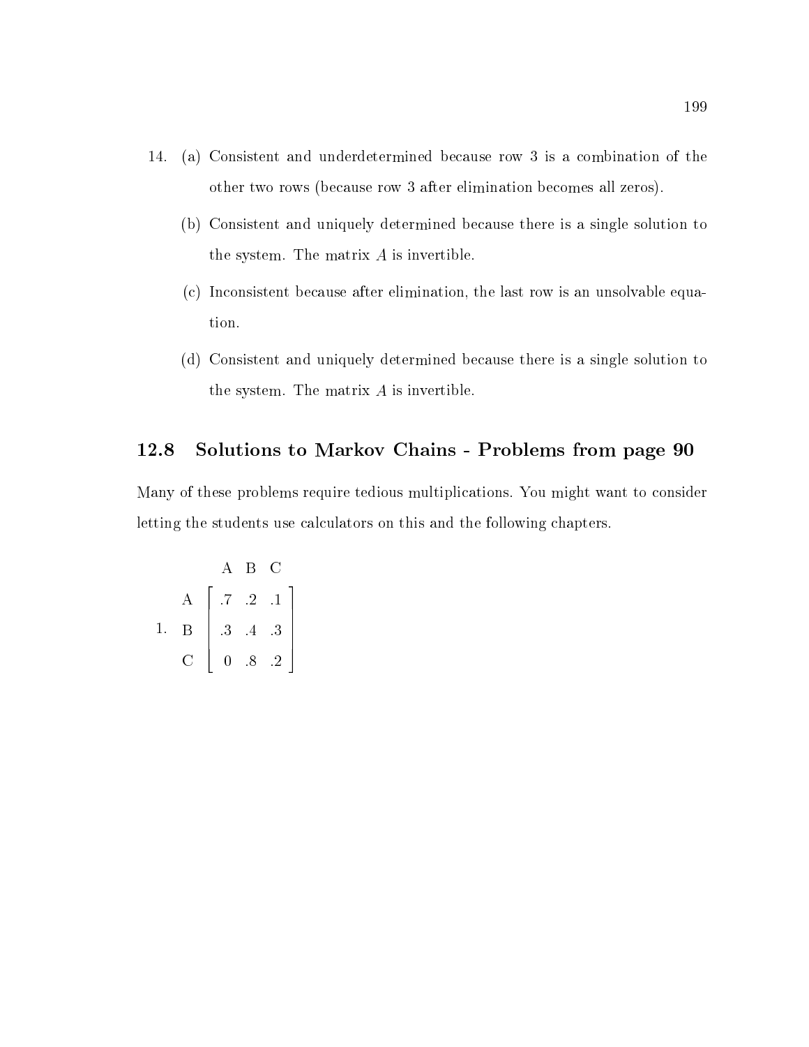14. (a) Consistent and underdetermined because row 3 is a combination of the other two rows (because row 3 after elimination becomes all zeros).

    (b) Consistent and uniquely determined because there is a single solution to the system. The matrix $A$ is invertible.

    (c) Inconsistent because after elimination, the last row is an unsolvable equation.

    (d) Consistent and uniquely determined because there is a single solution to the system. The matrix $A$ is invertible.

## 12.8 Solutions to Markov Chains - Problems from page 90

Many of these problems require tedious multiplications. You might want to consider letting the students use calculators on this and the following chapters.

1. 
$$\begin{array}{c} \\ A \\ B \\ C \end{array} \begin{array}{c} \begin{array}{ccc} A & B & C \end{array} \\ \begin{bmatrix} .7 & .2 & .1 \\ .3 & .4 & .3 \\ 0 & .8 & .2 \end{bmatrix} \end{array}$$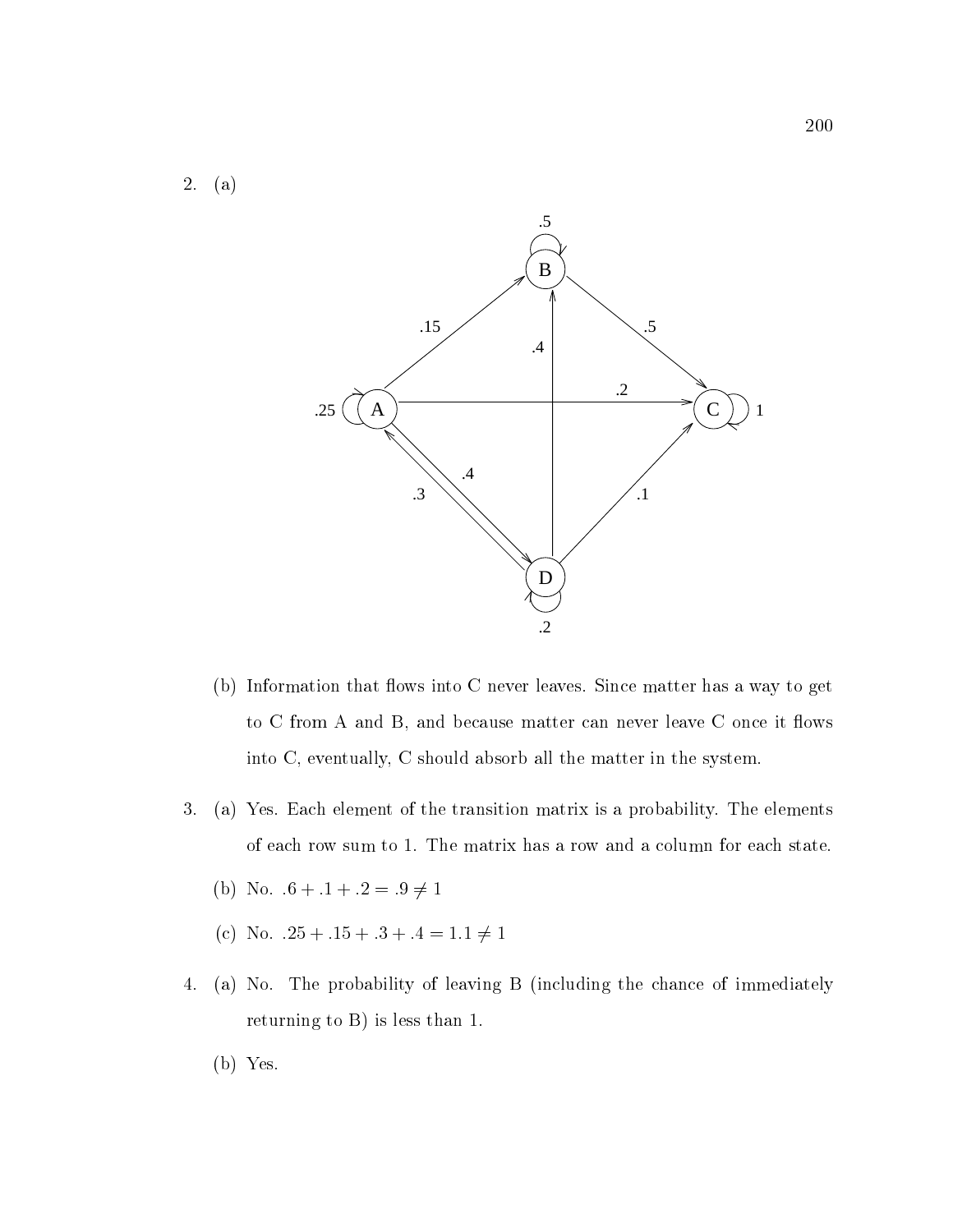2. (a)

(b) Information that flows into C never leaves. Since matter has a way to get to C from A and B, and because matter can never leave C once it flows into C, eventually, C should absorb all the matter in the system.

3. (a) Yes. Each element of the transition matrix is a probability. The elements of each row sum to 1. The matrix has a row and a column for each state.

   (b) No. $.6 + .1 + .2 = .9 \neq 1$

   (c) No. $.25 + .15 + .3 + .4 = 1.1 \neq 1$

4. (a) No. The probability of leaving B (including the chance of immediately returning to B) is less than 1.

   (b) Yes.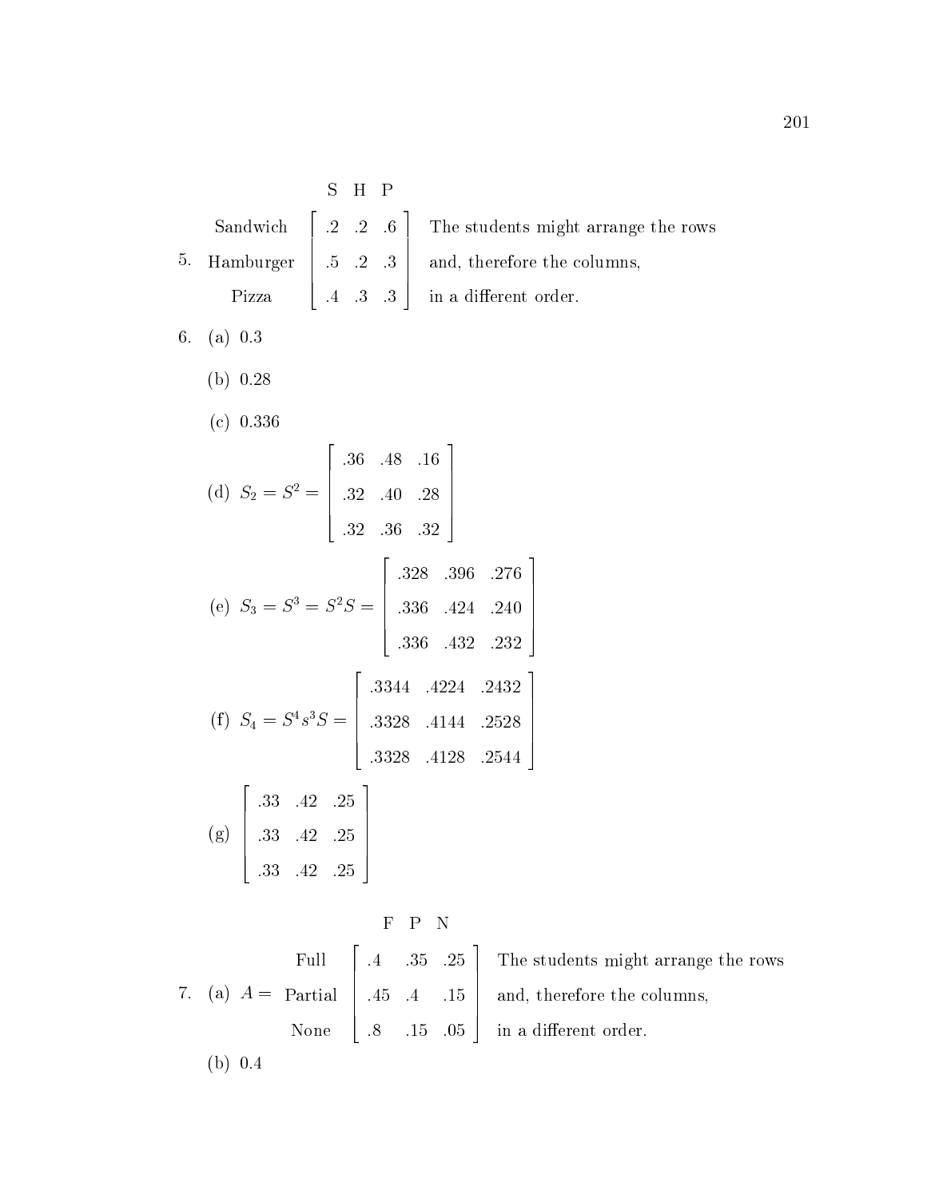5.

$$\begin{array}{c} \\ \text{Sandwich} \\ \text{Hamburger} \\ \text{Pizza} \end{array} \begin{array}{c} \begin{array}{ccc} \text{S} & \text{H} & \text{P} \end{array} \\ \begin{bmatrix} .2 & .2 & .6 \\ .5 & .2 & .3 \\ .4 & .3 & .3 \end{bmatrix} \end{array}$$

The students might arrange the rows and, therefore the columns, in a different order.

6. (a) 0.3

   (b) 0.28

   (c) 0.336

   (d) $S_2 = S^2 = \begin{bmatrix} .36 & .48 & .16 \\ .32 & .40 & .28 \\ .32 & .36 & .32 \end{bmatrix}$

   (e) $S_3 = S^3 = S^2 S = \begin{bmatrix} .328 & .396 & .276 \\ .336 & .424 & .240 \\ .336 & .432 & .232 \end{bmatrix}$

   (f) $S_4 = S^4 s^3 S = \begin{bmatrix} .3344 & .4224 & .2432 \\ .3328 & .4144 & .2528 \\ .3328 & .4128 & .2544 \end{bmatrix}$

   (g) $\begin{bmatrix} .33 & .42 & .25 \\ .33 & .42 & .25 \\ .33 & .42 & .25 \end{bmatrix}$

7. (a)

$$A = \begin{array}{c} \\ \text{Full} \\ \text{Partial} \\ \text{None} \end{array} \begin{array}{c} \begin{array}{ccc} \text{F} & \text{P} & \text{N} \end{array} \\ \begin{bmatrix} .4 & .35 & .25 \\ .45 & .4 & .15 \\ .8 & .15 & .05 \end{bmatrix} \end{array}$$

The students might arrange the rows and, therefore the columns, in a different order.

   (b) 0.4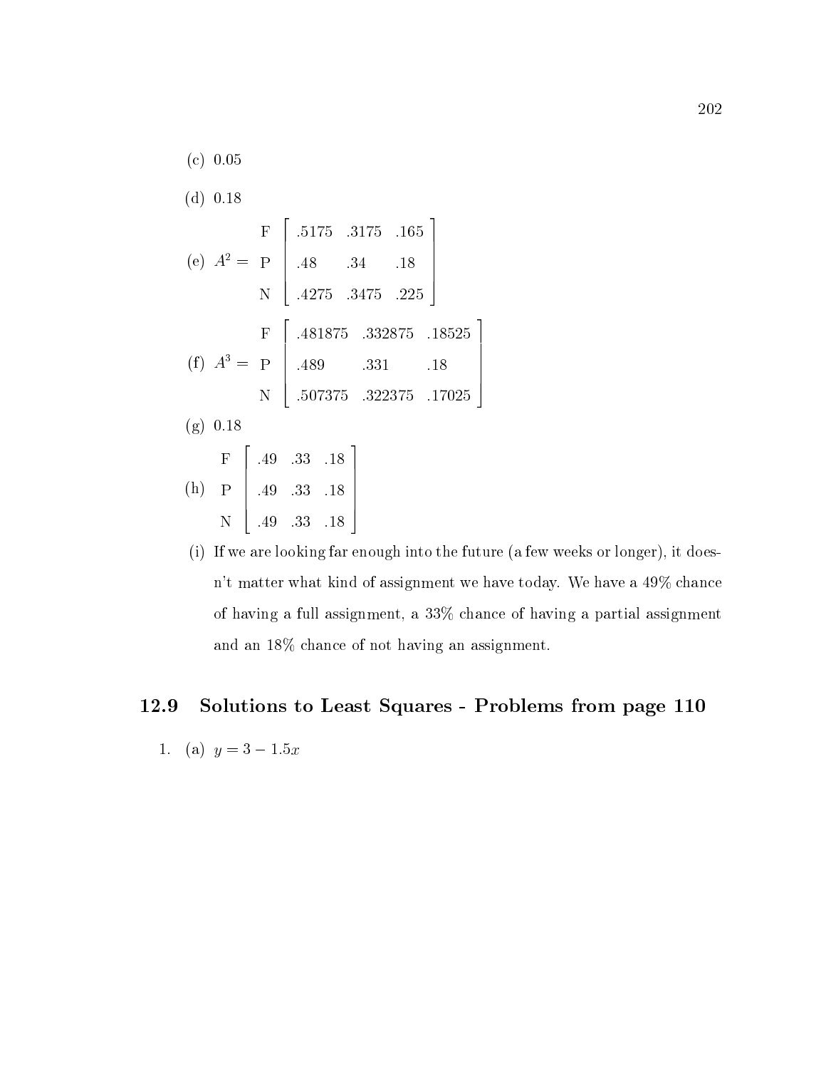(c) 0.05

(d) 0.18

(e) $A^2 = \begin{matrix} \text{F} \\ \text{P} \\ \text{N} \end{matrix} \begin{bmatrix} .5175 & .3175 & .165 \\ .48 & .34 & .18 \\ .4275 & .3475 & .225 \end{bmatrix}$

(f) $A^3 = \begin{matrix} \text{F} \\ \text{P} \\ \text{N} \end{matrix} \begin{bmatrix} .481875 & .332875 & .18525 \\ .489 & .331 & .18 \\ .507375 & .322375 & .17025 \end{bmatrix}$

(g) 0.18

(h) $\begin{matrix} \text{F} \\ \text{P} \\ \text{N} \end{matrix} \begin{bmatrix} .49 & .33 & .18 \\ .49 & .33 & .18 \\ .49 & .33 & .18 \end{bmatrix}$

(i) If we are looking far enough into the future (a few weeks or longer), it doesn't matter what kind of assignment we have today. We have a 49% chance of having a full assignment, a 33% chance of having a partial assignment and an 18% chance of not having an assignment.

## 12.9 Solutions to Least Squares - Problems from page 110

1. (a) $y = 3 - 1.5x$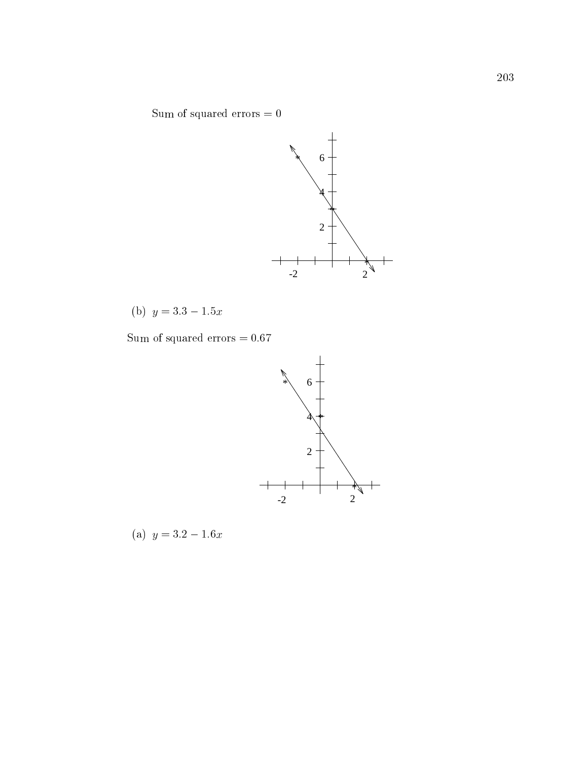Sum of squared errors $= 0$

(b) $y = 3.3 - 1.5x$

Sum of squared errors $= 0.67$

(a) $y = 3.2 - 1.6x$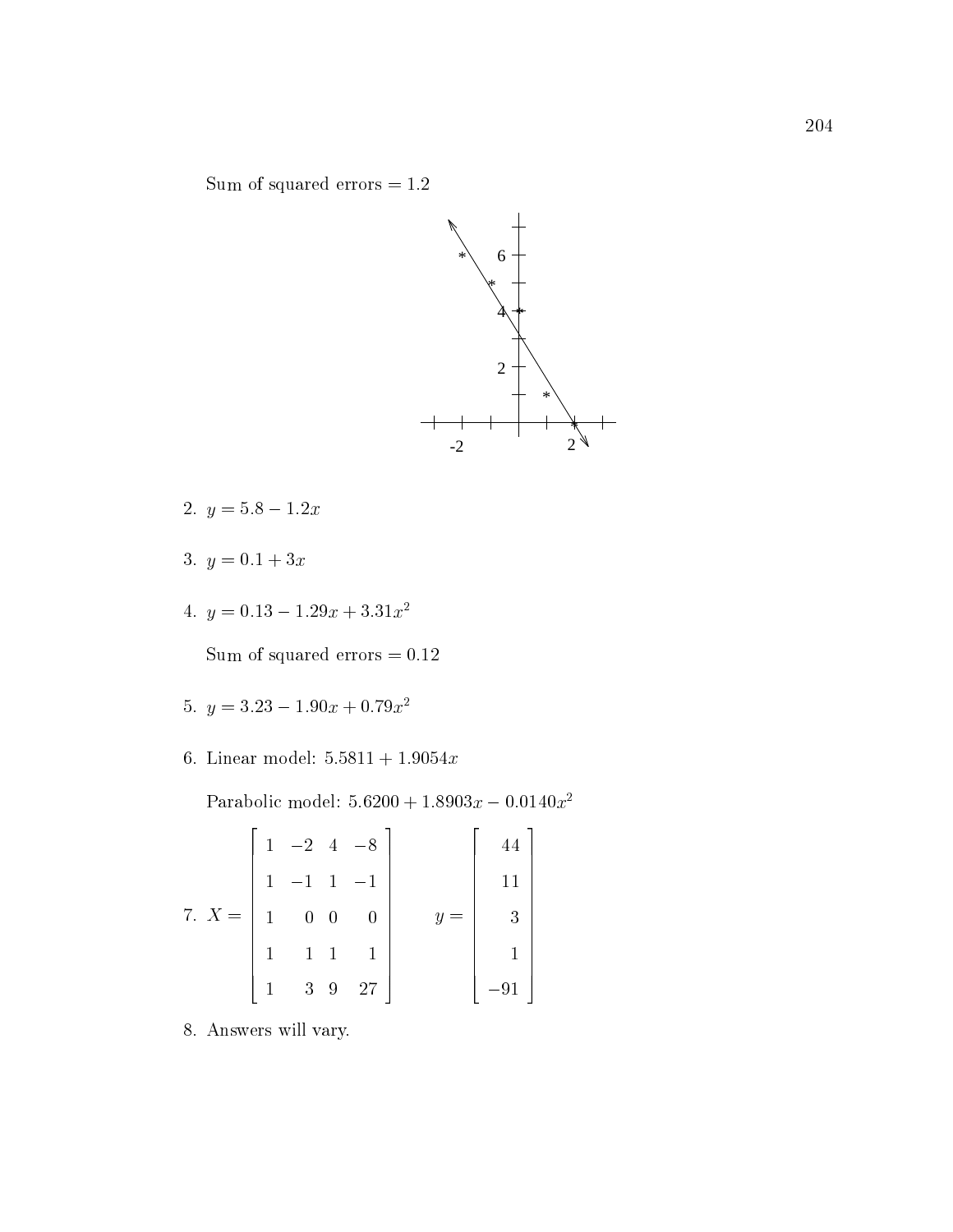Sum of squared errors = 1.2

2. $y = 5.8 - 1.2x$

3. $y = 0.1 + 3x$

4. $y = 0.13 - 1.29x + 3.31x^2$

   Sum of squared errors = 0.12

5. $y = 3.23 - 1.90x + 0.79x^2$

6. Linear model: $5.5811 + 1.9054x$

   Parabolic model: $5.6200 + 1.8903x - 0.0140x^2$

7. $$X = \begin{bmatrix} 1 & -2 & 4 & -8 \\ 1 & -1 & 1 & -1 \\ 1 & 0 & 0 & 0 \\ 1 & 1 & 1 & 1 \\ 1 & 3 & 9 & 27 \end{bmatrix} \qquad y = \begin{bmatrix} 44 \\ 11 \\ 3 \\ 1 \\ -91 \end{bmatrix}$$

8. Answers will vary.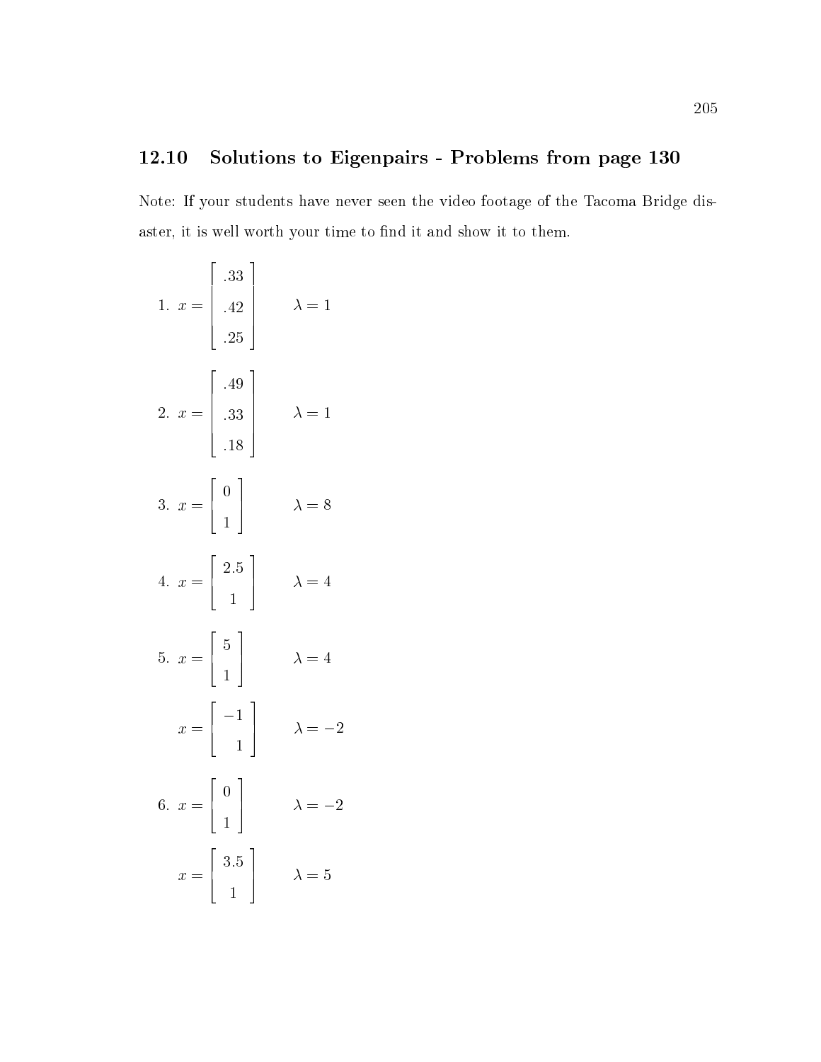## 12.10 Solutions to Eigenpairs - Problems from page 130

Note: If your students have never seen the video footage of the Tacoma Bridge disaster, it is well worth your time to find it and show it to them.

1. $x = \begin{bmatrix} .33 \\ .42 \\ .25 \end{bmatrix} \qquad \lambda = 1$

2. $x = \begin{bmatrix} .49 \\ .33 \\ .18 \end{bmatrix} \qquad \lambda = 1$

3. $x = \begin{bmatrix} 0 \\ 1 \end{bmatrix} \qquad \lambda = 8$

4. $x = \begin{bmatrix} 2.5 \\ 1 \end{bmatrix} \qquad \lambda = 4$

5. $x = \begin{bmatrix} 5 \\ 1 \end{bmatrix} \qquad \lambda = 4$

   $x = \begin{bmatrix} -1 \\ 1 \end{bmatrix} \qquad \lambda = -2$

6. $x = \begin{bmatrix} 0 \\ 1 \end{bmatrix} \qquad \lambda = -2$

   $x = \begin{bmatrix} 3.5 \\ 1 \end{bmatrix} \qquad \lambda = 5$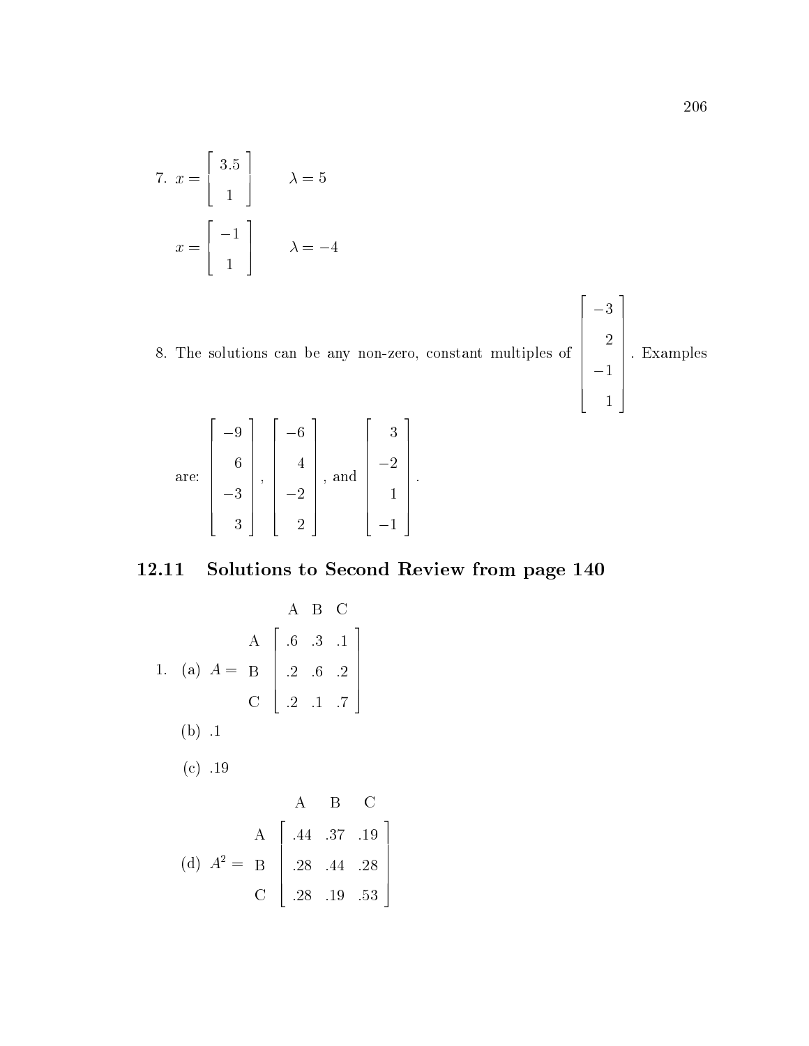7. $x = \begin{bmatrix} 3.5 \\ 1 \end{bmatrix} \qquad \lambda = 5$

$x = \begin{bmatrix} -1 \\ 1 \end{bmatrix} \qquad \lambda = -4$

8. The solutions can be any non-zero, constant multiples of $\begin{bmatrix} -3 \\ 2 \\ -1 \\ 1 \end{bmatrix}$. Examples are: $\begin{bmatrix} -9 \\ 6 \\ -3 \\ 3 \end{bmatrix}$, $\begin{bmatrix} -6 \\ 4 \\ -2 \\ 2 \end{bmatrix}$, and $\begin{bmatrix} 3 \\ -2 \\ 1 \\ -1 \end{bmatrix}$.

## 12.11 Solutions to Second Review from page 140

1. (a) $A =$

| | A | B | C |
|---|---|---|---|
| A | .6 | .3 | .1 |
| B | .2 | .6 | .2 |
| C | .2 | .1 | .7 |

   (b) .1

   (c) .19

   (d) $A^2 =$

| | A | B | C |
|---|---|---|---|
| A | .44 | .37 | .19 |
| B | .28 | .44 | .28 |
| C | .28 | .19 | .53 |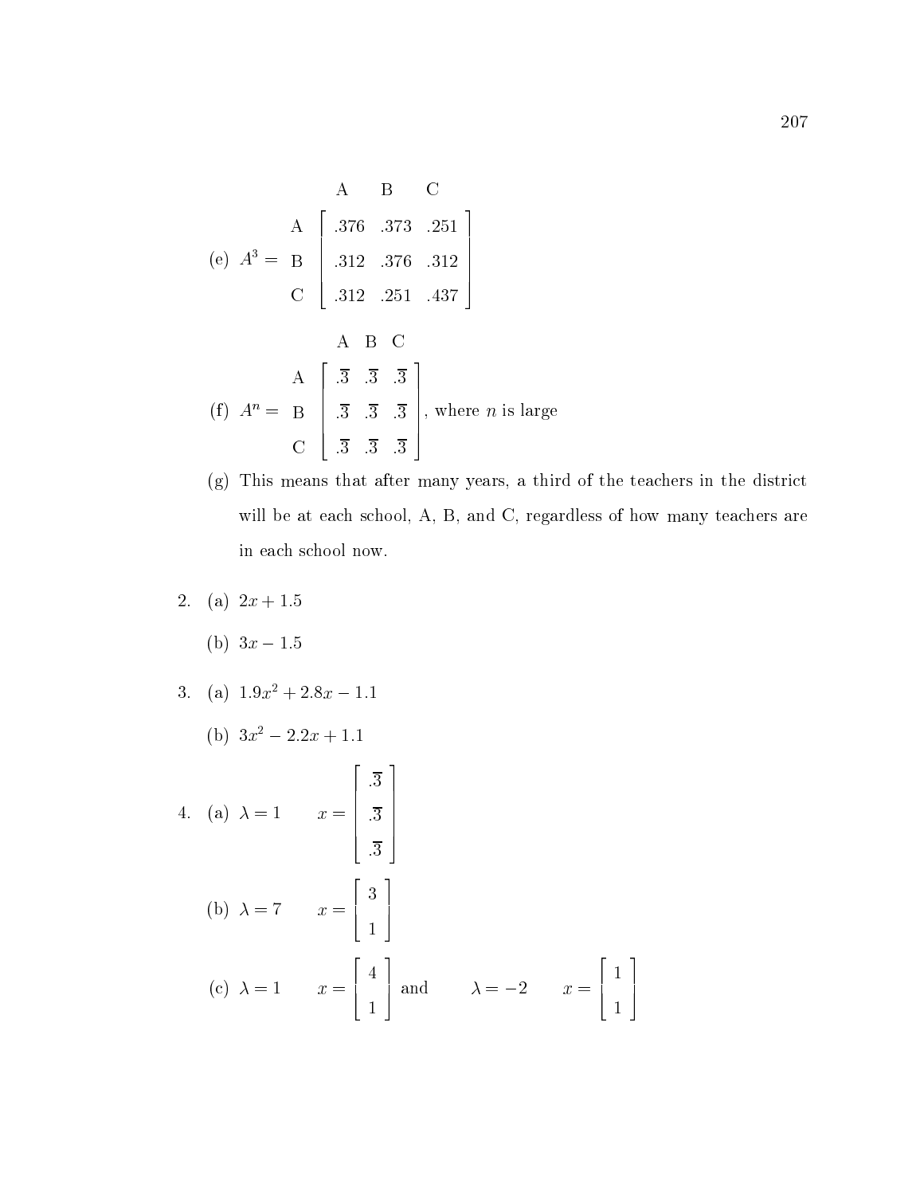(e) $A^3 = \begin{array}{c} \\ \text{A} \\ \text{B} \\ \text{C} \end{array} \begin{array}{c} \begin{array}{ccc} \text{A} & \text{B} & \text{C} \end{array} \\ \left[ \begin{array}{ccc} .376 & .373 & .251 \\ .312 & .376 & .312 \\ .312 & .251 & .437 \end{array} \right] \end{array}$

(f) $A^n = \begin{array}{c} \\ \text{A} \\ \text{B} \\ \text{C} \end{array} \begin{array}{c} \begin{array}{ccc} \text{A} & \text{B} & \text{C} \end{array} \\ \left[ \begin{array}{ccc} .\overline{3} & .\overline{3} & .\overline{3} \\ .\overline{3} & .\overline{3} & .\overline{3} \\ .\overline{3} & .\overline{3} & .\overline{3} \end{array} \right] \end{array}$, where $n$ is large

(g) This means that after many years, a third of the teachers in the district will be at each school, A, B, and C, regardless of how many teachers are in each school now.

2. (a) $2x + 1.5$

   (b) $3x - 1.5$

3. (a) $1.9x^2 + 2.8x - 1.1$

   (b) $3x^2 - 2.2x + 1.1$

4. (a) $\lambda = 1 \qquad x = \begin{bmatrix} .\overline{3} \\ .\overline{3} \\ .\overline{3} \end{bmatrix}$

   (b) $\lambda = 7 \qquad x = \begin{bmatrix} 3 \\ 1 \end{bmatrix}$

   (c) $\lambda = 1 \qquad x = \begin{bmatrix} 4 \\ 1 \end{bmatrix}$ and $\qquad \lambda = -2 \qquad x = \begin{bmatrix} 1 \\ 1 \end{bmatrix}$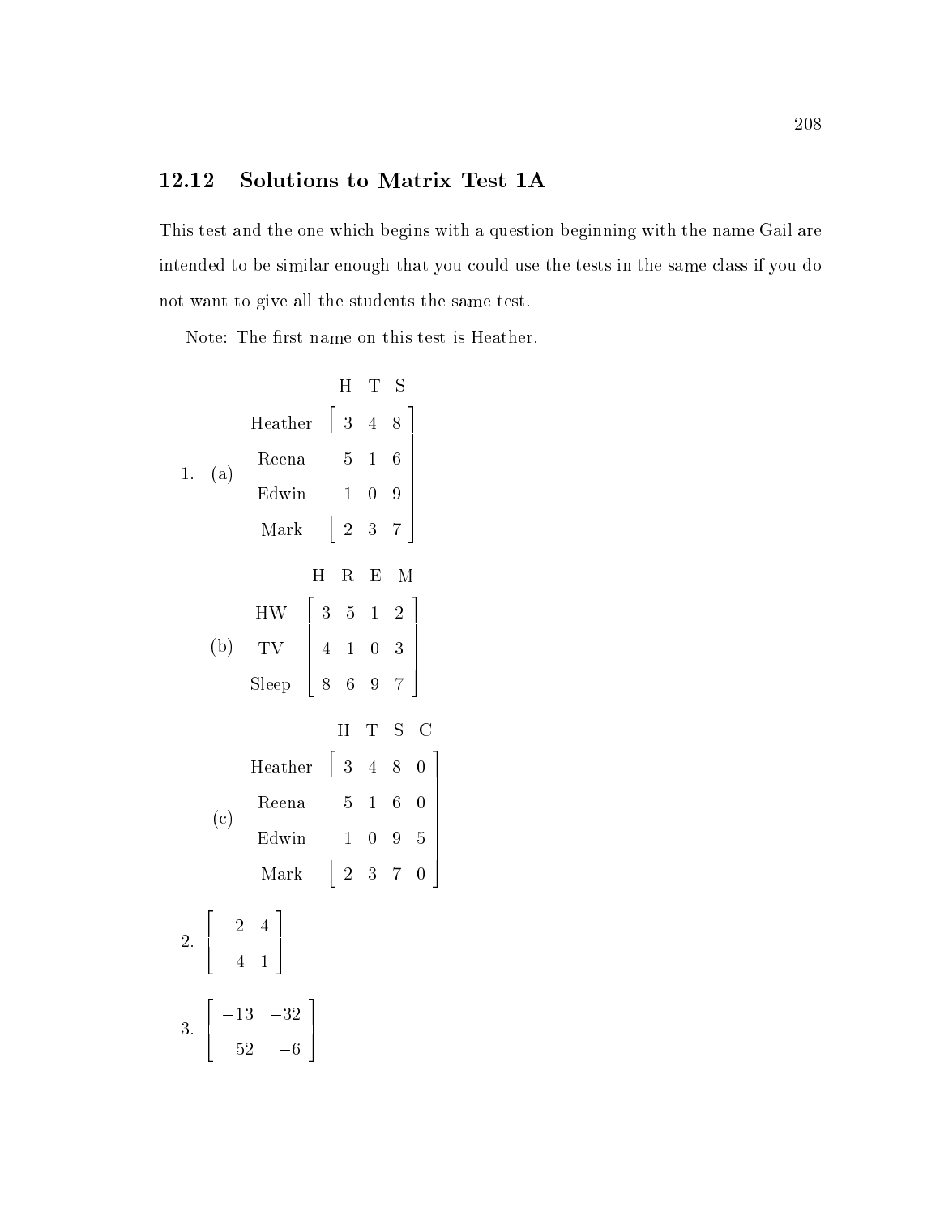## 12.12 Solutions to Matrix Test 1A

This test and the one which begins with a question beginning with the name Gail are intended to be similar enough that you could use the tests in the same class if you do not want to give all the students the same test.

Note: The first name on this test is Heather.

1. (a)

| | H | T | S |
|---|---|---|---|
| Heather | 3 | 4 | 8 |
| Reena | 5 | 1 | 6 |
| Edwin | 1 | 0 | 9 |
| Mark | 2 | 3 | 7 |

(b)

| | H | R | E | M |
|---|---|---|---|---|
| HW | 3 | 5 | 1 | 2 |
| TV | 4 | 1 | 0 | 3 |
| Sleep | 8 | 6 | 9 | 7 |

(c)

| | H | T | S | C |
|---|---|---|---|---|
| Heather | 3 | 4 | 8 | 0 |
| Reena | 5 | 1 | 6 | 0 |
| Edwin | 1 | 0 | 9 | 5 |
| Mark | 2 | 3 | 7 | 0 |

2. $\begin{bmatrix} -2 & 4 \\ 4 & 1 \end{bmatrix}$

3. $\begin{bmatrix} -13 & -32 \\ 52 & -6 \end{bmatrix}$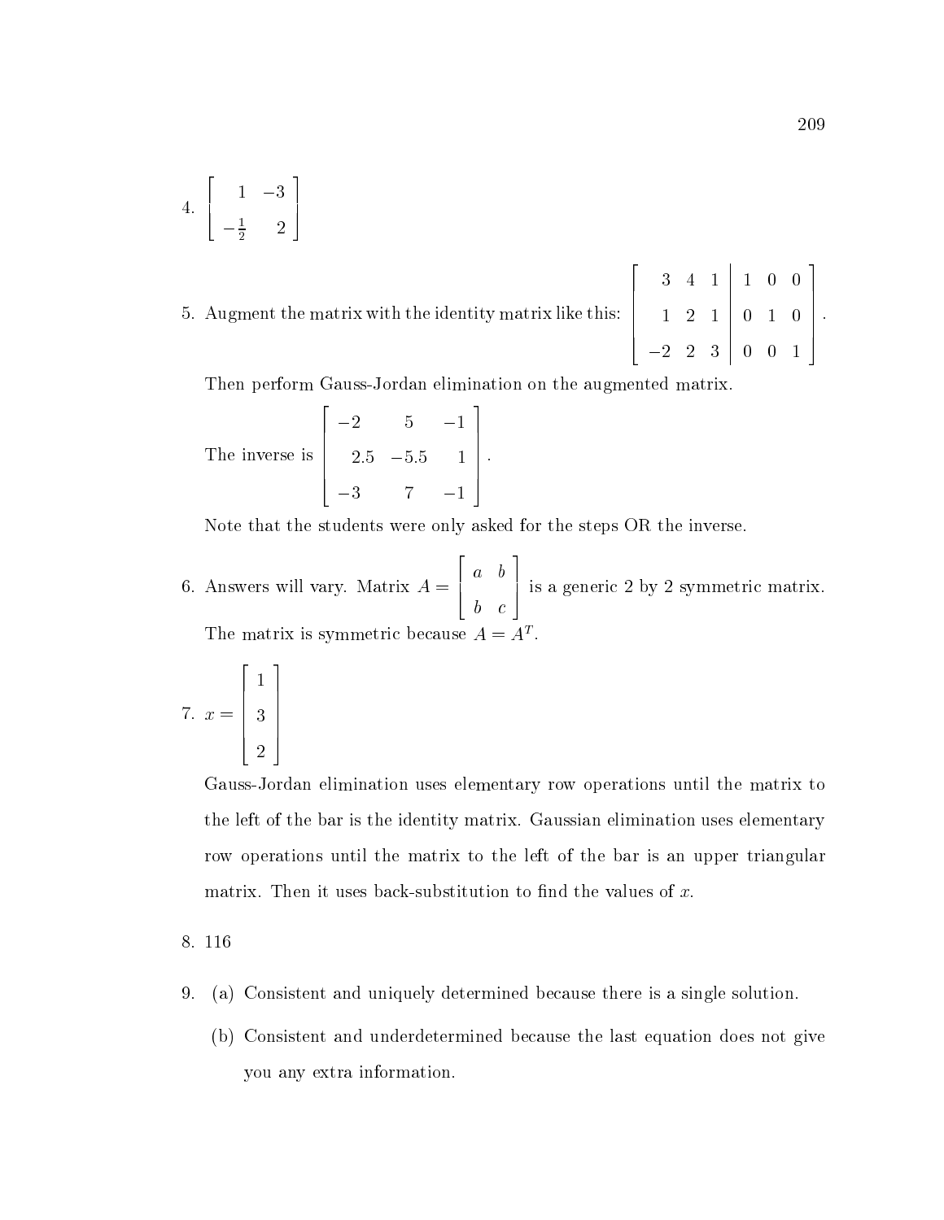4. $\begin{bmatrix} 1 & -3 \\ -\frac{1}{2} & 2 \end{bmatrix}$

5. Augment the matrix with the identity matrix like this: $\left[\begin{array}{ccc|ccc} 3 & 4 & 1 & 1 & 0 & 0 \\ 1 & 2 & 1 & 0 & 1 & 0 \\ -2 & 2 & 3 & 0 & 0 & 1 \end{array}\right]$.

   Then perform Gauss-Jordan elimination on the augmented matrix.

   The inverse is $\begin{bmatrix} -2 & 5 & -1 \\ 2.5 & -5.5 & 1 \\ -3 & 7 & -1 \end{bmatrix}$.

   Note that the students were only asked for the steps OR the inverse.

6. Answers will vary. Matrix $A = \begin{bmatrix} a & b \\ b & c \end{bmatrix}$ is a generic 2 by 2 symmetric matrix.

   The matrix is symmetric because $A = A^T$.

7. $x = \begin{bmatrix} 1 \\ 3 \\ 2 \end{bmatrix}$

   Gauss-Jordan elimination uses elementary row operations until the matrix to the left of the bar is the identity matrix. Gaussian elimination uses elementary row operations until the matrix to the left of the bar is an upper triangular matrix. Then it uses back-substitution to find the values of $x$.

8. 116

9. (a) Consistent and uniquely determined because there is a single solution.

   (b) Consistent and underdetermined because the last equation does not give you any extra information.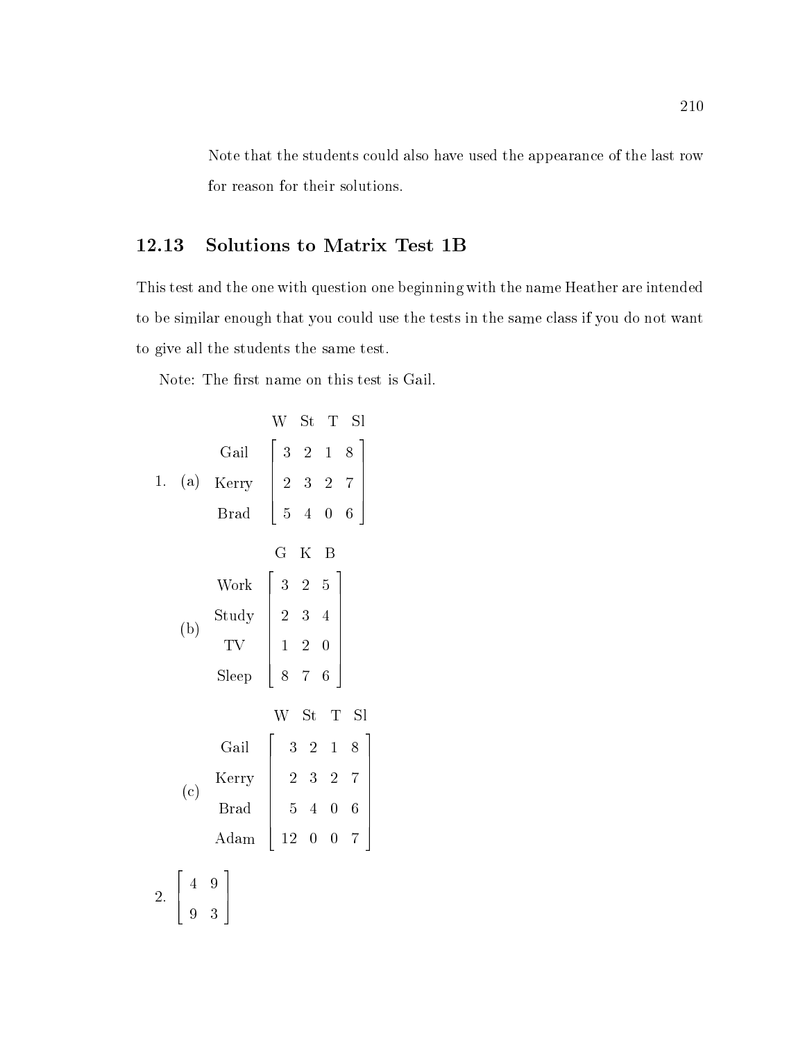Note that the students could also have used the appearance of the last row for reason for their solutions.

## 12.13 Solutions to Matrix Test 1B

This test and the one with question one beginning with the name Heather are intended to be similar enough that you could use the tests in the same class if you do not want to give all the students the same test.

Note: The first name on this test is Gail.

1. (a)

$$\begin{array}{c} \\ \text{Gail} \\ \text{Kerry} \\ \text{Brad} \end{array} \begin{array}{c} \begin{array}{cccc} \text{W} & \text{St} & \text{T} & \text{Sl} \end{array} \\ \begin{bmatrix} 3 & 2 & 1 & 8 \\ 2 & 3 & 2 & 7 \\ 5 & 4 & 0 & 6 \end{bmatrix} \end{array}$$

(b)

$$\begin{array}{c} \\ \text{Work} \\ \text{Study} \\ \text{TV} \\ \text{Sleep} \end{array} \begin{array}{c} \begin{array}{ccc} \text{G} & \text{K} & \text{B} \end{array} \\ \begin{bmatrix} 3 & 2 & 5 \\ 2 & 3 & 4 \\ 1 & 2 & 0 \\ 8 & 7 & 6 \end{bmatrix} \end{array}$$

(c)

$$\begin{array}{c} \\ \text{Gail} \\ \text{Kerry} \\ \text{Brad} \\ \text{Adam} \end{array} \begin{array}{c} \begin{array}{cccc} \text{W} & \text{St} & \text{T} & \text{Sl} \end{array} \\ \begin{bmatrix} 3 & 2 & 1 & 8 \\ 2 & 3 & 2 & 7 \\ 5 & 4 & 0 & 6 \\ 12 & 0 & 0 & 7 \end{bmatrix} \end{array}$$

2. $\begin{bmatrix} 4 & 9 \\ 9 & 3 \end{bmatrix}$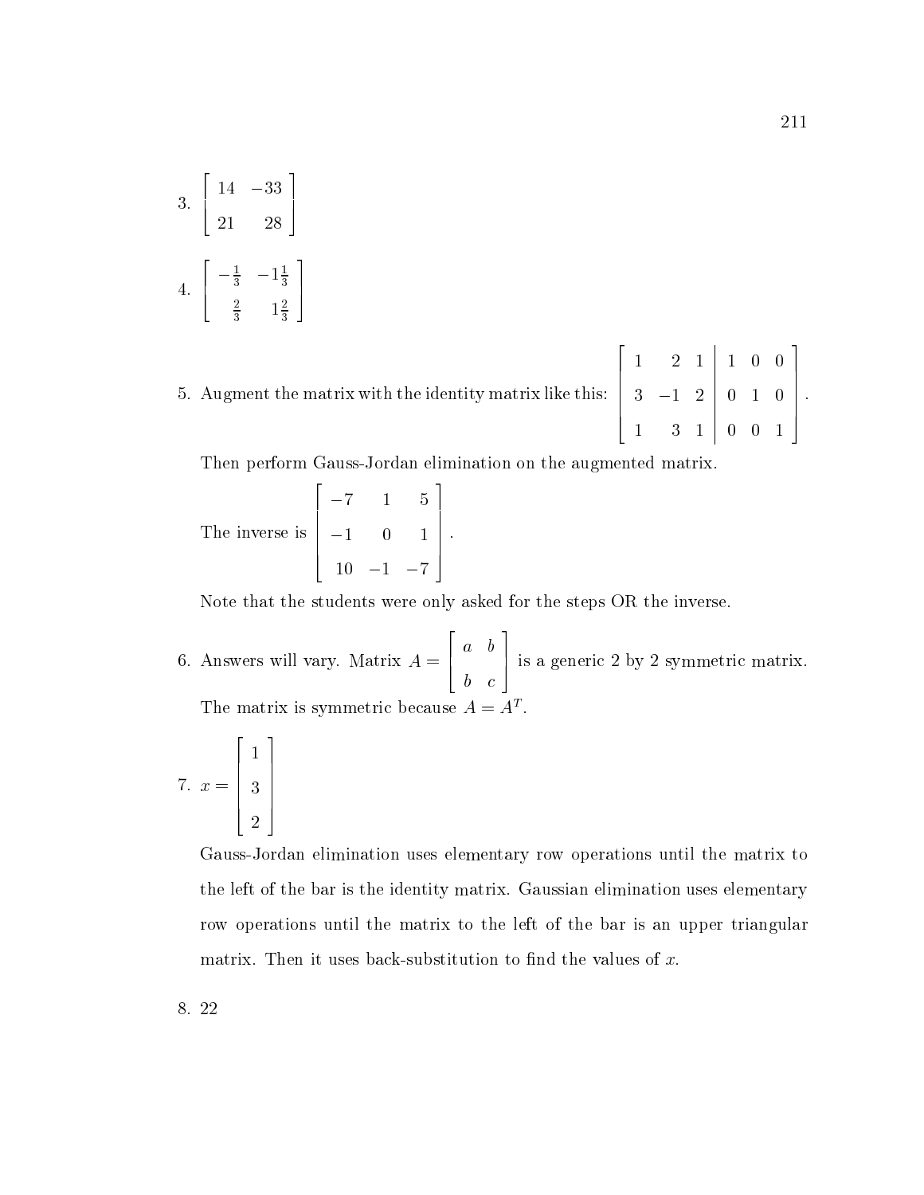3. $\begin{bmatrix} 14 & -33 \\ 21 & 28 \end{bmatrix}$

4. $\begin{bmatrix} -\frac{1}{3} & -1\frac{1}{3} \\ \frac{2}{3} & 1\frac{2}{3} \end{bmatrix}$

5. Augment the matrix with the identity matrix like this: $\left[\begin{array}{ccc|ccc} 1 & 2 & 1 & 1 & 0 & 0 \\ 3 & -1 & 2 & 0 & 1 & 0 \\ 1 & 3 & 1 & 0 & 0 & 1 \end{array}\right]$.

   Then perform Gauss-Jordan elimination on the augmented matrix.

   The inverse is $\begin{bmatrix} -7 & 1 & 5 \\ -1 & 0 & 1 \\ 10 & -1 & -7 \end{bmatrix}$.

   Note that the students were only asked for the steps OR the inverse.

6. Answers will vary. Matrix $A = \begin{bmatrix} a & b \\ b & c \end{bmatrix}$ is a generic 2 by 2 symmetric matrix. The matrix is symmetric because $A = A^T$.

7. $x = \begin{bmatrix} 1 \\ 3 \\ 2 \end{bmatrix}$

   Gauss-Jordan elimination uses elementary row operations until the matrix to the left of the bar is the identity matrix. Gaussian elimination uses elementary row operations until the matrix to the left of the bar is an upper triangular matrix. Then it uses back-substitution to find the values of $x$.

8. 22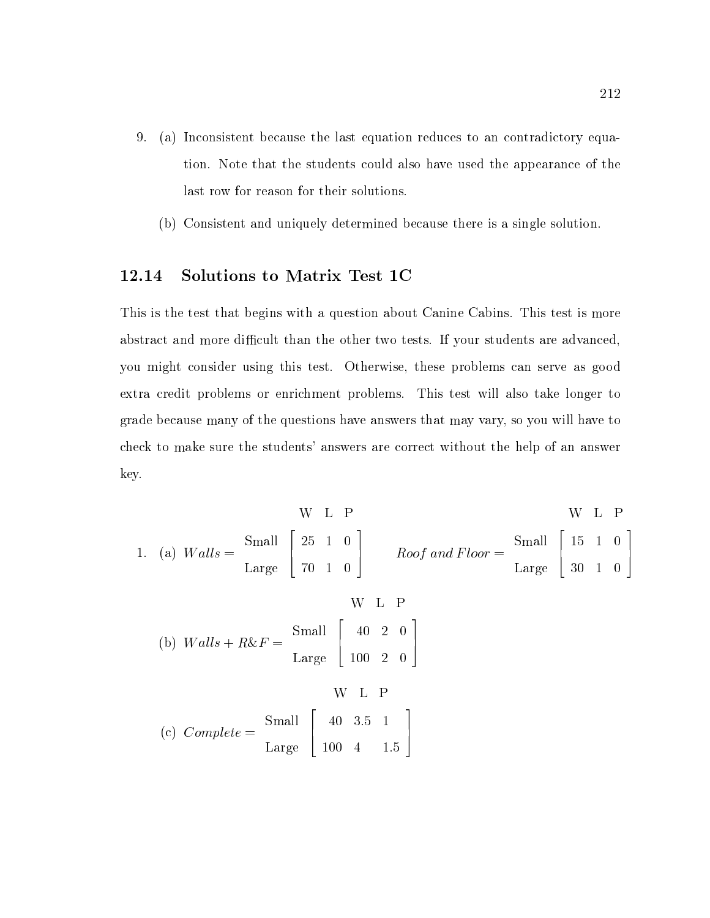9. (a) Inconsistent because the last equation reduces to an contradictory equation. Note that the students could also have used the appearance of the last row for reason for their solutions.

   (b) Consistent and uniquely determined because there is a single solution.

## 12.14 Solutions to Matrix Test 1C

This is the test that begins with a question about Canine Cabins. This test is more abstract and more difficult than the other two tests. If your students are advanced, you might consider using this test. Otherwise, these problems can serve as good extra credit problems or enrichment problems. This test will also take longer to grade because many of the questions have answers that may vary, so you will have to check to make sure the students' answers are correct without the help of an answer key.

1. (a) $$Walls = \begin{array}{c} \\ \text{Small} \\ \text{Large} \end{array} \begin{array}{c} \begin{array}{ccc} \text{W} & \text{L} & \text{P} \end{array} \\ \begin{bmatrix} 25 & 1 & 0 \\ 70 & 1 & 0 \end{bmatrix} \end{array} \qquad Roof\ and\ Floor = \begin{array}{c} \\ \text{Small} \\ \text{Large} \end{array} \begin{array}{c} \begin{array}{ccc} \text{W} & \text{L} & \text{P} \end{array} \\ \begin{bmatrix} 15 & 1 & 0 \\ 30 & 1 & 0 \end{bmatrix} \end{array}$$

   (b) $$Walls + R\&F = \begin{array}{c} \\ \text{Small} \\ \text{Large} \end{array} \begin{array}{c} \begin{array}{ccc} \text{W} & \text{L} & \text{P} \end{array} \\ \begin{bmatrix} 40 & 2 & 0 \\ 100 & 2 & 0 \end{bmatrix} \end{array}$$

   (c) $$Complete = \begin{array}{c} \\ \text{Small} \\ \text{Large} \end{array} \begin{array}{c} \begin{array}{ccc} \text{W} & \text{L} & \text{P} \end{array} \\ \begin{bmatrix} 40 & 3.5 & 1 \\ 100 & 4 & 1.5 \end{bmatrix} \end{array}$$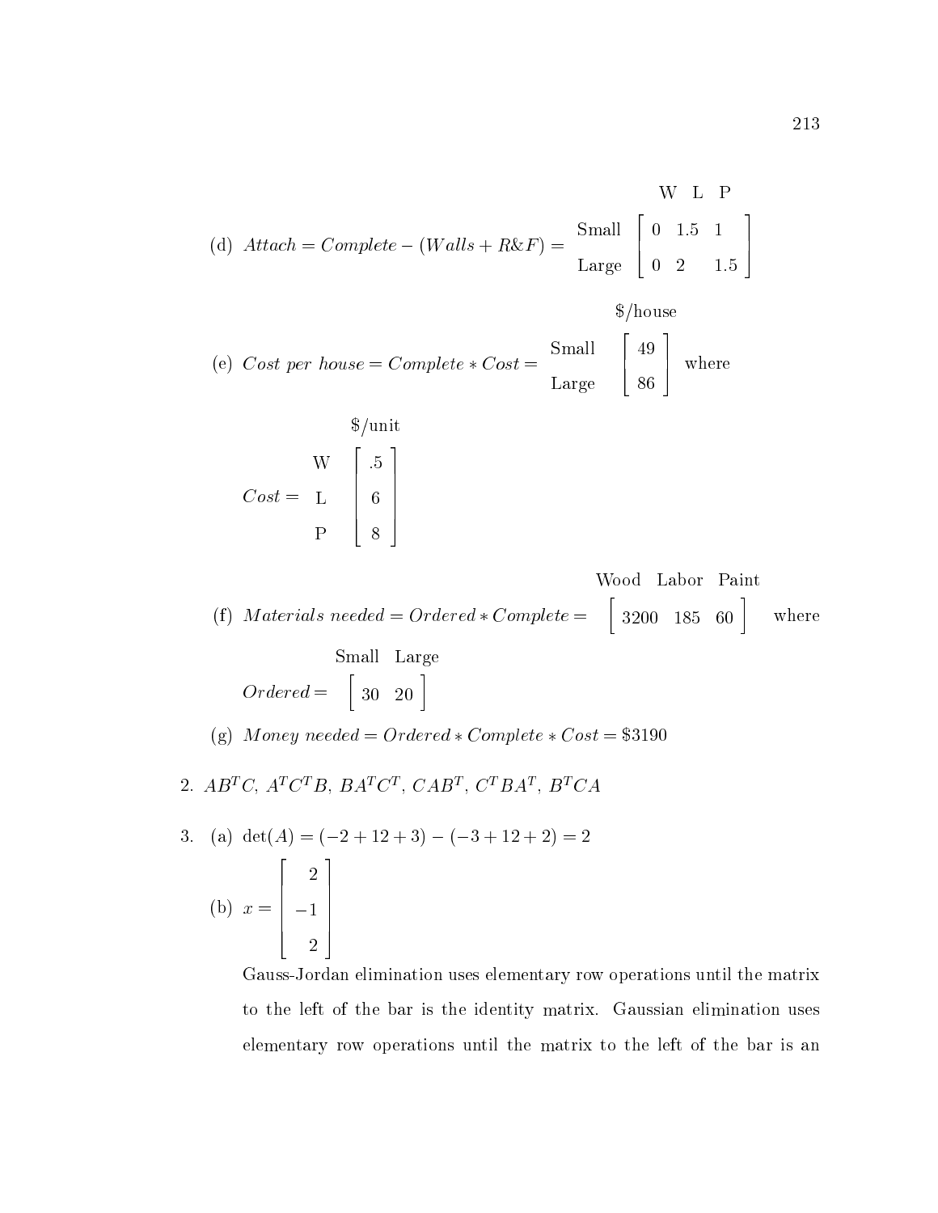(d) $Attach = Complete - (Walls + R\&F) = \begin{array}{c} \\ \text{Small} \\ \text{Large} \end{array} \begin{array}{c} \begin{array}{ccc} \text{W} & \text{L} & \text{P} \end{array} \\ \left[ \begin{array}{ccc} 0 & 1.5 & 1 \\ 0 & 2 & 1.5 \end{array} \right] \end{array}$

(e) $Cost\ per\ house = Complete * Cost = \begin{array}{c} \\ \text{Small} \\ \text{Large} \end{array} \begin{array}{c} \$/\text{house} \\ \left[ \begin{array}{c} 49 \\ 86 \end{array} \right] \end{array}$ where

$$Cost = \begin{array}{c} \\ \text{W} \\ \text{L} \\ \text{P} \end{array} \begin{array}{c} \$/\text{unit} \\ \left[ \begin{array}{c} .5 \\ 6 \\ 8 \end{array} \right] \end{array}$$

(f) $Materials\ needed = Ordered * Complete = \begin{array}{c} \begin{array}{ccc} \text{Wood} & \text{Labor} & \text{Paint} \end{array} \\ \left[ \begin{array}{ccc} 3200 & 185 & 60 \end{array} \right] \end{array}$ where

$$Ordered = \begin{array}{c} \begin{array}{cc} \text{Small} & \text{Large} \end{array} \\ \left[ \begin{array}{cc} 30 & 20 \end{array} \right] \end{array}$$

(g) $Money\ needed = Ordered * Complete * Cost = \$3190$

2. $AB^TC$, $A^TC^TB$, $BA^TC^T$, $CAB^T$, $C^TBA^T$, $B^TCA$

3. (a) $\det(A) = (-2 + 12 + 3) - (-3 + 12 + 2) = 2$

(b) $x = \left[ \begin{array}{r} 2 \\ -1 \\ 2 \end{array} \right]$

Gauss-Jordan elimination uses elementary row operations until the matrix to the left of the bar is the identity matrix. Gaussian elimination uses elementary row operations until the matrix to the left of the bar is an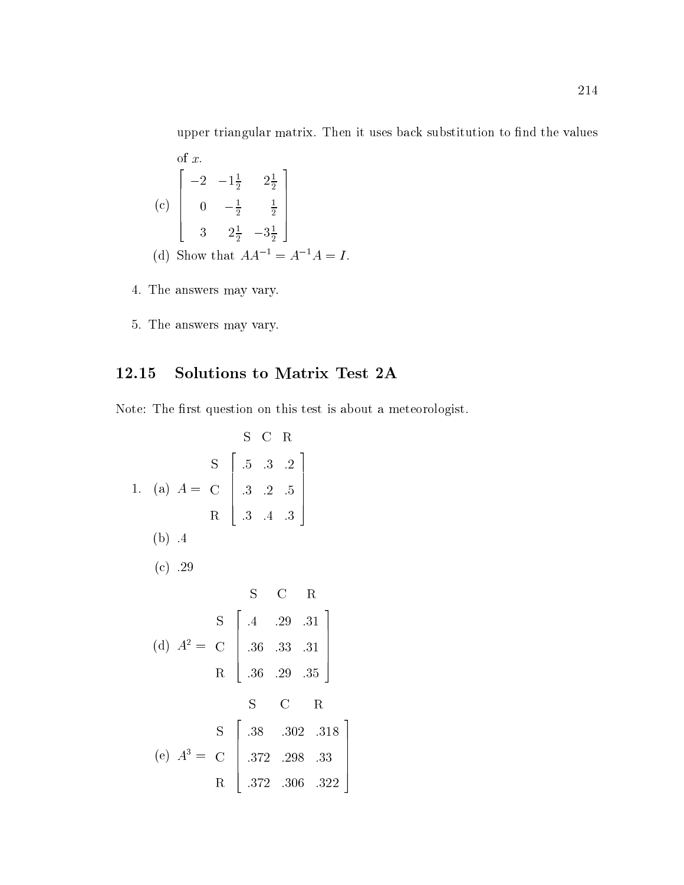upper triangular matrix. Then it uses back substitution to find the values of $x$.

(c) $\begin{bmatrix} -2 & -1\frac{1}{2} & 2\frac{1}{2} \\ 0 & -\frac{1}{2} & \frac{1}{2} \\ 3 & 2\frac{1}{2} & -3\frac{1}{2} \end{bmatrix}$

(d) Show that $AA^{-1} = A^{-1}A = I$.

4. The answers may vary.

5. The answers may vary.

## 12.15 Solutions to Matrix Test 2A

Note: The first question on this test is about a meteorologist.

1. (a) $A = \begin{array}{c} \\ S \\ C \\ R \end{array} \begin{array}{c} \begin{array}{ccc} S & C & R \end{array} \\ \begin{bmatrix} .5 & .3 & .2 \\ .3 & .2 & .5 \\ .3 & .4 & .3 \end{bmatrix} \end{array}$

   (b) .4

   (c) .29

   (d) $A^2 = \begin{array}{c} \\ S \\ C \\ R \end{array} \begin{array}{c} \begin{array}{ccc} S & C & R \end{array} \\ \begin{bmatrix} .4 & .29 & .31 \\ .36 & .33 & .31 \\ .36 & .29 & .35 \end{bmatrix} \end{array}$

   (e) $A^3 = \begin{array}{c} \\ S \\ C \\ R \end{array} \begin{array}{c} \begin{array}{ccc} S & C & R \end{array} \\ \begin{bmatrix} .38 & .302 & .318 \\ .372 & .298 & .33 \\ .372 & .306 & .322 \end{bmatrix} \end{array}$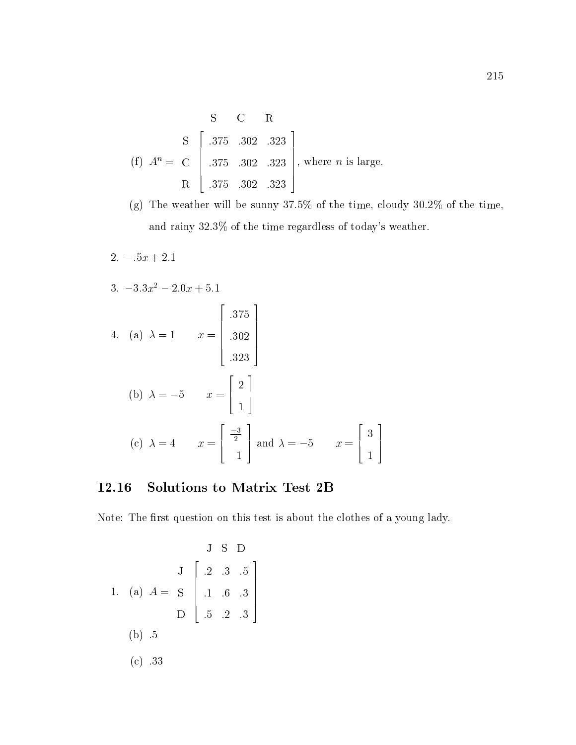(f) $A^n = \begin{array}{c} \\ S \\ C \\ R \end{array} \begin{array}{c} \begin{array}{ccc} S & C & R \end{array} \\ \left[ \begin{array}{ccc} .375 & .302 & .323 \\ .375 & .302 & .323 \\ .375 & .302 & .323 \end{array} \right] \end{array}$, where $n$ is large.

(g) The weather will be sunny 37.5% of the time, cloudy 30.2% of the time, and rainy 32.3% of the time regardless of today's weather.

2. $-.5x + 2.1$

3. $-3.3x^2 - 2.0x + 5.1$

4. (a) $\lambda = 1 \qquad x = \begin{bmatrix} .375 \\ .302 \\ .323 \end{bmatrix}$

   (b) $\lambda = -5 \qquad x = \begin{bmatrix} 2 \\ 1 \end{bmatrix}$

   (c) $\lambda = 4 \qquad x = \begin{bmatrix} \frac{-3}{2} \\ 1 \end{bmatrix}$ and $\lambda = -5 \qquad x = \begin{bmatrix} 3 \\ 1 \end{bmatrix}$

## 12.16 Solutions to Matrix Test 2B

Note: The first question on this test is about the clothes of a young lady.

1. (a) $A = \begin{array}{c} \\ J \\ S \\ D \end{array} \begin{array}{c} \begin{array}{ccc} J & S & D \end{array} \\ \left[ \begin{array}{ccc} .2 & .3 & .5 \\ .1 & .6 & .3 \\ .5 & .2 & .3 \end{array} \right] \end{array}$

   (b) .5

   (c) .33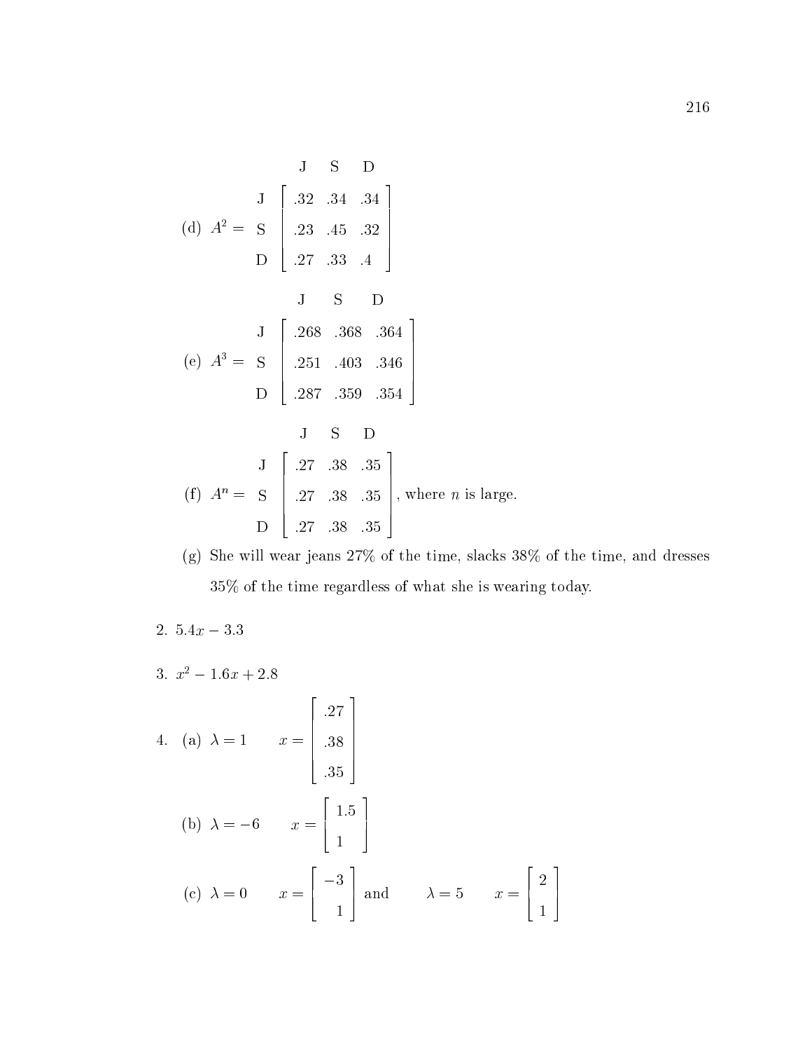(d) $A^2 = \begin{array}{c} \\ \text{J} \\ \text{S} \\ \text{D} \end{array} \begin{array}{c} \begin{array}{ccc} \text{J} & \text{S} & \text{D} \end{array} \\ \begin{bmatrix} .32 & .34 & .34 \\ .23 & .45 & .32 \\ .27 & .33 & .4 \end{bmatrix} \end{array}$

(e) $A^3 = \begin{array}{c} \\ \text{J} \\ \text{S} \\ \text{D} \end{array} \begin{array}{c} \begin{array}{ccc} \text{J} & \text{S} & \text{D} \end{array} \\ \begin{bmatrix} .268 & .368 & .364 \\ .251 & .403 & .346 \\ .287 & .359 & .354 \end{bmatrix} \end{array}$

(f) $A^n = \begin{array}{c} \\ \text{J} \\ \text{S} \\ \text{D} \end{array} \begin{array}{c} \begin{array}{ccc} \text{J} & \text{S} & \text{D} \end{array} \\ \begin{bmatrix} .27 & .38 & .35 \\ .27 & .38 & .35 \\ .27 & .38 & .35 \end{bmatrix} \end{array}$, where $n$ is large.

(g) She will wear jeans 27% of the time, slacks 38% of the time, and dresses 35% of the time regardless of what she is wearing today.

2. $5.4x - 3.3$

3. $x^2 - 1.6x + 2.8$

4. (a) $\lambda = 1 \qquad x = \begin{bmatrix} .27 \\ .38 \\ .35 \end{bmatrix}$

(b) $\lambda = -6 \qquad x = \begin{bmatrix} 1.5 \\ 1 \end{bmatrix}$

(c) $\lambda = 0 \qquad x = \begin{bmatrix} -3 \\ 1 \end{bmatrix}$ and $\qquad \lambda = 5 \qquad x = \begin{bmatrix} 2 \\ 1 \end{bmatrix}$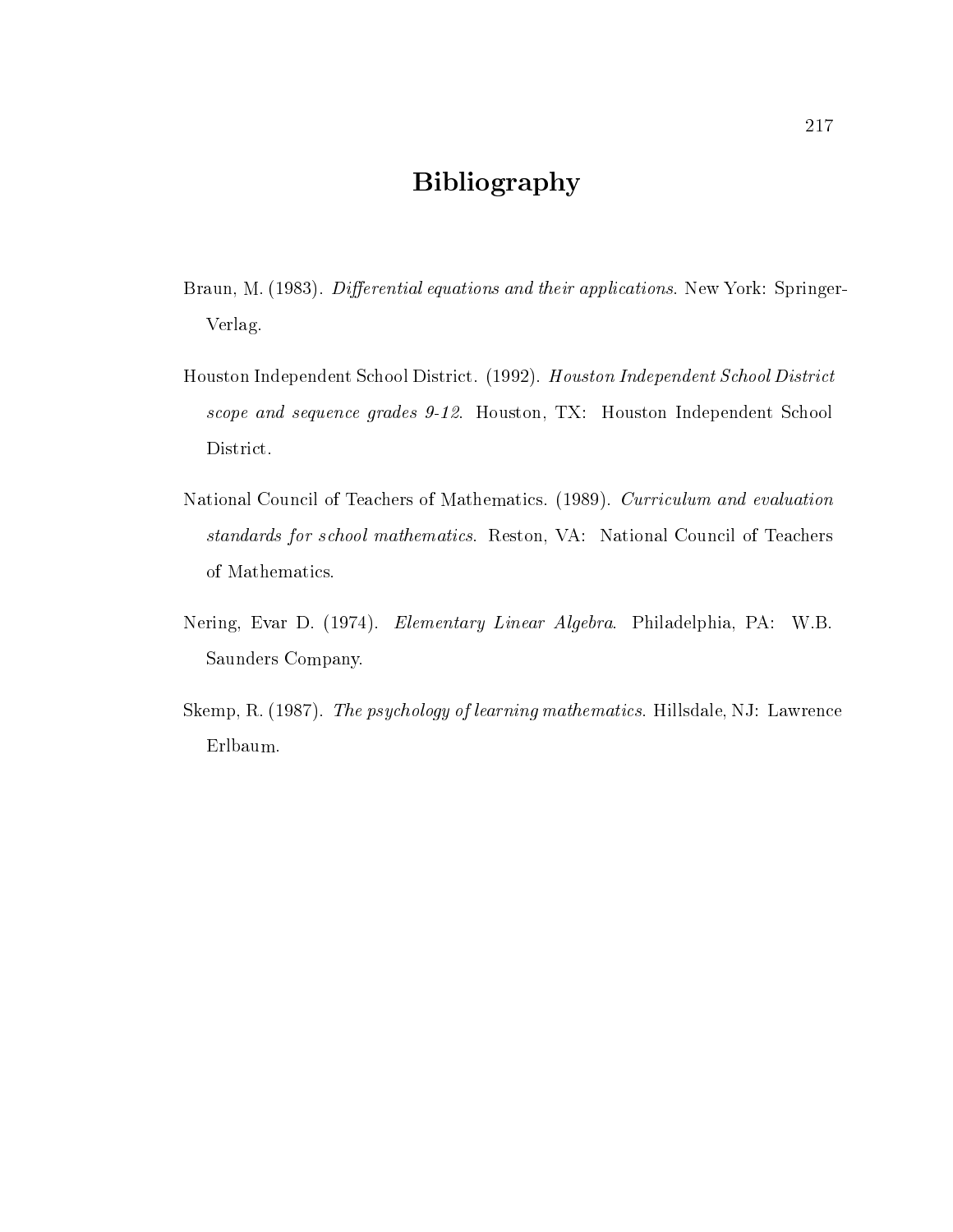# Bibliography

Braun, M. (1983). *Differential equations and their applications.* New York: Springer-Verlag.

Houston Independent School District. (1992). *Houston Independent School District scope and sequence grades 9-12*. Houston, TX: Houston Independent School District.

National Council of Teachers of Mathematics. (1989). *Curriculum and evaluation standards for school mathematics*. Reston, VA: National Council of Teachers of Mathematics.

Nering, Evar D. (1974). *Elementary Linear Algebra*. Philadelphia, PA: W.B. Saunders Company.

Skemp, R. (1987). *The psychology of learning mathematics.* Hillsdale, NJ: Lawrence Erlbaum.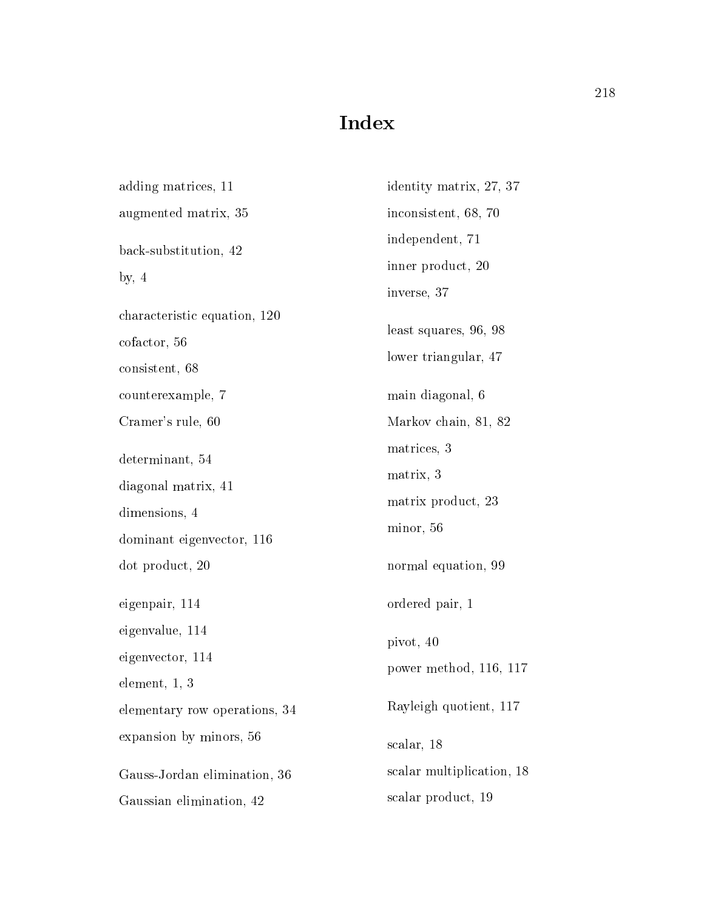# Index

adding matrices, 11
augmented matrix, 35

back-substitution, 42
by, 4

characteristic equation, 120
cofactor, 56
consistent, 68
counterexample, 7
Cramer's rule, 60

determinant, 54
diagonal matrix, 41
dimensions, 4
dominant eigenvector, 116
dot product, 20

eigenpair, 114
eigenvalue, 114
eigenvector, 114
element, 1, 3
elementary row operations, 34
expansion by minors, 56

Gauss-Jordan elimination, 36
Gaussian elimination, 42

identity matrix, 27, 37
inconsistent, 68, 70
independent, 71
inner product, 20
inverse, 37

least squares, 96, 98
lower triangular, 47

main diagonal, 6
Markov chain, 81, 82
matrices, 3
matrix, 3
matrix product, 23
minor, 56

normal equation, 99

ordered pair, 1

pivot, 40
power method, 116, 117

Rayleigh quotient, 117

scalar, 18
scalar multiplication, 18
scalar product, 19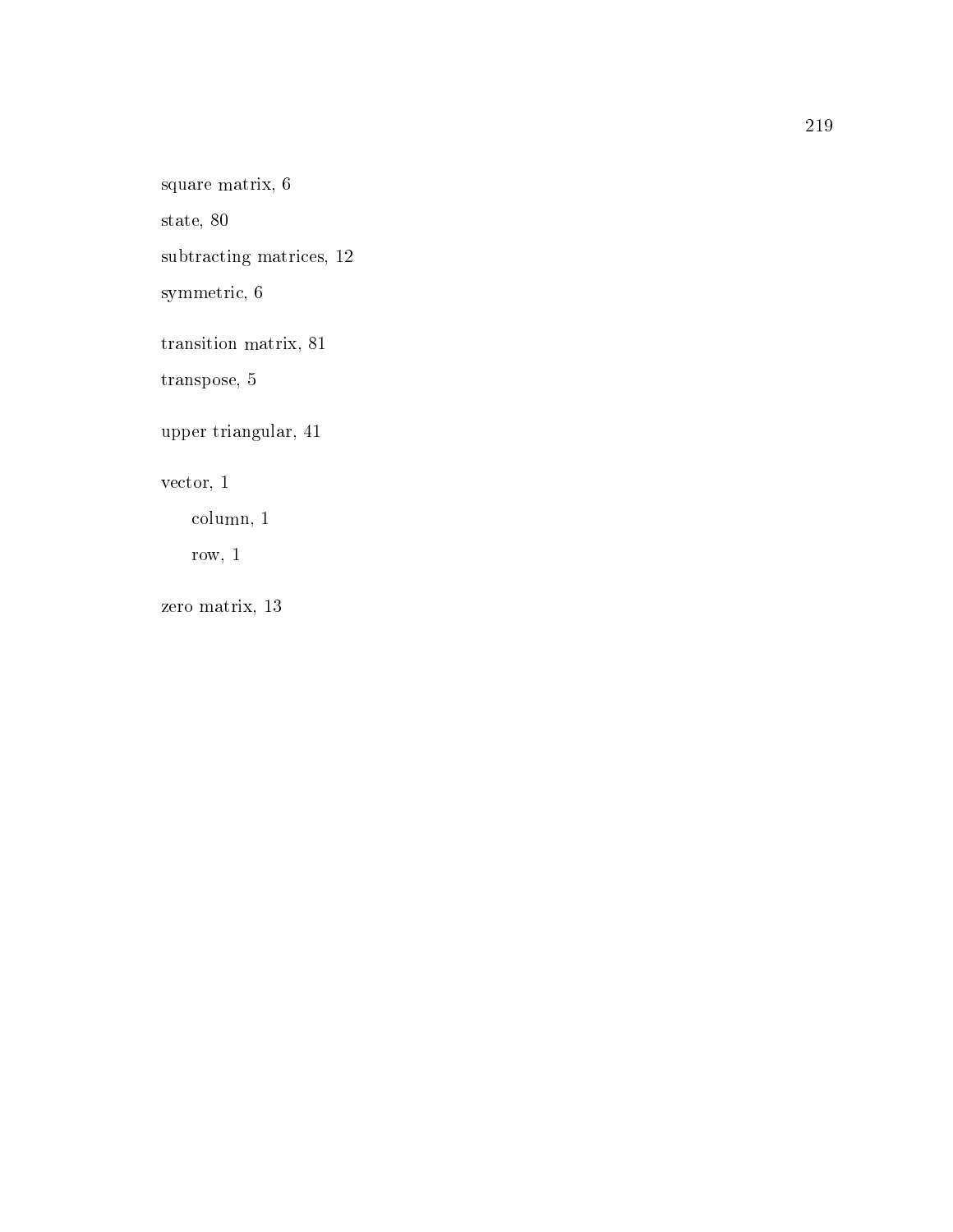square matrix, 6

state, 80

subtracting matrices, 12

symmetric, 6

transition matrix, 81

transpose, 5

upper triangular, 41

vector, 1

  column, 1

  row, 1

zero matrix, 13